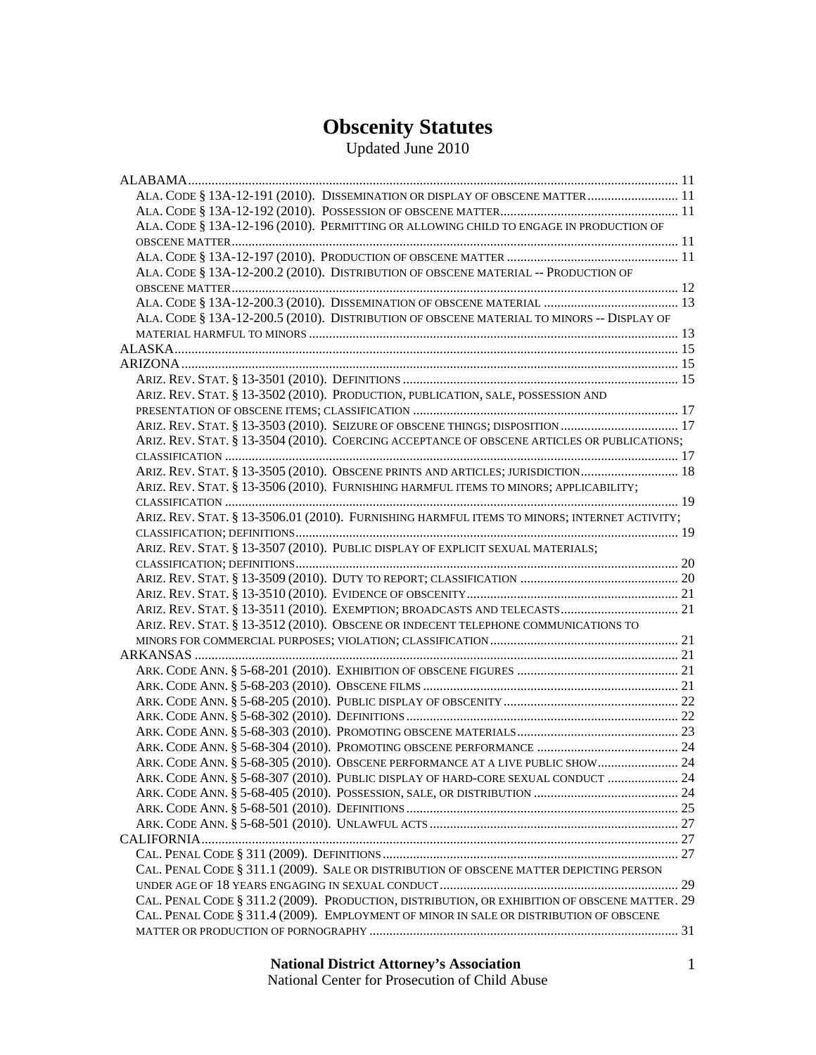# Obscenity Statutes

Updated June 2010

- ALABAMA ... 11
  - ALA. CODE § 13A-12-191 (2010). DISSEMINATION OR DISPLAY OF OBSCENE MATTER ... 11
  - ALA. CODE § 13A-12-192 (2010). POSSESSION OF OBSCENE MATTER ... 11
  - ALA. CODE § 13A-12-196 (2010). PERMITTING OR ALLOWING CHILD TO ENGAGE IN PRODUCTION OF OBSCENE MATTER ... 11
  - ALA. CODE § 13A-12-197 (2010). PRODUCTION OF OBSCENE MATTER ... 11
  - ALA. CODE § 13A-12-200.2 (2010). DISTRIBUTION OF OBSCENE MATERIAL -- PRODUCTION OF OBSCENE MATTER ... 12
  - ALA. CODE § 13A-12-200.3 (2010). DISSEMINATION OF OBSCENE MATERIAL ... 13
  - ALA. CODE § 13A-12-200.5 (2010). DISTRIBUTION OF OBSCENE MATERIAL TO MINORS -- DISPLAY OF MATERIAL HARMFUL TO MINORS ... 13
- ALASKA ... 15
- ARIZONA ... 15
  - ARIZ. REV. STAT. § 13-3501 (2010). DEFINITIONS ... 15
  - ARIZ. REV. STAT. § 13-3502 (2010). PRODUCTION, PUBLICATION, SALE, POSSESSION AND PRESENTATION OF OBSCENE ITEMS; CLASSIFICATION ... 17
  - ARIZ. REV. STAT. § 13-3503 (2010). SEIZURE OF OBSCENE THINGS; DISPOSITION ... 17
  - ARIZ. REV. STAT. § 13-3504 (2010). COERCING ACCEPTANCE OF OBSCENE ARTICLES OR PUBLICATIONS; CLASSIFICATION ... 17
  - ARIZ. REV. STAT. § 13-3505 (2010). OBSCENE PRINTS AND ARTICLES; JURISDICTION ... 18
  - ARIZ. REV. STAT. § 13-3506 (2010). FURNISHING HARMFUL ITEMS TO MINORS; APPLICABILITY; CLASSIFICATION ... 19
  - ARIZ. REV. STAT. § 13-3506.01 (2010). FURNISHING HARMFUL ITEMS TO MINORS; INTERNET ACTIVITY; CLASSIFICATION; DEFINITIONS ... 19
  - ARIZ. REV. STAT. § 13-3507 (2010). PUBLIC DISPLAY OF EXPLICIT SEXUAL MATERIALS; CLASSIFICATION; DEFINITIONS ... 20
  - ARIZ. REV. STAT. § 13-3509 (2010). DUTY TO REPORT; CLASSIFICATION ... 20
  - ARIZ. REV. STAT. § 13-3510 (2010). EVIDENCE OF OBSCENITY ... 21
  - ARIZ. REV. STAT. § 13-3511 (2010). EXEMPTION; BROADCASTS AND TELECASTS ... 21
  - ARIZ. REV. STAT. § 13-3512 (2010). OBSCENE OR INDECENT TELEPHONE COMMUNICATIONS TO MINORS FOR COMMERCIAL PURPOSES; VIOLATION; CLASSIFICATION ... 21
- ARKANSAS ... 21
  - ARK. CODE ANN. § 5-68-201 (2010). EXHIBITION OF OBSCENE FIGURES ... 21
  - ARK. CODE ANN. § 5-68-203 (2010). OBSCENE FILMS ... 21
  - ARK. CODE ANN. § 5-68-205 (2010). PUBLIC DISPLAY OF OBSCENITY ... 22
  - ARK. CODE ANN. § 5-68-302 (2010). DEFINITIONS ... 22
  - ARK. CODE ANN. § 5-68-303 (2010). PROMOTING OBSCENE MATERIALS ... 23
  - ARK. CODE ANN. § 5-68-304 (2010). PROMOTING OBSCENE PERFORMANCE ... 24
  - ARK. CODE ANN. § 5-68-305 (2010). OBSCENE PERFORMANCE AT A LIVE PUBLIC SHOW ... 24
  - ARK. CODE ANN. § 5-68-307 (2010). PUBLIC DISPLAY OF HARD-CORE SEXUAL CONDUCT ... 24
  - ARK. CODE ANN. § 5-68-405 (2010). POSSESSION, SALE, OR DISTRIBUTION ... 24
  - ARK. CODE ANN. § 5-68-501 (2010). DEFINITIONS ... 25
  - ARK. CODE ANN. § 5-68-501 (2010). UNLAWFUL ACTS ... 27
- CALIFORNIA ... 27
  - CAL. PENAL CODE § 311 (2009). DEFINITIONS ... 27
  - CAL. PENAL CODE § 311.1 (2009). SALE OR DISTRIBUTION OF OBSCENE MATTER DEPICTING PERSON UNDER AGE OF 18 YEARS ENGAGING IN SEXUAL CONDUCT ... 29
  - CAL. PENAL CODE § 311.2 (2009). PRODUCTION, DISTRIBUTION, OR EXHIBITION OF OBSCENE MATTER ... 29
  - CAL. PENAL CODE § 311.4 (2009). EMPLOYMENT OF MINOR IN SALE OR DISTRIBUTION OF OBSCENE MATTER OR PRODUCTION OF PORNOGRAPHY ... 31

**National District Attorney's Association**
National Center for Prosecution of Child Abuse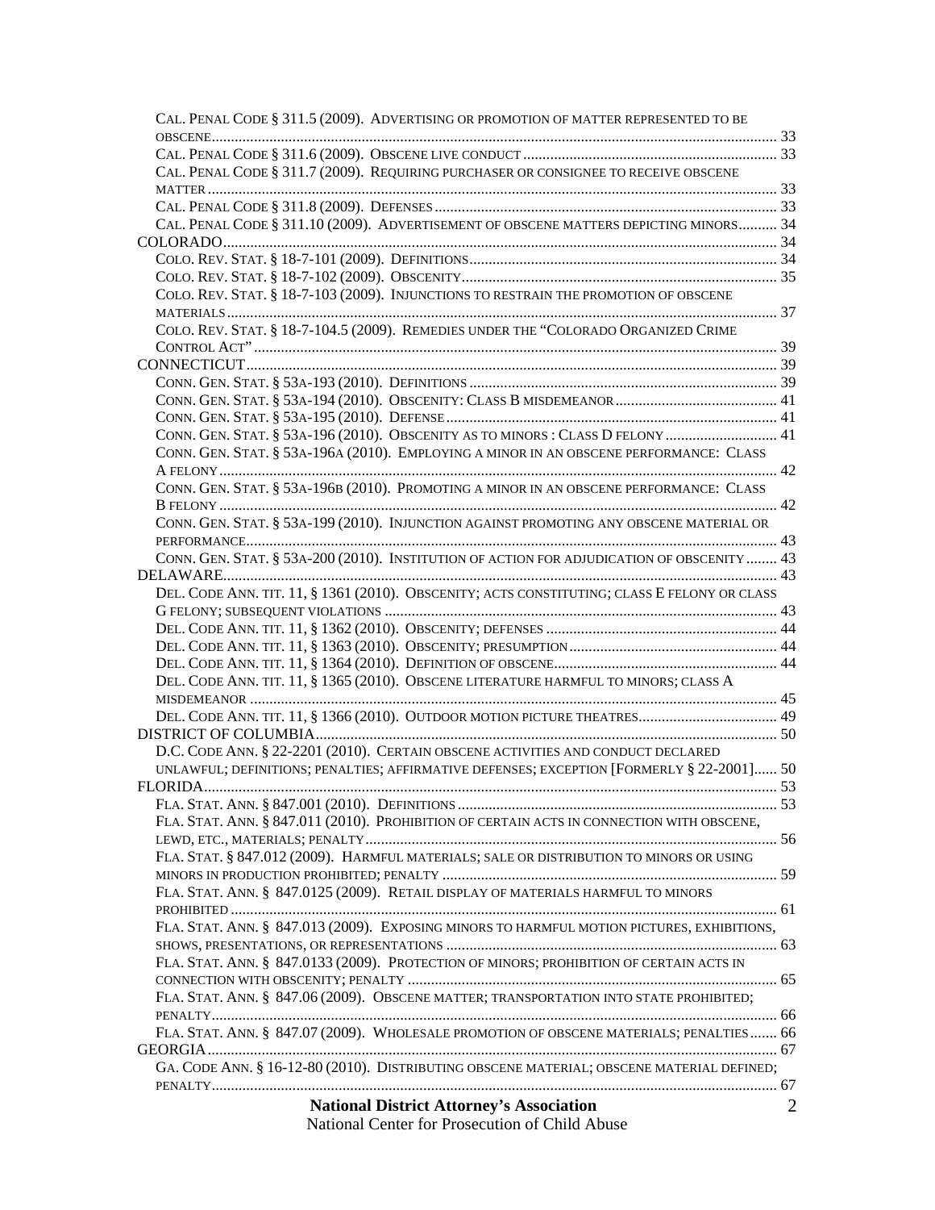CAL. PENAL CODE § 311.5 (2009). ADVERTISING OR PROMOTION OF MATTER REPRESENTED TO BE OBSCENE ..... 33
CAL. PENAL CODE § 311.6 (2009). OBSCENE LIVE CONDUCT ..... 33
CAL. PENAL CODE § 311.7 (2009). REQUIRING PURCHASER OR CONSIGNEE TO RECEIVE OBSCENE MATTER ..... 33
CAL. PENAL CODE § 311.8 (2009). DEFENSES ..... 33
CAL. PENAL CODE § 311.10 (2009). ADVERTISEMENT OF OBSCENE MATTERS DEPICTING MINORS ..... 34
COLORADO ..... 34
COLO. REV. STAT. § 18-7-101 (2009). DEFINITIONS ..... 34
COLO. REV. STAT. § 18-7-102 (2009). OBSCENITY ..... 35
COLO. REV. STAT. § 18-7-103 (2009). INJUNCTIONS TO RESTRAIN THE PROMOTION OF OBSCENE MATERIALS ..... 37
COLO. REV. STAT. § 18-7-104.5 (2009). REMEDIES UNDER THE "COLORADO ORGANIZED CRIME CONTROL ACT" ..... 39
CONNECTICUT ..... 39
CONN. GEN. STAT. § 53A-193 (2010). DEFINITIONS ..... 39
CONN. GEN. STAT. § 53A-194 (2010). OBSCENITY: CLASS B MISDEMEANOR ..... 41
CONN. GEN. STAT. § 53A-195 (2010). DEFENSE ..... 41
CONN. GEN. STAT. § 53A-196 (2010). OBSCENITY AS TO MINORS : CLASS D FELONY ..... 41
CONN. GEN. STAT. § 53A-196A (2010). EMPLOYING A MINOR IN AN OBSCENE PERFORMANCE: CLASS A FELONY ..... 42
CONN. GEN. STAT. § 53A-196B (2010). PROMOTING A MINOR IN AN OBSCENE PERFORMANCE: CLASS B FELONY ..... 42
CONN. GEN. STAT. § 53A-199 (2010). INJUNCTION AGAINST PROMOTING ANY OBSCENE MATERIAL OR PERFORMANCE ..... 43
CONN. GEN. STAT. § 53A-200 (2010). INSTITUTION OF ACTION FOR ADJUDICATION OF OBSCENITY ..... 43
DELAWARE ..... 43
DEL. CODE ANN. TIT. 11, § 1361 (2010). OBSCENITY; ACTS CONSTITUTING; CLASS E FELONY OR CLASS G FELONY; SUBSEQUENT VIOLATIONS ..... 43
DEL. CODE ANN. TIT. 11, § 1362 (2010). OBSCENITY; DEFENSES ..... 44
DEL. CODE ANN. TIT. 11, § 1363 (2010). OBSCENITY; PRESUMPTION ..... 44
DEL. CODE ANN. TIT. 11, § 1364 (2010). DEFINITION OF OBSCENE ..... 44
DEL. CODE ANN. TIT. 11, § 1365 (2010). OBSCENE LITERATURE HARMFUL TO MINORS; CLASS A MISDEMEANOR ..... 45
DEL. CODE ANN. TIT. 11, § 1366 (2010). OUTDOOR MOTION PICTURE THEATRES ..... 49
DISTRICT OF COLUMBIA ..... 50
D.C. CODE ANN. § 22-2201 (2010). CERTAIN OBSCENE ACTIVITIES AND CONDUCT DECLARED UNLAWFUL; DEFINITIONS; PENALTIES; AFFIRMATIVE DEFENSES; EXCEPTION [FORMERLY § 22-2001] ..... 50
FLORIDA ..... 53
FLA. STAT. ANN. § 847.001 (2010). DEFINITIONS ..... 53
FLA. STAT. ANN. § 847.011 (2010). PROHIBITION OF CERTAIN ACTS IN CONNECTION WITH OBSCENE, LEWD, ETC., MATERIALS; PENALTY ..... 56
FLA. STAT. § 847.012 (2009). HARMFUL MATERIALS; SALE OR DISTRIBUTION TO MINORS OR USING MINORS IN PRODUCTION PROHIBITED; PENALTY ..... 59
FLA. STAT. ANN. § 847.0125 (2009). RETAIL DISPLAY OF MATERIALS HARMFUL TO MINORS PROHIBITED ..... 61
FLA. STAT. ANN. § 847.013 (2009). EXPOSING MINORS TO HARMFUL MOTION PICTURES, EXHIBITIONS, SHOWS, PRESENTATIONS, OR REPRESENTATIONS ..... 63
FLA. STAT. ANN. § 847.0133 (2009). PROTECTION OF MINORS; PROHIBITION OF CERTAIN ACTS IN CONNECTION WITH OBSCENITY; PENALTY ..... 65
FLA. STAT. ANN. § 847.06 (2009). OBSCENE MATTER; TRANSPORTATION INTO STATE PROHIBITED; PENALTY ..... 66
FLA. STAT. ANN. § 847.07 (2009). WHOLESALE PROMOTION OF OBSCENE MATERIALS; PENALTIES ..... 66
GEORGIA ..... 67
GA. CODE ANN. § 16-12-80 (2010). DISTRIBUTING OBSCENE MATERIAL; OBSCENE MATERIAL DEFINED; PENALTY ..... 67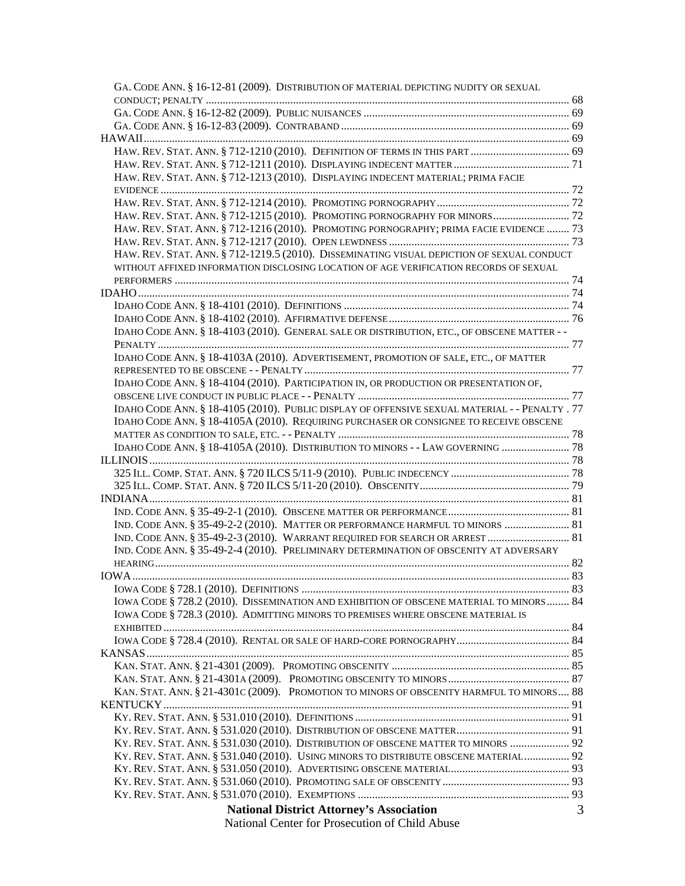GA. CODE ANN. § 16-12-81 (2009). DISTRIBUTION OF MATERIAL DEPICTING NUDITY OR SEXUAL CONDUCT; PENALTY ..... 68
GA. CODE ANN. § 16-12-82 (2009). PUBLIC NUISANCES ..... 69
GA. CODE ANN. § 16-12-83 (2009). CONTRABAND ..... 69

HAWAII ..... 69
HAW. REV. STAT. ANN. § 712-1210 (2010). DEFINITION OF TERMS IN THIS PART ..... 69
HAW. REV. STAT. ANN. § 712-1211 (2010). DISPLAYING INDECENT MATTER ..... 71
HAW. REV. STAT. ANN. § 712-1213 (2010). DISPLAYING INDECENT MATERIAL; PRIMA FACIE EVIDENCE ..... 72
HAW. REV. STAT. ANN. § 712-1214 (2010). PROMOTING PORNOGRAPHY ..... 72
HAW. REV. STAT. ANN. § 712-1215 (2010). PROMOTING PORNOGRAPHY FOR MINORS ..... 72
HAW. REV. STAT. ANN. § 712-1216 (2010). PROMOTING PORNOGRAPHY; PRIMA FACIE EVIDENCE ..... 73
HAW. REV. STAT. ANN. § 712-1217 (2010). OPEN LEWDNESS ..... 73
HAW. REV. STAT. ANN. § 712-1219.5 (2010). DISSEMINATING VISUAL DEPICTION OF SEXUAL CONDUCT WITHOUT AFFIXED INFORMATION DISCLOSING LOCATION OF AGE VERIFICATION RECORDS OF SEXUAL PERFORMERS ..... 74

IDAHO ..... 74
IDAHO CODE ANN. § 18-4101 (2010). DEFINITIONS ..... 74
IDAHO CODE ANN. § 18-4102 (2010). AFFIRMATIVE DEFENSE ..... 76
IDAHO CODE ANN. § 18-4103 (2010). GENERAL SALE OR DISTRIBUTION, ETC., OF OBSCENE MATTER - - PENALTY ..... 77
IDAHO CODE ANN. § 18-4103A (2010). ADVERTISEMENT, PROMOTION OF SALE, ETC., OF MATTER REPRESENTED TO BE OBSCENE - - PENALTY ..... 77
IDAHO CODE ANN. § 18-4104 (2010). PARTICIPATION IN, OR PRODUCTION OR PRESENTATION OF, OBSCENE LIVE CONDUCT IN PUBLIC PLACE - - PENALTY ..... 77
IDAHO CODE ANN. § 18-4105 (2010). PUBLIC DISPLAY OF OFFENSIVE SEXUAL MATERIAL - - PENALTY . 77
IDAHO CODE ANN. § 18-4105A (2010). REQUIRING PURCHASER OR CONSIGNEE TO RECEIVE OBSCENE MATTER AS CONDITION TO SALE, ETC. - - PENALTY ..... 78
IDAHO CODE ANN. § 18-4105A (2010). DISTRIBUTION TO MINORS - - LAW GOVERNING ..... 78

ILLINOIS ..... 78
325 ILL. COMP. STAT. ANN. § 720 ILCS 5/11-9 (2010). PUBLIC INDECENCY ..... 78
325 ILL. COMP. STAT. ANN. § 720 ILCS 5/11-20 (2010). OBSCENITY ..... 79

INDIANA ..... 81
IND. CODE ANN. § 35-49-2-1 (2010). OBSCENE MATTER OR PERFORMANCE ..... 81
IND. CODE ANN. § 35-49-2-2 (2010). MATTER OR PERFORMANCE HARMFUL TO MINORS ..... 81
IND. CODE ANN. § 35-49-2-3 (2010). WARRANT REQUIRED FOR SEARCH OR ARREST ..... 81
IND. CODE ANN. § 35-49-2-4 (2010). PRELIMINARY DETERMINATION OF OBSCENITY AT ADVERSARY HEARING ..... 82

IOWA ..... 83
IOWA CODE § 728.1 (2010). DEFINITIONS ..... 83
IOWA CODE § 728.2 (2010). DISSEMINATION AND EXHIBITION OF OBSCENE MATERIAL TO MINORS ..... 84
IOWA CODE § 728.3 (2010). ADMITTING MINORS TO PREMISES WHERE OBSCENE MATERIAL IS EXHIBITED ..... 84
IOWA CODE § 728.4 (2010). RENTAL OR SALE OF HARD-CORE PORNOGRAPHY ..... 84

KANSAS ..... 85
KAN. STAT. ANN. § 21-4301 (2009). PROMOTING OBSCENITY ..... 85
KAN. STAT. ANN. § 21-4301A (2009). PROMOTING OBSCENITY TO MINORS ..... 87
KAN. STAT. ANN. § 21-4301C (2009). PROMOTION TO MINORS OF OBSCENITY HARMFUL TO MINORS ..... 88

KENTUCKY ..... 91
KY. REV. STAT. ANN. § 531.010 (2010). DEFINITIONS ..... 91
KY. REV. STAT. ANN. § 531.020 (2010). DISTRIBUTION OF OBSCENE MATTER ..... 91
KY. REV. STAT. ANN. § 531.030 (2010). DISTRIBUTION OF OBSCENE MATTER TO MINORS ..... 92
KY. REV. STAT. ANN. § 531.040 (2010). USING MINORS TO DISTRIBUTE OBSCENE MATERIAL ..... 92
KY. REV. STAT. ANN. § 531.050 (2010). ADVERTISING OBSCENE MATERIAL ..... 93
KY. REV. STAT. ANN. § 531.060 (2010). PROMOTING SALE OF OBSCENITY ..... 93
KY. REV. STAT. ANN. § 531.070 (2010). EXEMPTIONS ..... 93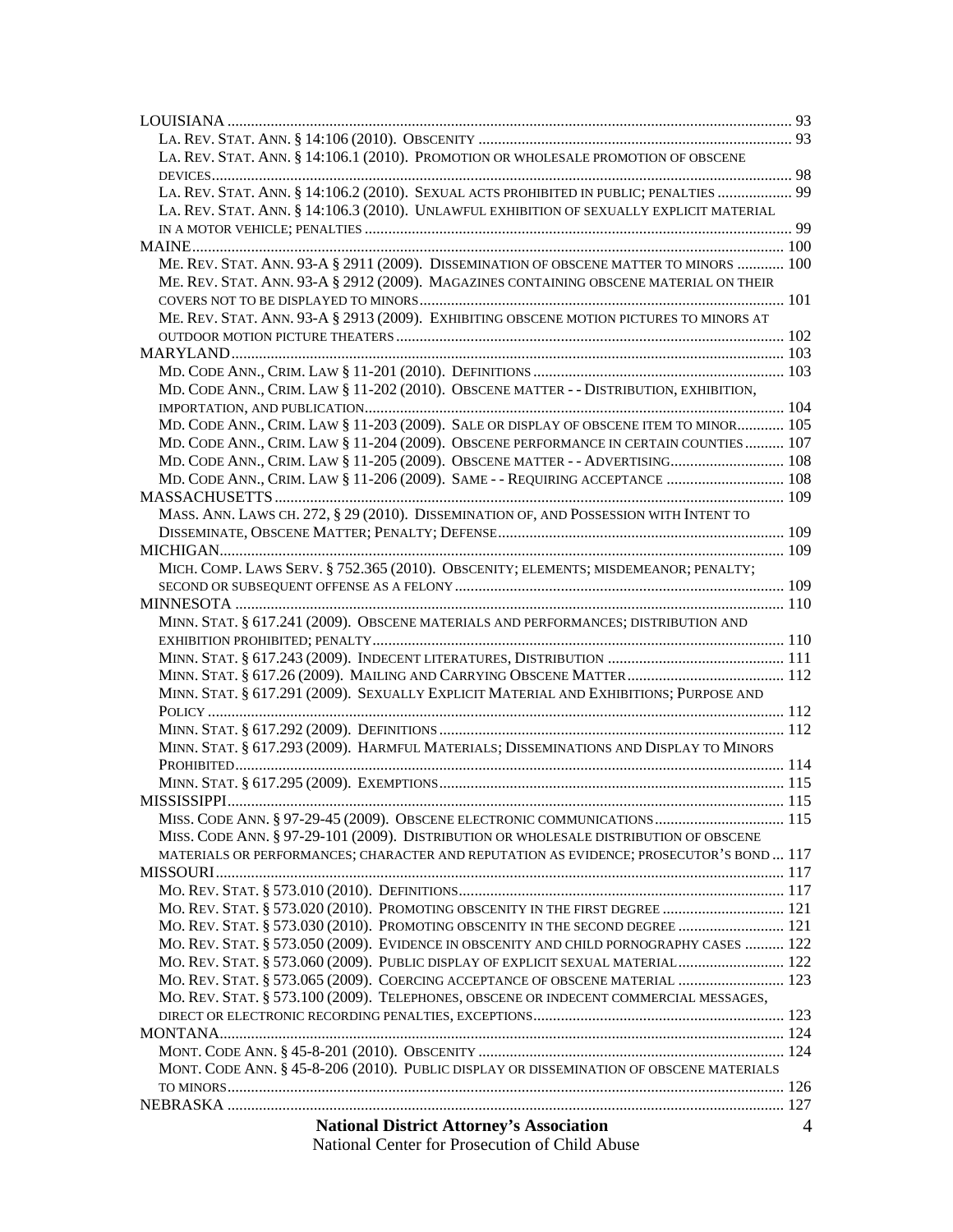LOUISIANA ............................................................................................................................................. 93

LA. REV. STAT. ANN. § 14:106 (2010). OBSCENITY ............................................................................... 93

LA. REV. STAT. ANN. § 14:106.1 (2010). PROMOTION OR WHOLESALE PROMOTION OF OBSCENE DEVICES.................................................................................................................................... 98

LA. REV. STAT. ANN. § 14:106.2 (2010). SEXUAL ACTS PROHIBITED IN PUBLIC; PENALTIES ................... 99

LA. REV. STAT. ANN. § 14:106.3 (2010). UNLAWFUL EXHIBITION OF SEXUALLY EXPLICIT MATERIAL IN A MOTOR VEHICLE; PENALTIES ........................................................................................... 99

MAINE...................................................................................................................................................... 100

ME. REV. STAT. ANN. 93-A § 2911 (2009). DISSEMINATION OF OBSCENE MATTER TO MINORS ............ 100

ME. REV. STAT. ANN. 93-A § 2912 (2009). MAGAZINES CONTAINING OBSCENE MATERIAL ON THEIR COVERS NOT TO BE DISPLAYED TO MINORS........................................................................... 101

ME. REV. STAT. ANN. 93-A § 2913 (2009). EXHIBITING OBSCENE MOTION PICTURES TO MINORS AT OUTDOOR MOTION PICTURE THEATERS ................................................................................ 102

MARYLAND............................................................................................................................................ 103

MD. CODE ANN., CRIM. LAW § 11-201 (2010). DEFINITIONS ............................................................... 103

MD. CODE ANN., CRIM. LAW § 11-202 (2010). OBSCENE MATTER - - DISTRIBUTION, EXHIBITION, IMPORTATION, AND PUBLICATION......................................................................................... 104

MD. CODE ANN., CRIM. LAW § 11-203 (2009). SALE OR DISPLAY OF OBSCENE ITEM TO MINOR............ 105

MD. CODE ANN., CRIM. LAW § 11-204 (2009). OBSCENE PERFORMANCE IN CERTAIN COUNTIES .......... 107

MD. CODE ANN., CRIM. LAW § 11-205 (2009). OBSCENE MATTER - - ADVERTISING............................. 108

MD. CODE ANN., CRIM. LAW § 11-206 (2009). SAME - - REQUIRING ACCEPTANCE ............................. 108

MASSACHUSETTS ................................................................................................................................. 109

MASS. ANN. LAWS CH. 272, § 29 (2010). DISSEMINATION OF, AND POSSESSION WITH INTENT TO DISSEMINATE, OBSCENE MATTER; PENALTY; DEFENSE........................................................... 109

MICHIGAN.............................................................................................................................................. 109

MICH. COMP. LAWS SERV. § 752.365 (2010). OBSCENITY; ELEMENTS; MISDEMEANOR; PENALTY; SECOND OR SUBSEQUENT OFFENSE AS A FELONY ................................................................. 109

MINNESOTA ........................................................................................................................................... 110

MINN. STAT. § 617.241 (2009). OBSCENE MATERIALS AND PERFORMANCES; DISTRIBUTION AND EXHIBITION PROHIBITED; PENALTY....................................................................................... 110

MINN. STAT. § 617.243 (2009). INDECENT LITERATURES, DISTRIBUTION ............................................ 111

MINN. STAT. § 617.26 (2009). MAILING AND CARRYING OBSCENE MATTER........................................ 112

MINN. STAT. § 617.291 (2009). SEXUALLY EXPLICIT MATERIAL AND EXHIBITIONS; PURPOSE AND POLICY ................................................................................................................................. 112

MINN. STAT. § 617.292 (2009). DEFINITIONS ...................................................................................... 112

MINN. STAT. § 617.293 (2009). HARMFUL MATERIALS; DISSEMINATIONS AND DISPLAY TO MINORS PROHIBITED.......................................................................................................................... 114

MINN. STAT. § 617.295 (2009). EXEMPTIONS...................................................................................... 115

MISSISSIPPI............................................................................................................................................ 115

MISS. CODE ANN. § 97-29-45 (2009). OBSCENE ELECTRONIC COMMUNICATIONS................................ 115

MISS. CODE ANN. § 97-29-101 (2009). DISTRIBUTION OR WHOLESALE DISTRIBUTION OF OBSCENE MATERIALS OR PERFORMANCES; CHARACTER AND REPUTATION AS EVIDENCE; PROSECUTOR'S BOND ... 117

MISSOURI............................................................................................................................................... 117

MO. REV. STAT. § 573.010 (2010). DEFINITIONS.................................................................................. 117

MO. REV. STAT. § 573.020 (2010). PROMOTING OBSCENITY IN THE FIRST DEGREE .............................. 121

MO. REV. STAT. § 573.030 (2010). PROMOTING OBSCENITY IN THE SECOND DEGREE ........................... 121

MO. REV. STAT. § 573.050 (2009). EVIDENCE IN OBSCENITY AND CHILD PORNOGRAPHY CASES .......... 122

MO. REV. STAT. § 573.060 (2009). PUBLIC DISPLAY OF EXPLICIT SEXUAL MATERIAL........................... 122

MO. REV. STAT. § 573.065 (2009). COERCING ACCEPTANCE OF OBSCENE MATERIAL ........................... 123

MO. REV. STAT. § 573.100 (2009). TELEPHONES, OBSCENE OR INDECENT COMMERCIAL MESSAGES, DIRECT OR ELECTRONIC RECORDING PENALTIES, EXCEPTIONS................................................ 123

MONTANA.............................................................................................................................................. 124

MONT. CODE ANN. § 45-8-201 (2010). OBSCENITY ............................................................................. 124

MONT. CODE ANN. § 45-8-206 (2010). PUBLIC DISPLAY OR DISSEMINATION OF OBSCENE MATERIALS TO MINORS............................................................................................................................. 126

NEBRASKA ............................................................................................................................................ 127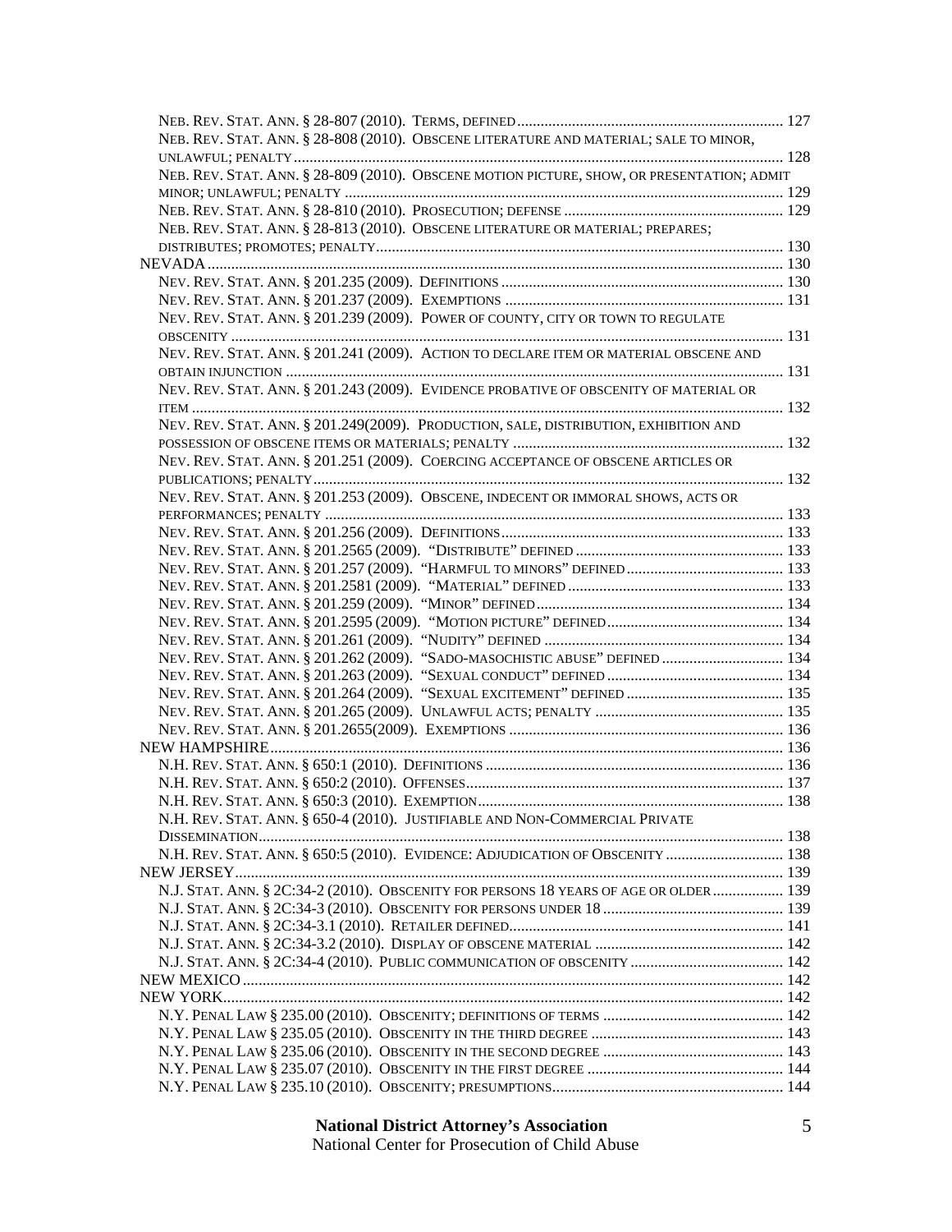NEB. REV. STAT. ANN. § 28-807 (2010). TERMS, DEFINED ..... 127
NEB. REV. STAT. ANN. § 28-808 (2010). OBSCENE LITERATURE AND MATERIAL; SALE TO MINOR, UNLAWFUL; PENALTY ..... 128
NEB. REV. STAT. ANN. § 28-809 (2010). OBSCENE MOTION PICTURE, SHOW, OR PRESENTATION; ADMIT MINOR; UNLAWFUL; PENALTY ..... 129
NEB. REV. STAT. ANN. § 28-810 (2010). PROSECUTION; DEFENSE ..... 129
NEB. REV. STAT. ANN. § 28-813 (2010). OBSCENE LITERATURE OR MATERIAL; PREPARES; DISTRIBUTES; PROMOTES; PENALTY ..... 130
NEVADA ..... 130
NEV. REV. STAT. ANN. § 201.235 (2009). DEFINITIONS ..... 130
NEV. REV. STAT. ANN. § 201.237 (2009). EXEMPTIONS ..... 131
NEV. REV. STAT. ANN. § 201.239 (2009). POWER OF COUNTY, CITY OR TOWN TO REGULATE OBSCENITY ..... 131
NEV. REV. STAT. ANN. § 201.241 (2009). ACTION TO DECLARE ITEM OR MATERIAL OBSCENE AND OBTAIN INJUNCTION ..... 131
NEV. REV. STAT. ANN. § 201.243 (2009). EVIDENCE PROBATIVE OF OBSCENITY OF MATERIAL OR ITEM ..... 132
NEV. REV. STAT. ANN. § 201.249(2009). PRODUCTION, SALE, DISTRIBUTION, EXHIBITION AND POSSESSION OF OBSCENE ITEMS OR MATERIALS; PENALTY ..... 132
NEV. REV. STAT. ANN. § 201.251 (2009). COERCING ACCEPTANCE OF OBSCENE ARTICLES OR PUBLICATIONS; PENALTY ..... 132
NEV. REV. STAT. ANN. § 201.253 (2009). OBSCENE, INDECENT OR IMMORAL SHOWS, ACTS OR PERFORMANCES; PENALTY ..... 133
NEV. REV. STAT. ANN. § 201.256 (2009). DEFINITIONS ..... 133
NEV. REV. STAT. ANN. § 201.2565 (2009). "DISTRIBUTE" DEFINED ..... 133
NEV. REV. STAT. ANN. § 201.257 (2009). "HARMFUL TO MINORS" DEFINED ..... 133
NEV. REV. STAT. ANN. § 201.2581 (2009). "MATERIAL" DEFINED ..... 133
NEV. REV. STAT. ANN. § 201.259 (2009). "MINOR" DEFINED ..... 134
NEV. REV. STAT. ANN. § 201.2595 (2009). "MOTION PICTURE" DEFINED ..... 134
NEV. REV. STAT. ANN. § 201.261 (2009). "NUDITY" DEFINED ..... 134
NEV. REV. STAT. ANN. § 201.262 (2009). "SADO-MASOCHISTIC ABUSE" DEFINED ..... 134
NEV. REV. STAT. ANN. § 201.263 (2009). "SEXUAL CONDUCT" DEFINED ..... 134
NEV. REV. STAT. ANN. § 201.264 (2009). "SEXUAL EXCITEMENT" DEFINED ..... 135
NEV. REV. STAT. ANN. § 201.265 (2009). UNLAWFUL ACTS; PENALTY ..... 135
NEV. REV. STAT. ANN. § 201.2655(2009). EXEMPTIONS ..... 136
NEW HAMPSHIRE ..... 136
N.H. REV. STAT. ANN. § 650:1 (2010). DEFINITIONS ..... 136
N.H. REV. STAT. ANN. § 650:2 (2010). OFFENSES ..... 137
N.H. REV. STAT. ANN. § 650:3 (2010). EXEMPTION ..... 138
N.H. REV. STAT. ANN. § 650-4 (2010). JUSTIFIABLE AND NON-COMMERCIAL PRIVATE DISSEMINATION ..... 138
N.H. REV. STAT. ANN. § 650:5 (2010). EVIDENCE: ADJUDICATION OF OBSCENITY ..... 138
NEW JERSEY ..... 139
N.J. STAT. ANN. § 2C:34-2 (2010). OBSCENITY FOR PERSONS 18 YEARS OF AGE OR OLDER ..... 139
N.J. STAT. ANN. § 2C:34-3 (2010). OBSCENITY FOR PERSONS UNDER 18 ..... 139
N.J. STAT. ANN. § 2C:34-3.1 (2010). RETAILER DEFINED ..... 141
N.J. STAT. ANN. § 2C:34-3.2 (2010). DISPLAY OF OBSCENE MATERIAL ..... 142
N.J. STAT. ANN. § 2C:34-4 (2010). PUBLIC COMMUNICATION OF OBSCENITY ..... 142
NEW MEXICO ..... 142
NEW YORK ..... 142
N.Y. PENAL LAW § 235.00 (2010). OBSCENITY; DEFINITIONS OF TERMS ..... 142
N.Y. PENAL LAW § 235.05 (2010). OBSCENITY IN THE THIRD DEGREE ..... 143
N.Y. PENAL LAW § 235.06 (2010). OBSCENITY IN THE SECOND DEGREE ..... 143
N.Y. PENAL LAW § 235.07 (2010). OBSCENITY IN THE FIRST DEGREE ..... 144
N.Y. PENAL LAW § 235.10 (2010). OBSCENITY; PRESUMPTIONS ..... 144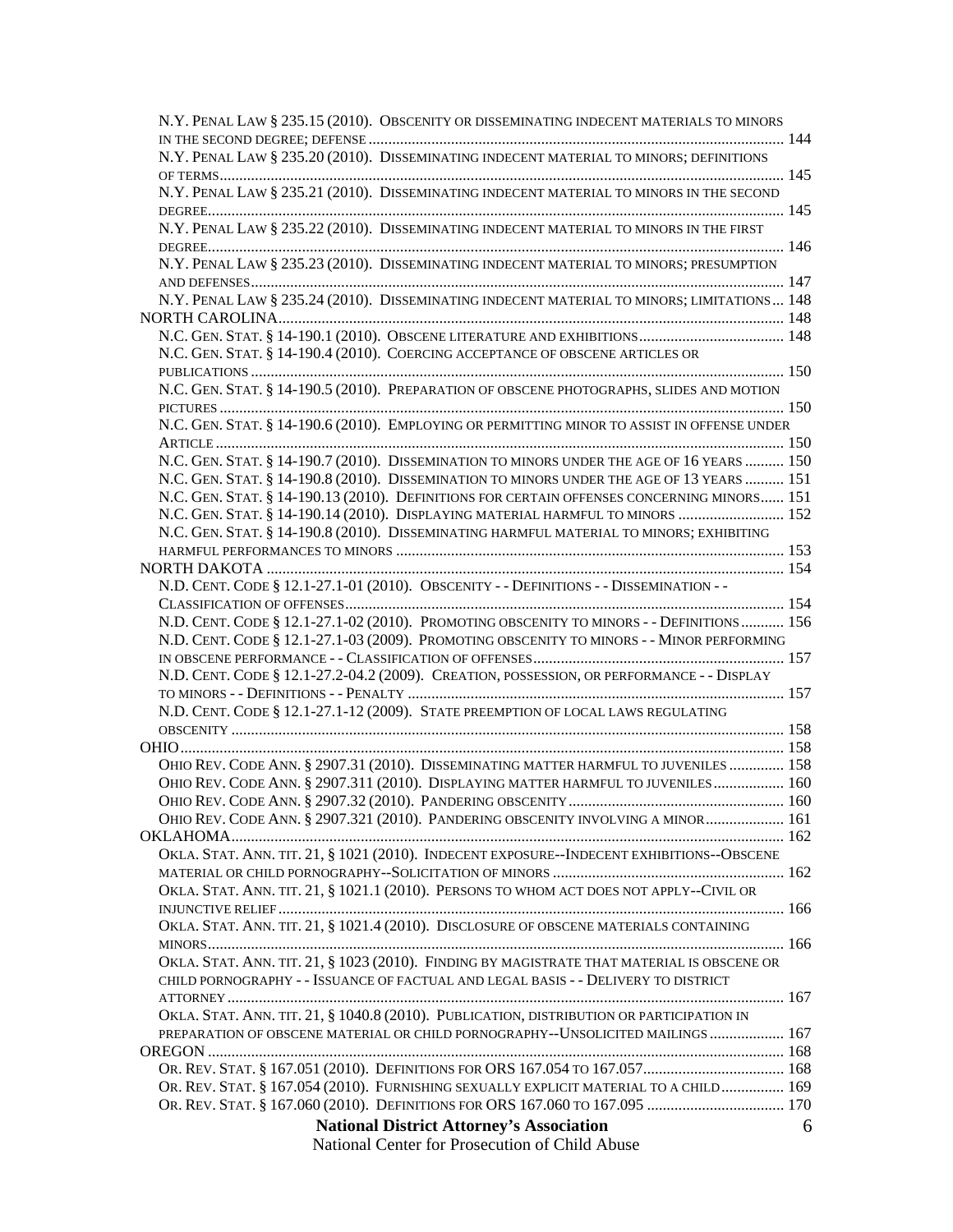N.Y. PENAL LAW § 235.15 (2010). OBSCENITY OR DISSEMINATING INDECENT MATERIALS TO MINORS IN THE SECOND DEGREE; DEFENSE ........................................................................................................ 144
N.Y. PENAL LAW § 235.20 (2010). DISSEMINATING INDECENT MATERIAL TO MINORS; DEFINITIONS OF TERMS ........................................................................................................ 145
N.Y. PENAL LAW § 235.21 (2010). DISSEMINATING INDECENT MATERIAL TO MINORS IN THE SECOND DEGREE ........................................................................................................ 145
N.Y. PENAL LAW § 235.22 (2010). DISSEMINATING INDECENT MATERIAL TO MINORS IN THE FIRST DEGREE ........................................................................................................ 146
N.Y. PENAL LAW § 235.23 (2010). DISSEMINATING INDECENT MATERIAL TO MINORS; PRESUMPTION AND DEFENSES ........................................................................................................ 147
N.Y. PENAL LAW § 235.24 (2010). DISSEMINATING INDECENT MATERIAL TO MINORS; LIMITATIONS ... 148

NORTH CAROLINA ........................................................................................................ 148
N.C. GEN. STAT. § 14-190.1 (2010). OBSCENE LITERATURE AND EXHIBITIONS ........................................ 148
N.C. GEN. STAT. § 14-190.4 (2010). COERCING ACCEPTANCE OF OBSCENE ARTICLES OR PUBLICATIONS ........................................................................................................ 150
N.C. GEN. STAT. § 14-190.5 (2010). PREPARATION OF OBSCENE PHOTOGRAPHS, SLIDES AND MOTION PICTURES ........................................................................................................ 150
N.C. GEN. STAT. § 14-190.6 (2010). EMPLOYING OR PERMITTING MINOR TO ASSIST IN OFFENSE UNDER ARTICLE ........................................................................................................ 150
N.C. GEN. STAT. § 14-190.7 (2010). DISSEMINATION TO MINORS UNDER THE AGE OF 16 YEARS .......... 150
N.C. GEN. STAT. § 14-190.8 (2010). DISSEMINATION TO MINORS UNDER THE AGE OF 13 YEARS .......... 151
N.C. GEN. STAT. § 14-190.13 (2010). DEFINITIONS FOR CERTAIN OFFENSES CONCERNING MINORS ...... 151
N.C. GEN. STAT. § 14-190.14 (2010). DISPLAYING MATERIAL HARMFUL TO MINORS ........................... 152
N.C. GEN. STAT. § 14-190.8 (2010). DISSEMINATING HARMFUL MATERIAL TO MINORS; EXHIBITING HARMFUL PERFORMANCES TO MINORS ........................................................................................................ 153

NORTH DAKOTA ........................................................................................................ 154
N.D. CENT. CODE § 12.1-27.1-01 (2010). OBSCENITY - - DEFINITIONS - - DISSEMINATION - - CLASSIFICATION OF OFFENSES ........................................................................................................ 154
N.D. CENT. CODE § 12.1-27.1-02 (2010). PROMOTING OBSCENITY TO MINORS - - DEFINITIONS ........... 156
N.D. CENT. CODE § 12.1-27.1-03 (2009). PROMOTING OBSCENITY TO MINORS - - MINOR PERFORMING IN OBSCENE PERFORMANCE - - CLASSIFICATION OF OFFENSES ........................................................................................................ 157
N.D. CENT. CODE § 12.1-27.2-04.2 (2009). CREATION, POSSESSION, OR PERFORMANCE - - DISPLAY TO MINORS - - DEFINITIONS - - PENALTY ........................................................................................................ 157
N.D. CENT. CODE § 12.1-27.1-12 (2009). STATE PREEMPTION OF LOCAL LAWS REGULATING OBSCENITY ........................................................................................................ 158

OHIO ........................................................................................................ 158
OHIO REV. CODE ANN. § 2907.31 (2010). DISSEMINATING MATTER HARMFUL TO JUVENILES .............. 158
OHIO REV. CODE ANN. § 2907.311 (2010). DISPLAYING MATTER HARMFUL TO JUVENILES .................. 160
OHIO REV. CODE ANN. § 2907.32 (2010). PANDERING OBSCENITY ........................................ 160
OHIO REV. CODE ANN. § 2907.321 (2010). PANDERING OBSCENITY INVOLVING A MINOR .................... 161

OKLAHOMA ........................................................................................................ 162
OKLA. STAT. ANN. TIT. 21, § 1021 (2010). INDECENT EXPOSURE--INDECENT EXHIBITIONS--OBSCENE MATERIAL OR CHILD PORNOGRAPHY--SOLICITATION OF MINORS ........................................ 162
OKLA. STAT. ANN. TIT. 21, § 1021.1 (2010). PERSONS TO WHOM ACT DOES NOT APPLY--CIVIL OR INJUNCTIVE RELIEF ........................................................................................................ 166
OKLA. STAT. ANN. TIT. 21, § 1021.4 (2010). DISCLOSURE OF OBSCENE MATERIALS CONTAINING MINORS ........................................................................................................ 166
OKLA. STAT. ANN. TIT. 21, § 1023 (2010). FINDING BY MAGISTRATE THAT MATERIAL IS OBSCENE OR CHILD PORNOGRAPHY - - ISSUANCE OF FACTUAL AND LEGAL BASIS - - DELIVERY TO DISTRICT ATTORNEY ........................................................................................................ 167
OKLA. STAT. ANN. TIT. 21, § 1040.8 (2010). PUBLICATION, DISTRIBUTION OR PARTICIPATION IN PREPARATION OF OBSCENE MATERIAL OR CHILD PORNOGRAPHY--UNSOLICITED MAILINGS ................... 167

OREGON ........................................................................................................ 168
OR. REV. STAT. § 167.051 (2010). DEFINITIONS FOR ORS 167.054 TO 167.057 .................................... 168
OR. REV. STAT. § 167.054 (2010). FURNISHING SEXUALLY EXPLICIT MATERIAL TO A CHILD ................ 169
OR. REV. STAT. § 167.060 (2010). DEFINITIONS FOR ORS 167.060 TO 167.095 ................................... 170

**National District Attorney's Association**
National Center for Prosecution of Child Abuse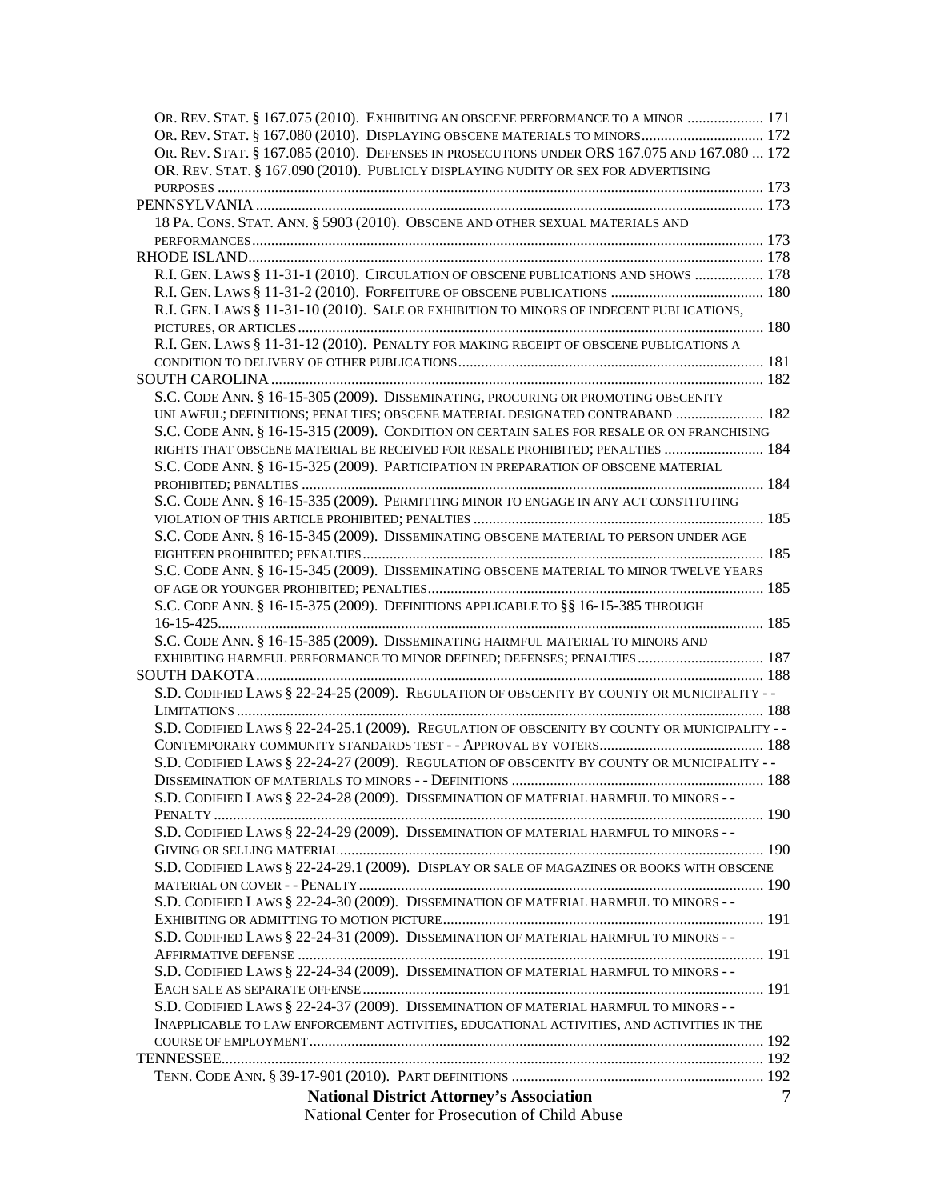OR. REV. STAT. § 167.075 (2010). EXHIBITING AN OBSCENE PERFORMANCE TO A MINOR .................... 171
OR. REV. STAT. § 167.080 (2010). DISPLAYING OBSCENE MATERIALS TO MINORS................................ 172
OR. REV. STAT. § 167.085 (2010). DEFENSES IN PROSECUTIONS UNDER ORS 167.075 AND 167.080 ... 172
OR. REV. STAT. § 167.090 (2010). PUBLICLY DISPLAYING NUDITY OR SEX FOR ADVERTISING PURPOSES ............................................................................................................................................. 173

PENNSYLVANIA .................................................................................................................................... 173
18 PA. CONS. STAT. ANN. § 5903 (2010). OBSCENE AND OTHER SEXUAL MATERIALS AND PERFORMANCES.................................................................................................................................... 173

RHODE ISLAND...................................................................................................................................... 178
R.I. GEN. LAWS § 11-31-1 (2010). CIRCULATION OF OBSCENE PUBLICATIONS AND SHOWS .................. 178
R.I. GEN. LAWS § 11-31-2 (2010). FORFEITURE OF OBSCENE PUBLICATIONS ........................................ 180
R.I. GEN. LAWS § 11-31-10 (2010). SALE OR EXHIBITION TO MINORS OF INDECENT PUBLICATIONS, PICTURES, OR ARTICLES......................................................................................................................... 180
R.I. GEN. LAWS § 11-31-12 (2010). PENALTY FOR MAKING RECEIPT OF OBSCENE PUBLICATIONS A CONDITION TO DELIVERY OF OTHER PUBLICATIONS............................................................................... 181

SOUTH CAROLINA ................................................................................................................................ 182
S.C. CODE ANN. § 16-15-305 (2009). DISSEMINATING, PROCURING OR PROMOTING OBSCENITY UNLAWFUL; DEFINITIONS; PENALTIES; OBSCENE MATERIAL DESIGNATED CONTRABAND ....................... 182
S.C. CODE ANN. § 16-15-315 (2009). CONDITION ON CERTAIN SALES FOR RESALE OR ON FRANCHISING RIGHTS THAT OBSCENE MATERIAL BE RECEIVED FOR RESALE PROHIBITED; PENALTIES .......................... 184
S.C. CODE ANN. § 16-15-325 (2009). PARTICIPATION IN PREPARATION OF OBSCENE MATERIAL PROHIBITED; PENALTIES ........................................................................................................................ 184
S.C. CODE ANN. § 16-15-335 (2009). PERMITTING MINOR TO ENGAGE IN ANY ACT CONSTITUTING VIOLATION OF THIS ARTICLE PROHIBITED; PENALTIES ............................................................................ 185
S.C. CODE ANN. § 16-15-345 (2009). DISSEMINATING OBSCENE MATERIAL TO PERSON UNDER AGE EIGHTEEN PROHIBITED; PENALTIES........................................................................................................ 185
S.C. CODE ANN. § 16-15-345 (2009). DISSEMINATING OBSCENE MATERIAL TO MINOR TWELVE YEARS OF AGE OR YOUNGER PROHIBITED; PENALTIES........................................................................................ 185
S.C. CODE ANN. § 16-15-375 (2009). DEFINITIONS APPLICABLE TO §§ 16-15-385 THROUGH 16-15-425............................................................................................................................................. 185
S.C. CODE ANN. § 16-15-385 (2009). DISSEMINATING HARMFUL MATERIAL TO MINORS AND EXHIBITING HARMFUL PERFORMANCE TO MINOR DEFINED; DEFENSES; PENALTIES ................................. 187

SOUTH DAKOTA.................................................................................................................................... 188
S.D. CODIFIED LAWS § 22-24-25 (2009). REGULATION OF OBSCENITY BY COUNTY OR MUNICIPALITY - - LIMITATIONS ......................................................................................................................................... 188
S.D. CODIFIED LAWS § 22-24-25.1 (2009). REGULATION OF OBSCENITY BY COUNTY OR MUNICIPALITY - - CONTEMPORARY COMMUNITY STANDARDS TEST - - APPROVAL BY VOTERS........................................... 188
S.D. CODIFIED LAWS § 22-24-27 (2009). REGULATION OF OBSCENITY BY COUNTY OR MUNICIPALITY - - DISSEMINATION OF MATERIALS TO MINORS - - DEFINITIONS .................................................................. 188
S.D. CODIFIED LAWS § 22-24-28 (2009). DISSEMINATION OF MATERIAL HARMFUL TO MINORS - - PENALTY ............................................................................................................................................... 190
S.D. CODIFIED LAWS § 22-24-29 (2009). DISSEMINATION OF MATERIAL HARMFUL TO MINORS - - GIVING OR SELLING MATERIAL.............................................................................................................. 190
S.D. CODIFIED LAWS § 22-24-29.1 (2009). DISPLAY OR SALE OF MAGAZINES OR BOOKS WITH OBSCENE MATERIAL ON COVER - - PENALTY......................................................................................................... 190
S.D. CODIFIED LAWS § 22-24-30 (2009). DISSEMINATION OF MATERIAL HARMFUL TO MINORS - - EXHIBITING OR ADMITTING TO MOTION PICTURE................................................................................... 191
S.D. CODIFIED LAWS § 22-24-31 (2009). DISSEMINATION OF MATERIAL HARMFUL TO MINORS - - AFFIRMATIVE DEFENSE ......................................................................................................................... 191
S.D. CODIFIED LAWS § 22-24-34 (2009). DISSEMINATION OF MATERIAL HARMFUL TO MINORS - - EACH SALE AS SEPARATE OFFENSE........................................................................................................ 191
S.D. CODIFIED LAWS § 22-24-37 (2009). DISSEMINATION OF MATERIAL HARMFUL TO MINORS - - INAPPLICABLE TO LAW ENFORCEMENT ACTIVITIES, EDUCATIONAL ACTIVITIES, AND ACTIVITIES IN THE COURSE OF EMPLOYMENT...................................................................................................................... 192

TENNESSEE............................................................................................................................................. 192
TENN. CODE ANN. § 39-17-901 (2010). PART DEFINITIONS ................................................................. 192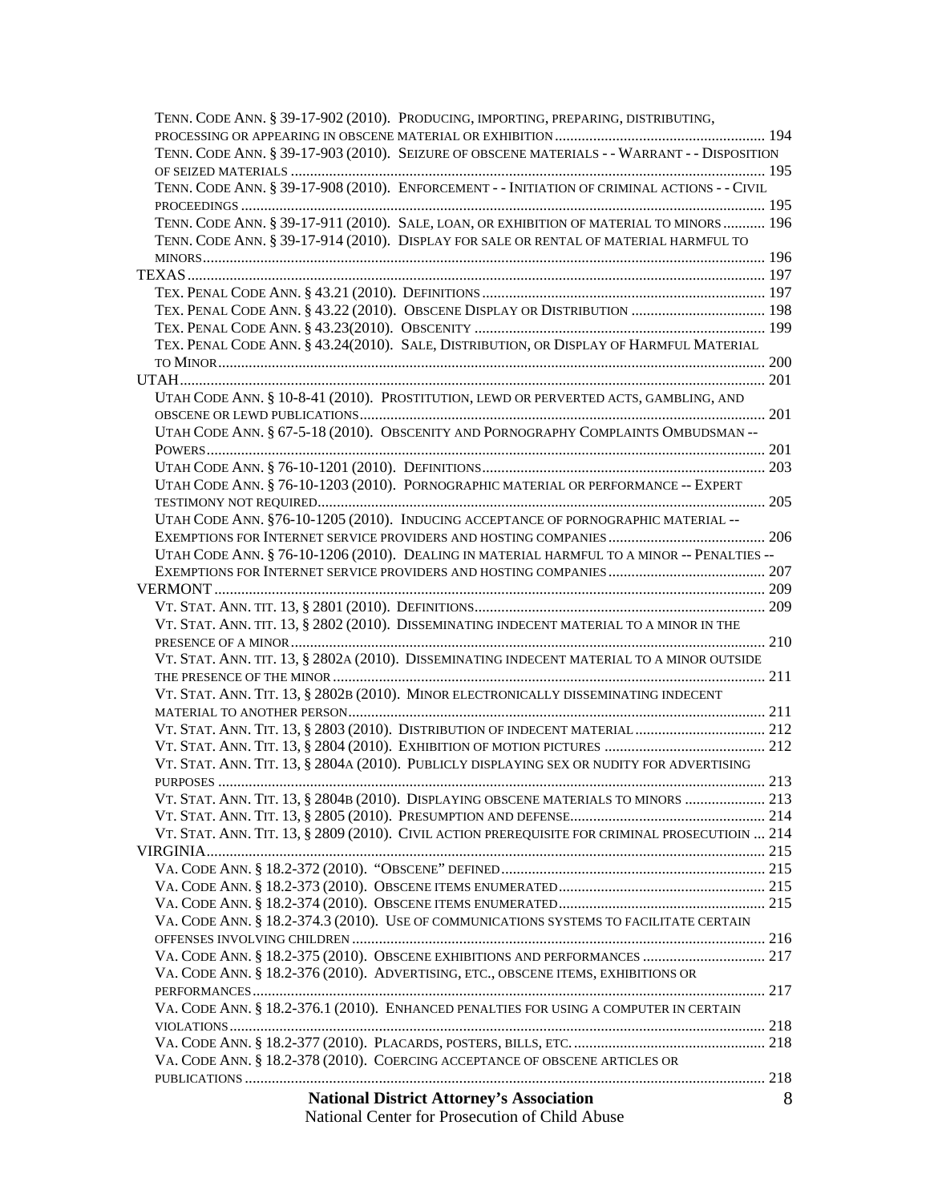TENN. CODE ANN. § 39-17-902 (2010). PRODUCING, IMPORTING, PREPARING, DISTRIBUTING, PROCESSING OR APPEARING IN OBSCENE MATERIAL OR EXHIBITION ........ 194
TENN. CODE ANN. § 39-17-903 (2010). SEIZURE OF OBSCENE MATERIALS - - WARRANT - - DISPOSITION OF SEIZED MATERIALS ........ 195
TENN. CODE ANN. § 39-17-908 (2010). ENFORCEMENT - - INITIATION OF CRIMINAL ACTIONS - - CIVIL PROCEEDINGS ........ 195
TENN. CODE ANN. § 39-17-911 (2010). SALE, LOAN, OR EXHIBITION OF MATERIAL TO MINORS ........ 196
TENN. CODE ANN. § 39-17-914 (2010). DISPLAY FOR SALE OR RENTAL OF MATERIAL HARMFUL TO MINORS ........ 196

TEXAS ........ 197
TEX. PENAL CODE ANN. § 43.21 (2010). DEFINITIONS ........ 197
TEX. PENAL CODE ANN. § 43.22 (2010). OBSCENE DISPLAY OR DISTRIBUTION ........ 198
TEX. PENAL CODE ANN. § 43.23(2010). OBSCENITY ........ 199
TEX. PENAL CODE ANN. § 43.24(2010). SALE, DISTRIBUTION, OR DISPLAY OF HARMFUL MATERIAL TO MINOR ........ 200

UTAH ........ 201
UTAH CODE ANN. § 10-8-41 (2010). PROSTITUTION, LEWD OR PERVERTED ACTS, GAMBLING, AND OBSCENE OR LEWD PUBLICATIONS ........ 201
UTAH CODE ANN. § 67-5-18 (2010). OBSCENITY AND PORNOGRAPHY COMPLAINTS OMBUDSMAN -- POWERS ........ 201
UTAH CODE ANN. § 76-10-1201 (2010). DEFINITIONS ........ 203
UTAH CODE ANN. § 76-10-1203 (2010). PORNOGRAPHIC MATERIAL OR PERFORMANCE -- EXPERT TESTIMONY NOT REQUIRED ........ 205
UTAH CODE ANN. §76-10-1205 (2010). INDUCING ACCEPTANCE OF PORNOGRAPHIC MATERIAL -- EXEMPTIONS FOR INTERNET SERVICE PROVIDERS AND HOSTING COMPANIES ........ 206
UTAH CODE ANN. § 76-10-1206 (2010). DEALING IN MATERIAL HARMFUL TO A MINOR -- PENALTIES -- EXEMPTIONS FOR INTERNET SERVICE PROVIDERS AND HOSTING COMPANIES ........ 207

VERMONT ........ 209
VT. STAT. ANN. TIT. 13, § 2801 (2010). DEFINITIONS ........ 209
VT. STAT. ANN. TIT. 13, § 2802 (2010). DISSEMINATING INDECENT MATERIAL TO A MINOR IN THE PRESENCE OF A MINOR ........ 210
VT. STAT. ANN. TIT. 13, § 2802A (2010). DISSEMINATING INDECENT MATERIAL TO A MINOR OUTSIDE THE PRESENCE OF THE MINOR ........ 211
VT. STAT. ANN. TIT. 13, § 2802B (2010). MINOR ELECTRONICALLY DISSEMINATING INDECENT MATERIAL TO ANOTHER PERSON ........ 211
VT. STAT. ANN. TIT. 13, § 2803 (2010). DISTRIBUTION OF INDECENT MATERIAL ........ 212
VT. STAT. ANN. TIT. 13, § 2804 (2010). EXHIBITION OF MOTION PICTURES ........ 212
VT. STAT. ANN. TIT. 13, § 2804A (2010). PUBLICLY DISPLAYING SEX OR NUDITY FOR ADVERTISING PURPOSES ........ 213
VT. STAT. ANN. TIT. 13, § 2804B (2010). DISPLAYING OBSCENE MATERIALS TO MINORS ........ 213
VT. STAT. ANN. TIT. 13, § 2805 (2010). PRESUMPTION AND DEFENSE ........ 214
VT. STAT. ANN. TIT. 13, § 2809 (2010). CIVIL ACTION PREREQUISITE FOR CRIMINAL PROSECUTIOIN ... 214

VIRGINIA ........ 215
VA. CODE ANN. § 18.2-372 (2010). "OBSCENE" DEFINED ........ 215
VA. CODE ANN. § 18.2-373 (2010). OBSCENE ITEMS ENUMERATED ........ 215
VA. CODE ANN. § 18.2-374 (2010). OBSCENE ITEMS ENUMERATED ........ 215
VA. CODE ANN. § 18.2-374.3 (2010). USE OF COMMUNICATIONS SYSTEMS TO FACILITATE CERTAIN OFFENSES INVOLVING CHILDREN ........ 216
VA. CODE ANN. § 18.2-375 (2010). OBSCENE EXHIBITIONS AND PERFORMANCES ........ 217
VA. CODE ANN. § 18.2-376 (2010). ADVERTISING, ETC., OBSCENE ITEMS, EXHIBITIONS OR PERFORMANCES ........ 217
VA. CODE ANN. § 18.2-376.1 (2010). ENHANCED PENALTIES FOR USING A COMPUTER IN CERTAIN VIOLATIONS ........ 218
VA. CODE ANN. § 18.2-377 (2010). PLACARDS, POSTERS, BILLS, ETC. ........ 218
VA. CODE ANN. § 18.2-378 (2010). COERCING ACCEPTANCE OF OBSCENE ARTICLES OR PUBLICATIONS ........ 218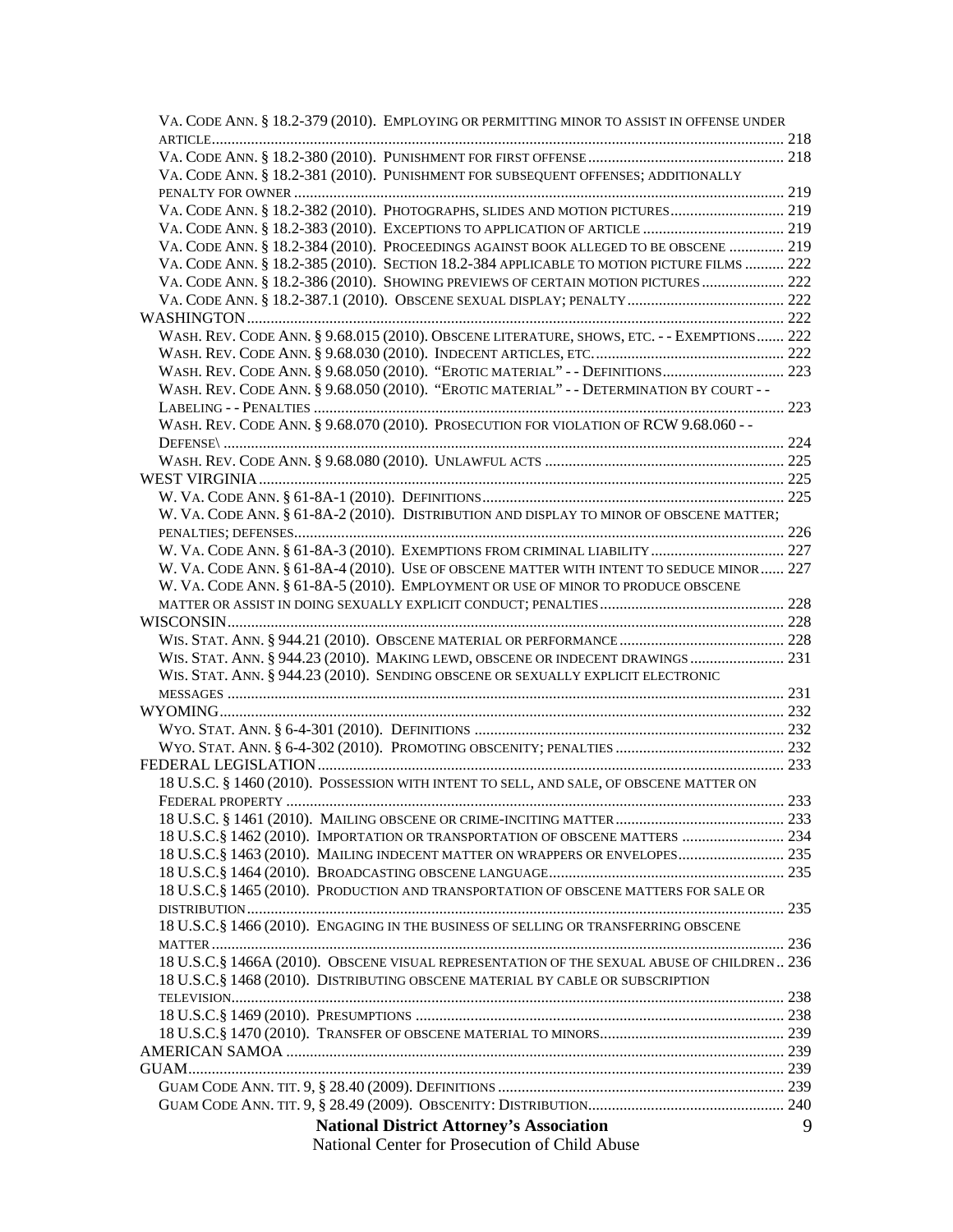VA. CODE ANN. § 18.2-379 (2010). EMPLOYING OR PERMITTING MINOR TO ASSIST IN OFFENSE UNDER ARTICLE ........ 218

VA. CODE ANN. § 18.2-380 (2010). PUNISHMENT FOR FIRST OFFENSE ........ 218

VA. CODE ANN. § 18.2-381 (2010). PUNISHMENT FOR SUBSEQUENT OFFENSES; ADDITIONALLY PENALTY FOR OWNER ........ 219

VA. CODE ANN. § 18.2-382 (2010). PHOTOGRAPHS, SLIDES AND MOTION PICTURES ........ 219

VA. CODE ANN. § 18.2-383 (2010). EXCEPTIONS TO APPLICATION OF ARTICLE ........ 219

VA. CODE ANN. § 18.2-384 (2010). PROCEEDINGS AGAINST BOOK ALLEGED TO BE OBSCENE ........ 219

VA. CODE ANN. § 18.2-385 (2010). SECTION 18.2-384 APPLICABLE TO MOTION PICTURE FILMS ........ 222

VA. CODE ANN. § 18.2-386 (2010). SHOWING PREVIEWS OF CERTAIN MOTION PICTURES ........ 222

VA. CODE ANN. § 18.2-387.1 (2010). OBSCENE SEXUAL DISPLAY; PENALTY ........ 222

WASHINGTON ........ 222

WASH. REV. CODE ANN. § 9.68.015 (2010). OBSCENE LITERATURE, SHOWS, ETC. - - EXEMPTIONS ........ 222

WASH. REV. CODE ANN. § 9.68.030 (2010). INDECENT ARTICLES, ETC. ........ 222

WASH. REV. CODE ANN. § 9.68.050 (2010). "EROTIC MATERIAL" - - DEFINITIONS ........ 223

WASH. REV. CODE ANN. § 9.68.050 (2010). "EROTIC MATERIAL" - - DETERMINATION BY COURT - - LABELING - - PENALTIES ........ 223

WASH. REV. CODE ANN. § 9.68.070 (2010). PROSECUTION FOR VIOLATION OF RCW 9.68.060 - - DEFENSE\ ........ 224

WASH. REV. CODE ANN. § 9.68.080 (2010). UNLAWFUL ACTS ........ 225

WEST VIRGINIA ........ 225

W. VA. CODE ANN. § 61-8A-1 (2010). DEFINITIONS ........ 225

W. VA. CODE ANN. § 61-8A-2 (2010). DISTRIBUTION AND DISPLAY TO MINOR OF OBSCENE MATTER; PENALTIES; DEFENSES ........ 226

W. VA. CODE ANN. § 61-8A-3 (2010). EXEMPTIONS FROM CRIMINAL LIABILITY ........ 227

W. VA. CODE ANN. § 61-8A-4 (2010). USE OF OBSCENE MATTER WITH INTENT TO SEDUCE MINOR ........ 227

W. VA. CODE ANN. § 61-8A-5 (2010). EMPLOYMENT OR USE OF MINOR TO PRODUCE OBSCENE MATTER OR ASSIST IN DOING SEXUALLY EXPLICIT CONDUCT; PENALTIES ........ 228

WISCONSIN ........ 228

WIS. STAT. ANN. § 944.21 (2010). OBSCENE MATERIAL OR PERFORMANCE ........ 228

WIS. STAT. ANN. § 944.23 (2010). MAKING LEWD, OBSCENE OR INDECENT DRAWINGS ........ 231

WIS. STAT. ANN. § 944.23 (2010). SENDING OBSCENE OR SEXUALLY EXPLICIT ELECTRONIC MESSAGES ........ 231

WYOMING ........ 232

WYO. STAT. ANN. § 6-4-301 (2010). DEFINITIONS ........ 232

WYO. STAT. ANN. § 6-4-302 (2010). PROMOTING OBSCENITY; PENALTIES ........ 232

FEDERAL LEGISLATION ........ 233

18 U.S.C. § 1460 (2010). POSSESSION WITH INTENT TO SELL, AND SALE, OF OBSCENE MATTER ON FEDERAL PROPERTY ........ 233

18 U.S.C. § 1461 (2010). MAILING OBSCENE OR CRIME-INCITING MATTER ........ 233

18 U.S.C.§ 1462 (2010). IMPORTATION OR TRANSPORTATION OF OBSCENE MATTERS ........ 234

18 U.S.C.§ 1463 (2010). MAILING INDECENT MATTER ON WRAPPERS OR ENVELOPES ........ 235

18 U.S.C.§ 1464 (2010). BROADCASTING OBSCENE LANGUAGE ........ 235

18 U.S.C.§ 1465 (2010). PRODUCTION AND TRANSPORTATION OF OBSCENE MATTERS FOR SALE OR DISTRIBUTION ........ 235

18 U.S.C.§ 1466 (2010). ENGAGING IN THE BUSINESS OF SELLING OR TRANSFERRING OBSCENE MATTER ........ 236

18 U.S.C.§ 1466A (2010). OBSCENE VISUAL REPRESENTATION OF THE SEXUAL ABUSE OF CHILDREN ........ 236

18 U.S.C.§ 1468 (2010). DISTRIBUTING OBSCENE MATERIAL BY CABLE OR SUBSCRIPTION TELEVISION ........ 238

18 U.S.C.§ 1469 (2010). PRESUMPTIONS ........ 238

18 U.S.C.§ 1470 (2010). TRANSFER OF OBSCENE MATERIAL TO MINORS ........ 239

AMERICAN SAMOA ........ 239

GUAM ........ 239

GUAM CODE ANN. TIT. 9, § 28.40 (2009). DEFINITIONS ........ 239

GUAM CODE ANN. TIT. 9, § 28.49 (2009). OBSCENITY: DISTRIBUTION ........ 240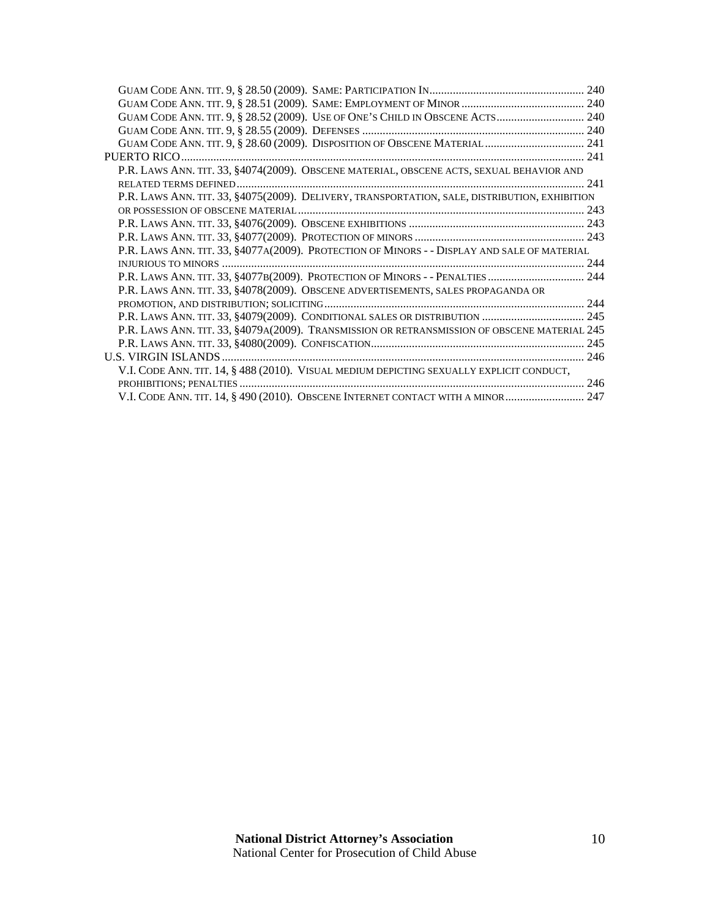GUAM CODE ANN. TIT. 9, § 28.50 (2009). SAME: PARTICIPATION IN .................................................... 240
GUAM CODE ANN. TIT. 9, § 28.51 (2009). SAME: EMPLOYMENT OF MINOR ......................................... 240
GUAM CODE ANN. TIT. 9, § 28.52 (2009). USE OF ONE'S CHILD IN OBSCENE ACTS ............................. 240
GUAM CODE ANN. TIT. 9, § 28.55 (2009). DEFENSES .......................................................................... 240
GUAM CODE ANN. TIT. 9, § 28.60 (2009). DISPOSITION OF OBSCENE MATERIAL ................................. 241

PUERTO RICO ........................................................................................................................................ 241

P.R. LAWS ANN. TIT. 33, §4074(2009). OBSCENE MATERIAL, OBSCENE ACTS, SEXUAL BEHAVIOR AND RELATED TERMS DEFINED ..................................................................................................................... 241
P.R. LAWS ANN. TIT. 33, §4075(2009). DELIVERY, TRANSPORTATION, SALE, DISTRIBUTION, EXHIBITION OR POSSESSION OF OBSCENE MATERIAL ................................................................................................. 243
P.R. LAWS ANN. TIT. 33, §4076(2009). OBSCENE EXHIBITIONS .......................................................... 243
P.R. LAWS ANN. TIT. 33, §4077(2009). PROTECTION OF MINORS ......................................................... 243
P.R. LAWS ANN. TIT. 33, §4077A(2009). PROTECTION OF MINORS - - DISPLAY AND SALE OF MATERIAL INJURIOUS TO MINORS ........................................................................................................................... 244
P.R. LAWS ANN. TIT. 33, §4077B(2009). PROTECTION OF MINORS - - PENALTIES ................................ 244
P.R. LAWS ANN. TIT. 33, §4078(2009). OBSCENE ADVERTISEMENTS, SALES PROPAGANDA OR PROMOTION, AND DISTRIBUTION; SOLICITING ........................................................................................ 244
P.R. LAWS ANN. TIT. 33, §4079(2009). CONDITIONAL SALES OR DISTRIBUTION .................................. 245
P.R. LAWS ANN. TIT. 33, §4079A(2009). TRANSMISSION OR RETRANSMISSION OF OBSCENE MATERIAL 245
P.R. LAWS ANN. TIT. 33, §4080(2009). CONFISCATION ....................................................................... 245

U.S. VIRGIN ISLANDS ........................................................................................................................... 246

V.I. CODE ANN. TIT. 14, § 488 (2010). VISUAL MEDIUM DEPICTING SEXUALLY EXPLICIT CONDUCT, PROHIBITIONS; PENALTIES ..................................................................................................................... 246
V.I. CODE ANN. TIT. 14, § 490 (2010). OBSCENE INTERNET CONTACT WITH A MINOR .......................... 247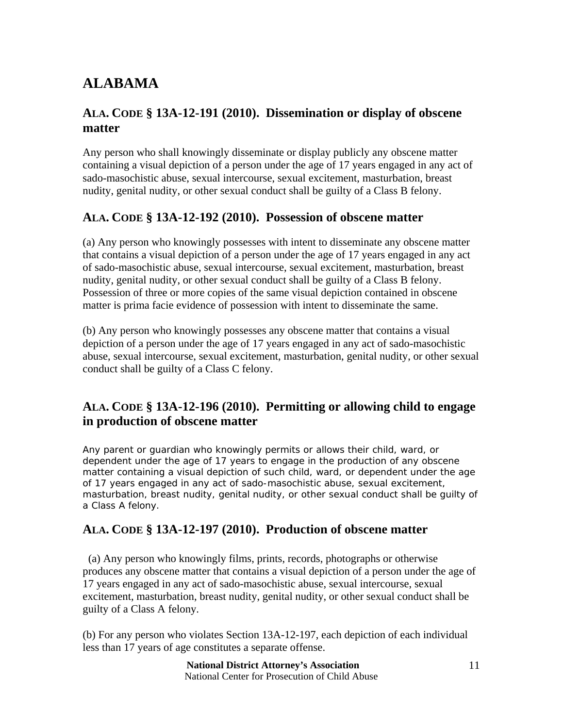# ALABAMA

## ALA. CODE § 13A-12-191 (2010). Dissemination or display of obscene matter

Any person who shall knowingly disseminate or display publicly any obscene matter containing a visual depiction of a person under the age of 17 years engaged in any act of sado-masochistic abuse, sexual intercourse, sexual excitement, masturbation, breast nudity, genital nudity, or other sexual conduct shall be guilty of a Class B felony.

## ALA. CODE § 13A-12-192 (2010). Possession of obscene matter

(a) Any person who knowingly possesses with intent to disseminate any obscene matter that contains a visual depiction of a person under the age of 17 years engaged in any act of sado-masochistic abuse, sexual intercourse, sexual excitement, masturbation, breast nudity, genital nudity, or other sexual conduct shall be guilty of a Class B felony. Possession of three or more copies of the same visual depiction contained in obscene matter is prima facie evidence of possession with intent to disseminate the same.

(b) Any person who knowingly possesses any obscene matter that contains a visual depiction of a person under the age of 17 years engaged in any act of sado-masochistic abuse, sexual intercourse, sexual excitement, masturbation, genital nudity, or other sexual conduct shall be guilty of a Class C felony.

## ALA. CODE § 13A-12-196 (2010). Permitting or allowing child to engage in production of obscene matter

Any parent or guardian who knowingly permits or allows their child, ward, or dependent under the age of 17 years to engage in the production of any obscene matter containing a visual depiction of such child, ward, or dependent under the age of 17 years engaged in any act of sado-masochistic abuse, sexual excitement, masturbation, breast nudity, genital nudity, or other sexual conduct shall be guilty of a Class A felony.

## ALA. CODE § 13A-12-197 (2010). Production of obscene matter

(a) Any person who knowingly films, prints, records, photographs or otherwise produces any obscene matter that contains a visual depiction of a person under the age of 17 years engaged in any act of sado-masochistic abuse, sexual intercourse, sexual excitement, masturbation, breast nudity, genital nudity, or other sexual conduct shall be guilty of a Class A felony.

(b) For any person who violates Section 13A-12-197, each depiction of each individual less than 17 years of age constitutes a separate offense.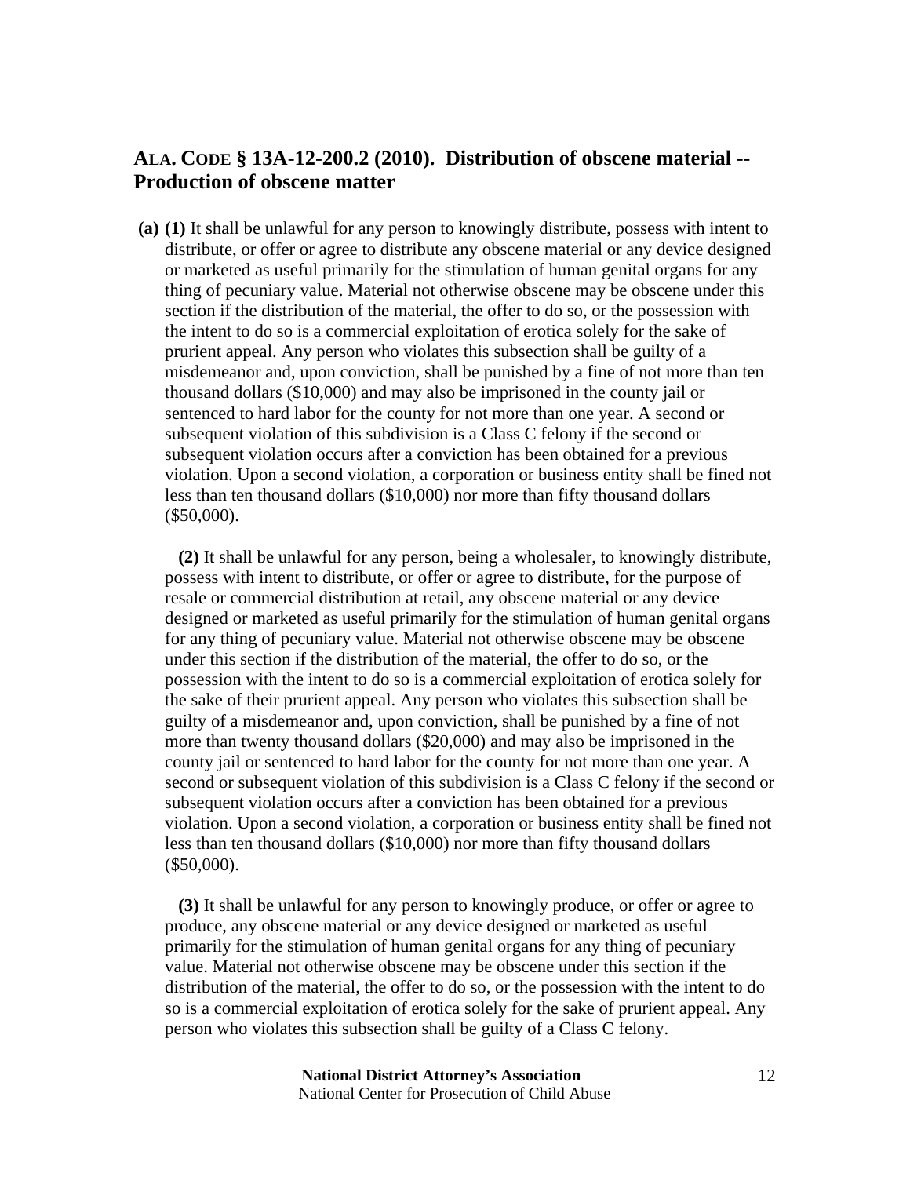## ALA. CODE § 13A-12-200.2 (2010). Distribution of obscene material -- Production of obscene matter

**(a) (1)** It shall be unlawful for any person to knowingly distribute, possess with intent to distribute, or offer or agree to distribute any obscene material or any device designed or marketed as useful primarily for the stimulation of human genital organs for any thing of pecuniary value. Material not otherwise obscene may be obscene under this section if the distribution of the material, the offer to do so, or the possession with the intent to do so is a commercial exploitation of erotica solely for the sake of prurient appeal. Any person who violates this subsection shall be guilty of a misdemeanor and, upon conviction, shall be punished by a fine of not more than ten thousand dollars ($10,000) and may also be imprisoned in the county jail or sentenced to hard labor for the county for not more than one year. A second or subsequent violation of this subdivision is a Class C felony if the second or subsequent violation occurs after a conviction has been obtained for a previous violation. Upon a second violation, a corporation or business entity shall be fined not less than ten thousand dollars ($10,000) nor more than fifty thousand dollars ($50,000).

**(2)** It shall be unlawful for any person, being a wholesaler, to knowingly distribute, possess with intent to distribute, or offer or agree to distribute, for the purpose of resale or commercial distribution at retail, any obscene material or any device designed or marketed as useful primarily for the stimulation of human genital organs for any thing of pecuniary value. Material not otherwise obscene may be obscene under this section if the distribution of the material, the offer to do so, or the possession with the intent to do so is a commercial exploitation of erotica solely for the sake of their prurient appeal. Any person who violates this subsection shall be guilty of a misdemeanor and, upon conviction, shall be punished by a fine of not more than twenty thousand dollars ($20,000) and may also be imprisoned in the county jail or sentenced to hard labor for the county for not more than one year. A second or subsequent violation of this subdivision is a Class C felony if the second or subsequent violation occurs after a conviction has been obtained for a previous violation. Upon a second violation, a corporation or business entity shall be fined not less than ten thousand dollars ($10,000) nor more than fifty thousand dollars ($50,000).

**(3)** It shall be unlawful for any person to knowingly produce, or offer or agree to produce, any obscene material or any device designed or marketed as useful primarily for the stimulation of human genital organs for any thing of pecuniary value. Material not otherwise obscene may be obscene under this section if the distribution of the material, the offer to do so, or the possession with the intent to do so is a commercial exploitation of erotica solely for the sake of prurient appeal. Any person who violates this subsection shall be guilty of a Class C felony.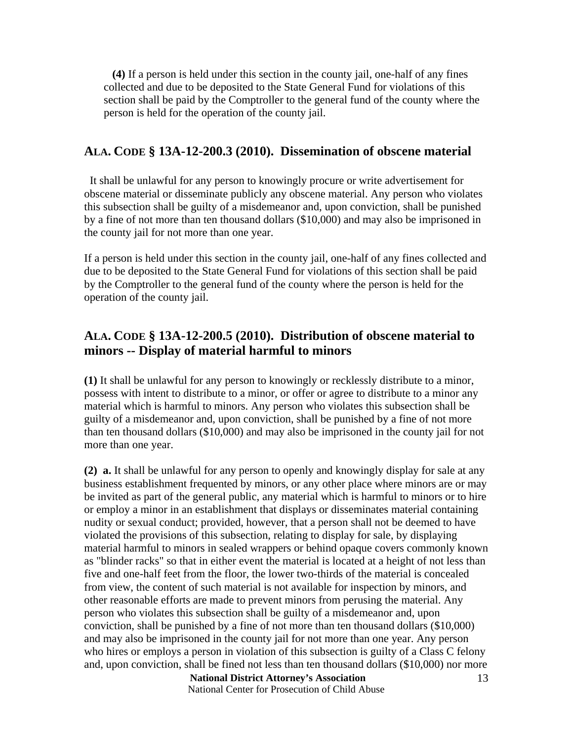**(4)** If a person is held under this section in the county jail, one-half of any fines collected and due to be deposited to the State General Fund for violations of this section shall be paid by the Comptroller to the general fund of the county where the person is held for the operation of the county jail.

## ALA. CODE § 13A-12-200.3 (2010). Dissemination of obscene material

It shall be unlawful for any person to knowingly procure or write advertisement for obscene material or disseminate publicly any obscene material. Any person who violates this subsection shall be guilty of a misdemeanor and, upon conviction, shall be punished by a fine of not more than ten thousand dollars ($10,000) and may also be imprisoned in the county jail for not more than one year.

If a person is held under this section in the county jail, one-half of any fines collected and due to be deposited to the State General Fund for violations of this section shall be paid by the Comptroller to the general fund of the county where the person is held for the operation of the county jail.

## ALA. CODE § 13A-12-200.5 (2010). Distribution of obscene material to minors -- Display of material harmful to minors

**(1)** It shall be unlawful for any person to knowingly or recklessly distribute to a minor, possess with intent to distribute to a minor, or offer or agree to distribute to a minor any material which is harmful to minors. Any person who violates this subsection shall be guilty of a misdemeanor and, upon conviction, shall be punished by a fine of not more than ten thousand dollars ($10,000) and may also be imprisoned in the county jail for not more than one year.

**(2) a.** It shall be unlawful for any person to openly and knowingly display for sale at any business establishment frequented by minors, or any other place where minors are or may be invited as part of the general public, any material which is harmful to minors or to hire or employ a minor in an establishment that displays or disseminates material containing nudity or sexual conduct; provided, however, that a person shall not be deemed to have violated the provisions of this subsection, relating to display for sale, by displaying material harmful to minors in sealed wrappers or behind opaque covers commonly known as "blinder racks" so that in either event the material is located at a height of not less than five and one-half feet from the floor, the lower two-thirds of the material is concealed from view, the content of such material is not available for inspection by minors, and other reasonable efforts are made to prevent minors from perusing the material. Any person who violates this subsection shall be guilty of a misdemeanor and, upon conviction, shall be punished by a fine of not more than ten thousand dollars ($10,000) and may also be imprisoned in the county jail for not more than one year. Any person who hires or employs a person in violation of this subsection is guilty of a Class C felony and, upon conviction, shall be fined not less than ten thousand dollars ($10,000) nor more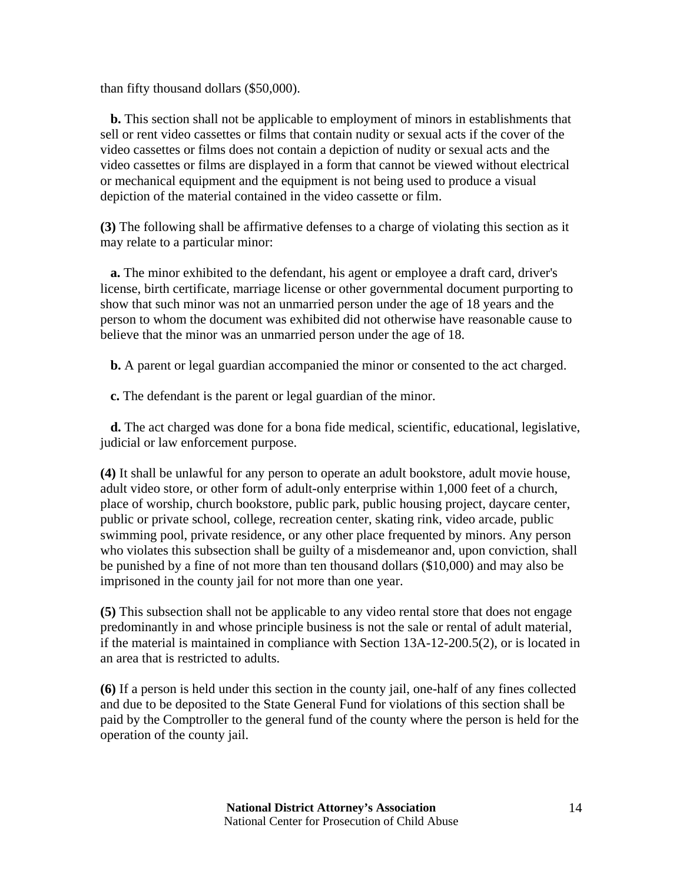than fifty thousand dollars ($50,000).

**b.** This section shall not be applicable to employment of minors in establishments that sell or rent video cassettes or films that contain nudity or sexual acts if the cover of the video cassettes or films does not contain a depiction of nudity or sexual acts and the video cassettes or films are displayed in a form that cannot be viewed without electrical or mechanical equipment and the equipment is not being used to produce a visual depiction of the material contained in the video cassette or film.

**(3)** The following shall be affirmative defenses to a charge of violating this section as it may relate to a particular minor:

**a.** The minor exhibited to the defendant, his agent or employee a draft card, driver's license, birth certificate, marriage license or other governmental document purporting to show that such minor was not an unmarried person under the age of 18 years and the person to whom the document was exhibited did not otherwise have reasonable cause to believe that the minor was an unmarried person under the age of 18.

**b.** A parent or legal guardian accompanied the minor or consented to the act charged.

**c.** The defendant is the parent or legal guardian of the minor.

**d.** The act charged was done for a bona fide medical, scientific, educational, legislative, judicial or law enforcement purpose.

**(4)** It shall be unlawful for any person to operate an adult bookstore, adult movie house, adult video store, or other form of adult-only enterprise within 1,000 feet of a church, place of worship, church bookstore, public park, public housing project, daycare center, public or private school, college, recreation center, skating rink, video arcade, public swimming pool, private residence, or any other place frequented by minors. Any person who violates this subsection shall be guilty of a misdemeanor and, upon conviction, shall be punished by a fine of not more than ten thousand dollars ($10,000) and may also be imprisoned in the county jail for not more than one year.

**(5)** This subsection shall not be applicable to any video rental store that does not engage predominantly in and whose principle business is not the sale or rental of adult material, if the material is maintained in compliance with Section 13A-12-200.5(2), or is located in an area that is restricted to adults.

**(6)** If a person is held under this section in the county jail, one-half of any fines collected and due to be deposited to the State General Fund for violations of this section shall be paid by the Comptroller to the general fund of the county where the person is held for the operation of the county jail.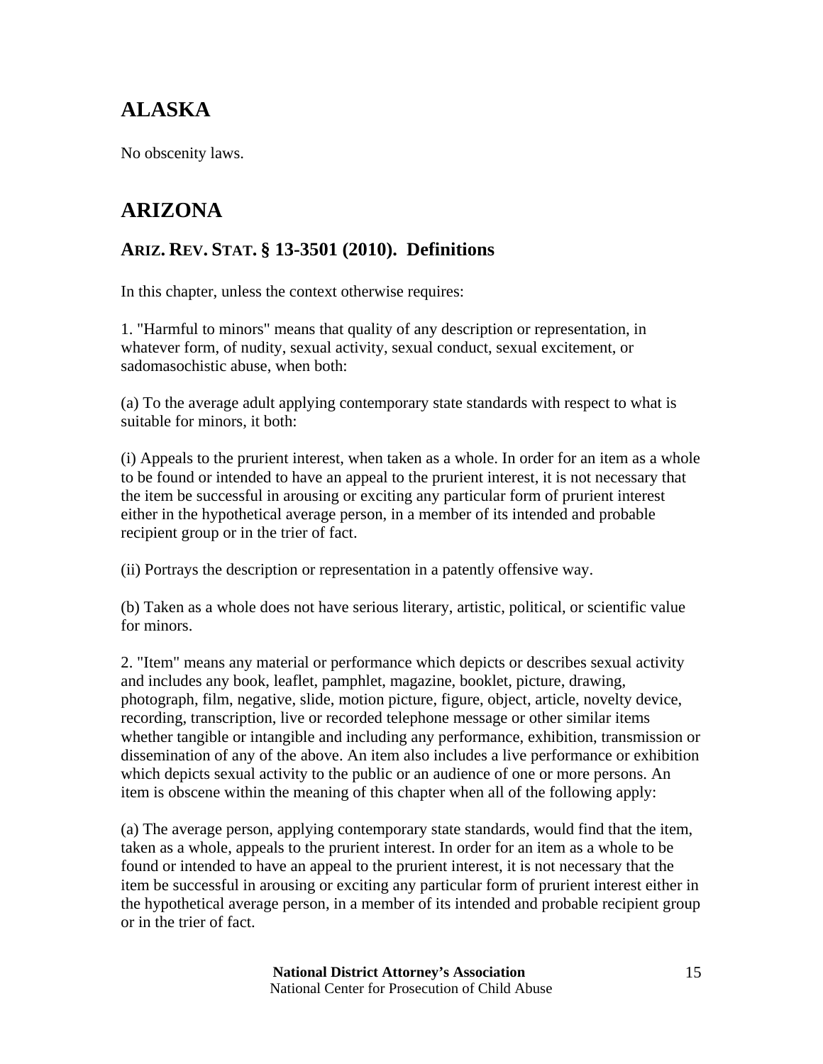# ALASKA

No obscenity laws.

# ARIZONA

## ARIZ. REV. STAT. § 13-3501 (2010). Definitions

In this chapter, unless the context otherwise requires:

1. "Harmful to minors" means that quality of any description or representation, in whatever form, of nudity, sexual activity, sexual conduct, sexual excitement, or sadomasochistic abuse, when both:

(a) To the average adult applying contemporary state standards with respect to what is suitable for minors, it both:

(i) Appeals to the prurient interest, when taken as a whole. In order for an item as a whole to be found or intended to have an appeal to the prurient interest, it is not necessary that the item be successful in arousing or exciting any particular form of prurient interest either in the hypothetical average person, in a member of its intended and probable recipient group or in the trier of fact.

(ii) Portrays the description or representation in a patently offensive way.

(b) Taken as a whole does not have serious literary, artistic, political, or scientific value for minors.

2. "Item" means any material or performance which depicts or describes sexual activity and includes any book, leaflet, pamphlet, magazine, booklet, picture, drawing, photograph, film, negative, slide, motion picture, figure, object, article, novelty device, recording, transcription, live or recorded telephone message or other similar items whether tangible or intangible and including any performance, exhibition, transmission or dissemination of any of the above. An item also includes a live performance or exhibition which depicts sexual activity to the public or an audience of one or more persons. An item is obscene within the meaning of this chapter when all of the following apply:

(a) The average person, applying contemporary state standards, would find that the item, taken as a whole, appeals to the prurient interest. In order for an item as a whole to be found or intended to have an appeal to the prurient interest, it is not necessary that the item be successful in arousing or exciting any particular form of prurient interest either in the hypothetical average person, in a member of its intended and probable recipient group or in the trier of fact.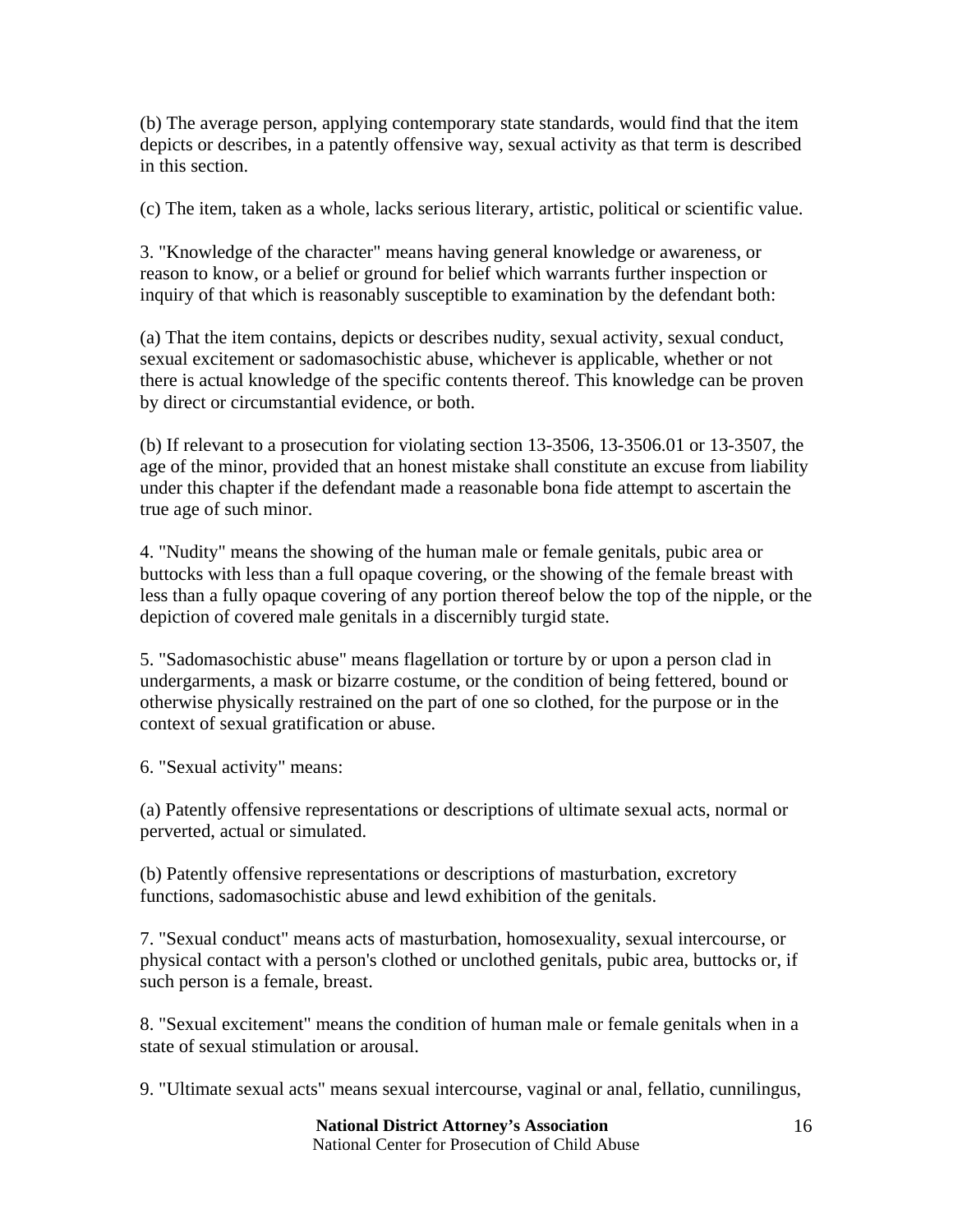(b) The average person, applying contemporary state standards, would find that the item depicts or describes, in a patently offensive way, sexual activity as that term is described in this section.

(c) The item, taken as a whole, lacks serious literary, artistic, political or scientific value.

3. "Knowledge of the character" means having general knowledge or awareness, or reason to know, or a belief or ground for belief which warrants further inspection or inquiry of that which is reasonably susceptible to examination by the defendant both:

(a) That the item contains, depicts or describes nudity, sexual activity, sexual conduct, sexual excitement or sadomasochistic abuse, whichever is applicable, whether or not there is actual knowledge of the specific contents thereof. This knowledge can be proven by direct or circumstantial evidence, or both.

(b) If relevant to a prosecution for violating section 13-3506, 13-3506.01 or 13-3507, the age of the minor, provided that an honest mistake shall constitute an excuse from liability under this chapter if the defendant made a reasonable bona fide attempt to ascertain the true age of such minor.

4. "Nudity" means the showing of the human male or female genitals, pubic area or buttocks with less than a full opaque covering, or the showing of the female breast with less than a fully opaque covering of any portion thereof below the top of the nipple, or the depiction of covered male genitals in a discernibly turgid state.

5. "Sadomasochistic abuse" means flagellation or torture by or upon a person clad in undergarments, a mask or bizarre costume, or the condition of being fettered, bound or otherwise physically restrained on the part of one so clothed, for the purpose or in the context of sexual gratification or abuse.

6. "Sexual activity" means:

(a) Patently offensive representations or descriptions of ultimate sexual acts, normal or perverted, actual or simulated.

(b) Patently offensive representations or descriptions of masturbation, excretory functions, sadomasochistic abuse and lewd exhibition of the genitals.

7. "Sexual conduct" means acts of masturbation, homosexuality, sexual intercourse, or physical contact with a person's clothed or unclothed genitals, pubic area, buttocks or, if such person is a female, breast.

8. "Sexual excitement" means the condition of human male or female genitals when in a state of sexual stimulation or arousal.

9. "Ultimate sexual acts" means sexual intercourse, vaginal or anal, fellatio, cunnilingus,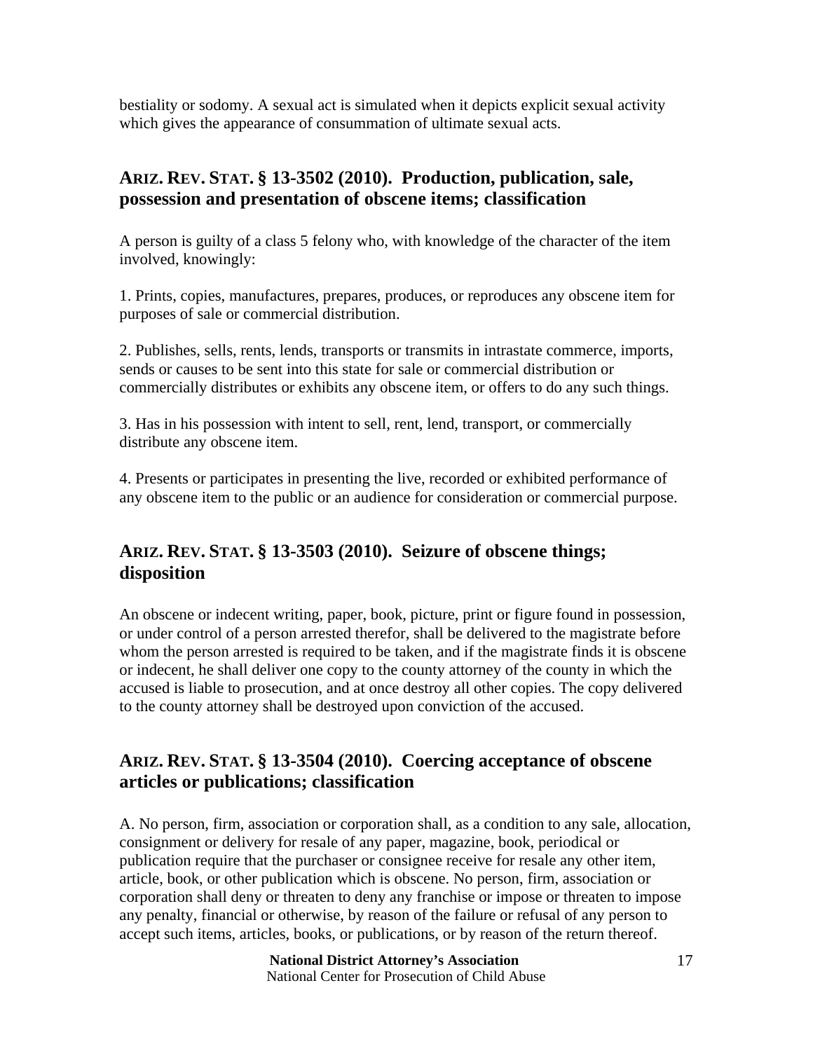bestiality or sodomy. A sexual act is simulated when it depicts explicit sexual activity which gives the appearance of consummation of ultimate sexual acts.

## ARIZ. REV. STAT. § 13-3502 (2010). Production, publication, sale, possession and presentation of obscene items; classification

A person is guilty of a class 5 felony who, with knowledge of the character of the item involved, knowingly:

1. Prints, copies, manufactures, prepares, produces, or reproduces any obscene item for purposes of sale or commercial distribution.

2. Publishes, sells, rents, lends, transports or transmits in intrastate commerce, imports, sends or causes to be sent into this state for sale or commercial distribution or commercially distributes or exhibits any obscene item, or offers to do any such things.

3. Has in his possession with intent to sell, rent, lend, transport, or commercially distribute any obscene item.

4. Presents or participates in presenting the live, recorded or exhibited performance of any obscene item to the public or an audience for consideration or commercial purpose.

## ARIZ. REV. STAT. § 13-3503 (2010). Seizure of obscene things; disposition

An obscene or indecent writing, paper, book, picture, print or figure found in possession, or under control of a person arrested therefor, shall be delivered to the magistrate before whom the person arrested is required to be taken, and if the magistrate finds it is obscene or indecent, he shall deliver one copy to the county attorney of the county in which the accused is liable to prosecution, and at once destroy all other copies. The copy delivered to the county attorney shall be destroyed upon conviction of the accused.

## ARIZ. REV. STAT. § 13-3504 (2010). Coercing acceptance of obscene articles or publications; classification

A. No person, firm, association or corporation shall, as a condition to any sale, allocation, consignment or delivery for resale of any paper, magazine, book, periodical or publication require that the purchaser or consignee receive for resale any other item, article, book, or other publication which is obscene. No person, firm, association or corporation shall deny or threaten to deny any franchise or impose or threaten to impose any penalty, financial or otherwise, by reason of the failure or refusal of any person to accept such items, articles, books, or publications, or by reason of the return thereof.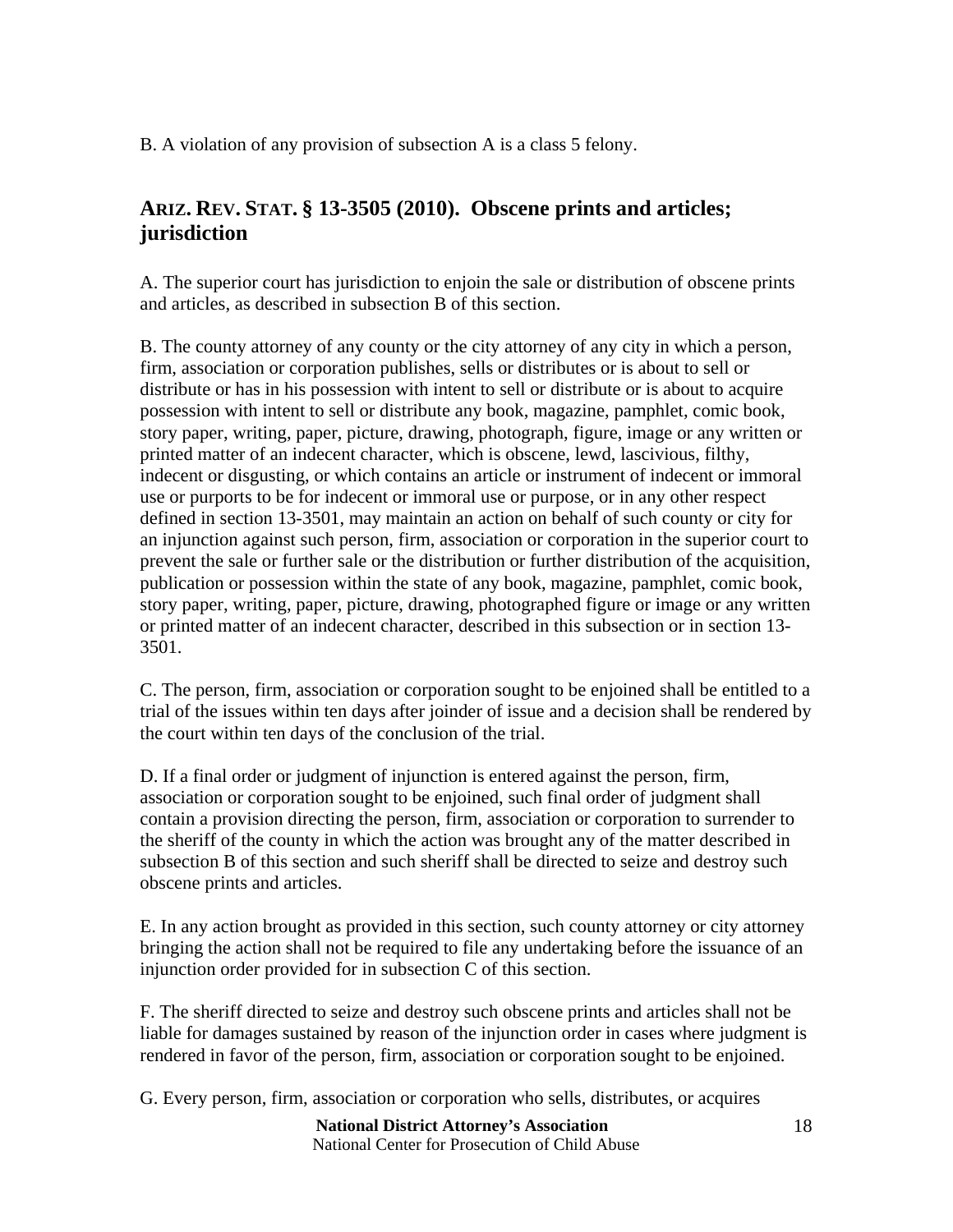B. A violation of any provision of subsection A is a class 5 felony.

## ARIZ. REV. STAT. § 13-3505 (2010). Obscene prints and articles; jurisdiction

A. The superior court has jurisdiction to enjoin the sale or distribution of obscene prints and articles, as described in subsection B of this section.

B. The county attorney of any county or the city attorney of any city in which a person, firm, association or corporation publishes, sells or distributes or is about to sell or distribute or has in his possession with intent to sell or distribute or is about to acquire possession with intent to sell or distribute any book, magazine, pamphlet, comic book, story paper, writing, paper, picture, drawing, photograph, figure, image or any written or printed matter of an indecent character, which is obscene, lewd, lascivious, filthy, indecent or disgusting, or which contains an article or instrument of indecent or immoral use or purports to be for indecent or immoral use or purpose, or in any other respect defined in section 13-3501, may maintain an action on behalf of such county or city for an injunction against such person, firm, association or corporation in the superior court to prevent the sale or further sale or the distribution or further distribution of the acquisition, publication or possession within the state of any book, magazine, pamphlet, comic book, story paper, writing, paper, picture, drawing, photographed figure or image or any written or printed matter of an indecent character, described in this subsection or in section 13-3501.

C. The person, firm, association or corporation sought to be enjoined shall be entitled to a trial of the issues within ten days after joinder of issue and a decision shall be rendered by the court within ten days of the conclusion of the trial.

D. If a final order or judgment of injunction is entered against the person, firm, association or corporation sought to be enjoined, such final order of judgment shall contain a provision directing the person, firm, association or corporation to surrender to the sheriff of the county in which the action was brought any of the matter described in subsection B of this section and such sheriff shall be directed to seize and destroy such obscene prints and articles.

E. In any action brought as provided in this section, such county attorney or city attorney bringing the action shall not be required to file any undertaking before the issuance of an injunction order provided for in subsection C of this section.

F. The sheriff directed to seize and destroy such obscene prints and articles shall not be liable for damages sustained by reason of the injunction order in cases where judgment is rendered in favor of the person, firm, association or corporation sought to be enjoined.

G. Every person, firm, association or corporation who sells, distributes, or acquires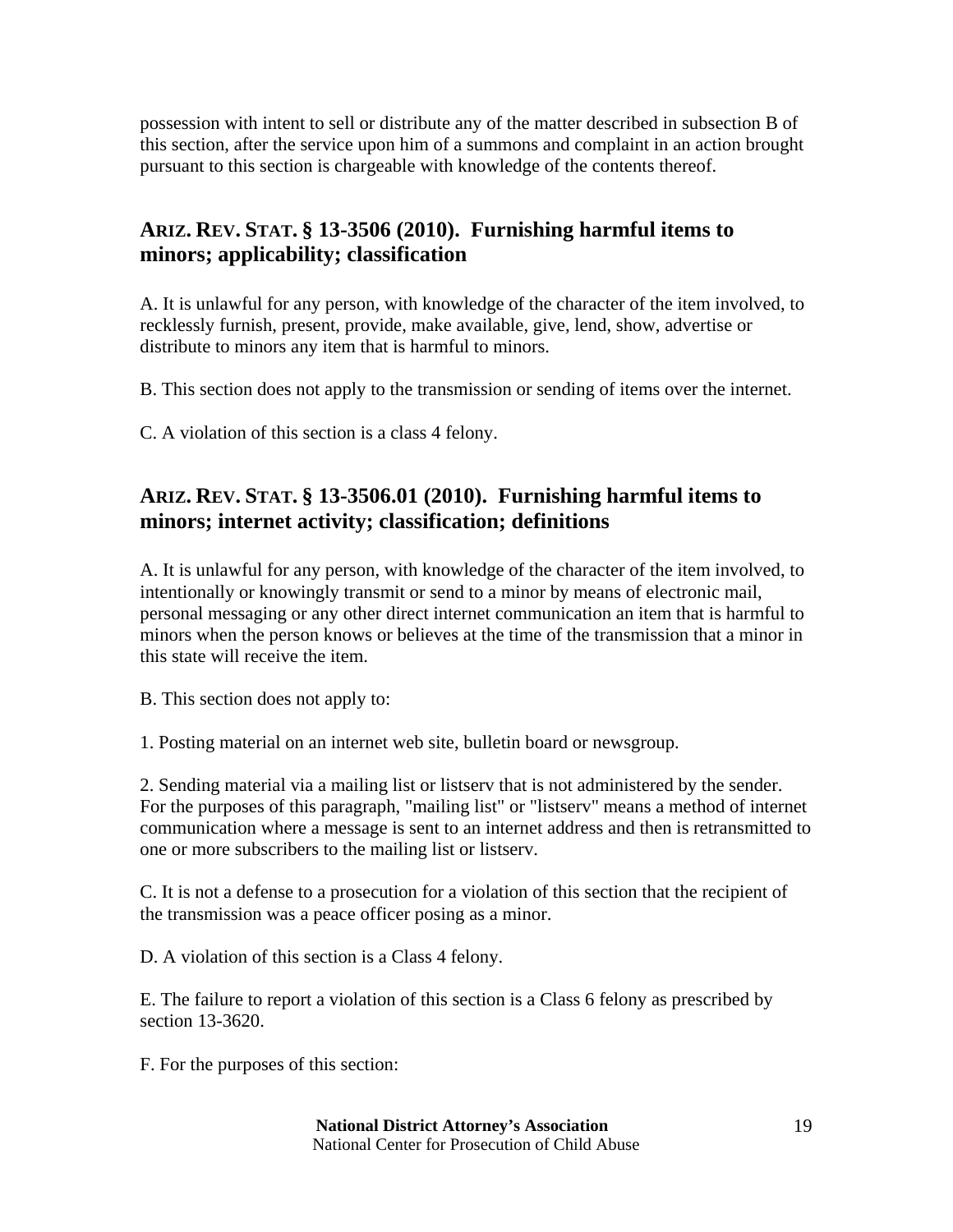possession with intent to sell or distribute any of the matter described in subsection B of this section, after the service upon him of a summons and complaint in an action brought pursuant to this section is chargeable with knowledge of the contents thereof.

## ARIZ. REV. STAT. § 13-3506 (2010). Furnishing harmful items to minors; applicability; classification

A. It is unlawful for any person, with knowledge of the character of the item involved, to recklessly furnish, present, provide, make available, give, lend, show, advertise or distribute to minors any item that is harmful to minors.

B. This section does not apply to the transmission or sending of items over the internet.

C. A violation of this section is a class 4 felony.

## ARIZ. REV. STAT. § 13-3506.01 (2010). Furnishing harmful items to minors; internet activity; classification; definitions

A. It is unlawful for any person, with knowledge of the character of the item involved, to intentionally or knowingly transmit or send to a minor by means of electronic mail, personal messaging or any other direct internet communication an item that is harmful to minors when the person knows or believes at the time of the transmission that a minor in this state will receive the item.

B. This section does not apply to:

1. Posting material on an internet web site, bulletin board or newsgroup.

2. Sending material via a mailing list or listserv that is not administered by the sender. For the purposes of this paragraph, "mailing list" or "listserv" means a method of internet communication where a message is sent to an internet address and then is retransmitted to one or more subscribers to the mailing list or listserv.

C. It is not a defense to a prosecution for a violation of this section that the recipient of the transmission was a peace officer posing as a minor.

D. A violation of this section is a Class 4 felony.

E. The failure to report a violation of this section is a Class 6 felony as prescribed by section 13-3620.

F. For the purposes of this section: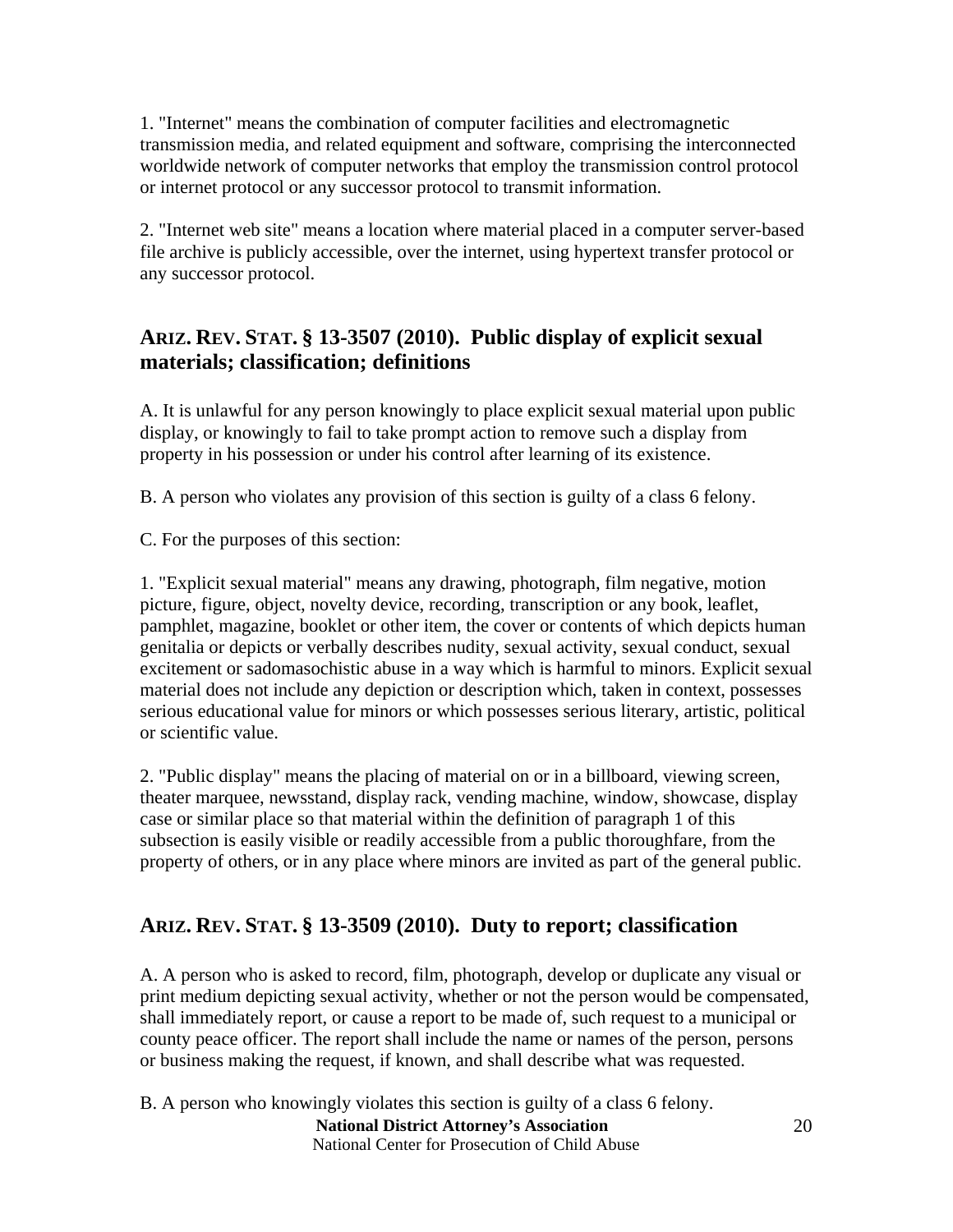1. "Internet" means the combination of computer facilities and electromagnetic transmission media, and related equipment and software, comprising the interconnected worldwide network of computer networks that employ the transmission control protocol or internet protocol or any successor protocol to transmit information.

2. "Internet web site" means a location where material placed in a computer server-based file archive is publicly accessible, over the internet, using hypertext transfer protocol or any successor protocol.

## ARIZ. REV. STAT. § 13-3507 (2010). Public display of explicit sexual materials; classification; definitions

A. It is unlawful for any person knowingly to place explicit sexual material upon public display, or knowingly to fail to take prompt action to remove such a display from property in his possession or under his control after learning of its existence.

B. A person who violates any provision of this section is guilty of a class 6 felony.

C. For the purposes of this section:

1. "Explicit sexual material" means any drawing, photograph, film negative, motion picture, figure, object, novelty device, recording, transcription or any book, leaflet, pamphlet, magazine, booklet or other item, the cover or contents of which depicts human genitalia or depicts or verbally describes nudity, sexual activity, sexual conduct, sexual excitement or sadomasochistic abuse in a way which is harmful to minors. Explicit sexual material does not include any depiction or description which, taken in context, possesses serious educational value for minors or which possesses serious literary, artistic, political or scientific value.

2. "Public display" means the placing of material on or in a billboard, viewing screen, theater marquee, newsstand, display rack, vending machine, window, showcase, display case or similar place so that material within the definition of paragraph 1 of this subsection is easily visible or readily accessible from a public thoroughfare, from the property of others, or in any place where minors are invited as part of the general public.

## ARIZ. REV. STAT. § 13-3509 (2010). Duty to report; classification

A. A person who is asked to record, film, photograph, develop or duplicate any visual or print medium depicting sexual activity, whether or not the person would be compensated, shall immediately report, or cause a report to be made of, such request to a municipal or county peace officer. The report shall include the name or names of the person, persons or business making the request, if known, and shall describe what was requested.

B. A person who knowingly violates this section is guilty of a class 6 felony.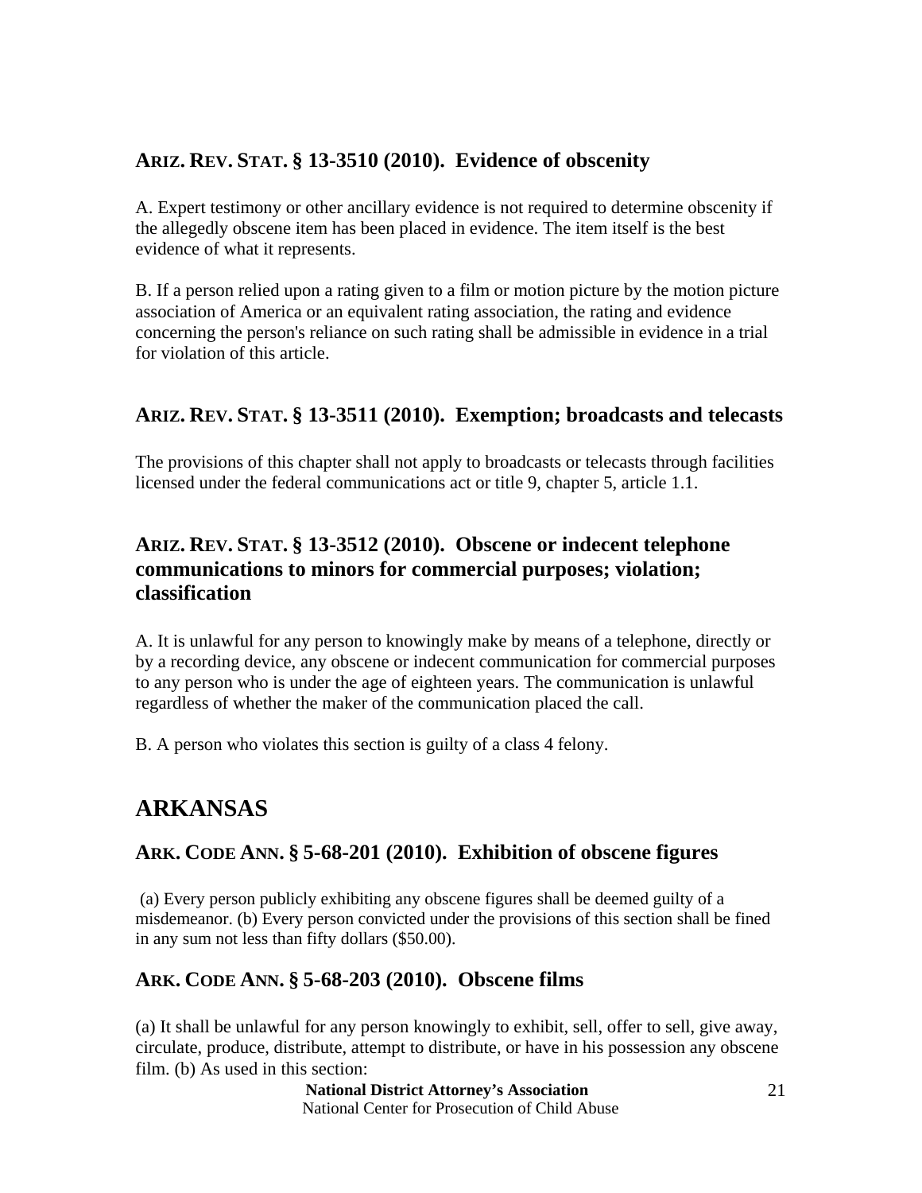### ARIZ. REV. STAT. § 13-3510 (2010). Evidence of obscenity

A. Expert testimony or other ancillary evidence is not required to determine obscenity if the allegedly obscene item has been placed in evidence. The item itself is the best evidence of what it represents.

B. If a person relied upon a rating given to a film or motion picture by the motion picture association of America or an equivalent rating association, the rating and evidence concerning the person's reliance on such rating shall be admissible in evidence in a trial for violation of this article.

### ARIZ. REV. STAT. § 13-3511 (2010). Exemption; broadcasts and telecasts

The provisions of this chapter shall not apply to broadcasts or telecasts through facilities licensed under the federal communications act or title 9, chapter 5, article 1.1.

### ARIZ. REV. STAT. § 13-3512 (2010). Obscene or indecent telephone communications to minors for commercial purposes; violation; classification

A. It is unlawful for any person to knowingly make by means of a telephone, directly or by a recording device, any obscene or indecent communication for commercial purposes to any person who is under the age of eighteen years. The communication is unlawful regardless of whether the maker of the communication placed the call.

B. A person who violates this section is guilty of a class 4 felony.

## ARKANSAS

### ARK. CODE ANN. § 5-68-201 (2010). Exhibition of obscene figures

(a) Every person publicly exhibiting any obscene figures shall be deemed guilty of a misdemeanor. (b) Every person convicted under the provisions of this section shall be fined in any sum not less than fifty dollars ($50.00).

### ARK. CODE ANN. § 5-68-203 (2010). Obscene films

(a) It shall be unlawful for any person knowingly to exhibit, sell, offer to sell, give away, circulate, produce, distribute, attempt to distribute, or have in his possession any obscene film. (b) As used in this section: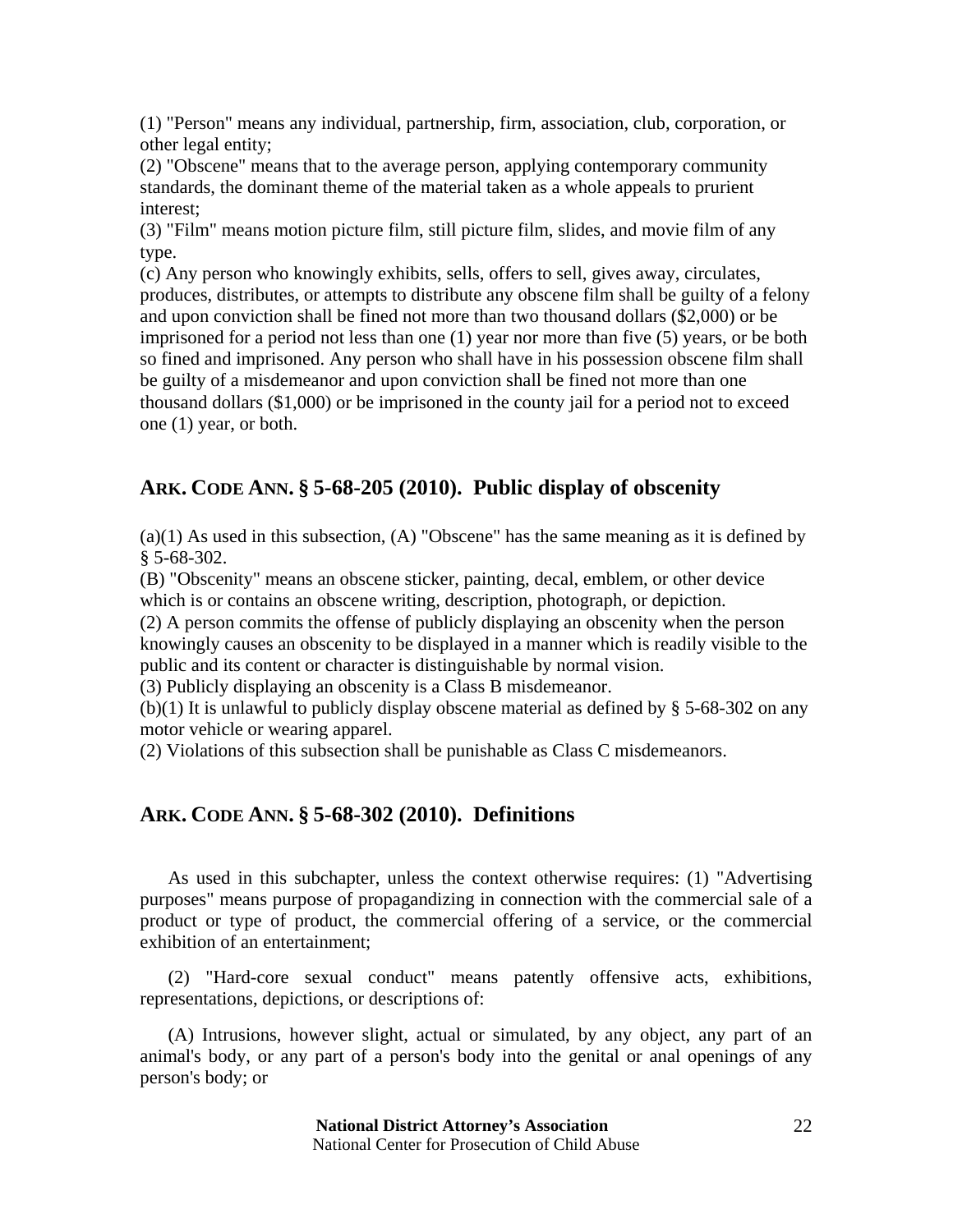(1) "Person" means any individual, partnership, firm, association, club, corporation, or other legal entity;
(2) "Obscene" means that to the average person, applying contemporary community standards, the dominant theme of the material taken as a whole appeals to prurient interest;
(3) "Film" means motion picture film, still picture film, slides, and movie film of any type.
(c) Any person who knowingly exhibits, sells, offers to sell, gives away, circulates, produces, distributes, or attempts to distribute any obscene film shall be guilty of a felony and upon conviction shall be fined not more than two thousand dollars ($2,000) or be imprisoned for a period not less than one (1) year nor more than five (5) years, or be both so fined and imprisoned. Any person who shall have in his possession obscene film shall be guilty of a misdemeanor and upon conviction shall be fined not more than one thousand dollars ($1,000) or be imprisoned in the county jail for a period not to exceed one (1) year, or both.

## ARK. CODE ANN. § 5-68-205 (2010). Public display of obscenity

(a)(1) As used in this subsection, (A) "Obscene" has the same meaning as it is defined by § 5-68-302.
(B) "Obscenity" means an obscene sticker, painting, decal, emblem, or other device which is or contains an obscene writing, description, photograph, or depiction.
(2) A person commits the offense of publicly displaying an obscenity when the person knowingly causes an obscenity to be displayed in a manner which is readily visible to the public and its content or character is distinguishable by normal vision.
(3) Publicly displaying an obscenity is a Class B misdemeanor.
(b)(1) It is unlawful to publicly display obscene material as defined by § 5-68-302 on any motor vehicle or wearing apparel.
(2) Violations of this subsection shall be punishable as Class C misdemeanors.

## ARK. CODE ANN. § 5-68-302 (2010). Definitions

As used in this subchapter, unless the context otherwise requires: (1) "Advertising purposes" means purpose of propagandizing in connection with the commercial sale of a product or type of product, the commercial offering of a service, or the commercial exhibition of an entertainment;

(2) "Hard-core sexual conduct" means patently offensive acts, exhibitions, representations, depictions, or descriptions of:

(A) Intrusions, however slight, actual or simulated, by any object, any part of an animal's body, or any part of a person's body into the genital or anal openings of any person's body; or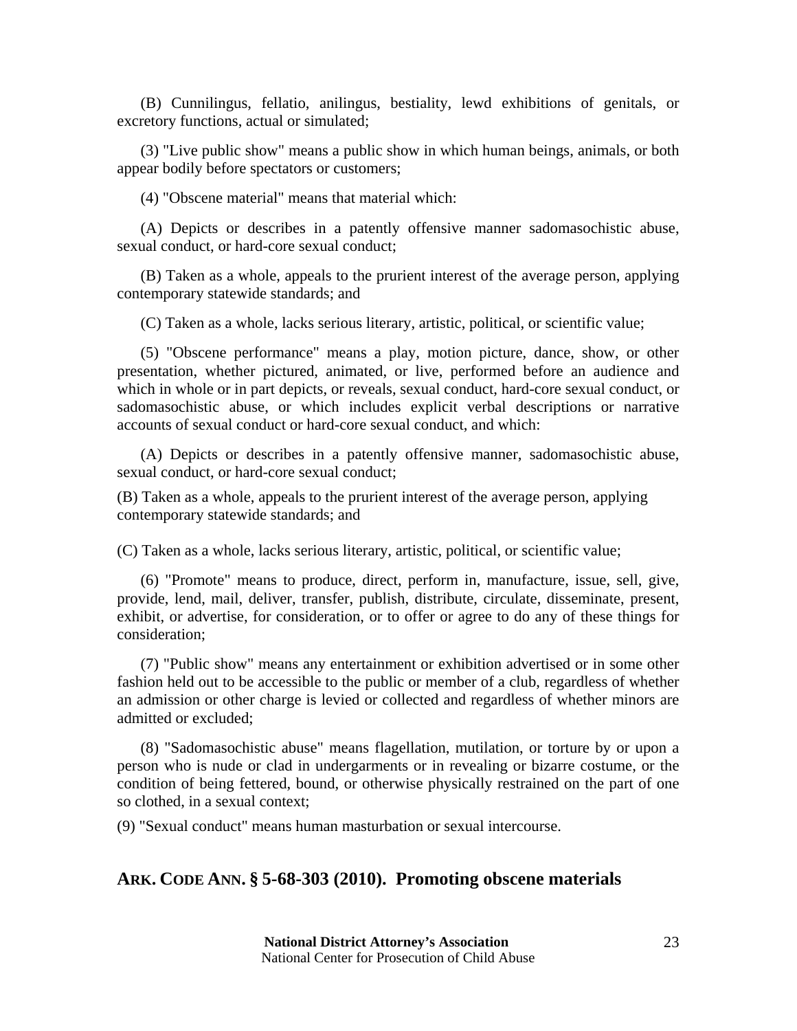(B) Cunnilingus, fellatio, anilingus, bestiality, lewd exhibitions of genitals, or excretory functions, actual or simulated;

(3) "Live public show" means a public show in which human beings, animals, or both appear bodily before spectators or customers;

(4) "Obscene material" means that material which:

(A) Depicts or describes in a patently offensive manner sadomasochistic abuse, sexual conduct, or hard-core sexual conduct;

(B) Taken as a whole, appeals to the prurient interest of the average person, applying contemporary statewide standards; and

(C) Taken as a whole, lacks serious literary, artistic, political, or scientific value;

(5) "Obscene performance" means a play, motion picture, dance, show, or other presentation, whether pictured, animated, or live, performed before an audience and which in whole or in part depicts, or reveals, sexual conduct, hard-core sexual conduct, or sadomasochistic abuse, or which includes explicit verbal descriptions or narrative accounts of sexual conduct or hard-core sexual conduct, and which:

(A) Depicts or describes in a patently offensive manner, sadomasochistic abuse, sexual conduct, or hard-core sexual conduct;

(B) Taken as a whole, appeals to the prurient interest of the average person, applying contemporary statewide standards; and

(C) Taken as a whole, lacks serious literary, artistic, political, or scientific value;

(6) "Promote" means to produce, direct, perform in, manufacture, issue, sell, give, provide, lend, mail, deliver, transfer, publish, distribute, circulate, disseminate, present, exhibit, or advertise, for consideration, or to offer or agree to do any of these things for consideration;

(7) "Public show" means any entertainment or exhibition advertised or in some other fashion held out to be accessible to the public or member of a club, regardless of whether an admission or other charge is levied or collected and regardless of whether minors are admitted or excluded;

(8) "Sadomasochistic abuse" means flagellation, mutilation, or torture by or upon a person who is nude or clad in undergarments or in revealing or bizarre costume, or the condition of being fettered, bound, or otherwise physically restrained on the part of one so clothed, in a sexual context;

(9) "Sexual conduct" means human masturbation or sexual intercourse.

## ARK. CODE ANN. § 5-68-303 (2010). Promoting obscene materials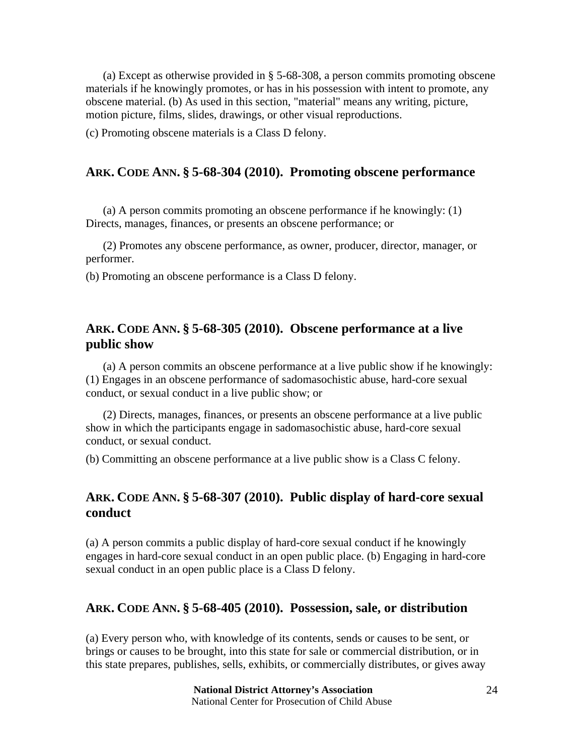(a) Except as otherwise provided in § 5-68-308, a person commits promoting obscene materials if he knowingly promotes, or has in his possession with intent to promote, any obscene material. (b) As used in this section, "material" means any writing, picture, motion picture, films, slides, drawings, or other visual reproductions.

(c) Promoting obscene materials is a Class D felony.

## ARK. CODE ANN. § 5-68-304 (2010). Promoting obscene performance

(a) A person commits promoting an obscene performance if he knowingly: (1) Directs, manages, finances, or presents an obscene performance; or

(2) Promotes any obscene performance, as owner, producer, director, manager, or performer.

(b) Promoting an obscene performance is a Class D felony.

## ARK. CODE ANN. § 5-68-305 (2010). Obscene performance at a live public show

(a) A person commits an obscene performance at a live public show if he knowingly: (1) Engages in an obscene performance of sadomasochistic abuse, hard-core sexual conduct, or sexual conduct in a live public show; or

(2) Directs, manages, finances, or presents an obscene performance at a live public show in which the participants engage in sadomasochistic abuse, hard-core sexual conduct, or sexual conduct.

(b) Committing an obscene performance at a live public show is a Class C felony.

## ARK. CODE ANN. § 5-68-307 (2010). Public display of hard-core sexual conduct

(a) A person commits a public display of hard-core sexual conduct if he knowingly engages in hard-core sexual conduct in an open public place. (b) Engaging in hard-core sexual conduct in an open public place is a Class D felony.

## ARK. CODE ANN. § 5-68-405 (2010). Possession, sale, or distribution

(a) Every person who, with knowledge of its contents, sends or causes to be sent, or brings or causes to be brought, into this state for sale or commercial distribution, or in this state prepares, publishes, sells, exhibits, or commercially distributes, or gives away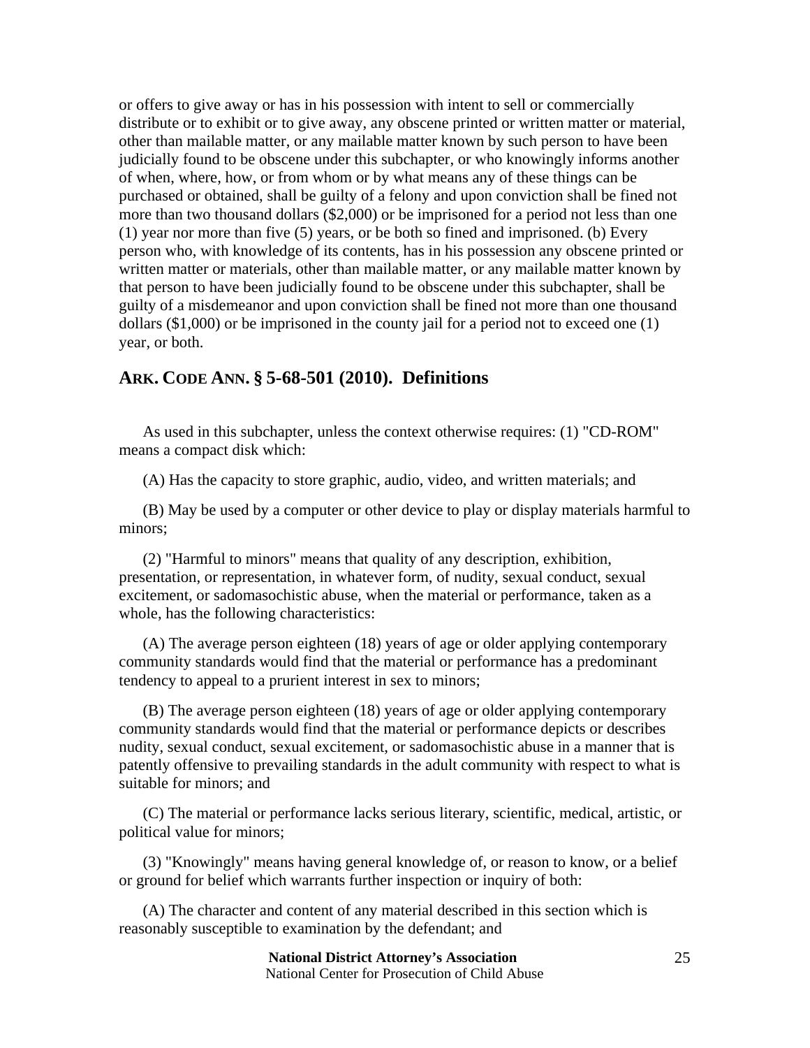or offers to give away or has in his possession with intent to sell or commercially distribute or to exhibit or to give away, any obscene printed or written matter or material, other than mailable matter, or any mailable matter known by such person to have been judicially found to be obscene under this subchapter, or who knowingly informs another of when, where, how, or from whom or by what means any of these things can be purchased or obtained, shall be guilty of a felony and upon conviction shall be fined not more than two thousand dollars ($2,000) or be imprisoned for a period not less than one (1) year nor more than five (5) years, or be both so fined and imprisoned. (b) Every person who, with knowledge of its contents, has in his possession any obscene printed or written matter or materials, other than mailable matter, or any mailable matter known by that person to have been judicially found to be obscene under this subchapter, shall be guilty of a misdemeanor and upon conviction shall be fined not more than one thousand dollars ($1,000) or be imprisoned in the county jail for a period not to exceed one (1) year, or both.

## ARK. CODE ANN. § 5-68-501 (2010). Definitions

As used in this subchapter, unless the context otherwise requires: (1) "CD-ROM" means a compact disk which:

(A) Has the capacity to store graphic, audio, video, and written materials; and

(B) May be used by a computer or other device to play or display materials harmful to minors;

(2) "Harmful to minors" means that quality of any description, exhibition, presentation, or representation, in whatever form, of nudity, sexual conduct, sexual excitement, or sadomasochistic abuse, when the material or performance, taken as a whole, has the following characteristics:

(A) The average person eighteen (18) years of age or older applying contemporary community standards would find that the material or performance has a predominant tendency to appeal to a prurient interest in sex to minors;

(B) The average person eighteen (18) years of age or older applying contemporary community standards would find that the material or performance depicts or describes nudity, sexual conduct, sexual excitement, or sadomasochistic abuse in a manner that is patently offensive to prevailing standards in the adult community with respect to what is suitable for minors; and

(C) The material or performance lacks serious literary, scientific, medical, artistic, or political value for minors;

(3) "Knowingly" means having general knowledge of, or reason to know, or a belief or ground for belief which warrants further inspection or inquiry of both:

(A) The character and content of any material described in this section which is reasonably susceptible to examination by the defendant; and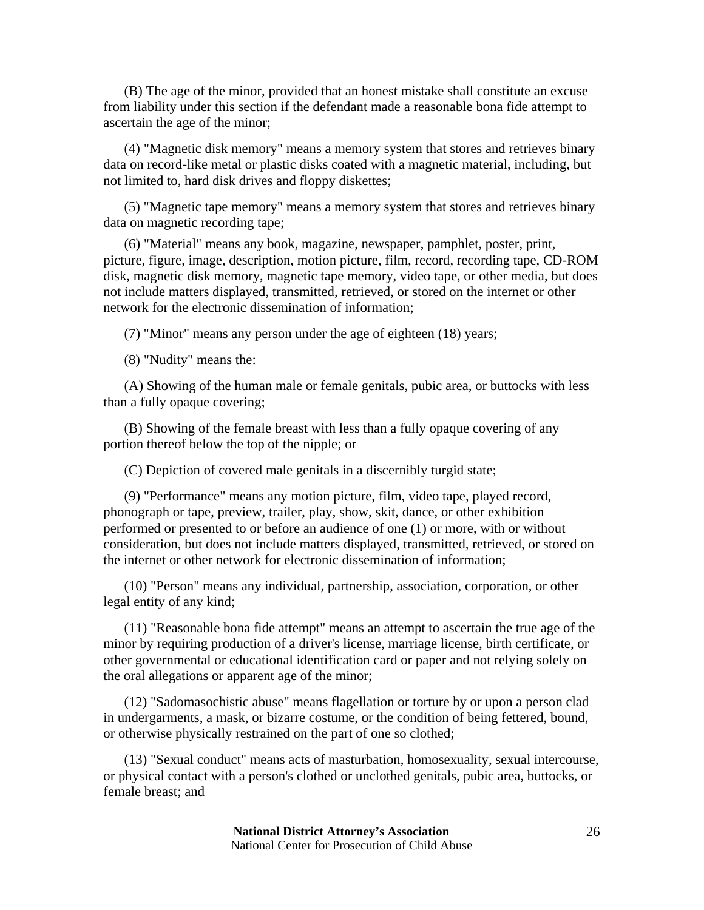(B) The age of the minor, provided that an honest mistake shall constitute an excuse from liability under this section if the defendant made a reasonable bona fide attempt to ascertain the age of the minor;

(4) "Magnetic disk memory" means a memory system that stores and retrieves binary data on record-like metal or plastic disks coated with a magnetic material, including, but not limited to, hard disk drives and floppy diskettes;

(5) "Magnetic tape memory" means a memory system that stores and retrieves binary data on magnetic recording tape;

(6) "Material" means any book, magazine, newspaper, pamphlet, poster, print, picture, figure, image, description, motion picture, film, record, recording tape, CD-ROM disk, magnetic disk memory, magnetic tape memory, video tape, or other media, but does not include matters displayed, transmitted, retrieved, or stored on the internet or other network for the electronic dissemination of information;

(7) "Minor" means any person under the age of eighteen (18) years;

(8) "Nudity" means the:

(A) Showing of the human male or female genitals, pubic area, or buttocks with less than a fully opaque covering;

(B) Showing of the female breast with less than a fully opaque covering of any portion thereof below the top of the nipple; or

(C) Depiction of covered male genitals in a discernibly turgid state;

(9) "Performance" means any motion picture, film, video tape, played record, phonograph or tape, preview, trailer, play, show, skit, dance, or other exhibition performed or presented to or before an audience of one (1) or more, with or without consideration, but does not include matters displayed, transmitted, retrieved, or stored on the internet or other network for electronic dissemination of information;

(10) "Person" means any individual, partnership, association, corporation, or other legal entity of any kind;

(11) "Reasonable bona fide attempt" means an attempt to ascertain the true age of the minor by requiring production of a driver's license, marriage license, birth certificate, or other governmental or educational identification card or paper and not relying solely on the oral allegations or apparent age of the minor;

(12) "Sadomasochistic abuse" means flagellation or torture by or upon a person clad in undergarments, a mask, or bizarre costume, or the condition of being fettered, bound, or otherwise physically restrained on the part of one so clothed;

(13) "Sexual conduct" means acts of masturbation, homosexuality, sexual intercourse, or physical contact with a person's clothed or unclothed genitals, pubic area, buttocks, or female breast; and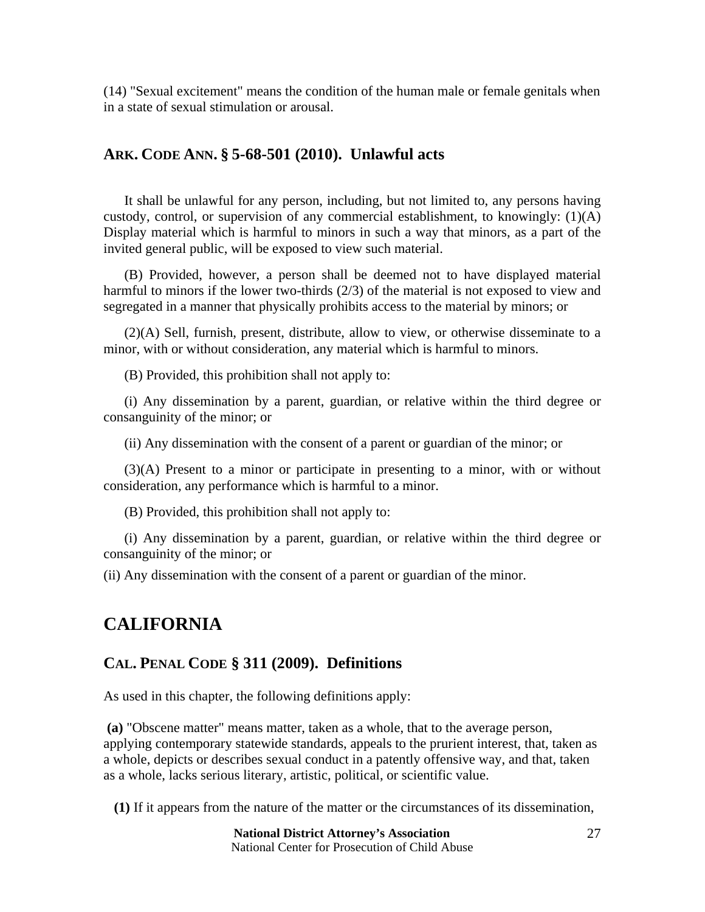(14) "Sexual excitement" means the condition of the human male or female genitals when in a state of sexual stimulation or arousal.

### ARK. CODE ANN. § 5-68-501 (2010). Unlawful acts

It shall be unlawful for any person, including, but not limited to, any persons having custody, control, or supervision of any commercial establishment, to knowingly: (1)(A) Display material which is harmful to minors in such a way that minors, as a part of the invited general public, will be exposed to view such material.

(B) Provided, however, a person shall be deemed not to have displayed material harmful to minors if the lower two-thirds (2/3) of the material is not exposed to view and segregated in a manner that physically prohibits access to the material by minors; or

(2)(A) Sell, furnish, present, distribute, allow to view, or otherwise disseminate to a minor, with or without consideration, any material which is harmful to minors.

(B) Provided, this prohibition shall not apply to:

(i) Any dissemination by a parent, guardian, or relative within the third degree or consanguinity of the minor; or

(ii) Any dissemination with the consent of a parent or guardian of the minor; or

(3)(A) Present to a minor or participate in presenting to a minor, with or without consideration, any performance which is harmful to a minor.

(B) Provided, this prohibition shall not apply to:

(i) Any dissemination by a parent, guardian, or relative within the third degree or consanguinity of the minor; or

(ii) Any dissemination with the consent of a parent or guardian of the minor.

## CALIFORNIA

### CAL. PENAL CODE § 311 (2009). Definitions

As used in this chapter, the following definitions apply:

**(a)** "Obscene matter" means matter, taken as a whole, that to the average person, applying contemporary statewide standards, appeals to the prurient interest, that, taken as a whole, depicts or describes sexual conduct in a patently offensive way, and that, taken as a whole, lacks serious literary, artistic, political, or scientific value.

**(1)** If it appears from the nature of the matter or the circumstances of its dissemination,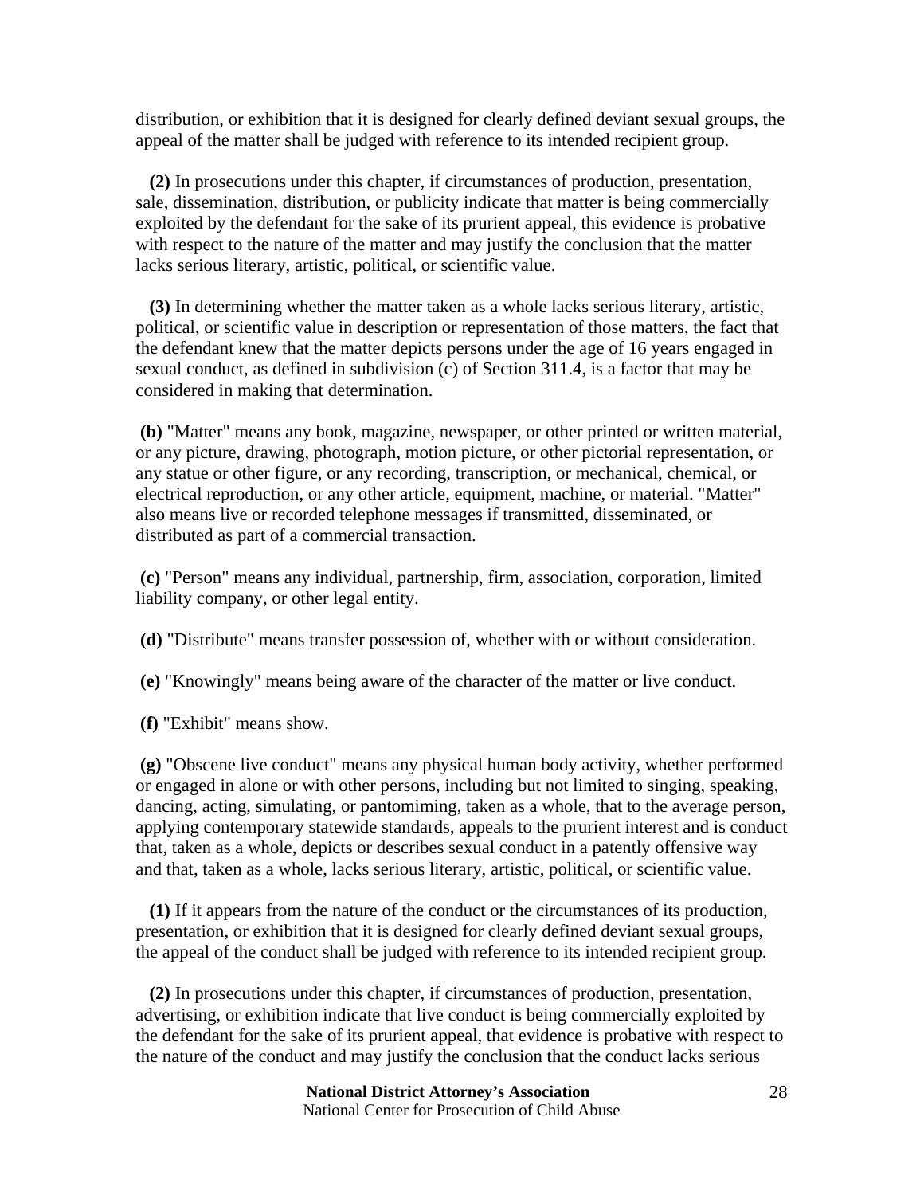distribution, or exhibition that it is designed for clearly defined deviant sexual groups, the appeal of the matter shall be judged with reference to its intended recipient group.

**(2)** In prosecutions under this chapter, if circumstances of production, presentation, sale, dissemination, distribution, or publicity indicate that matter is being commercially exploited by the defendant for the sake of its prurient appeal, this evidence is probative with respect to the nature of the matter and may justify the conclusion that the matter lacks serious literary, artistic, political, or scientific value.

**(3)** In determining whether the matter taken as a whole lacks serious literary, artistic, political, or scientific value in description or representation of those matters, the fact that the defendant knew that the matter depicts persons under the age of 16 years engaged in sexual conduct, as defined in subdivision (c) of Section 311.4, is a factor that may be considered in making that determination.

**(b)** "Matter" means any book, magazine, newspaper, or other printed or written material, or any picture, drawing, photograph, motion picture, or other pictorial representation, or any statue or other figure, or any recording, transcription, or mechanical, chemical, or electrical reproduction, or any other article, equipment, machine, or material. "Matter" also means live or recorded telephone messages if transmitted, disseminated, or distributed as part of a commercial transaction.

**(c)** "Person" means any individual, partnership, firm, association, corporation, limited liability company, or other legal entity.

**(d)** "Distribute" means transfer possession of, whether with or without consideration.

**(e)** "Knowingly" means being aware of the character of the matter or live conduct.

**(f)** "Exhibit" means show.

**(g)** "Obscene live conduct" means any physical human body activity, whether performed or engaged in alone or with other persons, including but not limited to singing, speaking, dancing, acting, simulating, or pantomiming, taken as a whole, that to the average person, applying contemporary statewide standards, appeals to the prurient interest and is conduct that, taken as a whole, depicts or describes sexual conduct in a patently offensive way and that, taken as a whole, lacks serious literary, artistic, political, or scientific value.

**(1)** If it appears from the nature of the conduct or the circumstances of its production, presentation, or exhibition that it is designed for clearly defined deviant sexual groups, the appeal of the conduct shall be judged with reference to its intended recipient group.

**(2)** In prosecutions under this chapter, if circumstances of production, presentation, advertising, or exhibition indicate that live conduct is being commercially exploited by the defendant for the sake of its prurient appeal, that evidence is probative with respect to the nature of the conduct and may justify the conclusion that the conduct lacks serious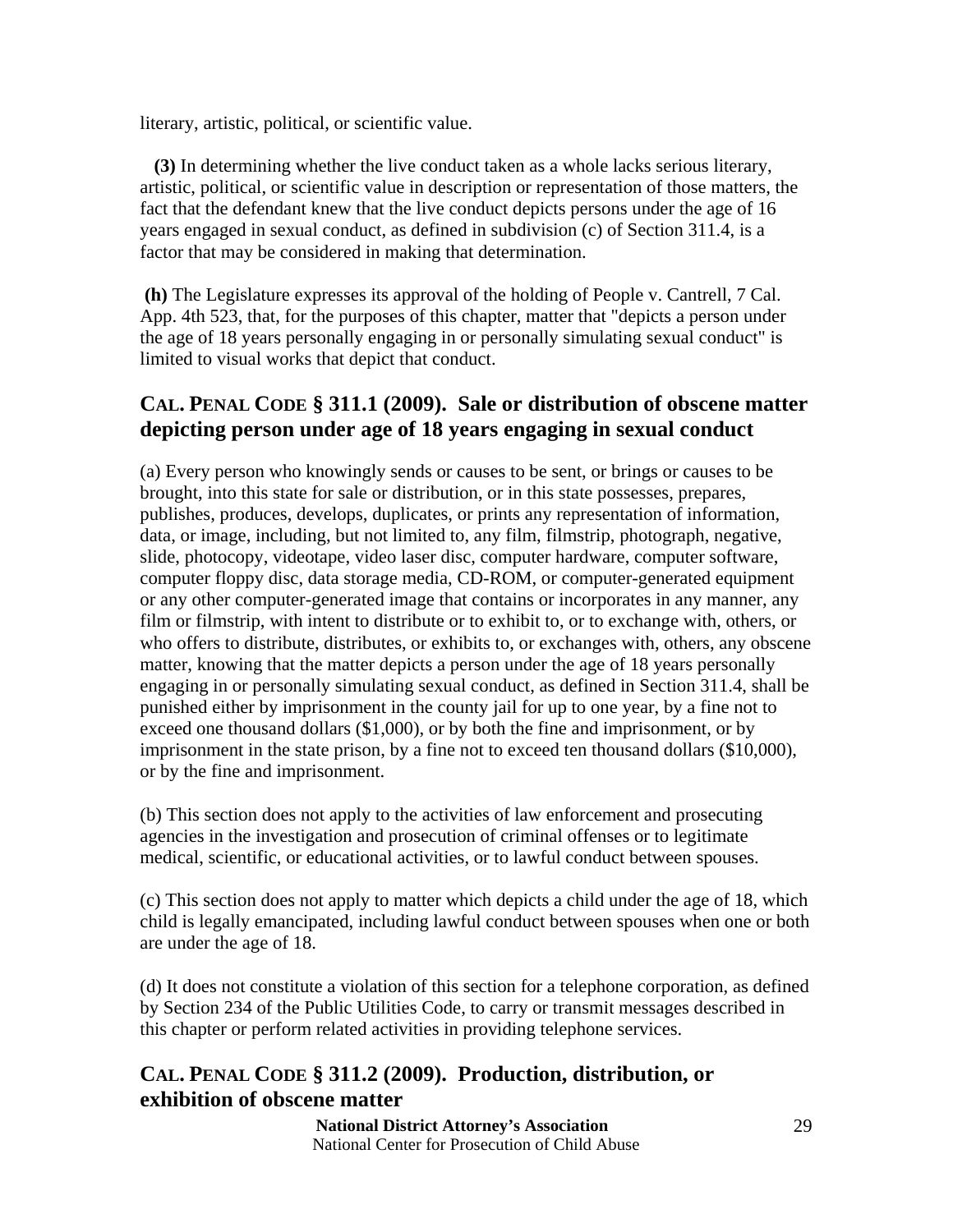literary, artistic, political, or scientific value.

**(3)** In determining whether the live conduct taken as a whole lacks serious literary, artistic, political, or scientific value in description or representation of those matters, the fact that the defendant knew that the live conduct depicts persons under the age of 16 years engaged in sexual conduct, as defined in subdivision (c) of Section 311.4, is a factor that may be considered in making that determination.

**(h)** The Legislature expresses its approval of the holding of People v. Cantrell, 7 Cal. App. 4th 523, that, for the purposes of this chapter, matter that "depicts a person under the age of 18 years personally engaging in or personally simulating sexual conduct" is limited to visual works that depict that conduct.

## CAL. PENAL CODE § 311.1 (2009). Sale or distribution of obscene matter depicting person under age of 18 years engaging in sexual conduct

(a) Every person who knowingly sends or causes to be sent, or brings or causes to be brought, into this state for sale or distribution, or in this state possesses, prepares, publishes, produces, develops, duplicates, or prints any representation of information, data, or image, including, but not limited to, any film, filmstrip, photograph, negative, slide, photocopy, videotape, video laser disc, computer hardware, computer software, computer floppy disc, data storage media, CD-ROM, or computer-generated equipment or any other computer-generated image that contains or incorporates in any manner, any film or filmstrip, with intent to distribute or to exhibit to, or to exchange with, others, or who offers to distribute, distributes, or exhibits to, or exchanges with, others, any obscene matter, knowing that the matter depicts a person under the age of 18 years personally engaging in or personally simulating sexual conduct, as defined in Section 311.4, shall be punished either by imprisonment in the county jail for up to one year, by a fine not to exceed one thousand dollars ($1,000), or by both the fine and imprisonment, or by imprisonment in the state prison, by a fine not to exceed ten thousand dollars ($10,000), or by the fine and imprisonment.

(b) This section does not apply to the activities of law enforcement and prosecuting agencies in the investigation and prosecution of criminal offenses or to legitimate medical, scientific, or educational activities, or to lawful conduct between spouses.

(c) This section does not apply to matter which depicts a child under the age of 18, which child is legally emancipated, including lawful conduct between spouses when one or both are under the age of 18.

(d) It does not constitute a violation of this section for a telephone corporation, as defined by Section 234 of the Public Utilities Code, to carry or transmit messages described in this chapter or perform related activities in providing telephone services.

## CAL. PENAL CODE § 311.2 (2009). Production, distribution, or exhibition of obscene matter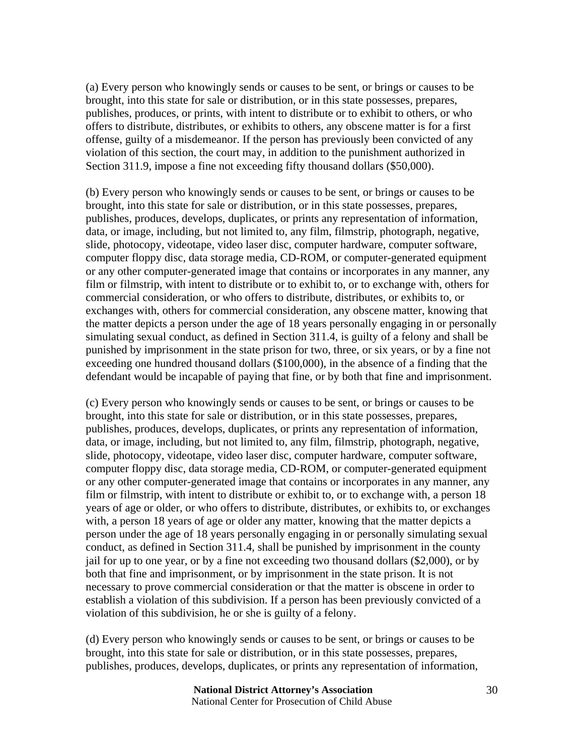(a) Every person who knowingly sends or causes to be sent, or brings or causes to be brought, into this state for sale or distribution, or in this state possesses, prepares, publishes, produces, or prints, with intent to distribute or to exhibit to others, or who offers to distribute, distributes, or exhibits to others, any obscene matter is for a first offense, guilty of a misdemeanor. If the person has previously been convicted of any violation of this section, the court may, in addition to the punishment authorized in Section 311.9, impose a fine not exceeding fifty thousand dollars ($50,000).

(b) Every person who knowingly sends or causes to be sent, or brings or causes to be brought, into this state for sale or distribution, or in this state possesses, prepares, publishes, produces, develops, duplicates, or prints any representation of information, data, or image, including, but not limited to, any film, filmstrip, photograph, negative, slide, photocopy, videotape, video laser disc, computer hardware, computer software, computer floppy disc, data storage media, CD-ROM, or computer-generated equipment or any other computer-generated image that contains or incorporates in any manner, any film or filmstrip, with intent to distribute or to exhibit to, or to exchange with, others for commercial consideration, or who offers to distribute, distributes, or exhibits to, or exchanges with, others for commercial consideration, any obscene matter, knowing that the matter depicts a person under the age of 18 years personally engaging in or personally simulating sexual conduct, as defined in Section 311.4, is guilty of a felony and shall be punished by imprisonment in the state prison for two, three, or six years, or by a fine not exceeding one hundred thousand dollars ($100,000), in the absence of a finding that the defendant would be incapable of paying that fine, or by both that fine and imprisonment.

(c) Every person who knowingly sends or causes to be sent, or brings or causes to be brought, into this state for sale or distribution, or in this state possesses, prepares, publishes, produces, develops, duplicates, or prints any representation of information, data, or image, including, but not limited to, any film, filmstrip, photograph, negative, slide, photocopy, videotape, video laser disc, computer hardware, computer software, computer floppy disc, data storage media, CD-ROM, or computer-generated equipment or any other computer-generated image that contains or incorporates in any manner, any film or filmstrip, with intent to distribute or exhibit to, or to exchange with, a person 18 years of age or older, or who offers to distribute, distributes, or exhibits to, or exchanges with, a person 18 years of age or older any matter, knowing that the matter depicts a person under the age of 18 years personally engaging in or personally simulating sexual conduct, as defined in Section 311.4, shall be punished by imprisonment in the county jail for up to one year, or by a fine not exceeding two thousand dollars ($2,000), or by both that fine and imprisonment, or by imprisonment in the state prison. It is not necessary to prove commercial consideration or that the matter is obscene in order to establish a violation of this subdivision. If a person has been previously convicted of a violation of this subdivision, he or she is guilty of a felony.

(d) Every person who knowingly sends or causes to be sent, or brings or causes to be brought, into this state for sale or distribution, or in this state possesses, prepares, publishes, produces, develops, duplicates, or prints any representation of information,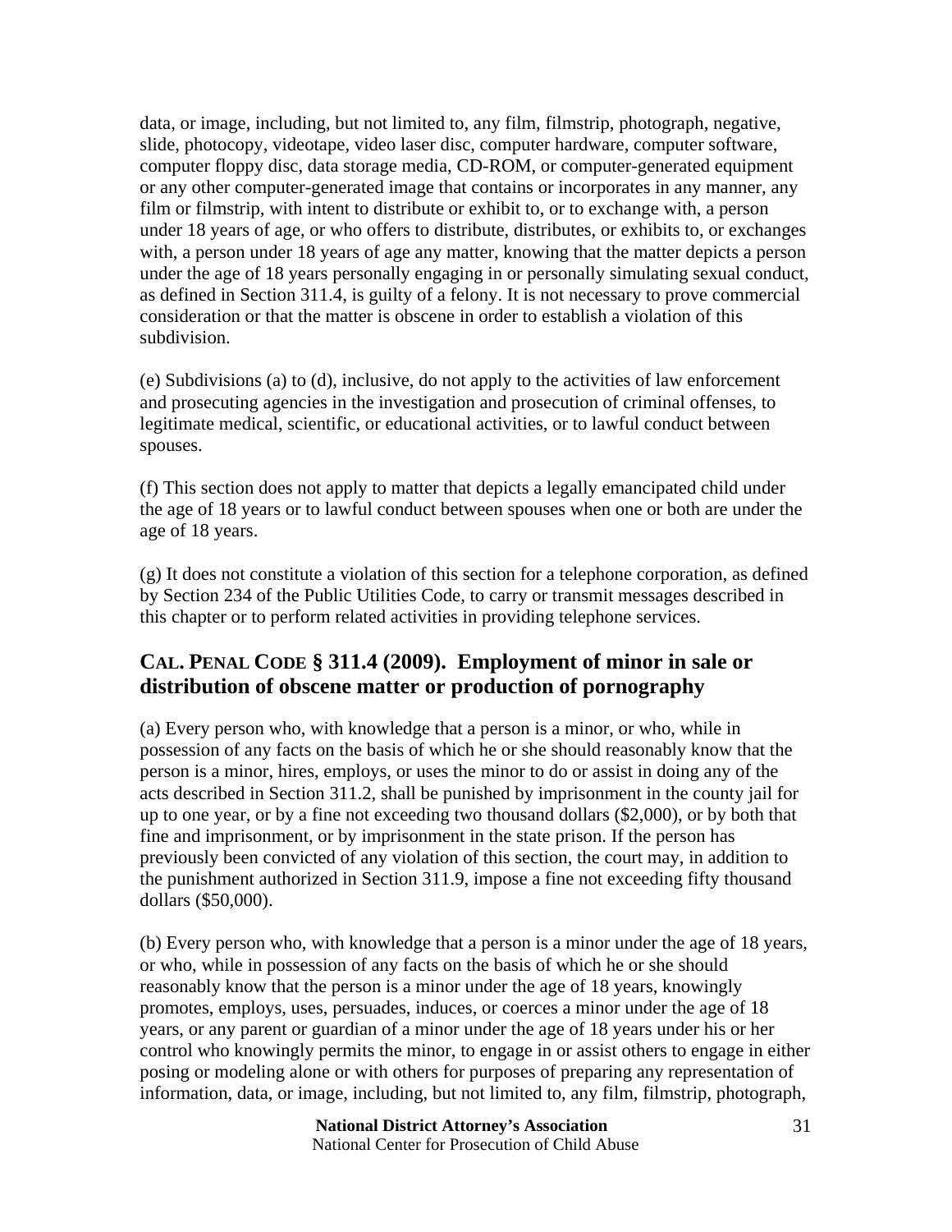data, or image, including, but not limited to, any film, filmstrip, photograph, negative, slide, photocopy, videotape, video laser disc, computer hardware, computer software, computer floppy disc, data storage media, CD-ROM, or computer-generated equipment or any other computer-generated image that contains or incorporates in any manner, any film or filmstrip, with intent to distribute or exhibit to, or to exchange with, a person under 18 years of age, or who offers to distribute, distributes, or exhibits to, or exchanges with, a person under 18 years of age any matter, knowing that the matter depicts a person under the age of 18 years personally engaging in or personally simulating sexual conduct, as defined in Section 311.4, is guilty of a felony. It is not necessary to prove commercial consideration or that the matter is obscene in order to establish a violation of this subdivision.

(e) Subdivisions (a) to (d), inclusive, do not apply to the activities of law enforcement and prosecuting agencies in the investigation and prosecution of criminal offenses, to legitimate medical, scientific, or educational activities, or to lawful conduct between spouses.

(f) This section does not apply to matter that depicts a legally emancipated child under the age of 18 years or to lawful conduct between spouses when one or both are under the age of 18 years.

(g) It does not constitute a violation of this section for a telephone corporation, as defined by Section 234 of the Public Utilities Code, to carry or transmit messages described in this chapter or to perform related activities in providing telephone services.

## CAL. PENAL CODE § 311.4 (2009). Employment of minor in sale or distribution of obscene matter or production of pornography

(a) Every person who, with knowledge that a person is a minor, or who, while in possession of any facts on the basis of which he or she should reasonably know that the person is a minor, hires, employs, or uses the minor to do or assist in doing any of the acts described in Section 311.2, shall be punished by imprisonment in the county jail for up to one year, or by a fine not exceeding two thousand dollars ($2,000), or by both that fine and imprisonment, or by imprisonment in the state prison. If the person has previously been convicted of any violation of this section, the court may, in addition to the punishment authorized in Section 311.9, impose a fine not exceeding fifty thousand dollars ($50,000).

(b) Every person who, with knowledge that a person is a minor under the age of 18 years, or who, while in possession of any facts on the basis of which he or she should reasonably know that the person is a minor under the age of 18 years, knowingly promotes, employs, uses, persuades, induces, or coerces a minor under the age of 18 years, or any parent or guardian of a minor under the age of 18 years under his or her control who knowingly permits the minor, to engage in or assist others to engage in either posing or modeling alone or with others for purposes of preparing any representation of information, data, or image, including, but not limited to, any film, filmstrip, photograph,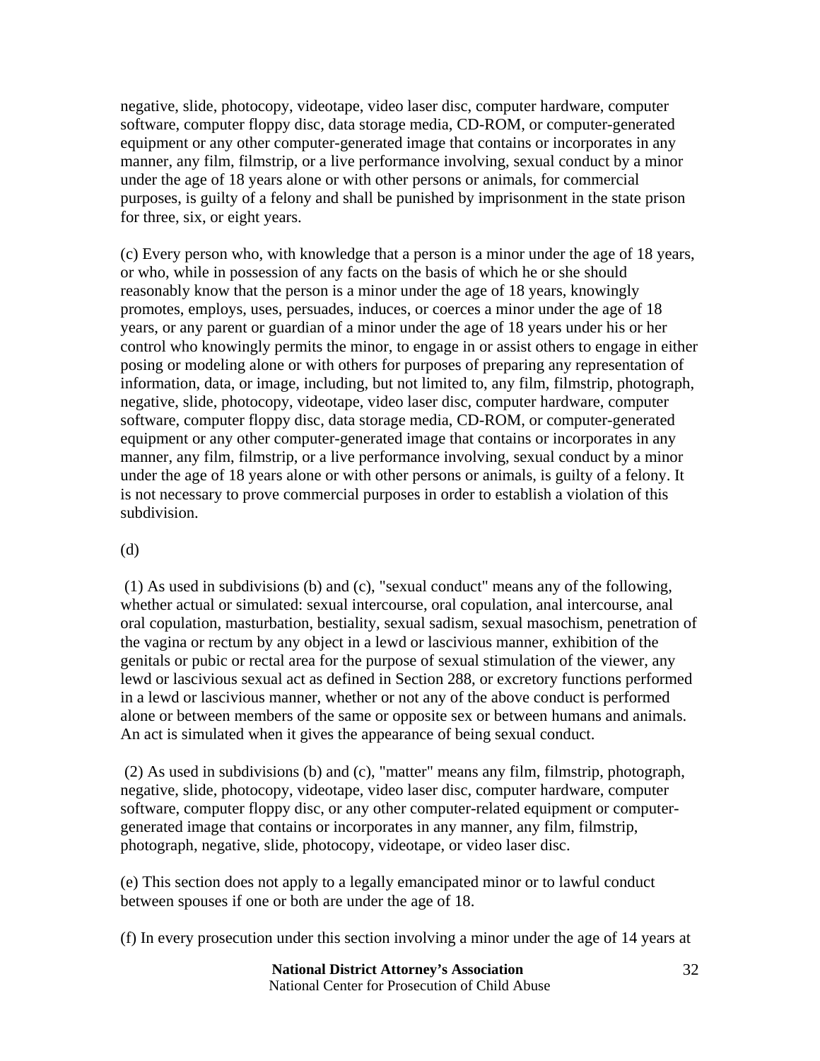negative, slide, photocopy, videotape, video laser disc, computer hardware, computer software, computer floppy disc, data storage media, CD-ROM, or computer-generated equipment or any other computer-generated image that contains or incorporates in any manner, any film, filmstrip, or a live performance involving, sexual conduct by a minor under the age of 18 years alone or with other persons or animals, for commercial purposes, is guilty of a felony and shall be punished by imprisonment in the state prison for three, six, or eight years.

(c) Every person who, with knowledge that a person is a minor under the age of 18 years, or who, while in possession of any facts on the basis of which he or she should reasonably know that the person is a minor under the age of 18 years, knowingly promotes, employs, uses, persuades, induces, or coerces a minor under the age of 18 years, or any parent or guardian of a minor under the age of 18 years under his or her control who knowingly permits the minor, to engage in or assist others to engage in either posing or modeling alone or with others for purposes of preparing any representation of information, data, or image, including, but not limited to, any film, filmstrip, photograph, negative, slide, photocopy, videotape, video laser disc, computer hardware, computer software, computer floppy disc, data storage media, CD-ROM, or computer-generated equipment or any other computer-generated image that contains or incorporates in any manner, any film, filmstrip, or a live performance involving, sexual conduct by a minor under the age of 18 years alone or with other persons or animals, is guilty of a felony. It is not necessary to prove commercial purposes in order to establish a violation of this subdivision.

(d)

(1) As used in subdivisions (b) and (c), "sexual conduct" means any of the following, whether actual or simulated: sexual intercourse, oral copulation, anal intercourse, anal oral copulation, masturbation, bestiality, sexual sadism, sexual masochism, penetration of the vagina or rectum by any object in a lewd or lascivious manner, exhibition of the genitals or pubic or rectal area for the purpose of sexual stimulation of the viewer, any lewd or lascivious sexual act as defined in Section 288, or excretory functions performed in a lewd or lascivious manner, whether or not any of the above conduct is performed alone or between members of the same or opposite sex or between humans and animals. An act is simulated when it gives the appearance of being sexual conduct.

(2) As used in subdivisions (b) and (c), "matter" means any film, filmstrip, photograph, negative, slide, photocopy, videotape, video laser disc, computer hardware, computer software, computer floppy disc, or any other computer-related equipment or computer-generated image that contains or incorporates in any manner, any film, filmstrip, photograph, negative, slide, photocopy, videotape, or video laser disc.

(e) This section does not apply to a legally emancipated minor or to lawful conduct between spouses if one or both are under the age of 18.

(f) In every prosecution under this section involving a minor under the age of 14 years at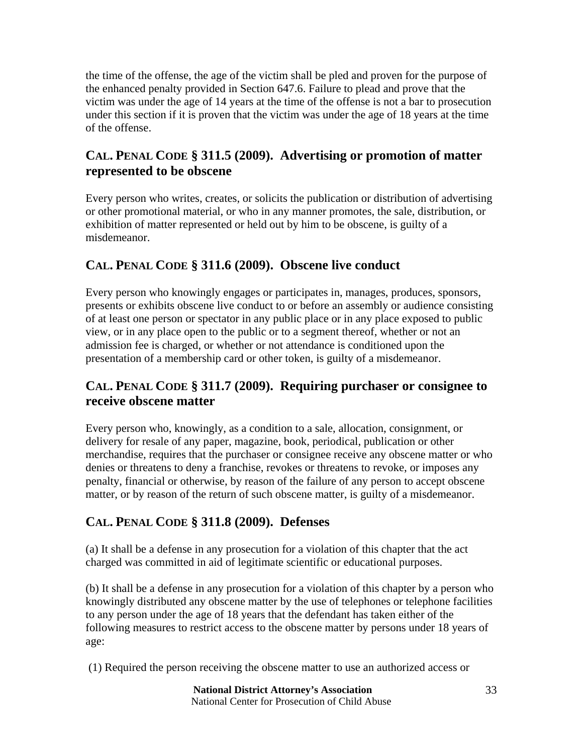the time of the offense, the age of the victim shall be pled and proven for the purpose of the enhanced penalty provided in Section 647.6. Failure to plead and prove that the victim was under the age of 14 years at the time of the offense is not a bar to prosecution under this section if it is proven that the victim was under the age of 18 years at the time of the offense.

## CAL. PENAL CODE § 311.5 (2009). Advertising or promotion of matter represented to be obscene

Every person who writes, creates, or solicits the publication or distribution of advertising or other promotional material, or who in any manner promotes, the sale, distribution, or exhibition of matter represented or held out by him to be obscene, is guilty of a misdemeanor.

## CAL. PENAL CODE § 311.6 (2009). Obscene live conduct

Every person who knowingly engages or participates in, manages, produces, sponsors, presents or exhibits obscene live conduct to or before an assembly or audience consisting of at least one person or spectator in any public place or in any place exposed to public view, or in any place open to the public or to a segment thereof, whether or not an admission fee is charged, or whether or not attendance is conditioned upon the presentation of a membership card or other token, is guilty of a misdemeanor.

## CAL. PENAL CODE § 311.7 (2009). Requiring purchaser or consignee to receive obscene matter

Every person who, knowingly, as a condition to a sale, allocation, consignment, or delivery for resale of any paper, magazine, book, periodical, publication or other merchandise, requires that the purchaser or consignee receive any obscene matter or who denies or threatens to deny a franchise, revokes or threatens to revoke, or imposes any penalty, financial or otherwise, by reason of the failure of any person to accept obscene matter, or by reason of the return of such obscene matter, is guilty of a misdemeanor.

## CAL. PENAL CODE § 311.8 (2009). Defenses

(a) It shall be a defense in any prosecution for a violation of this chapter that the act charged was committed in aid of legitimate scientific or educational purposes.

(b) It shall be a defense in any prosecution for a violation of this chapter by a person who knowingly distributed any obscene matter by the use of telephones or telephone facilities to any person under the age of 18 years that the defendant has taken either of the following measures to restrict access to the obscene matter by persons under 18 years of age:

(1) Required the person receiving the obscene matter to use an authorized access or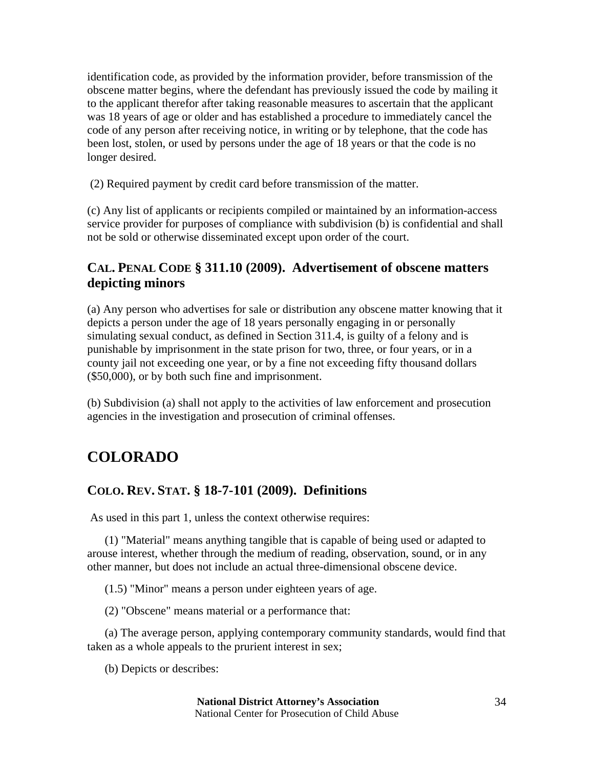identification code, as provided by the information provider, before transmission of the obscene matter begins, where the defendant has previously issued the code by mailing it to the applicant therefor after taking reasonable measures to ascertain that the applicant was 18 years of age or older and has established a procedure to immediately cancel the code of any person after receiving notice, in writing or by telephone, that the code has been lost, stolen, or used by persons under the age of 18 years or that the code is no longer desired.

(2) Required payment by credit card before transmission of the matter.

(c) Any list of applicants or recipients compiled or maintained by an information-access service provider for purposes of compliance with subdivision (b) is confidential and shall not be sold or otherwise disseminated except upon order of the court.

### CAL. PENAL CODE § 311.10 (2009). Advertisement of obscene matters depicting minors

(a) Any person who advertises for sale or distribution any obscene matter knowing that it depicts a person under the age of 18 years personally engaging in or personally simulating sexual conduct, as defined in Section 311.4, is guilty of a felony and is punishable by imprisonment in the state prison for two, three, or four years, or in a county jail not exceeding one year, or by a fine not exceeding fifty thousand dollars ($50,000), or by both such fine and imprisonment.

(b) Subdivision (a) shall not apply to the activities of law enforcement and prosecution agencies in the investigation and prosecution of criminal offenses.

## COLORADO

### COLO. REV. STAT. § 18-7-101 (2009). Definitions

As used in this part 1, unless the context otherwise requires:

(1) "Material" means anything tangible that is capable of being used or adapted to arouse interest, whether through the medium of reading, observation, sound, or in any other manner, but does not include an actual three-dimensional obscene device.

(1.5) "Minor" means a person under eighteen years of age.

(2) "Obscene" means material or a performance that:

(a) The average person, applying contemporary community standards, would find that taken as a whole appeals to the prurient interest in sex;

(b) Depicts or describes: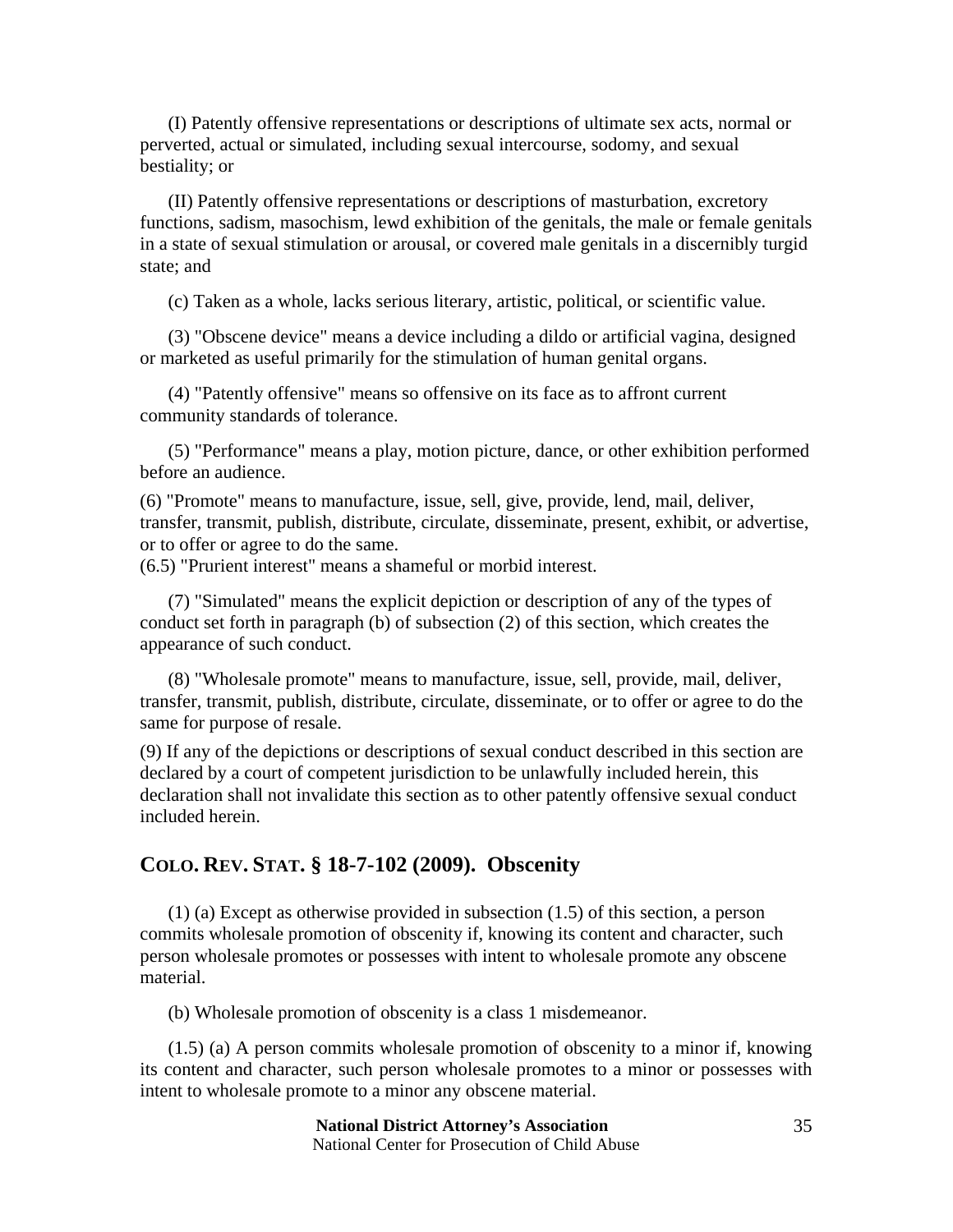(I) Patently offensive representations or descriptions of ultimate sex acts, normal or perverted, actual or simulated, including sexual intercourse, sodomy, and sexual bestiality; or

(II) Patently offensive representations or descriptions of masturbation, excretory functions, sadism, masochism, lewd exhibition of the genitals, the male or female genitals in a state of sexual stimulation or arousal, or covered male genitals in a discernibly turgid state; and

(c) Taken as a whole, lacks serious literary, artistic, political, or scientific value.

(3) "Obscene device" means a device including a dildo or artificial vagina, designed or marketed as useful primarily for the stimulation of human genital organs.

(4) "Patently offensive" means so offensive on its face as to affront current community standards of tolerance.

(5) "Performance" means a play, motion picture, dance, or other exhibition performed before an audience.

(6) "Promote" means to manufacture, issue, sell, give, provide, lend, mail, deliver, transfer, transmit, publish, distribute, circulate, disseminate, present, exhibit, or advertise, or to offer or agree to do the same.

(6.5) "Prurient interest" means a shameful or morbid interest.

(7) "Simulated" means the explicit depiction or description of any of the types of conduct set forth in paragraph (b) of subsection (2) of this section, which creates the appearance of such conduct.

(8) "Wholesale promote" means to manufacture, issue, sell, provide, mail, deliver, transfer, transmit, publish, distribute, circulate, disseminate, or to offer or agree to do the same for purpose of resale.

(9) If any of the depictions or descriptions of sexual conduct described in this section are declared by a court of competent jurisdiction to be unlawfully included herein, this declaration shall not invalidate this section as to other patently offensive sexual conduct included herein.

## COLO. REV. STAT. § 18-7-102 (2009). Obscenity

(1) (a) Except as otherwise provided in subsection (1.5) of this section, a person commits wholesale promotion of obscenity if, knowing its content and character, such person wholesale promotes or possesses with intent to wholesale promote any obscene material.

(b) Wholesale promotion of obscenity is a class 1 misdemeanor.

(1.5) (a) A person commits wholesale promotion of obscenity to a minor if, knowing its content and character, such person wholesale promotes to a minor or possesses with intent to wholesale promote to a minor any obscene material.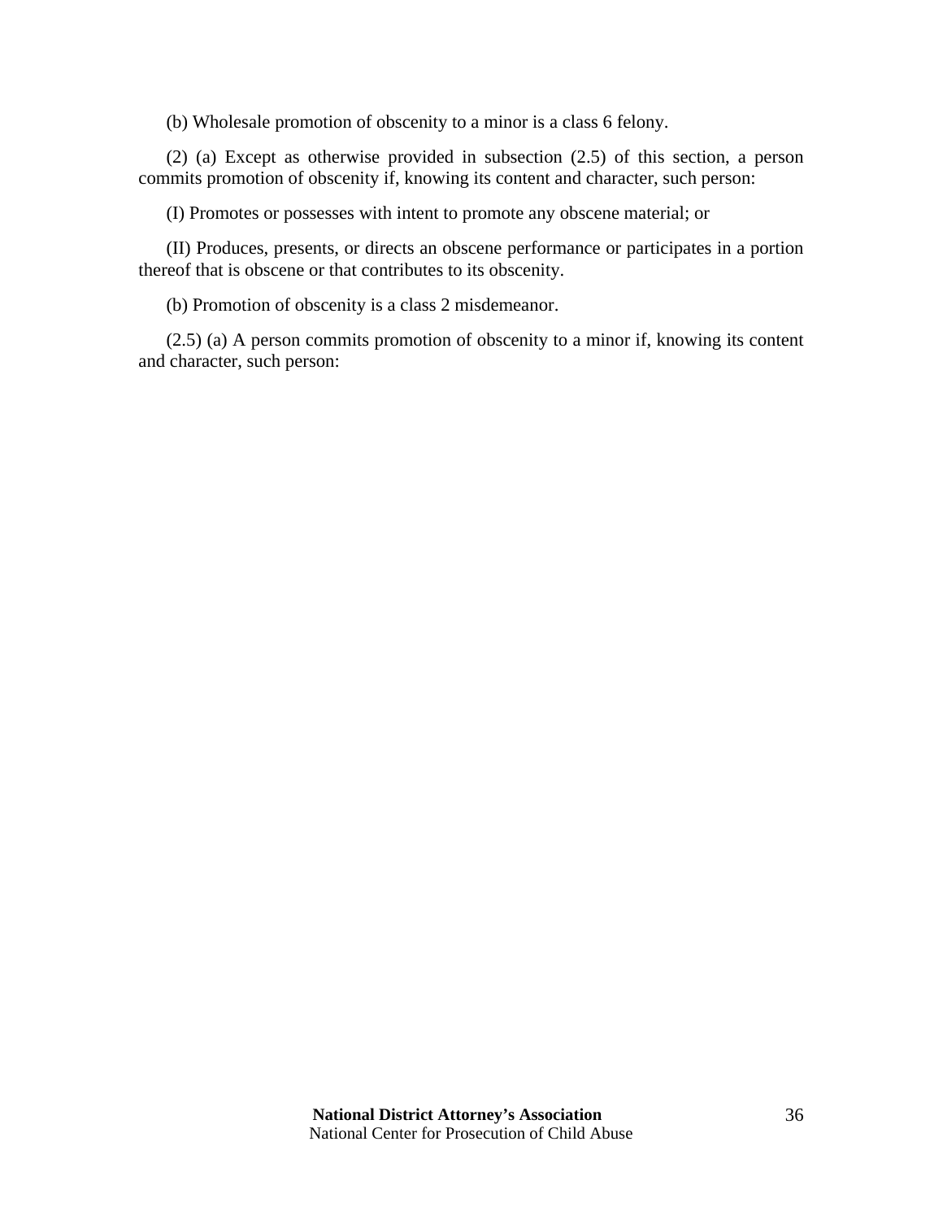(b) Wholesale promotion of obscenity to a minor is a class 6 felony.

(2) (a) Except as otherwise provided in subsection (2.5) of this section, a person commits promotion of obscenity if, knowing its content and character, such person:

(I) Promotes or possesses with intent to promote any obscene material; or

(II) Produces, presents, or directs an obscene performance or participates in a portion thereof that is obscene or that contributes to its obscenity.

(b) Promotion of obscenity is a class 2 misdemeanor.

(2.5) (a) A person commits promotion of obscenity to a minor if, knowing its content and character, such person: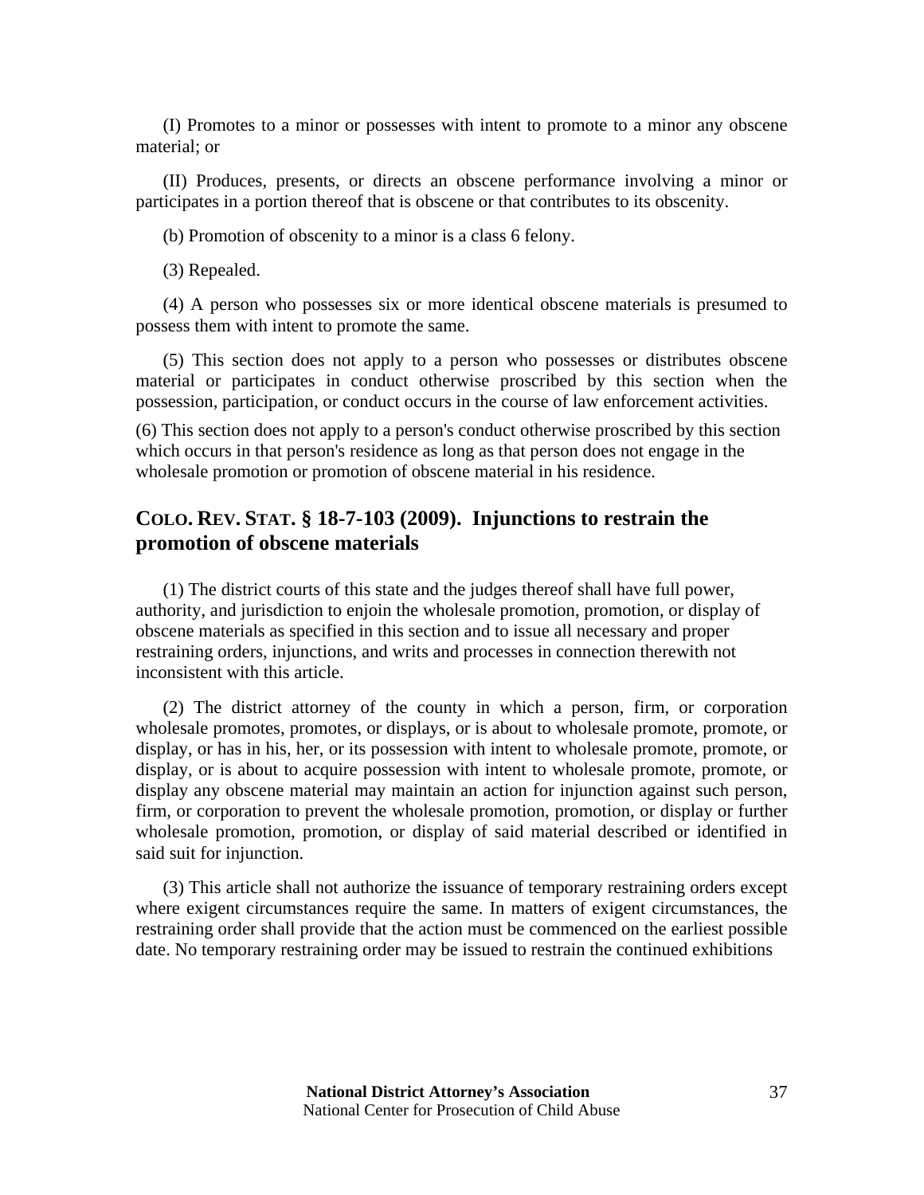(I) Promotes to a minor or possesses with intent to promote to a minor any obscene material; or

(II) Produces, presents, or directs an obscene performance involving a minor or participates in a portion thereof that is obscene or that contributes to its obscenity.

(b) Promotion of obscenity to a minor is a class 6 felony.

(3) Repealed.

(4) A person who possesses six or more identical obscene materials is presumed to possess them with intent to promote the same.

(5) This section does not apply to a person who possesses or distributes obscene material or participates in conduct otherwise proscribed by this section when the possession, participation, or conduct occurs in the course of law enforcement activities.

(6) This section does not apply to a person's conduct otherwise proscribed by this section which occurs in that person's residence as long as that person does not engage in the wholesale promotion or promotion of obscene material in his residence.

## COLO. REV. STAT. § 18-7-103 (2009). Injunctions to restrain the promotion of obscene materials

(1) The district courts of this state and the judges thereof shall have full power, authority, and jurisdiction to enjoin the wholesale promotion, promotion, or display of obscene materials as specified in this section and to issue all necessary and proper restraining orders, injunctions, and writs and processes in connection therewith not inconsistent with this article.

(2) The district attorney of the county in which a person, firm, or corporation wholesale promotes, promotes, or displays, or is about to wholesale promote, promote, or display, or has in his, her, or its possession with intent to wholesale promote, promote, or display, or is about to acquire possession with intent to wholesale promote, promote, or display any obscene material may maintain an action for injunction against such person, firm, or corporation to prevent the wholesale promotion, promotion, or display or further wholesale promotion, promotion, or display of said material described or identified in said suit for injunction.

(3) This article shall not authorize the issuance of temporary restraining orders except where exigent circumstances require the same. In matters of exigent circumstances, the restraining order shall provide that the action must be commenced on the earliest possible date. No temporary restraining order may be issued to restrain the continued exhibitions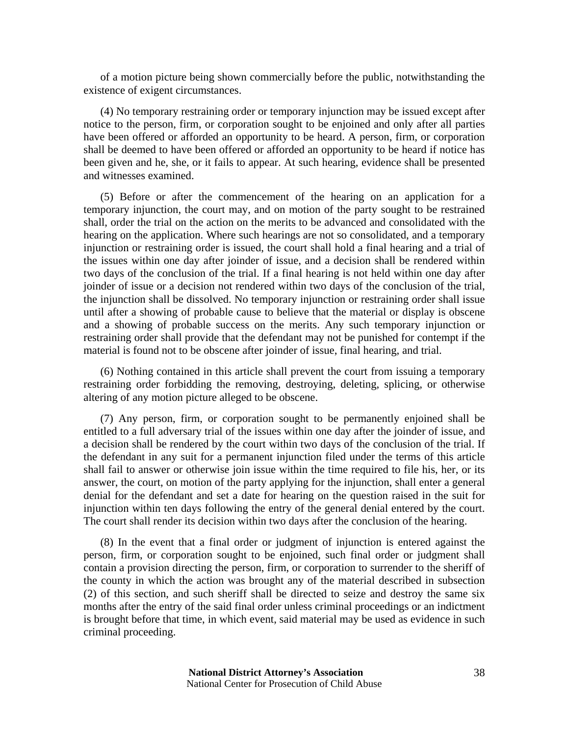of a motion picture being shown commercially before the public, notwithstanding the existence of exigent circumstances.

(4) No temporary restraining order or temporary injunction may be issued except after notice to the person, firm, or corporation sought to be enjoined and only after all parties have been offered or afforded an opportunity to be heard. A person, firm, or corporation shall be deemed to have been offered or afforded an opportunity to be heard if notice has been given and he, she, or it fails to appear. At such hearing, evidence shall be presented and witnesses examined.

(5) Before or after the commencement of the hearing on an application for a temporary injunction, the court may, and on motion of the party sought to be restrained shall, order the trial on the action on the merits to be advanced and consolidated with the hearing on the application. Where such hearings are not so consolidated, and a temporary injunction or restraining order is issued, the court shall hold a final hearing and a trial of the issues within one day after joinder of issue, and a decision shall be rendered within two days of the conclusion of the trial. If a final hearing is not held within one day after joinder of issue or a decision not rendered within two days of the conclusion of the trial, the injunction shall be dissolved. No temporary injunction or restraining order shall issue until after a showing of probable cause to believe that the material or display is obscene and a showing of probable success on the merits. Any such temporary injunction or restraining order shall provide that the defendant may not be punished for contempt if the material is found not to be obscene after joinder of issue, final hearing, and trial.

(6) Nothing contained in this article shall prevent the court from issuing a temporary restraining order forbidding the removing, destroying, deleting, splicing, or otherwise altering of any motion picture alleged to be obscene.

(7) Any person, firm, or corporation sought to be permanently enjoined shall be entitled to a full adversary trial of the issues within one day after the joinder of issue, and a decision shall be rendered by the court within two days of the conclusion of the trial. If the defendant in any suit for a permanent injunction filed under the terms of this article shall fail to answer or otherwise join issue within the time required to file his, her, or its answer, the court, on motion of the party applying for the injunction, shall enter a general denial for the defendant and set a date for hearing on the question raised in the suit for injunction within ten days following the entry of the general denial entered by the court. The court shall render its decision within two days after the conclusion of the hearing.

(8) In the event that a final order or judgment of injunction is entered against the person, firm, or corporation sought to be enjoined, such final order or judgment shall contain a provision directing the person, firm, or corporation to surrender to the sheriff of the county in which the action was brought any of the material described in subsection (2) of this section, and such sheriff shall be directed to seize and destroy the same six months after the entry of the said final order unless criminal proceedings or an indictment is brought before that time, in which event, said material may be used as evidence in such criminal proceeding.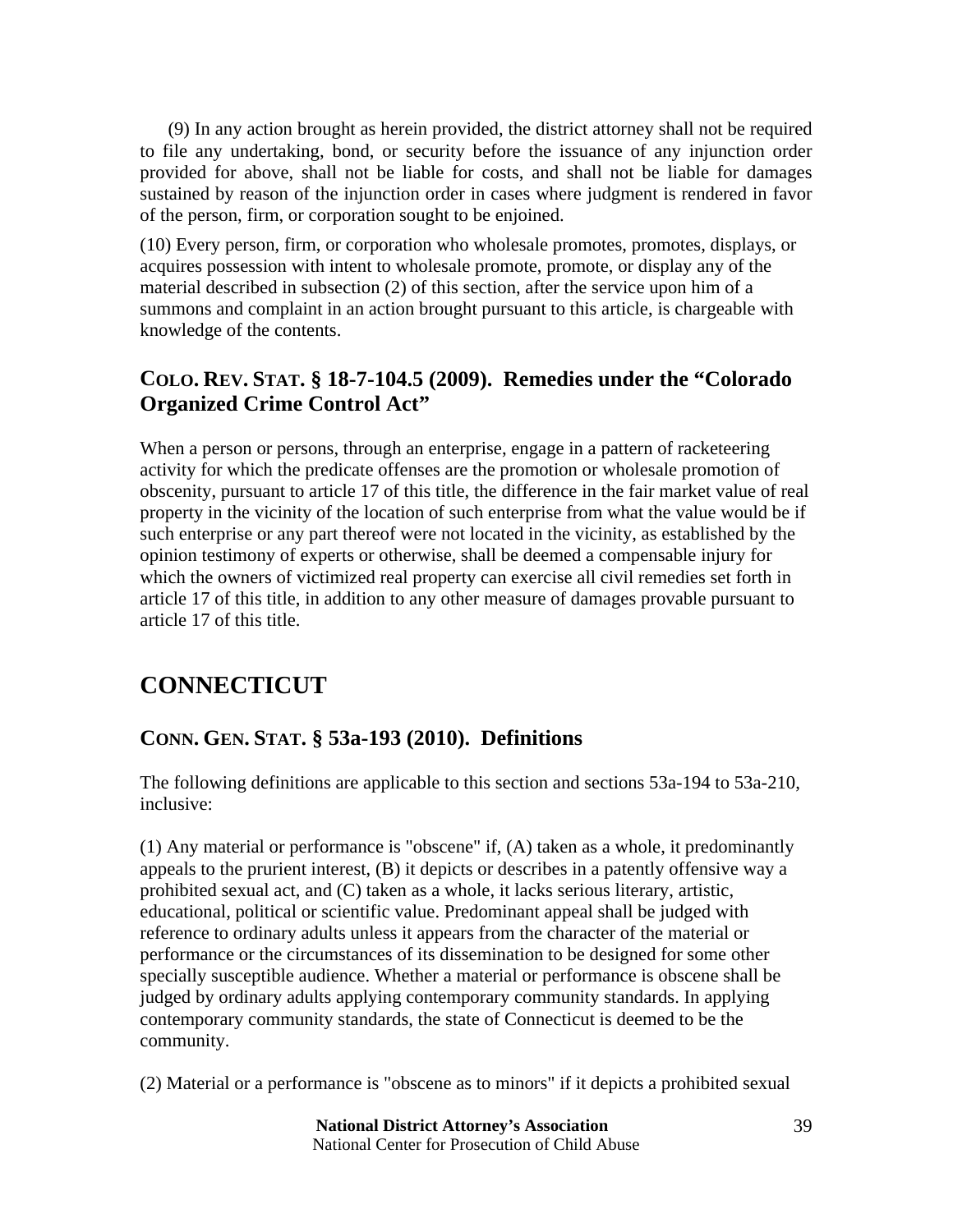(9) In any action brought as herein provided, the district attorney shall not be required to file any undertaking, bond, or security before the issuance of any injunction order provided for above, shall not be liable for costs, and shall not be liable for damages sustained by reason of the injunction order in cases where judgment is rendered in favor of the person, firm, or corporation sought to be enjoined.

(10) Every person, firm, or corporation who wholesale promotes, promotes, displays, or acquires possession with intent to wholesale promote, promote, or display any of the material described in subsection (2) of this section, after the service upon him of a summons and complaint in an action brought pursuant to this article, is chargeable with knowledge of the contents.

### COLO. REV. STAT. § 18-7-104.5 (2009). Remedies under the "Colorado Organized Crime Control Act"

When a person or persons, through an enterprise, engage in a pattern of racketeering activity for which the predicate offenses are the promotion or wholesale promotion of obscenity, pursuant to article 17 of this title, the difference in the fair market value of real property in the vicinity of the location of such enterprise from what the value would be if such enterprise or any part thereof were not located in the vicinity, as established by the opinion testimony of experts or otherwise, shall be deemed a compensable injury for which the owners of victimized real property can exercise all civil remedies set forth in article 17 of this title, in addition to any other measure of damages provable pursuant to article 17 of this title.

## CONNECTICUT

### CONN. GEN. STAT. § 53a-193 (2010). Definitions

The following definitions are applicable to this section and sections 53a-194 to 53a-210, inclusive:

(1) Any material or performance is "obscene" if, (A) taken as a whole, it predominantly appeals to the prurient interest, (B) it depicts or describes in a patently offensive way a prohibited sexual act, and (C) taken as a whole, it lacks serious literary, artistic, educational, political or scientific value. Predominant appeal shall be judged with reference to ordinary adults unless it appears from the character of the material or performance or the circumstances of its dissemination to be designed for some other specially susceptible audience. Whether a material or performance is obscene shall be judged by ordinary adults applying contemporary community standards. In applying contemporary community standards, the state of Connecticut is deemed to be the community.

(2) Material or a performance is "obscene as to minors" if it depicts a prohibited sexual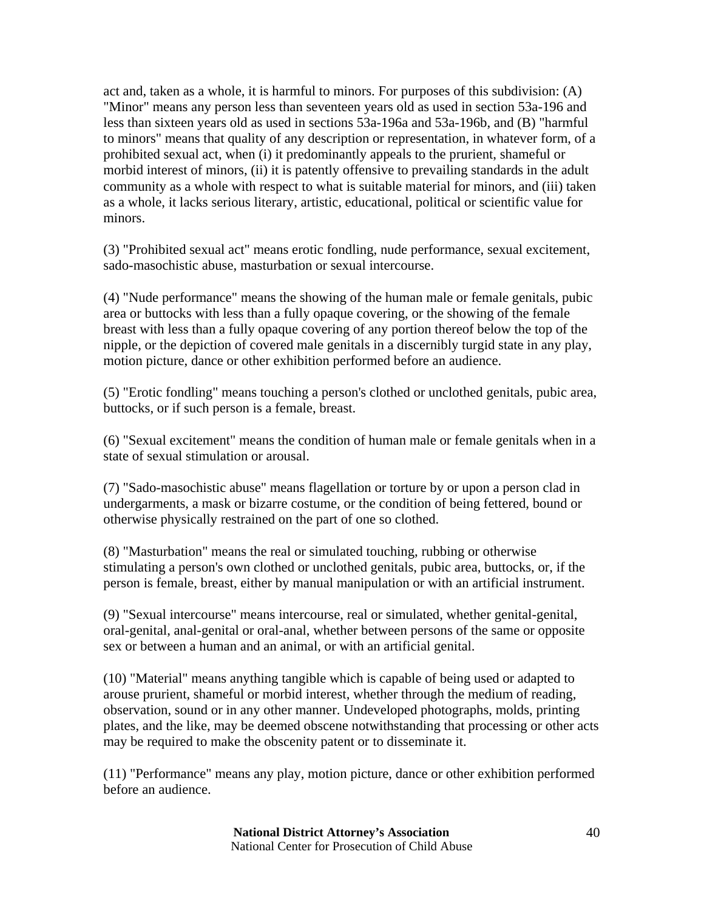act and, taken as a whole, it is harmful to minors. For purposes of this subdivision: (A) "Minor" means any person less than seventeen years old as used in section 53a-196 and less than sixteen years old as used in sections 53a-196a and 53a-196b, and (B) "harmful to minors" means that quality of any description or representation, in whatever form, of a prohibited sexual act, when (i) it predominantly appeals to the prurient, shameful or morbid interest of minors, (ii) it is patently offensive to prevailing standards in the adult community as a whole with respect to what is suitable material for minors, and (iii) taken as a whole, it lacks serious literary, artistic, educational, political or scientific value for minors.

(3) "Prohibited sexual act" means erotic fondling, nude performance, sexual excitement, sado-masochistic abuse, masturbation or sexual intercourse.

(4) "Nude performance" means the showing of the human male or female genitals, pubic area or buttocks with less than a fully opaque covering, or the showing of the female breast with less than a fully opaque covering of any portion thereof below the top of the nipple, or the depiction of covered male genitals in a discernibly turgid state in any play, motion picture, dance or other exhibition performed before an audience.

(5) "Erotic fondling" means touching a person's clothed or unclothed genitals, pubic area, buttocks, or if such person is a female, breast.

(6) "Sexual excitement" means the condition of human male or female genitals when in a state of sexual stimulation or arousal.

(7) "Sado-masochistic abuse" means flagellation or torture by or upon a person clad in undergarments, a mask or bizarre costume, or the condition of being fettered, bound or otherwise physically restrained on the part of one so clothed.

(8) "Masturbation" means the real or simulated touching, rubbing or otherwise stimulating a person's own clothed or unclothed genitals, pubic area, buttocks, or, if the person is female, breast, either by manual manipulation or with an artificial instrument.

(9) "Sexual intercourse" means intercourse, real or simulated, whether genital-genital, oral-genital, anal-genital or oral-anal, whether between persons of the same or opposite sex or between a human and an animal, or with an artificial genital.

(10) "Material" means anything tangible which is capable of being used or adapted to arouse prurient, shameful or morbid interest, whether through the medium of reading, observation, sound or in any other manner. Undeveloped photographs, molds, printing plates, and the like, may be deemed obscene notwithstanding that processing or other acts may be required to make the obscenity patent or to disseminate it.

(11) "Performance" means any play, motion picture, dance or other exhibition performed before an audience.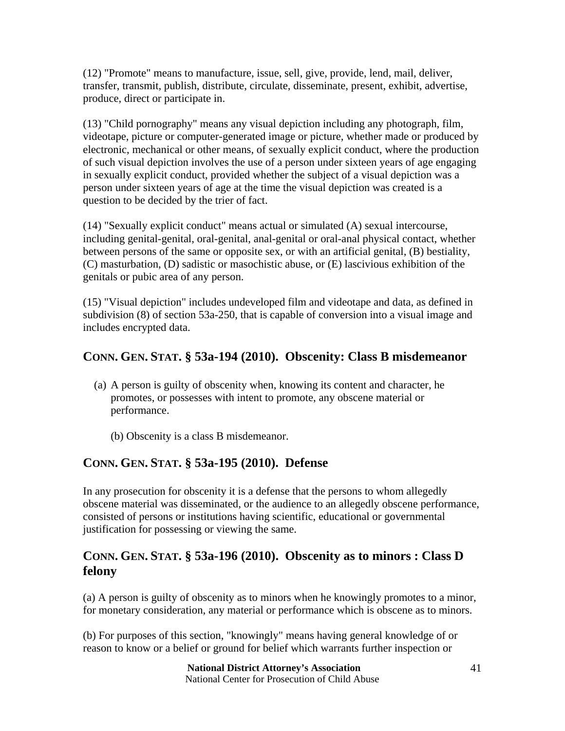(12) "Promote" means to manufacture, issue, sell, give, provide, lend, mail, deliver, transfer, transmit, publish, distribute, circulate, disseminate, present, exhibit, advertise, produce, direct or participate in.

(13) "Child pornography" means any visual depiction including any photograph, film, videotape, picture or computer-generated image or picture, whether made or produced by electronic, mechanical or other means, of sexually explicit conduct, where the production of such visual depiction involves the use of a person under sixteen years of age engaging in sexually explicit conduct, provided whether the subject of a visual depiction was a person under sixteen years of age at the time the visual depiction was created is a question to be decided by the trier of fact.

(14) "Sexually explicit conduct" means actual or simulated (A) sexual intercourse, including genital-genital, oral-genital, anal-genital or oral-anal physical contact, whether between persons of the same or opposite sex, or with an artificial genital, (B) bestiality, (C) masturbation, (D) sadistic or masochistic abuse, or (E) lascivious exhibition of the genitals or pubic area of any person.

(15) "Visual depiction" includes undeveloped film and videotape and data, as defined in subdivision (8) of section 53a-250, that is capable of conversion into a visual image and includes encrypted data.

## CONN. GEN. STAT. § 53a-194 (2010). Obscenity: Class B misdemeanor

(a) A person is guilty of obscenity when, knowing its content and character, he promotes, or possesses with intent to promote, any obscene material or performance.

(b) Obscenity is a class B misdemeanor.

## CONN. GEN. STAT. § 53a-195 (2010). Defense

In any prosecution for obscenity it is a defense that the persons to whom allegedly obscene material was disseminated, or the audience to an allegedly obscene performance, consisted of persons or institutions having scientific, educational or governmental justification for possessing or viewing the same.

## CONN. GEN. STAT. § 53a-196 (2010). Obscenity as to minors : Class D felony

(a) A person is guilty of obscenity as to minors when he knowingly promotes to a minor, for monetary consideration, any material or performance which is obscene as to minors.

(b) For purposes of this section, "knowingly" means having general knowledge of or reason to know or a belief or ground for belief which warrants further inspection or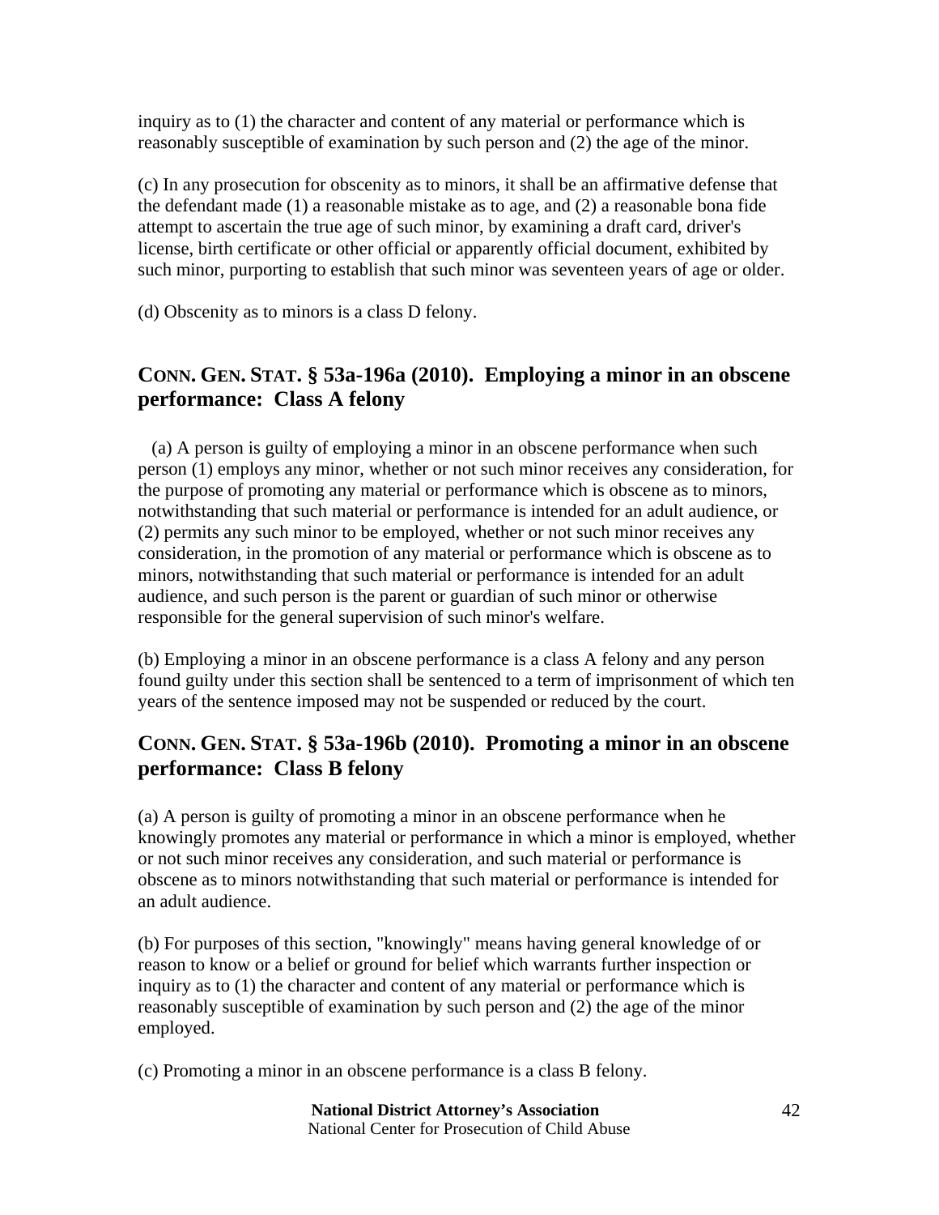inquiry as to (1) the character and content of any material or performance which is reasonably susceptible of examination by such person and (2) the age of the minor.

(c) In any prosecution for obscenity as to minors, it shall be an affirmative defense that the defendant made (1) a reasonable mistake as to age, and (2) a reasonable bona fide attempt to ascertain the true age of such minor, by examining a draft card, driver's license, birth certificate or other official or apparently official document, exhibited by such minor, purporting to establish that such minor was seventeen years of age or older.

(d) Obscenity as to minors is a class D felony.

## CONN. GEN. STAT. § 53a-196a (2010). Employing a minor in an obscene performance: Class A felony

(a) A person is guilty of employing a minor in an obscene performance when such person (1) employs any minor, whether or not such minor receives any consideration, for the purpose of promoting any material or performance which is obscene as to minors, notwithstanding that such material or performance is intended for an adult audience, or (2) permits any such minor to be employed, whether or not such minor receives any consideration, in the promotion of any material or performance which is obscene as to minors, notwithstanding that such material or performance is intended for an adult audience, and such person is the parent or guardian of such minor or otherwise responsible for the general supervision of such minor's welfare.

(b) Employing a minor in an obscene performance is a class A felony and any person found guilty under this section shall be sentenced to a term of imprisonment of which ten years of the sentence imposed may not be suspended or reduced by the court.

## CONN. GEN. STAT. § 53a-196b (2010). Promoting a minor in an obscene performance: Class B felony

(a) A person is guilty of promoting a minor in an obscene performance when he knowingly promotes any material or performance in which a minor is employed, whether or not such minor receives any consideration, and such material or performance is obscene as to minors notwithstanding that such material or performance is intended for an adult audience.

(b) For purposes of this section, "knowingly" means having general knowledge of or reason to know or a belief or ground for belief which warrants further inspection or inquiry as to (1) the character and content of any material or performance which is reasonably susceptible of examination by such person and (2) the age of the minor employed.

(c) Promoting a minor in an obscene performance is a class B felony.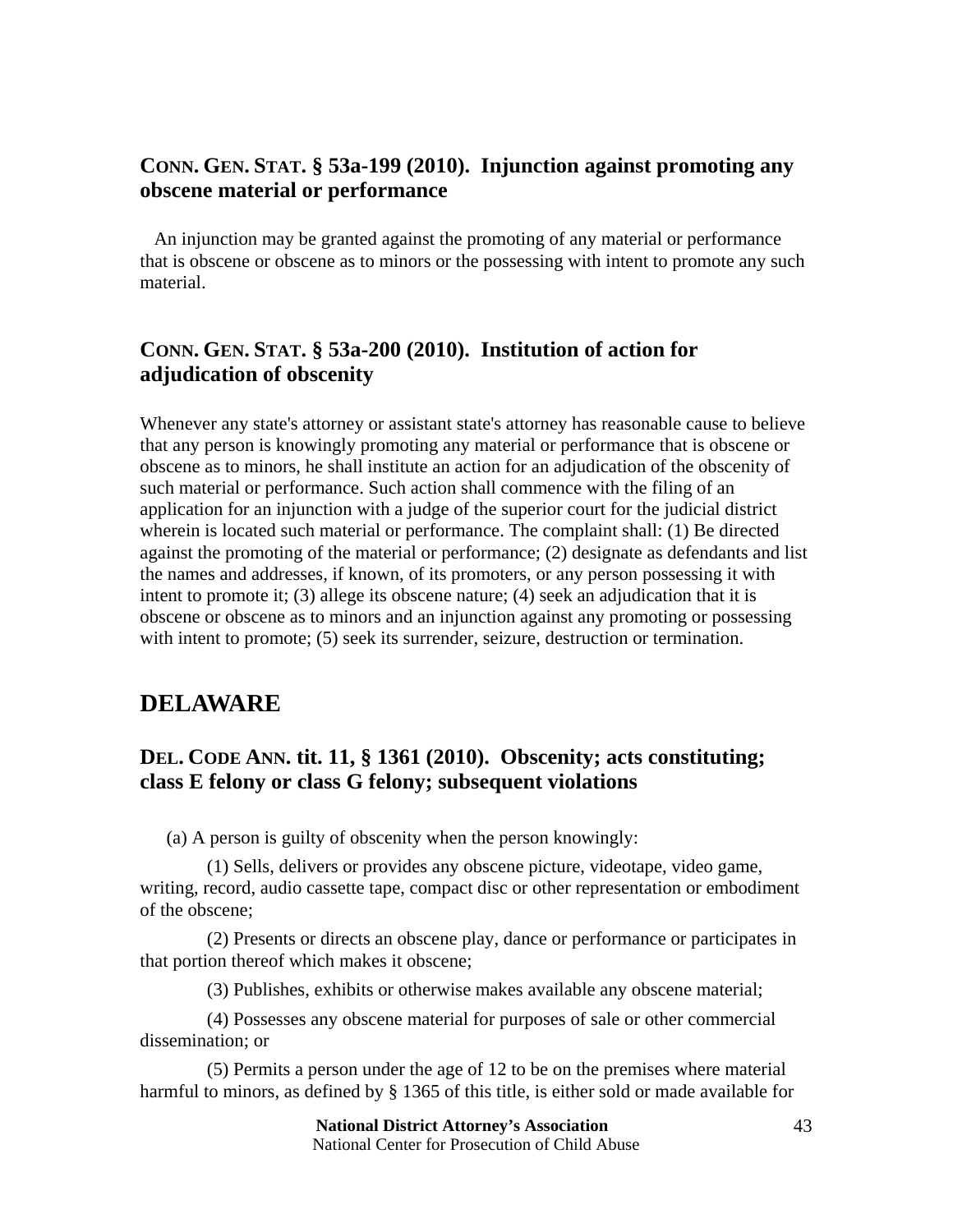### CONN. GEN. STAT. § 53a-199 (2010). Injunction against promoting any obscene material or performance

An injunction may be granted against the promoting of any material or performance that is obscene or obscene as to minors or the possessing with intent to promote any such material.

### CONN. GEN. STAT. § 53a-200 (2010). Institution of action for adjudication of obscenity

Whenever any state's attorney or assistant state's attorney has reasonable cause to believe that any person is knowingly promoting any material or performance that is obscene or obscene as to minors, he shall institute an action for an adjudication of the obscenity of such material or performance. Such action shall commence with the filing of an application for an injunction with a judge of the superior court for the judicial district wherein is located such material or performance. The complaint shall: (1) Be directed against the promoting of the material or performance; (2) designate as defendants and list the names and addresses, if known, of its promoters, or any person possessing it with intent to promote it; (3) allege its obscene nature; (4) seek an adjudication that it is obscene or obscene as to minors and an injunction against any promoting or possessing with intent to promote; (5) seek its surrender, seizure, destruction or termination.

## DELAWARE

### DEL. CODE ANN. tit. 11, § 1361 (2010). Obscenity; acts constituting; class E felony or class G felony; subsequent violations

(a) A person is guilty of obscenity when the person knowingly:

(1) Sells, delivers or provides any obscene picture, videotape, video game, writing, record, audio cassette tape, compact disc or other representation or embodiment of the obscene;

(2) Presents or directs an obscene play, dance or performance or participates in that portion thereof which makes it obscene;

(3) Publishes, exhibits or otherwise makes available any obscene material;

(4) Possesses any obscene material for purposes of sale or other commercial dissemination; or

(5) Permits a person under the age of 12 to be on the premises where material harmful to minors, as defined by § 1365 of this title, is either sold or made available for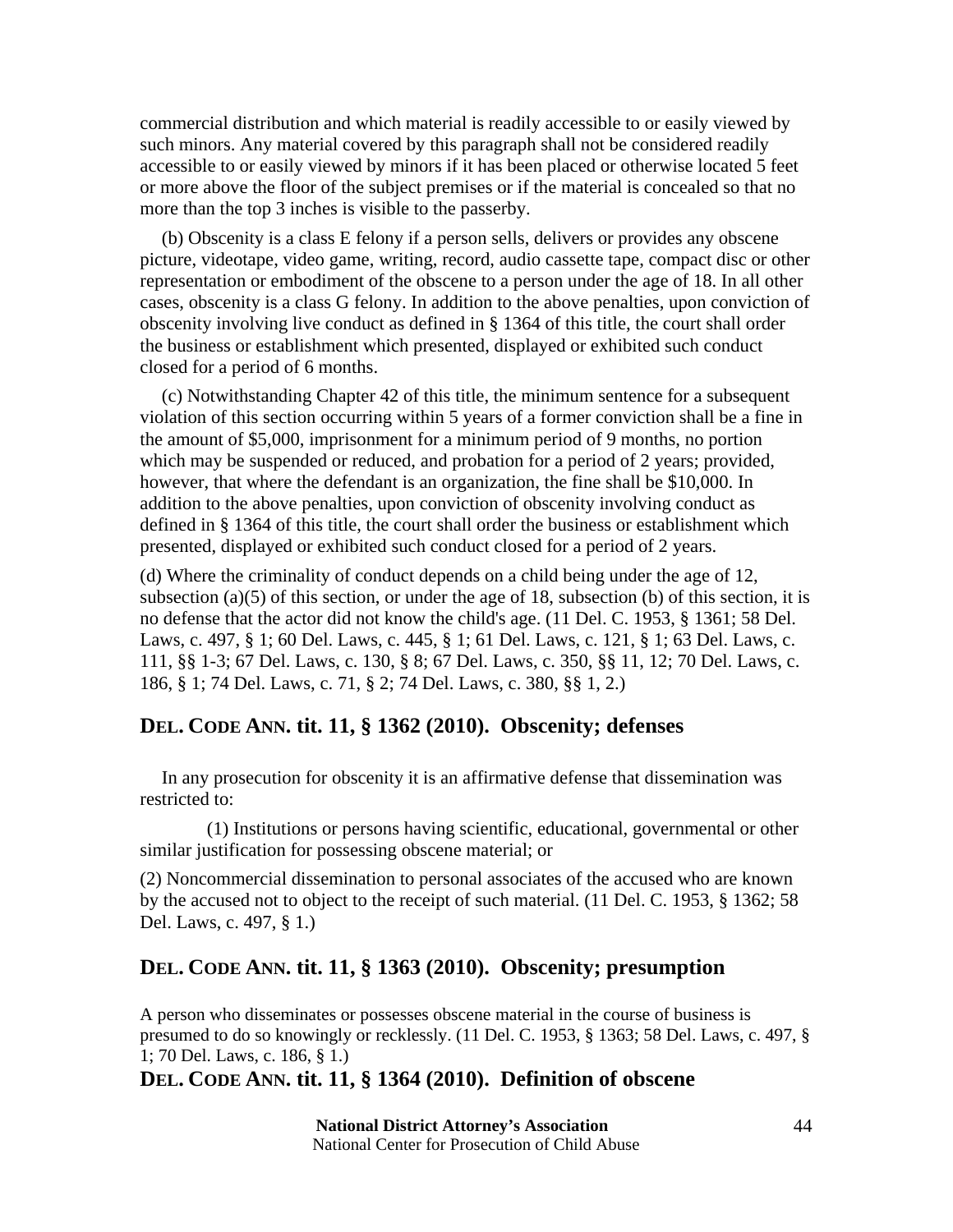commercial distribution and which material is readily accessible to or easily viewed by such minors. Any material covered by this paragraph shall not be considered readily accessible to or easily viewed by minors if it has been placed or otherwise located 5 feet or more above the floor of the subject premises or if the material is concealed so that no more than the top 3 inches is visible to the passerby.

(b) Obscenity is a class E felony if a person sells, delivers or provides any obscene picture, videotape, video game, writing, record, audio cassette tape, compact disc or other representation or embodiment of the obscene to a person under the age of 18. In all other cases, obscenity is a class G felony. In addition to the above penalties, upon conviction of obscenity involving live conduct as defined in § 1364 of this title, the court shall order the business or establishment which presented, displayed or exhibited such conduct closed for a period of 6 months.

(c) Notwithstanding Chapter 42 of this title, the minimum sentence for a subsequent violation of this section occurring within 5 years of a former conviction shall be a fine in the amount of $5,000, imprisonment for a minimum period of 9 months, no portion which may be suspended or reduced, and probation for a period of 2 years; provided, however, that where the defendant is an organization, the fine shall be $10,000. In addition to the above penalties, upon conviction of obscenity involving conduct as defined in § 1364 of this title, the court shall order the business or establishment which presented, displayed or exhibited such conduct closed for a period of 2 years.

(d) Where the criminality of conduct depends on a child being under the age of 12, subsection (a)(5) of this section, or under the age of 18, subsection (b) of this section, it is no defense that the actor did not know the child's age. (11 Del. C. 1953, § 1361; 58 Del. Laws, c. 497, § 1; 60 Del. Laws, c. 445, § 1; 61 Del. Laws, c. 121, § 1; 63 Del. Laws, c. 111, §§ 1-3; 67 Del. Laws, c. 130, § 8; 67 Del. Laws, c. 350, §§ 11, 12; 70 Del. Laws, c. 186, § 1; 74 Del. Laws, c. 71, § 2; 74 Del. Laws, c. 380, §§ 1, 2.)

## DEL. CODE ANN. tit. 11, § 1362 (2010). Obscenity; defenses

In any prosecution for obscenity it is an affirmative defense that dissemination was restricted to:

(1) Institutions or persons having scientific, educational, governmental or other similar justification for possessing obscene material; or

(2) Noncommercial dissemination to personal associates of the accused who are known by the accused not to object to the receipt of such material. (11 Del. C. 1953, § 1362; 58 Del. Laws, c. 497, § 1.)

## DEL. CODE ANN. tit. 11, § 1363 (2010). Obscenity; presumption

A person who disseminates or possesses obscene material in the course of business is presumed to do so knowingly or recklessly. (11 Del. C. 1953, § 1363; 58 Del. Laws, c. 497, § 1; 70 Del. Laws, c. 186, § 1.)

## DEL. CODE ANN. tit. 11, § 1364 (2010). Definition of obscene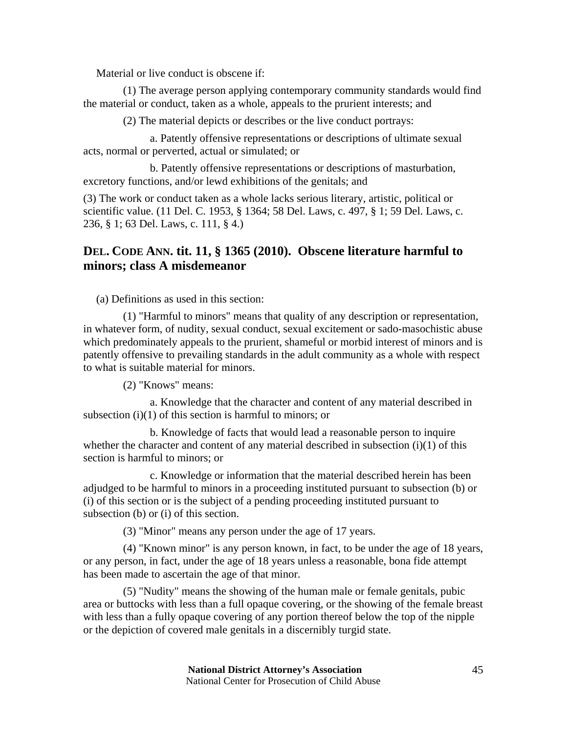Material or live conduct is obscene if:

(1) The average person applying contemporary community standards would find the material or conduct, taken as a whole, appeals to the prurient interests; and

(2) The material depicts or describes or the live conduct portrays:

a. Patently offensive representations or descriptions of ultimate sexual acts, normal or perverted, actual or simulated; or

b. Patently offensive representations or descriptions of masturbation, excretory functions, and/or lewd exhibitions of the genitals; and

(3) The work or conduct taken as a whole lacks serious literary, artistic, political or scientific value. (11 Del. C. 1953, § 1364; 58 Del. Laws, c. 497, § 1; 59 Del. Laws, c. 236, § 1; 63 Del. Laws, c. 111, § 4.)

## DEL. CODE ANN. tit. 11, § 1365 (2010). Obscene literature harmful to minors; class A misdemeanor

(a) Definitions as used in this section:

(1) "Harmful to minors" means that quality of any description or representation, in whatever form, of nudity, sexual conduct, sexual excitement or sado-masochistic abuse which predominately appeals to the prurient, shameful or morbid interest of minors and is patently offensive to prevailing standards in the adult community as a whole with respect to what is suitable material for minors.

(2) "Knows" means:

a. Knowledge that the character and content of any material described in subsection (i)(1) of this section is harmful to minors; or

b. Knowledge of facts that would lead a reasonable person to inquire whether the character and content of any material described in subsection (i)(1) of this section is harmful to minors; or

c. Knowledge or information that the material described herein has been adjudged to be harmful to minors in a proceeding instituted pursuant to subsection (b) or (i) of this section or is the subject of a pending proceeding instituted pursuant to subsection (b) or (i) of this section.

(3) "Minor" means any person under the age of 17 years.

(4) "Known minor" is any person known, in fact, to be under the age of 18 years, or any person, in fact, under the age of 18 years unless a reasonable, bona fide attempt has been made to ascertain the age of that minor.

(5) "Nudity" means the showing of the human male or female genitals, pubic area or buttocks with less than a full opaque covering, or the showing of the female breast with less than a fully opaque covering of any portion thereof below the top of the nipple or the depiction of covered male genitals in a discernibly turgid state.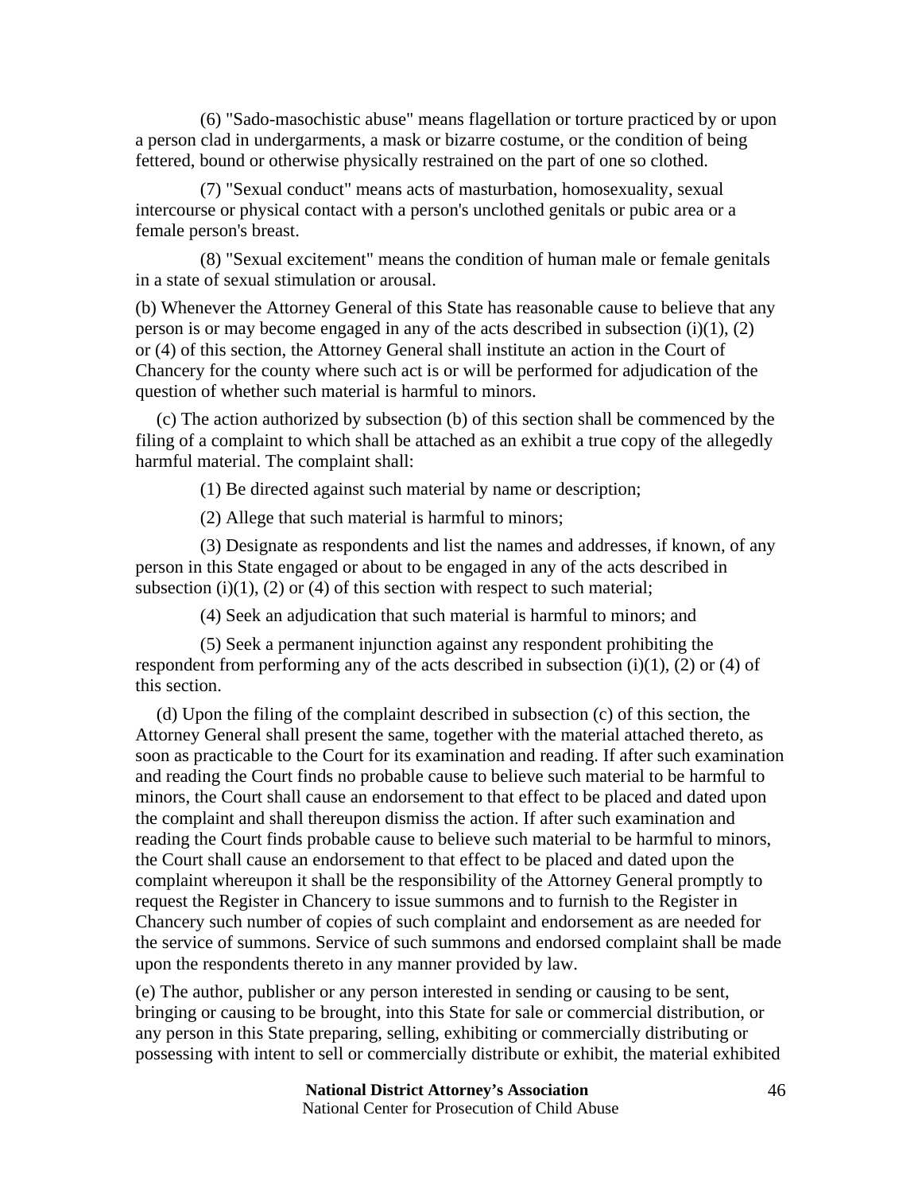(6) "Sado-masochistic abuse" means flagellation or torture practiced by or upon a person clad in undergarments, a mask or bizarre costume, or the condition of being fettered, bound or otherwise physically restrained on the part of one so clothed.

(7) "Sexual conduct" means acts of masturbation, homosexuality, sexual intercourse or physical contact with a person's unclothed genitals or pubic area or a female person's breast.

(8) "Sexual excitement" means the condition of human male or female genitals in a state of sexual stimulation or arousal.

(b) Whenever the Attorney General of this State has reasonable cause to believe that any person is or may become engaged in any of the acts described in subsection (i)(1), (2) or (4) of this section, the Attorney General shall institute an action in the Court of Chancery for the county where such act is or will be performed for adjudication of the question of whether such material is harmful to minors.

(c) The action authorized by subsection (b) of this section shall be commenced by the filing of a complaint to which shall be attached as an exhibit a true copy of the allegedly harmful material. The complaint shall:

(1) Be directed against such material by name or description;

(2) Allege that such material is harmful to minors;

(3) Designate as respondents and list the names and addresses, if known, of any person in this State engaged or about to be engaged in any of the acts described in subsection (i)(1), (2) or (4) of this section with respect to such material;

(4) Seek an adjudication that such material is harmful to minors; and

(5) Seek a permanent injunction against any respondent prohibiting the respondent from performing any of the acts described in subsection (i)(1), (2) or (4) of this section.

(d) Upon the filing of the complaint described in subsection (c) of this section, the Attorney General shall present the same, together with the material attached thereto, as soon as practicable to the Court for its examination and reading. If after such examination and reading the Court finds no probable cause to believe such material to be harmful to minors, the Court shall cause an endorsement to that effect to be placed and dated upon the complaint and shall thereupon dismiss the action. If after such examination and reading the Court finds probable cause to believe such material to be harmful to minors, the Court shall cause an endorsement to that effect to be placed and dated upon the complaint whereupon it shall be the responsibility of the Attorney General promptly to request the Register in Chancery to issue summons and to furnish to the Register in Chancery such number of copies of such complaint and endorsement as are needed for the service of summons. Service of such summons and endorsed complaint shall be made upon the respondents thereto in any manner provided by law.

(e) The author, publisher or any person interested in sending or causing to be sent, bringing or causing to be brought, into this State for sale or commercial distribution, or any person in this State preparing, selling, exhibiting or commercially distributing or possessing with intent to sell or commercially distribute or exhibit, the material exhibited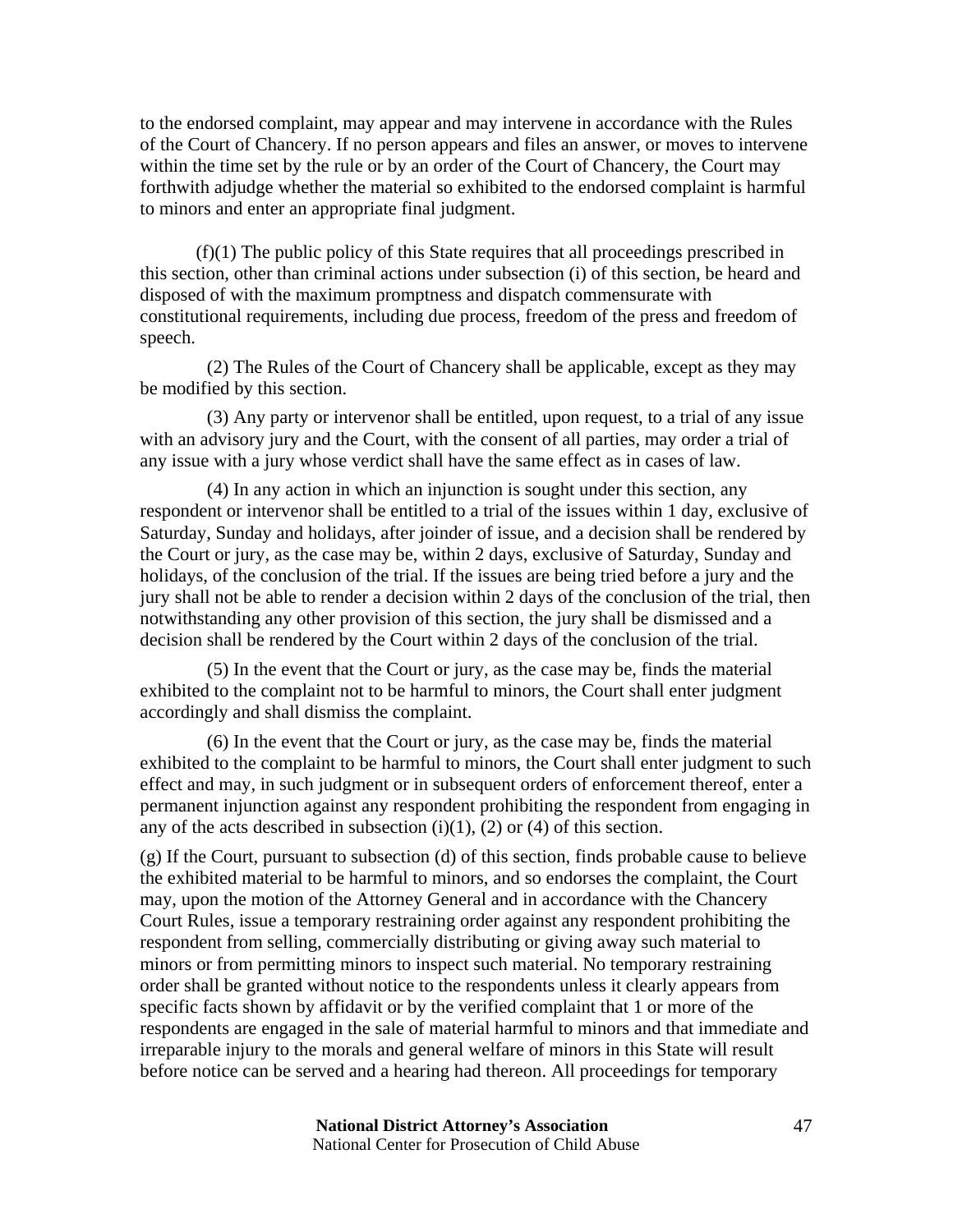to the endorsed complaint, may appear and may intervene in accordance with the Rules of the Court of Chancery. If no person appears and files an answer, or moves to intervene within the time set by the rule or by an order of the Court of Chancery, the Court may forthwith adjudge whether the material so exhibited to the endorsed complaint is harmful to minors and enter an appropriate final judgment.

(f)(1) The public policy of this State requires that all proceedings prescribed in this section, other than criminal actions under subsection (i) of this section, be heard and disposed of with the maximum promptness and dispatch commensurate with constitutional requirements, including due process, freedom of the press and freedom of speech.

(2) The Rules of the Court of Chancery shall be applicable, except as they may be modified by this section.

(3) Any party or intervenor shall be entitled, upon request, to a trial of any issue with an advisory jury and the Court, with the consent of all parties, may order a trial of any issue with a jury whose verdict shall have the same effect as in cases of law.

(4) In any action in which an injunction is sought under this section, any respondent or intervenor shall be entitled to a trial of the issues within 1 day, exclusive of Saturday, Sunday and holidays, after joinder of issue, and a decision shall be rendered by the Court or jury, as the case may be, within 2 days, exclusive of Saturday, Sunday and holidays, of the conclusion of the trial. If the issues are being tried before a jury and the jury shall not be able to render a decision within 2 days of the conclusion of the trial, then notwithstanding any other provision of this section, the jury shall be dismissed and a decision shall be rendered by the Court within 2 days of the conclusion of the trial.

(5) In the event that the Court or jury, as the case may be, finds the material exhibited to the complaint not to be harmful to minors, the Court shall enter judgment accordingly and shall dismiss the complaint.

(6) In the event that the Court or jury, as the case may be, finds the material exhibited to the complaint to be harmful to minors, the Court shall enter judgment to such effect and may, in such judgment or in subsequent orders of enforcement thereof, enter a permanent injunction against any respondent prohibiting the respondent from engaging in any of the acts described in subsection (i)(1), (2) or (4) of this section.

(g) If the Court, pursuant to subsection (d) of this section, finds probable cause to believe the exhibited material to be harmful to minors, and so endorses the complaint, the Court may, upon the motion of the Attorney General and in accordance with the Chancery Court Rules, issue a temporary restraining order against any respondent prohibiting the respondent from selling, commercially distributing or giving away such material to minors or from permitting minors to inspect such material. No temporary restraining order shall be granted without notice to the respondents unless it clearly appears from specific facts shown by affidavit or by the verified complaint that 1 or more of the respondents are engaged in the sale of material harmful to minors and that immediate and irreparable injury to the morals and general welfare of minors in this State will result before notice can be served and a hearing had thereon. All proceedings for temporary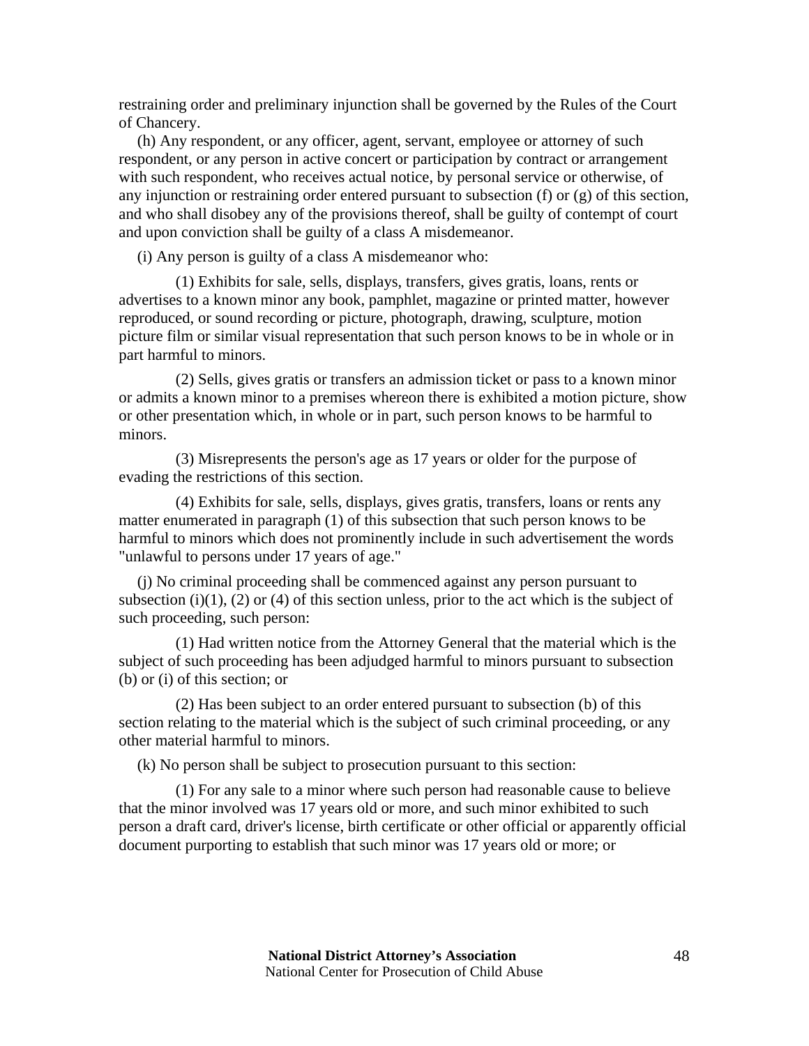restraining order and preliminary injunction shall be governed by the Rules of the Court of Chancery.

(h) Any respondent, or any officer, agent, servant, employee or attorney of such respondent, or any person in active concert or participation by contract or arrangement with such respondent, who receives actual notice, by personal service or otherwise, of any injunction or restraining order entered pursuant to subsection (f) or (g) of this section, and who shall disobey any of the provisions thereof, shall be guilty of contempt of court and upon conviction shall be guilty of a class A misdemeanor.

(i) Any person is guilty of a class A misdemeanor who:

(1) Exhibits for sale, sells, displays, transfers, gives gratis, loans, rents or advertises to a known minor any book, pamphlet, magazine or printed matter, however reproduced, or sound recording or picture, photograph, drawing, sculpture, motion picture film or similar visual representation that such person knows to be in whole or in part harmful to minors.

(2) Sells, gives gratis or transfers an admission ticket or pass to a known minor or admits a known minor to a premises whereon there is exhibited a motion picture, show or other presentation which, in whole or in part, such person knows to be harmful to minors.

(3) Misrepresents the person's age as 17 years or older for the purpose of evading the restrictions of this section.

(4) Exhibits for sale, sells, displays, gives gratis, transfers, loans or rents any matter enumerated in paragraph (1) of this subsection that such person knows to be harmful to minors which does not prominently include in such advertisement the words "unlawful to persons under 17 years of age."

(j) No criminal proceeding shall be commenced against any person pursuant to subsection (i)(1), (2) or (4) of this section unless, prior to the act which is the subject of such proceeding, such person:

(1) Had written notice from the Attorney General that the material which is the subject of such proceeding has been adjudged harmful to minors pursuant to subsection (b) or (i) of this section; or

(2) Has been subject to an order entered pursuant to subsection (b) of this section relating to the material which is the subject of such criminal proceeding, or any other material harmful to minors.

(k) No person shall be subject to prosecution pursuant to this section:

(1) For any sale to a minor where such person had reasonable cause to believe that the minor involved was 17 years old or more, and such minor exhibited to such person a draft card, driver's license, birth certificate or other official or apparently official document purporting to establish that such minor was 17 years old or more; or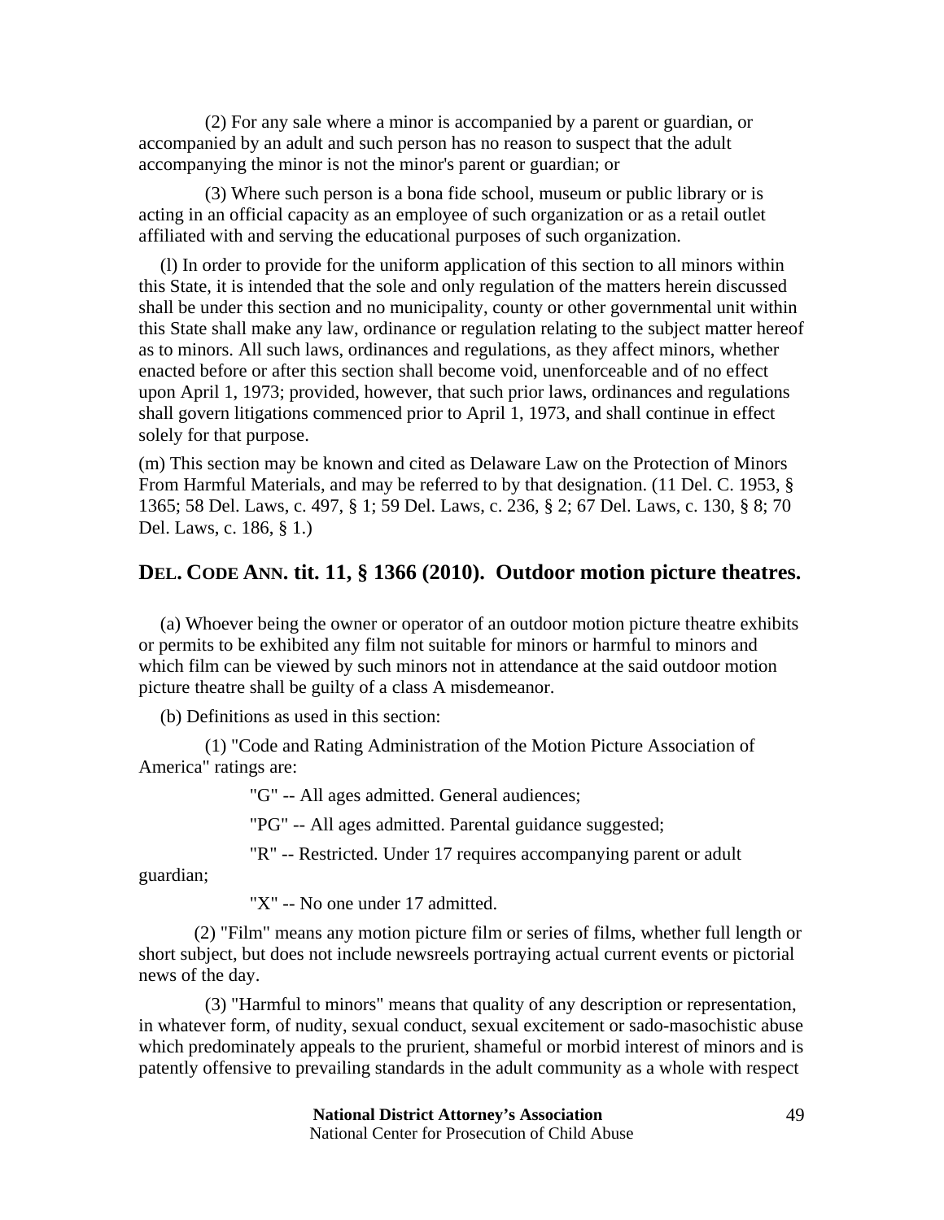(2) For any sale where a minor is accompanied by a parent or guardian, or accompanied by an adult and such person has no reason to suspect that the adult accompanying the minor is not the minor's parent or guardian; or

(3) Where such person is a bona fide school, museum or public library or is acting in an official capacity as an employee of such organization or as a retail outlet affiliated with and serving the educational purposes of such organization.

(l) In order to provide for the uniform application of this section to all minors within this State, it is intended that the sole and only regulation of the matters herein discussed shall be under this section and no municipality, county or other governmental unit within this State shall make any law, ordinance or regulation relating to the subject matter hereof as to minors. All such laws, ordinances and regulations, as they affect minors, whether enacted before or after this section shall become void, unenforceable and of no effect upon April 1, 1973; provided, however, that such prior laws, ordinances and regulations shall govern litigations commenced prior to April 1, 1973, and shall continue in effect solely for that purpose.

(m) This section may be known and cited as Delaware Law on the Protection of Minors From Harmful Materials, and may be referred to by that designation. (11 Del. C. 1953, § 1365; 58 Del. Laws, c. 497, § 1; 59 Del. Laws, c. 236, § 2; 67 Del. Laws, c. 130, § 8; 70 Del. Laws, c. 186, § 1.)

## DEL. CODE ANN. tit. 11, § 1366 (2010). Outdoor motion picture theatres.

(a) Whoever being the owner or operator of an outdoor motion picture theatre exhibits or permits to be exhibited any film not suitable for minors or harmful to minors and which film can be viewed by such minors not in attendance at the said outdoor motion picture theatre shall be guilty of a class A misdemeanor.

(b) Definitions as used in this section:

(1) "Code and Rating Administration of the Motion Picture Association of America" ratings are:

"G" -- All ages admitted. General audiences;

"PG" -- All ages admitted. Parental guidance suggested;

"R" -- Restricted. Under 17 requires accompanying parent or adult guardian;

"X" -- No one under 17 admitted.

(2) "Film" means any motion picture film or series of films, whether full length or short subject, but does not include newsreels portraying actual current events or pictorial news of the day.

(3) "Harmful to minors" means that quality of any description or representation, in whatever form, of nudity, sexual conduct, sexual excitement or sado-masochistic abuse which predominately appeals to the prurient, shameful or morbid interest of minors and is patently offensive to prevailing standards in the adult community as a whole with respect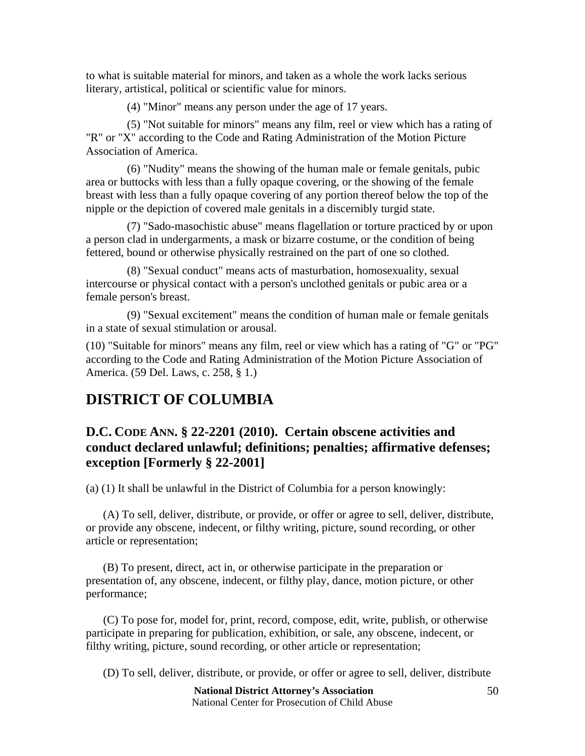to what is suitable material for minors, and taken as a whole the work lacks serious literary, artistical, political or scientific value for minors.

(4) "Minor" means any person under the age of 17 years.

(5) "Not suitable for minors" means any film, reel or view which has a rating of "R" or "X" according to the Code and Rating Administration of the Motion Picture Association of America.

(6) "Nudity" means the showing of the human male or female genitals, pubic area or buttocks with less than a fully opaque covering, or the showing of the female breast with less than a fully opaque covering of any portion thereof below the top of the nipple or the depiction of covered male genitals in a discernibly turgid state.

(7) "Sado-masochistic abuse" means flagellation or torture practiced by or upon a person clad in undergarments, a mask or bizarre costume, or the condition of being fettered, bound or otherwise physically restrained on the part of one so clothed.

(8) "Sexual conduct" means acts of masturbation, homosexuality, sexual intercourse or physical contact with a person's unclothed genitals or pubic area or a female person's breast.

(9) "Sexual excitement" means the condition of human male or female genitals in a state of sexual stimulation or arousal.

(10) "Suitable for minors" means any film, reel or view which has a rating of "G" or "PG" according to the Code and Rating Administration of the Motion Picture Association of America. (59 Del. Laws, c. 258, § 1.)

# DISTRICT OF COLUMBIA

## D.C. CODE ANN. § 22-2201 (2010). Certain obscene activities and conduct declared unlawful; definitions; penalties; affirmative defenses; exception [Formerly § 22-2001]

(a) (1) It shall be unlawful in the District of Columbia for a person knowingly:

(A) To sell, deliver, distribute, or provide, or offer or agree to sell, deliver, distribute, or provide any obscene, indecent, or filthy writing, picture, sound recording, or other article or representation;

(B) To present, direct, act in, or otherwise participate in the preparation or presentation of, any obscene, indecent, or filthy play, dance, motion picture, or other performance;

(C) To pose for, model for, print, record, compose, edit, write, publish, or otherwise participate in preparing for publication, exhibition, or sale, any obscene, indecent, or filthy writing, picture, sound recording, or other article or representation;

(D) To sell, deliver, distribute, or provide, or offer or agree to sell, deliver, distribute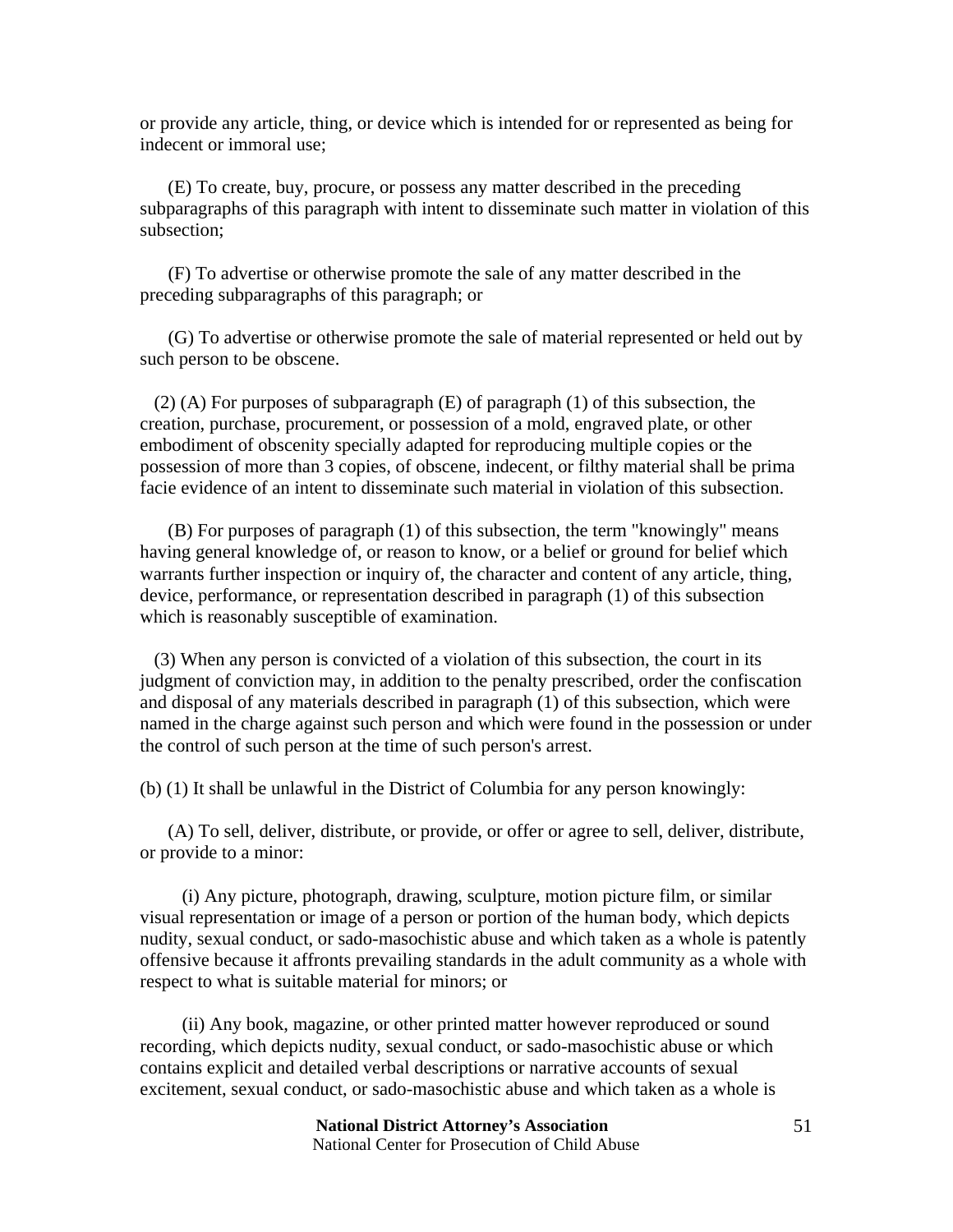or provide any article, thing, or device which is intended for or represented as being for indecent or immoral use;

(E) To create, buy, procure, or possess any matter described in the preceding subparagraphs of this paragraph with intent to disseminate such matter in violation of this subsection;

(F) To advertise or otherwise promote the sale of any matter described in the preceding subparagraphs of this paragraph; or

(G) To advertise or otherwise promote the sale of material represented or held out by such person to be obscene.

(2) (A) For purposes of subparagraph (E) of paragraph (1) of this subsection, the creation, purchase, procurement, or possession of a mold, engraved plate, or other embodiment of obscenity specially adapted for reproducing multiple copies or the possession of more than 3 copies, of obscene, indecent, or filthy material shall be prima facie evidence of an intent to disseminate such material in violation of this subsection.

(B) For purposes of paragraph (1) of this subsection, the term "knowingly" means having general knowledge of, or reason to know, or a belief or ground for belief which warrants further inspection or inquiry of, the character and content of any article, thing, device, performance, or representation described in paragraph (1) of this subsection which is reasonably susceptible of examination.

(3) When any person is convicted of a violation of this subsection, the court in its judgment of conviction may, in addition to the penalty prescribed, order the confiscation and disposal of any materials described in paragraph (1) of this subsection, which were named in the charge against such person and which were found in the possession or under the control of such person at the time of such person's arrest.

(b) (1) It shall be unlawful in the District of Columbia for any person knowingly:

(A) To sell, deliver, distribute, or provide, or offer or agree to sell, deliver, distribute, or provide to a minor:

(i) Any picture, photograph, drawing, sculpture, motion picture film, or similar visual representation or image of a person or portion of the human body, which depicts nudity, sexual conduct, or sado-masochistic abuse and which taken as a whole is patently offensive because it affronts prevailing standards in the adult community as a whole with respect to what is suitable material for minors; or

(ii) Any book, magazine, or other printed matter however reproduced or sound recording, which depicts nudity, sexual conduct, or sado-masochistic abuse or which contains explicit and detailed verbal descriptions or narrative accounts of sexual excitement, sexual conduct, or sado-masochistic abuse and which taken as a whole is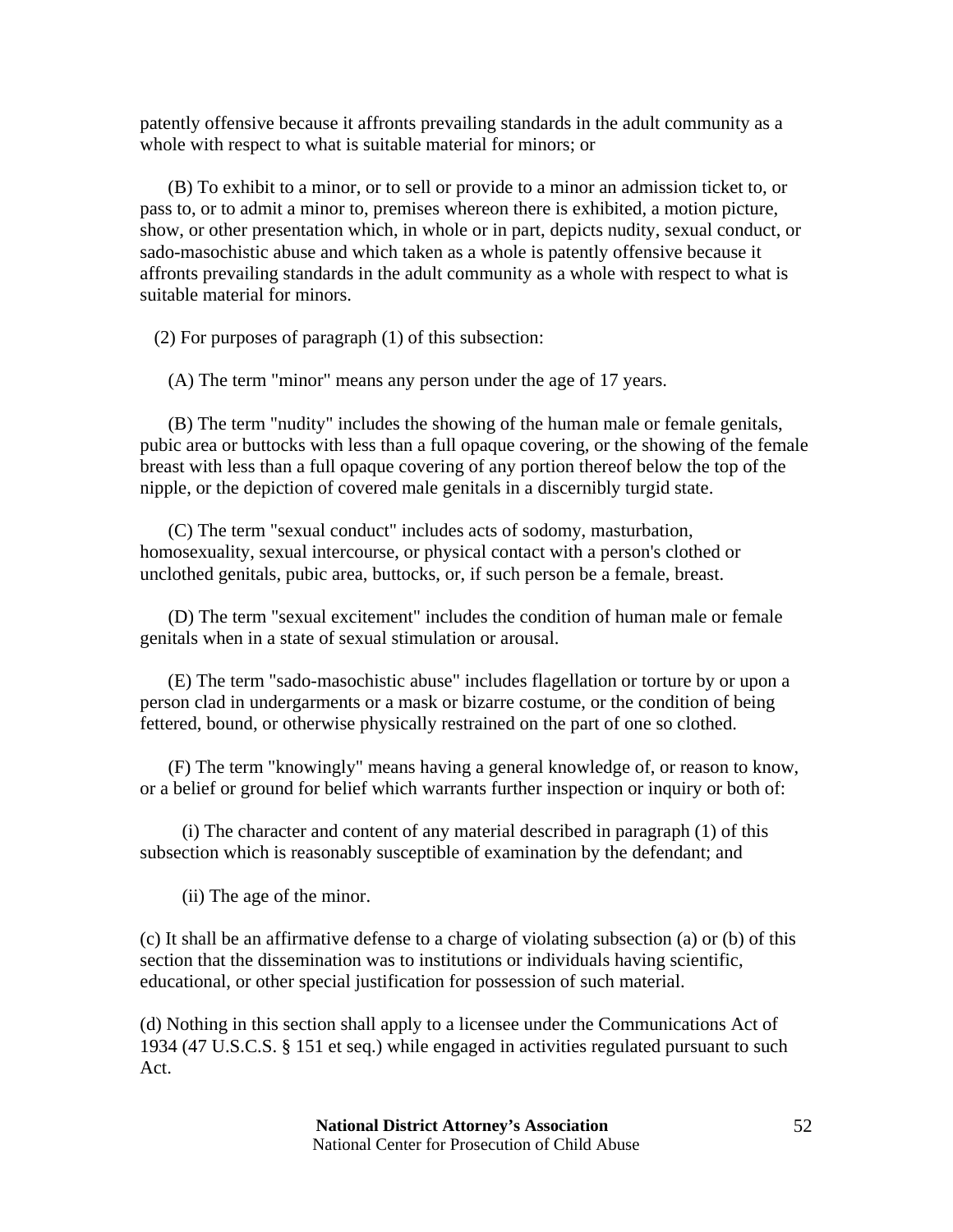patently offensive because it affronts prevailing standards in the adult community as a whole with respect to what is suitable material for minors; or

(B) To exhibit to a minor, or to sell or provide to a minor an admission ticket to, or pass to, or to admit a minor to, premises whereon there is exhibited, a motion picture, show, or other presentation which, in whole or in part, depicts nudity, sexual conduct, or sado-masochistic abuse and which taken as a whole is patently offensive because it affronts prevailing standards in the adult community as a whole with respect to what is suitable material for minors.

(2) For purposes of paragraph (1) of this subsection:

(A) The term "minor" means any person under the age of 17 years.

(B) The term "nudity" includes the showing of the human male or female genitals, pubic area or buttocks with less than a full opaque covering, or the showing of the female breast with less than a full opaque covering of any portion thereof below the top of the nipple, or the depiction of covered male genitals in a discernibly turgid state.

(C) The term "sexual conduct" includes acts of sodomy, masturbation, homosexuality, sexual intercourse, or physical contact with a person's clothed or unclothed genitals, pubic area, buttocks, or, if such person be a female, breast.

(D) The term "sexual excitement" includes the condition of human male or female genitals when in a state of sexual stimulation or arousal.

(E) The term "sado-masochistic abuse" includes flagellation or torture by or upon a person clad in undergarments or a mask or bizarre costume, or the condition of being fettered, bound, or otherwise physically restrained on the part of one so clothed.

(F) The term "knowingly" means having a general knowledge of, or reason to know, or a belief or ground for belief which warrants further inspection or inquiry or both of:

(i) The character and content of any material described in paragraph (1) of this subsection which is reasonably susceptible of examination by the defendant; and

(ii) The age of the minor.

(c) It shall be an affirmative defense to a charge of violating subsection (a) or (b) of this section that the dissemination was to institutions or individuals having scientific, educational, or other special justification for possession of such material.

(d) Nothing in this section shall apply to a licensee under the Communications Act of 1934 (47 U.S.C.S. § 151 et seq.) while engaged in activities regulated pursuant to such Act.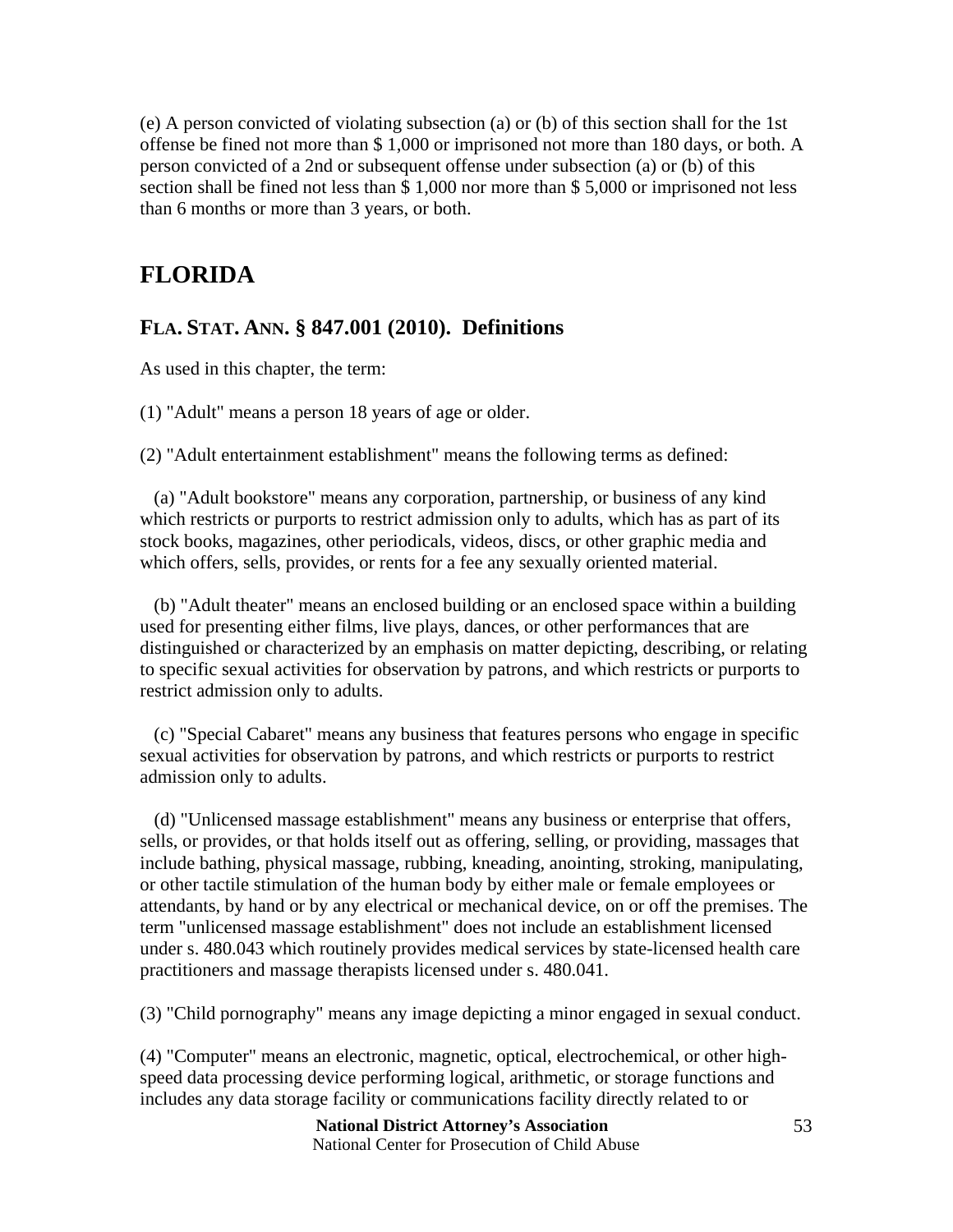(e) A person convicted of violating subsection (a) or (b) of this section shall for the 1st offense be fined not more than $ 1,000 or imprisoned not more than 180 days, or both. A person convicted of a 2nd or subsequent offense under subsection (a) or (b) of this section shall be fined not less than $ 1,000 nor more than $ 5,000 or imprisoned not less than 6 months or more than 3 years, or both.

## FLORIDA

### FLA. STAT. ANN. § 847.001 (2010). Definitions

As used in this chapter, the term:

(1) "Adult" means a person 18 years of age or older.

(2) "Adult entertainment establishment" means the following terms as defined:

(a) "Adult bookstore" means any corporation, partnership, or business of any kind which restricts or purports to restrict admission only to adults, which has as part of its stock books, magazines, other periodicals, videos, discs, or other graphic media and which offers, sells, provides, or rents for a fee any sexually oriented material.

(b) "Adult theater" means an enclosed building or an enclosed space within a building used for presenting either films, live plays, dances, or other performances that are distinguished or characterized by an emphasis on matter depicting, describing, or relating to specific sexual activities for observation by patrons, and which restricts or purports to restrict admission only to adults.

(c) "Special Cabaret" means any business that features persons who engage in specific sexual activities for observation by patrons, and which restricts or purports to restrict admission only to adults.

(d) "Unlicensed massage establishment" means any business or enterprise that offers, sells, or provides, or that holds itself out as offering, selling, or providing, massages that include bathing, physical massage, rubbing, kneading, anointing, stroking, manipulating, or other tactile stimulation of the human body by either male or female employees or attendants, by hand or by any electrical or mechanical device, on or off the premises. The term "unlicensed massage establishment" does not include an establishment licensed under s. 480.043 which routinely provides medical services by state-licensed health care practitioners and massage therapists licensed under s. 480.041.

(3) "Child pornography" means any image depicting a minor engaged in sexual conduct.

(4) "Computer" means an electronic, magnetic, optical, electrochemical, or other high-speed data processing device performing logical, arithmetic, or storage functions and includes any data storage facility or communications facility directly related to or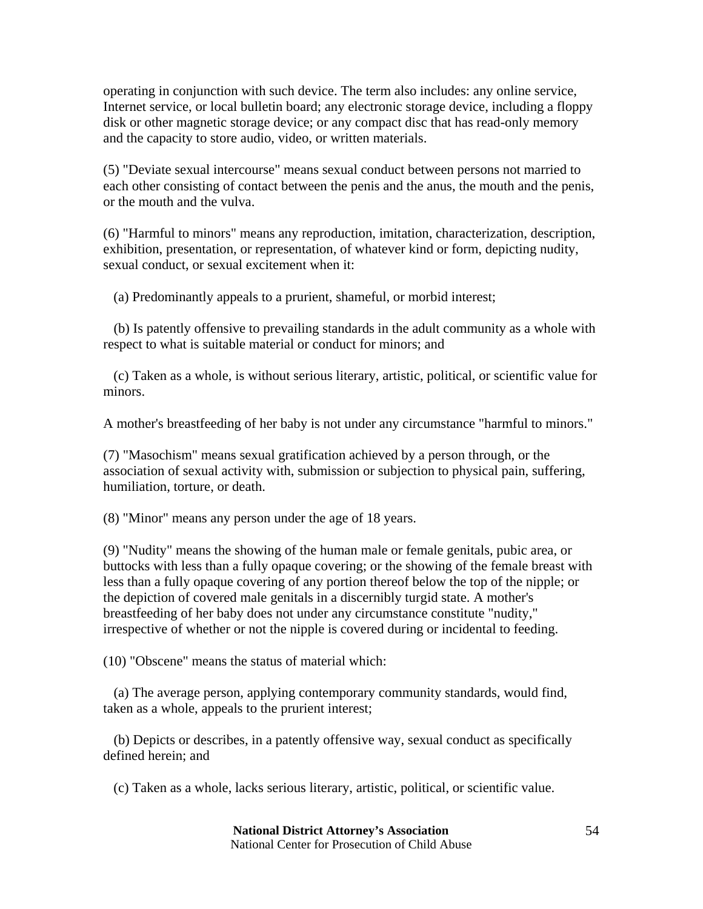operating in conjunction with such device. The term also includes: any online service, Internet service, or local bulletin board; any electronic storage device, including a floppy disk or other magnetic storage device; or any compact disc that has read-only memory and the capacity to store audio, video, or written materials.

(5) "Deviate sexual intercourse" means sexual conduct between persons not married to each other consisting of contact between the penis and the anus, the mouth and the penis, or the mouth and the vulva.

(6) "Harmful to minors" means any reproduction, imitation, characterization, description, exhibition, presentation, or representation, of whatever kind or form, depicting nudity, sexual conduct, or sexual excitement when it:

(a) Predominantly appeals to a prurient, shameful, or morbid interest;

(b) Is patently offensive to prevailing standards in the adult community as a whole with respect to what is suitable material or conduct for minors; and

(c) Taken as a whole, is without serious literary, artistic, political, or scientific value for minors.

A mother's breastfeeding of her baby is not under any circumstance "harmful to minors."

(7) "Masochism" means sexual gratification achieved by a person through, or the association of sexual activity with, submission or subjection to physical pain, suffering, humiliation, torture, or death.

(8) "Minor" means any person under the age of 18 years.

(9) "Nudity" means the showing of the human male or female genitals, pubic area, or buttocks with less than a fully opaque covering; or the showing of the female breast with less than a fully opaque covering of any portion thereof below the top of the nipple; or the depiction of covered male genitals in a discernibly turgid state. A mother's breastfeeding of her baby does not under any circumstance constitute "nudity," irrespective of whether or not the nipple is covered during or incidental to feeding.

(10) "Obscene" means the status of material which:

(a) The average person, applying contemporary community standards, would find, taken as a whole, appeals to the prurient interest;

(b) Depicts or describes, in a patently offensive way, sexual conduct as specifically defined herein; and

(c) Taken as a whole, lacks serious literary, artistic, political, or scientific value.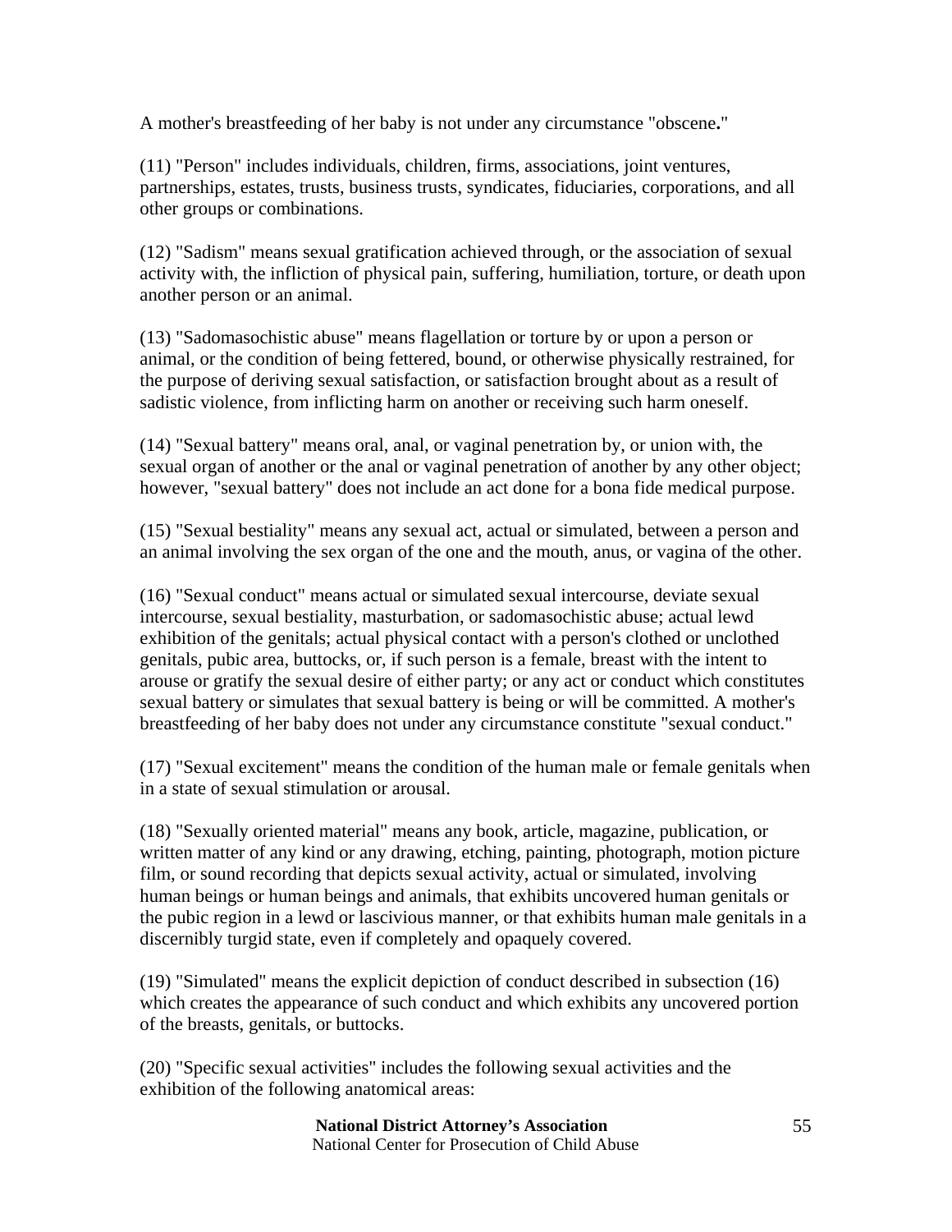A mother's breastfeeding of her baby is not under any circumstance "obscene**.**"

(11) "Person" includes individuals, children, firms, associations, joint ventures, partnerships, estates, trusts, business trusts, syndicates, fiduciaries, corporations, and all other groups or combinations.

(12) "Sadism" means sexual gratification achieved through, or the association of sexual activity with, the infliction of physical pain, suffering, humiliation, torture, or death upon another person or an animal.

(13) "Sadomasochistic abuse" means flagellation or torture by or upon a person or animal, or the condition of being fettered, bound, or otherwise physically restrained, for the purpose of deriving sexual satisfaction, or satisfaction brought about as a result of sadistic violence, from inflicting harm on another or receiving such harm oneself.

(14) "Sexual battery" means oral, anal, or vaginal penetration by, or union with, the sexual organ of another or the anal or vaginal penetration of another by any other object; however, "sexual battery" does not include an act done for a bona fide medical purpose.

(15) "Sexual bestiality" means any sexual act, actual or simulated, between a person and an animal involving the sex organ of the one and the mouth, anus, or vagina of the other.

(16) "Sexual conduct" means actual or simulated sexual intercourse, deviate sexual intercourse, sexual bestiality, masturbation, or sadomasochistic abuse; actual lewd exhibition of the genitals; actual physical contact with a person's clothed or unclothed genitals, pubic area, buttocks, or, if such person is a female, breast with the intent to arouse or gratify the sexual desire of either party; or any act or conduct which constitutes sexual battery or simulates that sexual battery is being or will be committed. A mother's breastfeeding of her baby does not under any circumstance constitute "sexual conduct."

(17) "Sexual excitement" means the condition of the human male or female genitals when in a state of sexual stimulation or arousal.

(18) "Sexually oriented material" means any book, article, magazine, publication, or written matter of any kind or any drawing, etching, painting, photograph, motion picture film, or sound recording that depicts sexual activity, actual or simulated, involving human beings or human beings and animals, that exhibits uncovered human genitals or the pubic region in a lewd or lascivious manner, or that exhibits human male genitals in a discernibly turgid state, even if completely and opaquely covered.

(19) "Simulated" means the explicit depiction of conduct described in subsection (16) which creates the appearance of such conduct and which exhibits any uncovered portion of the breasts, genitals, or buttocks.

(20) "Specific sexual activities" includes the following sexual activities and the exhibition of the following anatomical areas: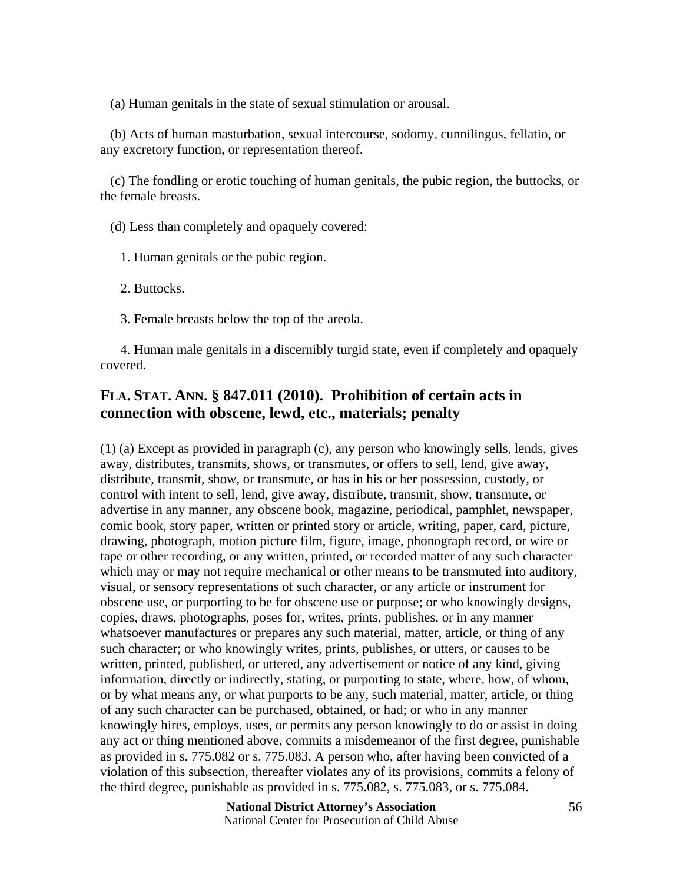(a) Human genitals in the state of sexual stimulation or arousal.

(b) Acts of human masturbation, sexual intercourse, sodomy, cunnilingus, fellatio, or any excretory function, or representation thereof.

(c) The fondling or erotic touching of human genitals, the pubic region, the buttocks, or the female breasts.

(d) Less than completely and opaquely covered:

1. Human genitals or the pubic region.

2. Buttocks.

3. Female breasts below the top of the areola.

4. Human male genitals in a discernibly turgid state, even if completely and opaquely covered.

## FLA. STAT. ANN. § 847.011 (2010). Prohibition of certain acts in connection with obscene, lewd, etc., materials; penalty

(1) (a) Except as provided in paragraph (c), any person who knowingly sells, lends, gives away, distributes, transmits, shows, or transmutes, or offers to sell, lend, give away, distribute, transmit, show, or transmute, or has in his or her possession, custody, or control with intent to sell, lend, give away, distribute, transmit, show, transmute, or advertise in any manner, any obscene book, magazine, periodical, pamphlet, newspaper, comic book, story paper, written or printed story or article, writing, paper, card, picture, drawing, photograph, motion picture film, figure, image, phonograph record, or wire or tape or other recording, or any written, printed, or recorded matter of any such character which may or may not require mechanical or other means to be transmuted into auditory, visual, or sensory representations of such character, or any article or instrument for obscene use, or purporting to be for obscene use or purpose; or who knowingly designs, copies, draws, photographs, poses for, writes, prints, publishes, or in any manner whatsoever manufactures or prepares any such material, matter, article, or thing of any such character; or who knowingly writes, prints, publishes, or utters, or causes to be written, printed, published, or uttered, any advertisement or notice of any kind, giving information, directly or indirectly, stating, or purporting to state, where, how, of whom, or by what means any, or what purports to be any, such material, matter, article, or thing of any such character can be purchased, obtained, or had; or who in any manner knowingly hires, employs, uses, or permits any person knowingly to do or assist in doing any act or thing mentioned above, commits a misdemeanor of the first degree, punishable as provided in s. 775.082 or s. 775.083. A person who, after having been convicted of a violation of this subsection, thereafter violates any of its provisions, commits a felony of the third degree, punishable as provided in s. 775.082, s. 775.083, or s. 775.084.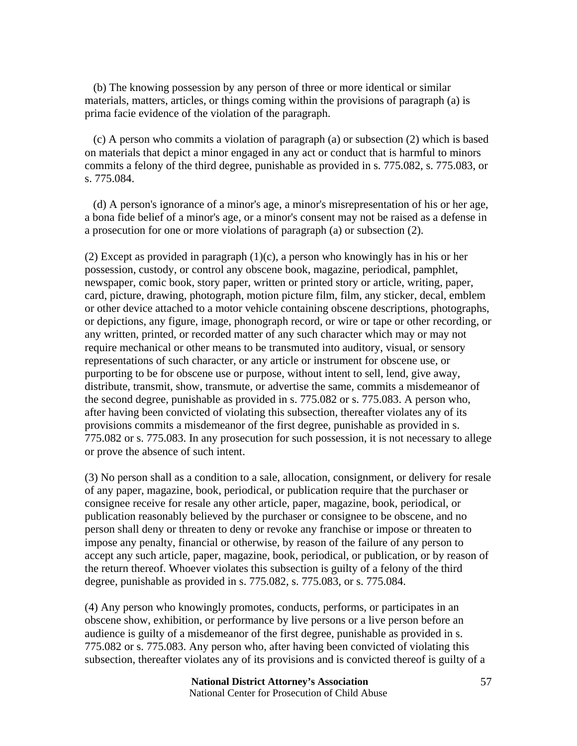(b) The knowing possession by any person of three or more identical or similar materials, matters, articles, or things coming within the provisions of paragraph (a) is prima facie evidence of the violation of the paragraph.

(c) A person who commits a violation of paragraph (a) or subsection (2) which is based on materials that depict a minor engaged in any act or conduct that is harmful to minors commits a felony of the third degree, punishable as provided in s. 775.082, s. 775.083, or s. 775.084.

(d) A person's ignorance of a minor's age, a minor's misrepresentation of his or her age, a bona fide belief of a minor's age, or a minor's consent may not be raised as a defense in a prosecution for one or more violations of paragraph (a) or subsection (2).

(2) Except as provided in paragraph (1)(c), a person who knowingly has in his or her possession, custody, or control any obscene book, magazine, periodical, pamphlet, newspaper, comic book, story paper, written or printed story or article, writing, paper, card, picture, drawing, photograph, motion picture film, film, any sticker, decal, emblem or other device attached to a motor vehicle containing obscene descriptions, photographs, or depictions, any figure, image, phonograph record, or wire or tape or other recording, or any written, printed, or recorded matter of any such character which may or may not require mechanical or other means to be transmuted into auditory, visual, or sensory representations of such character, or any article or instrument for obscene use, or purporting to be for obscene use or purpose, without intent to sell, lend, give away, distribute, transmit, show, transmute, or advertise the same, commits a misdemeanor of the second degree, punishable as provided in s. 775.082 or s. 775.083. A person who, after having been convicted of violating this subsection, thereafter violates any of its provisions commits a misdemeanor of the first degree, punishable as provided in s. 775.082 or s. 775.083. In any prosecution for such possession, it is not necessary to allege or prove the absence of such intent.

(3) No person shall as a condition to a sale, allocation, consignment, or delivery for resale of any paper, magazine, book, periodical, or publication require that the purchaser or consignee receive for resale any other article, paper, magazine, book, periodical, or publication reasonably believed by the purchaser or consignee to be obscene, and no person shall deny or threaten to deny or revoke any franchise or impose or threaten to impose any penalty, financial or otherwise, by reason of the failure of any person to accept any such article, paper, magazine, book, periodical, or publication, or by reason of the return thereof. Whoever violates this subsection is guilty of a felony of the third degree, punishable as provided in s. 775.082, s. 775.083, or s. 775.084.

(4) Any person who knowingly promotes, conducts, performs, or participates in an obscene show, exhibition, or performance by live persons or a live person before an audience is guilty of a misdemeanor of the first degree, punishable as provided in s. 775.082 or s. 775.083. Any person who, after having been convicted of violating this subsection, thereafter violates any of its provisions and is convicted thereof is guilty of a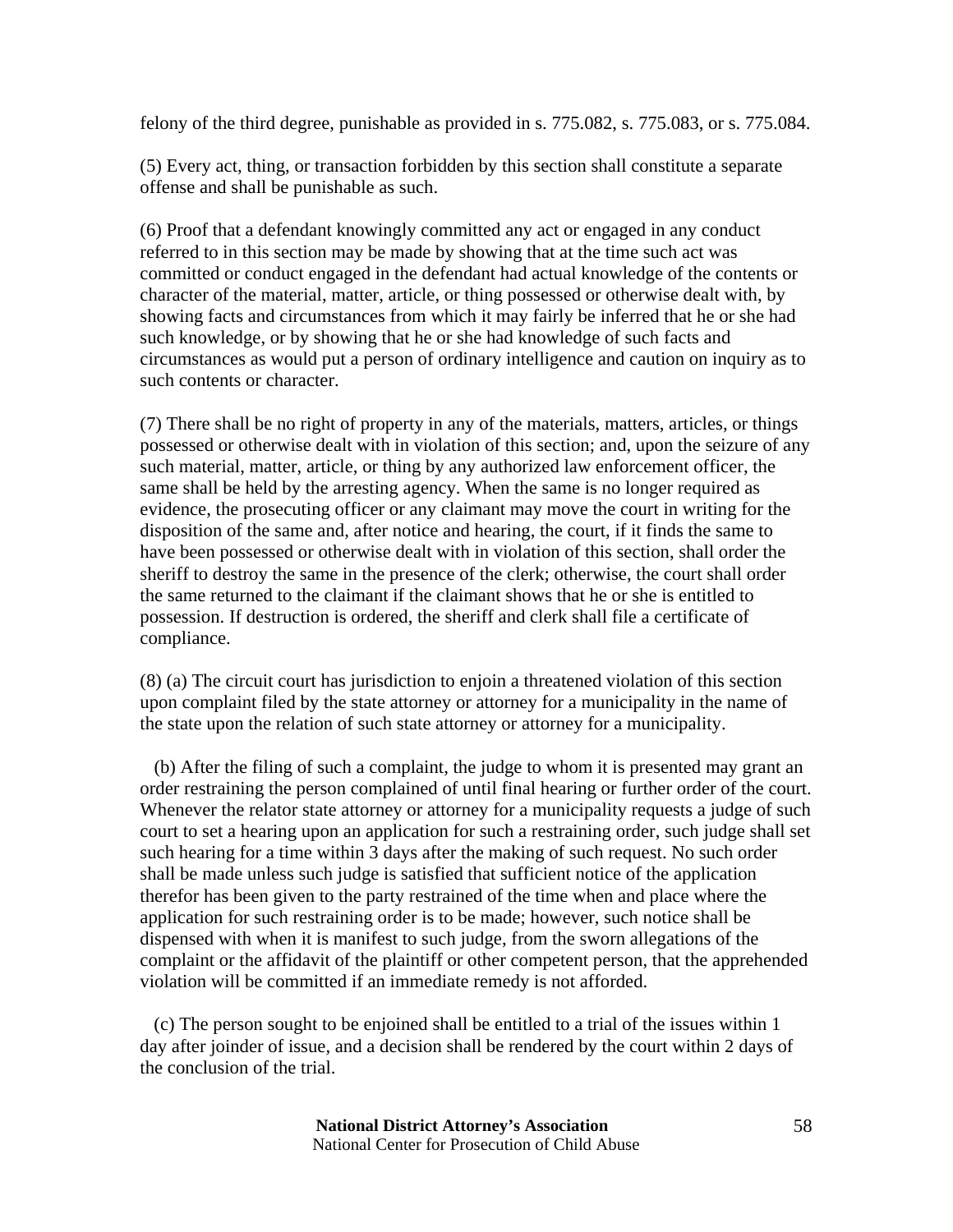felony of the third degree, punishable as provided in s. 775.082, s. 775.083, or s. 775.084.

(5) Every act, thing, or transaction forbidden by this section shall constitute a separate offense and shall be punishable as such.

(6) Proof that a defendant knowingly committed any act or engaged in any conduct referred to in this section may be made by showing that at the time such act was committed or conduct engaged in the defendant had actual knowledge of the contents or character of the material, matter, article, or thing possessed or otherwise dealt with, by showing facts and circumstances from which it may fairly be inferred that he or she had such knowledge, or by showing that he or she had knowledge of such facts and circumstances as would put a person of ordinary intelligence and caution on inquiry as to such contents or character.

(7) There shall be no right of property in any of the materials, matters, articles, or things possessed or otherwise dealt with in violation of this section; and, upon the seizure of any such material, matter, article, or thing by any authorized law enforcement officer, the same shall be held by the arresting agency. When the same is no longer required as evidence, the prosecuting officer or any claimant may move the court in writing for the disposition of the same and, after notice and hearing, the court, if it finds the same to have been possessed or otherwise dealt with in violation of this section, shall order the sheriff to destroy the same in the presence of the clerk; otherwise, the court shall order the same returned to the claimant if the claimant shows that he or she is entitled to possession. If destruction is ordered, the sheriff and clerk shall file a certificate of compliance.

(8) (a) The circuit court has jurisdiction to enjoin a threatened violation of this section upon complaint filed by the state attorney or attorney for a municipality in the name of the state upon the relation of such state attorney or attorney for a municipality.

(b) After the filing of such a complaint, the judge to whom it is presented may grant an order restraining the person complained of until final hearing or further order of the court. Whenever the relator state attorney or attorney for a municipality requests a judge of such court to set a hearing upon an application for such a restraining order, such judge shall set such hearing for a time within 3 days after the making of such request. No such order shall be made unless such judge is satisfied that sufficient notice of the application therefor has been given to the party restrained of the time when and place where the application for such restraining order is to be made; however, such notice shall be dispensed with when it is manifest to such judge, from the sworn allegations of the complaint or the affidavit of the plaintiff or other competent person, that the apprehended violation will be committed if an immediate remedy is not afforded.

(c) The person sought to be enjoined shall be entitled to a trial of the issues within 1 day after joinder of issue, and a decision shall be rendered by the court within 2 days of the conclusion of the trial.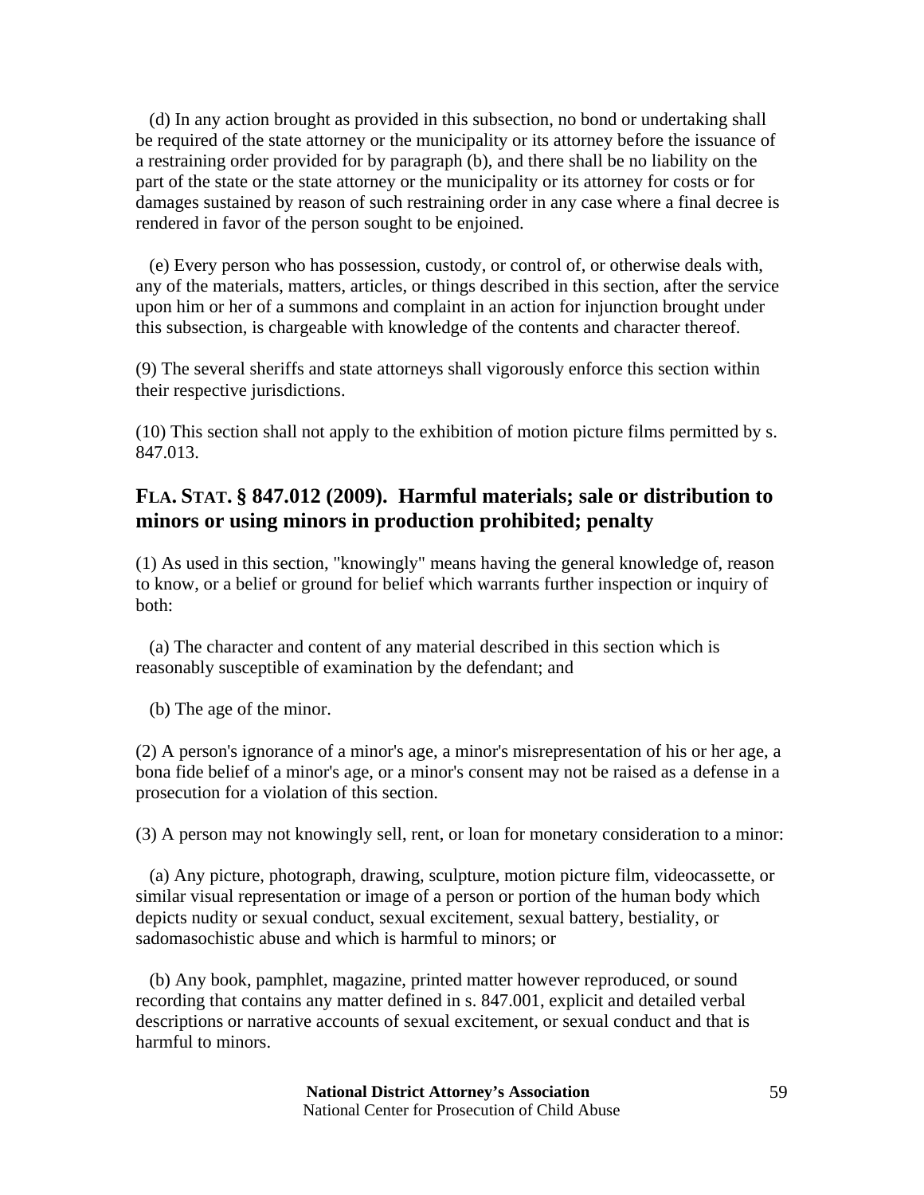(d) In any action brought as provided in this subsection, no bond or undertaking shall be required of the state attorney or the municipality or its attorney before the issuance of a restraining order provided for by paragraph (b), and there shall be no liability on the part of the state or the state attorney or the municipality or its attorney for costs or for damages sustained by reason of such restraining order in any case where a final decree is rendered in favor of the person sought to be enjoined.

(e) Every person who has possession, custody, or control of, or otherwise deals with, any of the materials, matters, articles, or things described in this section, after the service upon him or her of a summons and complaint in an action for injunction brought under this subsection, is chargeable with knowledge of the contents and character thereof.

(9) The several sheriffs and state attorneys shall vigorously enforce this section within their respective jurisdictions.

(10) This section shall not apply to the exhibition of motion picture films permitted by s. 847.013.

## FLA. STAT. § 847.012 (2009). Harmful materials; sale or distribution to minors or using minors in production prohibited; penalty

(1) As used in this section, "knowingly" means having the general knowledge of, reason to know, or a belief or ground for belief which warrants further inspection or inquiry of both:

(a) The character and content of any material described in this section which is reasonably susceptible of examination by the defendant; and

(b) The age of the minor.

(2) A person's ignorance of a minor's age, a minor's misrepresentation of his or her age, a bona fide belief of a minor's age, or a minor's consent may not be raised as a defense in a prosecution for a violation of this section.

(3) A person may not knowingly sell, rent, or loan for monetary consideration to a minor:

(a) Any picture, photograph, drawing, sculpture, motion picture film, videocassette, or similar visual representation or image of a person or portion of the human body which depicts nudity or sexual conduct, sexual excitement, sexual battery, bestiality, or sadomasochistic abuse and which is harmful to minors; or

(b) Any book, pamphlet, magazine, printed matter however reproduced, or sound recording that contains any matter defined in s. 847.001, explicit and detailed verbal descriptions or narrative accounts of sexual excitement, or sexual conduct and that is harmful to minors.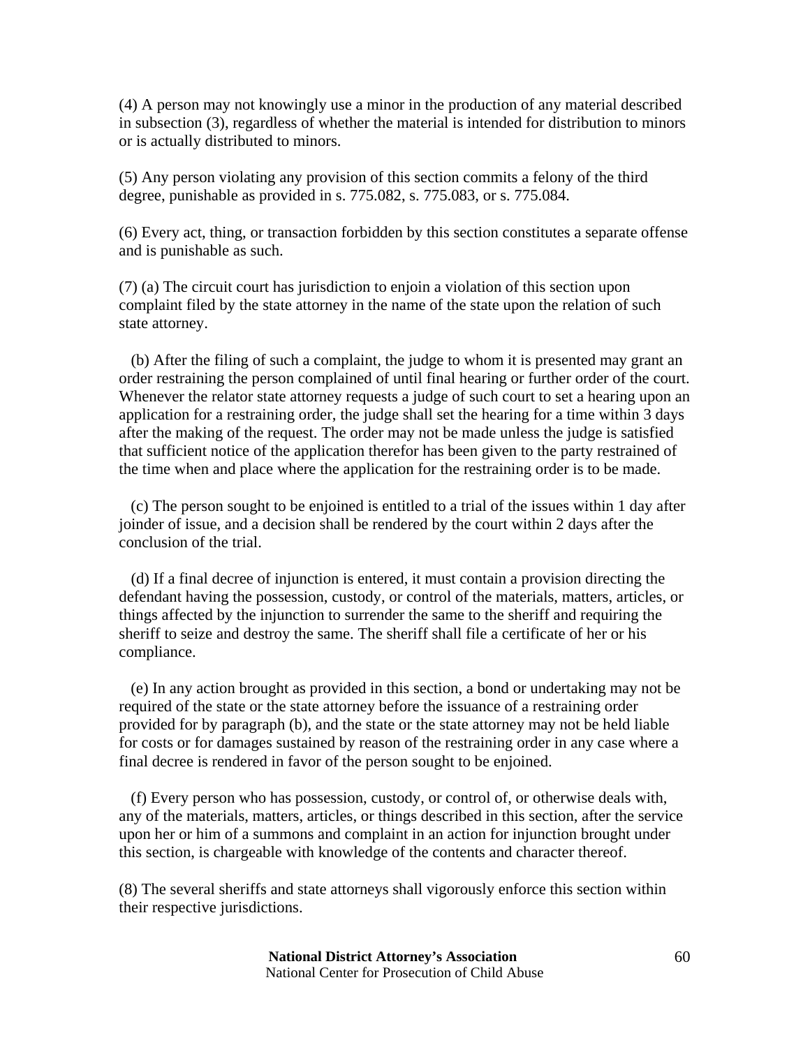(4) A person may not knowingly use a minor in the production of any material described in subsection (3), regardless of whether the material is intended for distribution to minors or is actually distributed to minors.

(5) Any person violating any provision of this section commits a felony of the third degree, punishable as provided in s. 775.082, s. 775.083, or s. 775.084.

(6) Every act, thing, or transaction forbidden by this section constitutes a separate offense and is punishable as such.

(7) (a) The circuit court has jurisdiction to enjoin a violation of this section upon complaint filed by the state attorney in the name of the state upon the relation of such state attorney.

(b) After the filing of such a complaint, the judge to whom it is presented may grant an order restraining the person complained of until final hearing or further order of the court. Whenever the relator state attorney requests a judge of such court to set a hearing upon an application for a restraining order, the judge shall set the hearing for a time within 3 days after the making of the request. The order may not be made unless the judge is satisfied that sufficient notice of the application therefor has been given to the party restrained of the time when and place where the application for the restraining order is to be made.

(c) The person sought to be enjoined is entitled to a trial of the issues within 1 day after joinder of issue, and a decision shall be rendered by the court within 2 days after the conclusion of the trial.

(d) If a final decree of injunction is entered, it must contain a provision directing the defendant having the possession, custody, or control of the materials, matters, articles, or things affected by the injunction to surrender the same to the sheriff and requiring the sheriff to seize and destroy the same. The sheriff shall file a certificate of her or his compliance.

(e) In any action brought as provided in this section, a bond or undertaking may not be required of the state or the state attorney before the issuance of a restraining order provided for by paragraph (b), and the state or the state attorney may not be held liable for costs or for damages sustained by reason of the restraining order in any case where a final decree is rendered in favor of the person sought to be enjoined.

(f) Every person who has possession, custody, or control of, or otherwise deals with, any of the materials, matters, articles, or things described in this section, after the service upon her or him of a summons and complaint in an action for injunction brought under this section, is chargeable with knowledge of the contents and character thereof.

(8) The several sheriffs and state attorneys shall vigorously enforce this section within their respective jurisdictions.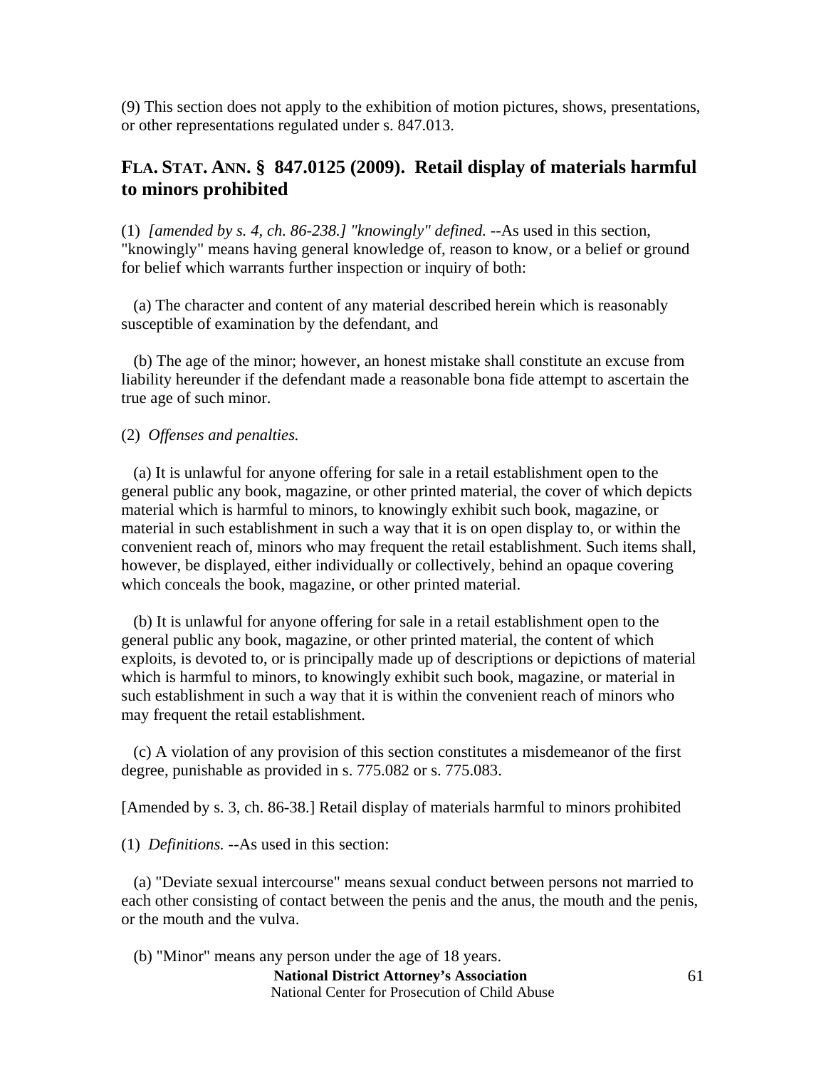(9) This section does not apply to the exhibition of motion pictures, shows, presentations, or other representations regulated under s. 847.013.

## FLA. STAT. ANN. § 847.0125 (2009). Retail display of materials harmful to minors prohibited

(1) *[amended by s. 4, ch. 86-238.] "knowingly" defined.* --As used in this section, "knowingly" means having general knowledge of, reason to know, or a belief or ground for belief which warrants further inspection or inquiry of both:

(a) The character and content of any material described herein which is reasonably susceptible of examination by the defendant, and

(b) The age of the minor; however, an honest mistake shall constitute an excuse from liability hereunder if the defendant made a reasonable bona fide attempt to ascertain the true age of such minor.

(2) *Offenses and penalties.*

(a) It is unlawful for anyone offering for sale in a retail establishment open to the general public any book, magazine, or other printed material, the cover of which depicts material which is harmful to minors, to knowingly exhibit such book, magazine, or material in such establishment in such a way that it is on open display to, or within the convenient reach of, minors who may frequent the retail establishment. Such items shall, however, be displayed, either individually or collectively, behind an opaque covering which conceals the book, magazine, or other printed material.

(b) It is unlawful for anyone offering for sale in a retail establishment open to the general public any book, magazine, or other printed material, the content of which exploits, is devoted to, or is principally made up of descriptions or depictions of material which is harmful to minors, to knowingly exhibit such book, magazine, or material in such establishment in such a way that it is within the convenient reach of minors who may frequent the retail establishment.

(c) A violation of any provision of this section constitutes a misdemeanor of the first degree, punishable as provided in s. 775.082 or s. 775.083.

[Amended by s. 3, ch. 86-38.] Retail display of materials harmful to minors prohibited

(1) *Definitions.* --As used in this section:

(a) "Deviate sexual intercourse" means sexual conduct between persons not married to each other consisting of contact between the penis and the anus, the mouth and the penis, or the mouth and the vulva.

(b) "Minor" means any person under the age of 18 years.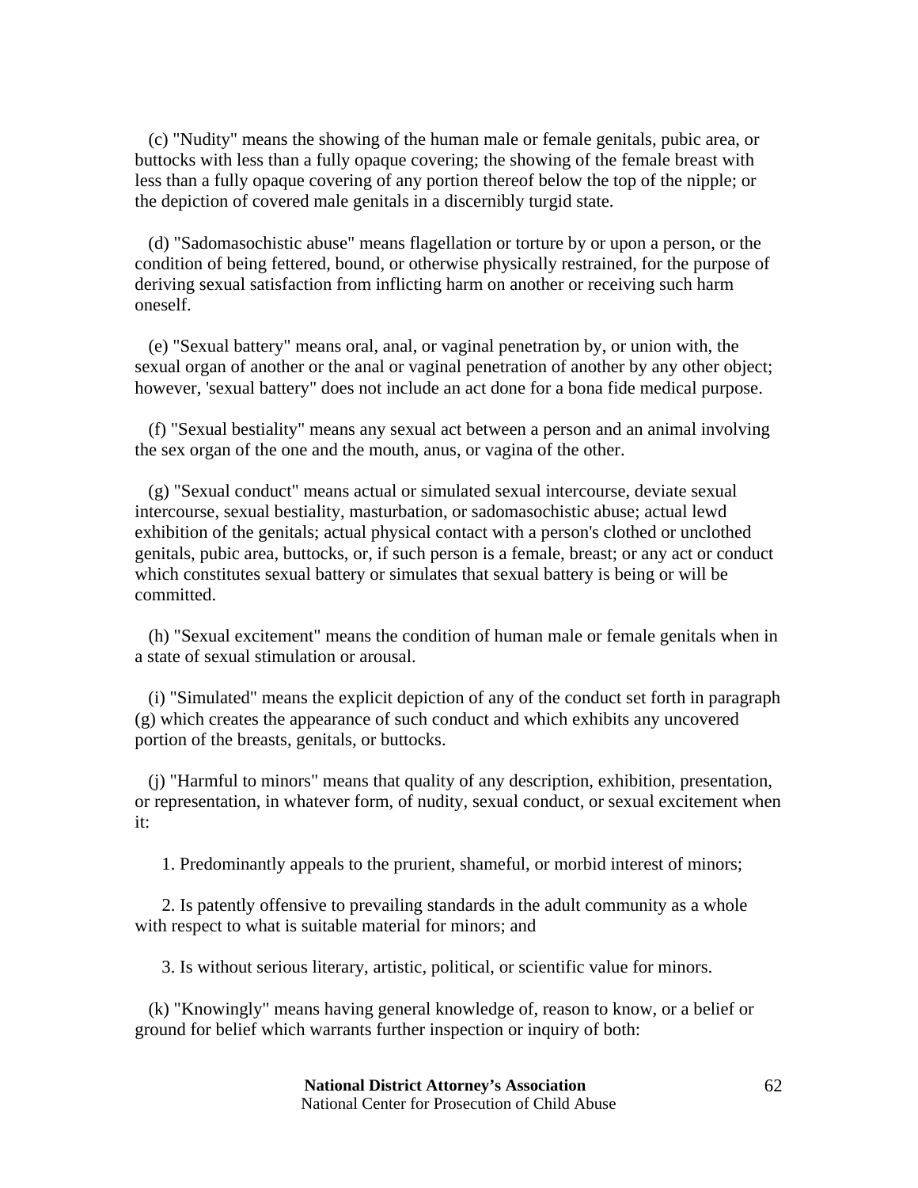(c) "Nudity" means the showing of the human male or female genitals, pubic area, or buttocks with less than a fully opaque covering; the showing of the female breast with less than a fully opaque covering of any portion thereof below the top of the nipple; or the depiction of covered male genitals in a discernibly turgid state.

(d) "Sadomasochistic abuse" means flagellation or torture by or upon a person, or the condition of being fettered, bound, or otherwise physically restrained, for the purpose of deriving sexual satisfaction from inflicting harm on another or receiving such harm oneself.

(e) "Sexual battery" means oral, anal, or vaginal penetration by, or union with, the sexual organ of another or the anal or vaginal penetration of another by any other object; however, 'sexual battery" does not include an act done for a bona fide medical purpose.

(f) "Sexual bestiality" means any sexual act between a person and an animal involving the sex organ of the one and the mouth, anus, or vagina of the other.

(g) "Sexual conduct" means actual or simulated sexual intercourse, deviate sexual intercourse, sexual bestiality, masturbation, or sadomasochistic abuse; actual lewd exhibition of the genitals; actual physical contact with a person's clothed or unclothed genitals, pubic area, buttocks, or, if such person is a female, breast; or any act or conduct which constitutes sexual battery or simulates that sexual battery is being or will be committed.

(h) "Sexual excitement" means the condition of human male or female genitals when in a state of sexual stimulation or arousal.

(i) "Simulated" means the explicit depiction of any of the conduct set forth in paragraph (g) which creates the appearance of such conduct and which exhibits any uncovered portion of the breasts, genitals, or buttocks.

(j) "Harmful to minors" means that quality of any description, exhibition, presentation, or representation, in whatever form, of nudity, sexual conduct, or sexual excitement when it:

1. Predominantly appeals to the prurient, shameful, or morbid interest of minors;

2. Is patently offensive to prevailing standards in the adult community as a whole with respect to what is suitable material for minors; and

3. Is without serious literary, artistic, political, or scientific value for minors.

(k) "Knowingly" means having general knowledge of, reason to know, or a belief or ground for belief which warrants further inspection or inquiry of both: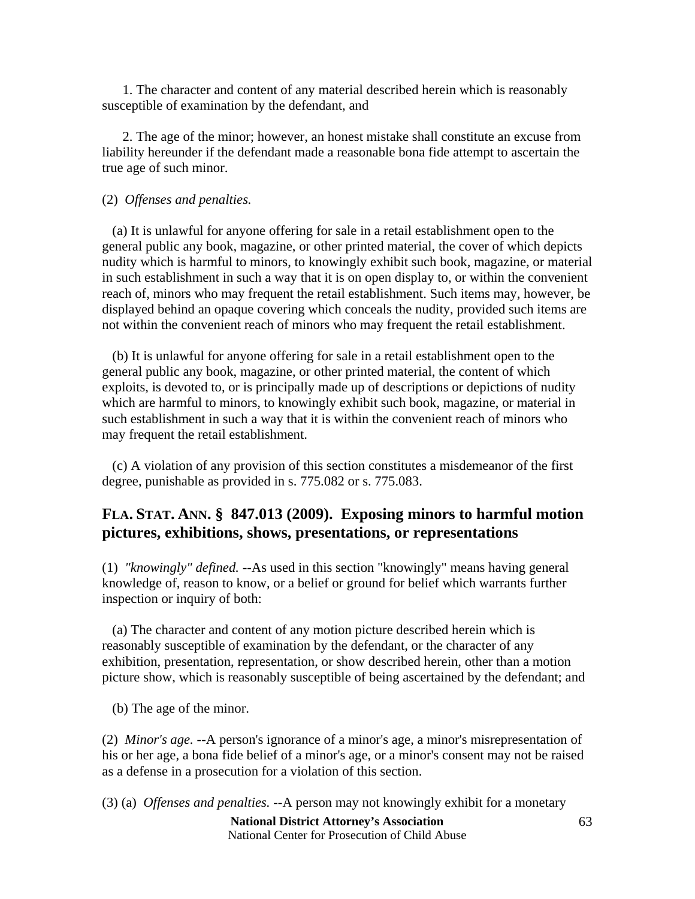1. The character and content of any material described herein which is reasonably susceptible of examination by the defendant, and

2. The age of the minor; however, an honest mistake shall constitute an excuse from liability hereunder if the defendant made a reasonable bona fide attempt to ascertain the true age of such minor.

(2) *Offenses and penalties.*

(a) It is unlawful for anyone offering for sale in a retail establishment open to the general public any book, magazine, or other printed material, the cover of which depicts nudity which is harmful to minors, to knowingly exhibit such book, magazine, or material in such establishment in such a way that it is on open display to, or within the convenient reach of, minors who may frequent the retail establishment. Such items may, however, be displayed behind an opaque covering which conceals the nudity, provided such items are not within the convenient reach of minors who may frequent the retail establishment.

(b) It is unlawful for anyone offering for sale in a retail establishment open to the general public any book, magazine, or other printed material, the content of which exploits, is devoted to, or is principally made up of descriptions or depictions of nudity which are harmful to minors, to knowingly exhibit such book, magazine, or material in such establishment in such a way that it is within the convenient reach of minors who may frequent the retail establishment.

(c) A violation of any provision of this section constitutes a misdemeanor of the first degree, punishable as provided in s. 775.082 or s. 775.083.

## FLA. STAT. ANN. § 847.013 (2009). Exposing minors to harmful motion pictures, exhibitions, shows, presentations, or representations

(1) *"knowingly" defined.* --As used in this section "knowingly" means having general knowledge of, reason to know, or a belief or ground for belief which warrants further inspection or inquiry of both:

(a) The character and content of any motion picture described herein which is reasonably susceptible of examination by the defendant, or the character of any exhibition, presentation, representation, or show described herein, other than a motion picture show, which is reasonably susceptible of being ascertained by the defendant; and

(b) The age of the minor.

(2) *Minor's age.* --A person's ignorance of a minor's age, a minor's misrepresentation of his or her age, a bona fide belief of a minor's age, or a minor's consent may not be raised as a defense in a prosecution for a violation of this section.

(3) (a) *Offenses and penalties.* --A person may not knowingly exhibit for a monetary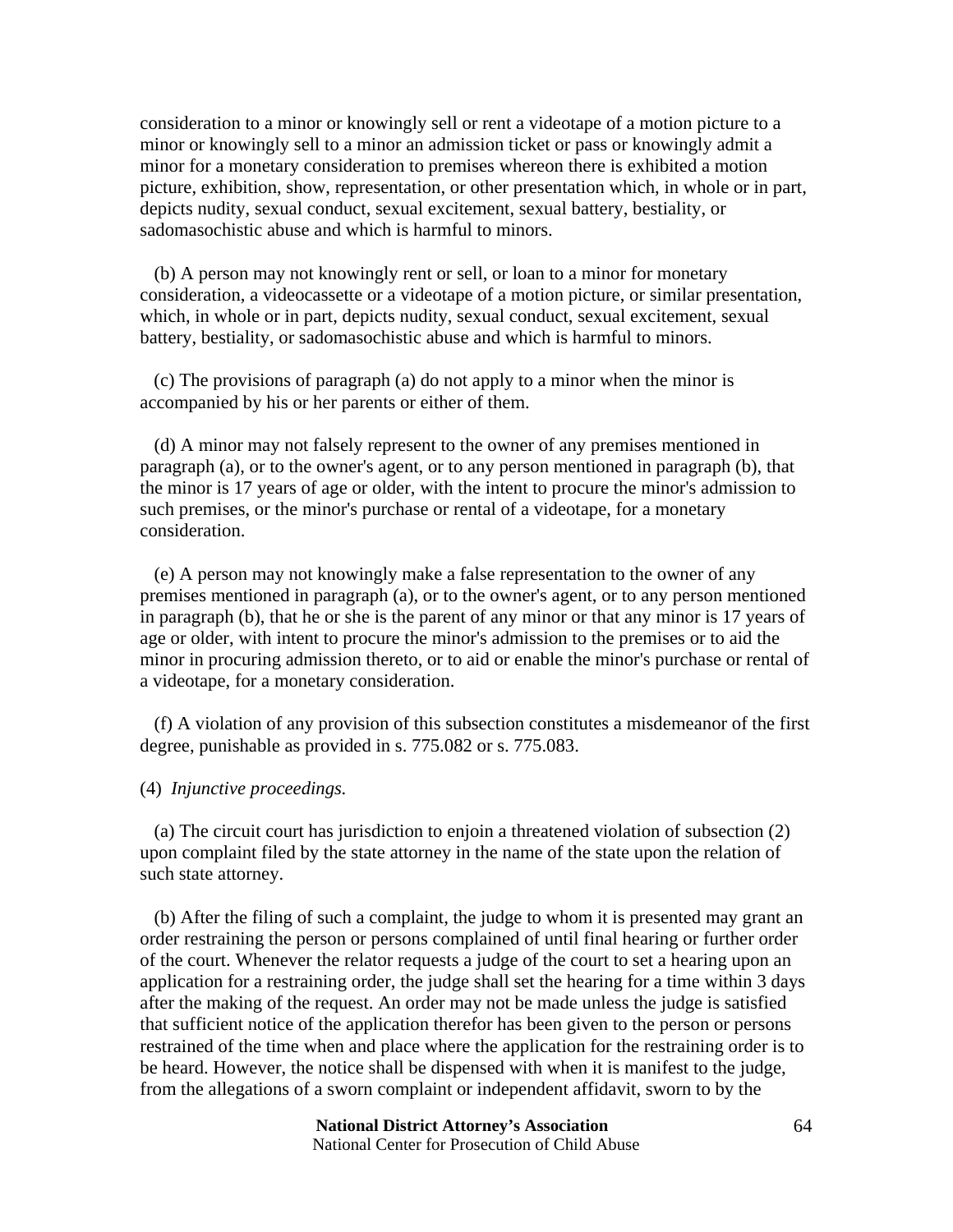consideration to a minor or knowingly sell or rent a videotape of a motion picture to a minor or knowingly sell to a minor an admission ticket or pass or knowingly admit a minor for a monetary consideration to premises whereon there is exhibited a motion picture, exhibition, show, representation, or other presentation which, in whole or in part, depicts nudity, sexual conduct, sexual excitement, sexual battery, bestiality, or sadomasochistic abuse and which is harmful to minors.

(b) A person may not knowingly rent or sell, or loan to a minor for monetary consideration, a videocassette or a videotape of a motion picture, or similar presentation, which, in whole or in part, depicts nudity, sexual conduct, sexual excitement, sexual battery, bestiality, or sadomasochistic abuse and which is harmful to minors.

(c) The provisions of paragraph (a) do not apply to a minor when the minor is accompanied by his or her parents or either of them.

(d) A minor may not falsely represent to the owner of any premises mentioned in paragraph (a), or to the owner's agent, or to any person mentioned in paragraph (b), that the minor is 17 years of age or older, with the intent to procure the minor's admission to such premises, or the minor's purchase or rental of a videotape, for a monetary consideration.

(e) A person may not knowingly make a false representation to the owner of any premises mentioned in paragraph (a), or to the owner's agent, or to any person mentioned in paragraph (b), that he or she is the parent of any minor or that any minor is 17 years of age or older, with intent to procure the minor's admission to the premises or to aid the minor in procuring admission thereto, or to aid or enable the minor's purchase or rental of a videotape, for a monetary consideration.

(f) A violation of any provision of this subsection constitutes a misdemeanor of the first degree, punishable as provided in s. 775.082 or s. 775.083.

(4) *Injunctive proceedings.*

(a) The circuit court has jurisdiction to enjoin a threatened violation of subsection (2) upon complaint filed by the state attorney in the name of the state upon the relation of such state attorney.

(b) After the filing of such a complaint, the judge to whom it is presented may grant an order restraining the person or persons complained of until final hearing or further order of the court. Whenever the relator requests a judge of the court to set a hearing upon an application for a restraining order, the judge shall set the hearing for a time within 3 days after the making of the request. An order may not be made unless the judge is satisfied that sufficient notice of the application therefor has been given to the person or persons restrained of the time when and place where the application for the restraining order is to be heard. However, the notice shall be dispensed with when it is manifest to the judge, from the allegations of a sworn complaint or independent affidavit, sworn to by the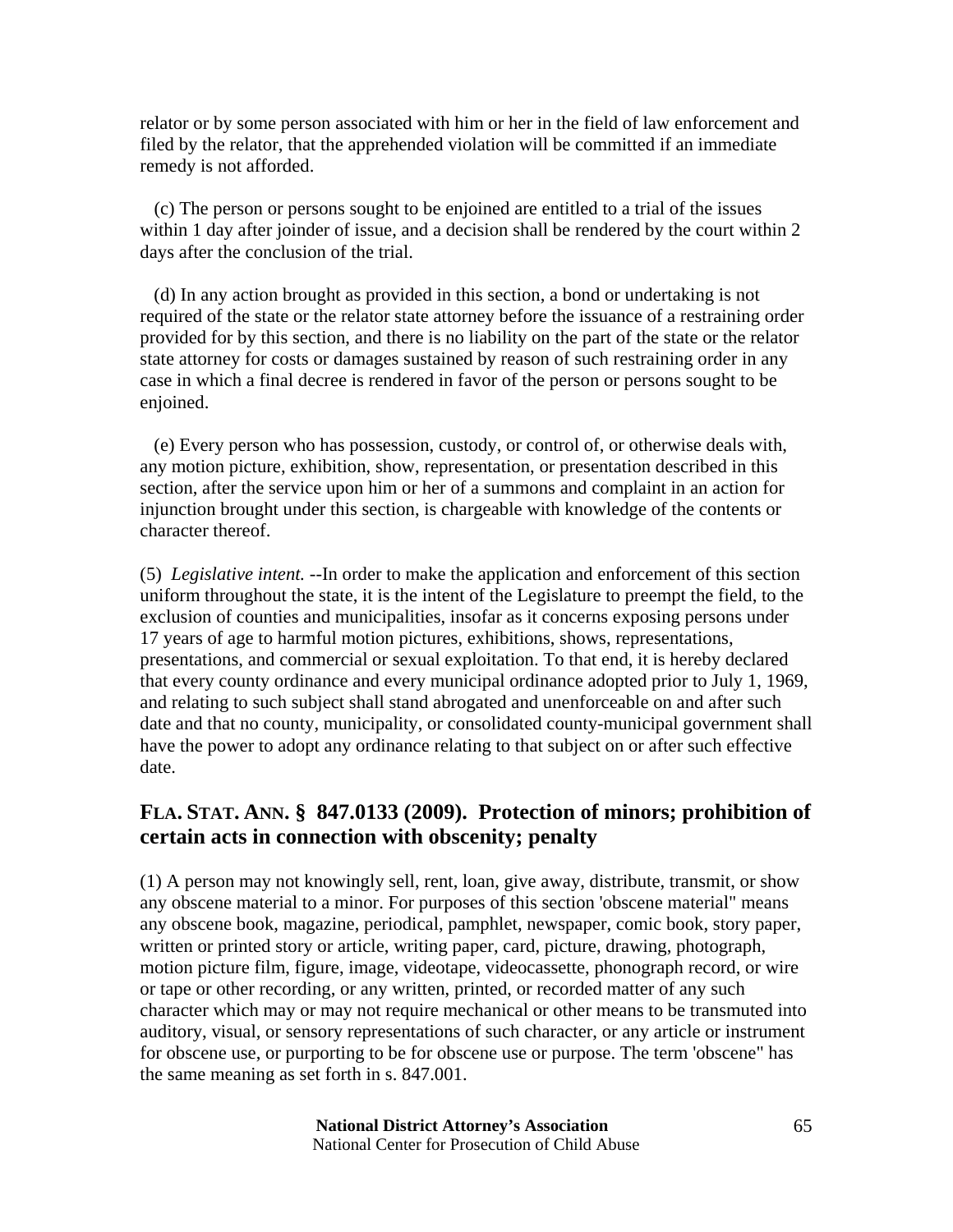relator or by some person associated with him or her in the field of law enforcement and filed by the relator, that the apprehended violation will be committed if an immediate remedy is not afforded.

(c) The person or persons sought to be enjoined are entitled to a trial of the issues within 1 day after joinder of issue, and a decision shall be rendered by the court within 2 days after the conclusion of the trial.

(d) In any action brought as provided in this section, a bond or undertaking is not required of the state or the relator state attorney before the issuance of a restraining order provided for by this section, and there is no liability on the part of the state or the relator state attorney for costs or damages sustained by reason of such restraining order in any case in which a final decree is rendered in favor of the person or persons sought to be enjoined.

(e) Every person who has possession, custody, or control of, or otherwise deals with, any motion picture, exhibition, show, representation, or presentation described in this section, after the service upon him or her of a summons and complaint in an action for injunction brought under this section, is chargeable with knowledge of the contents or character thereof.

(5) *Legislative intent.* --In order to make the application and enforcement of this section uniform throughout the state, it is the intent of the Legislature to preempt the field, to the exclusion of counties and municipalities, insofar as it concerns exposing persons under 17 years of age to harmful motion pictures, exhibitions, shows, representations, presentations, and commercial or sexual exploitation. To that end, it is hereby declared that every county ordinance and every municipal ordinance adopted prior to July 1, 1969, and relating to such subject shall stand abrogated and unenforceable on and after such date and that no county, municipality, or consolidated county-municipal government shall have the power to adopt any ordinance relating to that subject on or after such effective date.

## FLA. STAT. ANN. § 847.0133 (2009). Protection of minors; prohibition of certain acts in connection with obscenity; penalty

(1) A person may not knowingly sell, rent, loan, give away, distribute, transmit, or show any obscene material to a minor. For purposes of this section 'obscene material" means any obscene book, magazine, periodical, pamphlet, newspaper, comic book, story paper, written or printed story or article, writing paper, card, picture, drawing, photograph, motion picture film, figure, image, videotape, videocassette, phonograph record, or wire or tape or other recording, or any written, printed, or recorded matter of any such character which may or may not require mechanical or other means to be transmuted into auditory, visual, or sensory representations of such character, or any article or instrument for obscene use, or purporting to be for obscene use or purpose. The term 'obscene" has the same meaning as set forth in s. 847.001.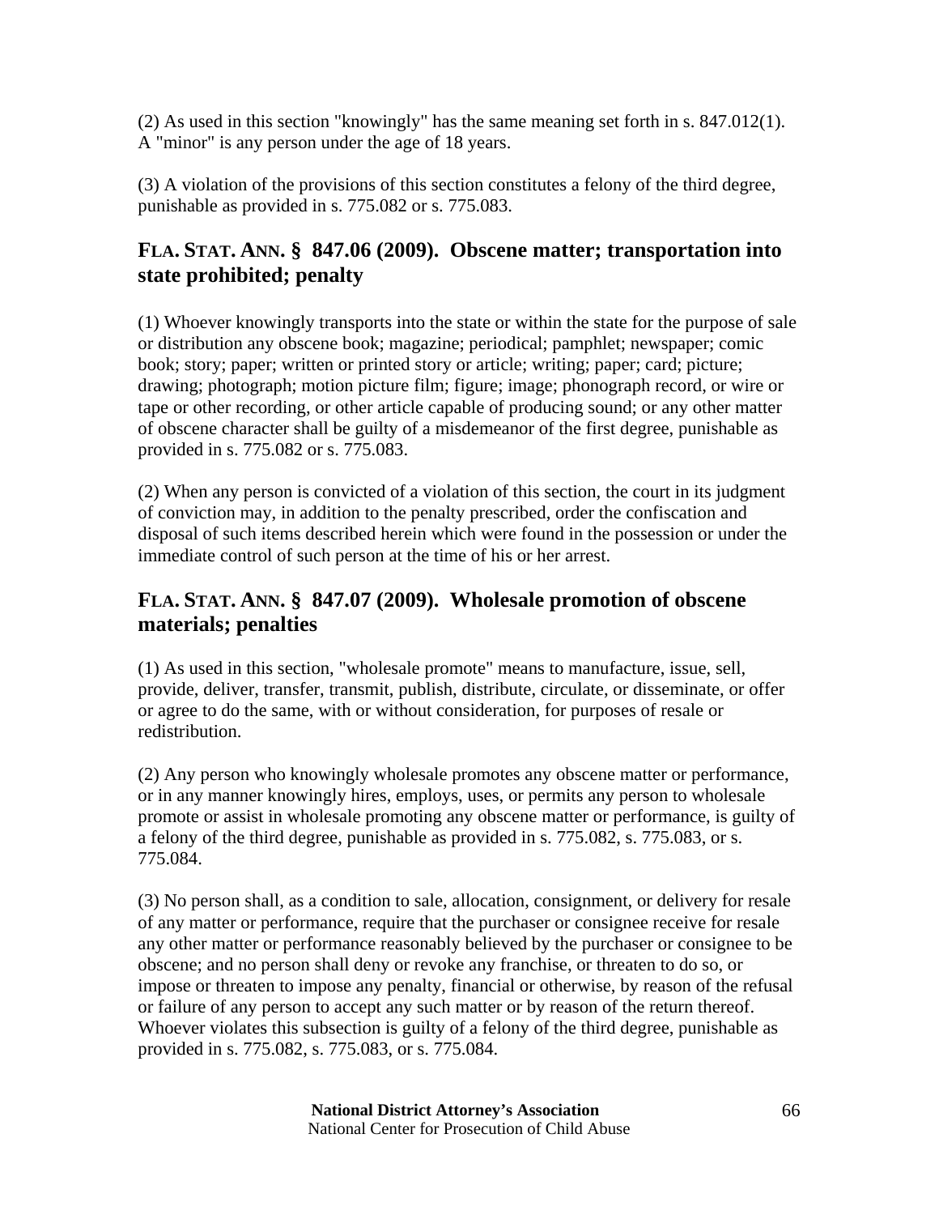(2) As used in this section "knowingly" has the same meaning set forth in s. 847.012(1). A "minor" is any person under the age of 18 years.

(3) A violation of the provisions of this section constitutes a felony of the third degree, punishable as provided in s. 775.082 or s. 775.083.

## FLA. STAT. ANN. § 847.06 (2009). Obscene matter; transportation into state prohibited; penalty

(1) Whoever knowingly transports into the state or within the state for the purpose of sale or distribution any obscene book; magazine; periodical; pamphlet; newspaper; comic book; story; paper; written or printed story or article; writing; paper; card; picture; drawing; photograph; motion picture film; figure; image; phonograph record, or wire or tape or other recording, or other article capable of producing sound; or any other matter of obscene character shall be guilty of a misdemeanor of the first degree, punishable as provided in s. 775.082 or s. 775.083.

(2) When any person is convicted of a violation of this section, the court in its judgment of conviction may, in addition to the penalty prescribed, order the confiscation and disposal of such items described herein which were found in the possession or under the immediate control of such person at the time of his or her arrest.

## FLA. STAT. ANN. § 847.07 (2009). Wholesale promotion of obscene materials; penalties

(1) As used in this section, "wholesale promote" means to manufacture, issue, sell, provide, deliver, transfer, transmit, publish, distribute, circulate, or disseminate, or offer or agree to do the same, with or without consideration, for purposes of resale or redistribution.

(2) Any person who knowingly wholesale promotes any obscene matter or performance, or in any manner knowingly hires, employs, uses, or permits any person to wholesale promote or assist in wholesale promoting any obscene matter or performance, is guilty of a felony of the third degree, punishable as provided in s. 775.082, s. 775.083, or s. 775.084.

(3) No person shall, as a condition to sale, allocation, consignment, or delivery for resale of any matter or performance, require that the purchaser or consignee receive for resale any other matter or performance reasonably believed by the purchaser or consignee to be obscene; and no person shall deny or revoke any franchise, or threaten to do so, or impose or threaten to impose any penalty, financial or otherwise, by reason of the refusal or failure of any person to accept any such matter or by reason of the return thereof. Whoever violates this subsection is guilty of a felony of the third degree, punishable as provided in s. 775.082, s. 775.083, or s. 775.084.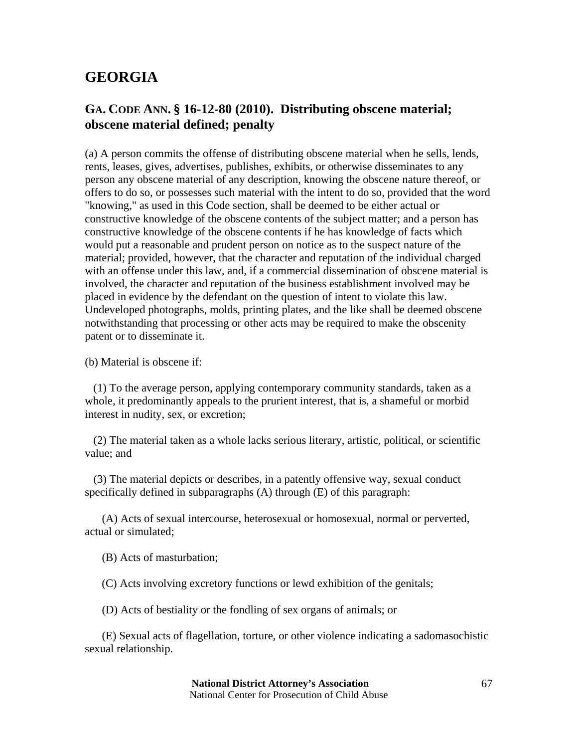# GEORGIA

## GA. CODE ANN. § 16-12-80 (2010). Distributing obscene material; obscene material defined; penalty

(a) A person commits the offense of distributing obscene material when he sells, lends, rents, leases, gives, advertises, publishes, exhibits, or otherwise disseminates to any person any obscene material of any description, knowing the obscene nature thereof, or offers to do so, or possesses such material with the intent to do so, provided that the word "knowing," as used in this Code section, shall be deemed to be either actual or constructive knowledge of the obscene contents of the subject matter; and a person has constructive knowledge of the obscene contents if he has knowledge of facts which would put a reasonable and prudent person on notice as to the suspect nature of the material; provided, however, that the character and reputation of the individual charged with an offense under this law, and, if a commercial dissemination of obscene material is involved, the character and reputation of the business establishment involved may be placed in evidence by the defendant on the question of intent to violate this law. Undeveloped photographs, molds, printing plates, and the like shall be deemed obscene notwithstanding that processing or other acts may be required to make the obscenity patent or to disseminate it.

(b) Material is obscene if:

(1) To the average person, applying contemporary community standards, taken as a whole, it predominantly appeals to the prurient interest, that is, a shameful or morbid interest in nudity, sex, or excretion;

(2) The material taken as a whole lacks serious literary, artistic, political, or scientific value; and

(3) The material depicts or describes, in a patently offensive way, sexual conduct specifically defined in subparagraphs (A) through (E) of this paragraph:

(A) Acts of sexual intercourse, heterosexual or homosexual, normal or perverted, actual or simulated;

(B) Acts of masturbation;

(C) Acts involving excretory functions or lewd exhibition of the genitals;

(D) Acts of bestiality or the fondling of sex organs of animals; or

(E) Sexual acts of flagellation, torture, or other violence indicating a sadomasochistic sexual relationship.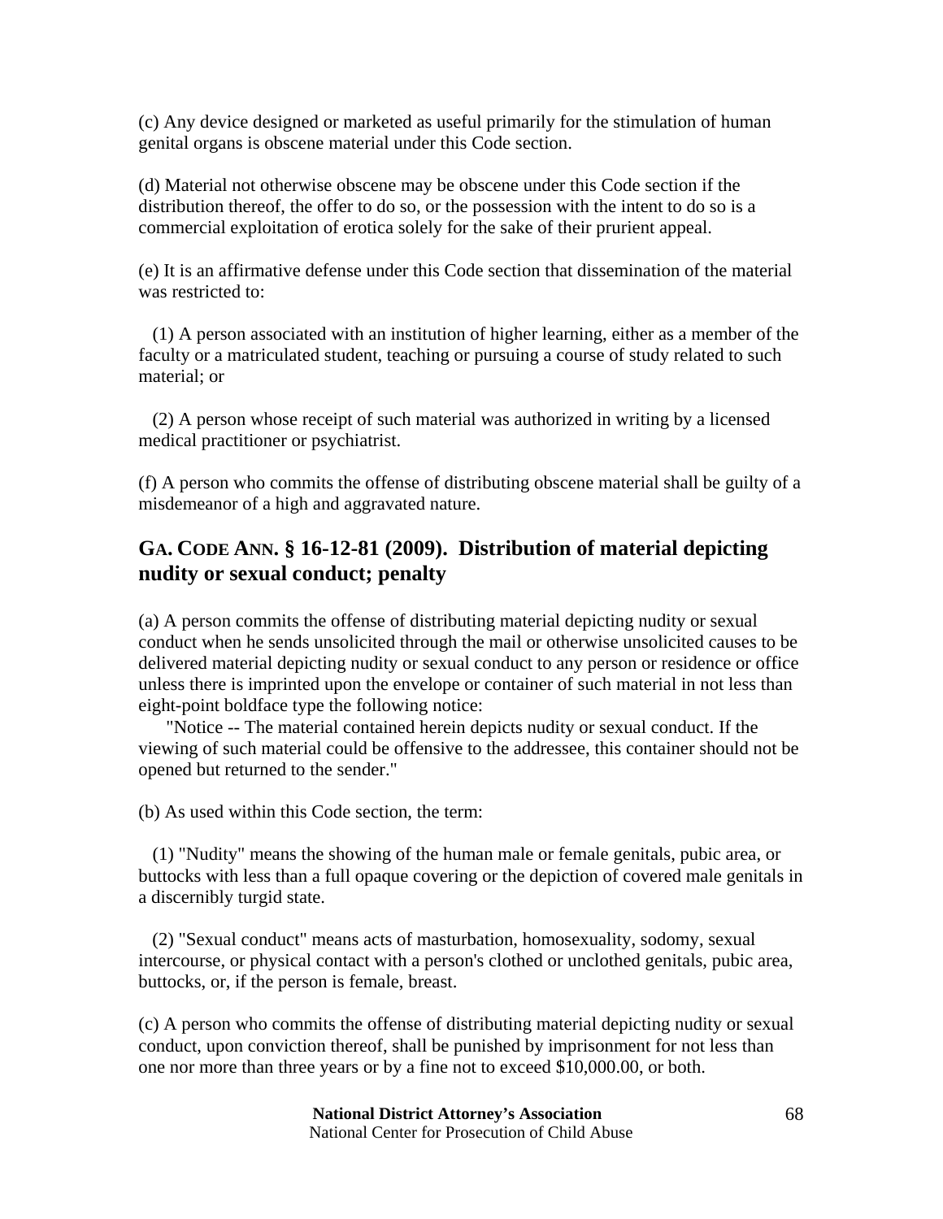(c) Any device designed or marketed as useful primarily for the stimulation of human genital organs is obscene material under this Code section.

(d) Material not otherwise obscene may be obscene under this Code section if the distribution thereof, the offer to do so, or the possession with the intent to do so is a commercial exploitation of erotica solely for the sake of their prurient appeal.

(e) It is an affirmative defense under this Code section that dissemination of the material was restricted to:

(1) A person associated with an institution of higher learning, either as a member of the faculty or a matriculated student, teaching or pursuing a course of study related to such material; or

(2) A person whose receipt of such material was authorized in writing by a licensed medical practitioner or psychiatrist.

(f) A person who commits the offense of distributing obscene material shall be guilty of a misdemeanor of a high and aggravated nature.

## GA. CODE ANN. § 16-12-81 (2009). Distribution of material depicting nudity or sexual conduct; penalty

(a) A person commits the offense of distributing material depicting nudity or sexual conduct when he sends unsolicited through the mail or otherwise unsolicited causes to be delivered material depicting nudity or sexual conduct to any person or residence or office unless there is imprinted upon the envelope or container of such material in not less than eight-point boldface type the following notice:

"Notice -- The material contained herein depicts nudity or sexual conduct. If the viewing of such material could be offensive to the addressee, this container should not be opened but returned to the sender."

(b) As used within this Code section, the term:

(1) "Nudity" means the showing of the human male or female genitals, pubic area, or buttocks with less than a full opaque covering or the depiction of covered male genitals in a discernibly turgid state.

(2) "Sexual conduct" means acts of masturbation, homosexuality, sodomy, sexual intercourse, or physical contact with a person's clothed or unclothed genitals, pubic area, buttocks, or, if the person is female, breast.

(c) A person who commits the offense of distributing material depicting nudity or sexual conduct, upon conviction thereof, shall be punished by imprisonment for not less than one nor more than three years or by a fine not to exceed $10,000.00, or both.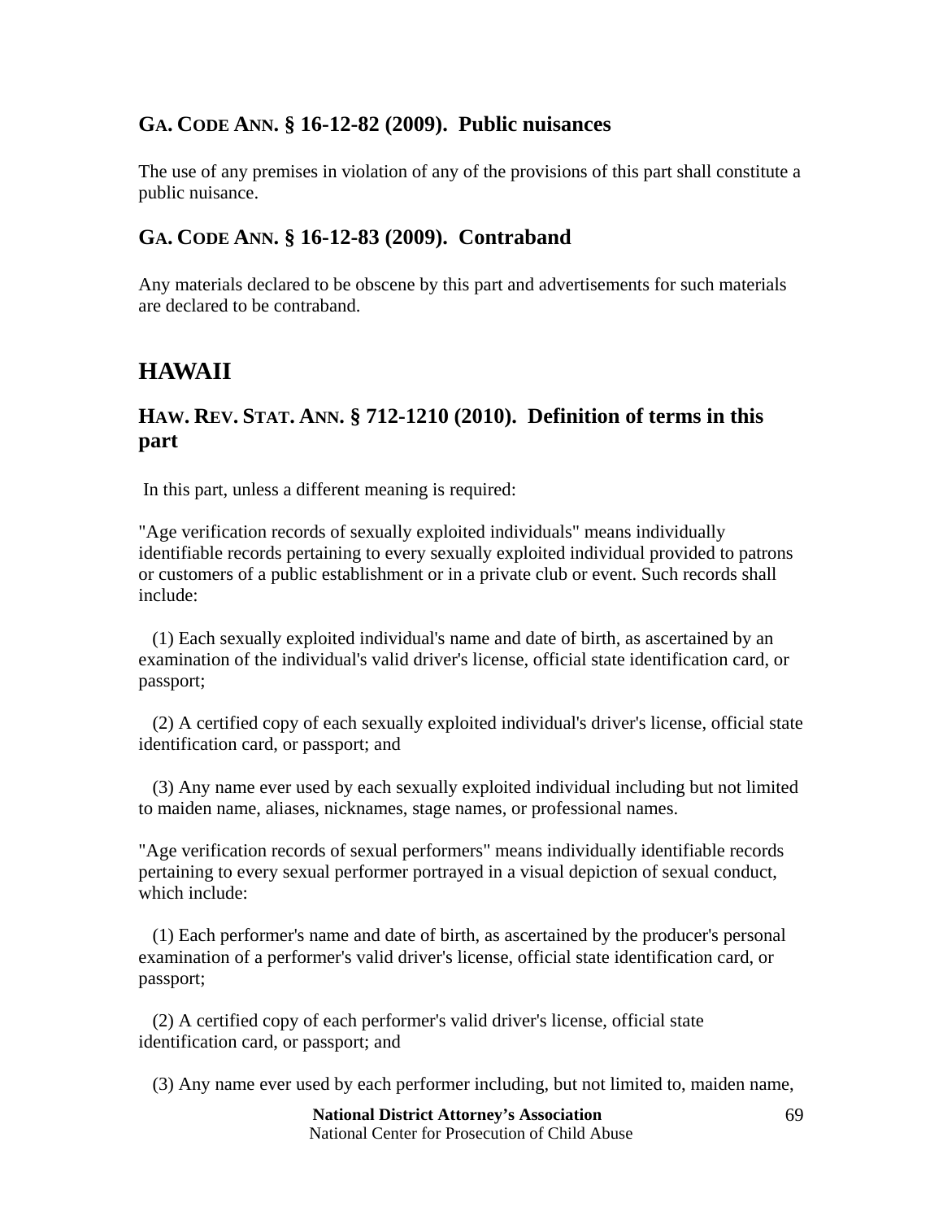### GA. CODE ANN. § 16-12-82 (2009). Public nuisances

The use of any premises in violation of any of the provisions of this part shall constitute a public nuisance.

### GA. CODE ANN. § 16-12-83 (2009). Contraband

Any materials declared to be obscene by this part and advertisements for such materials are declared to be contraband.

## HAWAII

### HAW. REV. STAT. ANN. § 712-1210 (2010). Definition of terms in this part

In this part, unless a different meaning is required:

"Age verification records of sexually exploited individuals" means individually identifiable records pertaining to every sexually exploited individual provided to patrons or customers of a public establishment or in a private club or event. Such records shall include:

(1) Each sexually exploited individual's name and date of birth, as ascertained by an examination of the individual's valid driver's license, official state identification card, or passport;

(2) A certified copy of each sexually exploited individual's driver's license, official state identification card, or passport; and

(3) Any name ever used by each sexually exploited individual including but not limited to maiden name, aliases, nicknames, stage names, or professional names.

"Age verification records of sexual performers" means individually identifiable records pertaining to every sexual performer portrayed in a visual depiction of sexual conduct, which include:

(1) Each performer's name and date of birth, as ascertained by the producer's personal examination of a performer's valid driver's license, official state identification card, or passport;

(2) A certified copy of each performer's valid driver's license, official state identification card, or passport; and

(3) Any name ever used by each performer including, but not limited to, maiden name,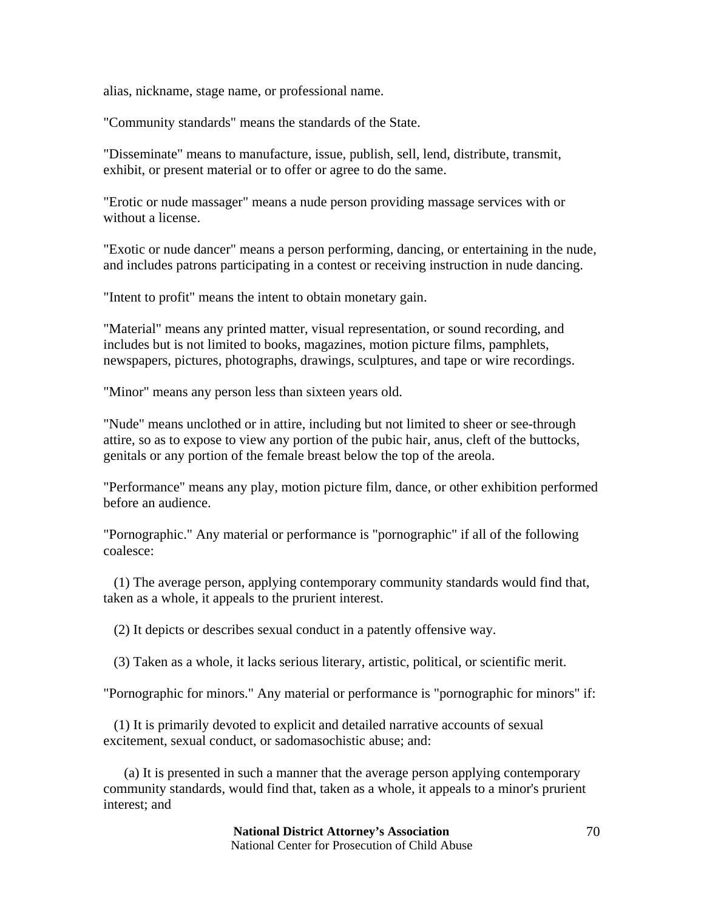alias, nickname, stage name, or professional name.

"Community standards" means the standards of the State.

"Disseminate" means to manufacture, issue, publish, sell, lend, distribute, transmit, exhibit, or present material or to offer or agree to do the same.

"Erotic or nude massager" means a nude person providing massage services with or without a license.

"Exotic or nude dancer" means a person performing, dancing, or entertaining in the nude, and includes patrons participating in a contest or receiving instruction in nude dancing.

"Intent to profit" means the intent to obtain monetary gain.

"Material" means any printed matter, visual representation, or sound recording, and includes but is not limited to books, magazines, motion picture films, pamphlets, newspapers, pictures, photographs, drawings, sculptures, and tape or wire recordings.

"Minor" means any person less than sixteen years old.

"Nude" means unclothed or in attire, including but not limited to sheer or see-through attire, so as to expose to view any portion of the pubic hair, anus, cleft of the buttocks, genitals or any portion of the female breast below the top of the areola.

"Performance" means any play, motion picture film, dance, or other exhibition performed before an audience.

"Pornographic." Any material or performance is "pornographic" if all of the following coalesce:

(1) The average person, applying contemporary community standards would find that, taken as a whole, it appeals to the prurient interest.

(2) It depicts or describes sexual conduct in a patently offensive way.

(3) Taken as a whole, it lacks serious literary, artistic, political, or scientific merit.

"Pornographic for minors." Any material or performance is "pornographic for minors" if:

(1) It is primarily devoted to explicit and detailed narrative accounts of sexual excitement, sexual conduct, or sadomasochistic abuse; and:

(a) It is presented in such a manner that the average person applying contemporary community standards, would find that, taken as a whole, it appeals to a minor's prurient interest; and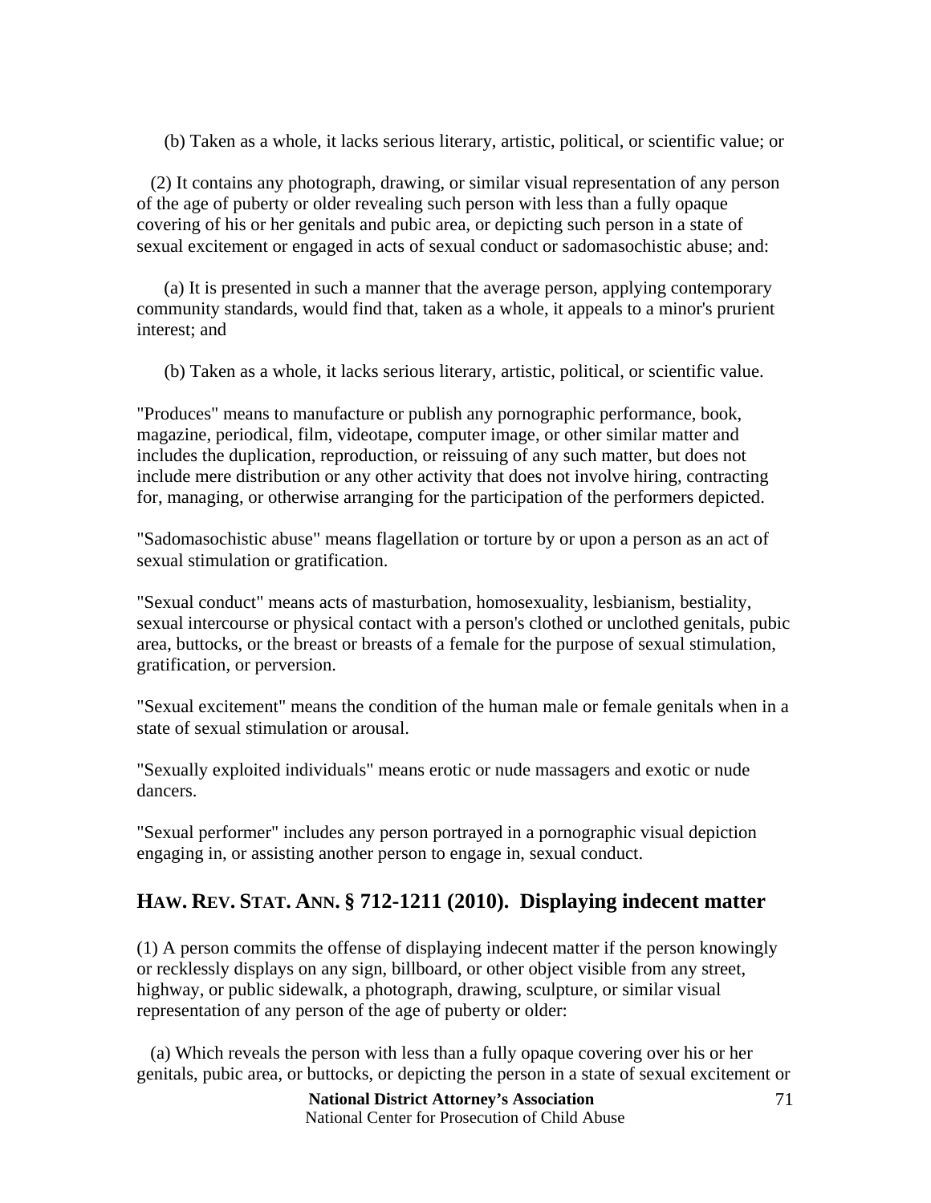(b) Taken as a whole, it lacks serious literary, artistic, political, or scientific value; or

(2) It contains any photograph, drawing, or similar visual representation of any person of the age of puberty or older revealing such person with less than a fully opaque covering of his or her genitals and pubic area, or depicting such person in a state of sexual excitement or engaged in acts of sexual conduct or sadomasochistic abuse; and:

(a) It is presented in such a manner that the average person, applying contemporary community standards, would find that, taken as a whole, it appeals to a minor's prurient interest; and

(b) Taken as a whole, it lacks serious literary, artistic, political, or scientific value.

"Produces" means to manufacture or publish any pornographic performance, book, magazine, periodical, film, videotape, computer image, or other similar matter and includes the duplication, reproduction, or reissuing of any such matter, but does not include mere distribution or any other activity that does not involve hiring, contracting for, managing, or otherwise arranging for the participation of the performers depicted.

"Sadomasochistic abuse" means flagellation or torture by or upon a person as an act of sexual stimulation or gratification.

"Sexual conduct" means acts of masturbation, homosexuality, lesbianism, bestiality, sexual intercourse or physical contact with a person's clothed or unclothed genitals, pubic area, buttocks, or the breast or breasts of a female for the purpose of sexual stimulation, gratification, or perversion.

"Sexual excitement" means the condition of the human male or female genitals when in a state of sexual stimulation or arousal.

"Sexually exploited individuals" means erotic or nude massagers and exotic or nude dancers.

"Sexual performer" includes any person portrayed in a pornographic visual depiction engaging in, or assisting another person to engage in, sexual conduct.

## HAW. REV. STAT. ANN. § 712-1211 (2010). Displaying indecent matter

(1) A person commits the offense of displaying indecent matter if the person knowingly or recklessly displays on any sign, billboard, or other object visible from any street, highway, or public sidewalk, a photograph, drawing, sculpture, or similar visual representation of any person of the age of puberty or older:

(a) Which reveals the person with less than a fully opaque covering over his or her genitals, pubic area, or buttocks, or depicting the person in a state of sexual excitement or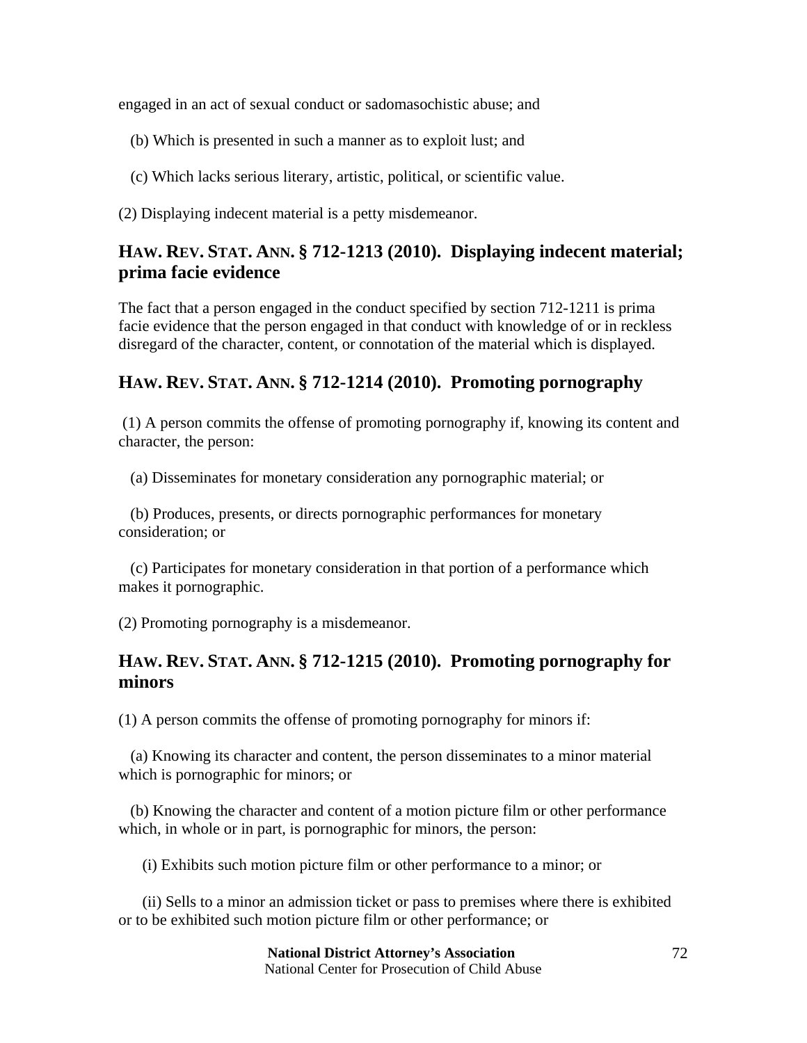engaged in an act of sexual conduct or sadomasochistic abuse; and

(b) Which is presented in such a manner as to exploit lust; and

(c) Which lacks serious literary, artistic, political, or scientific value.

(2) Displaying indecent material is a petty misdemeanor.

## HAW. REV. STAT. ANN. § 712-1213 (2010). Displaying indecent material; prima facie evidence

The fact that a person engaged in the conduct specified by section 712-1211 is prima facie evidence that the person engaged in that conduct with knowledge of or in reckless disregard of the character, content, or connotation of the material which is displayed.

## HAW. REV. STAT. ANN. § 712-1214 (2010). Promoting pornography

(1) A person commits the offense of promoting pornography if, knowing its content and character, the person:

(a) Disseminates for monetary consideration any pornographic material; or

(b) Produces, presents, or directs pornographic performances for monetary consideration; or

(c) Participates for monetary consideration in that portion of a performance which makes it pornographic.

(2) Promoting pornography is a misdemeanor.

## HAW. REV. STAT. ANN. § 712-1215 (2010). Promoting pornography for minors

(1) A person commits the offense of promoting pornography for minors if:

(a) Knowing its character and content, the person disseminates to a minor material which is pornographic for minors; or

(b) Knowing the character and content of a motion picture film or other performance which, in whole or in part, is pornographic for minors, the person:

(i) Exhibits such motion picture film or other performance to a minor; or

(ii) Sells to a minor an admission ticket or pass to premises where there is exhibited or to be exhibited such motion picture film or other performance; or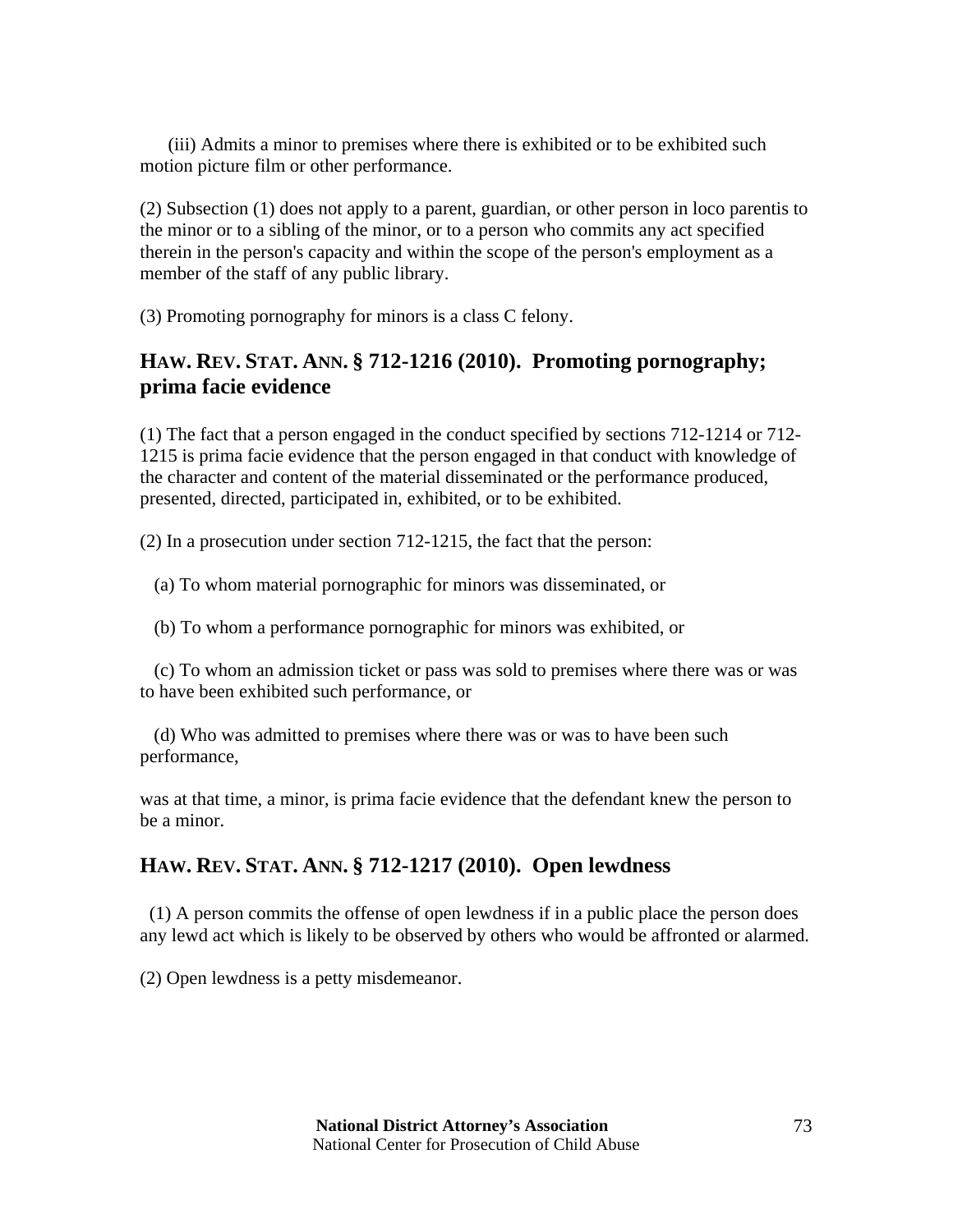(iii) Admits a minor to premises where there is exhibited or to be exhibited such motion picture film or other performance.

(2) Subsection (1) does not apply to a parent, guardian, or other person in loco parentis to the minor or to a sibling of the minor, or to a person who commits any act specified therein in the person's capacity and within the scope of the person's employment as a member of the staff of any public library.

(3) Promoting pornography for minors is a class C felony.

## HAW. REV. STAT. ANN. § 712-1216 (2010). Promoting pornography; prima facie evidence

(1) The fact that a person engaged in the conduct specified by sections 712-1214 or 712-1215 is prima facie evidence that the person engaged in that conduct with knowledge of the character and content of the material disseminated or the performance produced, presented, directed, participated in, exhibited, or to be exhibited.

(2) In a prosecution under section 712-1215, the fact that the person:

(a) To whom material pornographic for minors was disseminated, or

(b) To whom a performance pornographic for minors was exhibited, or

(c) To whom an admission ticket or pass was sold to premises where there was or was to have been exhibited such performance, or

(d) Who was admitted to premises where there was or was to have been such performance,

was at that time, a minor, is prima facie evidence that the defendant knew the person to be a minor.

## HAW. REV. STAT. ANN. § 712-1217 (2010). Open lewdness

(1) A person commits the offense of open lewdness if in a public place the person does any lewd act which is likely to be observed by others who would be affronted or alarmed.

(2) Open lewdness is a petty misdemeanor.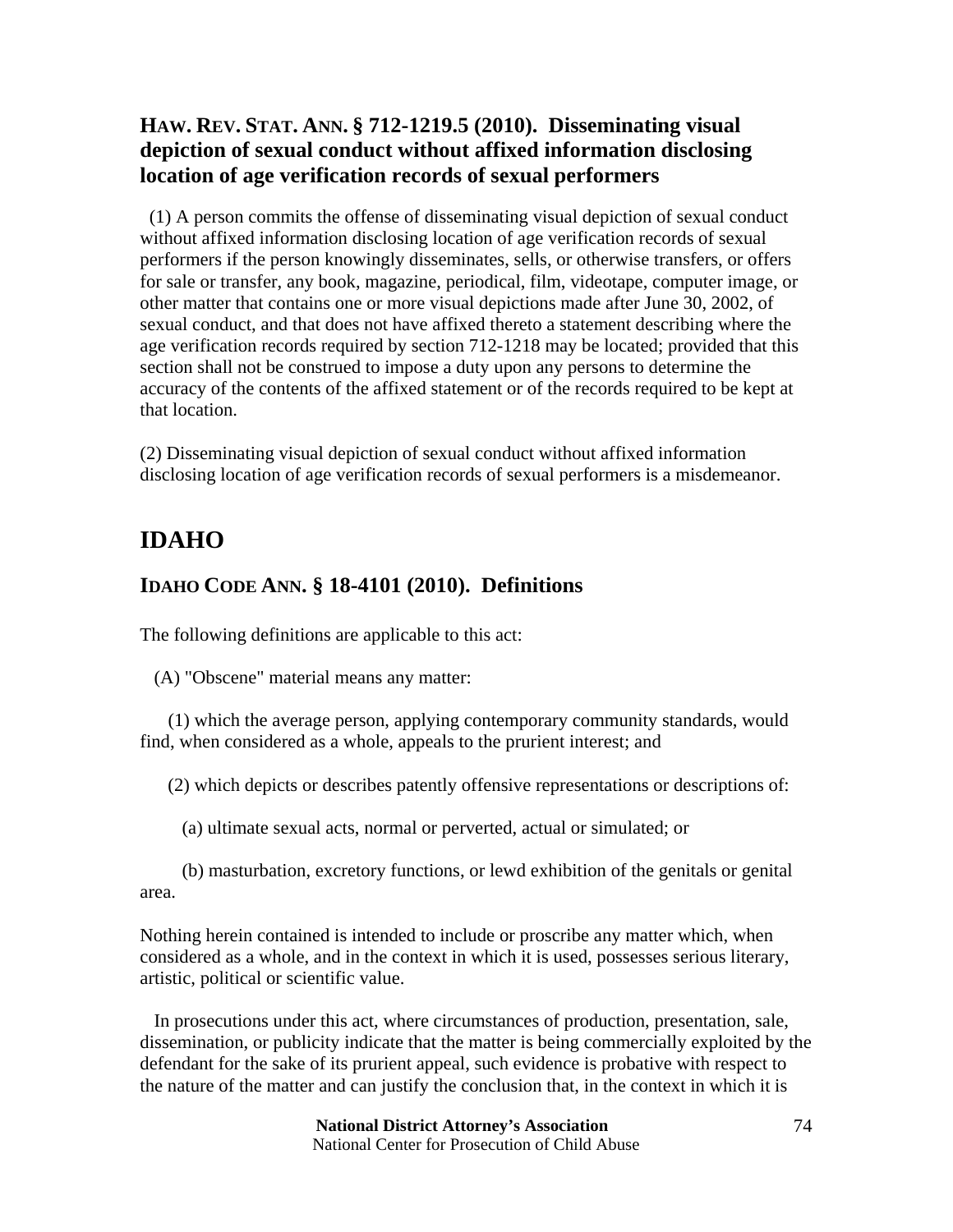### HAW. REV. STAT. ANN. § 712-1219.5 (2010). Disseminating visual depiction of sexual conduct without affixed information disclosing location of age verification records of sexual performers

(1) A person commits the offense of disseminating visual depiction of sexual conduct without affixed information disclosing location of age verification records of sexual performers if the person knowingly disseminates, sells, or otherwise transfers, or offers for sale or transfer, any book, magazine, periodical, film, videotape, computer image, or other matter that contains one or more visual depictions made after June 30, 2002, of sexual conduct, and that does not have affixed thereto a statement describing where the age verification records required by section 712-1218 may be located; provided that this section shall not be construed to impose a duty upon any persons to determine the accuracy of the contents of the affixed statement or of the records required to be kept at that location.

(2) Disseminating visual depiction of sexual conduct without affixed information disclosing location of age verification records of sexual performers is a misdemeanor.

## IDAHO

### IDAHO CODE ANN. § 18-4101 (2010). Definitions

The following definitions are applicable to this act:

(A) "Obscene" material means any matter:

(1) which the average person, applying contemporary community standards, would find, when considered as a whole, appeals to the prurient interest; and

(2) which depicts or describes patently offensive representations or descriptions of:

(a) ultimate sexual acts, normal or perverted, actual or simulated; or

(b) masturbation, excretory functions, or lewd exhibition of the genitals or genital area.

Nothing herein contained is intended to include or proscribe any matter which, when considered as a whole, and in the context in which it is used, possesses serious literary, artistic, political or scientific value.

In prosecutions under this act, where circumstances of production, presentation, sale, dissemination, or publicity indicate that the matter is being commercially exploited by the defendant for the sake of its prurient appeal, such evidence is probative with respect to the nature of the matter and can justify the conclusion that, in the context in which it is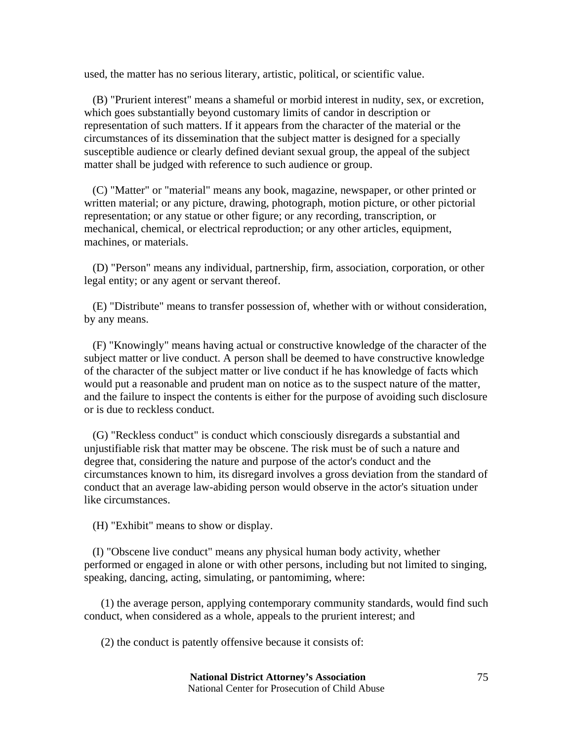used, the matter has no serious literary, artistic, political, or scientific value.

(B) "Prurient interest" means a shameful or morbid interest in nudity, sex, or excretion, which goes substantially beyond customary limits of candor in description or representation of such matters. If it appears from the character of the material or the circumstances of its dissemination that the subject matter is designed for a specially susceptible audience or clearly defined deviant sexual group, the appeal of the subject matter shall be judged with reference to such audience or group.

(C) "Matter" or "material" means any book, magazine, newspaper, or other printed or written material; or any picture, drawing, photograph, motion picture, or other pictorial representation; or any statue or other figure; or any recording, transcription, or mechanical, chemical, or electrical reproduction; or any other articles, equipment, machines, or materials.

(D) "Person" means any individual, partnership, firm, association, corporation, or other legal entity; or any agent or servant thereof.

(E) "Distribute" means to transfer possession of, whether with or without consideration, by any means.

(F) "Knowingly" means having actual or constructive knowledge of the character of the subject matter or live conduct. A person shall be deemed to have constructive knowledge of the character of the subject matter or live conduct if he has knowledge of facts which would put a reasonable and prudent man on notice as to the suspect nature of the matter, and the failure to inspect the contents is either for the purpose of avoiding such disclosure or is due to reckless conduct.

(G) "Reckless conduct" is conduct which consciously disregards a substantial and unjustifiable risk that matter may be obscene. The risk must be of such a nature and degree that, considering the nature and purpose of the actor's conduct and the circumstances known to him, its disregard involves a gross deviation from the standard of conduct that an average law-abiding person would observe in the actor's situation under like circumstances.

(H) "Exhibit" means to show or display.

(I) "Obscene live conduct" means any physical human body activity, whether performed or engaged in alone or with other persons, including but not limited to singing, speaking, dancing, acting, simulating, or pantomiming, where:

(1) the average person, applying contemporary community standards, would find such conduct, when considered as a whole, appeals to the prurient interest; and

(2) the conduct is patently offensive because it consists of: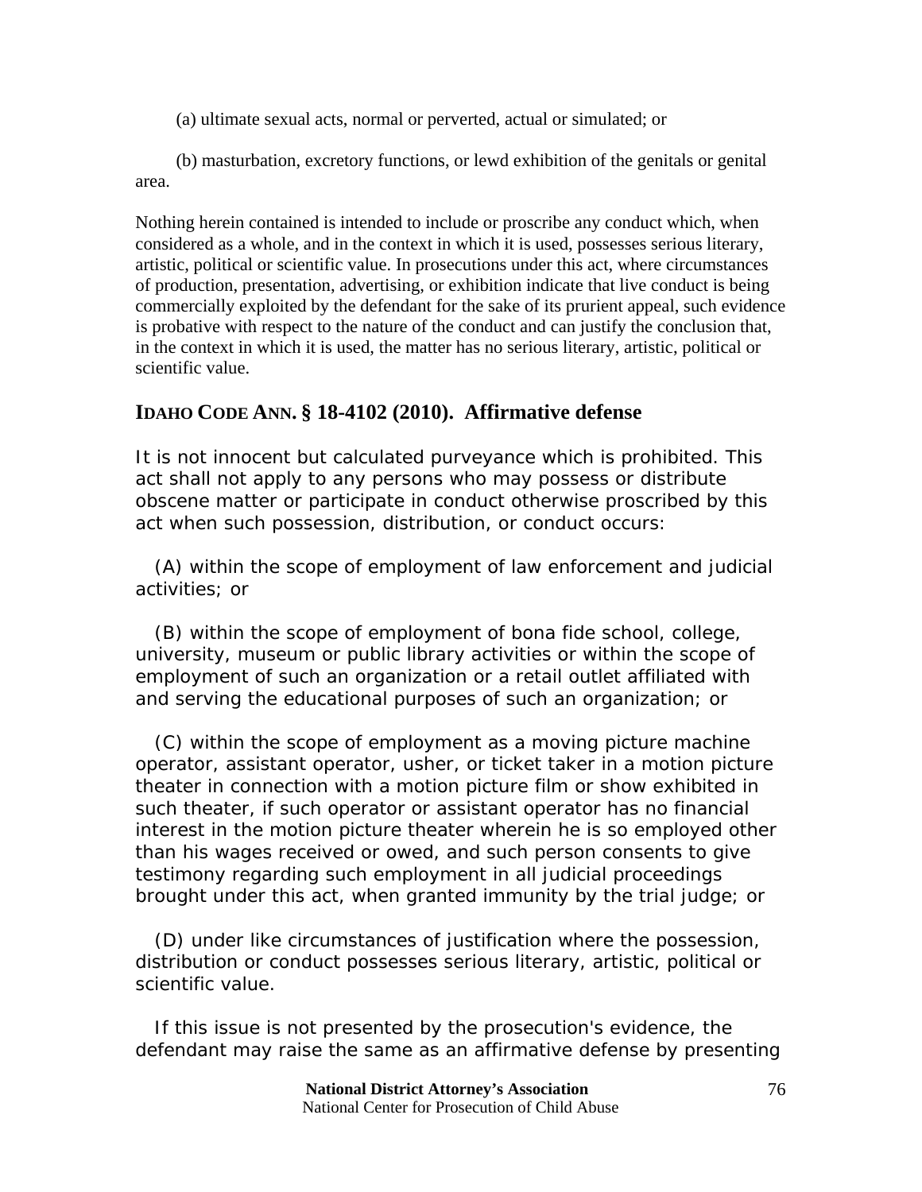(a) ultimate sexual acts, normal or perverted, actual or simulated; or

(b) masturbation, excretory functions, or lewd exhibition of the genitals or genital area.

Nothing herein contained is intended to include or proscribe any conduct which, when considered as a whole, and in the context in which it is used, possesses serious literary, artistic, political or scientific value. In prosecutions under this act, where circumstances of production, presentation, advertising, or exhibition indicate that live conduct is being commercially exploited by the defendant for the sake of its prurient appeal, such evidence is probative with respect to the nature of the conduct and can justify the conclusion that, in the context in which it is used, the matter has no serious literary, artistic, political or scientific value.

## IDAHO CODE ANN. § 18-4102 (2010). Affirmative defense

It is not innocent but calculated purveyance which is prohibited. This act shall not apply to any persons who may possess or distribute obscene matter or participate in conduct otherwise proscribed by this act when such possession, distribution, or conduct occurs:

(A) within the scope of employment of law enforcement and judicial activities; or

(B) within the scope of employment of bona fide school, college, university, museum or public library activities or within the scope of employment of such an organization or a retail outlet affiliated with and serving the educational purposes of such an organization; or

(C) within the scope of employment as a moving picture machine operator, assistant operator, usher, or ticket taker in a motion picture theater in connection with a motion picture film or show exhibited in such theater, if such operator or assistant operator has no financial interest in the motion picture theater wherein he is so employed other than his wages received or owed, and such person consents to give testimony regarding such employment in all judicial proceedings brought under this act, when granted immunity by the trial judge; or

(D) under like circumstances of justification where the possession, distribution or conduct possesses serious literary, artistic, political or scientific value.

If this issue is not presented by the prosecution's evidence, the defendant may raise the same as an affirmative defense by presenting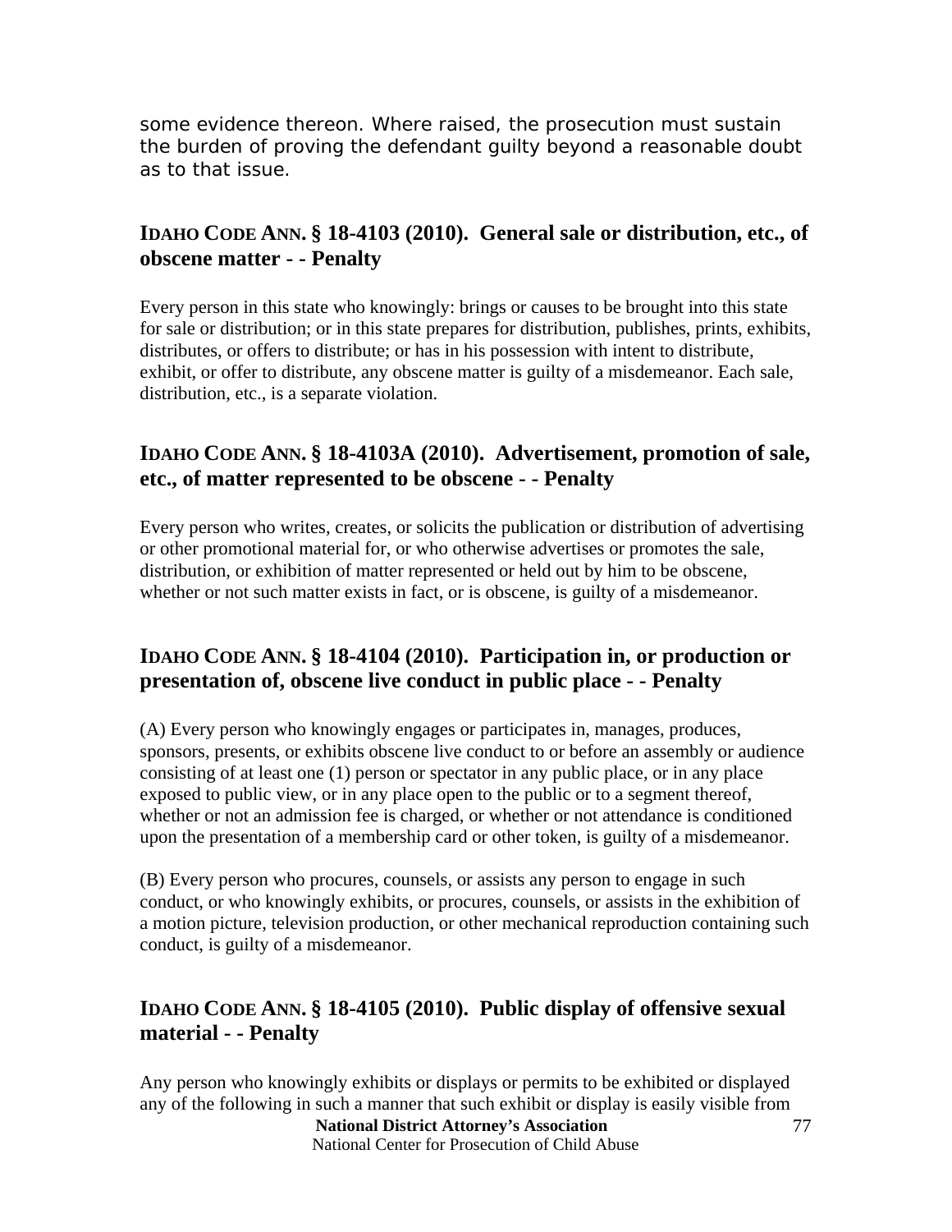some evidence thereon. Where raised, the prosecution must sustain the burden of proving the defendant guilty beyond a reasonable doubt as to that issue.

## IDAHO CODE ANN. § 18-4103 (2010). General sale or distribution, etc., of obscene matter - - Penalty

Every person in this state who knowingly: brings or causes to be brought into this state for sale or distribution; or in this state prepares for distribution, publishes, prints, exhibits, distributes, or offers to distribute; or has in his possession with intent to distribute, exhibit, or offer to distribute, any obscene matter is guilty of a misdemeanor. Each sale, distribution, etc., is a separate violation.

## IDAHO CODE ANN. § 18-4103A (2010). Advertisement, promotion of sale, etc., of matter represented to be obscene - - Penalty

Every person who writes, creates, or solicits the publication or distribution of advertising or other promotional material for, or who otherwise advertises or promotes the sale, distribution, or exhibition of matter represented or held out by him to be obscene, whether or not such matter exists in fact, or is obscene, is guilty of a misdemeanor.

## IDAHO CODE ANN. § 18-4104 (2010). Participation in, or production or presentation of, obscene live conduct in public place - - Penalty

(A) Every person who knowingly engages or participates in, manages, produces, sponsors, presents, or exhibits obscene live conduct to or before an assembly or audience consisting of at least one (1) person or spectator in any public place, or in any place exposed to public view, or in any place open to the public or to a segment thereof, whether or not an admission fee is charged, or whether or not attendance is conditioned upon the presentation of a membership card or other token, is guilty of a misdemeanor.

(B) Every person who procures, counsels, or assists any person to engage in such conduct, or who knowingly exhibits, or procures, counsels, or assists in the exhibition of a motion picture, television production, or other mechanical reproduction containing such conduct, is guilty of a misdemeanor.

## IDAHO CODE ANN. § 18-4105 (2010). Public display of offensive sexual material - - Penalty

Any person who knowingly exhibits or displays or permits to be exhibited or displayed any of the following in such a manner that such exhibit or display is easily visible from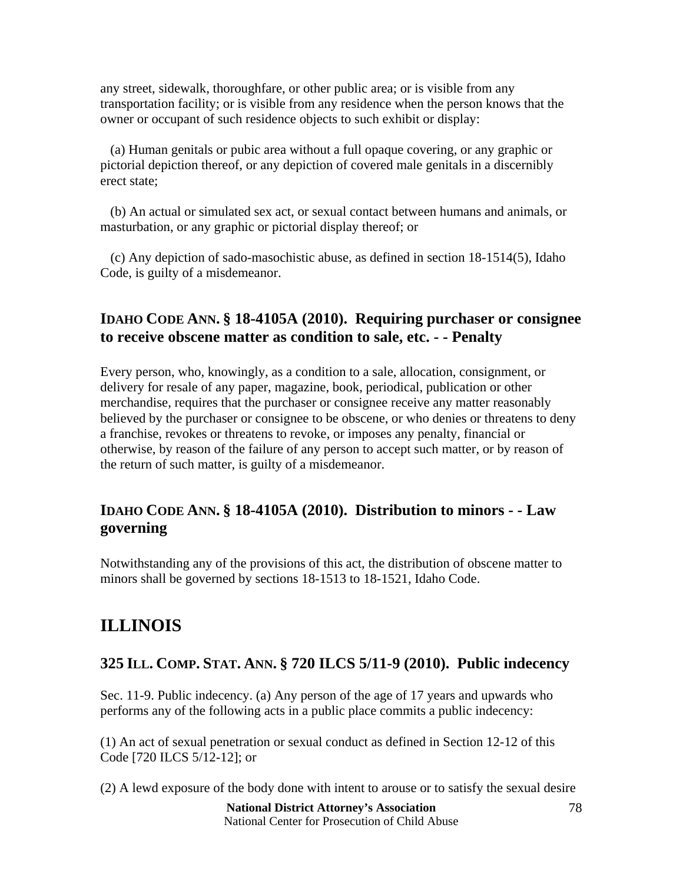any street, sidewalk, thoroughfare, or other public area; or is visible from any transportation facility; or is visible from any residence when the person knows that the owner or occupant of such residence objects to such exhibit or display:

(a) Human genitals or pubic area without a full opaque covering, or any graphic or pictorial depiction thereof, or any depiction of covered male genitals in a discernibly erect state;

(b) An actual or simulated sex act, or sexual contact between humans and animals, or masturbation, or any graphic or pictorial display thereof; or

(c) Any depiction of sado-masochistic abuse, as defined in section 18-1514(5), Idaho Code, is guilty of a misdemeanor.

### IDAHO CODE ANN. § 18-4105A (2010). Requiring purchaser or consignee to receive obscene matter as condition to sale, etc. - - Penalty

Every person, who, knowingly, as a condition to a sale, allocation, consignment, or delivery for resale of any paper, magazine, book, periodical, publication or other merchandise, requires that the purchaser or consignee receive any matter reasonably believed by the purchaser or consignee to be obscene, or who denies or threatens to deny a franchise, revokes or threatens to revoke, or imposes any penalty, financial or otherwise, by reason of the failure of any person to accept such matter, or by reason of the return of such matter, is guilty of a misdemeanor.

### IDAHO CODE ANN. § 18-4105A (2010). Distribution to minors - - Law governing

Notwithstanding any of the provisions of this act, the distribution of obscene matter to minors shall be governed by sections 18-1513 to 18-1521, Idaho Code.

## ILLINOIS

### 325 ILL. COMP. STAT. ANN. § 720 ILCS 5/11-9 (2010). Public indecency

Sec. 11-9. Public indecency. (a) Any person of the age of 17 years and upwards who performs any of the following acts in a public place commits a public indecency:

(1) An act of sexual penetration or sexual conduct as defined in Section 12-12 of this Code [720 ILCS 5/12-12]; or

(2) A lewd exposure of the body done with intent to arouse or to satisfy the sexual desire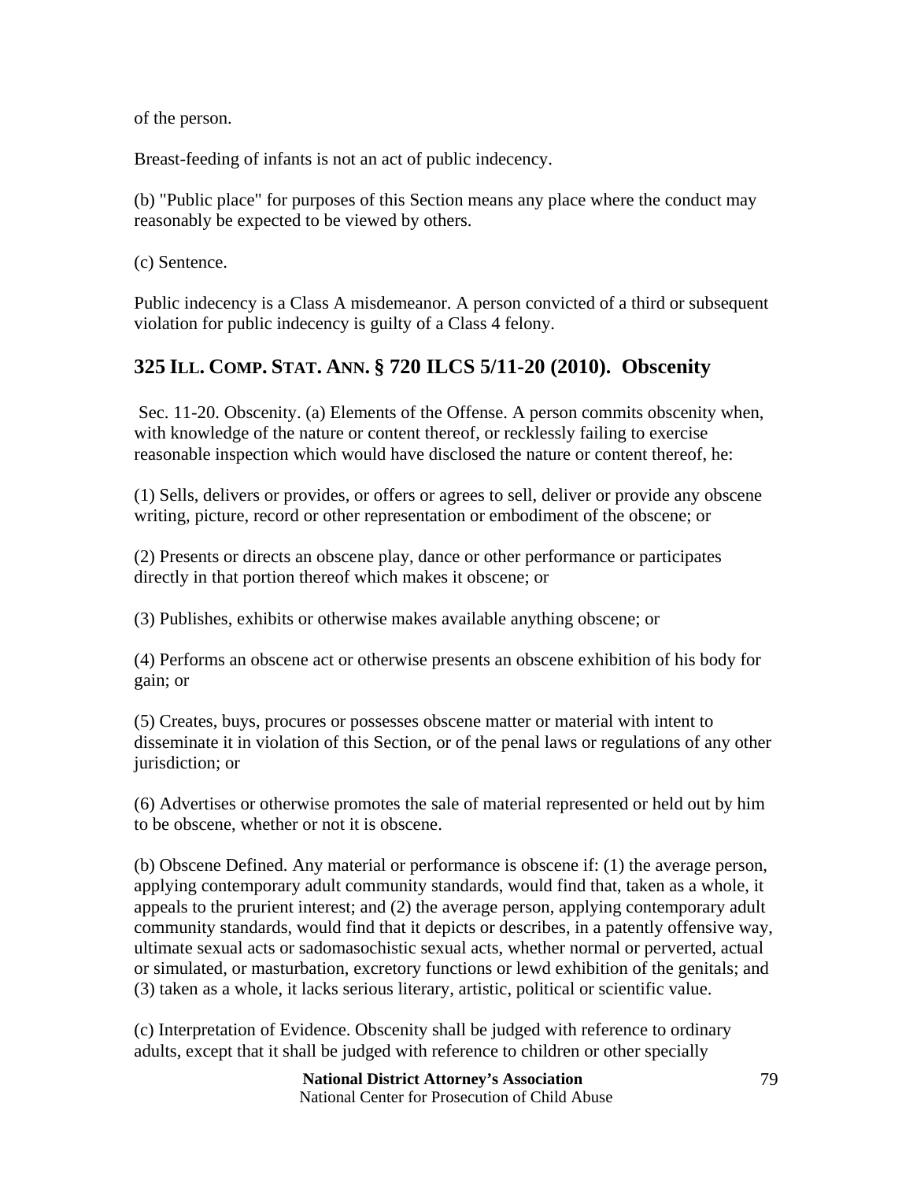of the person.

Breast-feeding of infants is not an act of public indecency.

(b) "Public place" for purposes of this Section means any place where the conduct may reasonably be expected to be viewed by others.

(c) Sentence.

Public indecency is a Class A misdemeanor. A person convicted of a third or subsequent violation for public indecency is guilty of a Class 4 felony.

## 325 ILL. COMP. STAT. ANN. § 720 ILCS 5/11-20 (2010). Obscenity

Sec. 11-20. Obscenity. (a) Elements of the Offense. A person commits obscenity when, with knowledge of the nature or content thereof, or recklessly failing to exercise reasonable inspection which would have disclosed the nature or content thereof, he:

(1) Sells, delivers or provides, or offers or agrees to sell, deliver or provide any obscene writing, picture, record or other representation or embodiment of the obscene; or

(2) Presents or directs an obscene play, dance or other performance or participates directly in that portion thereof which makes it obscene; or

(3) Publishes, exhibits or otherwise makes available anything obscene; or

(4) Performs an obscene act or otherwise presents an obscene exhibition of his body for gain; or

(5) Creates, buys, procures or possesses obscene matter or material with intent to disseminate it in violation of this Section, or of the penal laws or regulations of any other jurisdiction; or

(6) Advertises or otherwise promotes the sale of material represented or held out by him to be obscene, whether or not it is obscene.

(b) Obscene Defined. Any material or performance is obscene if: (1) the average person, applying contemporary adult community standards, would find that, taken as a whole, it appeals to the prurient interest; and (2) the average person, applying contemporary adult community standards, would find that it depicts or describes, in a patently offensive way, ultimate sexual acts or sadomasochistic sexual acts, whether normal or perverted, actual or simulated, or masturbation, excretory functions or lewd exhibition of the genitals; and (3) taken as a whole, it lacks serious literary, artistic, political or scientific value.

(c) Interpretation of Evidence. Obscenity shall be judged with reference to ordinary adults, except that it shall be judged with reference to children or other specially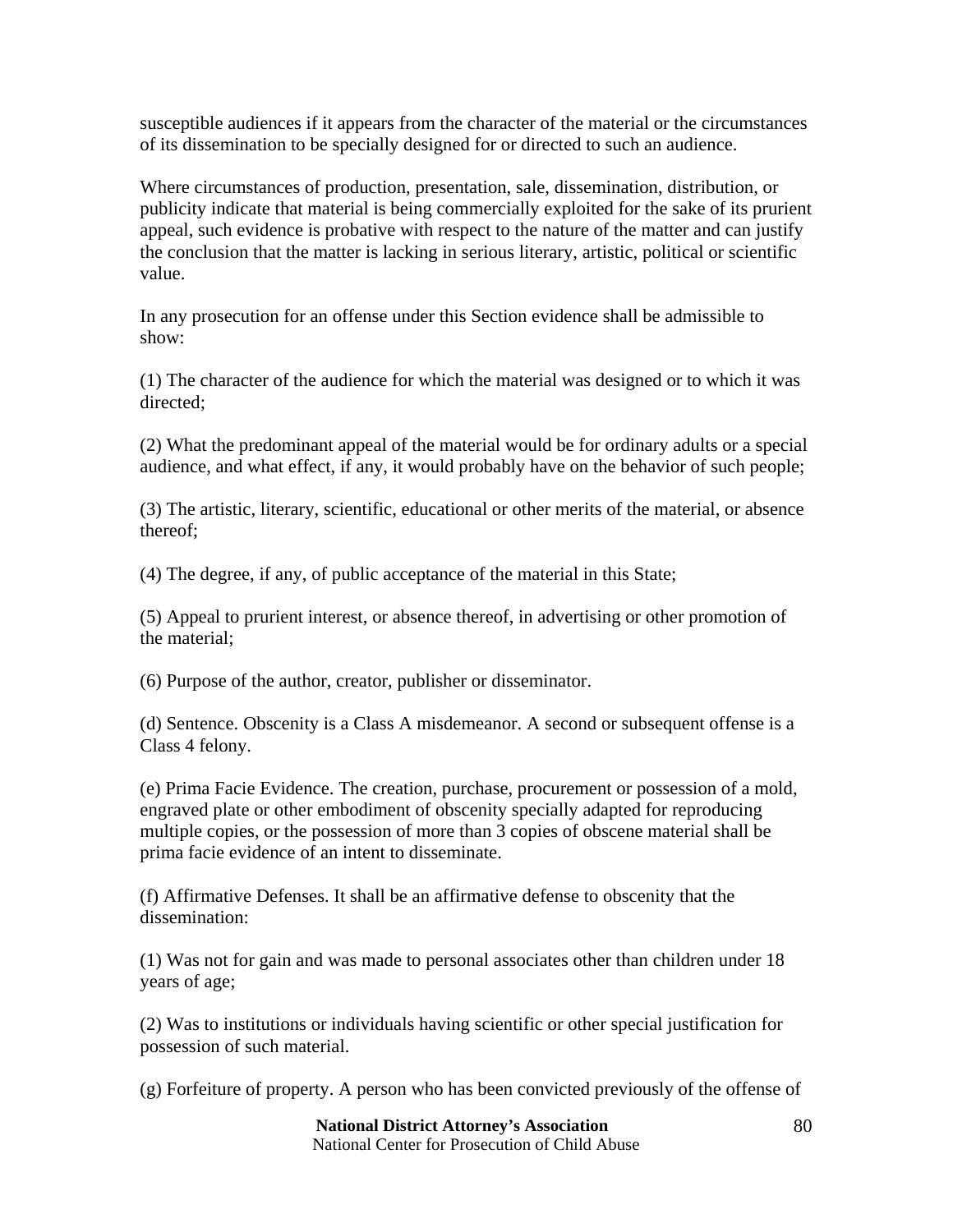susceptible audiences if it appears from the character of the material or the circumstances of its dissemination to be specially designed for or directed to such an audience.

Where circumstances of production, presentation, sale, dissemination, distribution, or publicity indicate that material is being commercially exploited for the sake of its prurient appeal, such evidence is probative with respect to the nature of the matter and can justify the conclusion that the matter is lacking in serious literary, artistic, political or scientific value.

In any prosecution for an offense under this Section evidence shall be admissible to show:

(1) The character of the audience for which the material was designed or to which it was directed;

(2) What the predominant appeal of the material would be for ordinary adults or a special audience, and what effect, if any, it would probably have on the behavior of such people;

(3) The artistic, literary, scientific, educational or other merits of the material, or absence thereof;

(4) The degree, if any, of public acceptance of the material in this State;

(5) Appeal to prurient interest, or absence thereof, in advertising or other promotion of the material;

(6) Purpose of the author, creator, publisher or disseminator.

(d) Sentence. Obscenity is a Class A misdemeanor. A second or subsequent offense is a Class 4 felony.

(e) Prima Facie Evidence. The creation, purchase, procurement or possession of a mold, engraved plate or other embodiment of obscenity specially adapted for reproducing multiple copies, or the possession of more than 3 copies of obscene material shall be prima facie evidence of an intent to disseminate.

(f) Affirmative Defenses. It shall be an affirmative defense to obscenity that the dissemination:

(1) Was not for gain and was made to personal associates other than children under 18 years of age;

(2) Was to institutions or individuals having scientific or other special justification for possession of such material.

(g) Forfeiture of property. A person who has been convicted previously of the offense of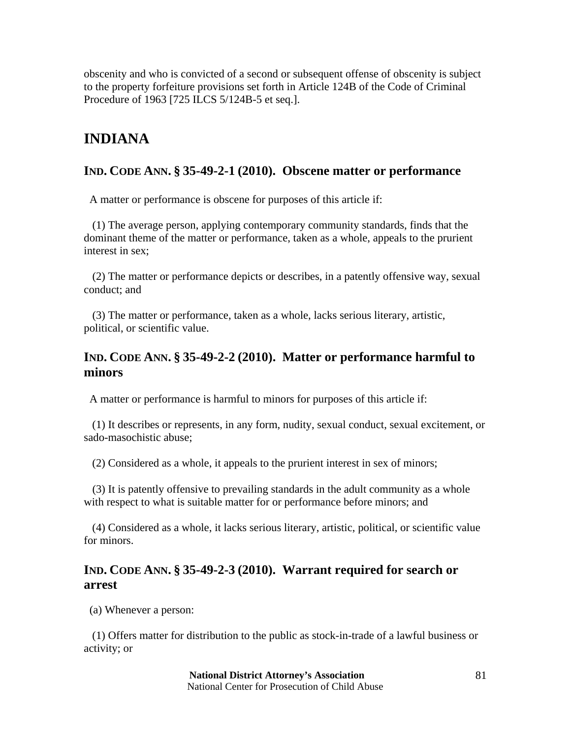obscenity and who is convicted of a second or subsequent offense of obscenity is subject to the property forfeiture provisions set forth in Article 124B of the Code of Criminal Procedure of 1963 [725 ILCS 5/124B-5 et seq.].

# INDIANA

### IND. CODE ANN. § 35-49-2-1 (2010). Obscene matter or performance

A matter or performance is obscene for purposes of this article if:

(1) The average person, applying contemporary community standards, finds that the dominant theme of the matter or performance, taken as a whole, appeals to the prurient interest in sex;

(2) The matter or performance depicts or describes, in a patently offensive way, sexual conduct; and

(3) The matter or performance, taken as a whole, lacks serious literary, artistic, political, or scientific value.

### IND. CODE ANN. § 35-49-2-2 (2010). Matter or performance harmful to minors

A matter or performance is harmful to minors for purposes of this article if:

(1) It describes or represents, in any form, nudity, sexual conduct, sexual excitement, or sado-masochistic abuse;

(2) Considered as a whole, it appeals to the prurient interest in sex of minors;

(3) It is patently offensive to prevailing standards in the adult community as a whole with respect to what is suitable matter for or performance before minors; and

(4) Considered as a whole, it lacks serious literary, artistic, political, or scientific value for minors.

### IND. CODE ANN. § 35-49-2-3 (2010). Warrant required for search or arrest

(a) Whenever a person:

(1) Offers matter for distribution to the public as stock-in-trade of a lawful business or activity; or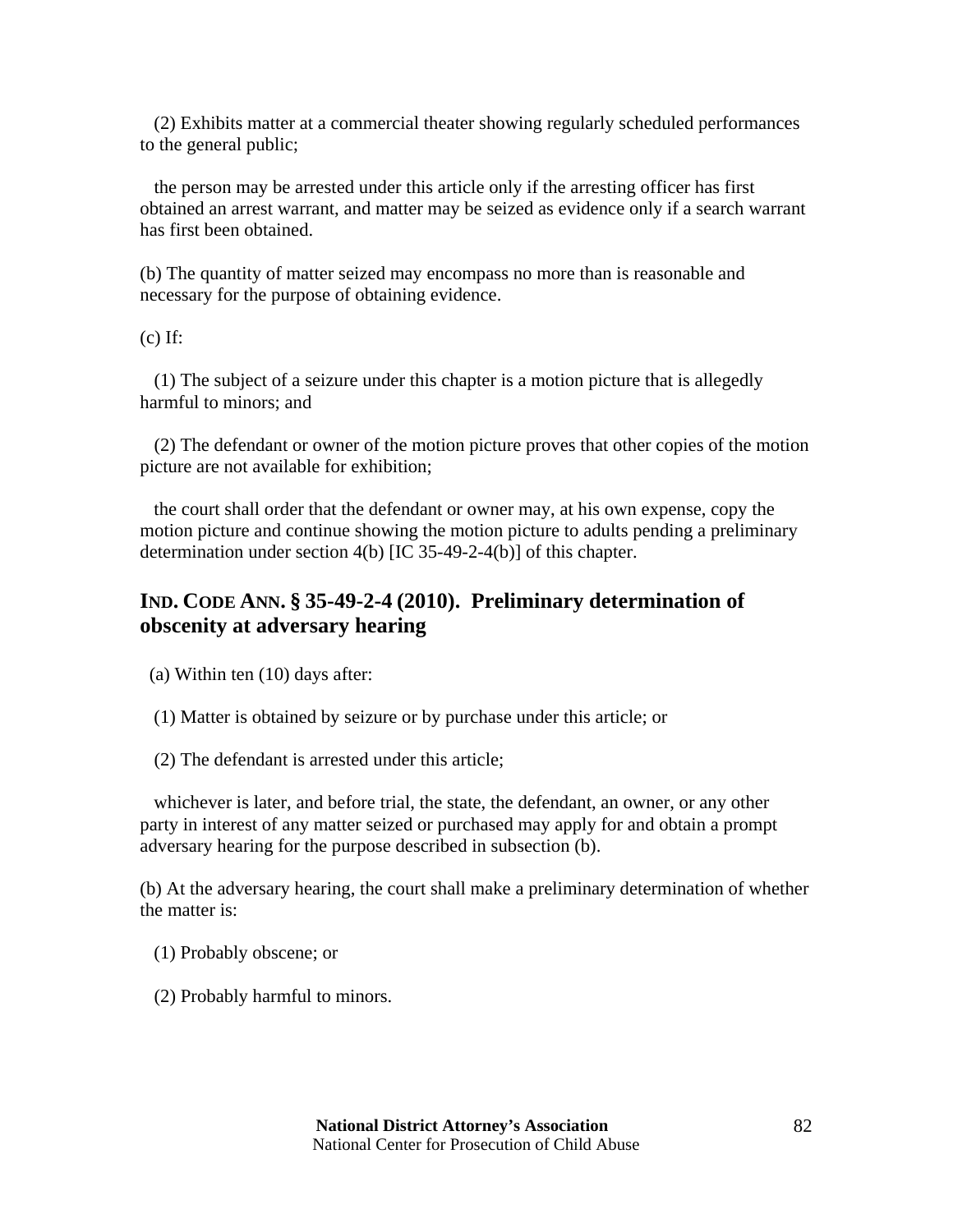(2) Exhibits matter at a commercial theater showing regularly scheduled performances to the general public;

the person may be arrested under this article only if the arresting officer has first obtained an arrest warrant, and matter may be seized as evidence only if a search warrant has first been obtained.

(b) The quantity of matter seized may encompass no more than is reasonable and necessary for the purpose of obtaining evidence.

(c) If:

(1) The subject of a seizure under this chapter is a motion picture that is allegedly harmful to minors; and

(2) The defendant or owner of the motion picture proves that other copies of the motion picture are not available for exhibition;

the court shall order that the defendant or owner may, at his own expense, copy the motion picture and continue showing the motion picture to adults pending a preliminary determination under section 4(b) [IC 35-49-2-4(b)] of this chapter.

## IND. CODE ANN. § 35-49-2-4 (2010). Preliminary determination of obscenity at adversary hearing

(a) Within ten (10) days after:

(1) Matter is obtained by seizure or by purchase under this article; or

(2) The defendant is arrested under this article;

whichever is later, and before trial, the state, the defendant, an owner, or any other party in interest of any matter seized or purchased may apply for and obtain a prompt adversary hearing for the purpose described in subsection (b).

(b) At the adversary hearing, the court shall make a preliminary determination of whether the matter is:

(1) Probably obscene; or

(2) Probably harmful to minors.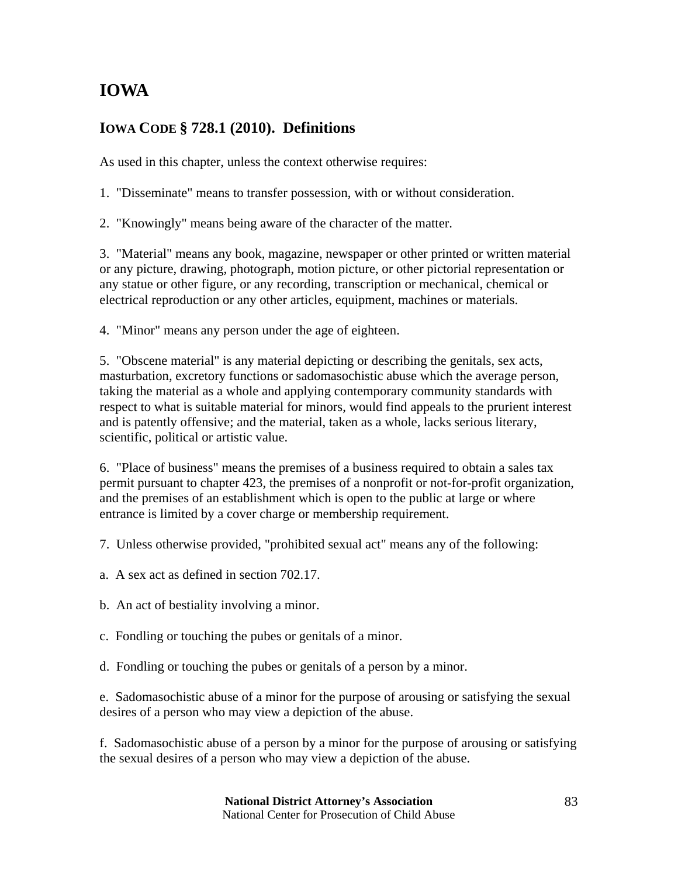# IOWA

## IOWA CODE § 728.1 (2010). Definitions

As used in this chapter, unless the context otherwise requires:

1. "Disseminate" means to transfer possession, with or without consideration.

2. "Knowingly" means being aware of the character of the matter.

3. "Material" means any book, magazine, newspaper or other printed or written material or any picture, drawing, photograph, motion picture, or other pictorial representation or any statue or other figure, or any recording, transcription or mechanical, chemical or electrical reproduction or any other articles, equipment, machines or materials.

4. "Minor" means any person under the age of eighteen.

5. "Obscene material" is any material depicting or describing the genitals, sex acts, masturbation, excretory functions or sadomasochistic abuse which the average person, taking the material as a whole and applying contemporary community standards with respect to what is suitable material for minors, would find appeals to the prurient interest and is patently offensive; and the material, taken as a whole, lacks serious literary, scientific, political or artistic value.

6. "Place of business" means the premises of a business required to obtain a sales tax permit pursuant to chapter 423, the premises of a nonprofit or not-for-profit organization, and the premises of an establishment which is open to the public at large or where entrance is limited by a cover charge or membership requirement.

7. Unless otherwise provided, "prohibited sexual act" means any of the following:

a. A sex act as defined in section 702.17.

b. An act of bestiality involving a minor.

c. Fondling or touching the pubes or genitals of a minor.

d. Fondling or touching the pubes or genitals of a person by a minor.

e. Sadomasochistic abuse of a minor for the purpose of arousing or satisfying the sexual desires of a person who may view a depiction of the abuse.

f. Sadomasochistic abuse of a person by a minor for the purpose of arousing or satisfying the sexual desires of a person who may view a depiction of the abuse.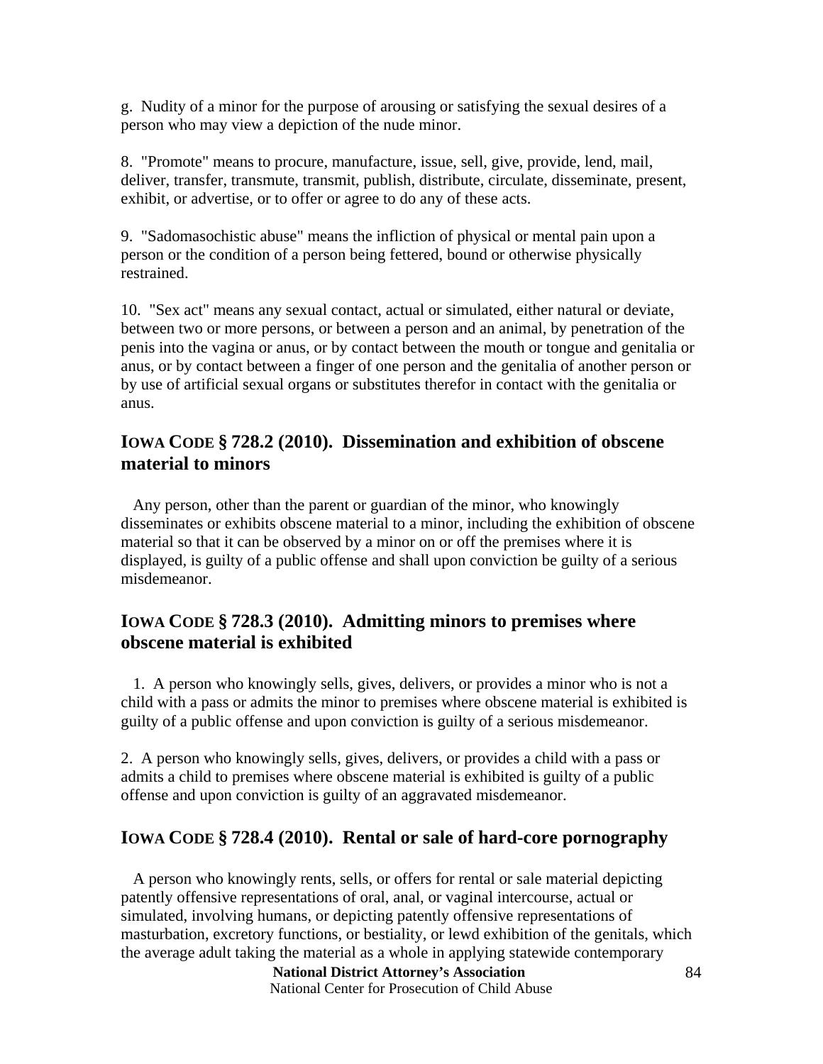g. Nudity of a minor for the purpose of arousing or satisfying the sexual desires of a person who may view a depiction of the nude minor.

8. "Promote" means to procure, manufacture, issue, sell, give, provide, lend, mail, deliver, transfer, transmute, transmit, publish, distribute, circulate, disseminate, present, exhibit, or advertise, or to offer or agree to do any of these acts.

9. "Sadomasochistic abuse" means the infliction of physical or mental pain upon a person or the condition of a person being fettered, bound or otherwise physically restrained.

10. "Sex act" means any sexual contact, actual or simulated, either natural or deviate, between two or more persons, or between a person and an animal, by penetration of the penis into the vagina or anus, or by contact between the mouth or tongue and genitalia or anus, or by contact between a finger of one person and the genitalia of another person or by use of artificial sexual organs or substitutes therefor in contact with the genitalia or anus.

## IOWA CODE § 728.2 (2010). Dissemination and exhibition of obscene material to minors

Any person, other than the parent or guardian of the minor, who knowingly disseminates or exhibits obscene material to a minor, including the exhibition of obscene material so that it can be observed by a minor on or off the premises where it is displayed, is guilty of a public offense and shall upon conviction be guilty of a serious misdemeanor.

## IOWA CODE § 728.3 (2010). Admitting minors to premises where obscene material is exhibited

1. A person who knowingly sells, gives, delivers, or provides a minor who is not a child with a pass or admits the minor to premises where obscene material is exhibited is guilty of a public offense and upon conviction is guilty of a serious misdemeanor.

2. A person who knowingly sells, gives, delivers, or provides a child with a pass or admits a child to premises where obscene material is exhibited is guilty of a public offense and upon conviction is guilty of an aggravated misdemeanor.

## IOWA CODE § 728.4 (2010). Rental or sale of hard-core pornography

A person who knowingly rents, sells, or offers for rental or sale material depicting patently offensive representations of oral, anal, or vaginal intercourse, actual or simulated, involving humans, or depicting patently offensive representations of masturbation, excretory functions, or bestiality, or lewd exhibition of the genitals, which the average adult taking the material as a whole in applying statewide contemporary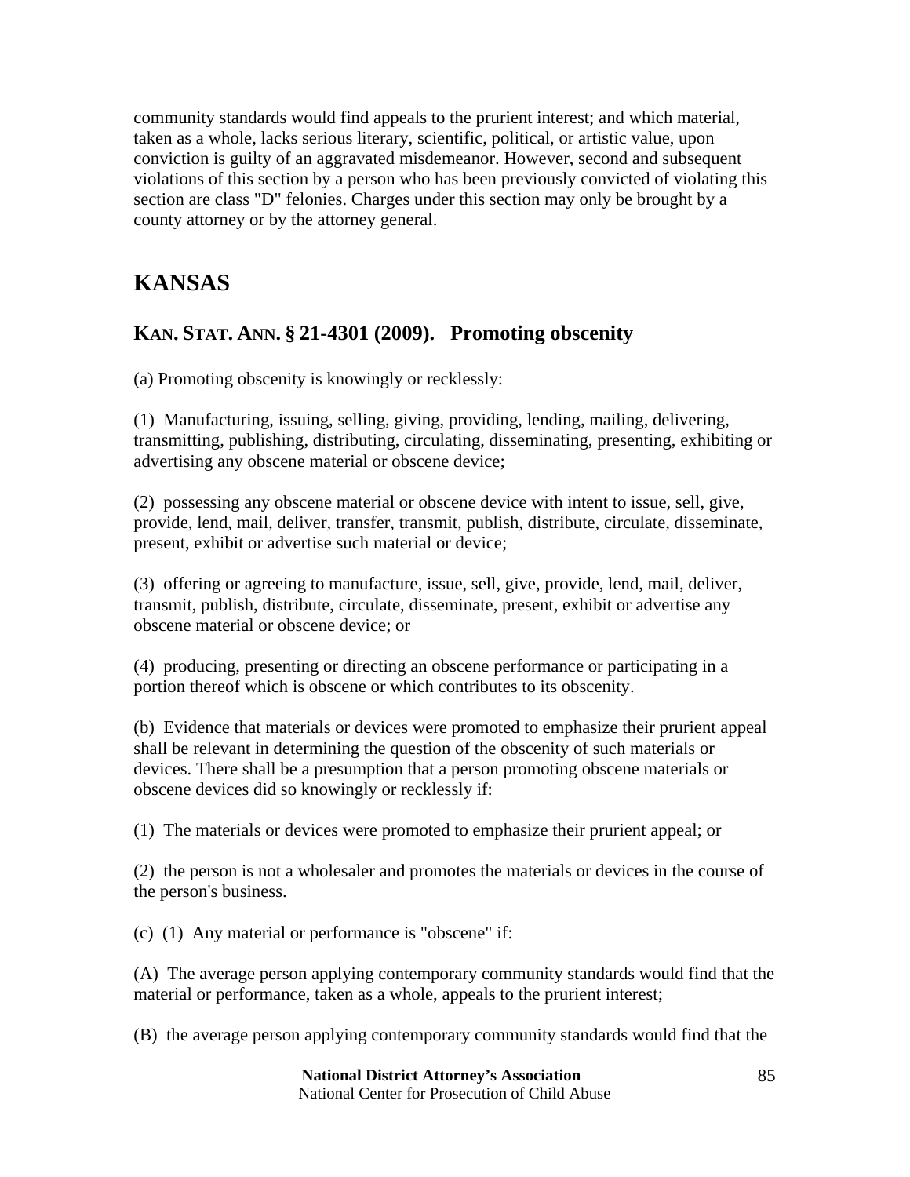community standards would find appeals to the prurient interest; and which material, taken as a whole, lacks serious literary, scientific, political, or artistic value, upon conviction is guilty of an aggravated misdemeanor. However, second and subsequent violations of this section by a person who has been previously convicted of violating this section are class "D" felonies. Charges under this section may only be brought by a county attorney or by the attorney general.

## KANSAS

### KAN. STAT. ANN. § 21-4301 (2009). Promoting obscenity

(a) Promoting obscenity is knowingly or recklessly:

(1) Manufacturing, issuing, selling, giving, providing, lending, mailing, delivering, transmitting, publishing, distributing, circulating, disseminating, presenting, exhibiting or advertising any obscene material or obscene device;

(2) possessing any obscene material or obscene device with intent to issue, sell, give, provide, lend, mail, deliver, transfer, transmit, publish, distribute, circulate, disseminate, present, exhibit or advertise such material or device;

(3) offering or agreeing to manufacture, issue, sell, give, provide, lend, mail, deliver, transmit, publish, distribute, circulate, disseminate, present, exhibit or advertise any obscene material or obscene device; or

(4) producing, presenting or directing an obscene performance or participating in a portion thereof which is obscene or which contributes to its obscenity.

(b) Evidence that materials or devices were promoted to emphasize their prurient appeal shall be relevant in determining the question of the obscenity of such materials or devices. There shall be a presumption that a person promoting obscene materials or obscene devices did so knowingly or recklessly if:

(1) The materials or devices were promoted to emphasize their prurient appeal; or

(2) the person is not a wholesaler and promotes the materials or devices in the course of the person's business.

(c) (1) Any material or performance is "obscene" if:

(A) The average person applying contemporary community standards would find that the material or performance, taken as a whole, appeals to the prurient interest;

(B) the average person applying contemporary community standards would find that the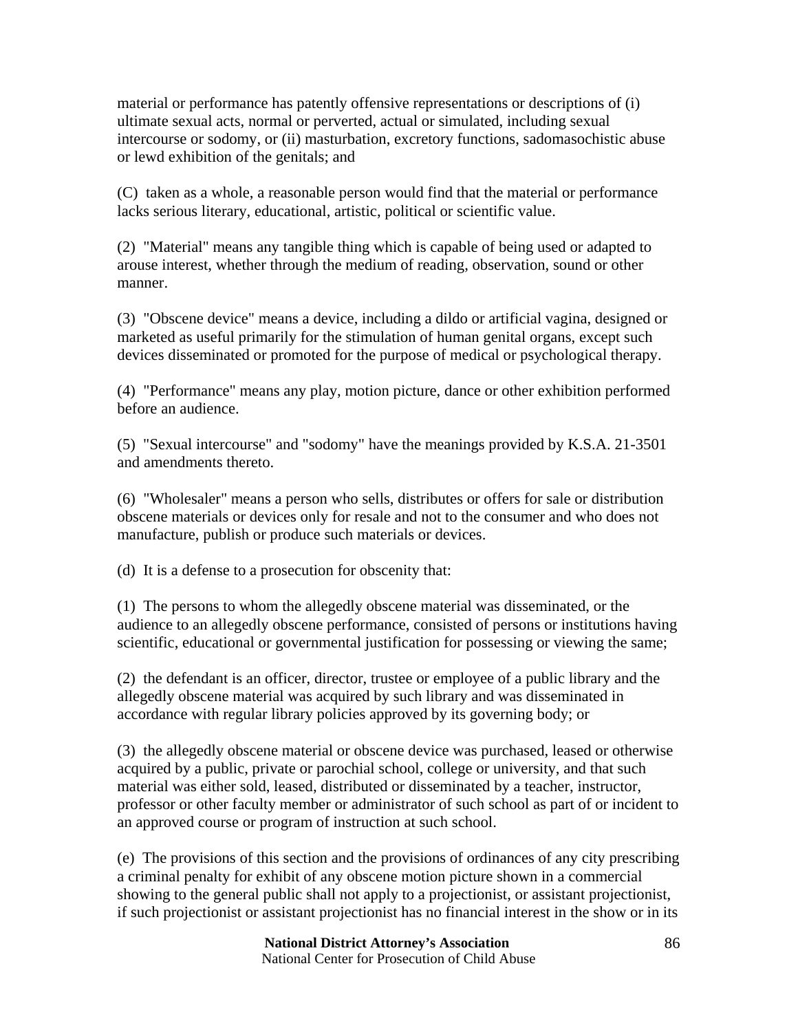material or performance has patently offensive representations or descriptions of (i) ultimate sexual acts, normal or perverted, actual or simulated, including sexual intercourse or sodomy, or (ii) masturbation, excretory functions, sadomasochistic abuse or lewd exhibition of the genitals; and

(C) taken as a whole, a reasonable person would find that the material or performance lacks serious literary, educational, artistic, political or scientific value.

(2) "Material" means any tangible thing which is capable of being used or adapted to arouse interest, whether through the medium of reading, observation, sound or other manner.

(3) "Obscene device" means a device, including a dildo or artificial vagina, designed or marketed as useful primarily for the stimulation of human genital organs, except such devices disseminated or promoted for the purpose of medical or psychological therapy.

(4) "Performance" means any play, motion picture, dance or other exhibition performed before an audience.

(5) "Sexual intercourse" and "sodomy" have the meanings provided by K.S.A. 21-3501 and amendments thereto.

(6) "Wholesaler" means a person who sells, distributes or offers for sale or distribution obscene materials or devices only for resale and not to the consumer and who does not manufacture, publish or produce such materials or devices.

(d) It is a defense to a prosecution for obscenity that:

(1) The persons to whom the allegedly obscene material was disseminated, or the audience to an allegedly obscene performance, consisted of persons or institutions having scientific, educational or governmental justification for possessing or viewing the same;

(2) the defendant is an officer, director, trustee or employee of a public library and the allegedly obscene material was acquired by such library and was disseminated in accordance with regular library policies approved by its governing body; or

(3) the allegedly obscene material or obscene device was purchased, leased or otherwise acquired by a public, private or parochial school, college or university, and that such material was either sold, leased, distributed or disseminated by a teacher, instructor, professor or other faculty member or administrator of such school as part of or incident to an approved course or program of instruction at such school.

(e) The provisions of this section and the provisions of ordinances of any city prescribing a criminal penalty for exhibit of any obscene motion picture shown in a commercial showing to the general public shall not apply to a projectionist, or assistant projectionist, if such projectionist or assistant projectionist has no financial interest in the show or in its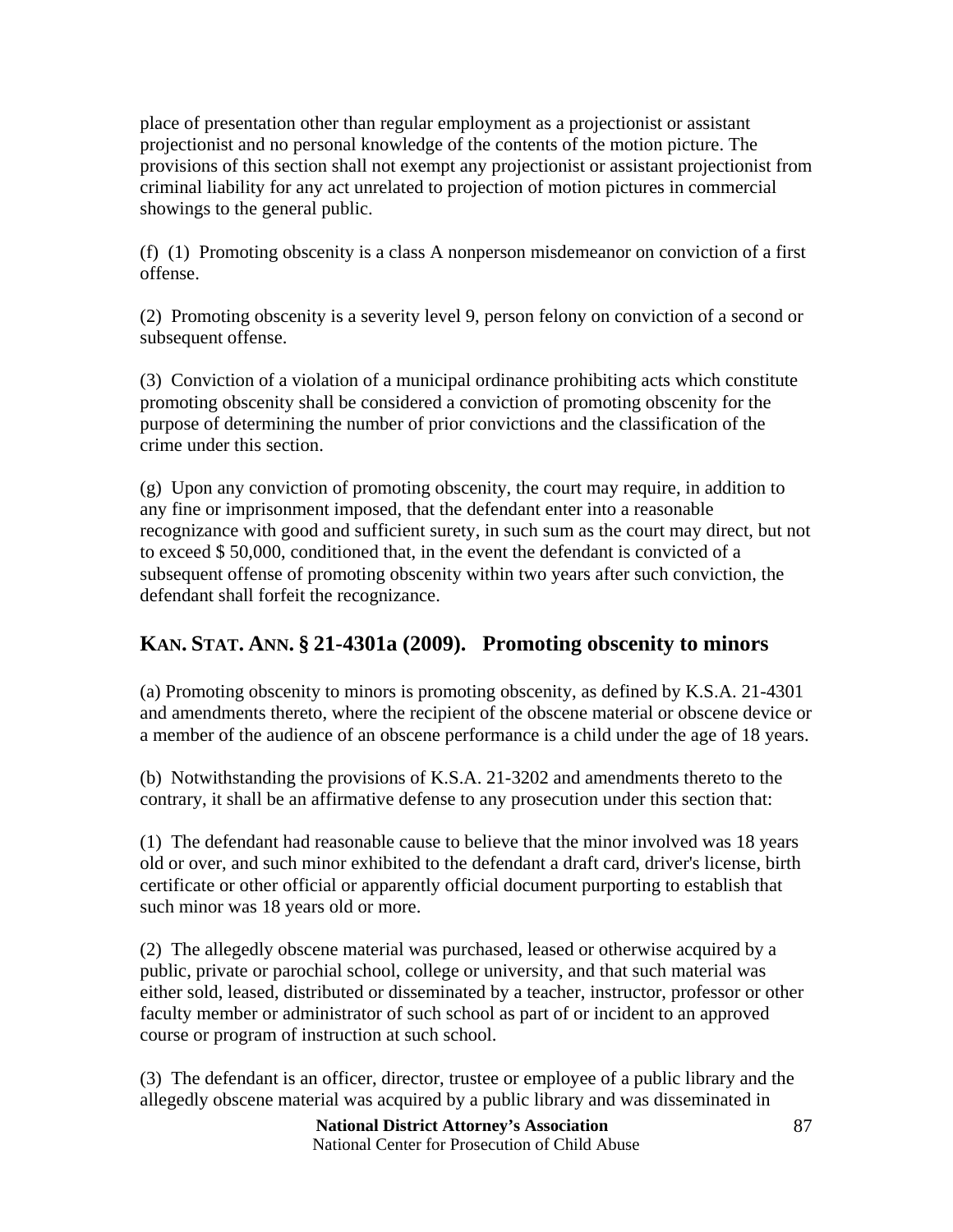place of presentation other than regular employment as a projectionist or assistant projectionist and no personal knowledge of the contents of the motion picture. The provisions of this section shall not exempt any projectionist or assistant projectionist from criminal liability for any act unrelated to projection of motion pictures in commercial showings to the general public.

(f) (1) Promoting obscenity is a class A nonperson misdemeanor on conviction of a first offense.

(2) Promoting obscenity is a severity level 9, person felony on conviction of a second or subsequent offense.

(3) Conviction of a violation of a municipal ordinance prohibiting acts which constitute promoting obscenity shall be considered a conviction of promoting obscenity for the purpose of determining the number of prior convictions and the classification of the crime under this section.

(g) Upon any conviction of promoting obscenity, the court may require, in addition to any fine or imprisonment imposed, that the defendant enter into a reasonable recognizance with good and sufficient surety, in such sum as the court may direct, but not to exceed $ 50,000, conditioned that, in the event the defendant is convicted of a subsequent offense of promoting obscenity within two years after such conviction, the defendant shall forfeit the recognizance.

## KAN. STAT. ANN. § 21-4301a (2009). Promoting obscenity to minors

(a) Promoting obscenity to minors is promoting obscenity, as defined by K.S.A. 21-4301 and amendments thereto, where the recipient of the obscene material or obscene device or a member of the audience of an obscene performance is a child under the age of 18 years.

(b) Notwithstanding the provisions of K.S.A. 21-3202 and amendments thereto to the contrary, it shall be an affirmative defense to any prosecution under this section that:

(1) The defendant had reasonable cause to believe that the minor involved was 18 years old or over, and such minor exhibited to the defendant a draft card, driver's license, birth certificate or other official or apparently official document purporting to establish that such minor was 18 years old or more.

(2) The allegedly obscene material was purchased, leased or otherwise acquired by a public, private or parochial school, college or university, and that such material was either sold, leased, distributed or disseminated by a teacher, instructor, professor or other faculty member or administrator of such school as part of or incident to an approved course or program of instruction at such school.

(3) The defendant is an officer, director, trustee or employee of a public library and the allegedly obscene material was acquired by a public library and was disseminated in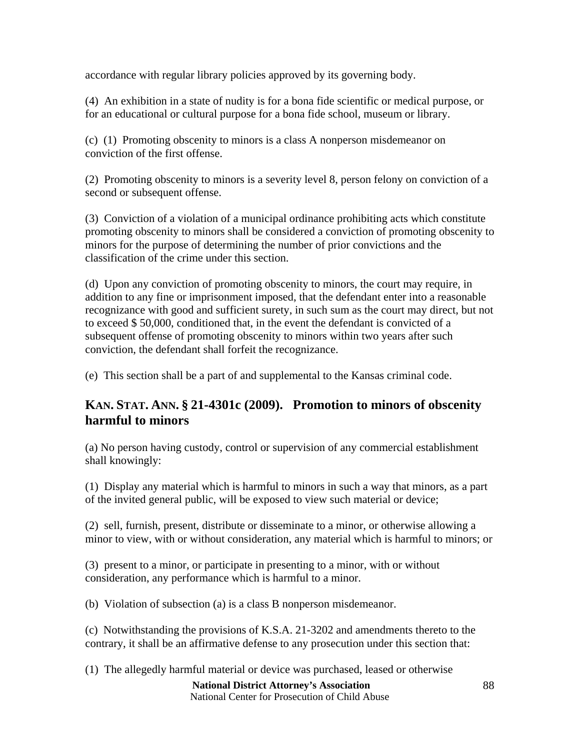accordance with regular library policies approved by its governing body.

(4) An exhibition in a state of nudity is for a bona fide scientific or medical purpose, or for an educational or cultural purpose for a bona fide school, museum or library.

(c) (1) Promoting obscenity to minors is a class A nonperson misdemeanor on conviction of the first offense.

(2) Promoting obscenity to minors is a severity level 8, person felony on conviction of a second or subsequent offense.

(3) Conviction of a violation of a municipal ordinance prohibiting acts which constitute promoting obscenity to minors shall be considered a conviction of promoting obscenity to minors for the purpose of determining the number of prior convictions and the classification of the crime under this section.

(d) Upon any conviction of promoting obscenity to minors, the court may require, in addition to any fine or imprisonment imposed, that the defendant enter into a reasonable recognizance with good and sufficient surety, in such sum as the court may direct, but not to exceed $ 50,000, conditioned that, in the event the defendant is convicted of a subsequent offense of promoting obscenity to minors within two years after such conviction, the defendant shall forfeit the recognizance.

(e) This section shall be a part of and supplemental to the Kansas criminal code.

## KAN. STAT. ANN. § 21-4301c (2009). Promotion to minors of obscenity harmful to minors

(a) No person having custody, control or supervision of any commercial establishment shall knowingly:

(1) Display any material which is harmful to minors in such a way that minors, as a part of the invited general public, will be exposed to view such material or device;

(2) sell, furnish, present, distribute or disseminate to a minor, or otherwise allowing a minor to view, with or without consideration, any material which is harmful to minors; or

(3) present to a minor, or participate in presenting to a minor, with or without consideration, any performance which is harmful to a minor.

(b) Violation of subsection (a) is a class B nonperson misdemeanor.

(c) Notwithstanding the provisions of K.S.A. 21-3202 and amendments thereto to the contrary, it shall be an affirmative defense to any prosecution under this section that:

(1) The allegedly harmful material or device was purchased, leased or otherwise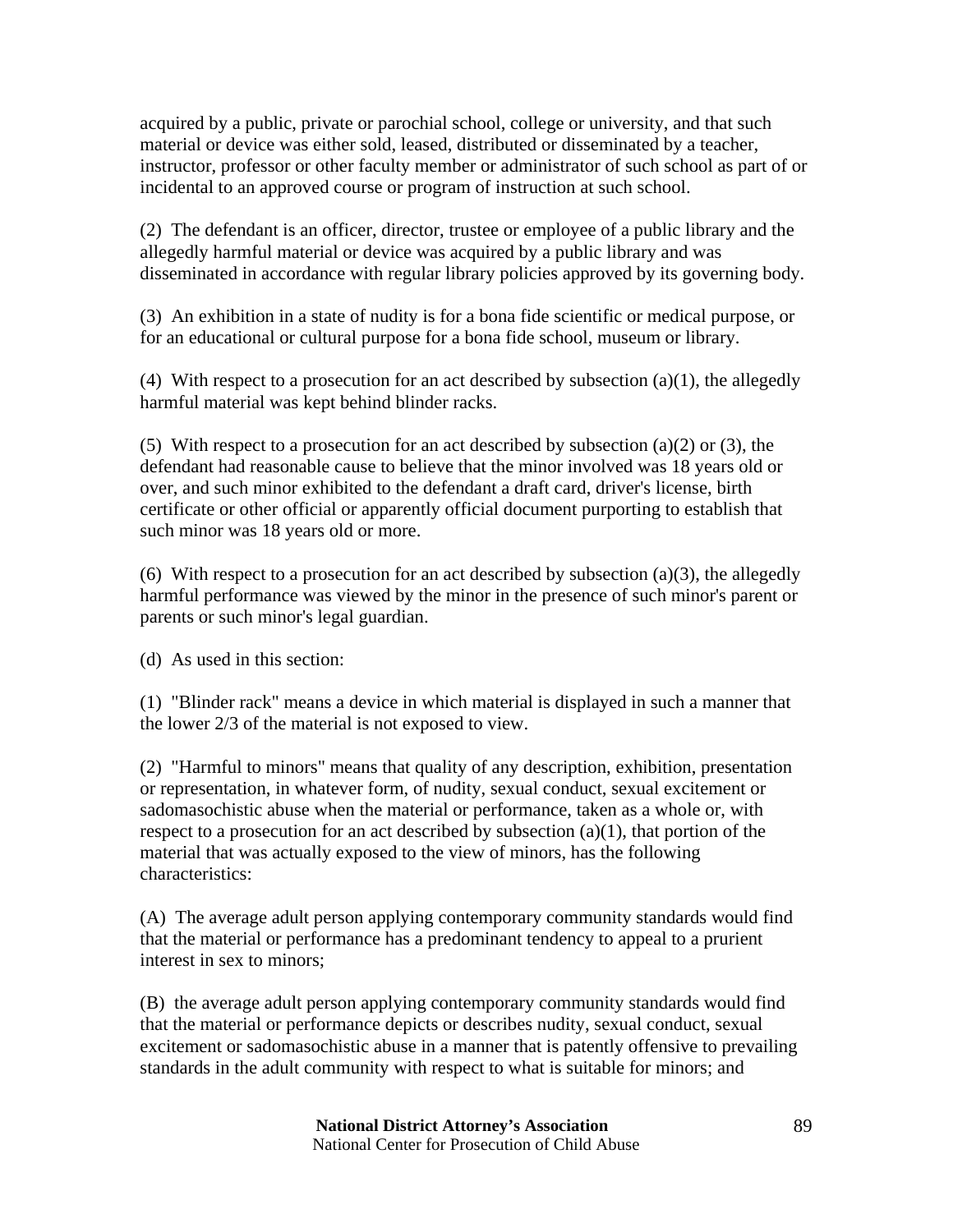acquired by a public, private or parochial school, college or university, and that such material or device was either sold, leased, distributed or disseminated by a teacher, instructor, professor or other faculty member or administrator of such school as part of or incidental to an approved course or program of instruction at such school.

(2) The defendant is an officer, director, trustee or employee of a public library and the allegedly harmful material or device was acquired by a public library and was disseminated in accordance with regular library policies approved by its governing body.

(3) An exhibition in a state of nudity is for a bona fide scientific or medical purpose, or for an educational or cultural purpose for a bona fide school, museum or library.

(4) With respect to a prosecution for an act described by subsection (a)(1), the allegedly harmful material was kept behind blinder racks.

(5) With respect to a prosecution for an act described by subsection (a)(2) or (3), the defendant had reasonable cause to believe that the minor involved was 18 years old or over, and such minor exhibited to the defendant a draft card, driver's license, birth certificate or other official or apparently official document purporting to establish that such minor was 18 years old or more.

(6) With respect to a prosecution for an act described by subsection (a)(3), the allegedly harmful performance was viewed by the minor in the presence of such minor's parent or parents or such minor's legal guardian.

(d) As used in this section:

(1) "Blinder rack" means a device in which material is displayed in such a manner that the lower 2/3 of the material is not exposed to view.

(2) "Harmful to minors" means that quality of any description, exhibition, presentation or representation, in whatever form, of nudity, sexual conduct, sexual excitement or sadomasochistic abuse when the material or performance, taken as a whole or, with respect to a prosecution for an act described by subsection (a)(1), that portion of the material that was actually exposed to the view of minors, has the following characteristics:

(A) The average adult person applying contemporary community standards would find that the material or performance has a predominant tendency to appeal to a prurient interest in sex to minors;

(B) the average adult person applying contemporary community standards would find that the material or performance depicts or describes nudity, sexual conduct, sexual excitement or sadomasochistic abuse in a manner that is patently offensive to prevailing standards in the adult community with respect to what is suitable for minors; and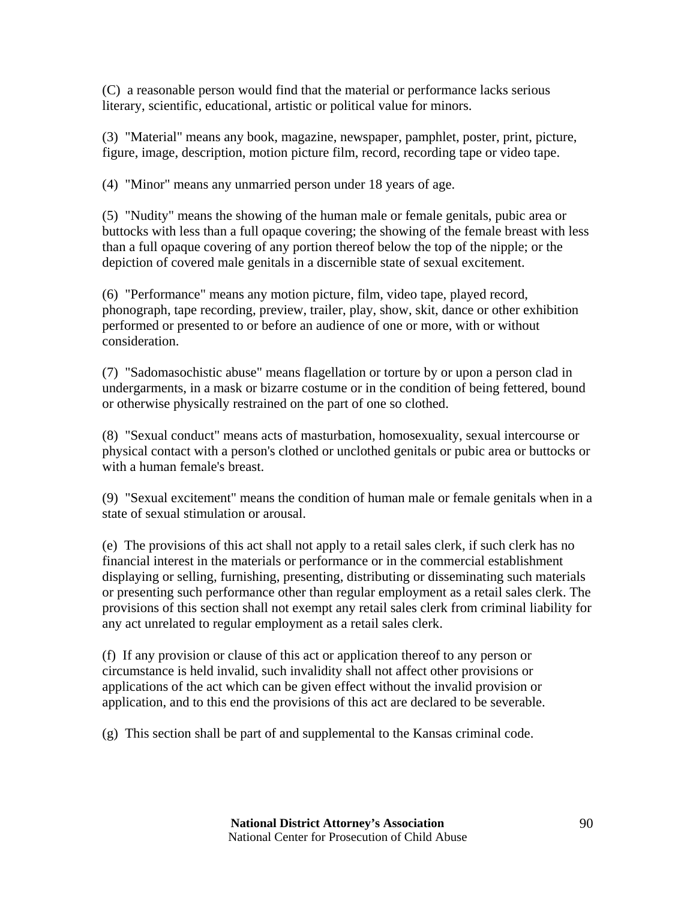(C) a reasonable person would find that the material or performance lacks serious literary, scientific, educational, artistic or political value for minors.

(3) "Material" means any book, magazine, newspaper, pamphlet, poster, print, picture, figure, image, description, motion picture film, record, recording tape or video tape.

(4) "Minor" means any unmarried person under 18 years of age.

(5) "Nudity" means the showing of the human male or female genitals, pubic area or buttocks with less than a full opaque covering; the showing of the female breast with less than a full opaque covering of any portion thereof below the top of the nipple; or the depiction of covered male genitals in a discernible state of sexual excitement.

(6) "Performance" means any motion picture, film, video tape, played record, phonograph, tape recording, preview, trailer, play, show, skit, dance or other exhibition performed or presented to or before an audience of one or more, with or without consideration.

(7) "Sadomasochistic abuse" means flagellation or torture by or upon a person clad in undergarments, in a mask or bizarre costume or in the condition of being fettered, bound or otherwise physically restrained on the part of one so clothed.

(8) "Sexual conduct" means acts of masturbation, homosexuality, sexual intercourse or physical contact with a person's clothed or unclothed genitals or pubic area or buttocks or with a human female's breast.

(9) "Sexual excitement" means the condition of human male or female genitals when in a state of sexual stimulation or arousal.

(e) The provisions of this act shall not apply to a retail sales clerk, if such clerk has no financial interest in the materials or performance or in the commercial establishment displaying or selling, furnishing, presenting, distributing or disseminating such materials or presenting such performance other than regular employment as a retail sales clerk. The provisions of this section shall not exempt any retail sales clerk from criminal liability for any act unrelated to regular employment as a retail sales clerk.

(f) If any provision or clause of this act or application thereof to any person or circumstance is held invalid, such invalidity shall not affect other provisions or applications of the act which can be given effect without the invalid provision or application, and to this end the provisions of this act are declared to be severable.

(g) This section shall be part of and supplemental to the Kansas criminal code.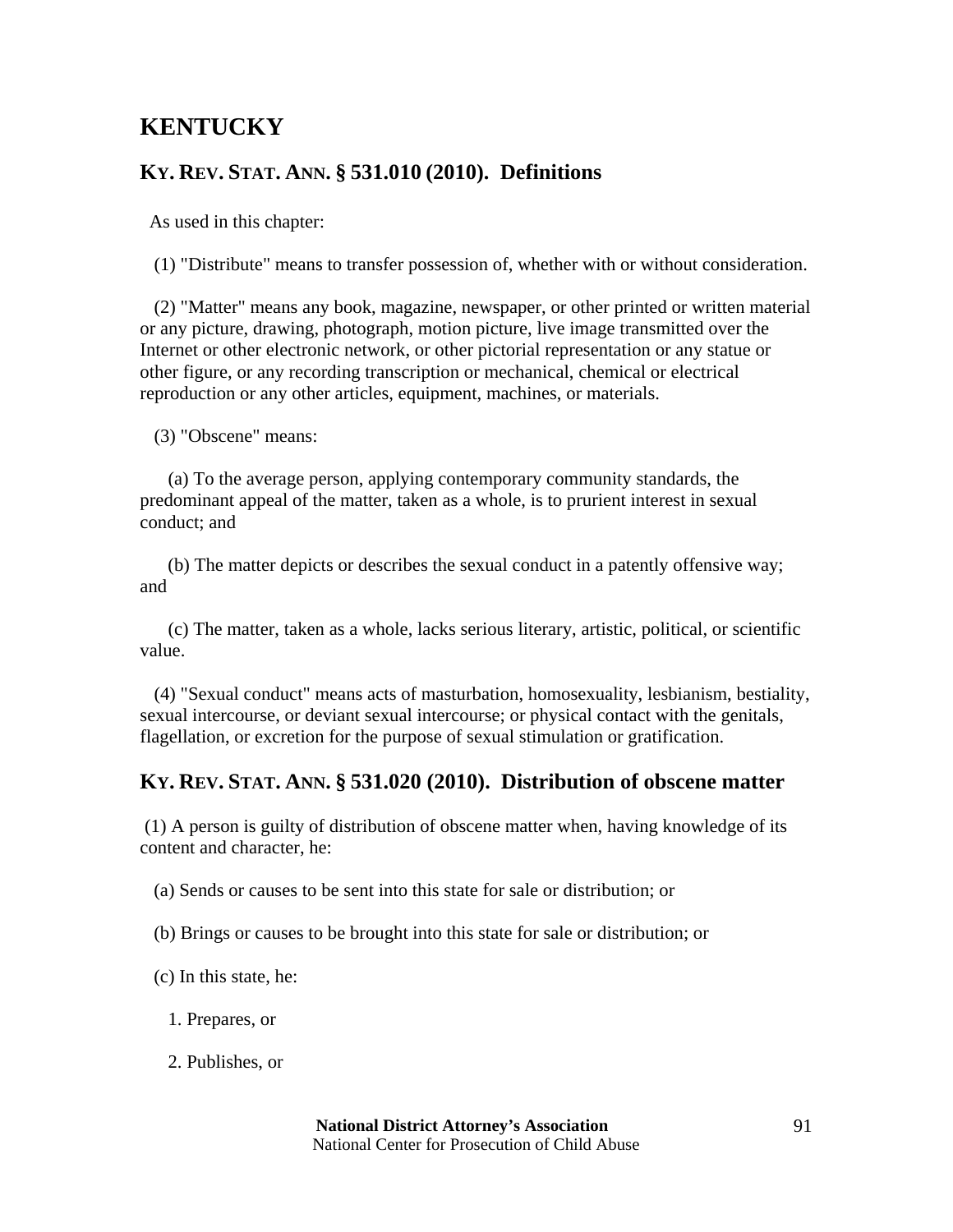# KENTUCKY

## KY. REV. STAT. ANN. § 531.010 (2010). Definitions

As used in this chapter:

(1) "Distribute" means to transfer possession of, whether with or without consideration.

(2) "Matter" means any book, magazine, newspaper, or other printed or written material or any picture, drawing, photograph, motion picture, live image transmitted over the Internet or other electronic network, or other pictorial representation or any statue or other figure, or any recording transcription or mechanical, chemical or electrical reproduction or any other articles, equipment, machines, or materials.

(3) "Obscene" means:

(a) To the average person, applying contemporary community standards, the predominant appeal of the matter, taken as a whole, is to prurient interest in sexual conduct; and

(b) The matter depicts or describes the sexual conduct in a patently offensive way; and

(c) The matter, taken as a whole, lacks serious literary, artistic, political, or scientific value.

(4) "Sexual conduct" means acts of masturbation, homosexuality, lesbianism, bestiality, sexual intercourse, or deviant sexual intercourse; or physical contact with the genitals, flagellation, or excretion for the purpose of sexual stimulation or gratification.

## KY. REV. STAT. ANN. § 531.020 (2010). Distribution of obscene matter

(1) A person is guilty of distribution of obscene matter when, having knowledge of its content and character, he:

(a) Sends or causes to be sent into this state for sale or distribution; or

(b) Brings or causes to be brought into this state for sale or distribution; or

(c) In this state, he:

1. Prepares, or

2. Publishes, or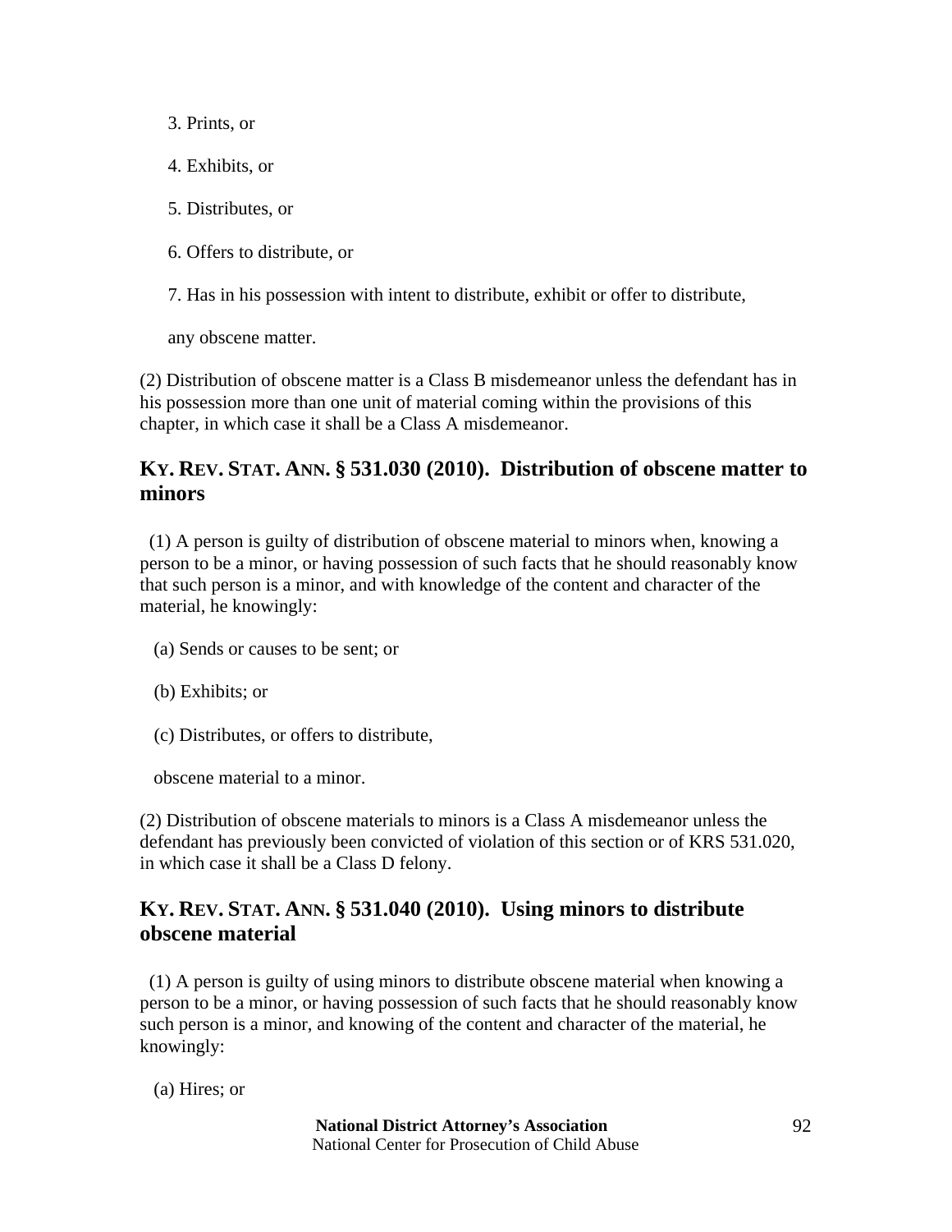3. Prints, or

4. Exhibits, or

5. Distributes, or

6. Offers to distribute, or

7. Has in his possession with intent to distribute, exhibit or offer to distribute,

any obscene matter.

(2) Distribution of obscene matter is a Class B misdemeanor unless the defendant has in his possession more than one unit of material coming within the provisions of this chapter, in which case it shall be a Class A misdemeanor.

## KY. REV. STAT. ANN. § 531.030 (2010). Distribution of obscene matter to minors

(1) A person is guilty of distribution of obscene material to minors when, knowing a person to be a minor, or having possession of such facts that he should reasonably know that such person is a minor, and with knowledge of the content and character of the material, he knowingly:

(a) Sends or causes to be sent; or

(b) Exhibits; or

(c) Distributes, or offers to distribute,

obscene material to a minor.

(2) Distribution of obscene materials to minors is a Class A misdemeanor unless the defendant has previously been convicted of violation of this section or of KRS 531.020, in which case it shall be a Class D felony.

## KY. REV. STAT. ANN. § 531.040 (2010). Using minors to distribute obscene material

(1) A person is guilty of using minors to distribute obscene material when knowing a person to be a minor, or having possession of such facts that he should reasonably know such person is a minor, and knowing of the content and character of the material, he knowingly:

(a) Hires; or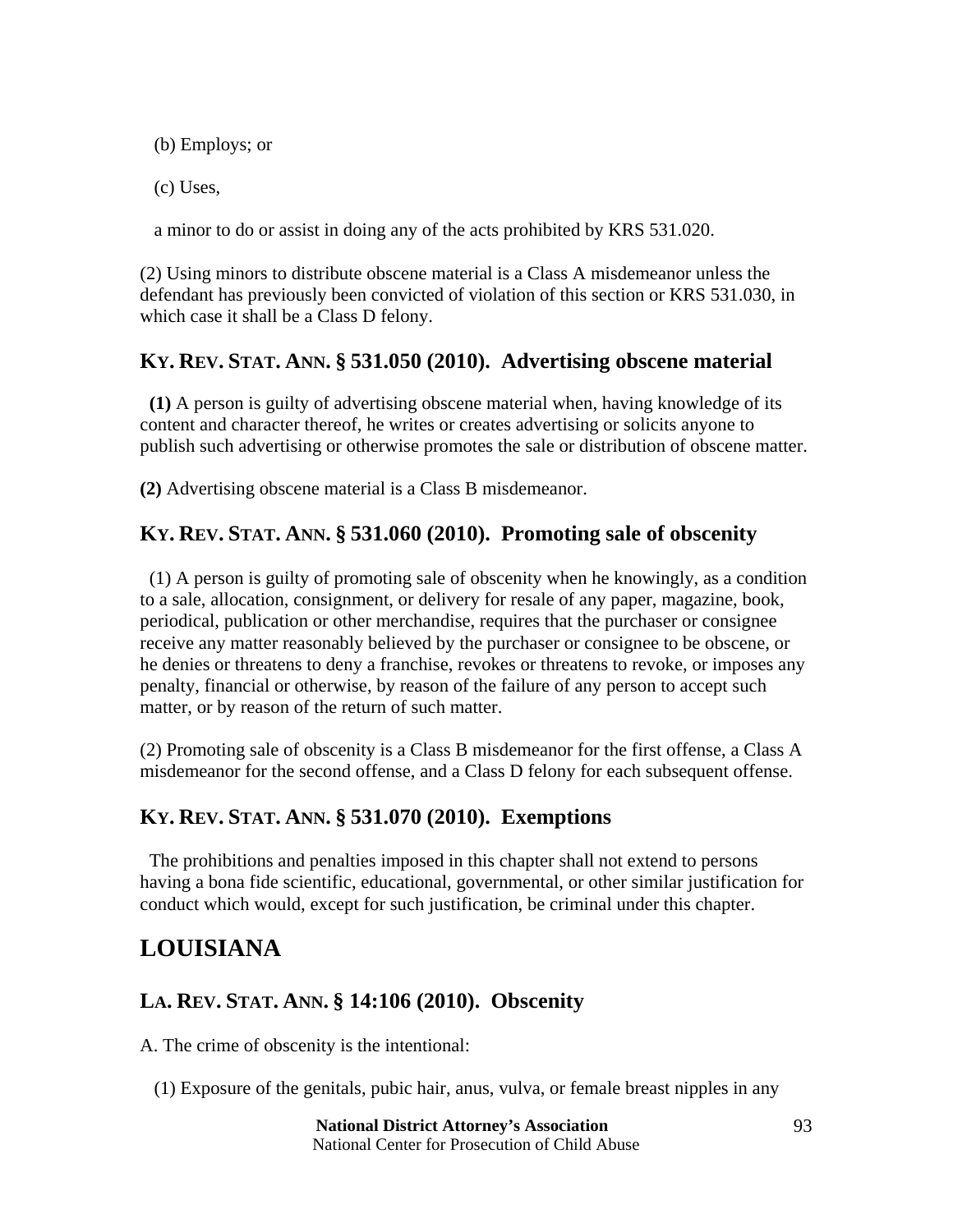(b) Employs; or

(c) Uses,

a minor to do or assist in doing any of the acts prohibited by KRS 531.020.

(2) Using minors to distribute obscene material is a Class A misdemeanor unless the defendant has previously been convicted of violation of this section or KRS 531.030, in which case it shall be a Class D felony.

### KY. REV. STAT. ANN. § 531.050 (2010). Advertising obscene material

**(1)** A person is guilty of advertising obscene material when, having knowledge of its content and character thereof, he writes or creates advertising or solicits anyone to publish such advertising or otherwise promotes the sale or distribution of obscene matter.

**(2)** Advertising obscene material is a Class B misdemeanor.

### KY. REV. STAT. ANN. § 531.060 (2010). Promoting sale of obscenity

(1) A person is guilty of promoting sale of obscenity when he knowingly, as a condition to a sale, allocation, consignment, or delivery for resale of any paper, magazine, book, periodical, publication or other merchandise, requires that the purchaser or consignee receive any matter reasonably believed by the purchaser or consignee to be obscene, or he denies or threatens to deny a franchise, revokes or threatens to revoke, or imposes any penalty, financial or otherwise, by reason of the failure of any person to accept such matter, or by reason of the return of such matter.

(2) Promoting sale of obscenity is a Class B misdemeanor for the first offense, a Class A misdemeanor for the second offense, and a Class D felony for each subsequent offense.

### KY. REV. STAT. ANN. § 531.070 (2010). Exemptions

The prohibitions and penalties imposed in this chapter shall not extend to persons having a bona fide scientific, educational, governmental, or other similar justification for conduct which would, except for such justification, be criminal under this chapter.

## LOUISIANA

### LA. REV. STAT. ANN. § 14:106 (2010). Obscenity

A. The crime of obscenity is the intentional:

(1) Exposure of the genitals, pubic hair, anus, vulva, or female breast nipples in any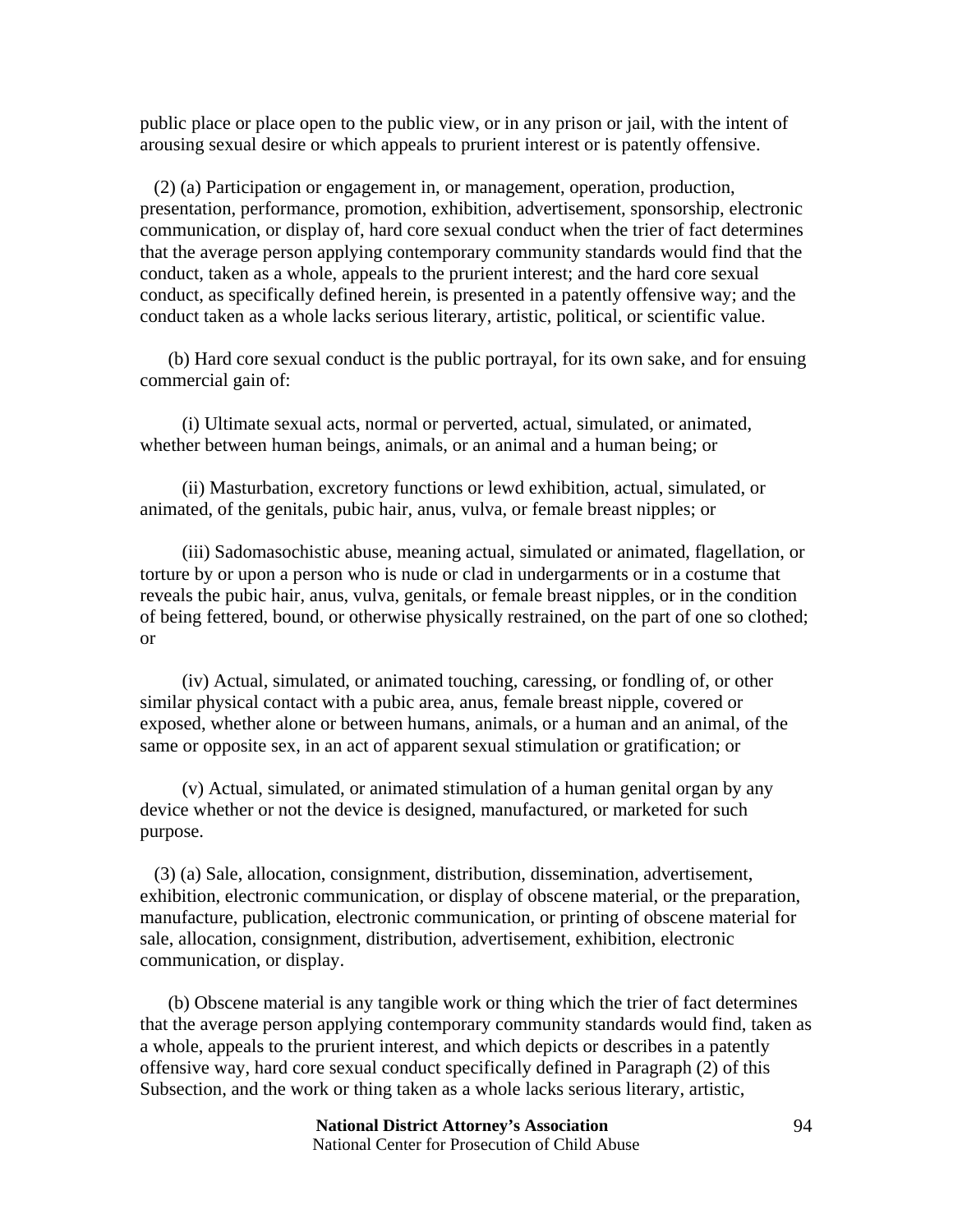public place or place open to the public view, or in any prison or jail, with the intent of arousing sexual desire or which appeals to prurient interest or is patently offensive.

(2) (a) Participation or engagement in, or management, operation, production, presentation, performance, promotion, exhibition, advertisement, sponsorship, electronic communication, or display of, hard core sexual conduct when the trier of fact determines that the average person applying contemporary community standards would find that the conduct, taken as a whole, appeals to the prurient interest; and the hard core sexual conduct, as specifically defined herein, is presented in a patently offensive way; and the conduct taken as a whole lacks serious literary, artistic, political, or scientific value.

(b) Hard core sexual conduct is the public portrayal, for its own sake, and for ensuing commercial gain of:

(i) Ultimate sexual acts, normal or perverted, actual, simulated, or animated, whether between human beings, animals, or an animal and a human being; or

(ii) Masturbation, excretory functions or lewd exhibition, actual, simulated, or animated, of the genitals, pubic hair, anus, vulva, or female breast nipples; or

(iii) Sadomasochistic abuse, meaning actual, simulated or animated, flagellation, or torture by or upon a person who is nude or clad in undergarments or in a costume that reveals the pubic hair, anus, vulva, genitals, or female breast nipples, or in the condition of being fettered, bound, or otherwise physically restrained, on the part of one so clothed; or

(iv) Actual, simulated, or animated touching, caressing, or fondling of, or other similar physical contact with a pubic area, anus, female breast nipple, covered or exposed, whether alone or between humans, animals, or a human and an animal, of the same or opposite sex, in an act of apparent sexual stimulation or gratification; or

(v) Actual, simulated, or animated stimulation of a human genital organ by any device whether or not the device is designed, manufactured, or marketed for such purpose.

(3) (a) Sale, allocation, consignment, distribution, dissemination, advertisement, exhibition, electronic communication, or display of obscene material, or the preparation, manufacture, publication, electronic communication, or printing of obscene material for sale, allocation, consignment, distribution, advertisement, exhibition, electronic communication, or display.

(b) Obscene material is any tangible work or thing which the trier of fact determines that the average person applying contemporary community standards would find, taken as a whole, appeals to the prurient interest, and which depicts or describes in a patently offensive way, hard core sexual conduct specifically defined in Paragraph (2) of this Subsection, and the work or thing taken as a whole lacks serious literary, artistic,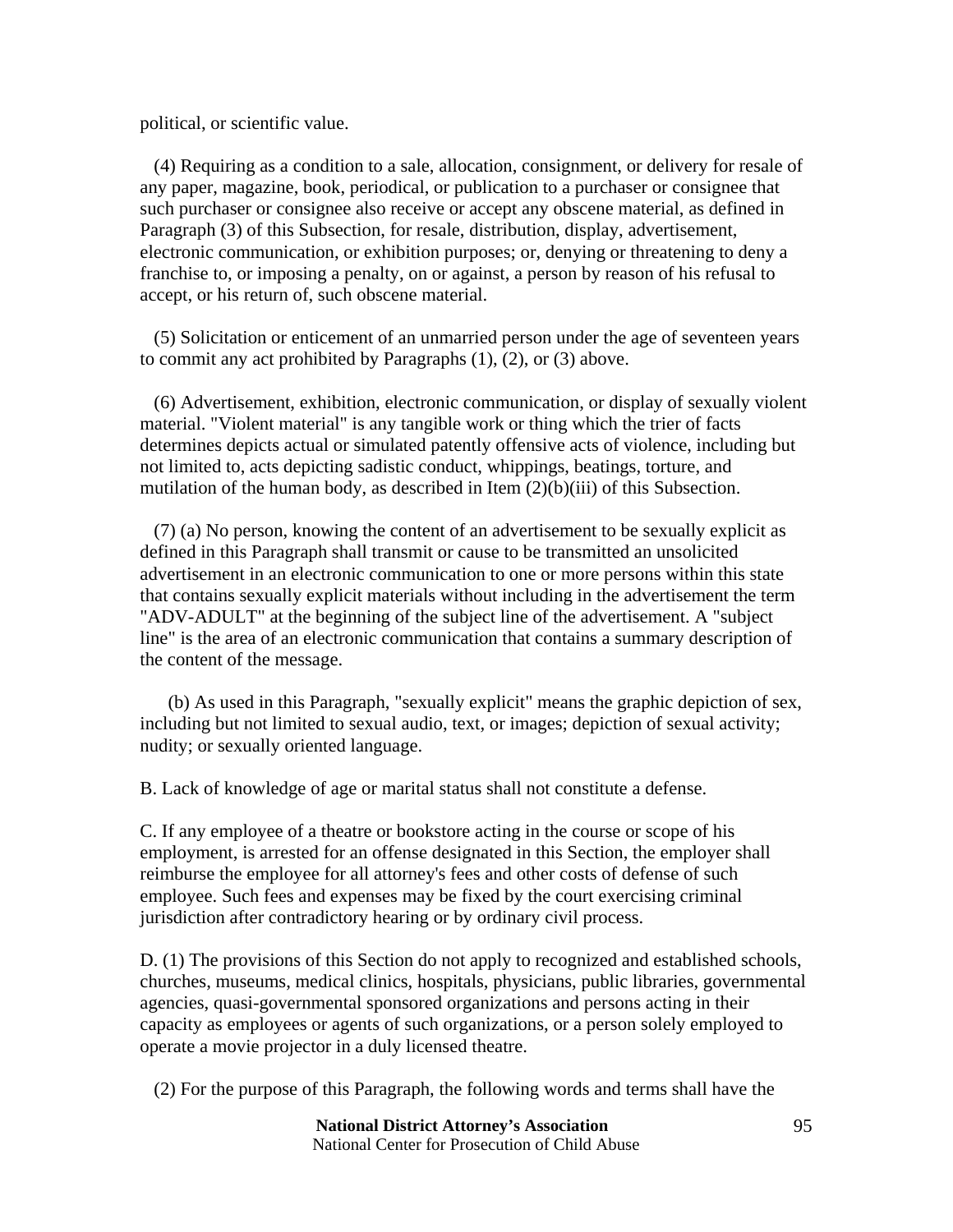political, or scientific value.

(4) Requiring as a condition to a sale, allocation, consignment, or delivery for resale of any paper, magazine, book, periodical, or publication to a purchaser or consignee that such purchaser or consignee also receive or accept any obscene material, as defined in Paragraph (3) of this Subsection, for resale, distribution, display, advertisement, electronic communication, or exhibition purposes; or, denying or threatening to deny a franchise to, or imposing a penalty, on or against, a person by reason of his refusal to accept, or his return of, such obscene material.

(5) Solicitation or enticement of an unmarried person under the age of seventeen years to commit any act prohibited by Paragraphs (1), (2), or (3) above.

(6) Advertisement, exhibition, electronic communication, or display of sexually violent material. "Violent material" is any tangible work or thing which the trier of facts determines depicts actual or simulated patently offensive acts of violence, including but not limited to, acts depicting sadistic conduct, whippings, beatings, torture, and mutilation of the human body, as described in Item (2)(b)(iii) of this Subsection.

(7) (a) No person, knowing the content of an advertisement to be sexually explicit as defined in this Paragraph shall transmit or cause to be transmitted an unsolicited advertisement in an electronic communication to one or more persons within this state that contains sexually explicit materials without including in the advertisement the term "ADV-ADULT" at the beginning of the subject line of the advertisement. A "subject line" is the area of an electronic communication that contains a summary description of the content of the message.

(b) As used in this Paragraph, "sexually explicit" means the graphic depiction of sex, including but not limited to sexual audio, text, or images; depiction of sexual activity; nudity; or sexually oriented language.

B. Lack of knowledge of age or marital status shall not constitute a defense.

C. If any employee of a theatre or bookstore acting in the course or scope of his employment, is arrested for an offense designated in this Section, the employer shall reimburse the employee for all attorney's fees and other costs of defense of such employee. Such fees and expenses may be fixed by the court exercising criminal jurisdiction after contradictory hearing or by ordinary civil process.

D. (1) The provisions of this Section do not apply to recognized and established schools, churches, museums, medical clinics, hospitals, physicians, public libraries, governmental agencies, quasi-governmental sponsored organizations and persons acting in their capacity as employees or agents of such organizations, or a person solely employed to operate a movie projector in a duly licensed theatre.

(2) For the purpose of this Paragraph, the following words and terms shall have the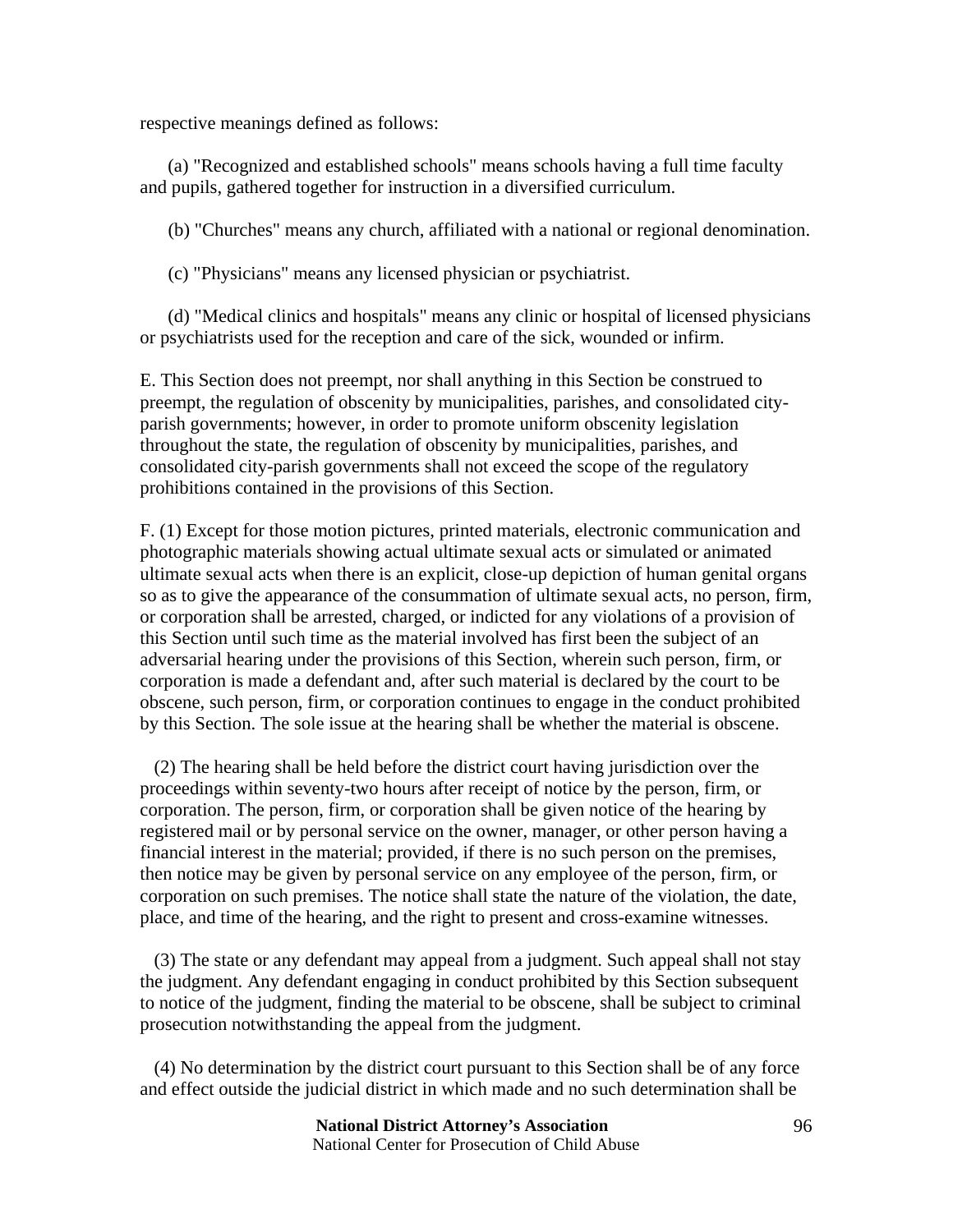respective meanings defined as follows:

(a) "Recognized and established schools" means schools having a full time faculty and pupils, gathered together for instruction in a diversified curriculum.

(b) "Churches" means any church, affiliated with a national or regional denomination.

(c) "Physicians" means any licensed physician or psychiatrist.

(d) "Medical clinics and hospitals" means any clinic or hospital of licensed physicians or psychiatrists used for the reception and care of the sick, wounded or infirm.

E. This Section does not preempt, nor shall anything in this Section be construed to preempt, the regulation of obscenity by municipalities, parishes, and consolidated city-parish governments; however, in order to promote uniform obscenity legislation throughout the state, the regulation of obscenity by municipalities, parishes, and consolidated city-parish governments shall not exceed the scope of the regulatory prohibitions contained in the provisions of this Section.

F. (1) Except for those motion pictures, printed materials, electronic communication and photographic materials showing actual ultimate sexual acts or simulated or animated ultimate sexual acts when there is an explicit, close-up depiction of human genital organs so as to give the appearance of the consummation of ultimate sexual acts, no person, firm, or corporation shall be arrested, charged, or indicted for any violations of a provision of this Section until such time as the material involved has first been the subject of an adversarial hearing under the provisions of this Section, wherein such person, firm, or corporation is made a defendant and, after such material is declared by the court to be obscene, such person, firm, or corporation continues to engage in the conduct prohibited by this Section. The sole issue at the hearing shall be whether the material is obscene.

(2) The hearing shall be held before the district court having jurisdiction over the proceedings within seventy-two hours after receipt of notice by the person, firm, or corporation. The person, firm, or corporation shall be given notice of the hearing by registered mail or by personal service on the owner, manager, or other person having a financial interest in the material; provided, if there is no such person on the premises, then notice may be given by personal service on any employee of the person, firm, or corporation on such premises. The notice shall state the nature of the violation, the date, place, and time of the hearing, and the right to present and cross-examine witnesses.

(3) The state or any defendant may appeal from a judgment. Such appeal shall not stay the judgment. Any defendant engaging in conduct prohibited by this Section subsequent to notice of the judgment, finding the material to be obscene, shall be subject to criminal prosecution notwithstanding the appeal from the judgment.

(4) No determination by the district court pursuant to this Section shall be of any force and effect outside the judicial district in which made and no such determination shall be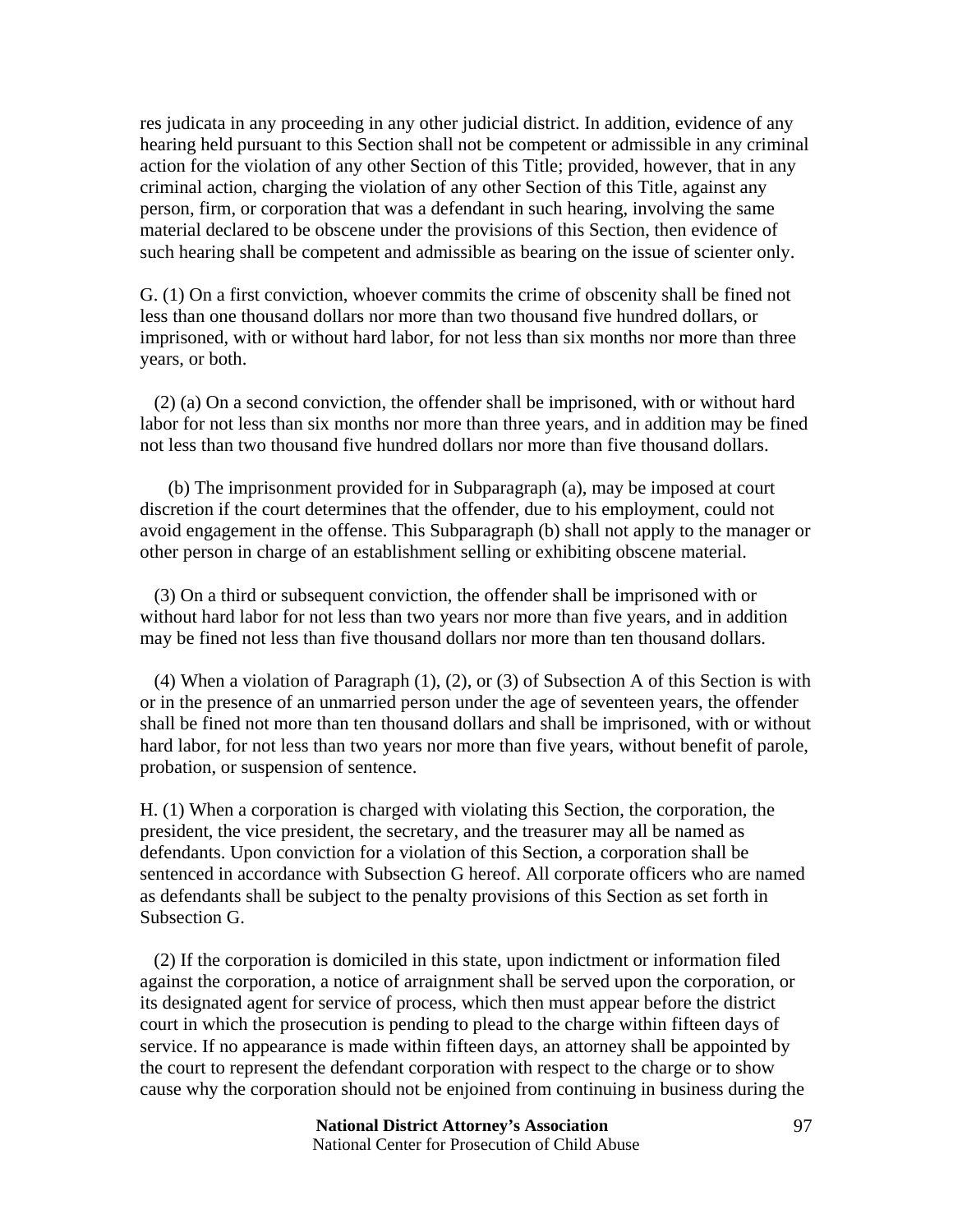res judicata in any proceeding in any other judicial district. In addition, evidence of any hearing held pursuant to this Section shall not be competent or admissible in any criminal action for the violation of any other Section of this Title; provided, however, that in any criminal action, charging the violation of any other Section of this Title, against any person, firm, or corporation that was a defendant in such hearing, involving the same material declared to be obscene under the provisions of this Section, then evidence of such hearing shall be competent and admissible as bearing on the issue of scienter only.

G. (1) On a first conviction, whoever commits the crime of obscenity shall be fined not less than one thousand dollars nor more than two thousand five hundred dollars, or imprisoned, with or without hard labor, for not less than six months nor more than three years, or both.

(2) (a) On a second conviction, the offender shall be imprisoned, with or without hard labor for not less than six months nor more than three years, and in addition may be fined not less than two thousand five hundred dollars nor more than five thousand dollars.

(b) The imprisonment provided for in Subparagraph (a), may be imposed at court discretion if the court determines that the offender, due to his employment, could not avoid engagement in the offense. This Subparagraph (b) shall not apply to the manager or other person in charge of an establishment selling or exhibiting obscene material.

(3) On a third or subsequent conviction, the offender shall be imprisoned with or without hard labor for not less than two years nor more than five years, and in addition may be fined not less than five thousand dollars nor more than ten thousand dollars.

(4) When a violation of Paragraph (1), (2), or (3) of Subsection A of this Section is with or in the presence of an unmarried person under the age of seventeen years, the offender shall be fined not more than ten thousand dollars and shall be imprisoned, with or without hard labor, for not less than two years nor more than five years, without benefit of parole, probation, or suspension of sentence.

H. (1) When a corporation is charged with violating this Section, the corporation, the president, the vice president, the secretary, and the treasurer may all be named as defendants. Upon conviction for a violation of this Section, a corporation shall be sentenced in accordance with Subsection G hereof. All corporate officers who are named as defendants shall be subject to the penalty provisions of this Section as set forth in Subsection G.

(2) If the corporation is domiciled in this state, upon indictment or information filed against the corporation, a notice of arraignment shall be served upon the corporation, or its designated agent for service of process, which then must appear before the district court in which the prosecution is pending to plead to the charge within fifteen days of service. If no appearance is made within fifteen days, an attorney shall be appointed by the court to represent the defendant corporation with respect to the charge or to show cause why the corporation should not be enjoined from continuing in business during the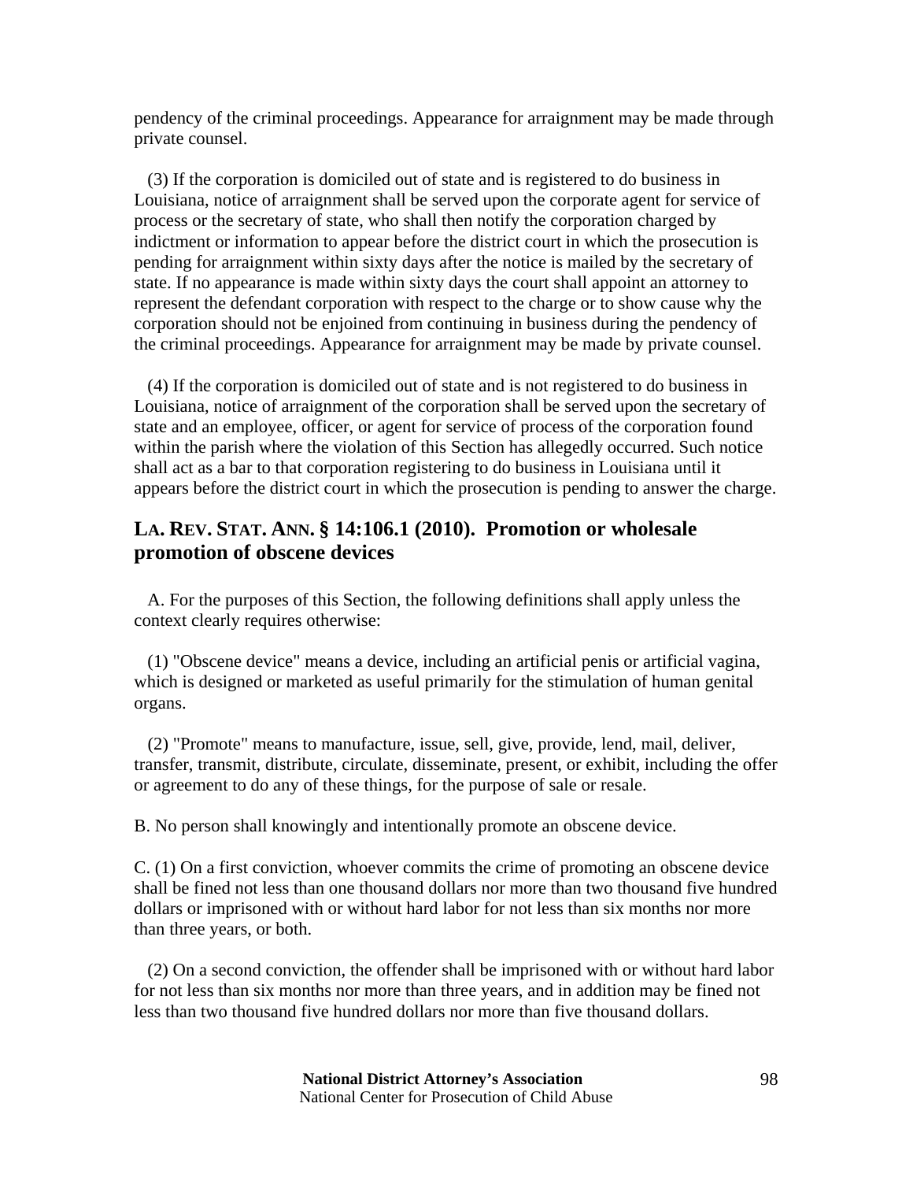pendency of the criminal proceedings. Appearance for arraignment may be made through private counsel.

(3) If the corporation is domiciled out of state and is registered to do business in Louisiana, notice of arraignment shall be served upon the corporate agent for service of process or the secretary of state, who shall then notify the corporation charged by indictment or information to appear before the district court in which the prosecution is pending for arraignment within sixty days after the notice is mailed by the secretary of state. If no appearance is made within sixty days the court shall appoint an attorney to represent the defendant corporation with respect to the charge or to show cause why the corporation should not be enjoined from continuing in business during the pendency of the criminal proceedings. Appearance for arraignment may be made by private counsel.

(4) If the corporation is domiciled out of state and is not registered to do business in Louisiana, notice of arraignment of the corporation shall be served upon the secretary of state and an employee, officer, or agent for service of process of the corporation found within the parish where the violation of this Section has allegedly occurred. Such notice shall act as a bar to that corporation registering to do business in Louisiana until it appears before the district court in which the prosecution is pending to answer the charge.

## LA. REV. STAT. ANN. § 14:106.1 (2010). Promotion or wholesale promotion of obscene devices

A. For the purposes of this Section, the following definitions shall apply unless the context clearly requires otherwise:

(1) "Obscene device" means a device, including an artificial penis or artificial vagina, which is designed or marketed as useful primarily for the stimulation of human genital organs.

(2) "Promote" means to manufacture, issue, sell, give, provide, lend, mail, deliver, transfer, transmit, distribute, circulate, disseminate, present, or exhibit, including the offer or agreement to do any of these things, for the purpose of sale or resale.

B. No person shall knowingly and intentionally promote an obscene device.

C. (1) On a first conviction, whoever commits the crime of promoting an obscene device shall be fined not less than one thousand dollars nor more than two thousand five hundred dollars or imprisoned with or without hard labor for not less than six months nor more than three years, or both.

(2) On a second conviction, the offender shall be imprisoned with or without hard labor for not less than six months nor more than three years, and in addition may be fined not less than two thousand five hundred dollars nor more than five thousand dollars.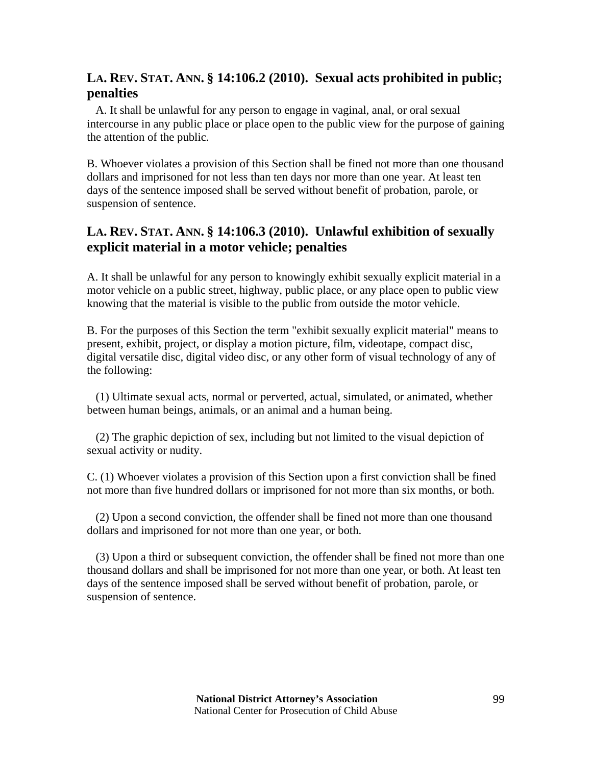## LA. REV. STAT. ANN. § 14:106.2 (2010). Sexual acts prohibited in public; penalties

A. It shall be unlawful for any person to engage in vaginal, anal, or oral sexual intercourse in any public place or place open to the public view for the purpose of gaining the attention of the public.

B. Whoever violates a provision of this Section shall be fined not more than one thousand dollars and imprisoned for not less than ten days nor more than one year. At least ten days of the sentence imposed shall be served without benefit of probation, parole, or suspension of sentence.

## LA. REV. STAT. ANN. § 14:106.3 (2010). Unlawful exhibition of sexually explicit material in a motor vehicle; penalties

A. It shall be unlawful for any person to knowingly exhibit sexually explicit material in a motor vehicle on a public street, highway, public place, or any place open to public view knowing that the material is visible to the public from outside the motor vehicle.

B. For the purposes of this Section the term "exhibit sexually explicit material" means to present, exhibit, project, or display a motion picture, film, videotape, compact disc, digital versatile disc, digital video disc, or any other form of visual technology of any of the following:

(1) Ultimate sexual acts, normal or perverted, actual, simulated, or animated, whether between human beings, animals, or an animal and a human being.

(2) The graphic depiction of sex, including but not limited to the visual depiction of sexual activity or nudity.

C. (1) Whoever violates a provision of this Section upon a first conviction shall be fined not more than five hundred dollars or imprisoned for not more than six months, or both.

(2) Upon a second conviction, the offender shall be fined not more than one thousand dollars and imprisoned for not more than one year, or both.

(3) Upon a third or subsequent conviction, the offender shall be fined not more than one thousand dollars and shall be imprisoned for not more than one year, or both. At least ten days of the sentence imposed shall be served without benefit of probation, parole, or suspension of sentence.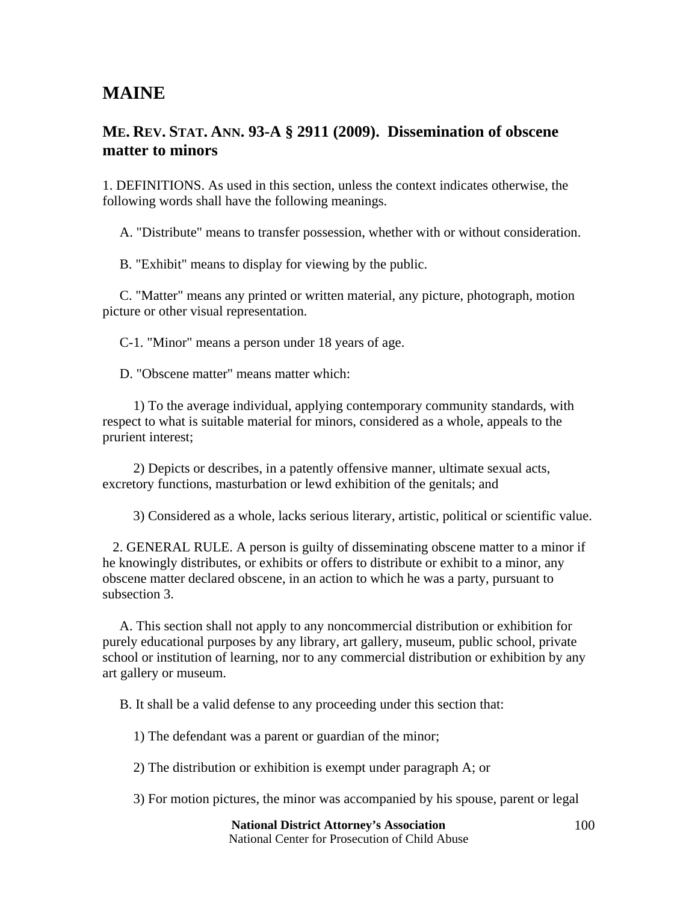# MAINE

## ME. REV. STAT. ANN. 93-A § 2911 (2009). Dissemination of obscene matter to minors

1. DEFINITIONS. As used in this section, unless the context indicates otherwise, the following words shall have the following meanings.

A. "Distribute" means to transfer possession, whether with or without consideration.

B. "Exhibit" means to display for viewing by the public.

C. "Matter" means any printed or written material, any picture, photograph, motion picture or other visual representation.

C-1. "Minor" means a person under 18 years of age.

D. "Obscene matter" means matter which:

1) To the average individual, applying contemporary community standards, with respect to what is suitable material for minors, considered as a whole, appeals to the prurient interest;

2) Depicts or describes, in a patently offensive manner, ultimate sexual acts, excretory functions, masturbation or lewd exhibition of the genitals; and

3) Considered as a whole, lacks serious literary, artistic, political or scientific value.

2. GENERAL RULE. A person is guilty of disseminating obscene matter to a minor if he knowingly distributes, or exhibits or offers to distribute or exhibit to a minor, any obscene matter declared obscene, in an action to which he was a party, pursuant to subsection 3.

A. This section shall not apply to any noncommercial distribution or exhibition for purely educational purposes by any library, art gallery, museum, public school, private school or institution of learning, nor to any commercial distribution or exhibition by any art gallery or museum.

B. It shall be a valid defense to any proceeding under this section that:

1) The defendant was a parent or guardian of the minor;

2) The distribution or exhibition is exempt under paragraph A; or

3) For motion pictures, the minor was accompanied by his spouse, parent or legal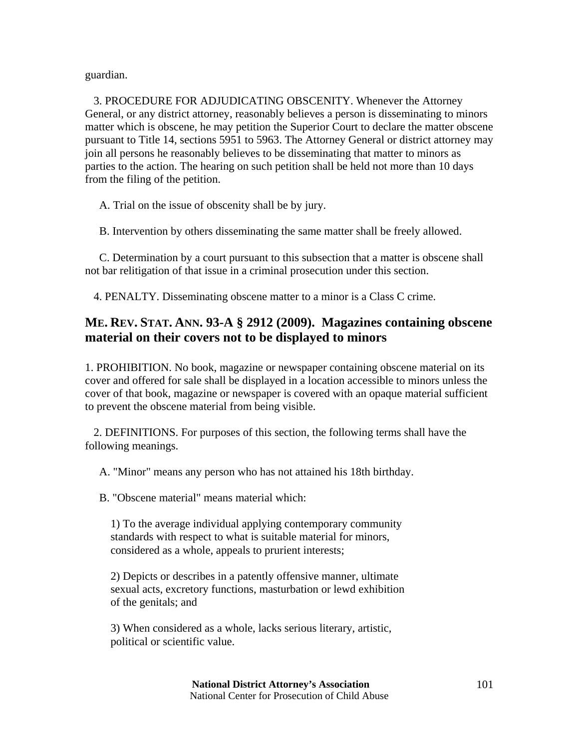guardian.

3. PROCEDURE FOR ADJUDICATING OBSCENITY. Whenever the Attorney General, or any district attorney, reasonably believes a person is disseminating to minors matter which is obscene, he may petition the Superior Court to declare the matter obscene pursuant to Title 14, sections 5951 to 5963. The Attorney General or district attorney may join all persons he reasonably believes to be disseminating that matter to minors as parties to the action. The hearing on such petition shall be held not more than 10 days from the filing of the petition.

A. Trial on the issue of obscenity shall be by jury.

B. Intervention by others disseminating the same matter shall be freely allowed.

C. Determination by a court pursuant to this subsection that a matter is obscene shall not bar relitigation of that issue in a criminal prosecution under this section.

4. PENALTY. Disseminating obscene matter to a minor is a Class C crime.

## ME. REV. STAT. ANN. 93-A § 2912 (2009). Magazines containing obscene material on their covers not to be displayed to minors

1. PROHIBITION. No book, magazine or newspaper containing obscene material on its cover and offered for sale shall be displayed in a location accessible to minors unless the cover of that book, magazine or newspaper is covered with an opaque material sufficient to prevent the obscene material from being visible.

2. DEFINITIONS. For purposes of this section, the following terms shall have the following meanings.

A. "Minor" means any person who has not attained his 18th birthday.

B. "Obscene material" means material which:

1) To the average individual applying contemporary community standards with respect to what is suitable material for minors, considered as a whole, appeals to prurient interests;

2) Depicts or describes in a patently offensive manner, ultimate sexual acts, excretory functions, masturbation or lewd exhibition of the genitals; and

3) When considered as a whole, lacks serious literary, artistic, political or scientific value.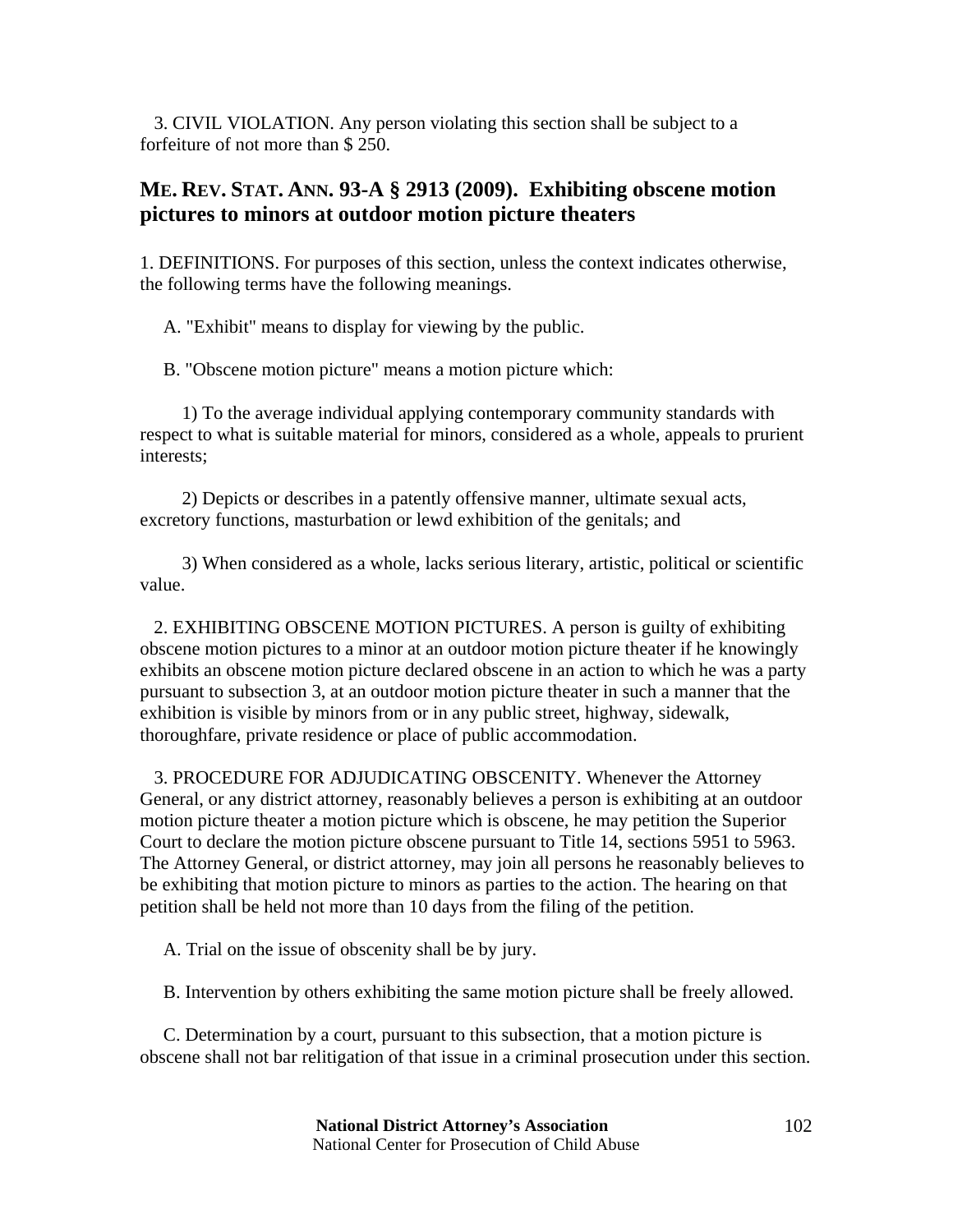3. CIVIL VIOLATION. Any person violating this section shall be subject to a forfeiture of not more than $ 250.

## ME. REV. STAT. ANN. 93-A § 2913 (2009). Exhibiting obscene motion pictures to minors at outdoor motion picture theaters

1. DEFINITIONS. For purposes of this section, unless the context indicates otherwise, the following terms have the following meanings.

A. "Exhibit" means to display for viewing by the public.

B. "Obscene motion picture" means a motion picture which:

1) To the average individual applying contemporary community standards with respect to what is suitable material for minors, considered as a whole, appeals to prurient interests;

2) Depicts or describes in a patently offensive manner, ultimate sexual acts, excretory functions, masturbation or lewd exhibition of the genitals; and

3) When considered as a whole, lacks serious literary, artistic, political or scientific value.

2. EXHIBITING OBSCENE MOTION PICTURES. A person is guilty of exhibiting obscene motion pictures to a minor at an outdoor motion picture theater if he knowingly exhibits an obscene motion picture declared obscene in an action to which he was a party pursuant to subsection 3, at an outdoor motion picture theater in such a manner that the exhibition is visible by minors from or in any public street, highway, sidewalk, thoroughfare, private residence or place of public accommodation.

3. PROCEDURE FOR ADJUDICATING OBSCENITY. Whenever the Attorney General, or any district attorney, reasonably believes a person is exhibiting at an outdoor motion picture theater a motion picture which is obscene, he may petition the Superior Court to declare the motion picture obscene pursuant to Title 14, sections 5951 to 5963. The Attorney General, or district attorney, may join all persons he reasonably believes to be exhibiting that motion picture to minors as parties to the action. The hearing on that petition shall be held not more than 10 days from the filing of the petition.

A. Trial on the issue of obscenity shall be by jury.

B. Intervention by others exhibiting the same motion picture shall be freely allowed.

C. Determination by a court, pursuant to this subsection, that a motion picture is obscene shall not bar relitigation of that issue in a criminal prosecution under this section.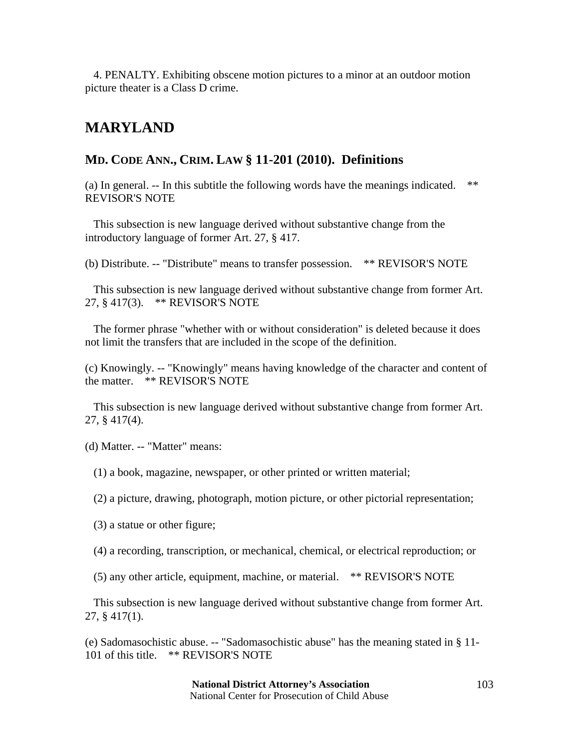4. PENALTY. Exhibiting obscene motion pictures to a minor at an outdoor motion picture theater is a Class D crime.

# MARYLAND

## MD. CODE ANN., CRIM. LAW § 11-201 (2010). Definitions

(a) In general. -- In this subtitle the following words have the meanings indicated. ** REVISOR'S NOTE

This subsection is new language derived without substantive change from the introductory language of former Art. 27, § 417.

(b) Distribute. -- "Distribute" means to transfer possession. ** REVISOR'S NOTE

This subsection is new language derived without substantive change from former Art. 27, § 417(3). ** REVISOR'S NOTE

The former phrase "whether with or without consideration" is deleted because it does not limit the transfers that are included in the scope of the definition.

(c) Knowingly. -- "Knowingly" means having knowledge of the character and content of the matter. ** REVISOR'S NOTE

This subsection is new language derived without substantive change from former Art. 27, § 417(4).

(d) Matter. -- "Matter" means:

(1) a book, magazine, newspaper, or other printed or written material;

(2) a picture, drawing, photograph, motion picture, or other pictorial representation;

(3) a statue or other figure;

(4) a recording, transcription, or mechanical, chemical, or electrical reproduction; or

(5) any other article, equipment, machine, or material. ** REVISOR'S NOTE

This subsection is new language derived without substantive change from former Art. 27, § 417(1).

(e) Sadomasochistic abuse. -- "Sadomasochistic abuse" has the meaning stated in § 11-101 of this title. ** REVISOR'S NOTE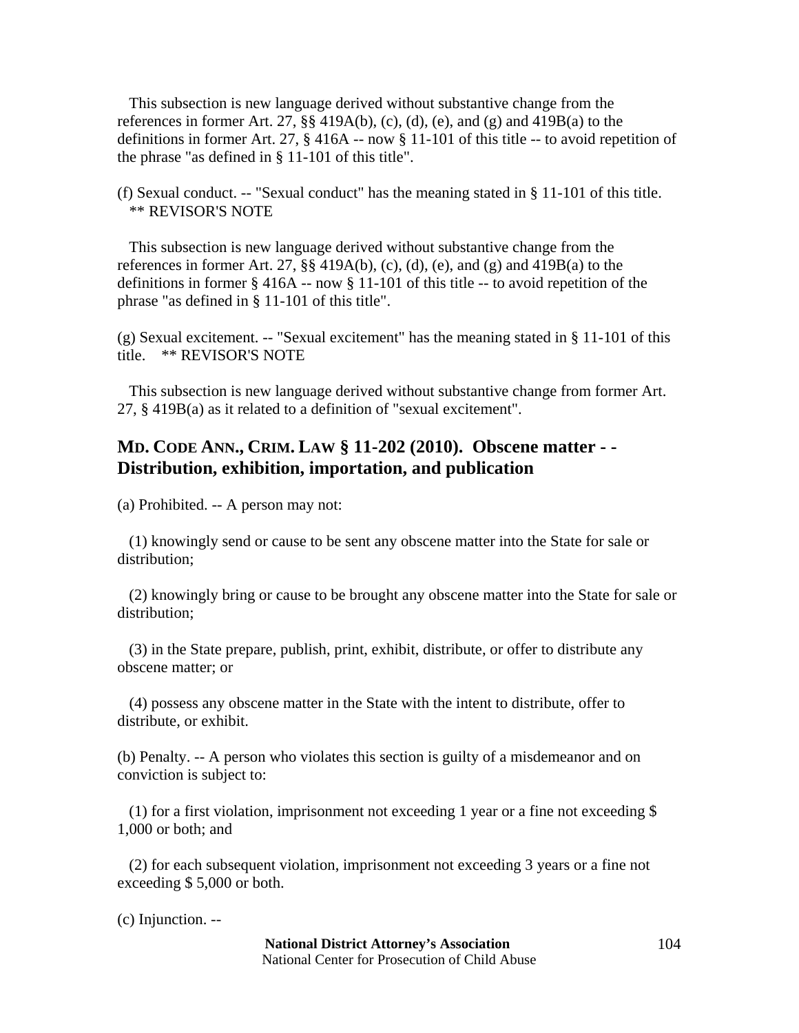This subsection is new language derived without substantive change from the references in former Art. 27, §§ 419A(b), (c), (d), (e), and (g) and 419B(a) to the definitions in former Art. 27, § 416A -- now § 11-101 of this title -- to avoid repetition of the phrase "as defined in § 11-101 of this title".

(f) Sexual conduct. -- "Sexual conduct" has the meaning stated in § 11-101 of this title.
** REVISOR'S NOTE

This subsection is new language derived without substantive change from the references in former Art. 27, §§ 419A(b), (c), (d), (e), and (g) and 419B(a) to the definitions in former § 416A -- now § 11-101 of this title -- to avoid repetition of the phrase "as defined in § 11-101 of this title".

(g) Sexual excitement. -- "Sexual excitement" has the meaning stated in § 11-101 of this title. ** REVISOR'S NOTE

This subsection is new language derived without substantive change from former Art. 27, § 419B(a) as it related to a definition of "sexual excitement".

## MD. CODE ANN., CRIM. LAW § 11-202 (2010). Obscene matter - - Distribution, exhibition, importation, and publication

(a) Prohibited. -- A person may not:

(1) knowingly send or cause to be sent any obscene matter into the State for sale or distribution;

(2) knowingly bring or cause to be brought any obscene matter into the State for sale or distribution;

(3) in the State prepare, publish, print, exhibit, distribute, or offer to distribute any obscene matter; or

(4) possess any obscene matter in the State with the intent to distribute, offer to distribute, or exhibit.

(b) Penalty. -- A person who violates this section is guilty of a misdemeanor and on conviction is subject to:

(1) for a first violation, imprisonment not exceeding 1 year or a fine not exceeding $ 1,000 or both; and

(2) for each subsequent violation, imprisonment not exceeding 3 years or a fine not exceeding $ 5,000 or both.

(c) Injunction. --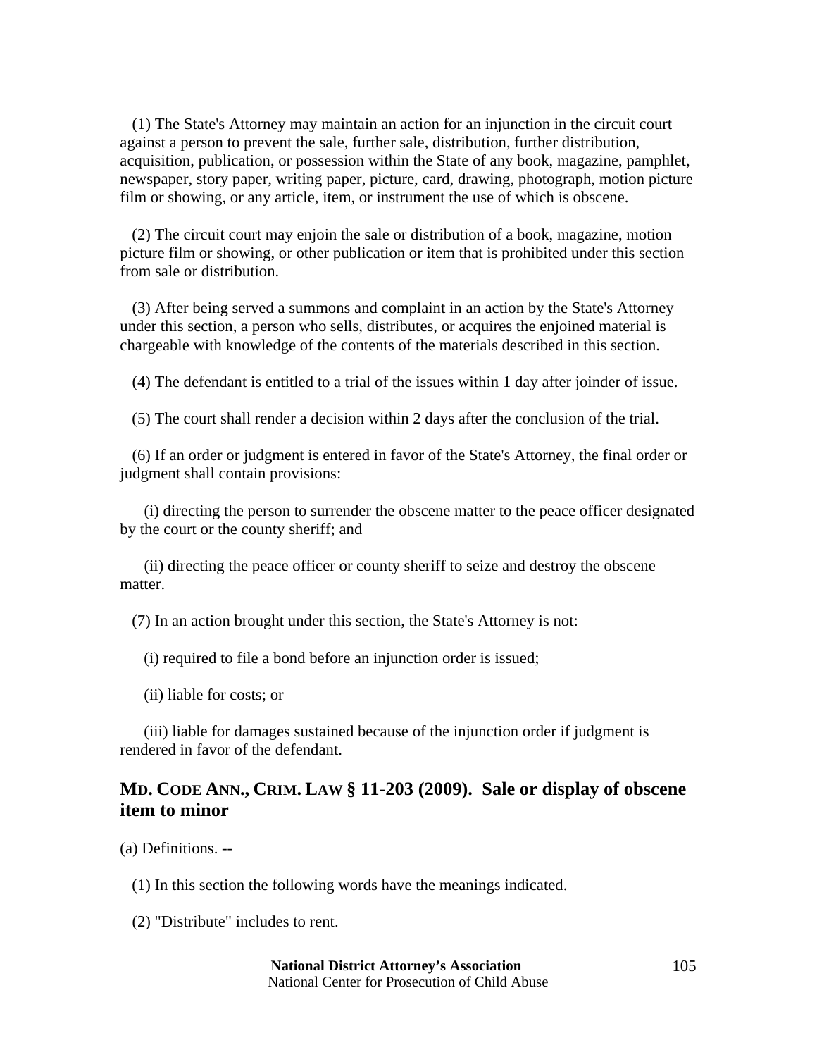(1) The State's Attorney may maintain an action for an injunction in the circuit court against a person to prevent the sale, further sale, distribution, further distribution, acquisition, publication, or possession within the State of any book, magazine, pamphlet, newspaper, story paper, writing paper, picture, card, drawing, photograph, motion picture film or showing, or any article, item, or instrument the use of which is obscene.

(2) The circuit court may enjoin the sale or distribution of a book, magazine, motion picture film or showing, or other publication or item that is prohibited under this section from sale or distribution.

(3) After being served a summons and complaint in an action by the State's Attorney under this section, a person who sells, distributes, or acquires the enjoined material is chargeable with knowledge of the contents of the materials described in this section.

(4) The defendant is entitled to a trial of the issues within 1 day after joinder of issue.

(5) The court shall render a decision within 2 days after the conclusion of the trial.

(6) If an order or judgment is entered in favor of the State's Attorney, the final order or judgment shall contain provisions:

(i) directing the person to surrender the obscene matter to the peace officer designated by the court or the county sheriff; and

(ii) directing the peace officer or county sheriff to seize and destroy the obscene matter.

(7) In an action brought under this section, the State's Attorney is not:

(i) required to file a bond before an injunction order is issued;

(ii) liable for costs; or

(iii) liable for damages sustained because of the injunction order if judgment is rendered in favor of the defendant.

## MD. CODE ANN., CRIM. LAW § 11-203 (2009). Sale or display of obscene item to minor

(a) Definitions. --

(1) In this section the following words have the meanings indicated.

(2) "Distribute" includes to rent.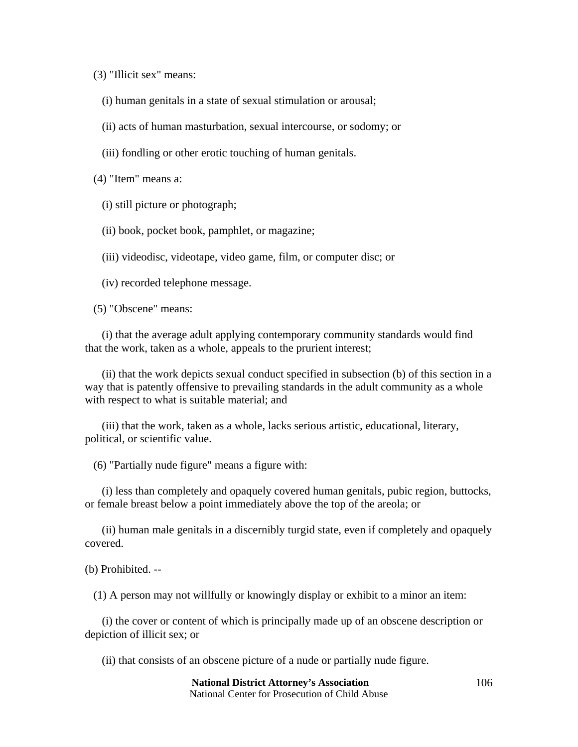(3) "Illicit sex" means:

(i) human genitals in a state of sexual stimulation or arousal;

(ii) acts of human masturbation, sexual intercourse, or sodomy; or

(iii) fondling or other erotic touching of human genitals.

(4) "Item" means a:

(i) still picture or photograph;

(ii) book, pocket book, pamphlet, or magazine;

(iii) videodisc, videotape, video game, film, or computer disc; or

(iv) recorded telephone message.

(5) "Obscene" means:

(i) that the average adult applying contemporary community standards would find that the work, taken as a whole, appeals to the prurient interest;

(ii) that the work depicts sexual conduct specified in subsection (b) of this section in a way that is patently offensive to prevailing standards in the adult community as a whole with respect to what is suitable material; and

(iii) that the work, taken as a whole, lacks serious artistic, educational, literary, political, or scientific value.

(6) "Partially nude figure" means a figure with:

(i) less than completely and opaquely covered human genitals, pubic region, buttocks, or female breast below a point immediately above the top of the areola; or

(ii) human male genitals in a discernibly turgid state, even if completely and opaquely covered.

(b) Prohibited. --

(1) A person may not willfully or knowingly display or exhibit to a minor an item:

(i) the cover or content of which is principally made up of an obscene description or depiction of illicit sex; or

(ii) that consists of an obscene picture of a nude or partially nude figure.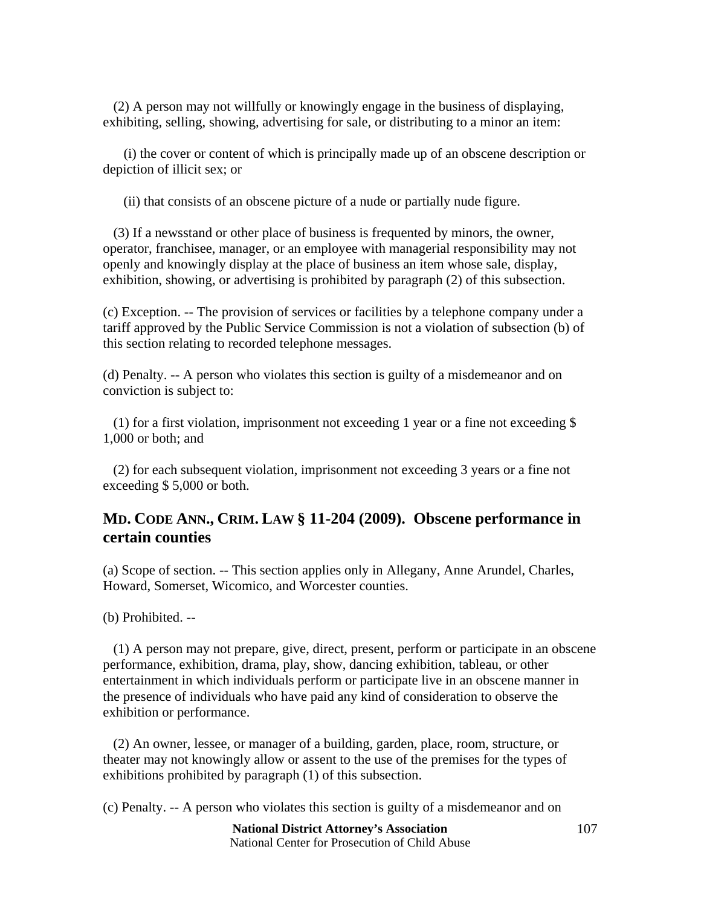(2) A person may not willfully or knowingly engage in the business of displaying, exhibiting, selling, showing, advertising for sale, or distributing to a minor an item:

(i) the cover or content of which is principally made up of an obscene description or depiction of illicit sex; or

(ii) that consists of an obscene picture of a nude or partially nude figure.

(3) If a newsstand or other place of business is frequented by minors, the owner, operator, franchisee, manager, or an employee with managerial responsibility may not openly and knowingly display at the place of business an item whose sale, display, exhibition, showing, or advertising is prohibited by paragraph (2) of this subsection.

(c) Exception. -- The provision of services or facilities by a telephone company under a tariff approved by the Public Service Commission is not a violation of subsection (b) of this section relating to recorded telephone messages.

(d) Penalty. -- A person who violates this section is guilty of a misdemeanor and on conviction is subject to:

(1) for a first violation, imprisonment not exceeding 1 year or a fine not exceeding $ 1,000 or both; and

(2) for each subsequent violation, imprisonment not exceeding 3 years or a fine not exceeding $ 5,000 or both.

## MD. CODE ANN., CRIM. LAW § 11-204 (2009). Obscene performance in certain counties

(a) Scope of section. -- This section applies only in Allegany, Anne Arundel, Charles, Howard, Somerset, Wicomico, and Worcester counties.

(b) Prohibited. --

(1) A person may not prepare, give, direct, present, perform or participate in an obscene performance, exhibition, drama, play, show, dancing exhibition, tableau, or other entertainment in which individuals perform or participate live in an obscene manner in the presence of individuals who have paid any kind of consideration to observe the exhibition or performance.

(2) An owner, lessee, or manager of a building, garden, place, room, structure, or theater may not knowingly allow or assent to the use of the premises for the types of exhibitions prohibited by paragraph (1) of this subsection.

(c) Penalty. -- A person who violates this section is guilty of a misdemeanor and on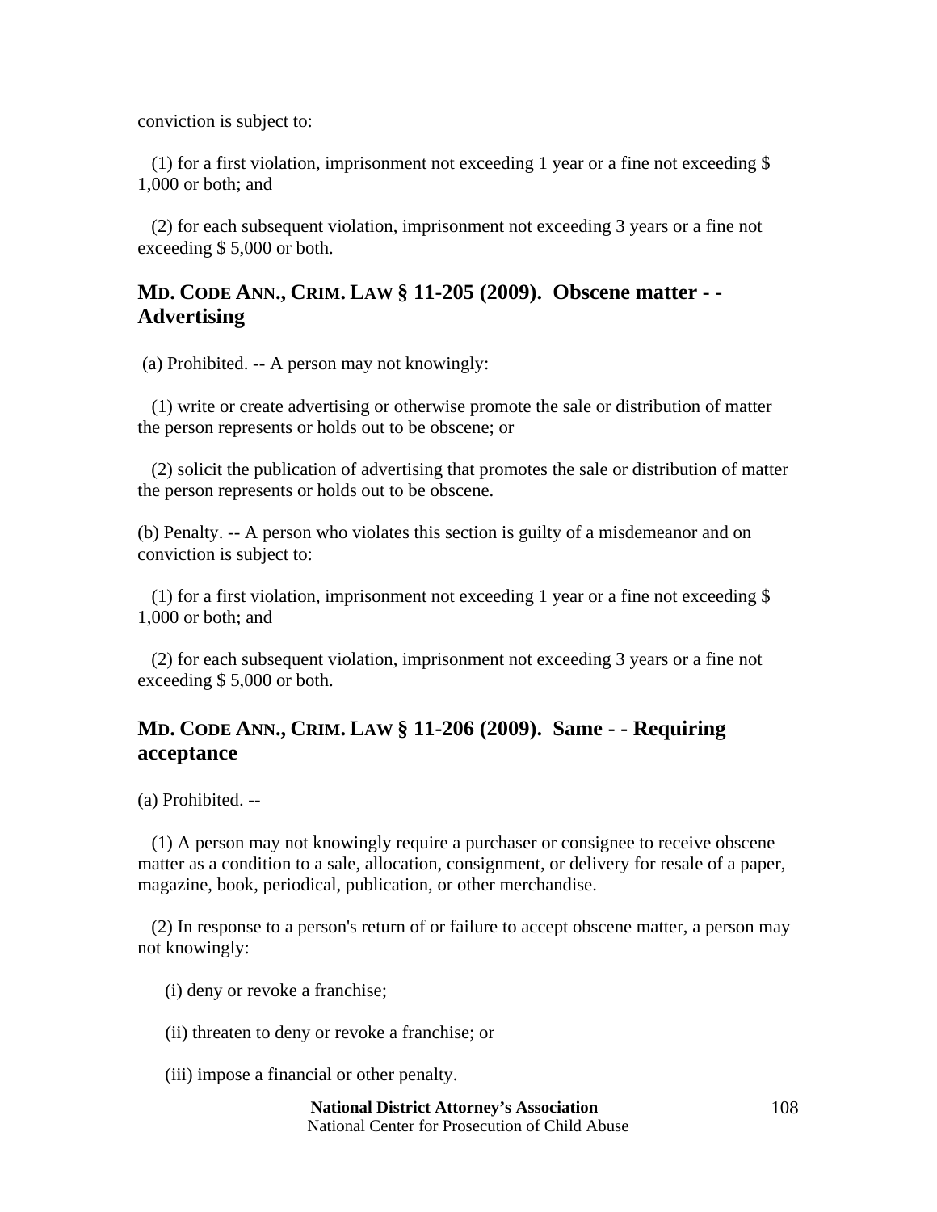conviction is subject to:

(1) for a first violation, imprisonment not exceeding 1 year or a fine not exceeding $ 1,000 or both; and

(2) for each subsequent violation, imprisonment not exceeding 3 years or a fine not exceeding $ 5,000 or both.

## MD. CODE ANN., CRIM. LAW § 11-205 (2009). Obscene matter - - Advertising

(a) Prohibited. -- A person may not knowingly:

(1) write or create advertising or otherwise promote the sale or distribution of matter the person represents or holds out to be obscene; or

(2) solicit the publication of advertising that promotes the sale or distribution of matter the person represents or holds out to be obscene.

(b) Penalty. -- A person who violates this section is guilty of a misdemeanor and on conviction is subject to:

(1) for a first violation, imprisonment not exceeding 1 year or a fine not exceeding $ 1,000 or both; and

(2) for each subsequent violation, imprisonment not exceeding 3 years or a fine not exceeding $ 5,000 or both.

## MD. CODE ANN., CRIM. LAW § 11-206 (2009). Same - - Requiring acceptance

(a) Prohibited. --

(1) A person may not knowingly require a purchaser or consignee to receive obscene matter as a condition to a sale, allocation, consignment, or delivery for resale of a paper, magazine, book, periodical, publication, or other merchandise.

(2) In response to a person's return of or failure to accept obscene matter, a person may not knowingly:

(i) deny or revoke a franchise;

(ii) threaten to deny or revoke a franchise; or

(iii) impose a financial or other penalty.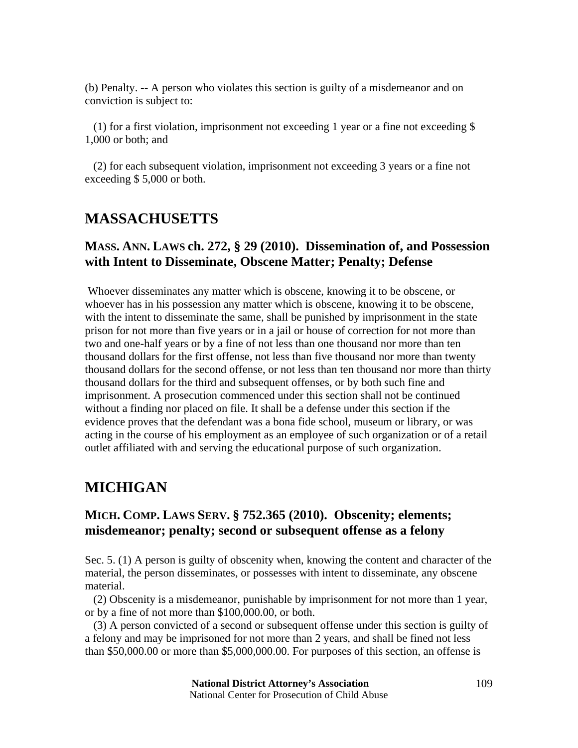(b) Penalty. -- A person who violates this section is guilty of a misdemeanor and on conviction is subject to:

(1) for a first violation, imprisonment not exceeding 1 year or a fine not exceeding $ 1,000 or both; and

(2) for each subsequent violation, imprisonment not exceeding 3 years or a fine not exceeding $ 5,000 or both.

## MASSACHUSETTS

### MASS. ANN. LAWS ch. 272, § 29 (2010). Dissemination of, and Possession with Intent to Disseminate, Obscene Matter; Penalty; Defense

Whoever disseminates any matter which is obscene, knowing it to be obscene, or whoever has in his possession any matter which is obscene, knowing it to be obscene, with the intent to disseminate the same, shall be punished by imprisonment in the state prison for not more than five years or in a jail or house of correction for not more than two and one-half years or by a fine of not less than one thousand nor more than ten thousand dollars for the first offense, not less than five thousand nor more than twenty thousand dollars for the second offense, or not less than ten thousand nor more than thirty thousand dollars for the third and subsequent offenses, or by both such fine and imprisonment. A prosecution commenced under this section shall not be continued without a finding nor placed on file. It shall be a defense under this section if the evidence proves that the defendant was a bona fide school, museum or library, or was acting in the course of his employment as an employee of such organization or of a retail outlet affiliated with and serving the educational purpose of such organization.

## MICHIGAN

### MICH. COMP. LAWS SERV. § 752.365 (2010). Obscenity; elements; misdemeanor; penalty; second or subsequent offense as a felony

Sec. 5. (1) A person is guilty of obscenity when, knowing the content and character of the material, the person disseminates, or possesses with intent to disseminate, any obscene material.

(2) Obscenity is a misdemeanor, punishable by imprisonment for not more than 1 year, or by a fine of not more than $100,000.00, or both.

(3) A person convicted of a second or subsequent offense under this section is guilty of a felony and may be imprisoned for not more than 2 years, and shall be fined not less than $50,000.00 or more than $5,000,000.00. For purposes of this section, an offense is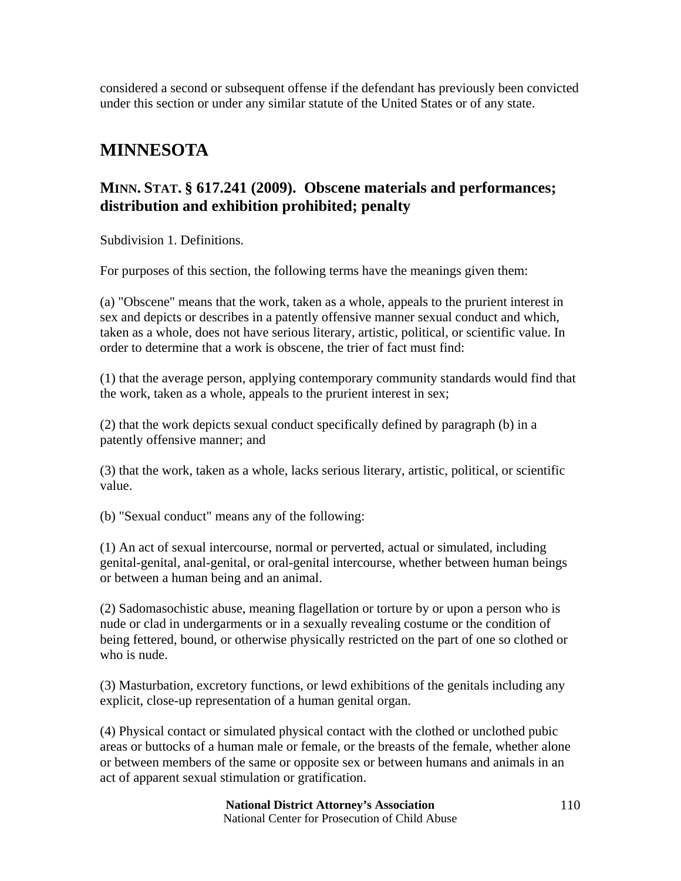considered a second or subsequent offense if the defendant has previously been convicted under this section or under any similar statute of the United States or of any state.

## MINNESOTA

### MINN. STAT. § 617.241 (2009). Obscene materials and performances; distribution and exhibition prohibited; penalty

Subdivision 1. Definitions.

For purposes of this section, the following terms have the meanings given them:

(a) "Obscene" means that the work, taken as a whole, appeals to the prurient interest in sex and depicts or describes in a patently offensive manner sexual conduct and which, taken as a whole, does not have serious literary, artistic, political, or scientific value. In order to determine that a work is obscene, the trier of fact must find:

(1) that the average person, applying contemporary community standards would find that the work, taken as a whole, appeals to the prurient interest in sex;

(2) that the work depicts sexual conduct specifically defined by paragraph (b) in a patently offensive manner; and

(3) that the work, taken as a whole, lacks serious literary, artistic, political, or scientific value.

(b) "Sexual conduct" means any of the following:

(1) An act of sexual intercourse, normal or perverted, actual or simulated, including genital-genital, anal-genital, or oral-genital intercourse, whether between human beings or between a human being and an animal.

(2) Sadomasochistic abuse, meaning flagellation or torture by or upon a person who is nude or clad in undergarments or in a sexually revealing costume or the condition of being fettered, bound, or otherwise physically restricted on the part of one so clothed or who is nude.

(3) Masturbation, excretory functions, or lewd exhibitions of the genitals including any explicit, close-up representation of a human genital organ.

(4) Physical contact or simulated physical contact with the clothed or unclothed pubic areas or buttocks of a human male or female, or the breasts of the female, whether alone or between members of the same or opposite sex or between humans and animals in an act of apparent sexual stimulation or gratification.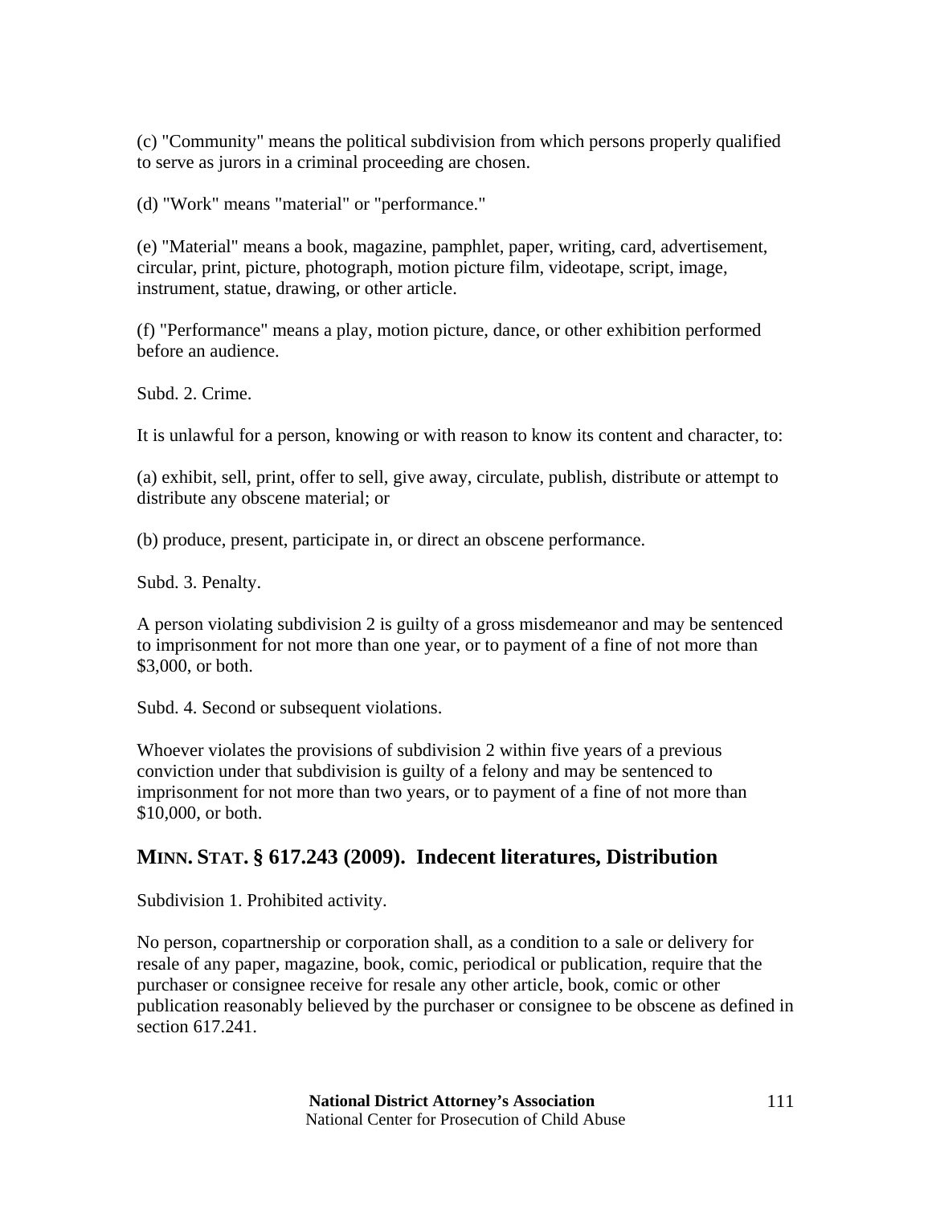(c) "Community" means the political subdivision from which persons properly qualified to serve as jurors in a criminal proceeding are chosen.

(d) "Work" means "material" or "performance."

(e) "Material" means a book, magazine, pamphlet, paper, writing, card, advertisement, circular, print, picture, photograph, motion picture film, videotape, script, image, instrument, statue, drawing, or other article.

(f) "Performance" means a play, motion picture, dance, or other exhibition performed before an audience.

Subd. 2. Crime.

It is unlawful for a person, knowing or with reason to know its content and character, to:

(a) exhibit, sell, print, offer to sell, give away, circulate, publish, distribute or attempt to distribute any obscene material; or

(b) produce, present, participate in, or direct an obscene performance.

Subd. 3. Penalty.

A person violating subdivision 2 is guilty of a gross misdemeanor and may be sentenced to imprisonment for not more than one year, or to payment of a fine of not more than $3,000, or both.

Subd. 4. Second or subsequent violations.

Whoever violates the provisions of subdivision 2 within five years of a previous conviction under that subdivision is guilty of a felony and may be sentenced to imprisonment for not more than two years, or to payment of a fine of not more than $10,000, or both.

## MINN. STAT. § 617.243 (2009). Indecent literatures, Distribution

Subdivision 1. Prohibited activity.

No person, copartnership or corporation shall, as a condition to a sale or delivery for resale of any paper, magazine, book, comic, periodical or publication, require that the purchaser or consignee receive for resale any other article, book, comic or other publication reasonably believed by the purchaser or consignee to be obscene as defined in section 617.241.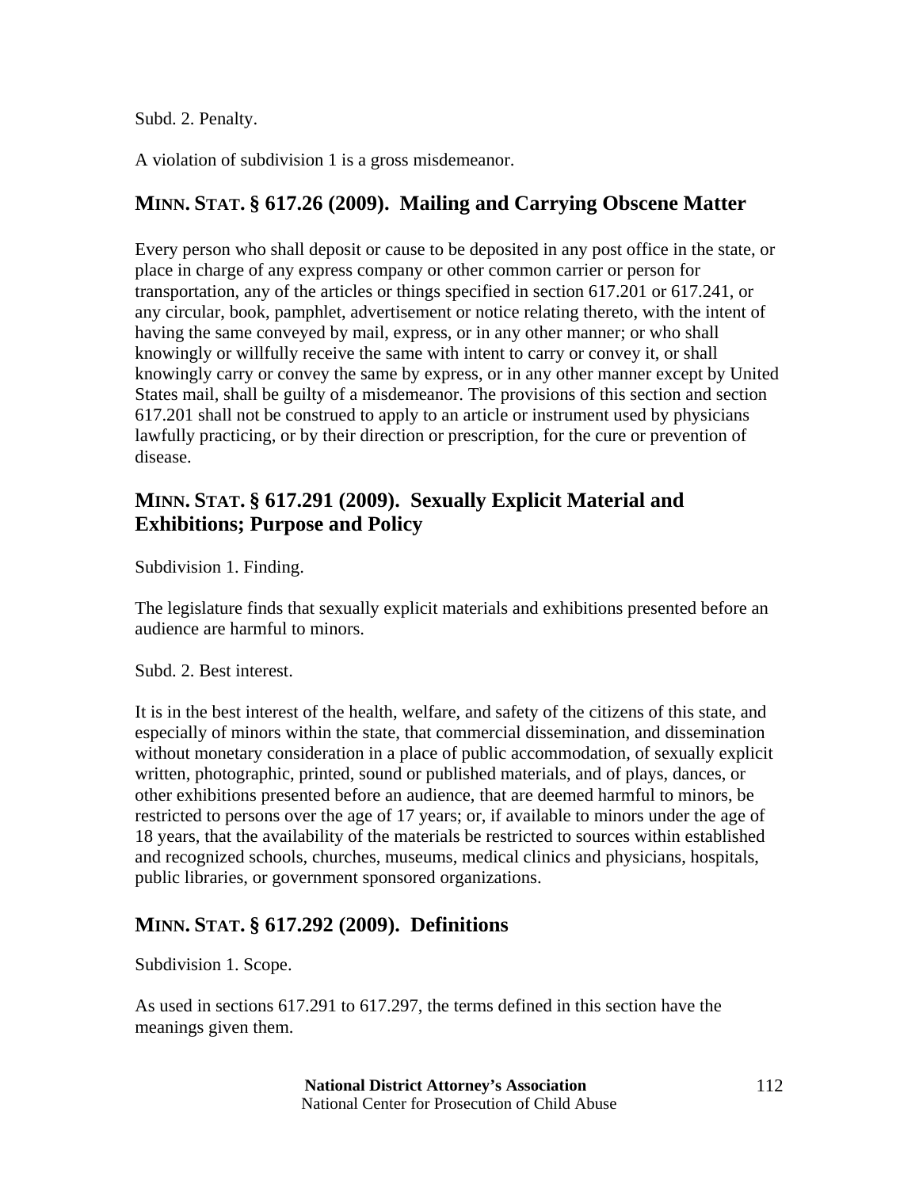Subd. 2. Penalty.

A violation of subdivision 1 is a gross misdemeanor.

## MINN. STAT. § 617.26 (2009). Mailing and Carrying Obscene Matter

Every person who shall deposit or cause to be deposited in any post office in the state, or place in charge of any express company or other common carrier or person for transportation, any of the articles or things specified in section 617.201 or 617.241, or any circular, book, pamphlet, advertisement or notice relating thereto, with the intent of having the same conveyed by mail, express, or in any other manner; or who shall knowingly or willfully receive the same with intent to carry or convey it, or shall knowingly carry or convey the same by express, or in any other manner except by United States mail, shall be guilty of a misdemeanor. The provisions of this section and section 617.201 shall not be construed to apply to an article or instrument used by physicians lawfully practicing, or by their direction or prescription, for the cure or prevention of disease.

## MINN. STAT. § 617.291 (2009). Sexually Explicit Material and Exhibitions; Purpose and Policy

Subdivision 1. Finding.

The legislature finds that sexually explicit materials and exhibitions presented before an audience are harmful to minors.

Subd. 2. Best interest.

It is in the best interest of the health, welfare, and safety of the citizens of this state, and especially of minors within the state, that commercial dissemination, and dissemination without monetary consideration in a place of public accommodation, of sexually explicit written, photographic, printed, sound or published materials, and of plays, dances, or other exhibitions presented before an audience, that are deemed harmful to minors, be restricted to persons over the age of 17 years; or, if available to minors under the age of 18 years, that the availability of the materials be restricted to sources within established and recognized schools, churches, museums, medical clinics and physicians, hospitals, public libraries, or government sponsored organizations.

## MINN. STAT. § 617.292 (2009). Definitions

Subdivision 1. Scope.

As used in sections 617.291 to 617.297, the terms defined in this section have the meanings given them.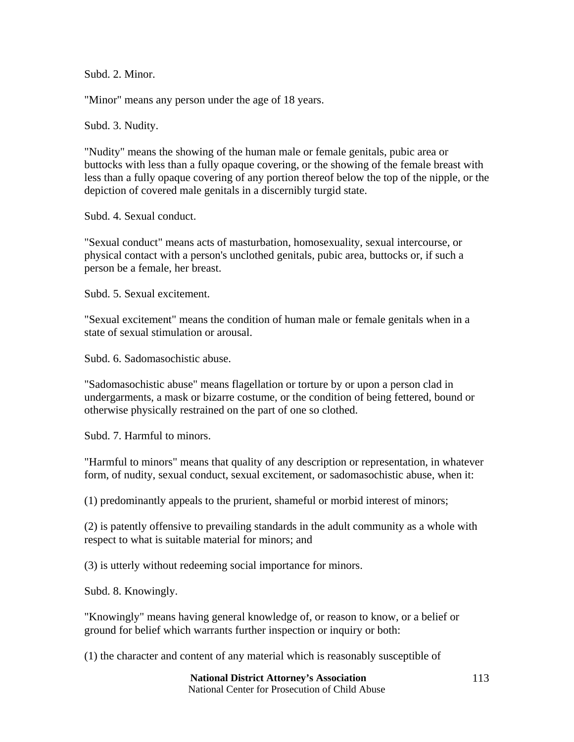Subd. 2. Minor.

"Minor" means any person under the age of 18 years.

Subd. 3. Nudity.

"Nudity" means the showing of the human male or female genitals, pubic area or buttocks with less than a fully opaque covering, or the showing of the female breast with less than a fully opaque covering of any portion thereof below the top of the nipple, or the depiction of covered male genitals in a discernibly turgid state.

Subd. 4. Sexual conduct.

"Sexual conduct" means acts of masturbation, homosexuality, sexual intercourse, or physical contact with a person's unclothed genitals, pubic area, buttocks or, if such a person be a female, her breast.

Subd. 5. Sexual excitement.

"Sexual excitement" means the condition of human male or female genitals when in a state of sexual stimulation or arousal.

Subd. 6. Sadomasochistic abuse.

"Sadomasochistic abuse" means flagellation or torture by or upon a person clad in undergarments, a mask or bizarre costume, or the condition of being fettered, bound or otherwise physically restrained on the part of one so clothed.

Subd. 7. Harmful to minors.

"Harmful to minors" means that quality of any description or representation, in whatever form, of nudity, sexual conduct, sexual excitement, or sadomasochistic abuse, when it:

(1) predominantly appeals to the prurient, shameful or morbid interest of minors;

(2) is patently offensive to prevailing standards in the adult community as a whole with respect to what is suitable material for minors; and

(3) is utterly without redeeming social importance for minors.

Subd. 8. Knowingly.

"Knowingly" means having general knowledge of, or reason to know, or a belief or ground for belief which warrants further inspection or inquiry or both:

(1) the character and content of any material which is reasonably susceptible of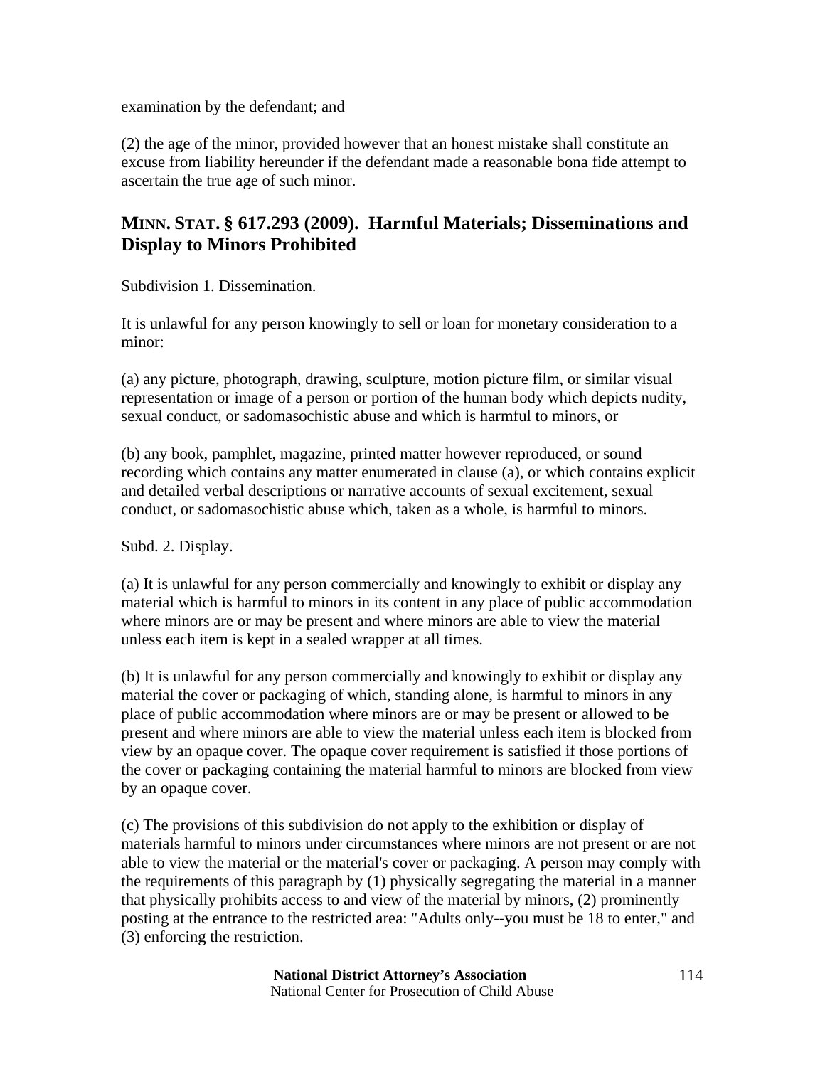examination by the defendant; and

(2) the age of the minor, provided however that an honest mistake shall constitute an excuse from liability hereunder if the defendant made a reasonable bona fide attempt to ascertain the true age of such minor.

## MINN. STAT. § 617.293 (2009). Harmful Materials; Disseminations and Display to Minors Prohibited

Subdivision 1. Dissemination.

It is unlawful for any person knowingly to sell or loan for monetary consideration to a minor:

(a) any picture, photograph, drawing, sculpture, motion picture film, or similar visual representation or image of a person or portion of the human body which depicts nudity, sexual conduct, or sadomasochistic abuse and which is harmful to minors, or

(b) any book, pamphlet, magazine, printed matter however reproduced, or sound recording which contains any matter enumerated in clause (a), or which contains explicit and detailed verbal descriptions or narrative accounts of sexual excitement, sexual conduct, or sadomasochistic abuse which, taken as a whole, is harmful to minors.

Subd. 2. Display.

(a) It is unlawful for any person commercially and knowingly to exhibit or display any material which is harmful to minors in its content in any place of public accommodation where minors are or may be present and where minors are able to view the material unless each item is kept in a sealed wrapper at all times.

(b) It is unlawful for any person commercially and knowingly to exhibit or display any material the cover or packaging of which, standing alone, is harmful to minors in any place of public accommodation where minors are or may be present or allowed to be present and where minors are able to view the material unless each item is blocked from view by an opaque cover. The opaque cover requirement is satisfied if those portions of the cover or packaging containing the material harmful to minors are blocked from view by an opaque cover.

(c) The provisions of this subdivision do not apply to the exhibition or display of materials harmful to minors under circumstances where minors are not present or are not able to view the material or the material's cover or packaging. A person may comply with the requirements of this paragraph by (1) physically segregating the material in a manner that physically prohibits access to and view of the material by minors, (2) prominently posting at the entrance to the restricted area: "Adults only--you must be 18 to enter," and (3) enforcing the restriction.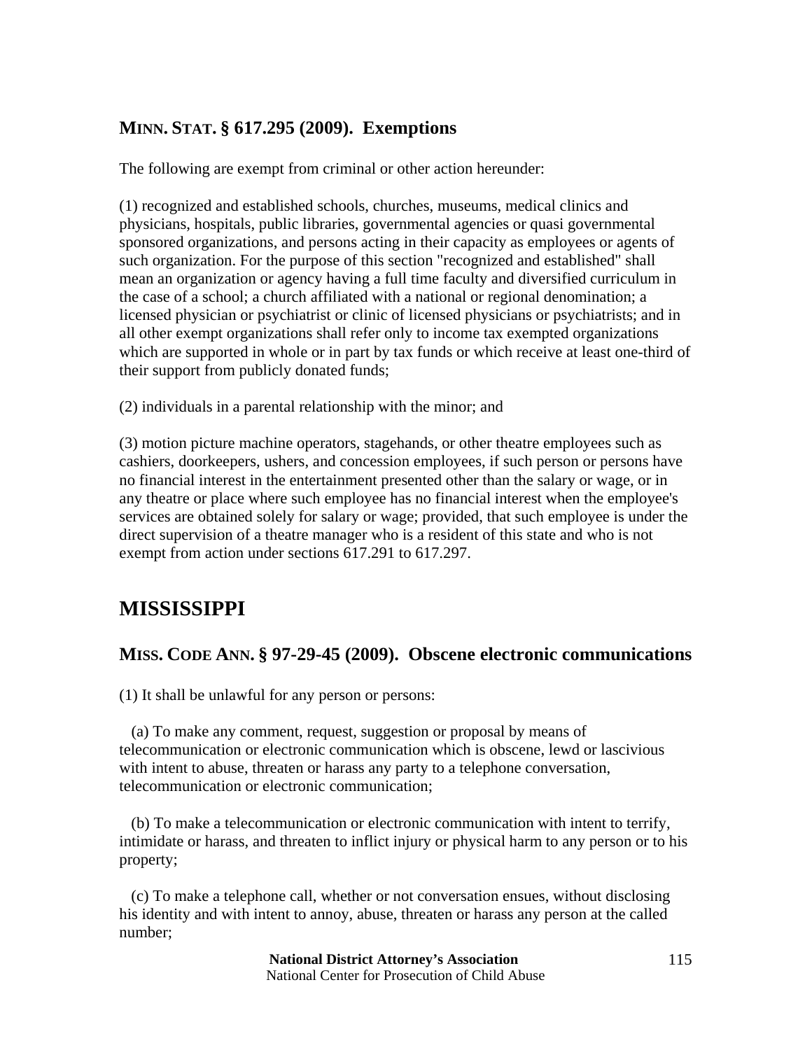### MINN. STAT. § 617.295 (2009). Exemptions

The following are exempt from criminal or other action hereunder:

(1) recognized and established schools, churches, museums, medical clinics and physicians, hospitals, public libraries, governmental agencies or quasi governmental sponsored organizations, and persons acting in their capacity as employees or agents of such organization. For the purpose of this section "recognized and established" shall mean an organization or agency having a full time faculty and diversified curriculum in the case of a school; a church affiliated with a national or regional denomination; a licensed physician or psychiatrist or clinic of licensed physicians or psychiatrists; and in all other exempt organizations shall refer only to income tax exempted organizations which are supported in whole or in part by tax funds or which receive at least one-third of their support from publicly donated funds;

(2) individuals in a parental relationship with the minor; and

(3) motion picture machine operators, stagehands, or other theatre employees such as cashiers, doorkeepers, ushers, and concession employees, if such person or persons have no financial interest in the entertainment presented other than the salary or wage, or in any theatre or place where such employee has no financial interest when the employee's services are obtained solely for salary or wage; provided, that such employee is under the direct supervision of a theatre manager who is a resident of this state and who is not exempt from action under sections 617.291 to 617.297.

## MISSISSIPPI

### MISS. CODE ANN. § 97-29-45 (2009). Obscene electronic communications

(1) It shall be unlawful for any person or persons:

(a) To make any comment, request, suggestion or proposal by means of telecommunication or electronic communication which is obscene, lewd or lascivious with intent to abuse, threaten or harass any party to a telephone conversation, telecommunication or electronic communication;

(b) To make a telecommunication or electronic communication with intent to terrify, intimidate or harass, and threaten to inflict injury or physical harm to any person or to his property;

(c) To make a telephone call, whether or not conversation ensues, without disclosing his identity and with intent to annoy, abuse, threaten or harass any person at the called number;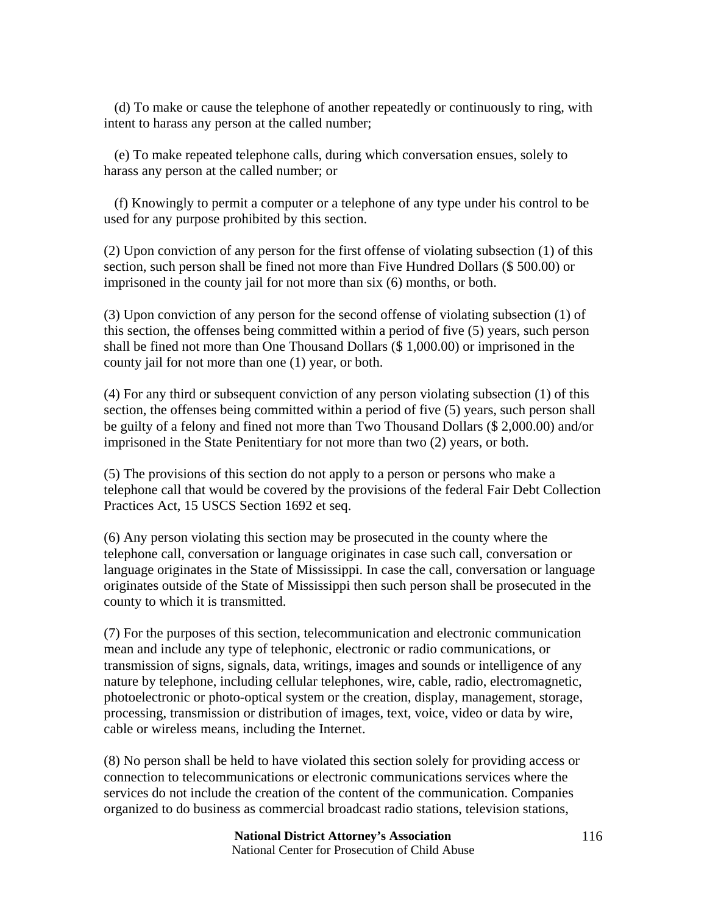(d) To make or cause the telephone of another repeatedly or continuously to ring, with intent to harass any person at the called number;

(e) To make repeated telephone calls, during which conversation ensues, solely to harass any person at the called number; or

(f) Knowingly to permit a computer or a telephone of any type under his control to be used for any purpose prohibited by this section.

(2) Upon conviction of any person for the first offense of violating subsection (1) of this section, such person shall be fined not more than Five Hundred Dollars ($ 500.00) or imprisoned in the county jail for not more than six (6) months, or both.

(3) Upon conviction of any person for the second offense of violating subsection (1) of this section, the offenses being committed within a period of five (5) years, such person shall be fined not more than One Thousand Dollars ($ 1,000.00) or imprisoned in the county jail for not more than one (1) year, or both.

(4) For any third or subsequent conviction of any person violating subsection (1) of this section, the offenses being committed within a period of five (5) years, such person shall be guilty of a felony and fined not more than Two Thousand Dollars ($ 2,000.00) and/or imprisoned in the State Penitentiary for not more than two (2) years, or both.

(5) The provisions of this section do not apply to a person or persons who make a telephone call that would be covered by the provisions of the federal Fair Debt Collection Practices Act, 15 USCS Section 1692 et seq.

(6) Any person violating this section may be prosecuted in the county where the telephone call, conversation or language originates in case such call, conversation or language originates in the State of Mississippi. In case the call, conversation or language originates outside of the State of Mississippi then such person shall be prosecuted in the county to which it is transmitted.

(7) For the purposes of this section, telecommunication and electronic communication mean and include any type of telephonic, electronic or radio communications, or transmission of signs, signals, data, writings, images and sounds or intelligence of any nature by telephone, including cellular telephones, wire, cable, radio, electromagnetic, photoelectronic or photo-optical system or the creation, display, management, storage, processing, transmission or distribution of images, text, voice, video or data by wire, cable or wireless means, including the Internet.

(8) No person shall be held to have violated this section solely for providing access or connection to telecommunications or electronic communications services where the services do not include the creation of the content of the communication. Companies organized to do business as commercial broadcast radio stations, television stations,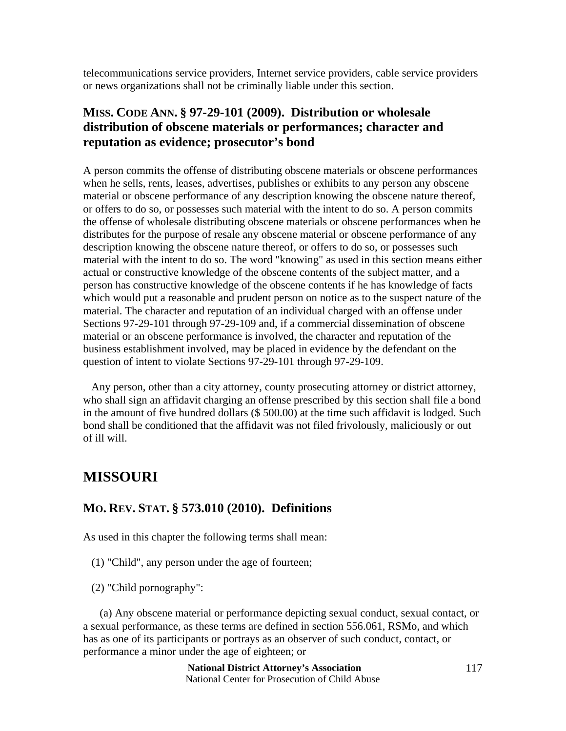telecommunications service providers, Internet service providers, cable service providers or news organizations shall not be criminally liable under this section.

### MISS. CODE ANN. § 97-29-101 (2009). Distribution or wholesale distribution of obscene materials or performances; character and reputation as evidence; prosecutor's bond

A person commits the offense of distributing obscene materials or obscene performances when he sells, rents, leases, advertises, publishes or exhibits to any person any obscene material or obscene performance of any description knowing the obscene nature thereof, or offers to do so, or possesses such material with the intent to do so. A person commits the offense of wholesale distributing obscene materials or obscene performances when he distributes for the purpose of resale any obscene material or obscene performance of any description knowing the obscene nature thereof, or offers to do so, or possesses such material with the intent to do so. The word "knowing" as used in this section means either actual or constructive knowledge of the obscene contents of the subject matter, and a person has constructive knowledge of the obscene contents if he has knowledge of facts which would put a reasonable and prudent person on notice as to the suspect nature of the material. The character and reputation of an individual charged with an offense under Sections 97-29-101 through 97-29-109 and, if a commercial dissemination of obscene material or an obscene performance is involved, the character and reputation of the business establishment involved, may be placed in evidence by the defendant on the question of intent to violate Sections 97-29-101 through 97-29-109.

Any person, other than a city attorney, county prosecuting attorney or district attorney, who shall sign an affidavit charging an offense prescribed by this section shall file a bond in the amount of five hundred dollars ($ 500.00) at the time such affidavit is lodged. Such bond shall be conditioned that the affidavit was not filed frivolously, maliciously or out of ill will.

## MISSOURI

### MO. REV. STAT. § 573.010 (2010). Definitions

As used in this chapter the following terms shall mean:

(1) "Child", any person under the age of fourteen;

(2) "Child pornography":

(a) Any obscene material or performance depicting sexual conduct, sexual contact, or a sexual performance, as these terms are defined in section 556.061, RSMo, and which has as one of its participants or portrays as an observer of such conduct, contact, or performance a minor under the age of eighteen; or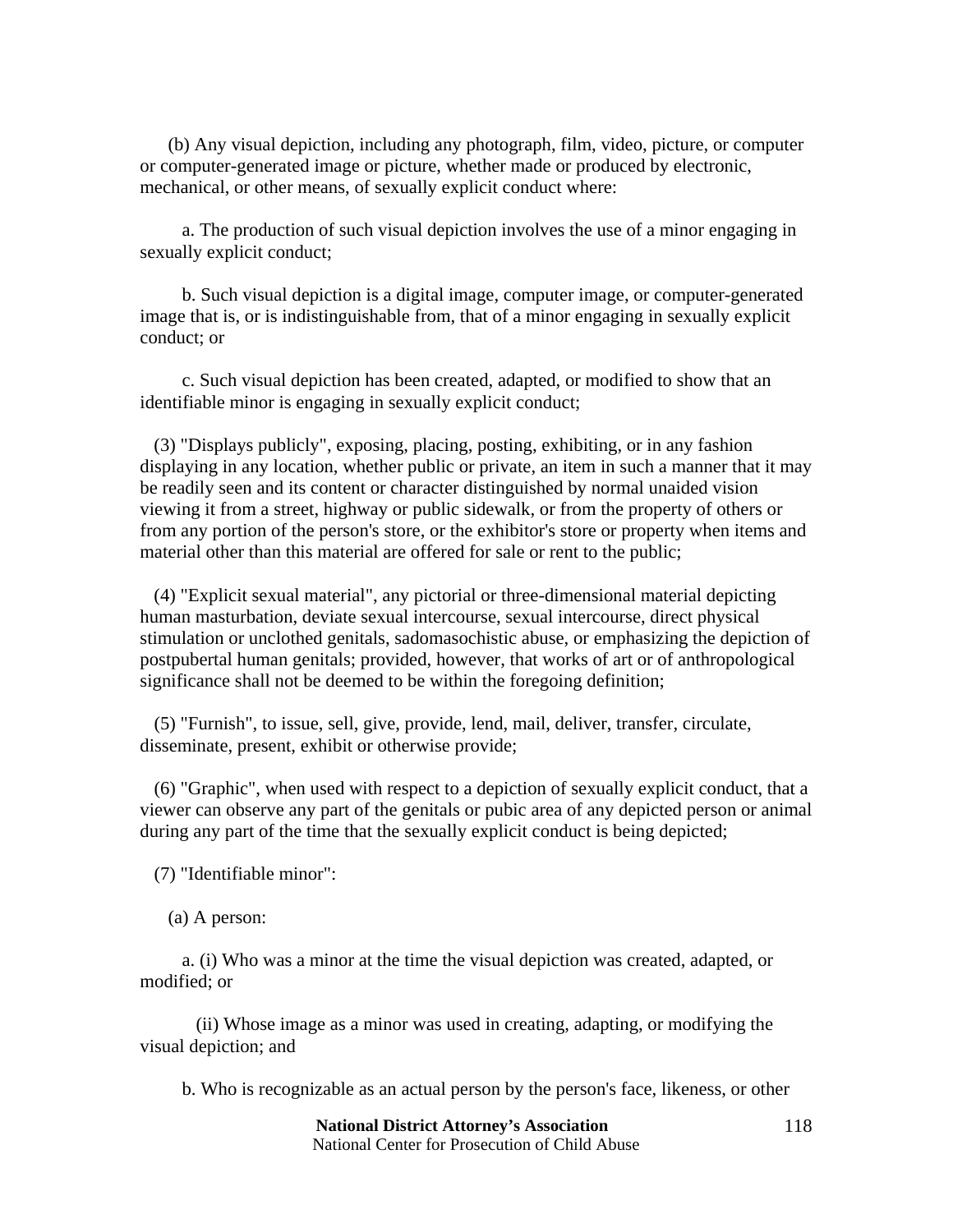(b) Any visual depiction, including any photograph, film, video, picture, or computer or computer-generated image or picture, whether made or produced by electronic, mechanical, or other means, of sexually explicit conduct where:

a. The production of such visual depiction involves the use of a minor engaging in sexually explicit conduct;

b. Such visual depiction is a digital image, computer image, or computer-generated image that is, or is indistinguishable from, that of a minor engaging in sexually explicit conduct; or

c. Such visual depiction has been created, adapted, or modified to show that an identifiable minor is engaging in sexually explicit conduct;

(3) "Displays publicly", exposing, placing, posting, exhibiting, or in any fashion displaying in any location, whether public or private, an item in such a manner that it may be readily seen and its content or character distinguished by normal unaided vision viewing it from a street, highway or public sidewalk, or from the property of others or from any portion of the person's store, or the exhibitor's store or property when items and material other than this material are offered for sale or rent to the public;

(4) "Explicit sexual material", any pictorial or three-dimensional material depicting human masturbation, deviate sexual intercourse, sexual intercourse, direct physical stimulation or unclothed genitals, sadomasochistic abuse, or emphasizing the depiction of postpubertal human genitals; provided, however, that works of art or of anthropological significance shall not be deemed to be within the foregoing definition;

(5) "Furnish", to issue, sell, give, provide, lend, mail, deliver, transfer, circulate, disseminate, present, exhibit or otherwise provide;

(6) "Graphic", when used with respect to a depiction of sexually explicit conduct, that a viewer can observe any part of the genitals or pubic area of any depicted person or animal during any part of the time that the sexually explicit conduct is being depicted;

(7) "Identifiable minor":

(a) A person:

a. (i) Who was a minor at the time the visual depiction was created, adapted, or modified; or

(ii) Whose image as a minor was used in creating, adapting, or modifying the visual depiction; and

b. Who is recognizable as an actual person by the person's face, likeness, or other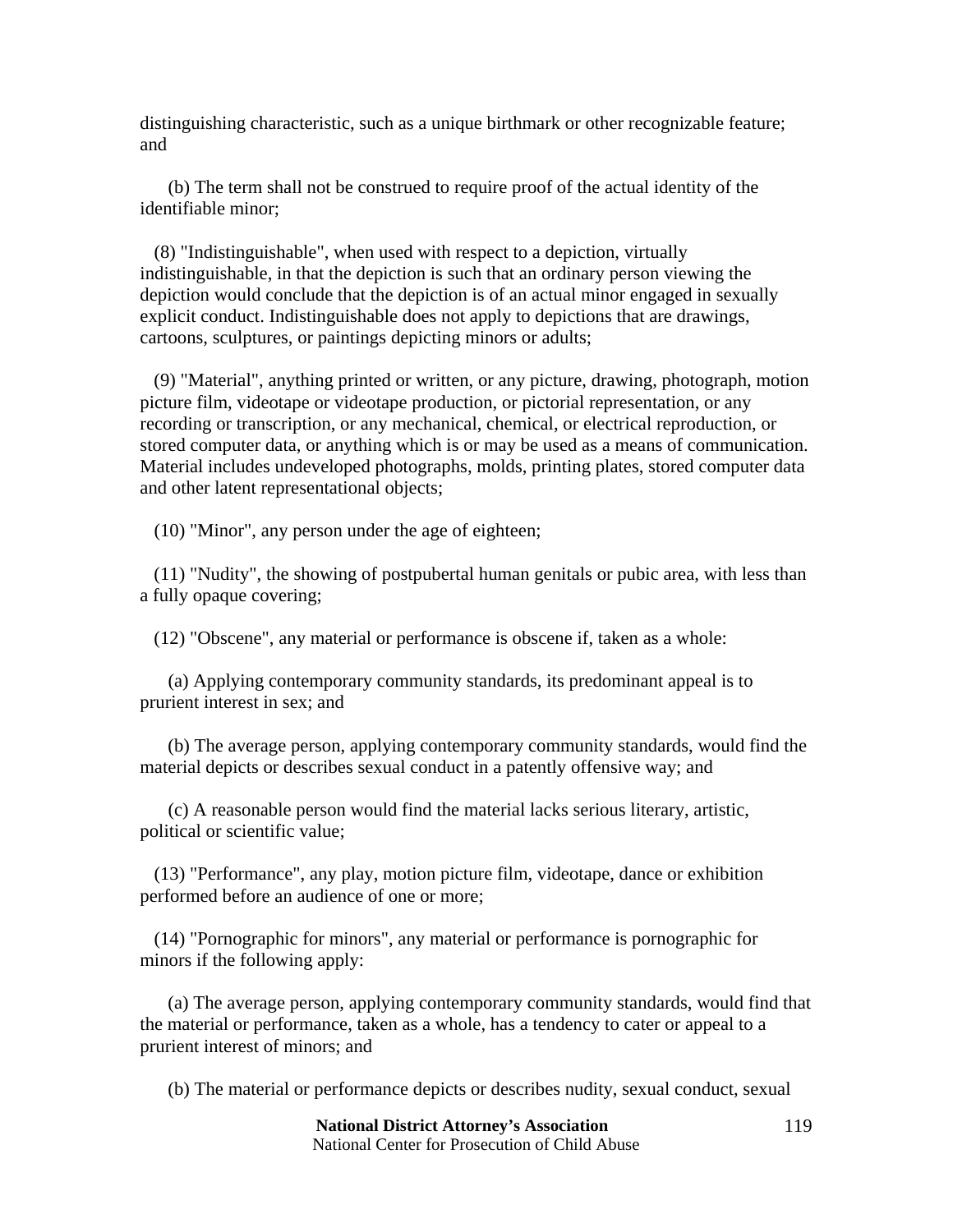distinguishing characteristic, such as a unique birthmark or other recognizable feature; and

(b) The term shall not be construed to require proof of the actual identity of the identifiable minor;

(8) "Indistinguishable", when used with respect to a depiction, virtually indistinguishable, in that the depiction is such that an ordinary person viewing the depiction would conclude that the depiction is of an actual minor engaged in sexually explicit conduct. Indistinguishable does not apply to depictions that are drawings, cartoons, sculptures, or paintings depicting minors or adults;

(9) "Material", anything printed or written, or any picture, drawing, photograph, motion picture film, videotape or videotape production, or pictorial representation, or any recording or transcription, or any mechanical, chemical, or electrical reproduction, or stored computer data, or anything which is or may be used as a means of communication. Material includes undeveloped photographs, molds, printing plates, stored computer data and other latent representational objects;

(10) "Minor", any person under the age of eighteen;

(11) "Nudity", the showing of postpubertal human genitals or pubic area, with less than a fully opaque covering;

(12) "Obscene", any material or performance is obscene if, taken as a whole:

(a) Applying contemporary community standards, its predominant appeal is to prurient interest in sex; and

(b) The average person, applying contemporary community standards, would find the material depicts or describes sexual conduct in a patently offensive way; and

(c) A reasonable person would find the material lacks serious literary, artistic, political or scientific value;

(13) "Performance", any play, motion picture film, videotape, dance or exhibition performed before an audience of one or more;

(14) "Pornographic for minors", any material or performance is pornographic for minors if the following apply:

(a) The average person, applying contemporary community standards, would find that the material or performance, taken as a whole, has a tendency to cater or appeal to a prurient interest of minors; and

(b) The material or performance depicts or describes nudity, sexual conduct, sexual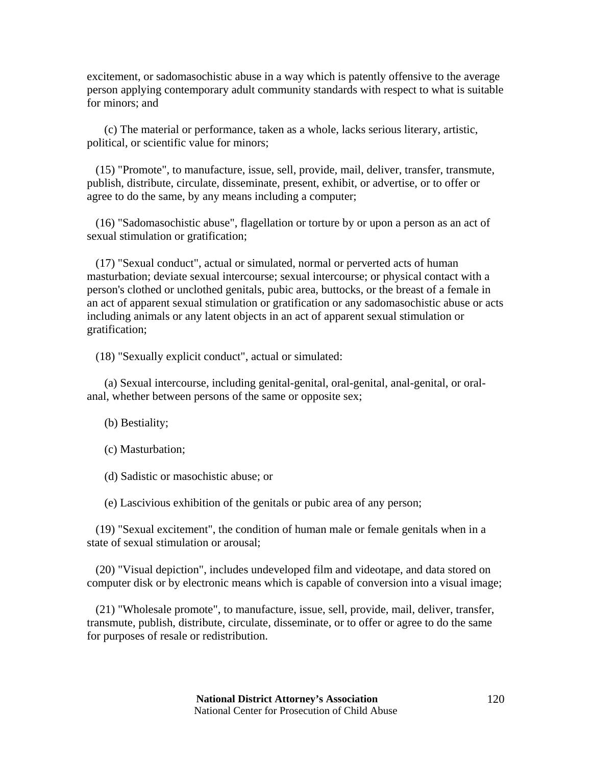excitement, or sadomasochistic abuse in a way which is patently offensive to the average person applying contemporary adult community standards with respect to what is suitable for minors; and

(c) The material or performance, taken as a whole, lacks serious literary, artistic, political, or scientific value for minors;

(15) "Promote", to manufacture, issue, sell, provide, mail, deliver, transfer, transmute, publish, distribute, circulate, disseminate, present, exhibit, or advertise, or to offer or agree to do the same, by any means including a computer;

(16) "Sadomasochistic abuse", flagellation or torture by or upon a person as an act of sexual stimulation or gratification;

(17) "Sexual conduct", actual or simulated, normal or perverted acts of human masturbation; deviate sexual intercourse; sexual intercourse; or physical contact with a person's clothed or unclothed genitals, pubic area, buttocks, or the breast of a female in an act of apparent sexual stimulation or gratification or any sadomasochistic abuse or acts including animals or any latent objects in an act of apparent sexual stimulation or gratification;

(18) "Sexually explicit conduct", actual or simulated:

(a) Sexual intercourse, including genital-genital, oral-genital, anal-genital, or oral-anal, whether between persons of the same or opposite sex;

(b) Bestiality;

(c) Masturbation;

(d) Sadistic or masochistic abuse; or

(e) Lascivious exhibition of the genitals or pubic area of any person;

(19) "Sexual excitement", the condition of human male or female genitals when in a state of sexual stimulation or arousal;

(20) "Visual depiction", includes undeveloped film and videotape, and data stored on computer disk or by electronic means which is capable of conversion into a visual image;

(21) "Wholesale promote", to manufacture, issue, sell, provide, mail, deliver, transfer, transmute, publish, distribute, circulate, disseminate, or to offer or agree to do the same for purposes of resale or redistribution.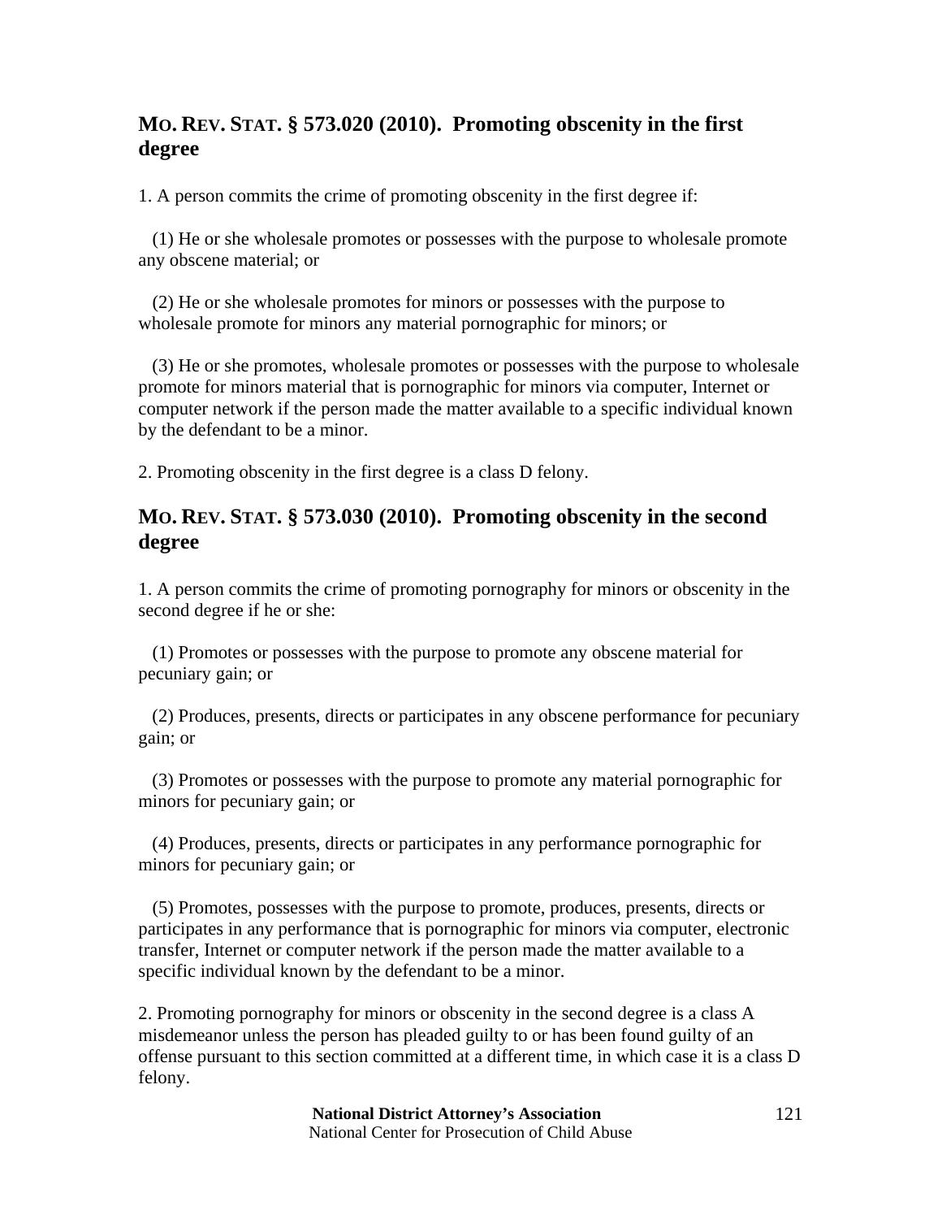## MO. REV. STAT. § 573.020 (2010). Promoting obscenity in the first degree

1. A person commits the crime of promoting obscenity in the first degree if:

(1) He or she wholesale promotes or possesses with the purpose to wholesale promote any obscene material; or

(2) He or she wholesale promotes for minors or possesses with the purpose to wholesale promote for minors any material pornographic for minors; or

(3) He or she promotes, wholesale promotes or possesses with the purpose to wholesale promote for minors material that is pornographic for minors via computer, Internet or computer network if the person made the matter available to a specific individual known by the defendant to be a minor.

2. Promoting obscenity in the first degree is a class D felony.

## MO. REV. STAT. § 573.030 (2010). Promoting obscenity in the second degree

1. A person commits the crime of promoting pornography for minors or obscenity in the second degree if he or she:

(1) Promotes or possesses with the purpose to promote any obscene material for pecuniary gain; or

(2) Produces, presents, directs or participates in any obscene performance for pecuniary gain; or

(3) Promotes or possesses with the purpose to promote any material pornographic for minors for pecuniary gain; or

(4) Produces, presents, directs or participates in any performance pornographic for minors for pecuniary gain; or

(5) Promotes, possesses with the purpose to promote, produces, presents, directs or participates in any performance that is pornographic for minors via computer, electronic transfer, Internet or computer network if the person made the matter available to a specific individual known by the defendant to be a minor.

2. Promoting pornography for minors or obscenity in the second degree is a class A misdemeanor unless the person has pleaded guilty to or has been found guilty of an offense pursuant to this section committed at a different time, in which case it is a class D felony.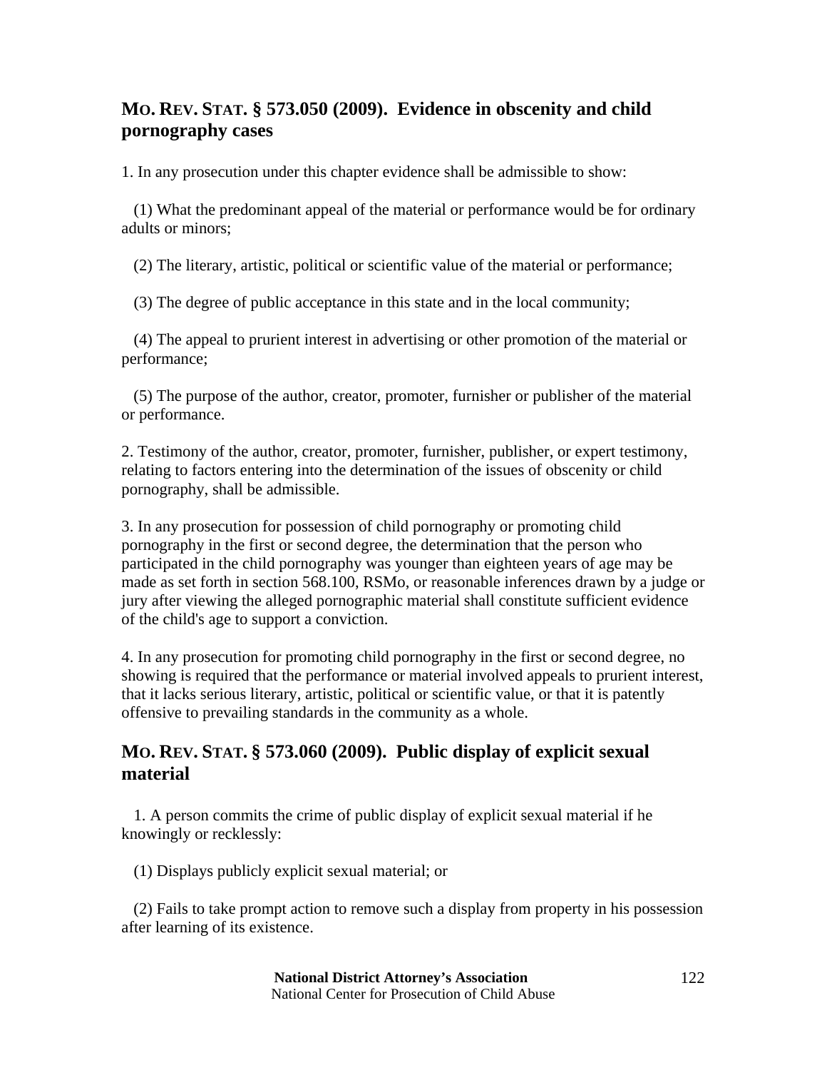## MO. REV. STAT. § 573.050 (2009). Evidence in obscenity and child pornography cases

1. In any prosecution under this chapter evidence shall be admissible to show:

(1) What the predominant appeal of the material or performance would be for ordinary adults or minors;

(2) The literary, artistic, political or scientific value of the material or performance;

(3) The degree of public acceptance in this state and in the local community;

(4) The appeal to prurient interest in advertising or other promotion of the material or performance;

(5) The purpose of the author, creator, promoter, furnisher or publisher of the material or performance.

2. Testimony of the author, creator, promoter, furnisher, publisher, or expert testimony, relating to factors entering into the determination of the issues of obscenity or child pornography, shall be admissible.

3. In any prosecution for possession of child pornography or promoting child pornography in the first or second degree, the determination that the person who participated in the child pornography was younger than eighteen years of age may be made as set forth in section 568.100, RSMo, or reasonable inferences drawn by a judge or jury after viewing the alleged pornographic material shall constitute sufficient evidence of the child's age to support a conviction.

4. In any prosecution for promoting child pornography in the first or second degree, no showing is required that the performance or material involved appeals to prurient interest, that it lacks serious literary, artistic, political or scientific value, or that it is patently offensive to prevailing standards in the community as a whole.

## MO. REV. STAT. § 573.060 (2009). Public display of explicit sexual material

1. A person commits the crime of public display of explicit sexual material if he knowingly or recklessly:

(1) Displays publicly explicit sexual material; or

(2) Fails to take prompt action to remove such a display from property in his possession after learning of its existence.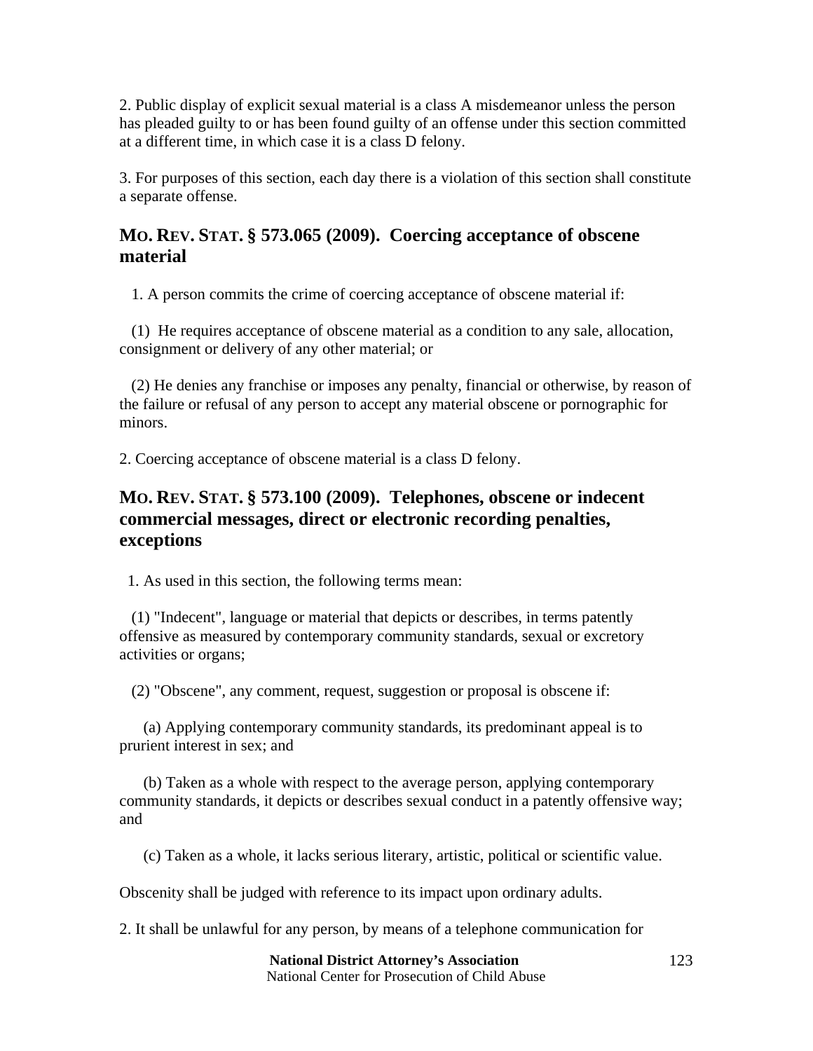2. Public display of explicit sexual material is a class A misdemeanor unless the person has pleaded guilty to or has been found guilty of an offense under this section committed at a different time, in which case it is a class D felony.

3. For purposes of this section, each day there is a violation of this section shall constitute a separate offense.

## MO. REV. STAT. § 573.065 (2009). Coercing acceptance of obscene material

1. A person commits the crime of coercing acceptance of obscene material if:

(1) He requires acceptance of obscene material as a condition to any sale, allocation, consignment or delivery of any other material; or

(2) He denies any franchise or imposes any penalty, financial or otherwise, by reason of the failure or refusal of any person to accept any material obscene or pornographic for minors.

2. Coercing acceptance of obscene material is a class D felony.

## MO. REV. STAT. § 573.100 (2009). Telephones, obscene or indecent commercial messages, direct or electronic recording penalties, exceptions

1. As used in this section, the following terms mean:

(1) "Indecent", language or material that depicts or describes, in terms patently offensive as measured by contemporary community standards, sexual or excretory activities or organs;

(2) "Obscene", any comment, request, suggestion or proposal is obscene if:

(a) Applying contemporary community standards, its predominant appeal is to prurient interest in sex; and

(b) Taken as a whole with respect to the average person, applying contemporary community standards, it depicts or describes sexual conduct in a patently offensive way; and

(c) Taken as a whole, it lacks serious literary, artistic, political or scientific value.

Obscenity shall be judged with reference to its impact upon ordinary adults.

2. It shall be unlawful for any person, by means of a telephone communication for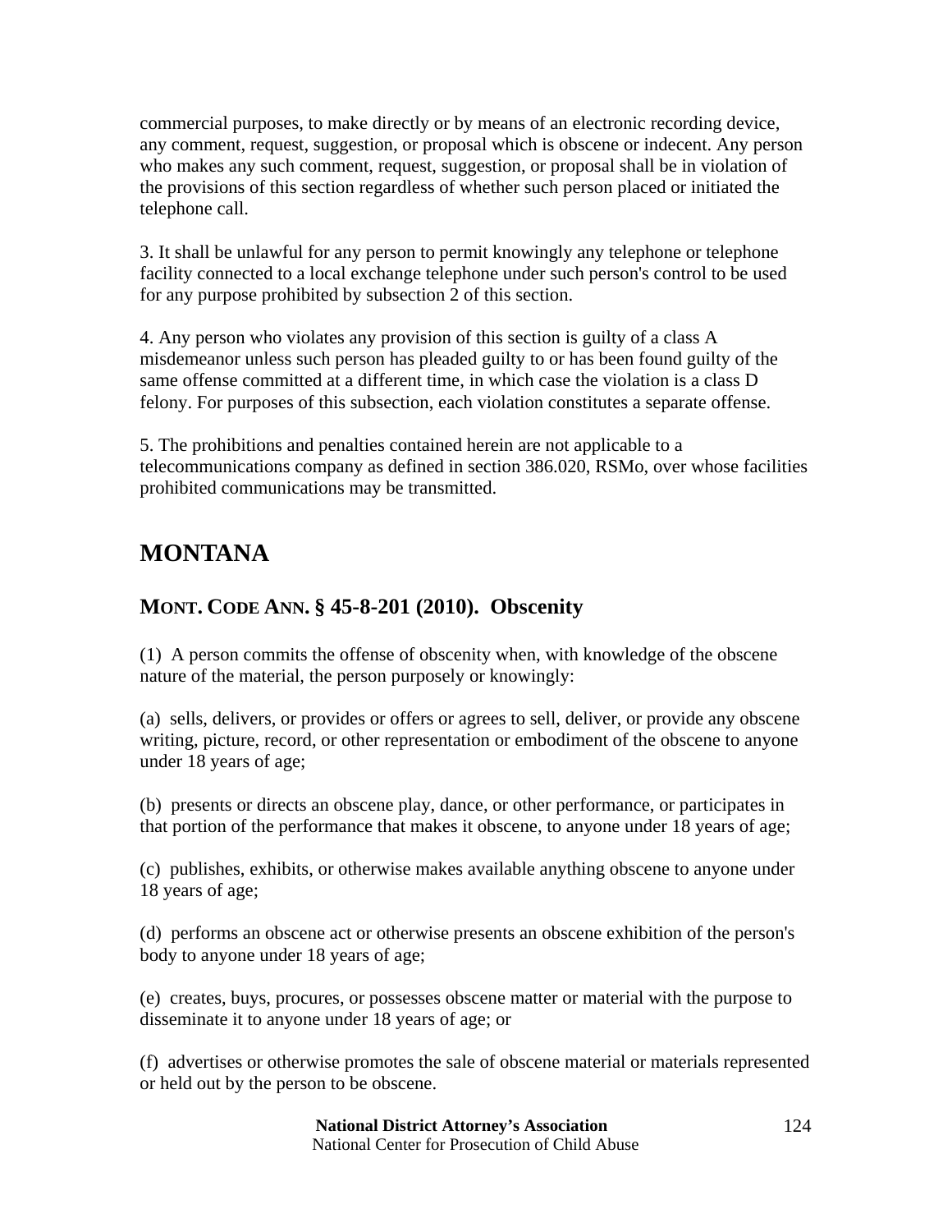commercial purposes, to make directly or by means of an electronic recording device, any comment, request, suggestion, or proposal which is obscene or indecent. Any person who makes any such comment, request, suggestion, or proposal shall be in violation of the provisions of this section regardless of whether such person placed or initiated the telephone call.

3. It shall be unlawful for any person to permit knowingly any telephone or telephone facility connected to a local exchange telephone under such person's control to be used for any purpose prohibited by subsection 2 of this section.

4. Any person who violates any provision of this section is guilty of a class A misdemeanor unless such person has pleaded guilty to or has been found guilty of the same offense committed at a different time, in which case the violation is a class D felony. For purposes of this subsection, each violation constitutes a separate offense.

5. The prohibitions and penalties contained herein are not applicable to a telecommunications company as defined in section 386.020, RSMo, over whose facilities prohibited communications may be transmitted.

# MONTANA

## MONT. CODE ANN. § 45-8-201 (2010). Obscenity

(1) A person commits the offense of obscenity when, with knowledge of the obscene nature of the material, the person purposely or knowingly:

(a) sells, delivers, or provides or offers or agrees to sell, deliver, or provide any obscene writing, picture, record, or other representation or embodiment of the obscene to anyone under 18 years of age;

(b) presents or directs an obscene play, dance, or other performance, or participates in that portion of the performance that makes it obscene, to anyone under 18 years of age;

(c) publishes, exhibits, or otherwise makes available anything obscene to anyone under 18 years of age;

(d) performs an obscene act or otherwise presents an obscene exhibition of the person's body to anyone under 18 years of age;

(e) creates, buys, procures, or possesses obscene matter or material with the purpose to disseminate it to anyone under 18 years of age; or

(f) advertises or otherwise promotes the sale of obscene material or materials represented or held out by the person to be obscene.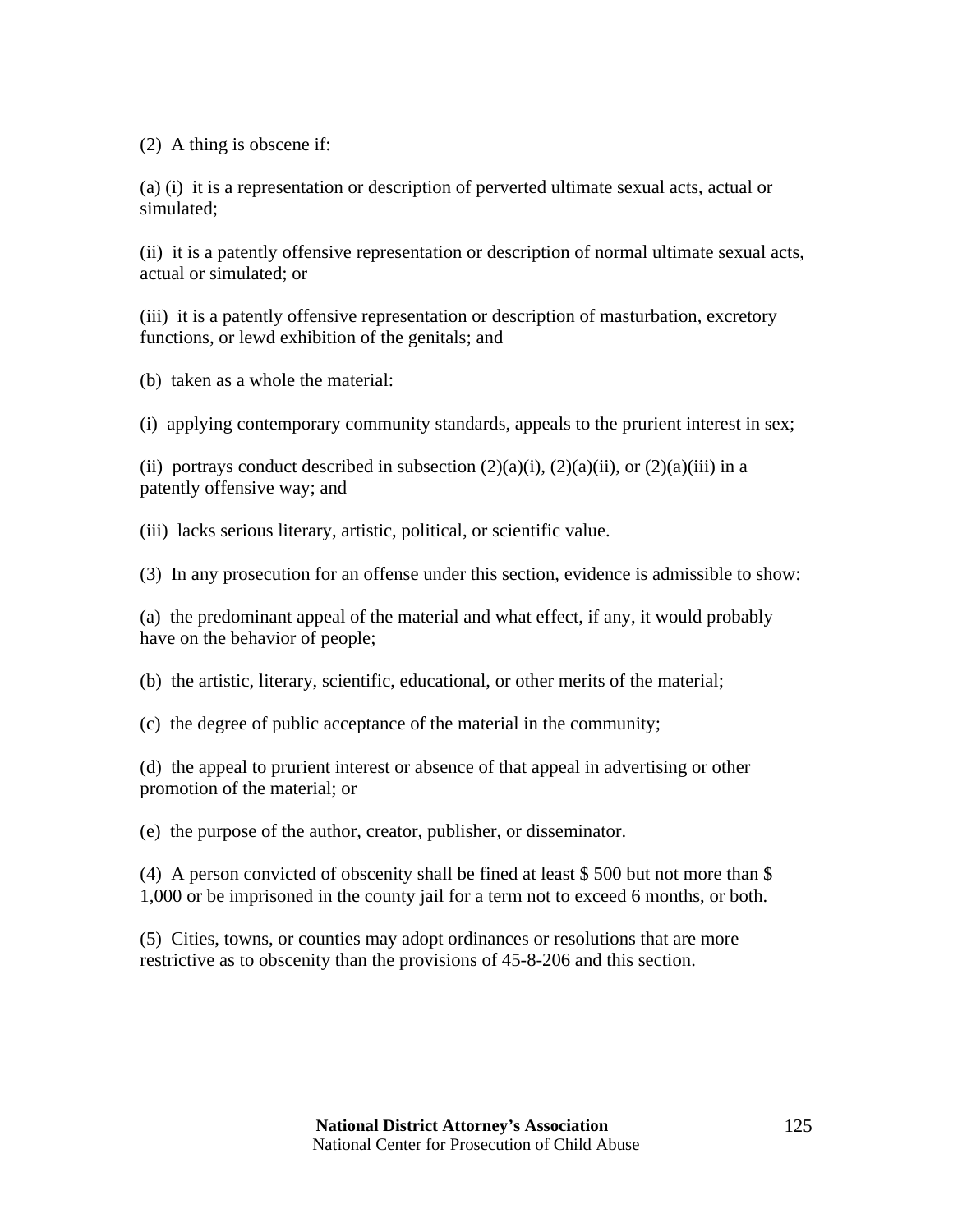(2) A thing is obscene if:

(a) (i) it is a representation or description of perverted ultimate sexual acts, actual or simulated;

(ii) it is a patently offensive representation or description of normal ultimate sexual acts, actual or simulated; or

(iii) it is a patently offensive representation or description of masturbation, excretory functions, or lewd exhibition of the genitals; and

(b) taken as a whole the material:

(i) applying contemporary community standards, appeals to the prurient interest in sex;

(ii) portrays conduct described in subsection (2)(a)(i), (2)(a)(ii), or (2)(a)(iii) in a patently offensive way; and

(iii) lacks serious literary, artistic, political, or scientific value.

(3) In any prosecution for an offense under this section, evidence is admissible to show:

(a) the predominant appeal of the material and what effect, if any, it would probably have on the behavior of people;

(b) the artistic, literary, scientific, educational, or other merits of the material;

(c) the degree of public acceptance of the material in the community;

(d) the appeal to prurient interest or absence of that appeal in advertising or other promotion of the material; or

(e) the purpose of the author, creator, publisher, or disseminator.

(4) A person convicted of obscenity shall be fined at least $ 500 but not more than $ 1,000 or be imprisoned in the county jail for a term not to exceed 6 months, or both.

(5) Cities, towns, or counties may adopt ordinances or resolutions that are more restrictive as to obscenity than the provisions of 45-8-206 and this section.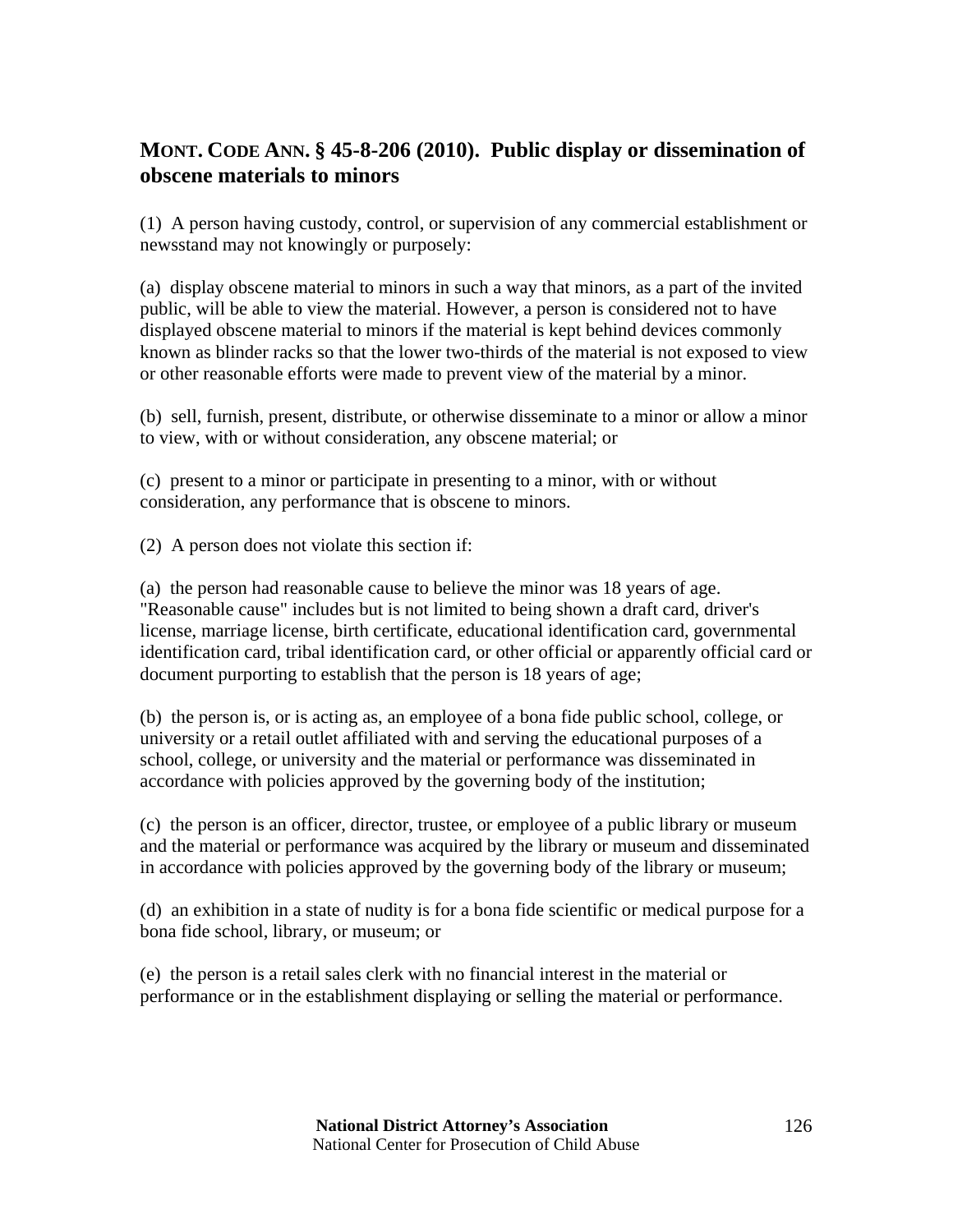## MONT. CODE ANN. § 45-8-206 (2010). Public display or dissemination of obscene materials to minors

(1) A person having custody, control, or supervision of any commercial establishment or newsstand may not knowingly or purposely:

(a) display obscene material to minors in such a way that minors, as a part of the invited public, will be able to view the material. However, a person is considered not to have displayed obscene material to minors if the material is kept behind devices commonly known as blinder racks so that the lower two-thirds of the material is not exposed to view or other reasonable efforts were made to prevent view of the material by a minor.

(b) sell, furnish, present, distribute, or otherwise disseminate to a minor or allow a minor to view, with or without consideration, any obscene material; or

(c) present to a minor or participate in presenting to a minor, with or without consideration, any performance that is obscene to minors.

(2) A person does not violate this section if:

(a) the person had reasonable cause to believe the minor was 18 years of age. "Reasonable cause" includes but is not limited to being shown a draft card, driver's license, marriage license, birth certificate, educational identification card, governmental identification card, tribal identification card, or other official or apparently official card or document purporting to establish that the person is 18 years of age;

(b) the person is, or is acting as, an employee of a bona fide public school, college, or university or a retail outlet affiliated with and serving the educational purposes of a school, college, or university and the material or performance was disseminated in accordance with policies approved by the governing body of the institution;

(c) the person is an officer, director, trustee, or employee of a public library or museum and the material or performance was acquired by the library or museum and disseminated in accordance with policies approved by the governing body of the library or museum;

(d) an exhibition in a state of nudity is for a bona fide scientific or medical purpose for a bona fide school, library, or museum; or

(e) the person is a retail sales clerk with no financial interest in the material or performance or in the establishment displaying or selling the material or performance.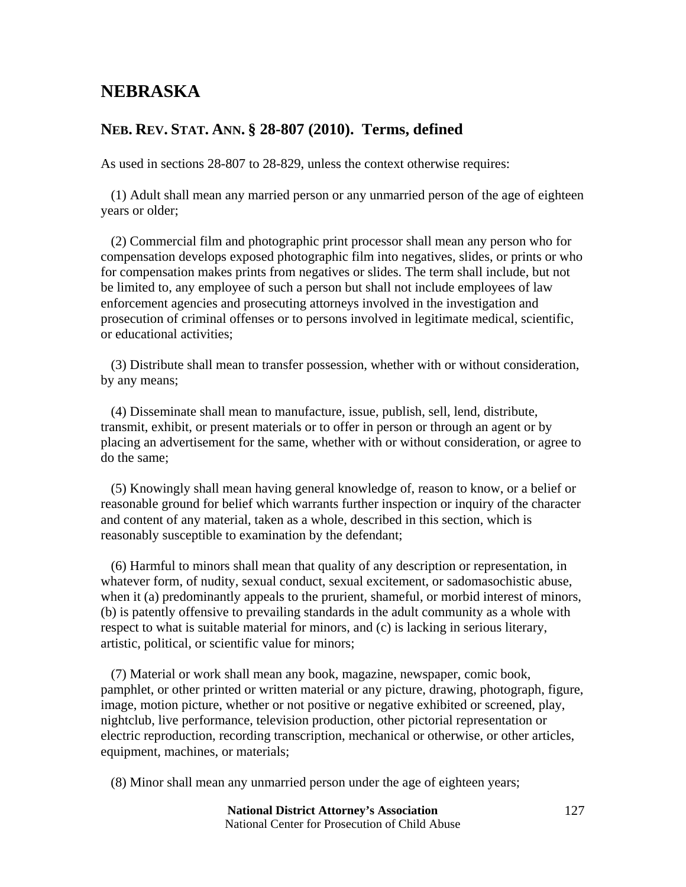## NEBRASKA

### NEB. REV. STAT. ANN. § 28-807 (2010). Terms, defined

As used in sections 28-807 to 28-829, unless the context otherwise requires:

(1) Adult shall mean any married person or any unmarried person of the age of eighteen years or older;

(2) Commercial film and photographic print processor shall mean any person who for compensation develops exposed photographic film into negatives, slides, or prints or who for compensation makes prints from negatives or slides. The term shall include, but not be limited to, any employee of such a person but shall not include employees of law enforcement agencies and prosecuting attorneys involved in the investigation and prosecution of criminal offenses or to persons involved in legitimate medical, scientific, or educational activities;

(3) Distribute shall mean to transfer possession, whether with or without consideration, by any means;

(4) Disseminate shall mean to manufacture, issue, publish, sell, lend, distribute, transmit, exhibit, or present materials or to offer in person or through an agent or by placing an advertisement for the same, whether with or without consideration, or agree to do the same;

(5) Knowingly shall mean having general knowledge of, reason to know, or a belief or reasonable ground for belief which warrants further inspection or inquiry of the character and content of any material, taken as a whole, described in this section, which is reasonably susceptible to examination by the defendant;

(6) Harmful to minors shall mean that quality of any description or representation, in whatever form, of nudity, sexual conduct, sexual excitement, or sadomasochistic abuse, when it (a) predominantly appeals to the prurient, shameful, or morbid interest of minors, (b) is patently offensive to prevailing standards in the adult community as a whole with respect to what is suitable material for minors, and (c) is lacking in serious literary, artistic, political, or scientific value for minors;

(7) Material or work shall mean any book, magazine, newspaper, comic book, pamphlet, or other printed or written material or any picture, drawing, photograph, figure, image, motion picture, whether or not positive or negative exhibited or screened, play, nightclub, live performance, television production, other pictorial representation or electric reproduction, recording transcription, mechanical or otherwise, or other articles, equipment, machines, or materials;

(8) Minor shall mean any unmarried person under the age of eighteen years;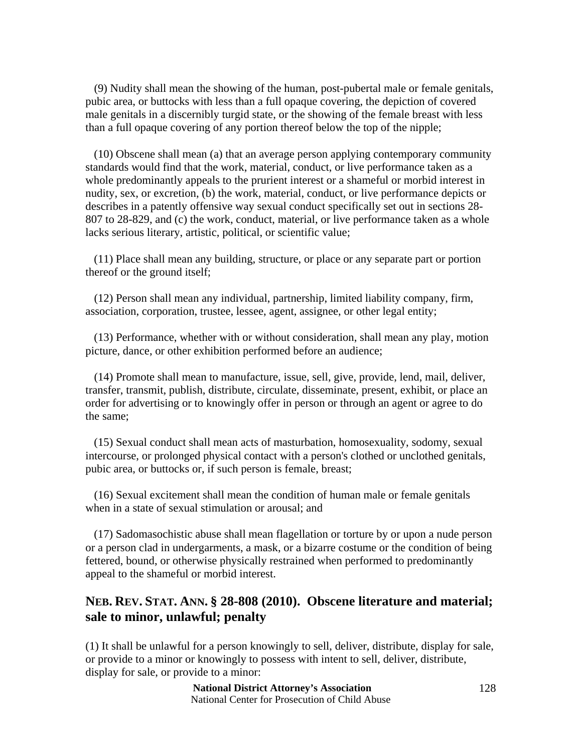(9) Nudity shall mean the showing of the human, post-pubertal male or female genitals, pubic area, or buttocks with less than a full opaque covering, the depiction of covered male genitals in a discernibly turgid state, or the showing of the female breast with less than a full opaque covering of any portion thereof below the top of the nipple;

(10) Obscene shall mean (a) that an average person applying contemporary community standards would find that the work, material, conduct, or live performance taken as a whole predominantly appeals to the prurient interest or a shameful or morbid interest in nudity, sex, or excretion, (b) the work, material, conduct, or live performance depicts or describes in a patently offensive way sexual conduct specifically set out in sections 28-807 to 28-829, and (c) the work, conduct, material, or live performance taken as a whole lacks serious literary, artistic, political, or scientific value;

(11) Place shall mean any building, structure, or place or any separate part or portion thereof or the ground itself;

(12) Person shall mean any individual, partnership, limited liability company, firm, association, corporation, trustee, lessee, agent, assignee, or other legal entity;

(13) Performance, whether with or without consideration, shall mean any play, motion picture, dance, or other exhibition performed before an audience;

(14) Promote shall mean to manufacture, issue, sell, give, provide, lend, mail, deliver, transfer, transmit, publish, distribute, circulate, disseminate, present, exhibit, or place an order for advertising or to knowingly offer in person or through an agent or agree to do the same;

(15) Sexual conduct shall mean acts of masturbation, homosexuality, sodomy, sexual intercourse, or prolonged physical contact with a person's clothed or unclothed genitals, pubic area, or buttocks or, if such person is female, breast;

(16) Sexual excitement shall mean the condition of human male or female genitals when in a state of sexual stimulation or arousal; and

(17) Sadomasochistic abuse shall mean flagellation or torture by or upon a nude person or a person clad in undergarments, a mask, or a bizarre costume or the condition of being fettered, bound, or otherwise physically restrained when performed to predominantly appeal to the shameful or morbid interest.

## NEB. REV. STAT. ANN. § 28-808 (2010). Obscene literature and material; sale to minor, unlawful; penalty

(1) It shall be unlawful for a person knowingly to sell, deliver, distribute, display for sale, or provide to a minor or knowingly to possess with intent to sell, deliver, distribute, display for sale, or provide to a minor: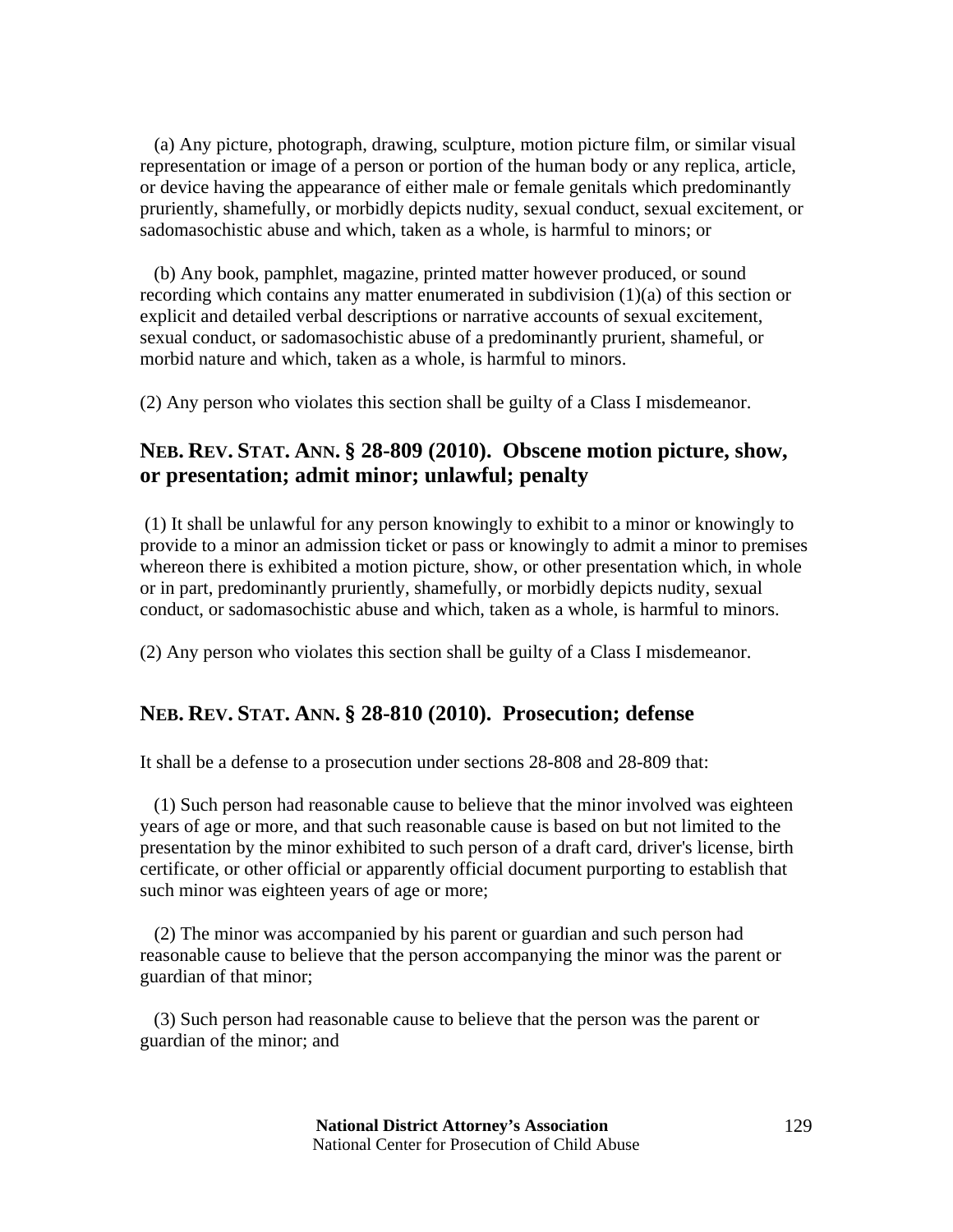(a) Any picture, photograph, drawing, sculpture, motion picture film, or similar visual representation or image of a person or portion of the human body or any replica, article, or device having the appearance of either male or female genitals which predominantly pruriently, shamefully, or morbidly depicts nudity, sexual conduct, sexual excitement, or sadomasochistic abuse and which, taken as a whole, is harmful to minors; or

(b) Any book, pamphlet, magazine, printed matter however produced, or sound recording which contains any matter enumerated in subdivision (1)(a) of this section or explicit and detailed verbal descriptions or narrative accounts of sexual excitement, sexual conduct, or sadomasochistic abuse of a predominantly prurient, shameful, or morbid nature and which, taken as a whole, is harmful to minors.

(2) Any person who violates this section shall be guilty of a Class I misdemeanor.

## NEB. REV. STAT. ANN. § 28-809 (2010). Obscene motion picture, show, or presentation; admit minor; unlawful; penalty

(1) It shall be unlawful for any person knowingly to exhibit to a minor or knowingly to provide to a minor an admission ticket or pass or knowingly to admit a minor to premises whereon there is exhibited a motion picture, show, or other presentation which, in whole or in part, predominantly pruriently, shamefully, or morbidly depicts nudity, sexual conduct, or sadomasochistic abuse and which, taken as a whole, is harmful to minors.

(2) Any person who violates this section shall be guilty of a Class I misdemeanor.

## NEB. REV. STAT. ANN. § 28-810 (2010). Prosecution; defense

It shall be a defense to a prosecution under sections 28-808 and 28-809 that:

(1) Such person had reasonable cause to believe that the minor involved was eighteen years of age or more, and that such reasonable cause is based on but not limited to the presentation by the minor exhibited to such person of a draft card, driver's license, birth certificate, or other official or apparently official document purporting to establish that such minor was eighteen years of age or more;

(2) The minor was accompanied by his parent or guardian and such person had reasonable cause to believe that the person accompanying the minor was the parent or guardian of that minor;

(3) Such person had reasonable cause to believe that the person was the parent or guardian of the minor; and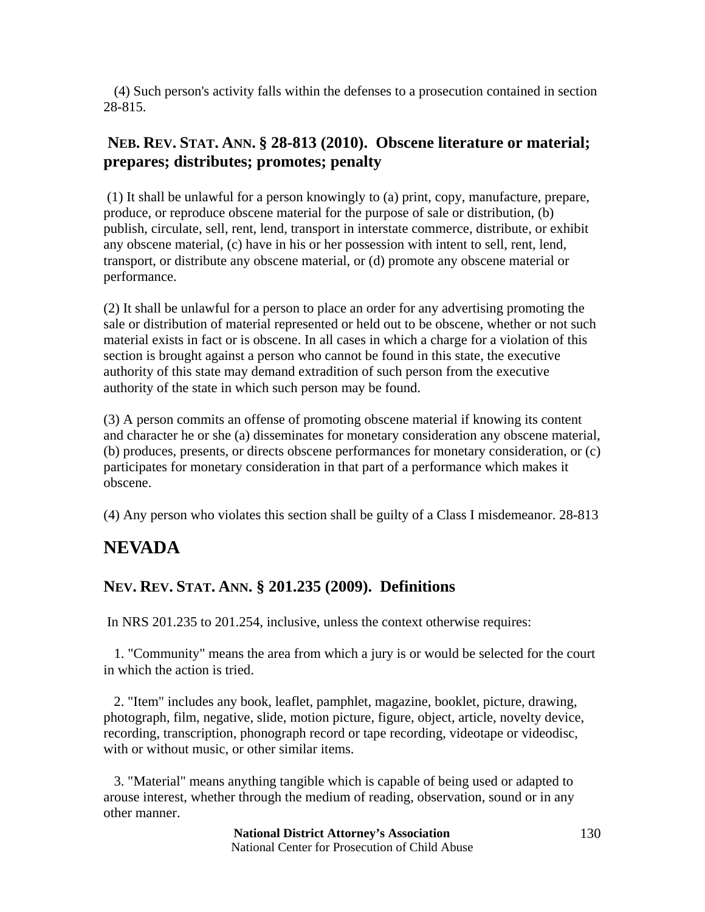(4) Such person's activity falls within the defenses to a prosecution contained in section 28-815.

### NEB. REV. STAT. ANN. § 28-813 (2010). Obscene literature or material; prepares; distributes; promotes; penalty

(1) It shall be unlawful for a person knowingly to (a) print, copy, manufacture, prepare, produce, or reproduce obscene material for the purpose of sale or distribution, (b) publish, circulate, sell, rent, lend, transport in interstate commerce, distribute, or exhibit any obscene material, (c) have in his or her possession with intent to sell, rent, lend, transport, or distribute any obscene material, or (d) promote any obscene material or performance.

(2) It shall be unlawful for a person to place an order for any advertising promoting the sale or distribution of material represented or held out to be obscene, whether or not such material exists in fact or is obscene. In all cases in which a charge for a violation of this section is brought against a person who cannot be found in this state, the executive authority of this state may demand extradition of such person from the executive authority of the state in which such person may be found.

(3) A person commits an offense of promoting obscene material if knowing its content and character he or she (a) disseminates for monetary consideration any obscene material, (b) produces, presents, or directs obscene performances for monetary consideration, or (c) participates for monetary consideration in that part of a performance which makes it obscene.

(4) Any person who violates this section shall be guilty of a Class I misdemeanor. 28-813

## NEVADA

### NEV. REV. STAT. ANN. § 201.235 (2009). Definitions

In NRS 201.235 to 201.254, inclusive, unless the context otherwise requires:

1. "Community" means the area from which a jury is or would be selected for the court in which the action is tried.

2. "Item" includes any book, leaflet, pamphlet, magazine, booklet, picture, drawing, photograph, film, negative, slide, motion picture, figure, object, article, novelty device, recording, transcription, phonograph record or tape recording, videotape or videodisc, with or without music, or other similar items.

3. "Material" means anything tangible which is capable of being used or adapted to arouse interest, whether through the medium of reading, observation, sound or in any other manner.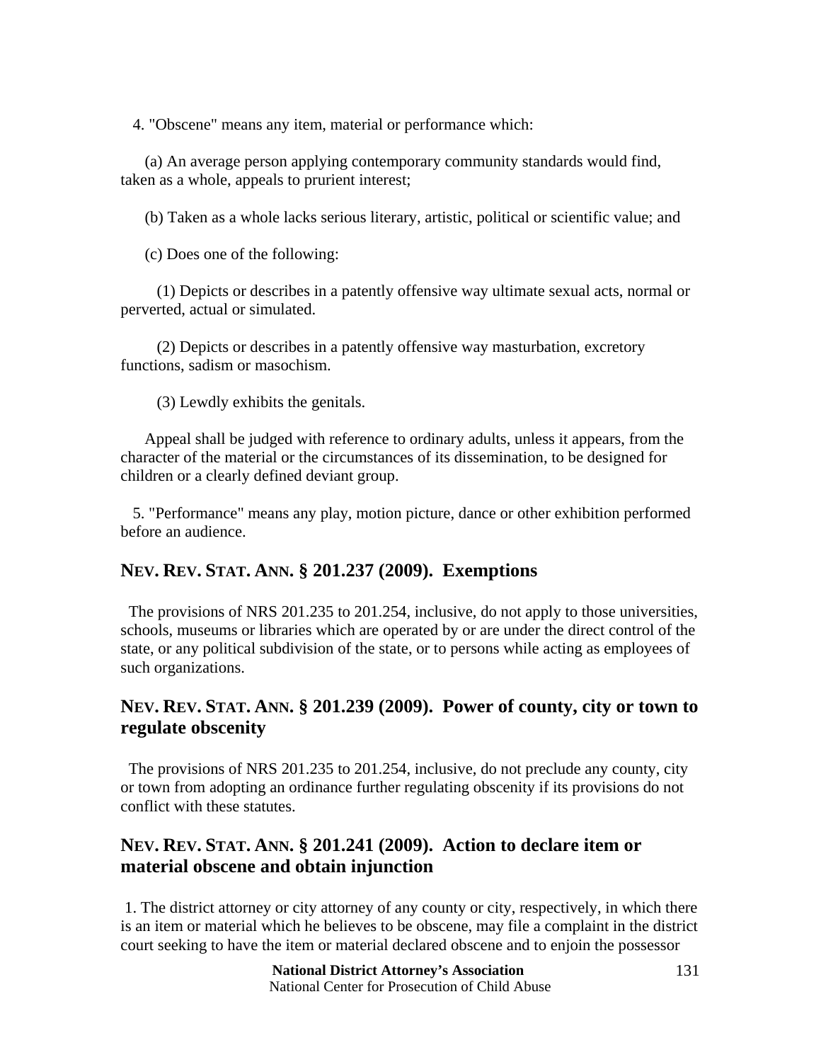4. "Obscene" means any item, material or performance which:

(a) An average person applying contemporary community standards would find, taken as a whole, appeals to prurient interest;

(b) Taken as a whole lacks serious literary, artistic, political or scientific value; and

(c) Does one of the following:

(1) Depicts or describes in a patently offensive way ultimate sexual acts, normal or perverted, actual or simulated.

(2) Depicts or describes in a patently offensive way masturbation, excretory functions, sadism or masochism.

(3) Lewdly exhibits the genitals.

Appeal shall be judged with reference to ordinary adults, unless it appears, from the character of the material or the circumstances of its dissemination, to be designed for children or a clearly defined deviant group.

5. "Performance" means any play, motion picture, dance or other exhibition performed before an audience.

## NEV. REV. STAT. ANN. § 201.237 (2009). Exemptions

The provisions of NRS 201.235 to 201.254, inclusive, do not apply to those universities, schools, museums or libraries which are operated by or are under the direct control of the state, or any political subdivision of the state, or to persons while acting as employees of such organizations.

## NEV. REV. STAT. ANN. § 201.239 (2009). Power of county, city or town to regulate obscenity

The provisions of NRS 201.235 to 201.254, inclusive, do not preclude any county, city or town from adopting an ordinance further regulating obscenity if its provisions do not conflict with these statutes.

## NEV. REV. STAT. ANN. § 201.241 (2009). Action to declare item or material obscene and obtain injunction

1. The district attorney or city attorney of any county or city, respectively, in which there is an item or material which he believes to be obscene, may file a complaint in the district court seeking to have the item or material declared obscene and to enjoin the possessor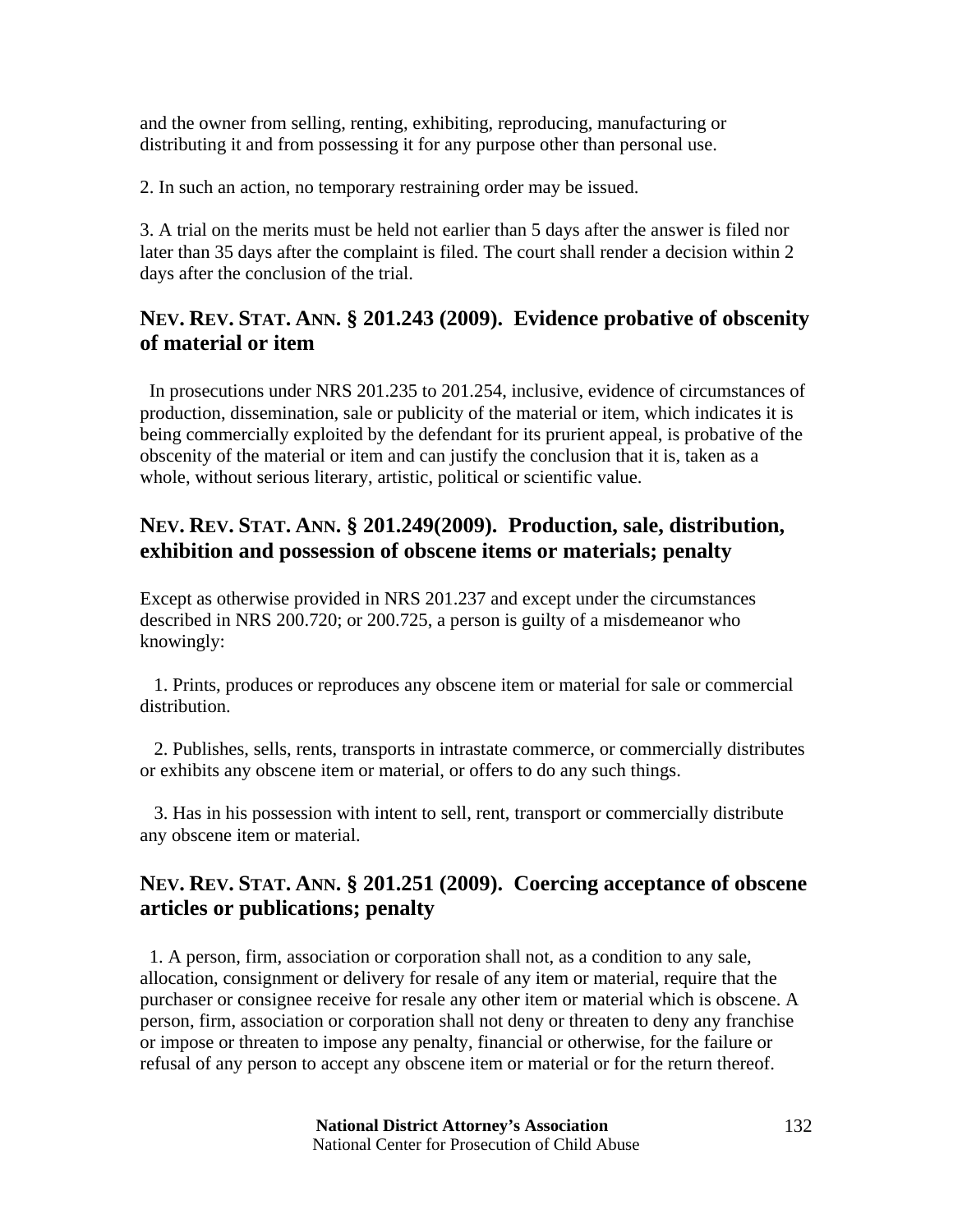and the owner from selling, renting, exhibiting, reproducing, manufacturing or distributing it and from possessing it for any purpose other than personal use.

2. In such an action, no temporary restraining order may be issued.

3. A trial on the merits must be held not earlier than 5 days after the answer is filed nor later than 35 days after the complaint is filed. The court shall render a decision within 2 days after the conclusion of the trial.

## NEV. REV. STAT. ANN. § 201.243 (2009). Evidence probative of obscenity of material or item

In prosecutions under NRS 201.235 to 201.254, inclusive, evidence of circumstances of production, dissemination, sale or publicity of the material or item, which indicates it is being commercially exploited by the defendant for its prurient appeal, is probative of the obscenity of the material or item and can justify the conclusion that it is, taken as a whole, without serious literary, artistic, political or scientific value.

## NEV. REV. STAT. ANN. § 201.249(2009). Production, sale, distribution, exhibition and possession of obscene items or materials; penalty

Except as otherwise provided in NRS 201.237 and except under the circumstances described in NRS 200.720; or 200.725, a person is guilty of a misdemeanor who knowingly:

1. Prints, produces or reproduces any obscene item or material for sale or commercial distribution.

2. Publishes, sells, rents, transports in intrastate commerce, or commercially distributes or exhibits any obscene item or material, or offers to do any such things.

3. Has in his possession with intent to sell, rent, transport or commercially distribute any obscene item or material.

## NEV. REV. STAT. ANN. § 201.251 (2009). Coercing acceptance of obscene articles or publications; penalty

1. A person, firm, association or corporation shall not, as a condition to any sale, allocation, consignment or delivery for resale of any item or material, require that the purchaser or consignee receive for resale any other item or material which is obscene. A person, firm, association or corporation shall not deny or threaten to deny any franchise or impose or threaten to impose any penalty, financial or otherwise, for the failure or refusal of any person to accept any obscene item or material or for the return thereof.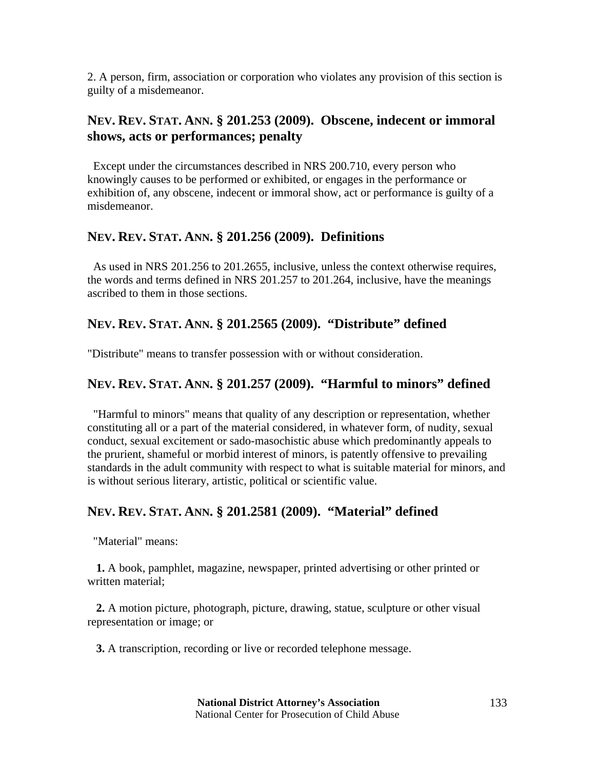2. A person, firm, association or corporation who violates any provision of this section is guilty of a misdemeanor.

## NEV. REV. STAT. ANN. § 201.253 (2009). Obscene, indecent or immoral shows, acts or performances; penalty

Except under the circumstances described in NRS 200.710, every person who knowingly causes to be performed or exhibited, or engages in the performance or exhibition of, any obscene, indecent or immoral show, act or performance is guilty of a misdemeanor.

## NEV. REV. STAT. ANN. § 201.256 (2009). Definitions

As used in NRS 201.256 to 201.2655, inclusive, unless the context otherwise requires, the words and terms defined in NRS 201.257 to 201.264, inclusive, have the meanings ascribed to them in those sections.

## NEV. REV. STAT. ANN. § 201.2565 (2009). "Distribute" defined

"Distribute" means to transfer possession with or without consideration.

## NEV. REV. STAT. ANN. § 201.257 (2009). "Harmful to minors" defined

"Harmful to minors" means that quality of any description or representation, whether constituting all or a part of the material considered, in whatever form, of nudity, sexual conduct, sexual excitement or sado-masochistic abuse which predominantly appeals to the prurient, shameful or morbid interest of minors, is patently offensive to prevailing standards in the adult community with respect to what is suitable material for minors, and is without serious literary, artistic, political or scientific value.

## NEV. REV. STAT. ANN. § 201.2581 (2009). "Material" defined

"Material" means:

**1.** A book, pamphlet, magazine, newspaper, printed advertising or other printed or written material;

**2.** A motion picture, photograph, picture, drawing, statue, sculpture or other visual representation or image; or

**3.** A transcription, recording or live or recorded telephone message.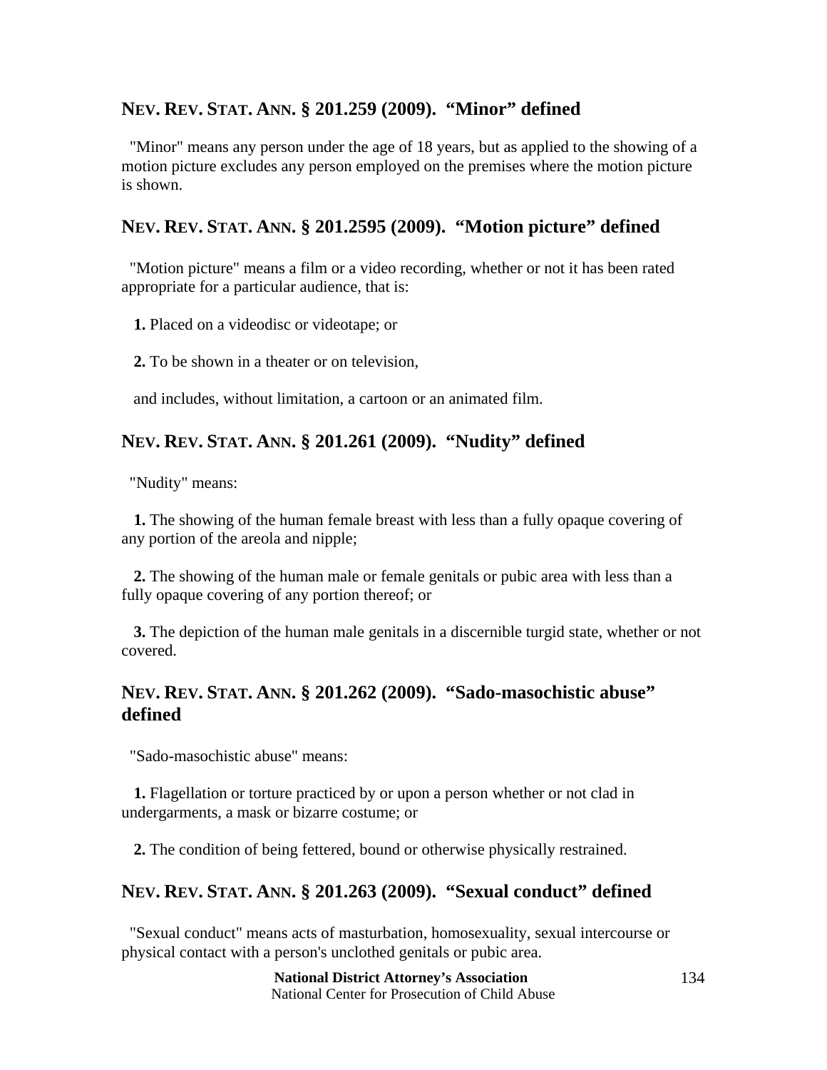## NEV. REV. STAT. ANN. § 201.259 (2009). "Minor" defined

"Minor" means any person under the age of 18 years, but as applied to the showing of a motion picture excludes any person employed on the premises where the motion picture is shown.

## NEV. REV. STAT. ANN. § 201.2595 (2009). "Motion picture" defined

"Motion picture" means a film or a video recording, whether or not it has been rated appropriate for a particular audience, that is:

**1.** Placed on a videodisc or videotape; or

**2.** To be shown in a theater or on television,

and includes, without limitation, a cartoon or an animated film.

## NEV. REV. STAT. ANN. § 201.261 (2009). "Nudity" defined

"Nudity" means:

**1.** The showing of the human female breast with less than a fully opaque covering of any portion of the areola and nipple;

**2.** The showing of the human male or female genitals or pubic area with less than a fully opaque covering of any portion thereof; or

**3.** The depiction of the human male genitals in a discernible turgid state, whether or not covered.

## NEV. REV. STAT. ANN. § 201.262 (2009). "Sado-masochistic abuse" defined

"Sado-masochistic abuse" means:

**1.** Flagellation or torture practiced by or upon a person whether or not clad in undergarments, a mask or bizarre costume; or

**2.** The condition of being fettered, bound or otherwise physically restrained.

## NEV. REV. STAT. ANN. § 201.263 (2009). "Sexual conduct" defined

"Sexual conduct" means acts of masturbation, homosexuality, sexual intercourse or physical contact with a person's unclothed genitals or pubic area.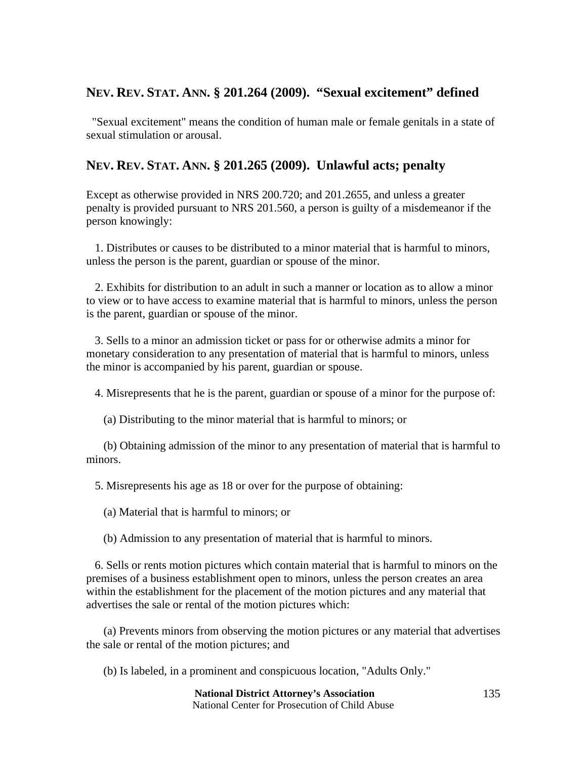## NEV. REV. STAT. ANN. § 201.264 (2009). "Sexual excitement" defined

"Sexual excitement" means the condition of human male or female genitals in a state of sexual stimulation or arousal.

## NEV. REV. STAT. ANN. § 201.265 (2009). Unlawful acts; penalty

Except as otherwise provided in NRS 200.720; and 201.2655, and unless a greater penalty is provided pursuant to NRS 201.560, a person is guilty of a misdemeanor if the person knowingly:

1. Distributes or causes to be distributed to a minor material that is harmful to minors, unless the person is the parent, guardian or spouse of the minor.

2. Exhibits for distribution to an adult in such a manner or location as to allow a minor to view or to have access to examine material that is harmful to minors, unless the person is the parent, guardian or spouse of the minor.

3. Sells to a minor an admission ticket or pass for or otherwise admits a minor for monetary consideration to any presentation of material that is harmful to minors, unless the minor is accompanied by his parent, guardian or spouse.

4. Misrepresents that he is the parent, guardian or spouse of a minor for the purpose of:

   (a) Distributing to the minor material that is harmful to minors; or

   (b) Obtaining admission of the minor to any presentation of material that is harmful to minors.

5. Misrepresents his age as 18 or over for the purpose of obtaining:

   (a) Material that is harmful to minors; or

   (b) Admission to any presentation of material that is harmful to minors.

6. Sells or rents motion pictures which contain material that is harmful to minors on the premises of a business establishment open to minors, unless the person creates an area within the establishment for the placement of the motion pictures and any material that advertises the sale or rental of the motion pictures which:

   (a) Prevents minors from observing the motion pictures or any material that advertises the sale or rental of the motion pictures; and

   (b) Is labeled, in a prominent and conspicuous location, "Adults Only."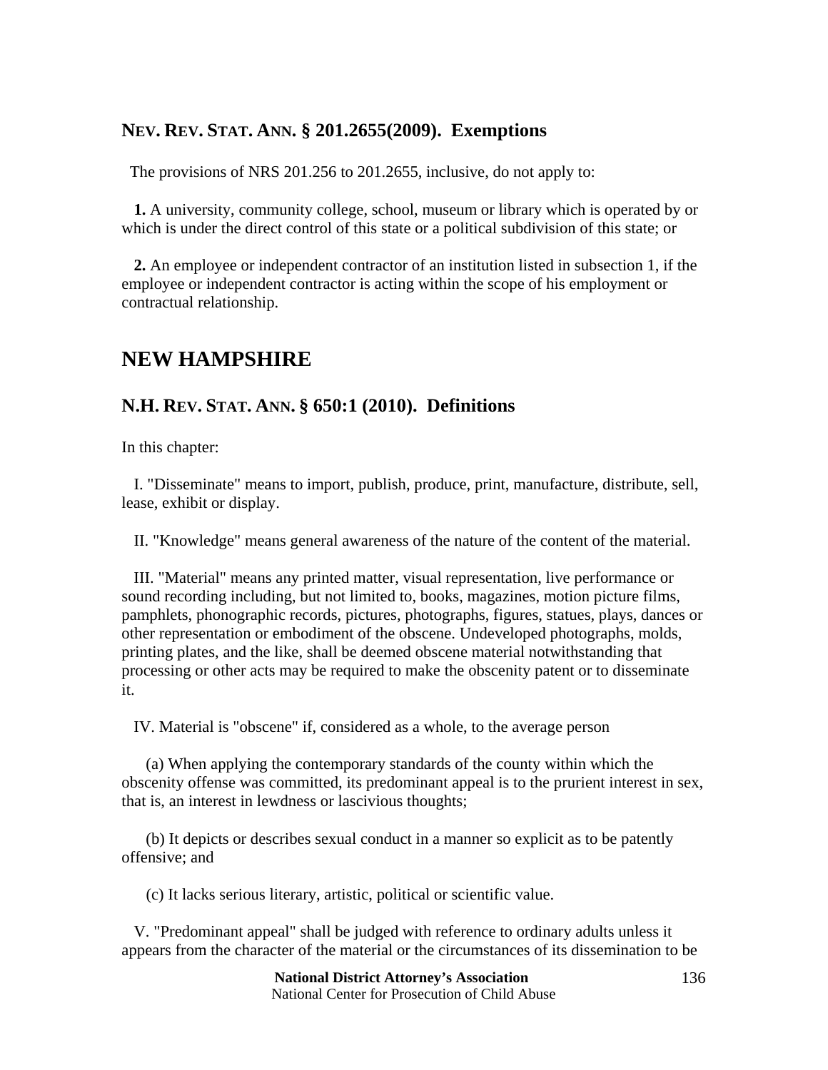### NEV. REV. STAT. ANN. § 201.2655(2009). Exemptions

The provisions of NRS 201.256 to 201.2655, inclusive, do not apply to:

**1.** A university, community college, school, museum or library which is operated by or which is under the direct control of this state or a political subdivision of this state; or

**2.** An employee or independent contractor of an institution listed in subsection 1, if the employee or independent contractor is acting within the scope of his employment or contractual relationship.

## NEW HAMPSHIRE

### N.H. REV. STAT. ANN. § 650:1 (2010). Definitions

In this chapter:

I. "Disseminate" means to import, publish, produce, print, manufacture, distribute, sell, lease, exhibit or display.

II. "Knowledge" means general awareness of the nature of the content of the material.

III. "Material" means any printed matter, visual representation, live performance or sound recording including, but not limited to, books, magazines, motion picture films, pamphlets, phonographic records, pictures, photographs, figures, statues, plays, dances or other representation or embodiment of the obscene. Undeveloped photographs, molds, printing plates, and the like, shall be deemed obscene material notwithstanding that processing or other acts may be required to make the obscenity patent or to disseminate it.

IV. Material is "obscene" if, considered as a whole, to the average person

(a) When applying the contemporary standards of the county within which the obscenity offense was committed, its predominant appeal is to the prurient interest in sex, that is, an interest in lewdness or lascivious thoughts;

(b) It depicts or describes sexual conduct in a manner so explicit as to be patently offensive; and

(c) It lacks serious literary, artistic, political or scientific value.

V. "Predominant appeal" shall be judged with reference to ordinary adults unless it appears from the character of the material or the circumstances of its dissemination to be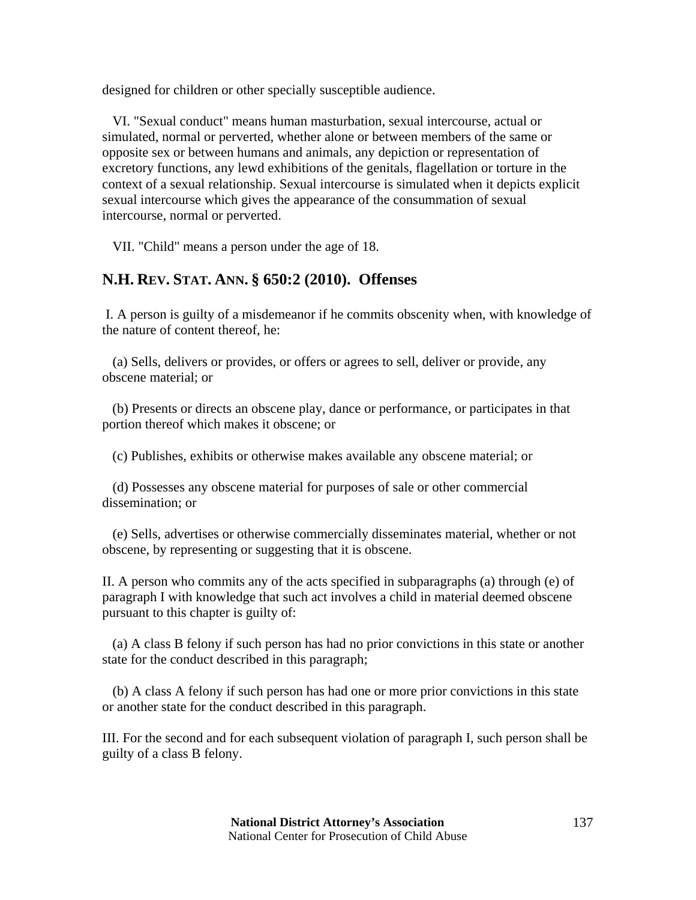designed for children or other specially susceptible audience.

VI. "Sexual conduct" means human masturbation, sexual intercourse, actual or simulated, normal or perverted, whether alone or between members of the same or opposite sex or between humans and animals, any depiction or representation of excretory functions, any lewd exhibitions of the genitals, flagellation or torture in the context of a sexual relationship. Sexual intercourse is simulated when it depicts explicit sexual intercourse which gives the appearance of the consummation of sexual intercourse, normal or perverted.

VII. "Child" means a person under the age of 18.

## N.H. REV. STAT. ANN. § 650:2 (2010). Offenses

I. A person is guilty of a misdemeanor if he commits obscenity when, with knowledge of the nature of content thereof, he:

(a) Sells, delivers or provides, or offers or agrees to sell, deliver or provide, any obscene material; or

(b) Presents or directs an obscene play, dance or performance, or participates in that portion thereof which makes it obscene; or

(c) Publishes, exhibits or otherwise makes available any obscene material; or

(d) Possesses any obscene material for purposes of sale or other commercial dissemination; or

(e) Sells, advertises or otherwise commercially disseminates material, whether or not obscene, by representing or suggesting that it is obscene.

II. A person who commits any of the acts specified in subparagraphs (a) through (e) of paragraph I with knowledge that such act involves a child in material deemed obscene pursuant to this chapter is guilty of:

(a) A class B felony if such person has had no prior convictions in this state or another state for the conduct described in this paragraph;

(b) A class A felony if such person has had one or more prior convictions in this state or another state for the conduct described in this paragraph.

III. For the second and for each subsequent violation of paragraph I, such person shall be guilty of a class B felony.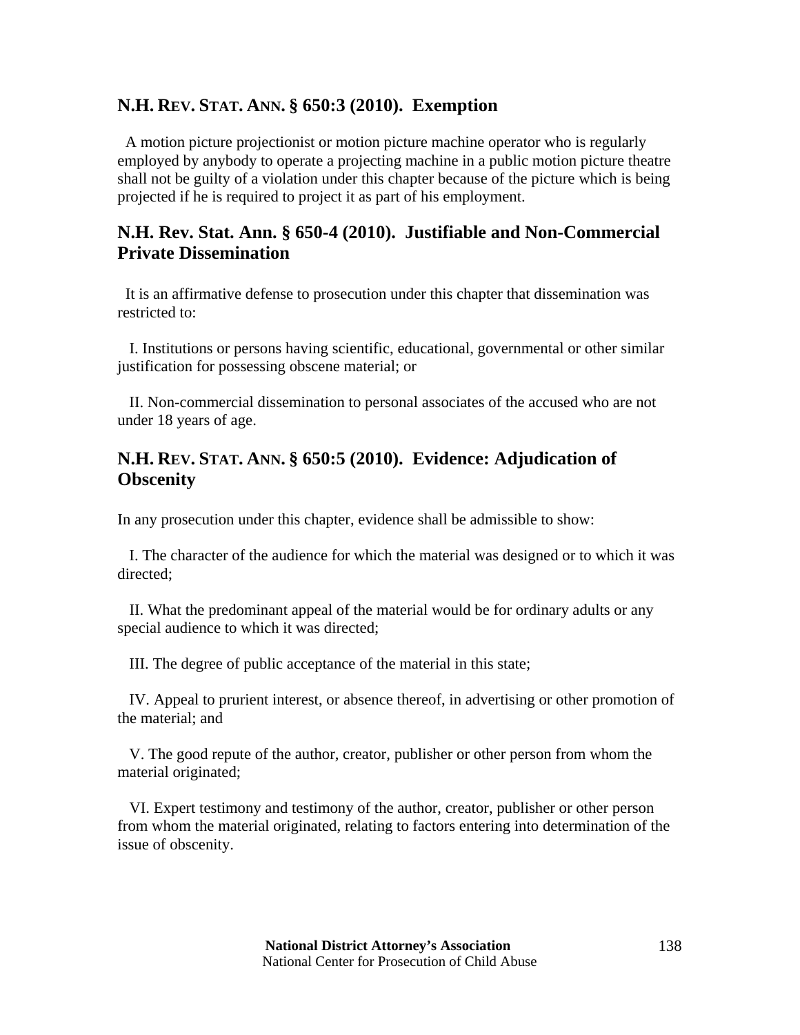## N.H. REV. STAT. ANN. § 650:3 (2010). Exemption

A motion picture projectionist or motion picture machine operator who is regularly employed by anybody to operate a projecting machine in a public motion picture theatre shall not be guilty of a violation under this chapter because of the picture which is being projected if he is required to project it as part of his employment.

## N.H. Rev. Stat. Ann. § 650-4 (2010). Justifiable and Non-Commercial Private Dissemination

It is an affirmative defense to prosecution under this chapter that dissemination was restricted to:

I. Institutions or persons having scientific, educational, governmental or other similar justification for possessing obscene material; or

II. Non-commercial dissemination to personal associates of the accused who are not under 18 years of age.

## N.H. REV. STAT. ANN. § 650:5 (2010). Evidence: Adjudication of Obscenity

In any prosecution under this chapter, evidence shall be admissible to show:

I. The character of the audience for which the material was designed or to which it was directed;

II. What the predominant appeal of the material would be for ordinary adults or any special audience to which it was directed;

III. The degree of public acceptance of the material in this state;

IV. Appeal to prurient interest, or absence thereof, in advertising or other promotion of the material; and

V. The good repute of the author, creator, publisher or other person from whom the material originated;

VI. Expert testimony and testimony of the author, creator, publisher or other person from whom the material originated, relating to factors entering into determination of the issue of obscenity.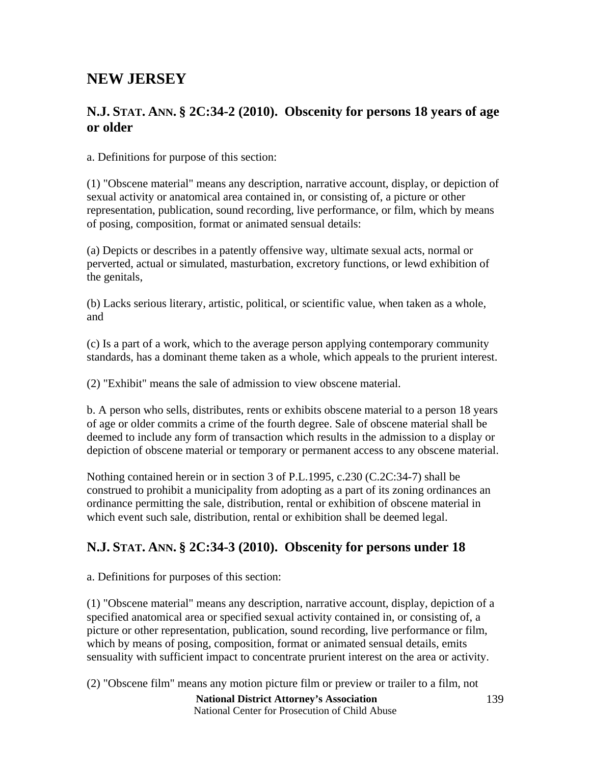# NEW JERSEY

## N.J. STAT. ANN. § 2C:34-2 (2010). Obscenity for persons 18 years of age or older

a. Definitions for purpose of this section:

(1) "Obscene material" means any description, narrative account, display, or depiction of sexual activity or anatomical area contained in, or consisting of, a picture or other representation, publication, sound recording, live performance, or film, which by means of posing, composition, format or animated sensual details:

(a) Depicts or describes in a patently offensive way, ultimate sexual acts, normal or perverted, actual or simulated, masturbation, excretory functions, or lewd exhibition of the genitals,

(b) Lacks serious literary, artistic, political, or scientific value, when taken as a whole, and

(c) Is a part of a work, which to the average person applying contemporary community standards, has a dominant theme taken as a whole, which appeals to the prurient interest.

(2) "Exhibit" means the sale of admission to view obscene material.

b. A person who sells, distributes, rents or exhibits obscene material to a person 18 years of age or older commits a crime of the fourth degree. Sale of obscene material shall be deemed to include any form of transaction which results in the admission to a display or depiction of obscene material or temporary or permanent access to any obscene material.

Nothing contained herein or in section 3 of P.L.1995, c.230 (C.2C:34-7) shall be construed to prohibit a municipality from adopting as a part of its zoning ordinances an ordinance permitting the sale, distribution, rental or exhibition of obscene material in which event such sale, distribution, rental or exhibition shall be deemed legal.

## N.J. STAT. ANN. § 2C:34-3 (2010). Obscenity for persons under 18

a. Definitions for purposes of this section:

(1) "Obscene material" means any description, narrative account, display, depiction of a specified anatomical area or specified sexual activity contained in, or consisting of, a picture or other representation, publication, sound recording, live performance or film, which by means of posing, composition, format or animated sensual details, emits sensuality with sufficient impact to concentrate prurient interest on the area or activity.

(2) "Obscene film" means any motion picture film or preview or trailer to a film, not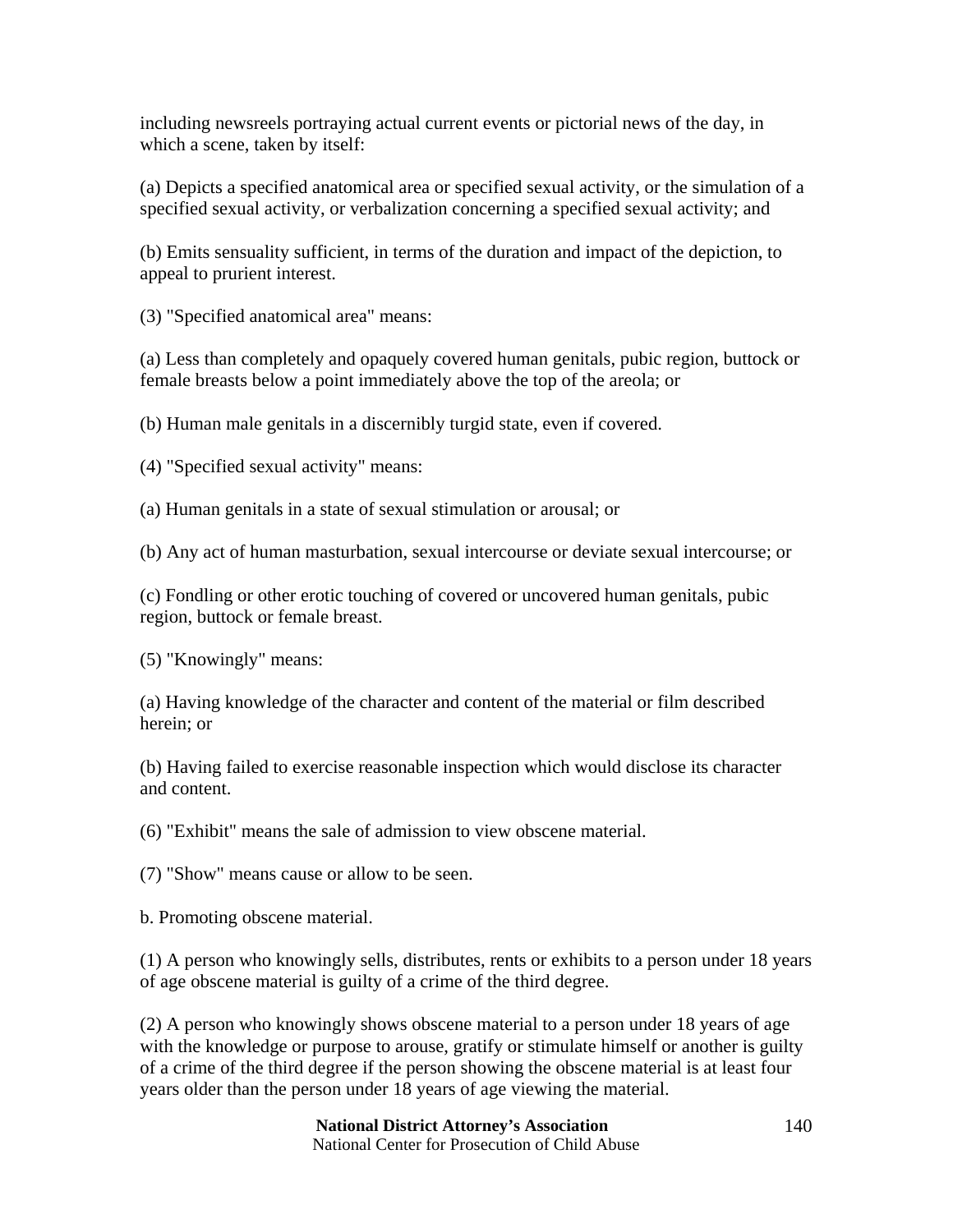including newsreels portraying actual current events or pictorial news of the day, in which a scene, taken by itself:

(a) Depicts a specified anatomical area or specified sexual activity, or the simulation of a specified sexual activity, or verbalization concerning a specified sexual activity; and

(b) Emits sensuality sufficient, in terms of the duration and impact of the depiction, to appeal to prurient interest.

(3) "Specified anatomical area" means:

(a) Less than completely and opaquely covered human genitals, pubic region, buttock or female breasts below a point immediately above the top of the areola; or

(b) Human male genitals in a discernibly turgid state, even if covered.

(4) "Specified sexual activity" means:

(a) Human genitals in a state of sexual stimulation or arousal; or

(b) Any act of human masturbation, sexual intercourse or deviate sexual intercourse; or

(c) Fondling or other erotic touching of covered or uncovered human genitals, pubic region, buttock or female breast.

(5) "Knowingly" means:

(a) Having knowledge of the character and content of the material or film described herein; or

(b) Having failed to exercise reasonable inspection which would disclose its character and content.

(6) "Exhibit" means the sale of admission to view obscene material.

(7) "Show" means cause or allow to be seen.

b. Promoting obscene material.

(1) A person who knowingly sells, distributes, rents or exhibits to a person under 18 years of age obscene material is guilty of a crime of the third degree.

(2) A person who knowingly shows obscene material to a person under 18 years of age with the knowledge or purpose to arouse, gratify or stimulate himself or another is guilty of a crime of the third degree if the person showing the obscene material is at least four years older than the person under 18 years of age viewing the material.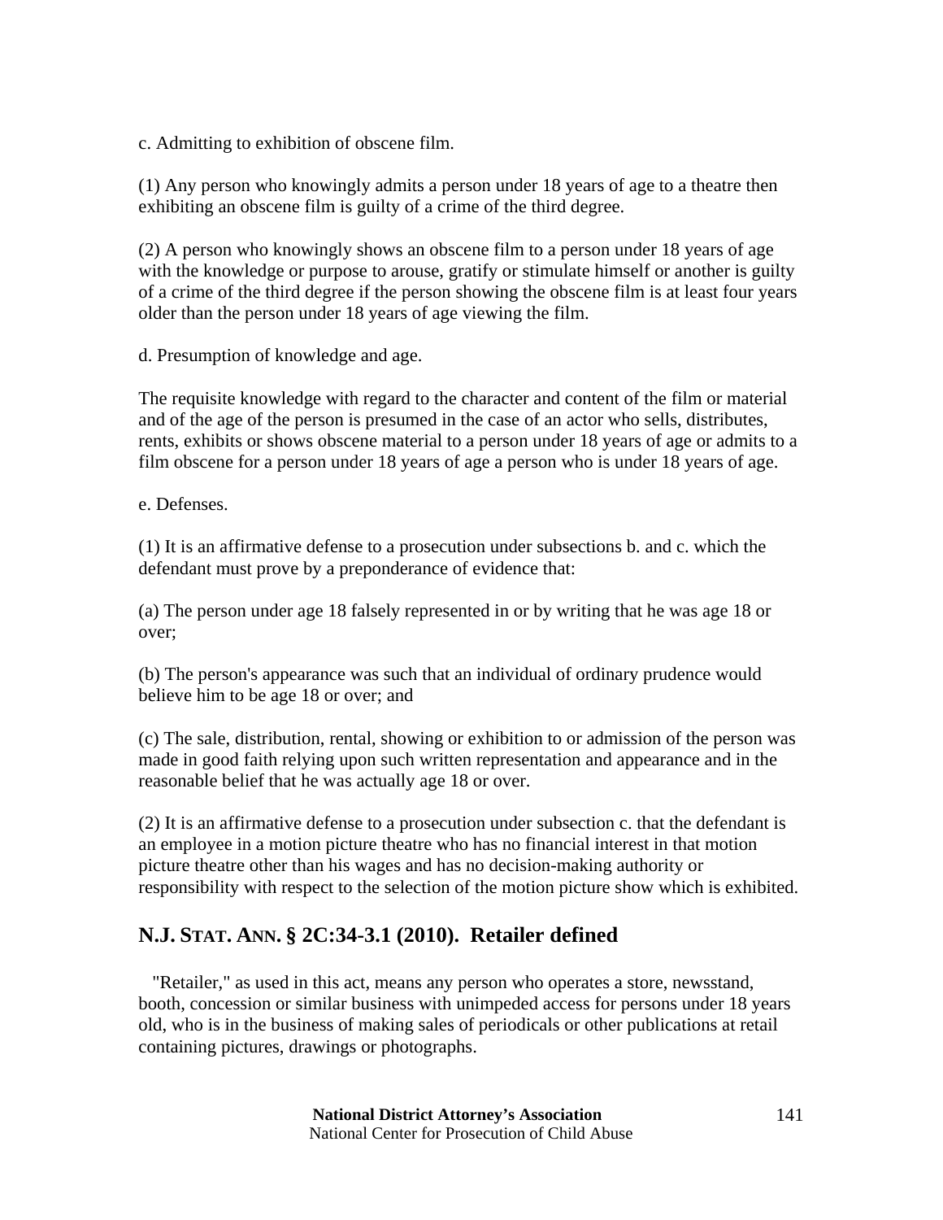c. Admitting to exhibition of obscene film.

(1) Any person who knowingly admits a person under 18 years of age to a theatre then exhibiting an obscene film is guilty of a crime of the third degree.

(2) A person who knowingly shows an obscene film to a person under 18 years of age with the knowledge or purpose to arouse, gratify or stimulate himself or another is guilty of a crime of the third degree if the person showing the obscene film is at least four years older than the person under 18 years of age viewing the film.

d. Presumption of knowledge and age.

The requisite knowledge with regard to the character and content of the film or material and of the age of the person is presumed in the case of an actor who sells, distributes, rents, exhibits or shows obscene material to a person under 18 years of age or admits to a film obscene for a person under 18 years of age a person who is under 18 years of age.

e. Defenses.

(1) It is an affirmative defense to a prosecution under subsections b. and c. which the defendant must prove by a preponderance of evidence that:

(a) The person under age 18 falsely represented in or by writing that he was age 18 or over;

(b) The person's appearance was such that an individual of ordinary prudence would believe him to be age 18 or over; and

(c) The sale, distribution, rental, showing or exhibition to or admission of the person was made in good faith relying upon such written representation and appearance and in the reasonable belief that he was actually age 18 or over.

(2) It is an affirmative defense to a prosecution under subsection c. that the defendant is an employee in a motion picture theatre who has no financial interest in that motion picture theatre other than his wages and has no decision-making authority or responsibility with respect to the selection of the motion picture show which is exhibited.

## N.J. STAT. ANN. § 2C:34-3.1 (2010). Retailer defined

"Retailer," as used in this act, means any person who operates a store, newsstand, booth, concession or similar business with unimpeded access for persons under 18 years old, who is in the business of making sales of periodicals or other publications at retail containing pictures, drawings or photographs.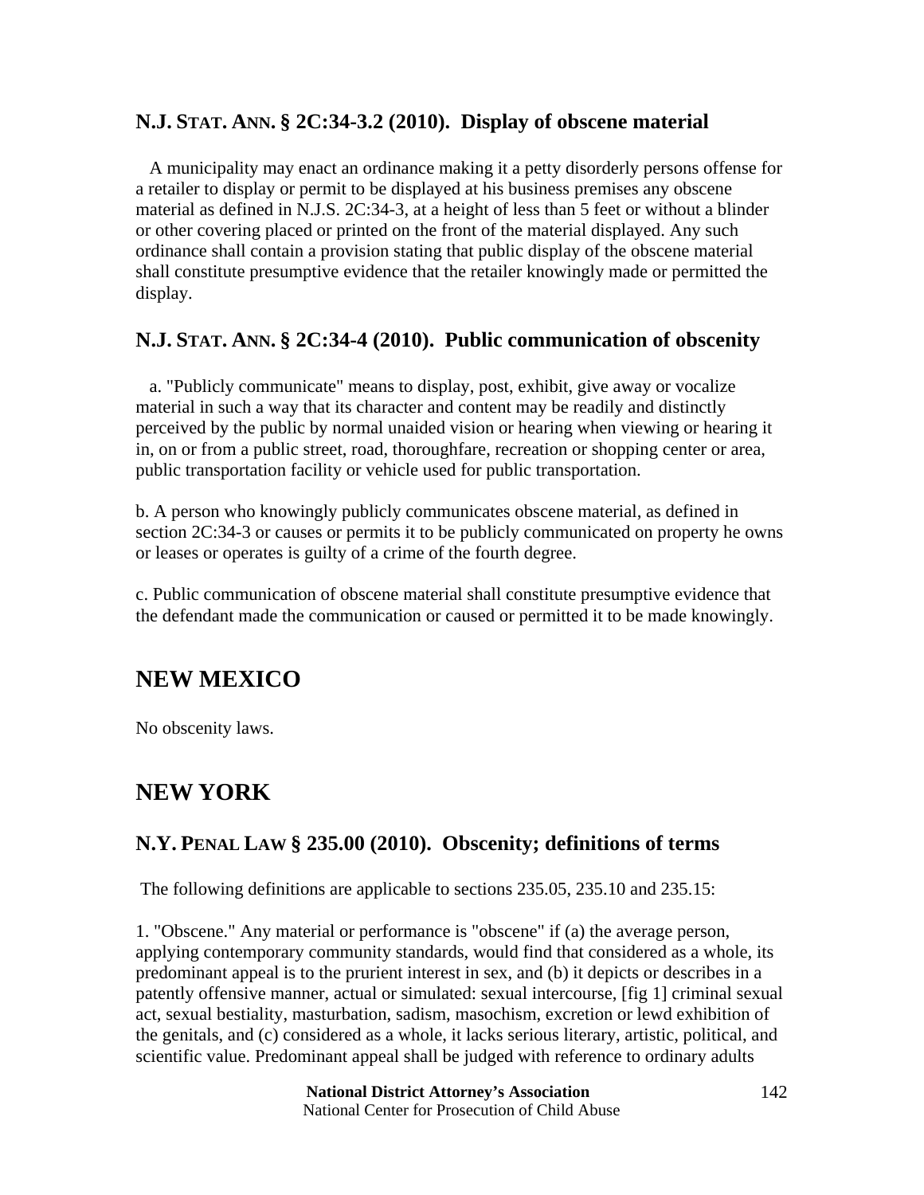### N.J. STAT. ANN. § 2C:34-3.2 (2010). Display of obscene material

A municipality may enact an ordinance making it a petty disorderly persons offense for a retailer to display or permit to be displayed at his business premises any obscene material as defined in N.J.S. 2C:34-3, at a height of less than 5 feet or without a blinder or other covering placed or printed on the front of the material displayed. Any such ordinance shall contain a provision stating that public display of the obscene material shall constitute presumptive evidence that the retailer knowingly made or permitted the display.

### N.J. STAT. ANN. § 2C:34-4 (2010). Public communication of obscenity

a. "Publicly communicate" means to display, post, exhibit, give away or vocalize material in such a way that its character and content may be readily and distinctly perceived by the public by normal unaided vision or hearing when viewing or hearing it in, on or from a public street, road, thoroughfare, recreation or shopping center or area, public transportation facility or vehicle used for public transportation.

b. A person who knowingly publicly communicates obscene material, as defined in section 2C:34-3 or causes or permits it to be publicly communicated on property he owns or leases or operates is guilty of a crime of the fourth degree.

c. Public communication of obscene material shall constitute presumptive evidence that the defendant made the communication or caused or permitted it to be made knowingly.

## NEW MEXICO

No obscenity laws.

## NEW YORK

### N.Y. PENAL LAW § 235.00 (2010). Obscenity; definitions of terms

The following definitions are applicable to sections 235.05, 235.10 and 235.15:

1. "Obscene." Any material or performance is "obscene" if (a) the average person, applying contemporary community standards, would find that considered as a whole, its predominant appeal is to the prurient interest in sex, and (b) it depicts or describes in a patently offensive manner, actual or simulated: sexual intercourse, [fig 1] criminal sexual act, sexual bestiality, masturbation, sadism, masochism, excretion or lewd exhibition of the genitals, and (c) considered as a whole, it lacks serious literary, artistic, political, and scientific value. Predominant appeal shall be judged with reference to ordinary adults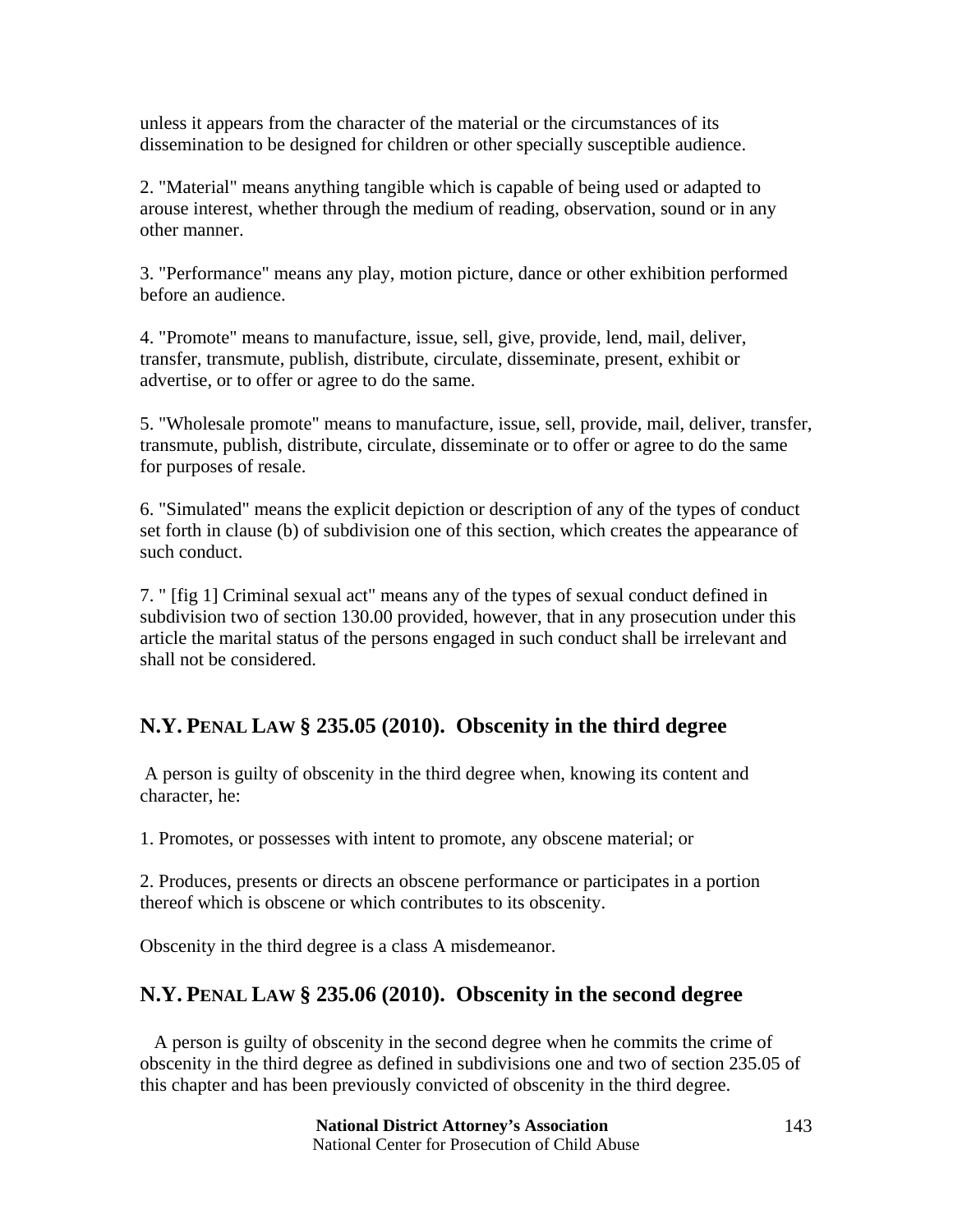unless it appears from the character of the material or the circumstances of its dissemination to be designed for children or other specially susceptible audience.

2. "Material" means anything tangible which is capable of being used or adapted to arouse interest, whether through the medium of reading, observation, sound or in any other manner.

3. "Performance" means any play, motion picture, dance or other exhibition performed before an audience.

4. "Promote" means to manufacture, issue, sell, give, provide, lend, mail, deliver, transfer, transmute, publish, distribute, circulate, disseminate, present, exhibit or advertise, or to offer or agree to do the same.

5. "Wholesale promote" means to manufacture, issue, sell, provide, mail, deliver, transfer, transmute, publish, distribute, circulate, disseminate or to offer or agree to do the same for purposes of resale.

6. "Simulated" means the explicit depiction or description of any of the types of conduct set forth in clause (b) of subdivision one of this section, which creates the appearance of such conduct.

7. " [fig 1] Criminal sexual act" means any of the types of sexual conduct defined in subdivision two of section 130.00 provided, however, that in any prosecution under this article the marital status of the persons engaged in such conduct shall be irrelevant and shall not be considered.

## N.Y. PENAL LAW § 235.05 (2010). Obscenity in the third degree

A person is guilty of obscenity in the third degree when, knowing its content and character, he:

1. Promotes, or possesses with intent to promote, any obscene material; or

2. Produces, presents or directs an obscene performance or participates in a portion thereof which is obscene or which contributes to its obscenity.

Obscenity in the third degree is a class A misdemeanor.

## N.Y. PENAL LAW § 235.06 (2010). Obscenity in the second degree

A person is guilty of obscenity in the second degree when he commits the crime of obscenity in the third degree as defined in subdivisions one and two of section 235.05 of this chapter and has been previously convicted of obscenity in the third degree.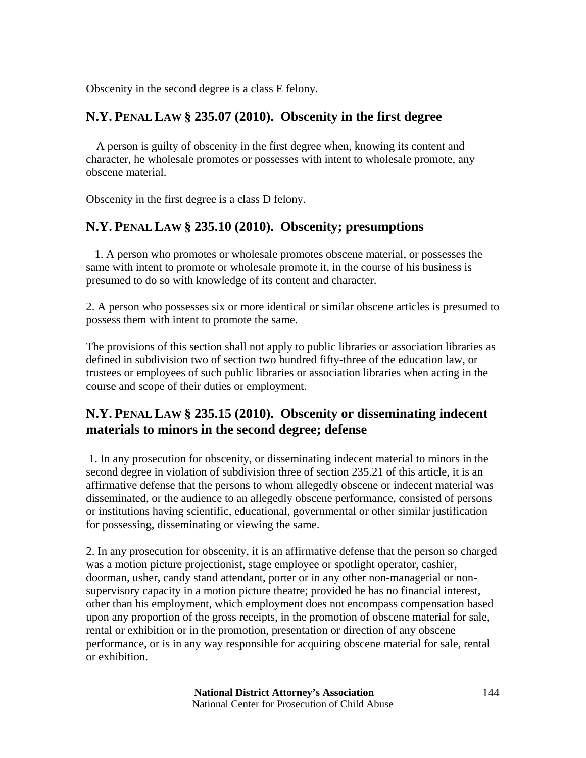Obscenity in the second degree is a class E felony.

## N.Y. PENAL LAW § 235.07 (2010). Obscenity in the first degree

A person is guilty of obscenity in the first degree when, knowing its content and character, he wholesale promotes or possesses with intent to wholesale promote, any obscene material.

Obscenity in the first degree is a class D felony.

## N.Y. PENAL LAW § 235.10 (2010). Obscenity; presumptions

1. A person who promotes or wholesale promotes obscene material, or possesses the same with intent to promote or wholesale promote it, in the course of his business is presumed to do so with knowledge of its content and character.

2. A person who possesses six or more identical or similar obscene articles is presumed to possess them with intent to promote the same.

The provisions of this section shall not apply to public libraries or association libraries as defined in subdivision two of section two hundred fifty-three of the education law, or trustees or employees of such public libraries or association libraries when acting in the course and scope of their duties or employment.

## N.Y. PENAL LAW § 235.15 (2010). Obscenity or disseminating indecent materials to minors in the second degree; defense

1. In any prosecution for obscenity, or disseminating indecent material to minors in the second degree in violation of subdivision three of section 235.21 of this article, it is an affirmative defense that the persons to whom allegedly obscene or indecent material was disseminated, or the audience to an allegedly obscene performance, consisted of persons or institutions having scientific, educational, governmental or other similar justification for possessing, disseminating or viewing the same.

2. In any prosecution for obscenity, it is an affirmative defense that the person so charged was a motion picture projectionist, stage employee or spotlight operator, cashier, doorman, usher, candy stand attendant, porter or in any other non-managerial or non-supervisory capacity in a motion picture theatre; provided he has no financial interest, other than his employment, which employment does not encompass compensation based upon any proportion of the gross receipts, in the promotion of obscene material for sale, rental or exhibition or in the promotion, presentation or direction of any obscene performance, or is in any way responsible for acquiring obscene material for sale, rental or exhibition.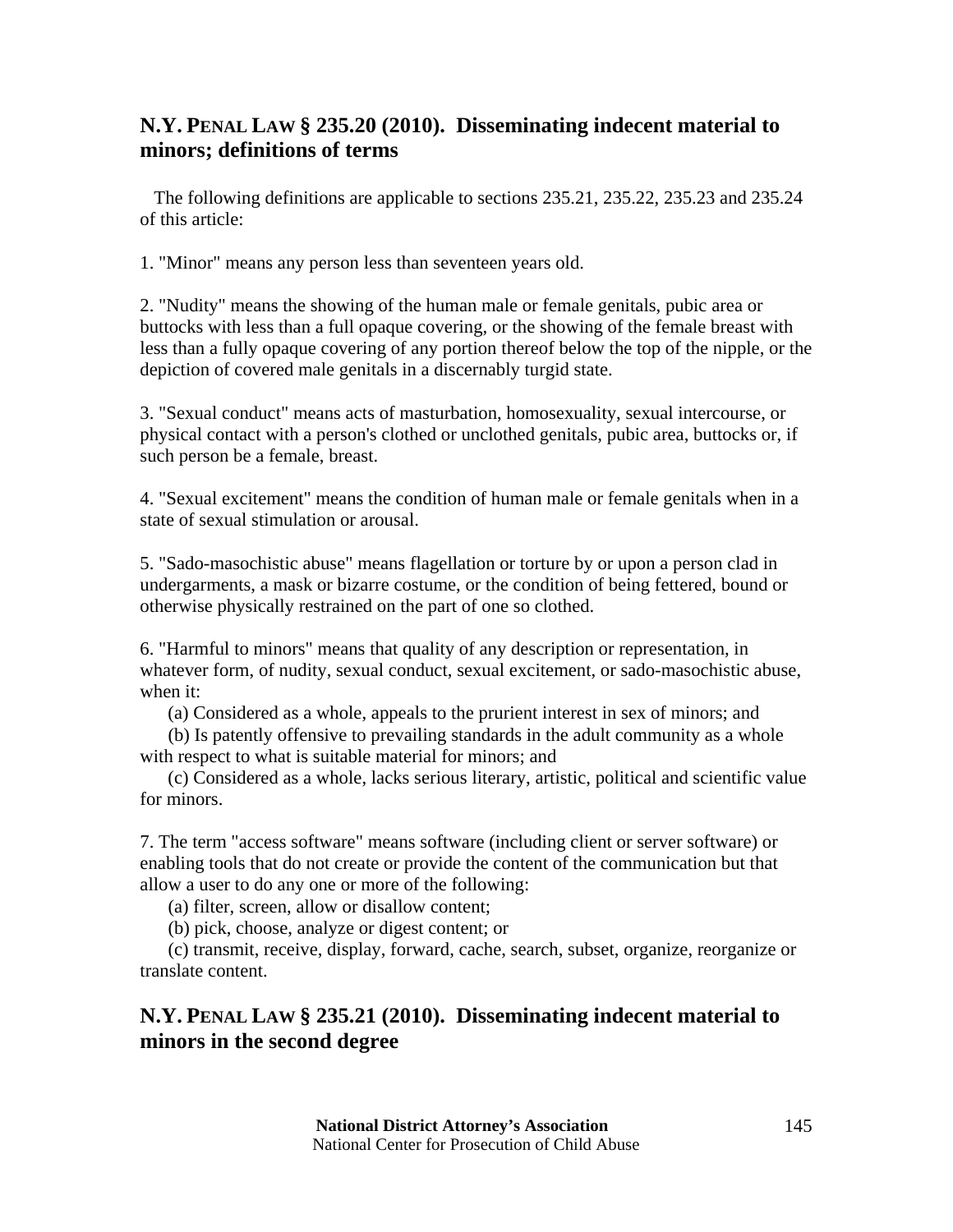## N.Y. PENAL LAW § 235.20 (2010). Disseminating indecent material to minors; definitions of terms

The following definitions are applicable to sections 235.21, 235.22, 235.23 and 235.24 of this article:

1. "Minor" means any person less than seventeen years old.

2. "Nudity" means the showing of the human male or female genitals, pubic area or buttocks with less than a full opaque covering, or the showing of the female breast with less than a fully opaque covering of any portion thereof below the top of the nipple, or the depiction of covered male genitals in a discernably turgid state.

3. "Sexual conduct" means acts of masturbation, homosexuality, sexual intercourse, or physical contact with a person's clothed or unclothed genitals, pubic area, buttocks or, if such person be a female, breast.

4. "Sexual excitement" means the condition of human male or female genitals when in a state of sexual stimulation or arousal.

5. "Sado-masochistic abuse" means flagellation or torture by or upon a person clad in undergarments, a mask or bizarre costume, or the condition of being fettered, bound or otherwise physically restrained on the part of one so clothed.

6. "Harmful to minors" means that quality of any description or representation, in whatever form, of nudity, sexual conduct, sexual excitement, or sado-masochistic abuse, when it:

(a) Considered as a whole, appeals to the prurient interest in sex of minors; and

(b) Is patently offensive to prevailing standards in the adult community as a whole with respect to what is suitable material for minors; and

(c) Considered as a whole, lacks serious literary, artistic, political and scientific value for minors.

7. The term "access software" means software (including client or server software) or enabling tools that do not create or provide the content of the communication but that allow a user to do any one or more of the following:

(a) filter, screen, allow or disallow content;

(b) pick, choose, analyze or digest content; or

(c) transmit, receive, display, forward, cache, search, subset, organize, reorganize or translate content.

## N.Y. PENAL LAW § 235.21 (2010). Disseminating indecent material to minors in the second degree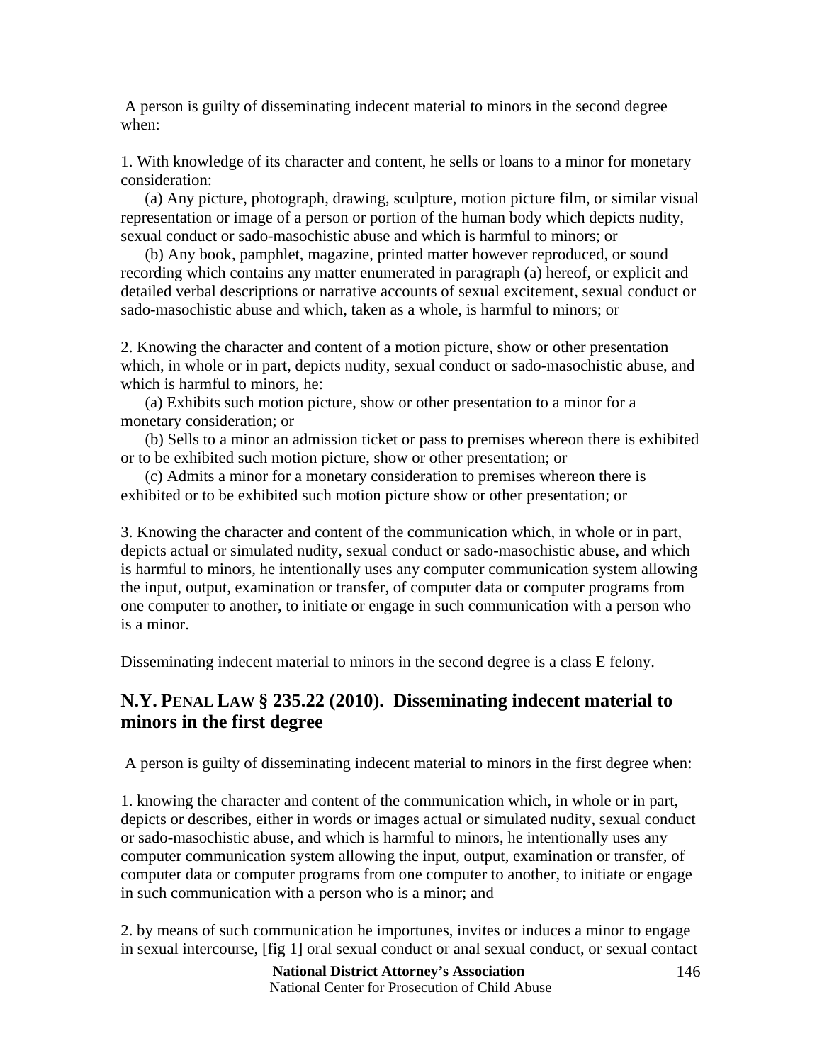A person is guilty of disseminating indecent material to minors in the second degree when:

1. With knowledge of its character and content, he sells or loans to a minor for monetary consideration:

   (a) Any picture, photograph, drawing, sculpture, motion picture film, or similar visual representation or image of a person or portion of the human body which depicts nudity, sexual conduct or sado-masochistic abuse and which is harmful to minors; or

   (b) Any book, pamphlet, magazine, printed matter however reproduced, or sound recording which contains any matter enumerated in paragraph (a) hereof, or explicit and detailed verbal descriptions or narrative accounts of sexual excitement, sexual conduct or sado-masochistic abuse and which, taken as a whole, is harmful to minors; or

2. Knowing the character and content of a motion picture, show or other presentation which, in whole or in part, depicts nudity, sexual conduct or sado-masochistic abuse, and which is harmful to minors, he:

   (a) Exhibits such motion picture, show or other presentation to a minor for a monetary consideration; or

   (b) Sells to a minor an admission ticket or pass to premises whereon there is exhibited or to be exhibited such motion picture, show or other presentation; or

   (c) Admits a minor for a monetary consideration to premises whereon there is exhibited or to be exhibited such motion picture show or other presentation; or

3. Knowing the character and content of the communication which, in whole or in part, depicts actual or simulated nudity, sexual conduct or sado-masochistic abuse, and which is harmful to minors, he intentionally uses any computer communication system allowing the input, output, examination or transfer, of computer data or computer programs from one computer to another, to initiate or engage in such communication with a person who is a minor.

Disseminating indecent material to minors in the second degree is a class E felony.

## N.Y. PENAL LAW § 235.22 (2010). Disseminating indecent material to minors in the first degree

A person is guilty of disseminating indecent material to minors in the first degree when:

1. knowing the character and content of the communication which, in whole or in part, depicts or describes, either in words or images actual or simulated nudity, sexual conduct or sado-masochistic abuse, and which is harmful to minors, he intentionally uses any computer communication system allowing the input, output, examination or transfer, of computer data or computer programs from one computer to another, to initiate or engage in such communication with a person who is a minor; and

2. by means of such communication he importunes, invites or induces a minor to engage in sexual intercourse, [fig 1] oral sexual conduct or anal sexual conduct, or sexual contact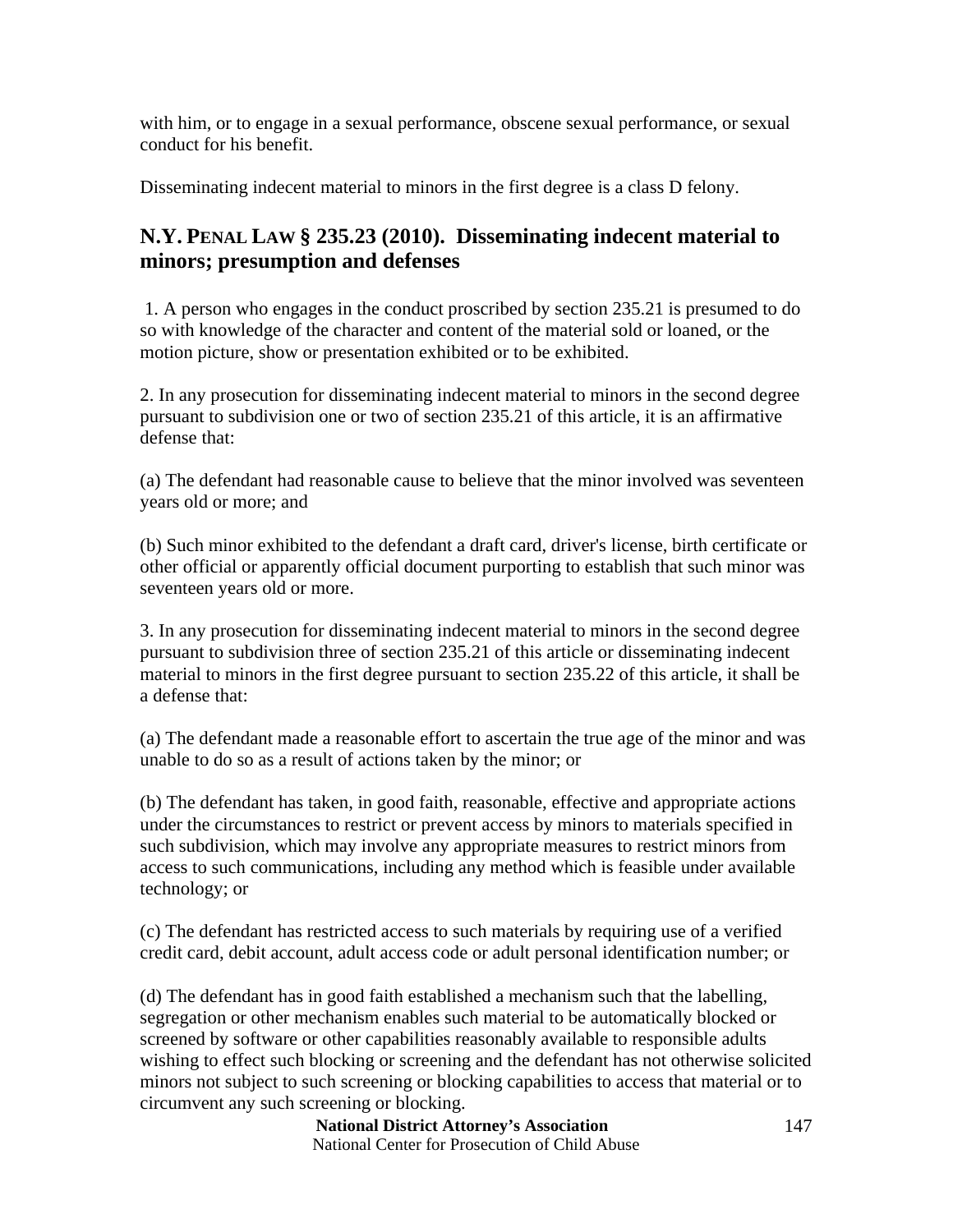with him, or to engage in a sexual performance, obscene sexual performance, or sexual conduct for his benefit.

Disseminating indecent material to minors in the first degree is a class D felony.

## N.Y. PENAL LAW § 235.23 (2010). Disseminating indecent material to minors; presumption and defenses

1. A person who engages in the conduct proscribed by section 235.21 is presumed to do so with knowledge of the character and content of the material sold or loaned, or the motion picture, show or presentation exhibited or to be exhibited.

2. In any prosecution for disseminating indecent material to minors in the second degree pursuant to subdivision one or two of section 235.21 of this article, it is an affirmative defense that:

(a) The defendant had reasonable cause to believe that the minor involved was seventeen years old or more; and

(b) Such minor exhibited to the defendant a draft card, driver's license, birth certificate or other official or apparently official document purporting to establish that such minor was seventeen years old or more.

3. In any prosecution for disseminating indecent material to minors in the second degree pursuant to subdivision three of section 235.21 of this article or disseminating indecent material to minors in the first degree pursuant to section 235.22 of this article, it shall be a defense that:

(a) The defendant made a reasonable effort to ascertain the true age of the minor and was unable to do so as a result of actions taken by the minor; or

(b) The defendant has taken, in good faith, reasonable, effective and appropriate actions under the circumstances to restrict or prevent access by minors to materials specified in such subdivision, which may involve any appropriate measures to restrict minors from access to such communications, including any method which is feasible under available technology; or

(c) The defendant has restricted access to such materials by requiring use of a verified credit card, debit account, adult access code or adult personal identification number; or

(d) The defendant has in good faith established a mechanism such that the labelling, segregation or other mechanism enables such material to be automatically blocked or screened by software or other capabilities reasonably available to responsible adults wishing to effect such blocking or screening and the defendant has not otherwise solicited minors not subject to such screening or blocking capabilities to access that material or to circumvent any such screening or blocking.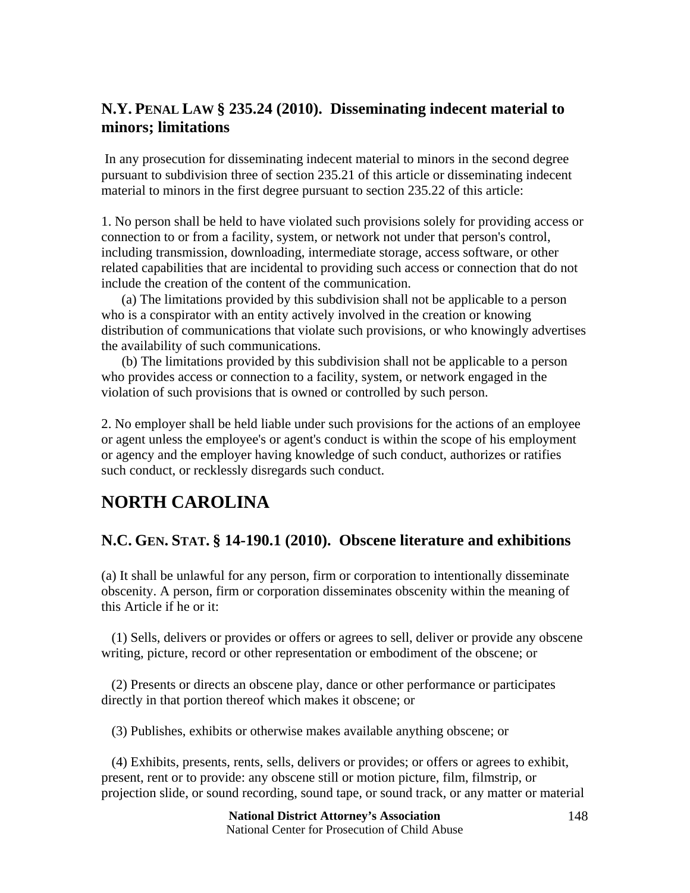### N.Y. PENAL LAW § 235.24 (2010). Disseminating indecent material to minors; limitations

In any prosecution for disseminating indecent material to minors in the second degree pursuant to subdivision three of section 235.21 of this article or disseminating indecent material to minors in the first degree pursuant to section 235.22 of this article:

1. No person shall be held to have violated such provisions solely for providing access or connection to or from a facility, system, or network not under that person's control, including transmission, downloading, intermediate storage, access software, or other related capabilities that are incidental to providing such access or connection that do not include the creation of the content of the communication.

   (a) The limitations provided by this subdivision shall not be applicable to a person who is a conspirator with an entity actively involved in the creation or knowing distribution of communications that violate such provisions, or who knowingly advertises the availability of such communications.

   (b) The limitations provided by this subdivision shall not be applicable to a person who provides access or connection to a facility, system, or network engaged in the violation of such provisions that is owned or controlled by such person.

2. No employer shall be held liable under such provisions for the actions of an employee or agent unless the employee's or agent's conduct is within the scope of his employment or agency and the employer having knowledge of such conduct, authorizes or ratifies such conduct, or recklessly disregards such conduct.

## NORTH CAROLINA

### N.C. GEN. STAT. § 14-190.1 (2010). Obscene literature and exhibitions

(a) It shall be unlawful for any person, firm or corporation to intentionally disseminate obscenity. A person, firm or corporation disseminates obscenity within the meaning of this Article if he or it:

(1) Sells, delivers or provides or offers or agrees to sell, deliver or provide any obscene writing, picture, record or other representation or embodiment of the obscene; or

(2) Presents or directs an obscene play, dance or other performance or participates directly in that portion thereof which makes it obscene; or

(3) Publishes, exhibits or otherwise makes available anything obscene; or

(4) Exhibits, presents, rents, sells, delivers or provides; or offers or agrees to exhibit, present, rent or to provide: any obscene still or motion picture, film, filmstrip, or projection slide, or sound recording, sound tape, or sound track, or any matter or material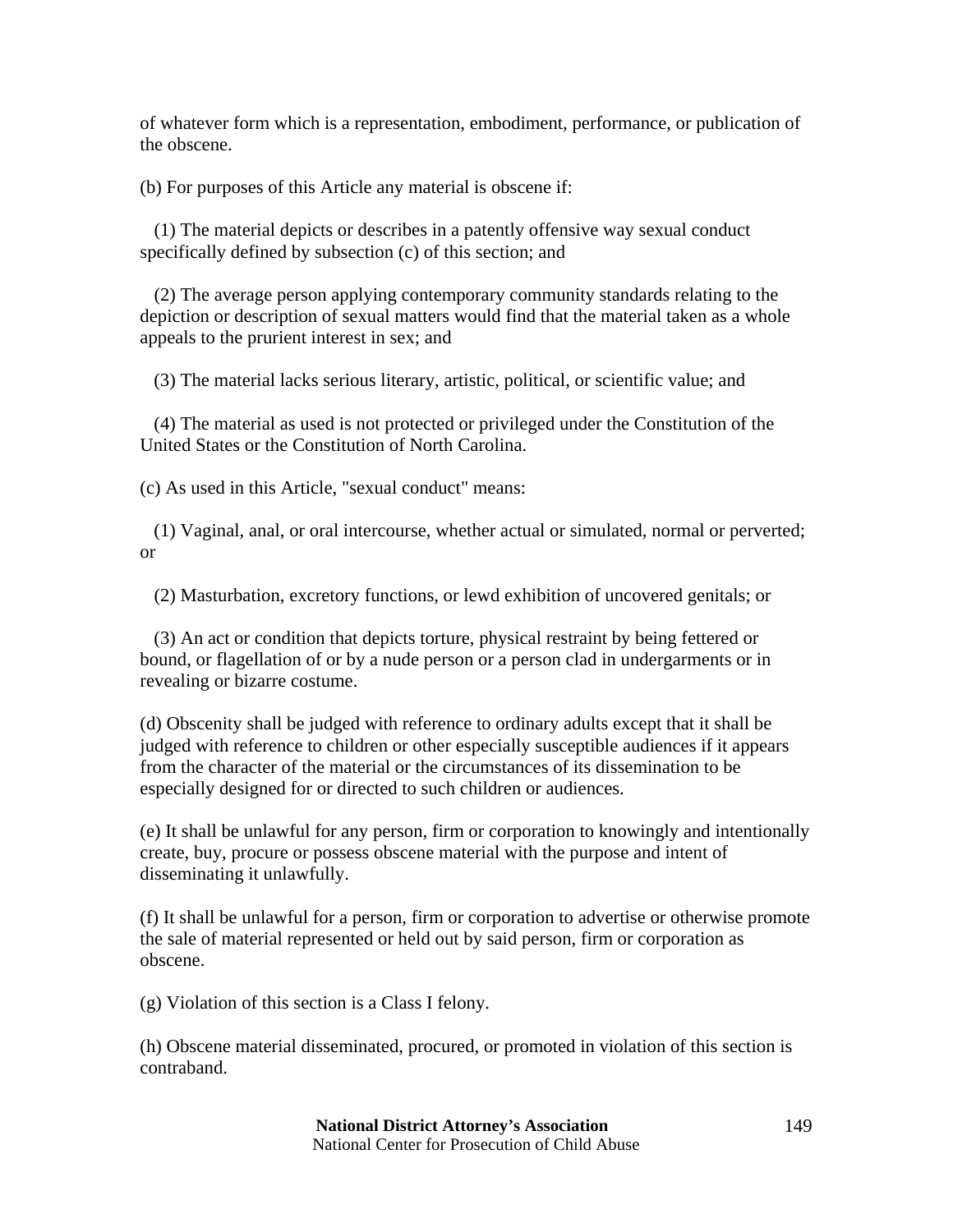of whatever form which is a representation, embodiment, performance, or publication of the obscene.

(b) For purposes of this Article any material is obscene if:

(1) The material depicts or describes in a patently offensive way sexual conduct specifically defined by subsection (c) of this section; and

(2) The average person applying contemporary community standards relating to the depiction or description of sexual matters would find that the material taken as a whole appeals to the prurient interest in sex; and

(3) The material lacks serious literary, artistic, political, or scientific value; and

(4) The material as used is not protected or privileged under the Constitution of the United States or the Constitution of North Carolina.

(c) As used in this Article, "sexual conduct" means:

(1) Vaginal, anal, or oral intercourse, whether actual or simulated, normal or perverted; or

(2) Masturbation, excretory functions, or lewd exhibition of uncovered genitals; or

(3) An act or condition that depicts torture, physical restraint by being fettered or bound, or flagellation of or by a nude person or a person clad in undergarments or in revealing or bizarre costume.

(d) Obscenity shall be judged with reference to ordinary adults except that it shall be judged with reference to children or other especially susceptible audiences if it appears from the character of the material or the circumstances of its dissemination to be especially designed for or directed to such children or audiences.

(e) It shall be unlawful for any person, firm or corporation to knowingly and intentionally create, buy, procure or possess obscene material with the purpose and intent of disseminating it unlawfully.

(f) It shall be unlawful for a person, firm or corporation to advertise or otherwise promote the sale of material represented or held out by said person, firm or corporation as obscene.

(g) Violation of this section is a Class I felony.

(h) Obscene material disseminated, procured, or promoted in violation of this section is contraband.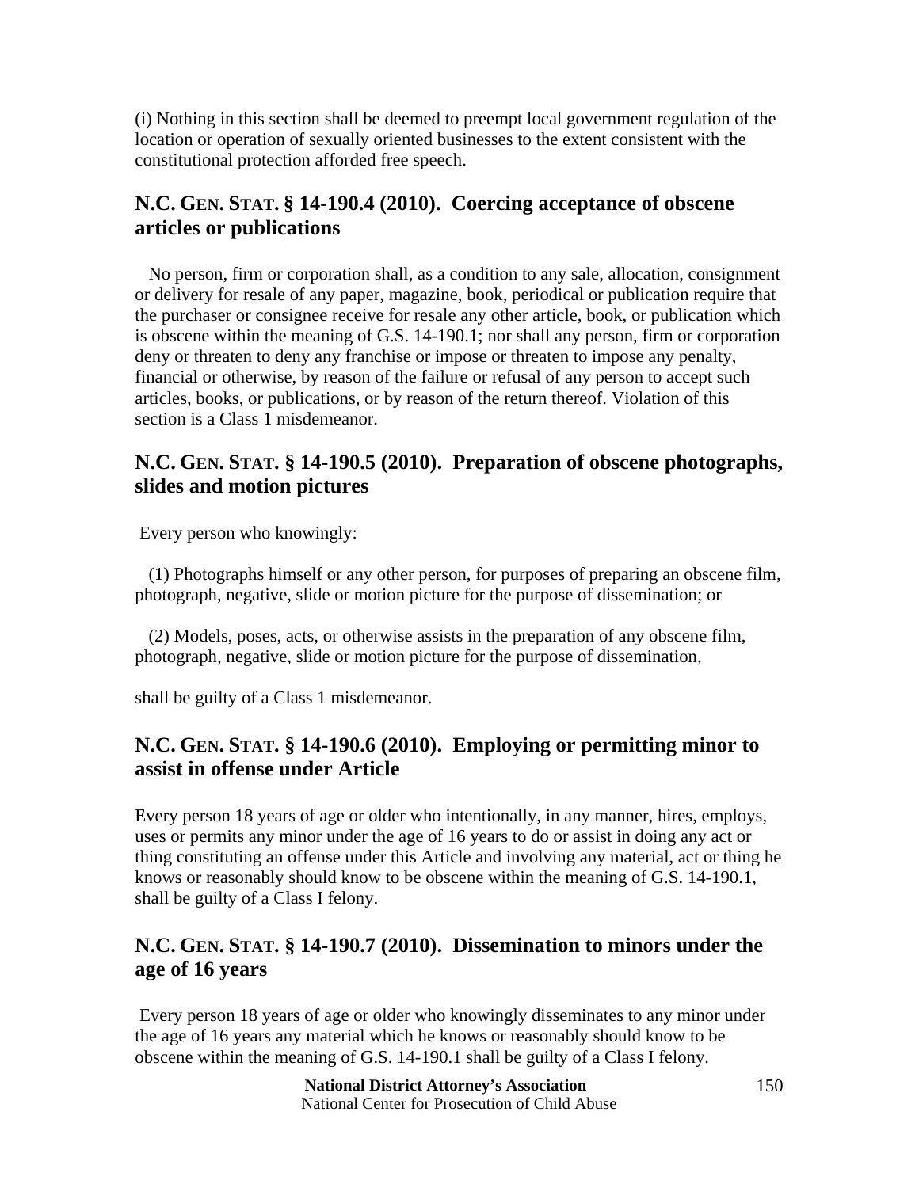(i) Nothing in this section shall be deemed to preempt local government regulation of the location or operation of sexually oriented businesses to the extent consistent with the constitutional protection afforded free speech.

## N.C. GEN. STAT. § 14-190.4 (2010). Coercing acceptance of obscene articles or publications

No person, firm or corporation shall, as a condition to any sale, allocation, consignment or delivery for resale of any paper, magazine, book, periodical or publication require that the purchaser or consignee receive for resale any other article, book, or publication which is obscene within the meaning of G.S. 14-190.1; nor shall any person, firm or corporation deny or threaten to deny any franchise or impose or threaten to impose any penalty, financial or otherwise, by reason of the failure or refusal of any person to accept such articles, books, or publications, or by reason of the return thereof. Violation of this section is a Class 1 misdemeanor.

## N.C. GEN. STAT. § 14-190.5 (2010). Preparation of obscene photographs, slides and motion pictures

Every person who knowingly:

(1) Photographs himself or any other person, for purposes of preparing an obscene film, photograph, negative, slide or motion picture for the purpose of dissemination; or

(2) Models, poses, acts, or otherwise assists in the preparation of any obscene film, photograph, negative, slide or motion picture for the purpose of dissemination,

shall be guilty of a Class 1 misdemeanor.

## N.C. GEN. STAT. § 14-190.6 (2010). Employing or permitting minor to assist in offense under Article

Every person 18 years of age or older who intentionally, in any manner, hires, employs, uses or permits any minor under the age of 16 years to do or assist in doing any act or thing constituting an offense under this Article and involving any material, act or thing he knows or reasonably should know to be obscene within the meaning of G.S. 14-190.1, shall be guilty of a Class I felony.

## N.C. GEN. STAT. § 14-190.7 (2010). Dissemination to minors under the age of 16 years

Every person 18 years of age or older who knowingly disseminates to any minor under the age of 16 years any material which he knows or reasonably should know to be obscene within the meaning of G.S. 14-190.1 shall be guilty of a Class I felony.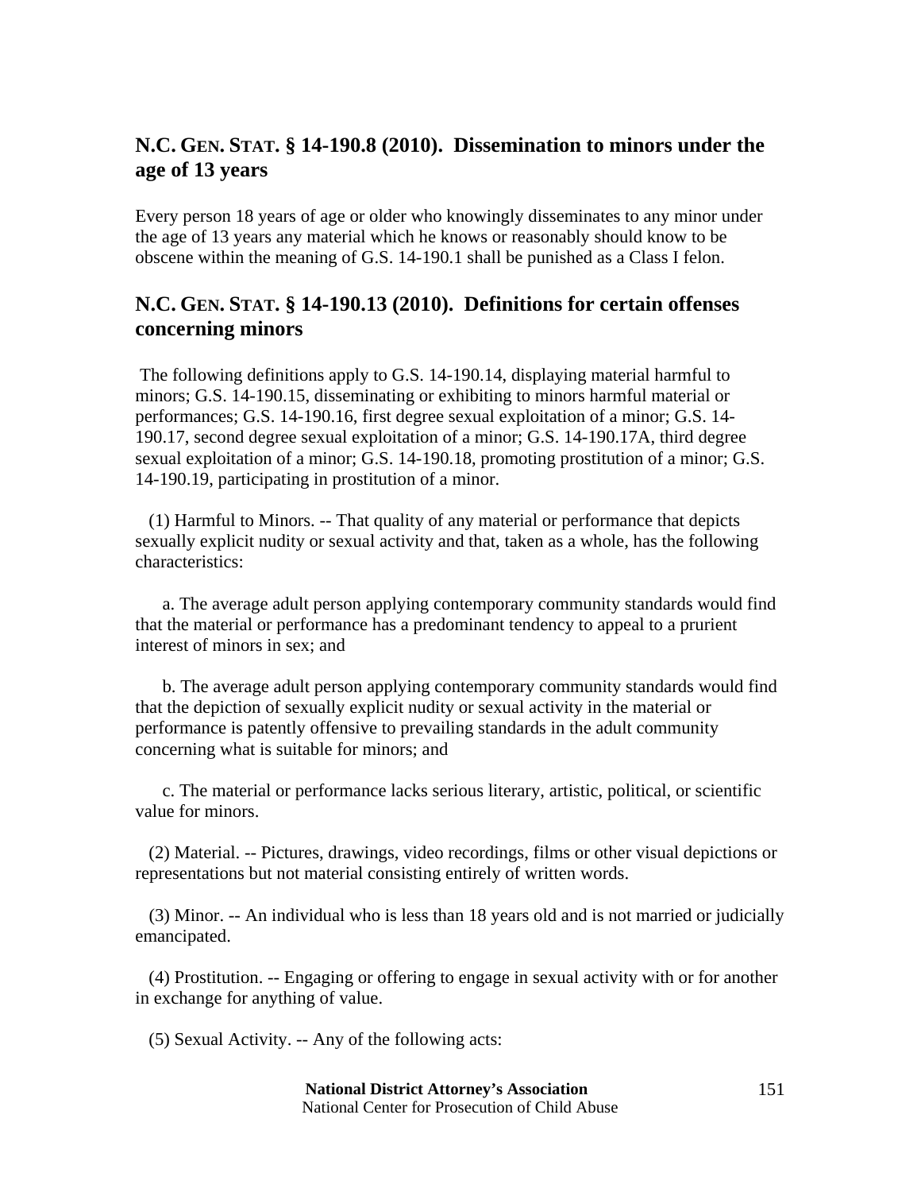## N.C. GEN. STAT. § 14-190.8 (2010). Dissemination to minors under the age of 13 years

Every person 18 years of age or older who knowingly disseminates to any minor under the age of 13 years any material which he knows or reasonably should know to be obscene within the meaning of G.S. 14-190.1 shall be punished as a Class I felon.

## N.C. GEN. STAT. § 14-190.13 (2010). Definitions for certain offenses concerning minors

The following definitions apply to G.S. 14-190.14, displaying material harmful to minors; G.S. 14-190.15, disseminating or exhibiting to minors harmful material or performances; G.S. 14-190.16, first degree sexual exploitation of a minor; G.S. 14-190.17, second degree sexual exploitation of a minor; G.S. 14-190.17A, third degree sexual exploitation of a minor; G.S. 14-190.18, promoting prostitution of a minor; G.S. 14-190.19, participating in prostitution of a minor.

(1) Harmful to Minors. -- That quality of any material or performance that depicts sexually explicit nudity or sexual activity and that, taken as a whole, has the following characteristics:

a. The average adult person applying contemporary community standards would find that the material or performance has a predominant tendency to appeal to a prurient interest of minors in sex; and

b. The average adult person applying contemporary community standards would find that the depiction of sexually explicit nudity or sexual activity in the material or performance is patently offensive to prevailing standards in the adult community concerning what is suitable for minors; and

c. The material or performance lacks serious literary, artistic, political, or scientific value for minors.

(2) Material. -- Pictures, drawings, video recordings, films or other visual depictions or representations but not material consisting entirely of written words.

(3) Minor. -- An individual who is less than 18 years old and is not married or judicially emancipated.

(4) Prostitution. -- Engaging or offering to engage in sexual activity with or for another in exchange for anything of value.

(5) Sexual Activity. -- Any of the following acts: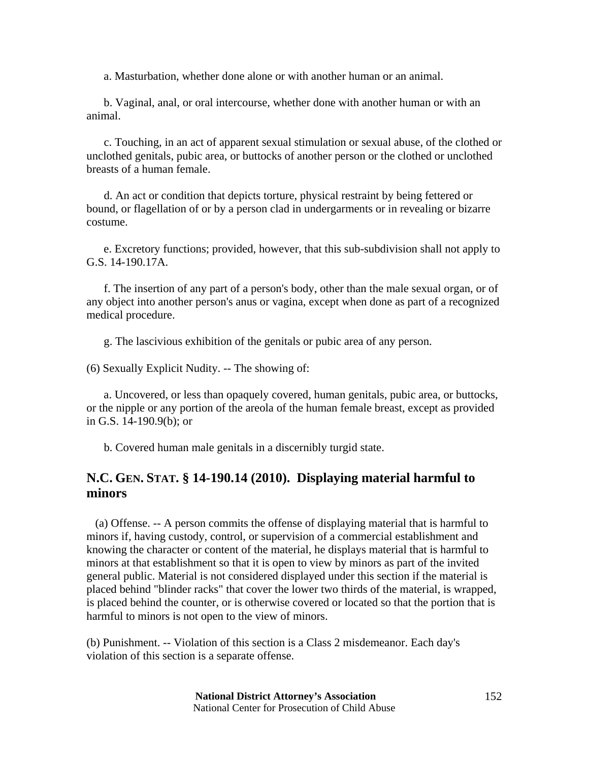a. Masturbation, whether done alone or with another human or an animal.

b. Vaginal, anal, or oral intercourse, whether done with another human or with an animal.

c. Touching, in an act of apparent sexual stimulation or sexual abuse, of the clothed or unclothed genitals, pubic area, or buttocks of another person or the clothed or unclothed breasts of a human female.

d. An act or condition that depicts torture, physical restraint by being fettered or bound, or flagellation of or by a person clad in undergarments or in revealing or bizarre costume.

e. Excretory functions; provided, however, that this sub-subdivision shall not apply to G.S. 14-190.17A.

f. The insertion of any part of a person's body, other than the male sexual organ, or of any object into another person's anus or vagina, except when done as part of a recognized medical procedure.

g. The lascivious exhibition of the genitals or pubic area of any person.

(6) Sexually Explicit Nudity. -- The showing of:

a. Uncovered, or less than opaquely covered, human genitals, pubic area, or buttocks, or the nipple or any portion of the areola of the human female breast, except as provided in G.S. 14-190.9(b); or

b. Covered human male genitals in a discernibly turgid state.

## N.C. GEN. STAT. § 14-190.14 (2010). Displaying material harmful to minors

(a) Offense. -- A person commits the offense of displaying material that is harmful to minors if, having custody, control, or supervision of a commercial establishment and knowing the character or content of the material, he displays material that is harmful to minors at that establishment so that it is open to view by minors as part of the invited general public. Material is not considered displayed under this section if the material is placed behind "blinder racks" that cover the lower two thirds of the material, is wrapped, is placed behind the counter, or is otherwise covered or located so that the portion that is harmful to minors is not open to the view of minors.

(b) Punishment. -- Violation of this section is a Class 2 misdemeanor. Each day's violation of this section is a separate offense.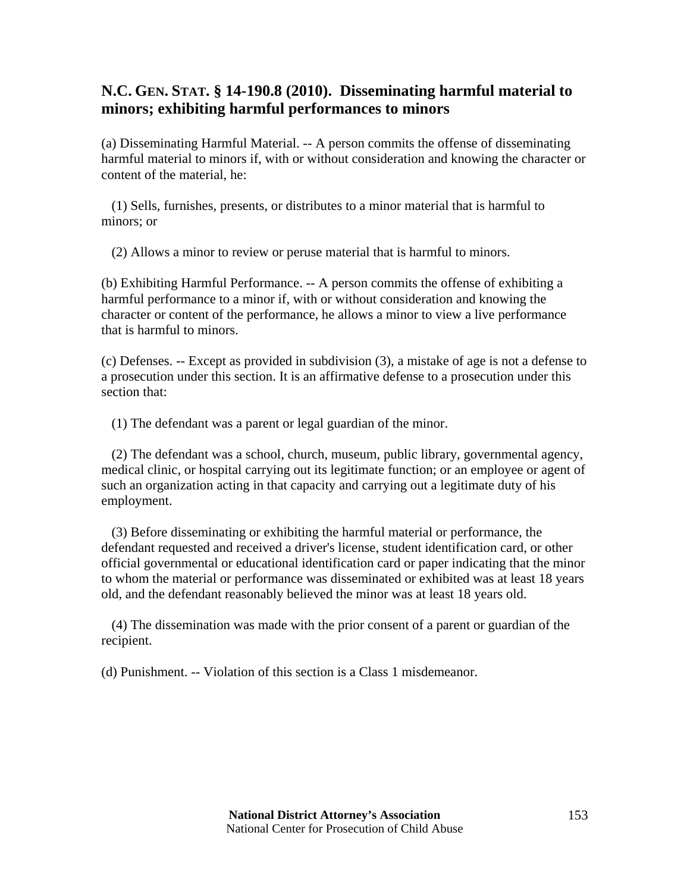## N.C. GEN. STAT. § 14-190.8 (2010). Disseminating harmful material to minors; exhibiting harmful performances to minors

(a) Disseminating Harmful Material. -- A person commits the offense of disseminating harmful material to minors if, with or without consideration and knowing the character or content of the material, he:

(1) Sells, furnishes, presents, or distributes to a minor material that is harmful to minors; or

(2) Allows a minor to review or peruse material that is harmful to minors.

(b) Exhibiting Harmful Performance. -- A person commits the offense of exhibiting a harmful performance to a minor if, with or without consideration and knowing the character or content of the performance, he allows a minor to view a live performance that is harmful to minors.

(c) Defenses. -- Except as provided in subdivision (3), a mistake of age is not a defense to a prosecution under this section. It is an affirmative defense to a prosecution under this section that:

(1) The defendant was a parent or legal guardian of the minor.

(2) The defendant was a school, church, museum, public library, governmental agency, medical clinic, or hospital carrying out its legitimate function; or an employee or agent of such an organization acting in that capacity and carrying out a legitimate duty of his employment.

(3) Before disseminating or exhibiting the harmful material or performance, the defendant requested and received a driver's license, student identification card, or other official governmental or educational identification card or paper indicating that the minor to whom the material or performance was disseminated or exhibited was at least 18 years old, and the defendant reasonably believed the minor was at least 18 years old.

(4) The dissemination was made with the prior consent of a parent or guardian of the recipient.

(d) Punishment. -- Violation of this section is a Class 1 misdemeanor.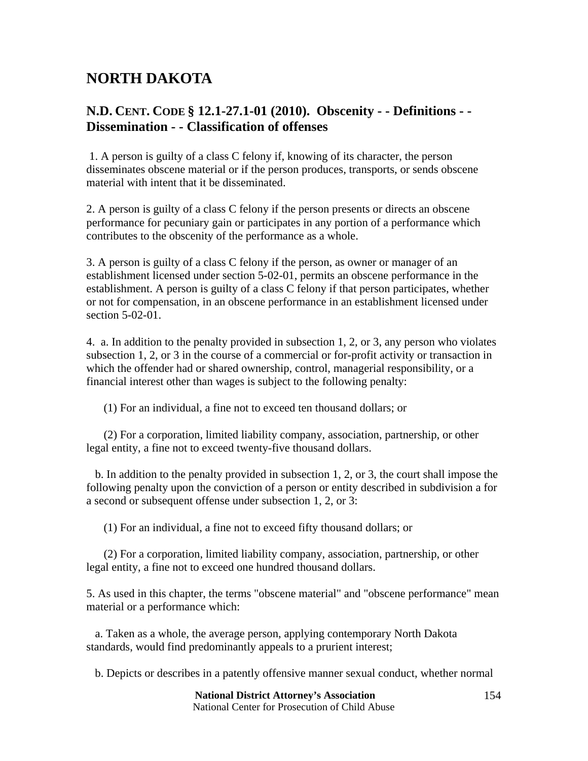# NORTH DAKOTA

## N.D. CENT. CODE § 12.1-27.1-01 (2010). Obscenity - - Definitions - - Dissemination - - Classification of offenses

1. A person is guilty of a class C felony if, knowing of its character, the person disseminates obscene material or if the person produces, transports, or sends obscene material with intent that it be disseminated.

2. A person is guilty of a class C felony if the person presents or directs an obscene performance for pecuniary gain or participates in any portion of a performance which contributes to the obscenity of the performance as a whole.

3. A person is guilty of a class C felony if the person, as owner or manager of an establishment licensed under section 5-02-01, permits an obscene performance in the establishment. A person is guilty of a class C felony if that person participates, whether or not for compensation, in an obscene performance in an establishment licensed under section 5-02-01.

4. a. In addition to the penalty provided in subsection 1, 2, or 3, any person who violates subsection 1, 2, or 3 in the course of a commercial or for-profit activity or transaction in which the offender had or shared ownership, control, managerial responsibility, or a financial interest other than wages is subject to the following penalty:

(1) For an individual, a fine not to exceed ten thousand dollars; or

(2) For a corporation, limited liability company, association, partnership, or other legal entity, a fine not to exceed twenty-five thousand dollars.

b. In addition to the penalty provided in subsection 1, 2, or 3, the court shall impose the following penalty upon the conviction of a person or entity described in subdivision a for a second or subsequent offense under subsection 1, 2, or 3:

(1) For an individual, a fine not to exceed fifty thousand dollars; or

(2) For a corporation, limited liability company, association, partnership, or other legal entity, a fine not to exceed one hundred thousand dollars.

5. As used in this chapter, the terms "obscene material" and "obscene performance" mean material or a performance which:

a. Taken as a whole, the average person, applying contemporary North Dakota standards, would find predominantly appeals to a prurient interest;

b. Depicts or describes in a patently offensive manner sexual conduct, whether normal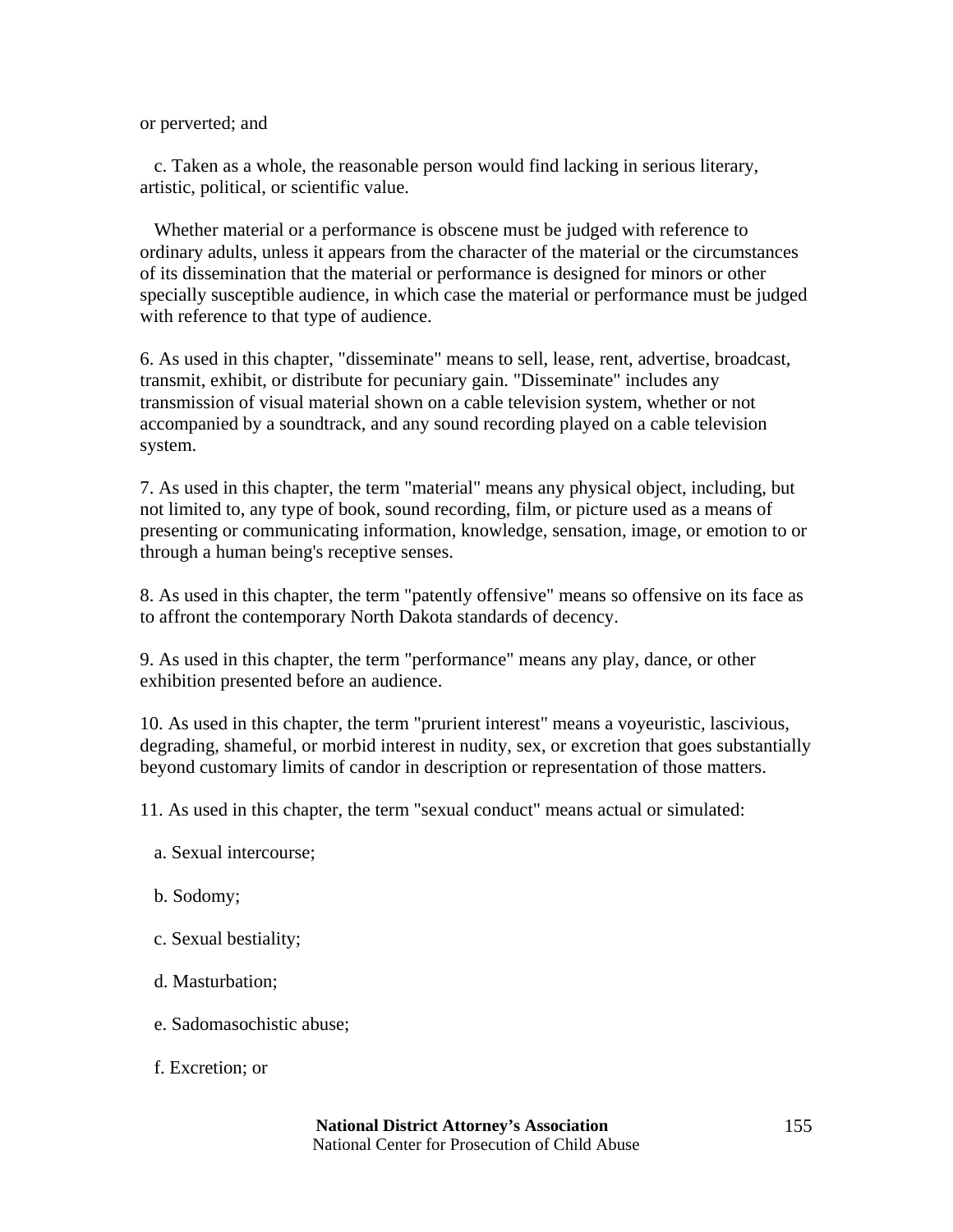or perverted; and

c. Taken as a whole, the reasonable person would find lacking in serious literary, artistic, political, or scientific value.

Whether material or a performance is obscene must be judged with reference to ordinary adults, unless it appears from the character of the material or the circumstances of its dissemination that the material or performance is designed for minors or other specially susceptible audience, in which case the material or performance must be judged with reference to that type of audience.

6. As used in this chapter, "disseminate" means to sell, lease, rent, advertise, broadcast, transmit, exhibit, or distribute for pecuniary gain. "Disseminate" includes any transmission of visual material shown on a cable television system, whether or not accompanied by a soundtrack, and any sound recording played on a cable television system.

7. As used in this chapter, the term "material" means any physical object, including, but not limited to, any type of book, sound recording, film, or picture used as a means of presenting or communicating information, knowledge, sensation, image, or emotion to or through a human being's receptive senses.

8. As used in this chapter, the term "patently offensive" means so offensive on its face as to affront the contemporary North Dakota standards of decency.

9. As used in this chapter, the term "performance" means any play, dance, or other exhibition presented before an audience.

10. As used in this chapter, the term "prurient interest" means a voyeuristic, lascivious, degrading, shameful, or morbid interest in nudity, sex, or excretion that goes substantially beyond customary limits of candor in description or representation of those matters.

11. As used in this chapter, the term "sexual conduct" means actual or simulated:

a. Sexual intercourse;

b. Sodomy;

c. Sexual bestiality;

d. Masturbation;

e. Sadomasochistic abuse;

f. Excretion; or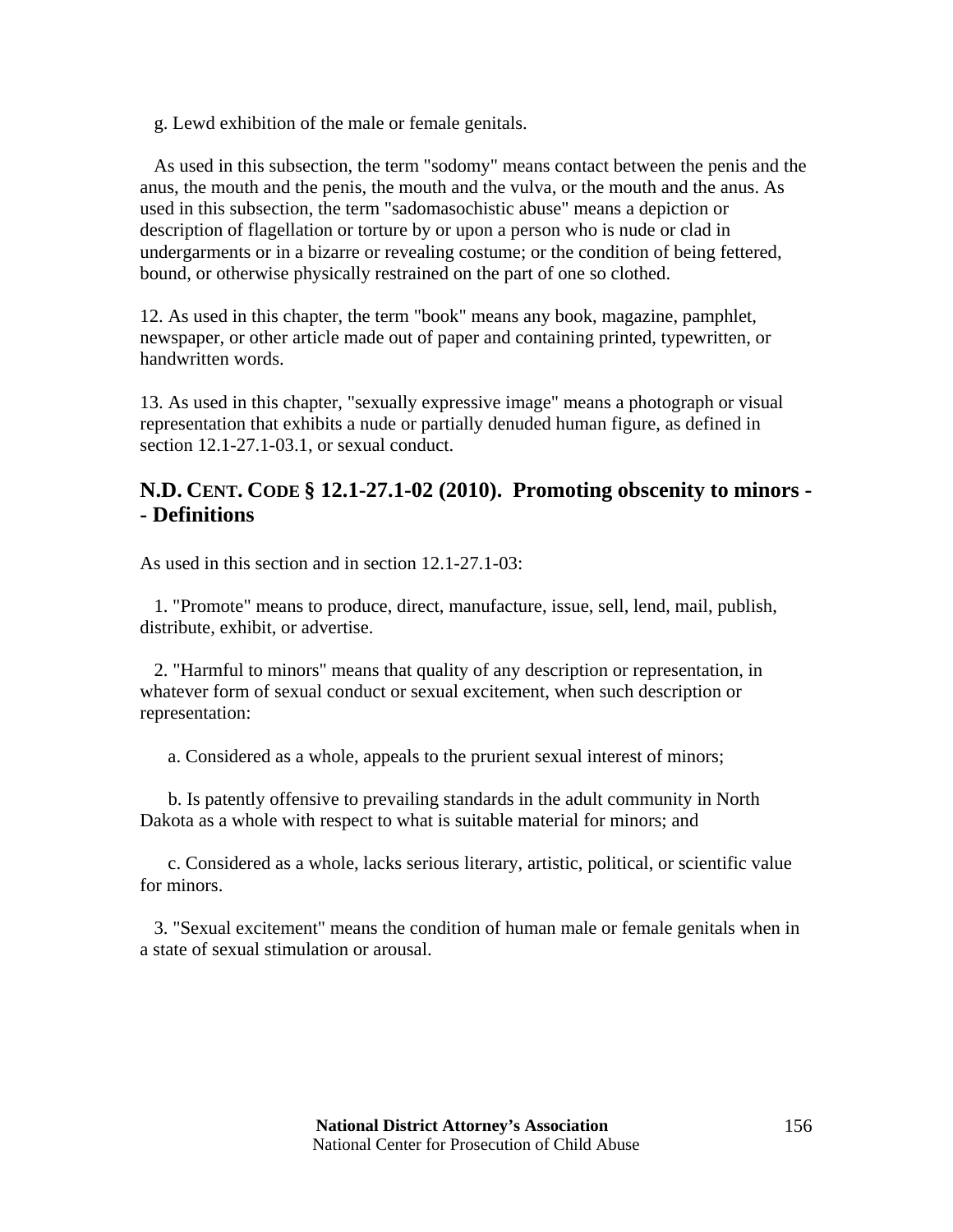g. Lewd exhibition of the male or female genitals.

As used in this subsection, the term "sodomy" means contact between the penis and the anus, the mouth and the penis, the mouth and the vulva, or the mouth and the anus. As used in this subsection, the term "sadomasochistic abuse" means a depiction or description of flagellation or torture by or upon a person who is nude or clad in undergarments or in a bizarre or revealing costume; or the condition of being fettered, bound, or otherwise physically restrained on the part of one so clothed.

12. As used in this chapter, the term "book" means any book, magazine, pamphlet, newspaper, or other article made out of paper and containing printed, typewritten, or handwritten words.

13. As used in this chapter, "sexually expressive image" means a photograph or visual representation that exhibits a nude or partially denuded human figure, as defined in section 12.1-27.1-03.1, or sexual conduct.

## N.D. CENT. CODE § 12.1-27.1-02 (2010). Promoting obscenity to minors -- Definitions

As used in this section and in section 12.1-27.1-03:

1. "Promote" means to produce, direct, manufacture, issue, sell, lend, mail, publish, distribute, exhibit, or advertise.

2. "Harmful to minors" means that quality of any description or representation, in whatever form of sexual conduct or sexual excitement, when such description or representation:

a. Considered as a whole, appeals to the prurient sexual interest of minors;

b. Is patently offensive to prevailing standards in the adult community in North Dakota as a whole with respect to what is suitable material for minors; and

c. Considered as a whole, lacks serious literary, artistic, political, or scientific value for minors.

3. "Sexual excitement" means the condition of human male or female genitals when in a state of sexual stimulation or arousal.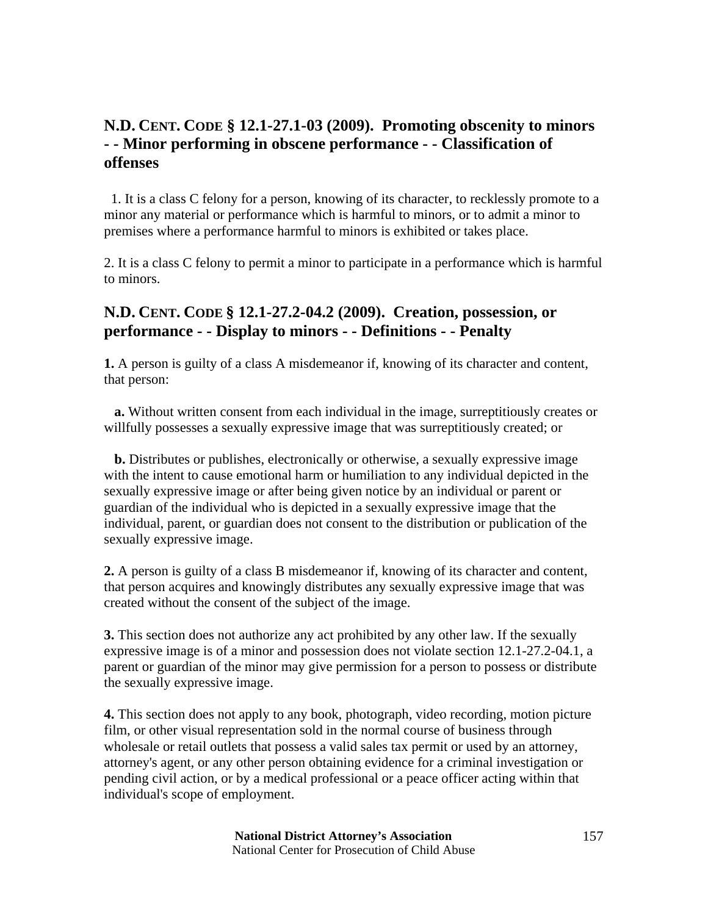## N.D. CENT. CODE § 12.1-27.1-03 (2009). Promoting obscenity to minors - - Minor performing in obscene performance - - Classification of offenses

1. It is a class C felony for a person, knowing of its character, to recklessly promote to a minor any material or performance which is harmful to minors, or to admit a minor to premises where a performance harmful to minors is exhibited or takes place.

2. It is a class C felony to permit a minor to participate in a performance which is harmful to minors.

## N.D. CENT. CODE § 12.1-27.2-04.2 (2009). Creation, possession, or performance - - Display to minors - - Definitions - - Penalty

**1.** A person is guilty of a class A misdemeanor if, knowing of its character and content, that person:

**a.** Without written consent from each individual in the image, surreptitiously creates or willfully possesses a sexually expressive image that was surreptitiously created; or

**b.** Distributes or publishes, electronically or otherwise, a sexually expressive image with the intent to cause emotional harm or humiliation to any individual depicted in the sexually expressive image or after being given notice by an individual or parent or guardian of the individual who is depicted in a sexually expressive image that the individual, parent, or guardian does not consent to the distribution or publication of the sexually expressive image.

**2.** A person is guilty of a class B misdemeanor if, knowing of its character and content, that person acquires and knowingly distributes any sexually expressive image that was created without the consent of the subject of the image.

**3.** This section does not authorize any act prohibited by any other law. If the sexually expressive image is of a minor and possession does not violate section 12.1-27.2-04.1, a parent or guardian of the minor may give permission for a person to possess or distribute the sexually expressive image.

**4.** This section does not apply to any book, photograph, video recording, motion picture film, or other visual representation sold in the normal course of business through wholesale or retail outlets that possess a valid sales tax permit or used by an attorney, attorney's agent, or any other person obtaining evidence for a criminal investigation or pending civil action, or by a medical professional or a peace officer acting within that individual's scope of employment.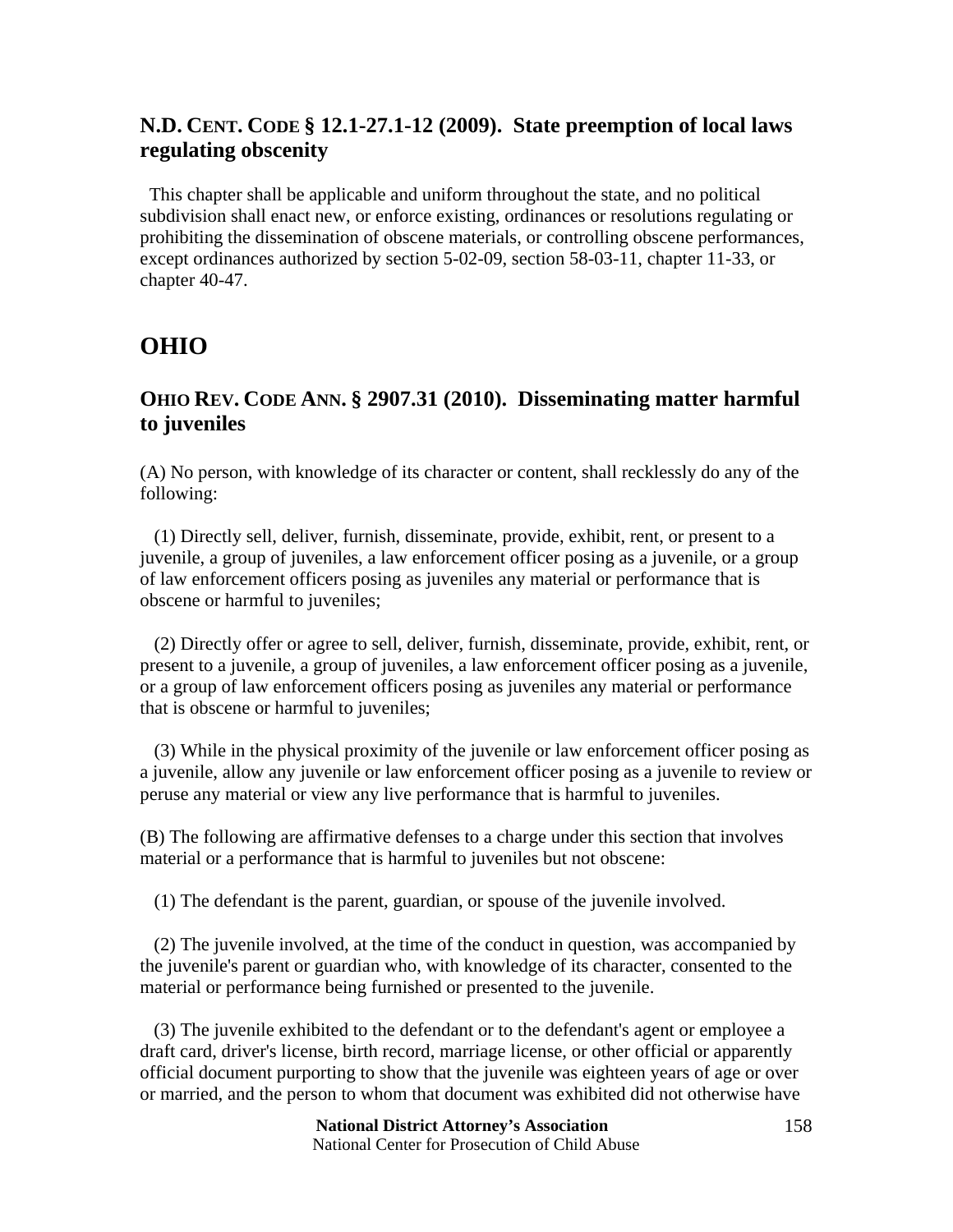### N.D. CENT. CODE § 12.1-27.1-12 (2009). State preemption of local laws regulating obscenity

This chapter shall be applicable and uniform throughout the state, and no political subdivision shall enact new, or enforce existing, ordinances or resolutions regulating or prohibiting the dissemination of obscene materials, or controlling obscene performances, except ordinances authorized by section 5-02-09, section 58-03-11, chapter 11-33, or chapter 40-47.

## OHIO

### OHIO REV. CODE ANN. § 2907.31 (2010). Disseminating matter harmful to juveniles

(A) No person, with knowledge of its character or content, shall recklessly do any of the following:

(1) Directly sell, deliver, furnish, disseminate, provide, exhibit, rent, or present to a juvenile, a group of juveniles, a law enforcement officer posing as a juvenile, or a group of law enforcement officers posing as juveniles any material or performance that is obscene or harmful to juveniles;

(2) Directly offer or agree to sell, deliver, furnish, disseminate, provide, exhibit, rent, or present to a juvenile, a group of juveniles, a law enforcement officer posing as a juvenile, or a group of law enforcement officers posing as juveniles any material or performance that is obscene or harmful to juveniles;

(3) While in the physical proximity of the juvenile or law enforcement officer posing as a juvenile, allow any juvenile or law enforcement officer posing as a juvenile to review or peruse any material or view any live performance that is harmful to juveniles.

(B) The following are affirmative defenses to a charge under this section that involves material or a performance that is harmful to juveniles but not obscene:

(1) The defendant is the parent, guardian, or spouse of the juvenile involved.

(2) The juvenile involved, at the time of the conduct in question, was accompanied by the juvenile's parent or guardian who, with knowledge of its character, consented to the material or performance being furnished or presented to the juvenile.

(3) The juvenile exhibited to the defendant or to the defendant's agent or employee a draft card, driver's license, birth record, marriage license, or other official or apparently official document purporting to show that the juvenile was eighteen years of age or over or married, and the person to whom that document was exhibited did not otherwise have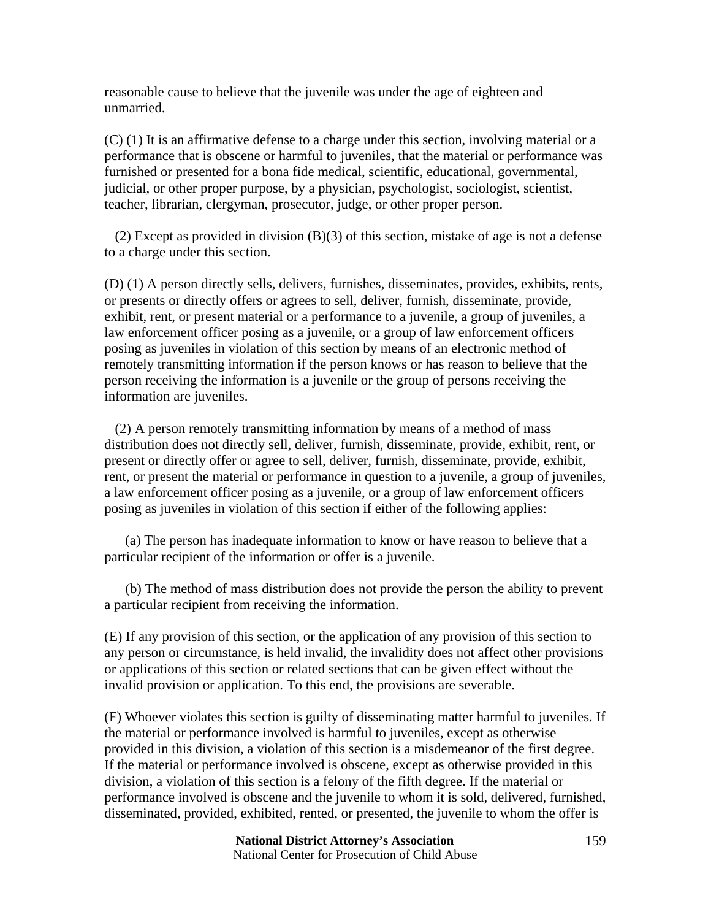reasonable cause to believe that the juvenile was under the age of eighteen and unmarried.

(C) (1) It is an affirmative defense to a charge under this section, involving material or a performance that is obscene or harmful to juveniles, that the material or performance was furnished or presented for a bona fide medical, scientific, educational, governmental, judicial, or other proper purpose, by a physician, psychologist, sociologist, scientist, teacher, librarian, clergyman, prosecutor, judge, or other proper person.

(2) Except as provided in division (B)(3) of this section, mistake of age is not a defense to a charge under this section.

(D) (1) A person directly sells, delivers, furnishes, disseminates, provides, exhibits, rents, or presents or directly offers or agrees to sell, deliver, furnish, disseminate, provide, exhibit, rent, or present material or a performance to a juvenile, a group of juveniles, a law enforcement officer posing as a juvenile, or a group of law enforcement officers posing as juveniles in violation of this section by means of an electronic method of remotely transmitting information if the person knows or has reason to believe that the person receiving the information is a juvenile or the group of persons receiving the information are juveniles.

(2) A person remotely transmitting information by means of a method of mass distribution does not directly sell, deliver, furnish, disseminate, provide, exhibit, rent, or present or directly offer or agree to sell, deliver, furnish, disseminate, provide, exhibit, rent, or present the material or performance in question to a juvenile, a group of juveniles, a law enforcement officer posing as a juvenile, or a group of law enforcement officers posing as juveniles in violation of this section if either of the following applies:

(a) The person has inadequate information to know or have reason to believe that a particular recipient of the information or offer is a juvenile.

(b) The method of mass distribution does not provide the person the ability to prevent a particular recipient from receiving the information.

(E) If any provision of this section, or the application of any provision of this section to any person or circumstance, is held invalid, the invalidity does not affect other provisions or applications of this section or related sections that can be given effect without the invalid provision or application. To this end, the provisions are severable.

(F) Whoever violates this section is guilty of disseminating matter harmful to juveniles. If the material or performance involved is harmful to juveniles, except as otherwise provided in this division, a violation of this section is a misdemeanor of the first degree. If the material or performance involved is obscene, except as otherwise provided in this division, a violation of this section is a felony of the fifth degree. If the material or performance involved is obscene and the juvenile to whom it is sold, delivered, furnished, disseminated, provided, exhibited, rented, or presented, the juvenile to whom the offer is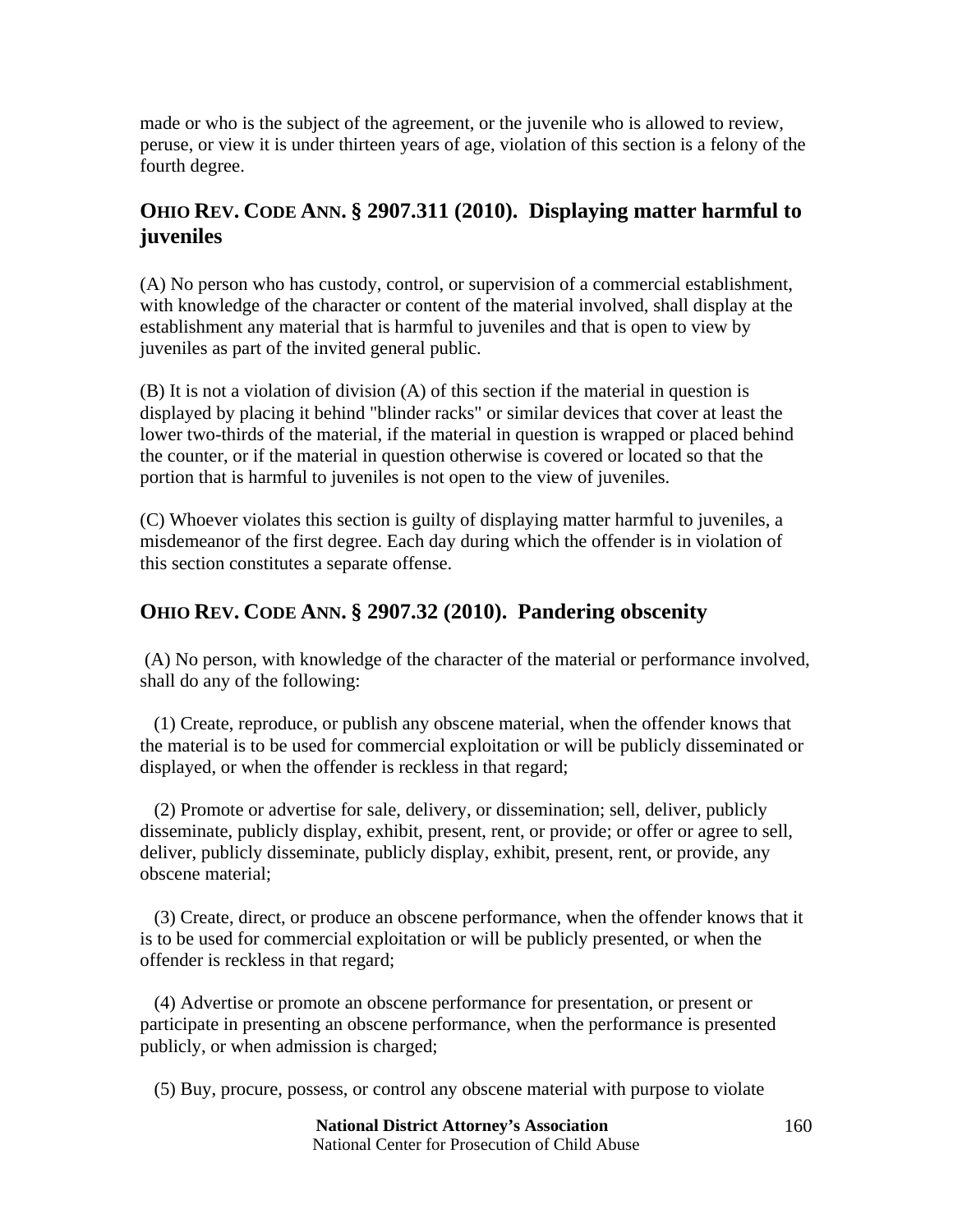made or who is the subject of the agreement, or the juvenile who is allowed to review, peruse, or view it is under thirteen years of age, violation of this section is a felony of the fourth degree.

## OHIO REV. CODE ANN. § 2907.311 (2010). Displaying matter harmful to juveniles

(A) No person who has custody, control, or supervision of a commercial establishment, with knowledge of the character or content of the material involved, shall display at the establishment any material that is harmful to juveniles and that is open to view by juveniles as part of the invited general public.

(B) It is not a violation of division (A) of this section if the material in question is displayed by placing it behind "blinder racks" or similar devices that cover at least the lower two-thirds of the material, if the material in question is wrapped or placed behind the counter, or if the material in question otherwise is covered or located so that the portion that is harmful to juveniles is not open to the view of juveniles.

(C) Whoever violates this section is guilty of displaying matter harmful to juveniles, a misdemeanor of the first degree. Each day during which the offender is in violation of this section constitutes a separate offense.

## OHIO REV. CODE ANN. § 2907.32 (2010). Pandering obscenity

(A) No person, with knowledge of the character of the material or performance involved, shall do any of the following:

(1) Create, reproduce, or publish any obscene material, when the offender knows that the material is to be used for commercial exploitation or will be publicly disseminated or displayed, or when the offender is reckless in that regard;

(2) Promote or advertise for sale, delivery, or dissemination; sell, deliver, publicly disseminate, publicly display, exhibit, present, rent, or provide; or offer or agree to sell, deliver, publicly disseminate, publicly display, exhibit, present, rent, or provide, any obscene material;

(3) Create, direct, or produce an obscene performance, when the offender knows that it is to be used for commercial exploitation or will be publicly presented, or when the offender is reckless in that regard;

(4) Advertise or promote an obscene performance for presentation, or present or participate in presenting an obscene performance, when the performance is presented publicly, or when admission is charged;

(5) Buy, procure, possess, or control any obscene material with purpose to violate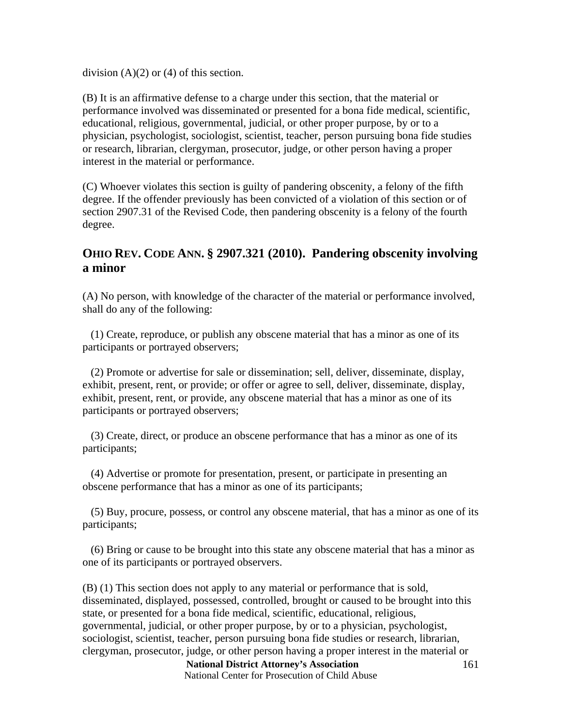division (A)(2) or (4) of this section.

(B) It is an affirmative defense to a charge under this section, that the material or performance involved was disseminated or presented for a bona fide medical, scientific, educational, religious, governmental, judicial, or other proper purpose, by or to a physician, psychologist, sociologist, scientist, teacher, person pursuing bona fide studies or research, librarian, clergyman, prosecutor, judge, or other person having a proper interest in the material or performance.

(C) Whoever violates this section is guilty of pandering obscenity, a felony of the fifth degree. If the offender previously has been convicted of a violation of this section or of section 2907.31 of the Revised Code, then pandering obscenity is a felony of the fourth degree.

## OHIO REV. CODE ANN. § 2907.321 (2010). Pandering obscenity involving a minor

(A) No person, with knowledge of the character of the material or performance involved, shall do any of the following:

(1) Create, reproduce, or publish any obscene material that has a minor as one of its participants or portrayed observers;

(2) Promote or advertise for sale or dissemination; sell, deliver, disseminate, display, exhibit, present, rent, or provide; or offer or agree to sell, deliver, disseminate, display, exhibit, present, rent, or provide, any obscene material that has a minor as one of its participants or portrayed observers;

(3) Create, direct, or produce an obscene performance that has a minor as one of its participants;

(4) Advertise or promote for presentation, present, or participate in presenting an obscene performance that has a minor as one of its participants;

(5) Buy, procure, possess, or control any obscene material, that has a minor as one of its participants;

(6) Bring or cause to be brought into this state any obscene material that has a minor as one of its participants or portrayed observers.

(B) (1) This section does not apply to any material or performance that is sold, disseminated, displayed, possessed, controlled, brought or caused to be brought into this state, or presented for a bona fide medical, scientific, educational, religious, governmental, judicial, or other proper purpose, by or to a physician, psychologist, sociologist, scientist, teacher, person pursuing bona fide studies or research, librarian, clergyman, prosecutor, judge, or other person having a proper interest in the material or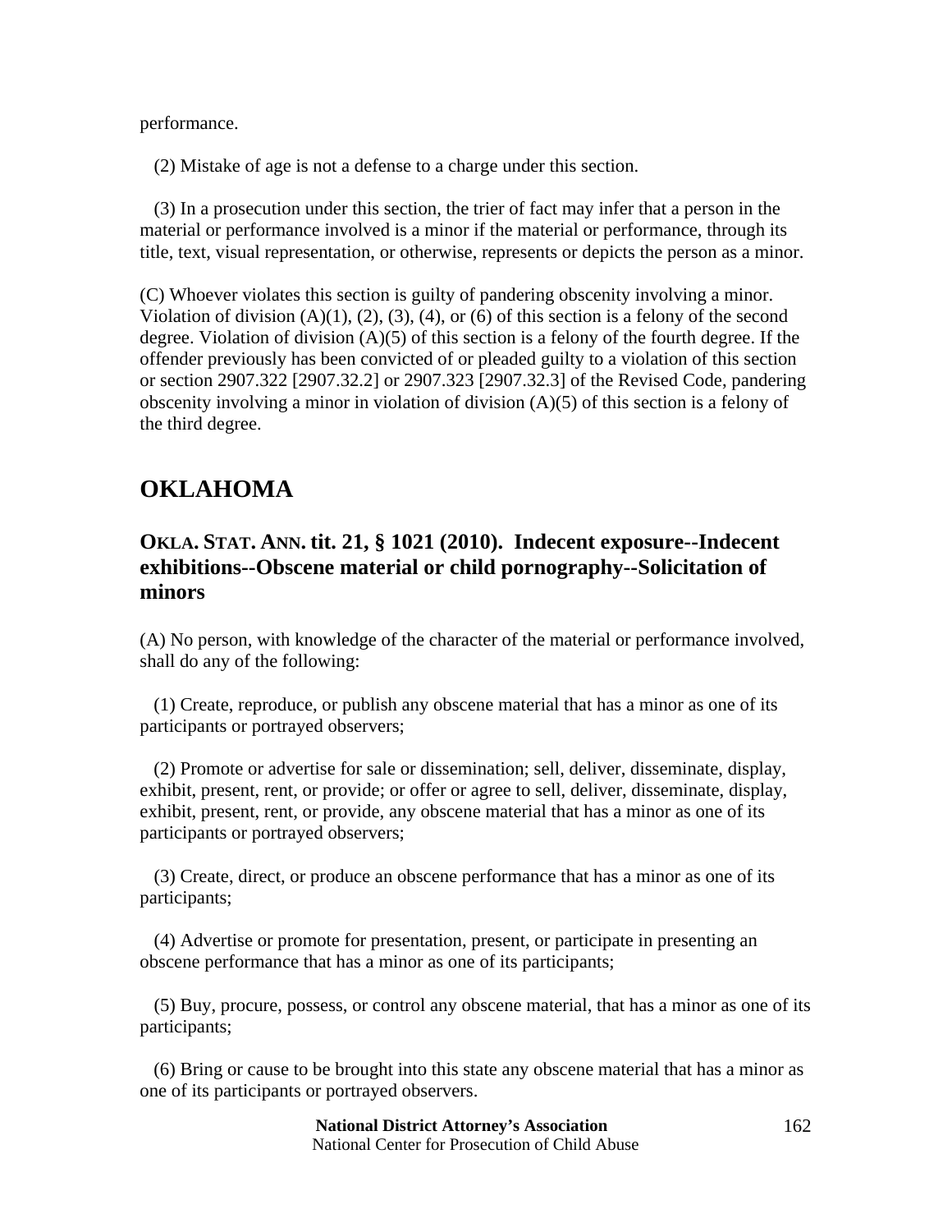performance.

(2) Mistake of age is not a defense to a charge under this section.

(3) In a prosecution under this section, the trier of fact may infer that a person in the material or performance involved is a minor if the material or performance, through its title, text, visual representation, or otherwise, represents or depicts the person as a minor.

(C) Whoever violates this section is guilty of pandering obscenity involving a minor. Violation of division (A)(1), (2), (3), (4), or (6) of this section is a felony of the second degree. Violation of division (A)(5) of this section is a felony of the fourth degree. If the offender previously has been convicted of or pleaded guilty to a violation of this section or section 2907.322 [2907.32.2] or 2907.323 [2907.32.3] of the Revised Code, pandering obscenity involving a minor in violation of division (A)(5) of this section is a felony of the third degree.

## OKLAHOMA

### OKLA. STAT. ANN. tit. 21, § 1021 (2010). Indecent exposure--Indecent exhibitions--Obscene material or child pornography--Solicitation of minors

(A) No person, with knowledge of the character of the material or performance involved, shall do any of the following:

(1) Create, reproduce, or publish any obscene material that has a minor as one of its participants or portrayed observers;

(2) Promote or advertise for sale or dissemination; sell, deliver, disseminate, display, exhibit, present, rent, or provide; or offer or agree to sell, deliver, disseminate, display, exhibit, present, rent, or provide, any obscene material that has a minor as one of its participants or portrayed observers;

(3) Create, direct, or produce an obscene performance that has a minor as one of its participants;

(4) Advertise or promote for presentation, present, or participate in presenting an obscene performance that has a minor as one of its participants;

(5) Buy, procure, possess, or control any obscene material, that has a minor as one of its participants;

(6) Bring or cause to be brought into this state any obscene material that has a minor as one of its participants or portrayed observers.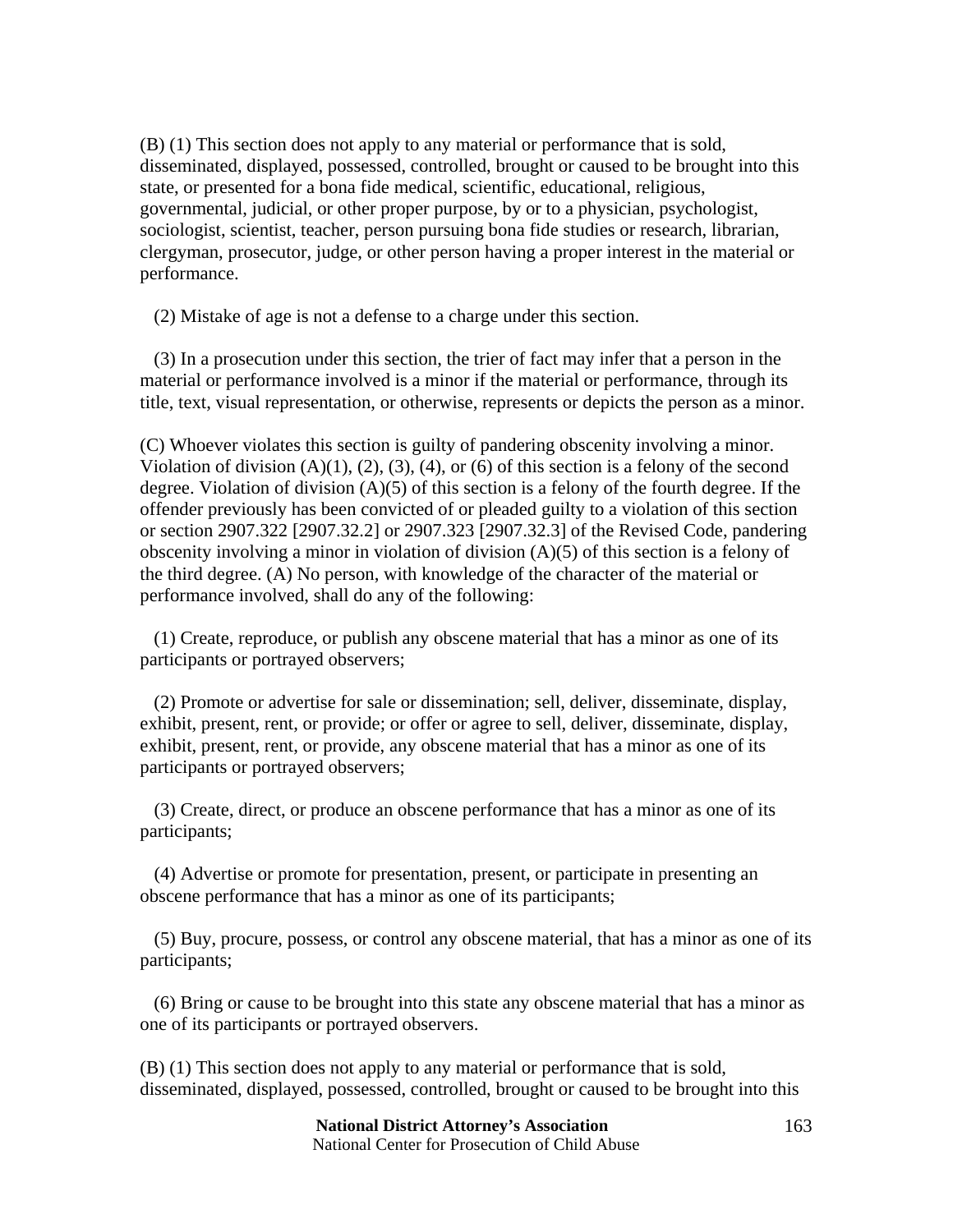(B) (1) This section does not apply to any material or performance that is sold, disseminated, displayed, possessed, controlled, brought or caused to be brought into this state, or presented for a bona fide medical, scientific, educational, religious, governmental, judicial, or other proper purpose, by or to a physician, psychologist, sociologist, scientist, teacher, person pursuing bona fide studies or research, librarian, clergyman, prosecutor, judge, or other person having a proper interest in the material or performance.

(2) Mistake of age is not a defense to a charge under this section.

(3) In a prosecution under this section, the trier of fact may infer that a person in the material or performance involved is a minor if the material or performance, through its title, text, visual representation, or otherwise, represents or depicts the person as a minor.

(C) Whoever violates this section is guilty of pandering obscenity involving a minor. Violation of division (A)(1), (2), (3), (4), or (6) of this section is a felony of the second degree. Violation of division (A)(5) of this section is a felony of the fourth degree. If the offender previously has been convicted of or pleaded guilty to a violation of this section or section 2907.322 [2907.32.2] or 2907.323 [2907.32.3] of the Revised Code, pandering obscenity involving a minor in violation of division (A)(5) of this section is a felony of the third degree. (A) No person, with knowledge of the character of the material or performance involved, shall do any of the following:

(1) Create, reproduce, or publish any obscene material that has a minor as one of its participants or portrayed observers;

(2) Promote or advertise for sale or dissemination; sell, deliver, disseminate, display, exhibit, present, rent, or provide; or offer or agree to sell, deliver, disseminate, display, exhibit, present, rent, or provide, any obscene material that has a minor as one of its participants or portrayed observers;

(3) Create, direct, or produce an obscene performance that has a minor as one of its participants;

(4) Advertise or promote for presentation, present, or participate in presenting an obscene performance that has a minor as one of its participants;

(5) Buy, procure, possess, or control any obscene material, that has a minor as one of its participants;

(6) Bring or cause to be brought into this state any obscene material that has a minor as one of its participants or portrayed observers.

(B) (1) This section does not apply to any material or performance that is sold, disseminated, displayed, possessed, controlled, brought or caused to be brought into this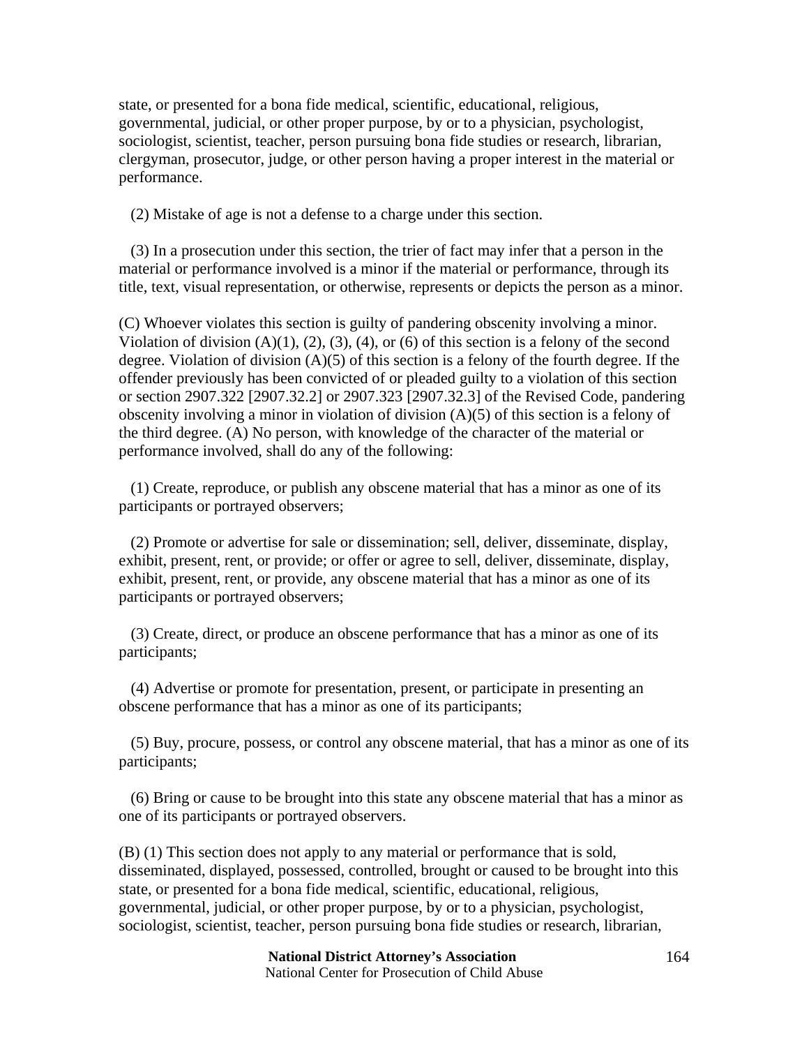state, or presented for a bona fide medical, scientific, educational, religious, governmental, judicial, or other proper purpose, by or to a physician, psychologist, sociologist, scientist, teacher, person pursuing bona fide studies or research, librarian, clergyman, prosecutor, judge, or other person having a proper interest in the material or performance.

(2) Mistake of age is not a defense to a charge under this section.

(3) In a prosecution under this section, the trier of fact may infer that a person in the material or performance involved is a minor if the material or performance, through its title, text, visual representation, or otherwise, represents or depicts the person as a minor.

(C) Whoever violates this section is guilty of pandering obscenity involving a minor. Violation of division (A)(1), (2), (3), (4), or (6) of this section is a felony of the second degree. Violation of division (A)(5) of this section is a felony of the fourth degree. If the offender previously has been convicted of or pleaded guilty to a violation of this section or section 2907.322 [2907.32.2] or 2907.323 [2907.32.3] of the Revised Code, pandering obscenity involving a minor in violation of division (A)(5) of this section is a felony of the third degree. (A) No person, with knowledge of the character of the material or performance involved, shall do any of the following:

(1) Create, reproduce, or publish any obscene material that has a minor as one of its participants or portrayed observers;

(2) Promote or advertise for sale or dissemination; sell, deliver, disseminate, display, exhibit, present, rent, or provide; or offer or agree to sell, deliver, disseminate, display, exhibit, present, rent, or provide, any obscene material that has a minor as one of its participants or portrayed observers;

(3) Create, direct, or produce an obscene performance that has a minor as one of its participants;

(4) Advertise or promote for presentation, present, or participate in presenting an obscene performance that has a minor as one of its participants;

(5) Buy, procure, possess, or control any obscene material, that has a minor as one of its participants;

(6) Bring or cause to be brought into this state any obscene material that has a minor as one of its participants or portrayed observers.

(B) (1) This section does not apply to any material or performance that is sold, disseminated, displayed, possessed, controlled, brought or caused to be brought into this state, or presented for a bona fide medical, scientific, educational, religious, governmental, judicial, or other proper purpose, by or to a physician, psychologist, sociologist, scientist, teacher, person pursuing bona fide studies or research, librarian,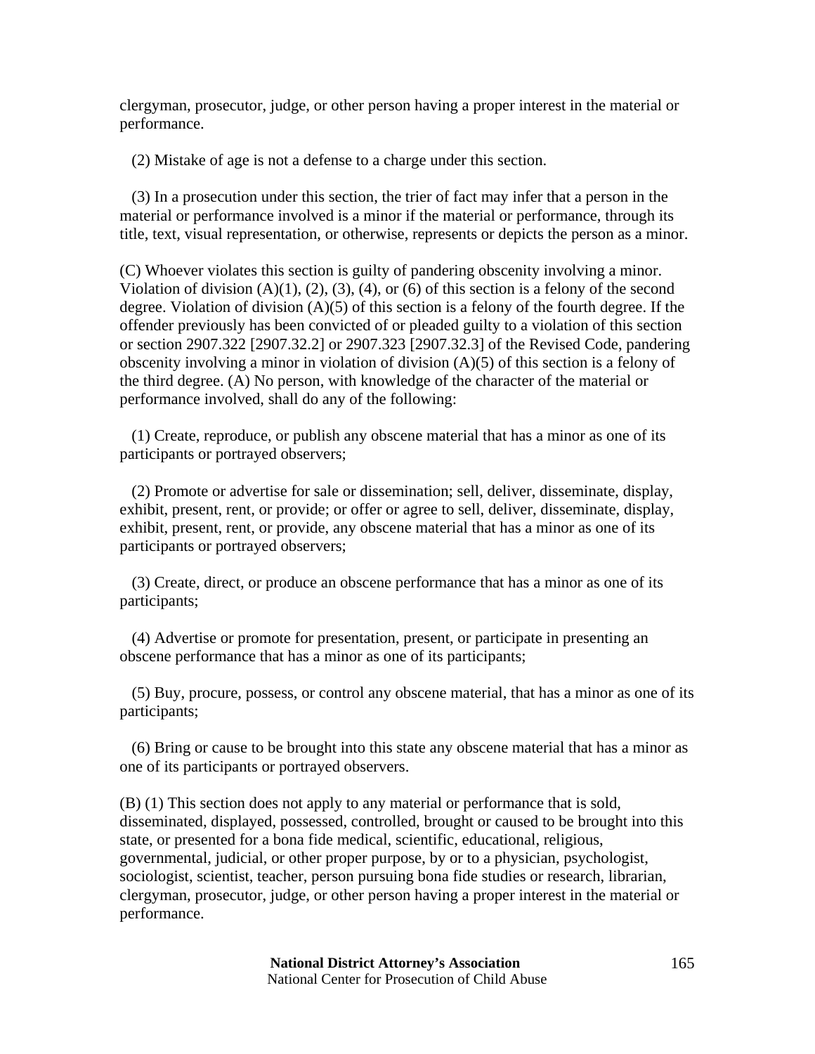clergyman, prosecutor, judge, or other person having a proper interest in the material or performance.

(2) Mistake of age is not a defense to a charge under this section.

(3) In a prosecution under this section, the trier of fact may infer that a person in the material or performance involved is a minor if the material or performance, through its title, text, visual representation, or otherwise, represents or depicts the person as a minor.

(C) Whoever violates this section is guilty of pandering obscenity involving a minor. Violation of division (A)(1), (2), (3), (4), or (6) of this section is a felony of the second degree. Violation of division (A)(5) of this section is a felony of the fourth degree. If the offender previously has been convicted of or pleaded guilty to a violation of this section or section 2907.322 [2907.32.2] or 2907.323 [2907.32.3] of the Revised Code, pandering obscenity involving a minor in violation of division (A)(5) of this section is a felony of the third degree. (A) No person, with knowledge of the character of the material or performance involved, shall do any of the following:

(1) Create, reproduce, or publish any obscene material that has a minor as one of its participants or portrayed observers;

(2) Promote or advertise for sale or dissemination; sell, deliver, disseminate, display, exhibit, present, rent, or provide; or offer or agree to sell, deliver, disseminate, display, exhibit, present, rent, or provide, any obscene material that has a minor as one of its participants or portrayed observers;

(3) Create, direct, or produce an obscene performance that has a minor as one of its participants;

(4) Advertise or promote for presentation, present, or participate in presenting an obscene performance that has a minor as one of its participants;

(5) Buy, procure, possess, or control any obscene material, that has a minor as one of its participants;

(6) Bring or cause to be brought into this state any obscene material that has a minor as one of its participants or portrayed observers.

(B) (1) This section does not apply to any material or performance that is sold, disseminated, displayed, possessed, controlled, brought or caused to be brought into this state, or presented for a bona fide medical, scientific, educational, religious, governmental, judicial, or other proper purpose, by or to a physician, psychologist, sociologist, scientist, teacher, person pursuing bona fide studies or research, librarian, clergyman, prosecutor, judge, or other person having a proper interest in the material or performance.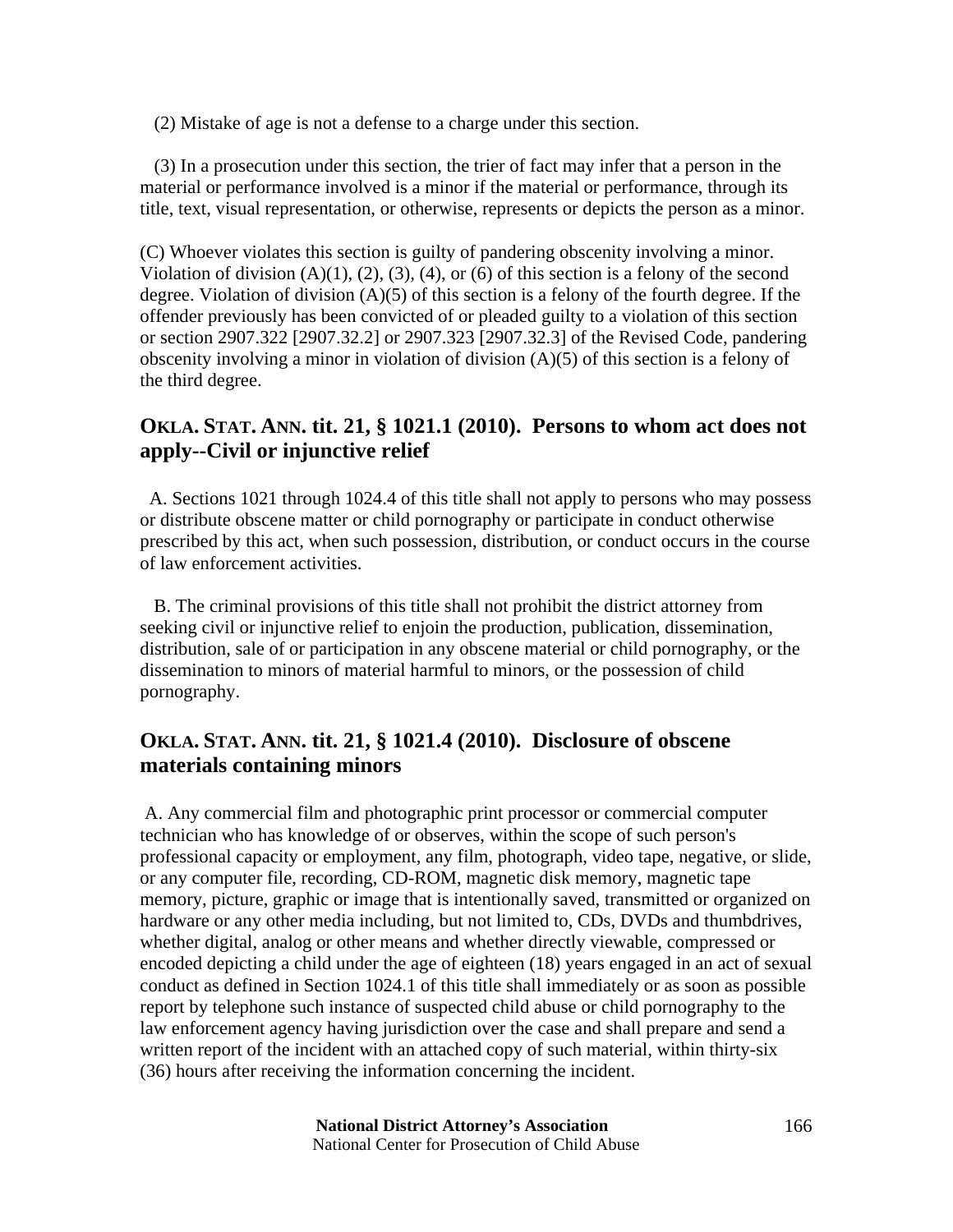(2) Mistake of age is not a defense to a charge under this section.

(3) In a prosecution under this section, the trier of fact may infer that a person in the material or performance involved is a minor if the material or performance, through its title, text, visual representation, or otherwise, represents or depicts the person as a minor.

(C) Whoever violates this section is guilty of pandering obscenity involving a minor. Violation of division (A)(1), (2), (3), (4), or (6) of this section is a felony of the second degree. Violation of division (A)(5) of this section is a felony of the fourth degree. If the offender previously has been convicted of or pleaded guilty to a violation of this section or section 2907.322 [2907.32.2] or 2907.323 [2907.32.3] of the Revised Code, pandering obscenity involving a minor in violation of division (A)(5) of this section is a felony of the third degree.

## OKLA. STAT. ANN. tit. 21, § 1021.1 (2010). Persons to whom act does not apply--Civil or injunctive relief

A. Sections 1021 through 1024.4 of this title shall not apply to persons who may possess or distribute obscene matter or child pornography or participate in conduct otherwise prescribed by this act, when such possession, distribution, or conduct occurs in the course of law enforcement activities.

B. The criminal provisions of this title shall not prohibit the district attorney from seeking civil or injunctive relief to enjoin the production, publication, dissemination, distribution, sale of or participation in any obscene material or child pornography, or the dissemination to minors of material harmful to minors, or the possession of child pornography.

## OKLA. STAT. ANN. tit. 21, § 1021.4 (2010). Disclosure of obscene materials containing minors

A. Any commercial film and photographic print processor or commercial computer technician who has knowledge of or observes, within the scope of such person's professional capacity or employment, any film, photograph, video tape, negative, or slide, or any computer file, recording, CD-ROM, magnetic disk memory, magnetic tape memory, picture, graphic or image that is intentionally saved, transmitted or organized on hardware or any other media including, but not limited to, CDs, DVDs and thumbdrives, whether digital, analog or other means and whether directly viewable, compressed or encoded depicting a child under the age of eighteen (18) years engaged in an act of sexual conduct as defined in Section 1024.1 of this title shall immediately or as soon as possible report by telephone such instance of suspected child abuse or child pornography to the law enforcement agency having jurisdiction over the case and shall prepare and send a written report of the incident with an attached copy of such material, within thirty-six (36) hours after receiving the information concerning the incident.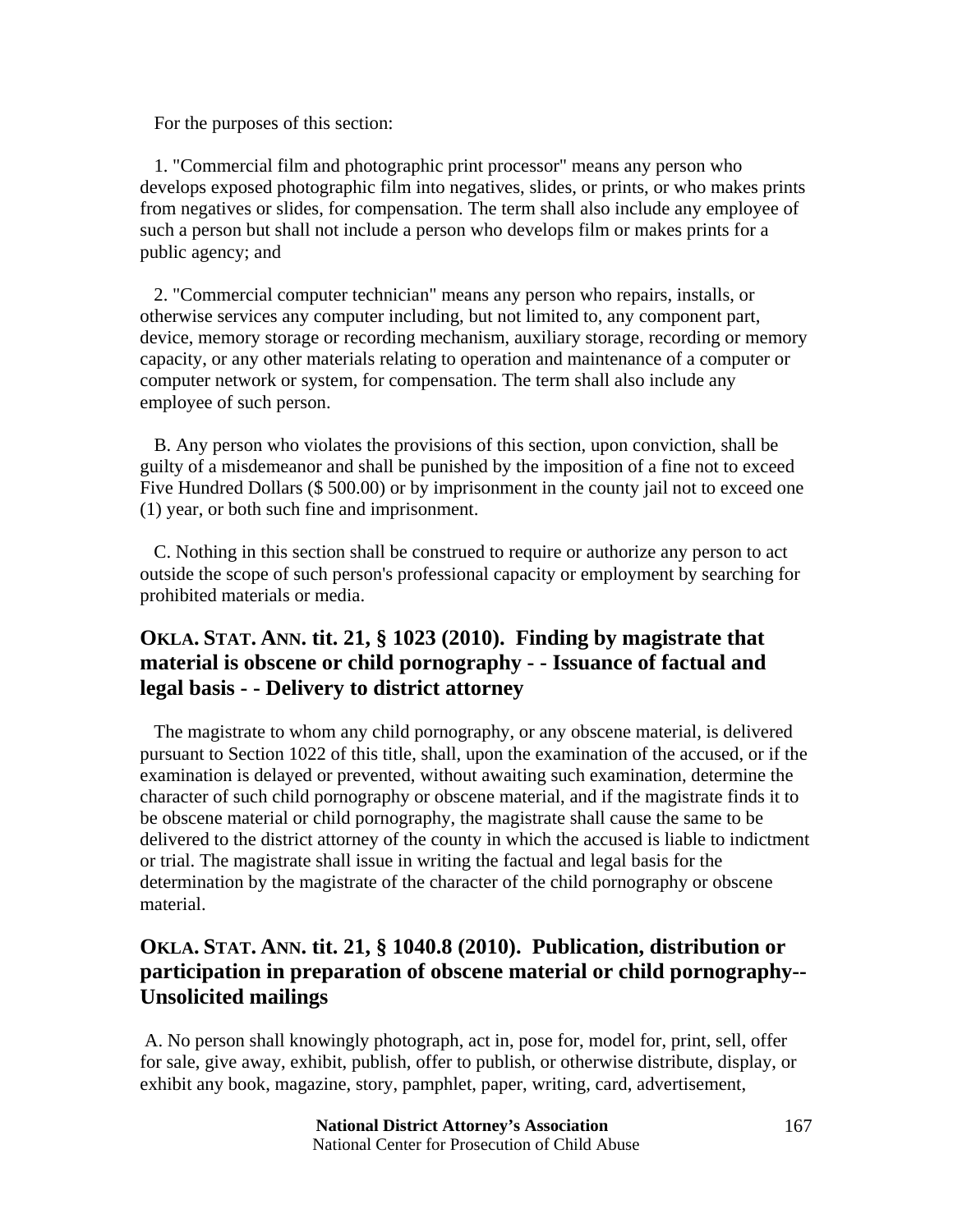For the purposes of this section:

1. "Commercial film and photographic print processor" means any person who develops exposed photographic film into negatives, slides, or prints, or who makes prints from negatives or slides, for compensation. The term shall also include any employee of such a person but shall not include a person who develops film or makes prints for a public agency; and

2. "Commercial computer technician" means any person who repairs, installs, or otherwise services any computer including, but not limited to, any component part, device, memory storage or recording mechanism, auxiliary storage, recording or memory capacity, or any other materials relating to operation and maintenance of a computer or computer network or system, for compensation. The term shall also include any employee of such person.

B. Any person who violates the provisions of this section, upon conviction, shall be guilty of a misdemeanor and shall be punished by the imposition of a fine not to exceed Five Hundred Dollars ($ 500.00) or by imprisonment in the county jail not to exceed one (1) year, or both such fine and imprisonment.

C. Nothing in this section shall be construed to require or authorize any person to act outside the scope of such person's professional capacity or employment by searching for prohibited materials or media.

## OKLA. STAT. ANN. tit. 21, § 1023 (2010). Finding by magistrate that material is obscene or child pornography - - Issuance of factual and legal basis - - Delivery to district attorney

The magistrate to whom any child pornography, or any obscene material, is delivered pursuant to Section 1022 of this title, shall, upon the examination of the accused, or if the examination is delayed or prevented, without awaiting such examination, determine the character of such child pornography or obscene material, and if the magistrate finds it to be obscene material or child pornography, the magistrate shall cause the same to be delivered to the district attorney of the county in which the accused is liable to indictment or trial. The magistrate shall issue in writing the factual and legal basis for the determination by the magistrate of the character of the child pornography or obscene material.

## OKLA. STAT. ANN. tit. 21, § 1040.8 (2010). Publication, distribution or participation in preparation of obscene material or child pornography--Unsolicited mailings

A. No person shall knowingly photograph, act in, pose for, model for, print, sell, offer for sale, give away, exhibit, publish, offer to publish, or otherwise distribute, display, or exhibit any book, magazine, story, pamphlet, paper, writing, card, advertisement,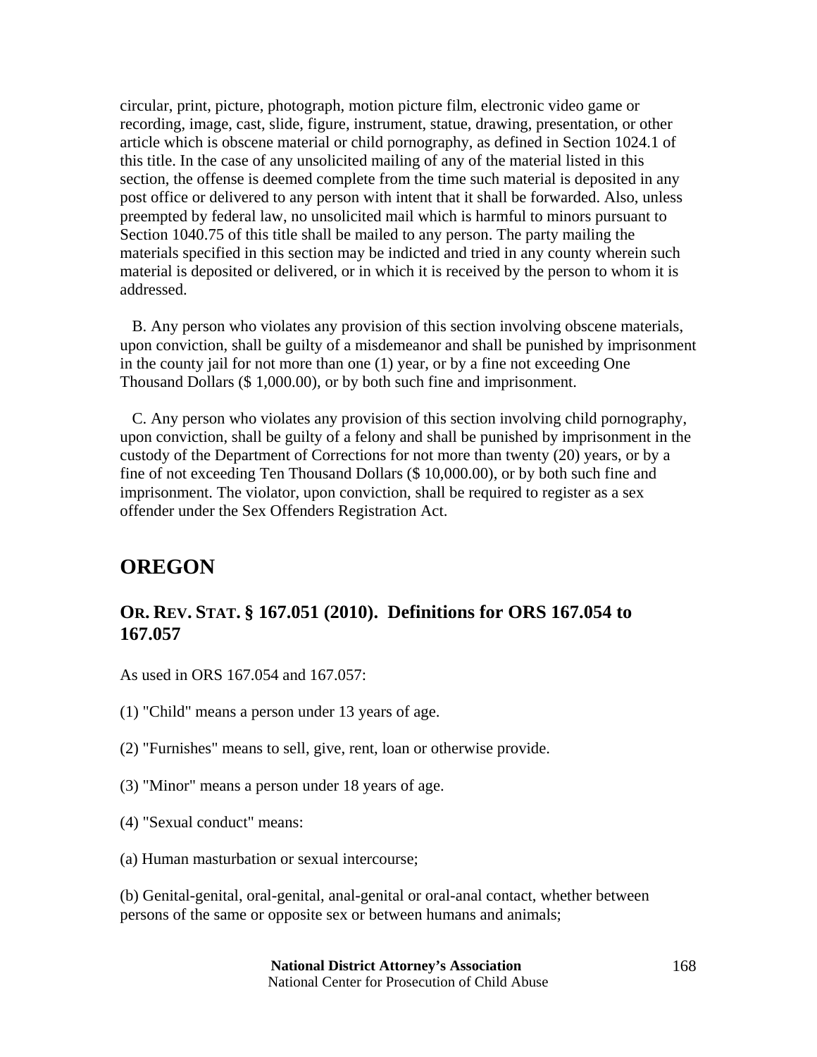circular, print, picture, photograph, motion picture film, electronic video game or recording, image, cast, slide, figure, instrument, statue, drawing, presentation, or other article which is obscene material or child pornography, as defined in Section 1024.1 of this title. In the case of any unsolicited mailing of any of the material listed in this section, the offense is deemed complete from the time such material is deposited in any post office or delivered to any person with intent that it shall be forwarded. Also, unless preempted by federal law, no unsolicited mail which is harmful to minors pursuant to Section 1040.75 of this title shall be mailed to any person. The party mailing the materials specified in this section may be indicted and tried in any county wherein such material is deposited or delivered, or in which it is received by the person to whom it is addressed.

B. Any person who violates any provision of this section involving obscene materials, upon conviction, shall be guilty of a misdemeanor and shall be punished by imprisonment in the county jail for not more than one (1) year, or by a fine not exceeding One Thousand Dollars ($ 1,000.00), or by both such fine and imprisonment.

C. Any person who violates any provision of this section involving child pornography, upon conviction, shall be guilty of a felony and shall be punished by imprisonment in the custody of the Department of Corrections for not more than twenty (20) years, or by a fine of not exceeding Ten Thousand Dollars ($ 10,000.00), or by both such fine and imprisonment. The violator, upon conviction, shall be required to register as a sex offender under the Sex Offenders Registration Act.

## OREGON

### OR. REV. STAT. § 167.051 (2010). Definitions for ORS 167.054 to 167.057

As used in ORS 167.054 and 167.057:

(1) "Child" means a person under 13 years of age.

(2) "Furnishes" means to sell, give, rent, loan or otherwise provide.

(3) "Minor" means a person under 18 years of age.

(4) "Sexual conduct" means:

(a) Human masturbation or sexual intercourse;

(b) Genital-genital, oral-genital, anal-genital or oral-anal contact, whether between persons of the same or opposite sex or between humans and animals;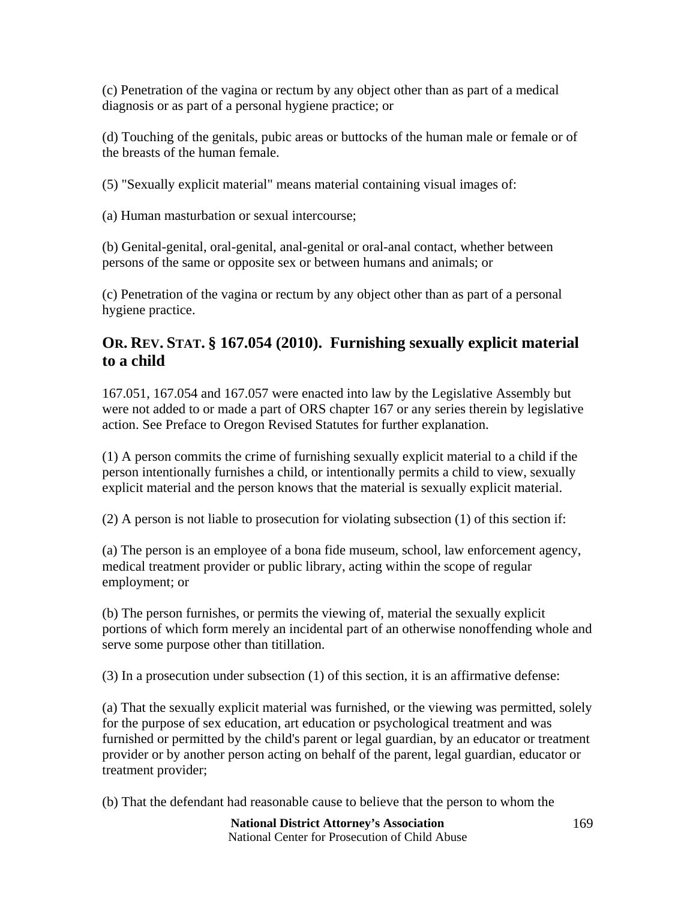(c) Penetration of the vagina or rectum by any object other than as part of a medical diagnosis or as part of a personal hygiene practice; or

(d) Touching of the genitals, pubic areas or buttocks of the human male or female or of the breasts of the human female.

(5) "Sexually explicit material" means material containing visual images of:

(a) Human masturbation or sexual intercourse;

(b) Genital-genital, oral-genital, anal-genital or oral-anal contact, whether between persons of the same or opposite sex or between humans and animals; or

(c) Penetration of the vagina or rectum by any object other than as part of a personal hygiene practice.

## OR. REV. STAT. § 167.054 (2010). Furnishing sexually explicit material to a child

167.051, 167.054 and 167.057 were enacted into law by the Legislative Assembly but were not added to or made a part of ORS chapter 167 or any series therein by legislative action. See Preface to Oregon Revised Statutes for further explanation.

(1) A person commits the crime of furnishing sexually explicit material to a child if the person intentionally furnishes a child, or intentionally permits a child to view, sexually explicit material and the person knows that the material is sexually explicit material.

(2) A person is not liable to prosecution for violating subsection (1) of this section if:

(a) The person is an employee of a bona fide museum, school, law enforcement agency, medical treatment provider or public library, acting within the scope of regular employment; or

(b) The person furnishes, or permits the viewing of, material the sexually explicit portions of which form merely an incidental part of an otherwise nonoffending whole and serve some purpose other than titillation.

(3) In a prosecution under subsection (1) of this section, it is an affirmative defense:

(a) That the sexually explicit material was furnished, or the viewing was permitted, solely for the purpose of sex education, art education or psychological treatment and was furnished or permitted by the child's parent or legal guardian, by an educator or treatment provider or by another person acting on behalf of the parent, legal guardian, educator or treatment provider;

(b) That the defendant had reasonable cause to believe that the person to whom the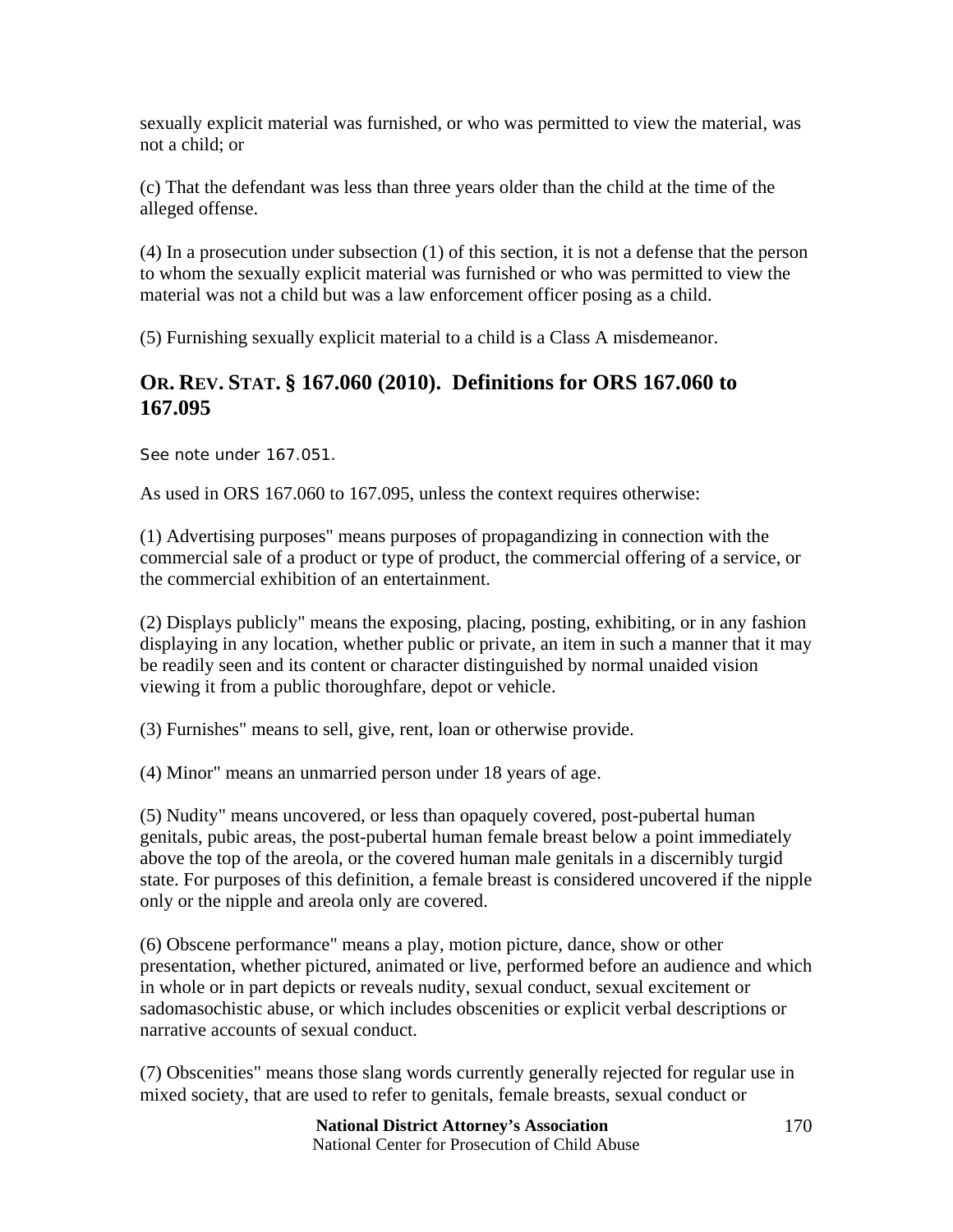sexually explicit material was furnished, or who was permitted to view the material, was not a child; or

(c) That the defendant was less than three years older than the child at the time of the alleged offense.

(4) In a prosecution under subsection (1) of this section, it is not a defense that the person to whom the sexually explicit material was furnished or who was permitted to view the material was not a child but was a law enforcement officer posing as a child.

(5) Furnishing sexually explicit material to a child is a Class A misdemeanor.

## OR. REV. STAT. § 167.060 (2010). Definitions for ORS 167.060 to 167.095

See note under 167.051.

As used in ORS 167.060 to 167.095, unless the context requires otherwise:

(1) Advertising purposes" means purposes of propagandizing in connection with the commercial sale of a product or type of product, the commercial offering of a service, or the commercial exhibition of an entertainment.

(2) Displays publicly" means the exposing, placing, posting, exhibiting, or in any fashion displaying in any location, whether public or private, an item in such a manner that it may be readily seen and its content or character distinguished by normal unaided vision viewing it from a public thoroughfare, depot or vehicle.

(3) Furnishes" means to sell, give, rent, loan or otherwise provide.

(4) Minor" means an unmarried person under 18 years of age.

(5) Nudity" means uncovered, or less than opaquely covered, post-pubertal human genitals, pubic areas, the post-pubertal human female breast below a point immediately above the top of the areola, or the covered human male genitals in a discernibly turgid state. For purposes of this definition, a female breast is considered uncovered if the nipple only or the nipple and areola only are covered.

(6) Obscene performance" means a play, motion picture, dance, show or other presentation, whether pictured, animated or live, performed before an audience and which in whole or in part depicts or reveals nudity, sexual conduct, sexual excitement or sadomasochistic abuse, or which includes obscenities or explicit verbal descriptions or narrative accounts of sexual conduct.

(7) Obscenities" means those slang words currently generally rejected for regular use in mixed society, that are used to refer to genitals, female breasts, sexual conduct or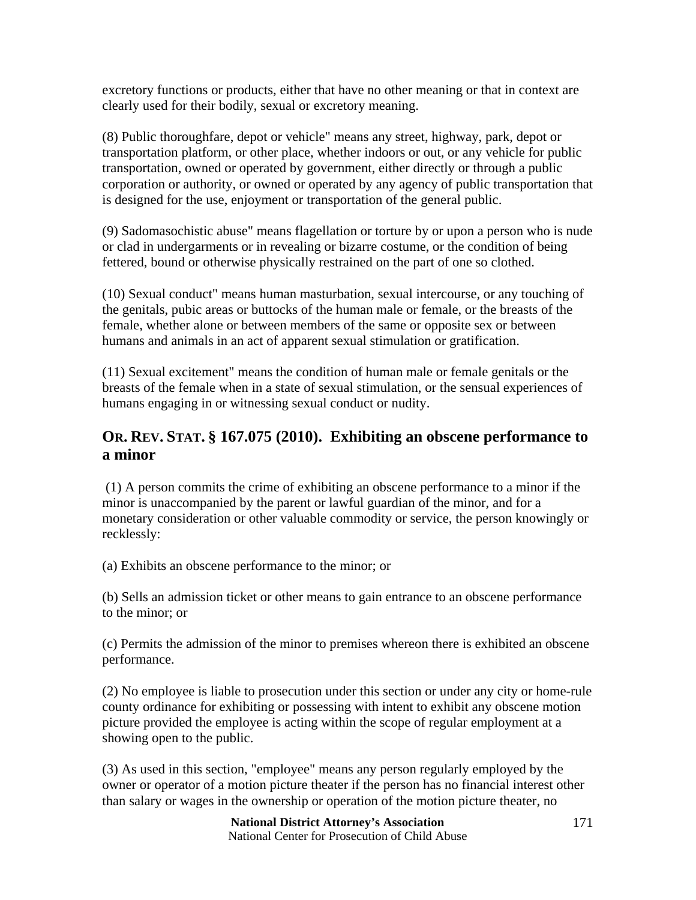excretory functions or products, either that have no other meaning or that in context are clearly used for their bodily, sexual or excretory meaning.

(8) Public thoroughfare, depot or vehicle" means any street, highway, park, depot or transportation platform, or other place, whether indoors or out, or any vehicle for public transportation, owned or operated by government, either directly or through a public corporation or authority, or owned or operated by any agency of public transportation that is designed for the use, enjoyment or transportation of the general public.

(9) Sadomasochistic abuse" means flagellation or torture by or upon a person who is nude or clad in undergarments or in revealing or bizarre costume, or the condition of being fettered, bound or otherwise physically restrained on the part of one so clothed.

(10) Sexual conduct" means human masturbation, sexual intercourse, or any touching of the genitals, pubic areas or buttocks of the human male or female, or the breasts of the female, whether alone or between members of the same or opposite sex or between humans and animals in an act of apparent sexual stimulation or gratification.

(11) Sexual excitement" means the condition of human male or female genitals or the breasts of the female when in a state of sexual stimulation, or the sensual experiences of humans engaging in or witnessing sexual conduct or nudity.

## OR. REV. STAT. § 167.075 (2010). Exhibiting an obscene performance to a minor

(1) A person commits the crime of exhibiting an obscene performance to a minor if the minor is unaccompanied by the parent or lawful guardian of the minor, and for a monetary consideration or other valuable commodity or service, the person knowingly or recklessly:

(a) Exhibits an obscene performance to the minor; or

(b) Sells an admission ticket or other means to gain entrance to an obscene performance to the minor; or

(c) Permits the admission of the minor to premises whereon there is exhibited an obscene performance.

(2) No employee is liable to prosecution under this section or under any city or home-rule county ordinance for exhibiting or possessing with intent to exhibit any obscene motion picture provided the employee is acting within the scope of regular employment at a showing open to the public.

(3) As used in this section, "employee" means any person regularly employed by the owner or operator of a motion picture theater if the person has no financial interest other than salary or wages in the ownership or operation of the motion picture theater, no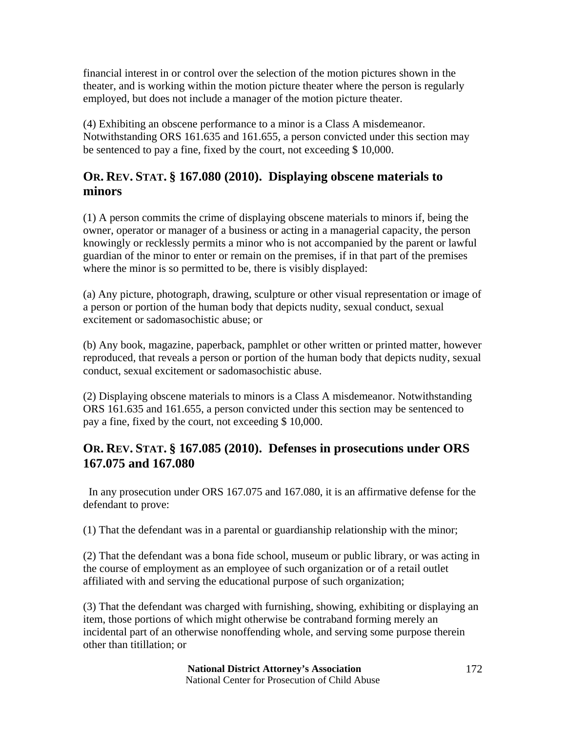financial interest in or control over the selection of the motion pictures shown in the theater, and is working within the motion picture theater where the person is regularly employed, but does not include a manager of the motion picture theater.

(4) Exhibiting an obscene performance to a minor is a Class A misdemeanor. Notwithstanding ORS 161.635 and 161.655, a person convicted under this section may be sentenced to pay a fine, fixed by the court, not exceeding $ 10,000.

## OR. REV. STAT. § 167.080 (2010). Displaying obscene materials to minors

(1) A person commits the crime of displaying obscene materials to minors if, being the owner, operator or manager of a business or acting in a managerial capacity, the person knowingly or recklessly permits a minor who is not accompanied by the parent or lawful guardian of the minor to enter or remain on the premises, if in that part of the premises where the minor is so permitted to be, there is visibly displayed:

(a) Any picture, photograph, drawing, sculpture or other visual representation or image of a person or portion of the human body that depicts nudity, sexual conduct, sexual excitement or sadomasochistic abuse; or

(b) Any book, magazine, paperback, pamphlet or other written or printed matter, however reproduced, that reveals a person or portion of the human body that depicts nudity, sexual conduct, sexual excitement or sadomasochistic abuse.

(2) Displaying obscene materials to minors is a Class A misdemeanor. Notwithstanding ORS 161.635 and 161.655, a person convicted under this section may be sentenced to pay a fine, fixed by the court, not exceeding $ 10,000.

## OR. REV. STAT. § 167.085 (2010). Defenses in prosecutions under ORS 167.075 and 167.080

In any prosecution under ORS 167.075 and 167.080, it is an affirmative defense for the defendant to prove:

(1) That the defendant was in a parental or guardianship relationship with the minor;

(2) That the defendant was a bona fide school, museum or public library, or was acting in the course of employment as an employee of such organization or of a retail outlet affiliated with and serving the educational purpose of such organization;

(3) That the defendant was charged with furnishing, showing, exhibiting or displaying an item, those portions of which might otherwise be contraband forming merely an incidental part of an otherwise nonoffending whole, and serving some purpose therein other than titillation; or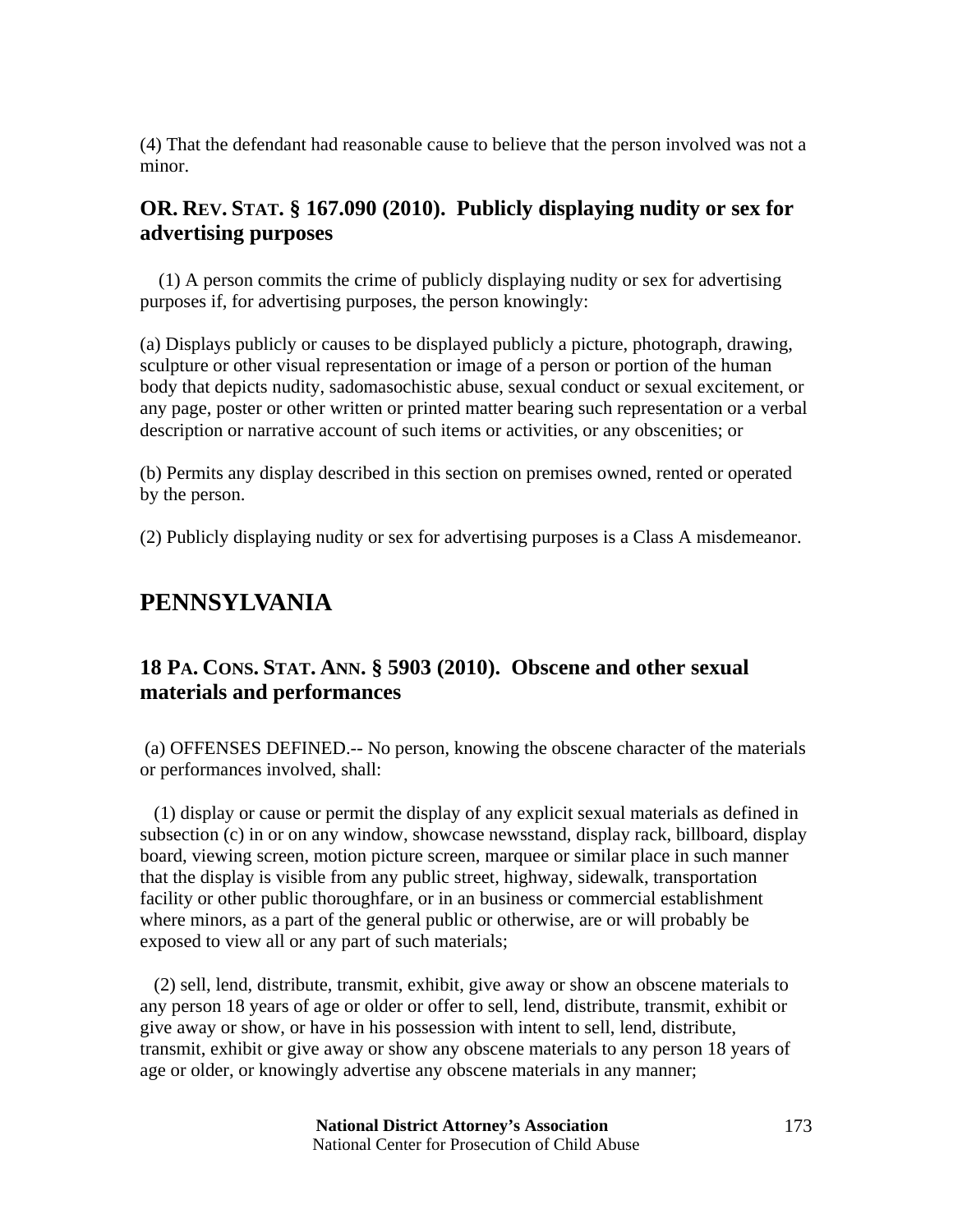(4) That the defendant had reasonable cause to believe that the person involved was not a minor.

### OR. REV. STAT. § 167.090 (2010). Publicly displaying nudity or sex for advertising purposes

(1) A person commits the crime of publicly displaying nudity or sex for advertising purposes if, for advertising purposes, the person knowingly:

(a) Displays publicly or causes to be displayed publicly a picture, photograph, drawing, sculpture or other visual representation or image of a person or portion of the human body that depicts nudity, sadomasochistic abuse, sexual conduct or sexual excitement, or any page, poster or other written or printed matter bearing such representation or a verbal description or narrative account of such items or activities, or any obscenities; or

(b) Permits any display described in this section on premises owned, rented or operated by the person.

(2) Publicly displaying nudity or sex for advertising purposes is a Class A misdemeanor.

## PENNSYLVANIA

### 18 PA. CONS. STAT. ANN. § 5903 (2010). Obscene and other sexual materials and performances

(a) OFFENSES DEFINED.-- No person, knowing the obscene character of the materials or performances involved, shall:

(1) display or cause or permit the display of any explicit sexual materials as defined in subsection (c) in or on any window, showcase newsstand, display rack, billboard, display board, viewing screen, motion picture screen, marquee or similar place in such manner that the display is visible from any public street, highway, sidewalk, transportation facility or other public thoroughfare, or in an business or commercial establishment where minors, as a part of the general public or otherwise, are or will probably be exposed to view all or any part of such materials;

(2) sell, lend, distribute, transmit, exhibit, give away or show an obscene materials to any person 18 years of age or older or offer to sell, lend, distribute, transmit, exhibit or give away or show, or have in his possession with intent to sell, lend, distribute, transmit, exhibit or give away or show any obscene materials to any person 18 years of age or older, or knowingly advertise any obscene materials in any manner;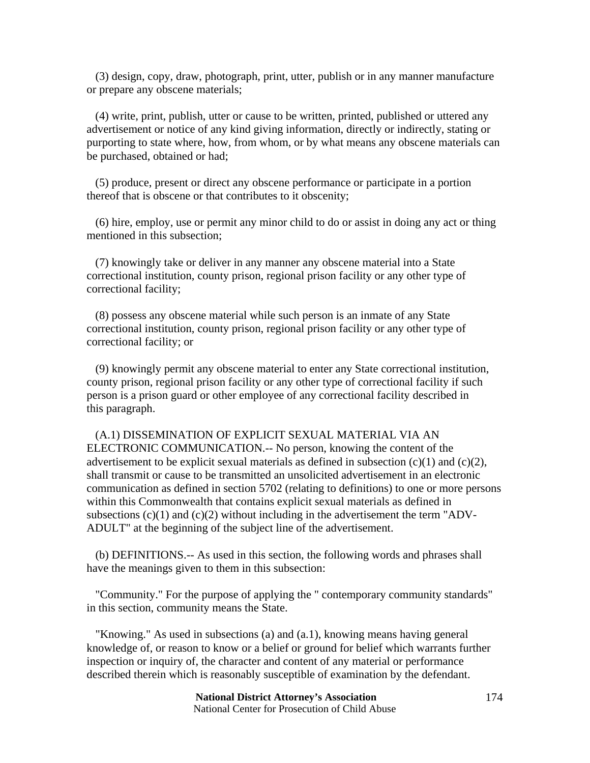(3) design, copy, draw, photograph, print, utter, publish or in any manner manufacture or prepare any obscene materials;

(4) write, print, publish, utter or cause to be written, printed, published or uttered any advertisement or notice of any kind giving information, directly or indirectly, stating or purporting to state where, how, from whom, or by what means any obscene materials can be purchased, obtained or had;

(5) produce, present or direct any obscene performance or participate in a portion thereof that is obscene or that contributes to it obscenity;

(6) hire, employ, use or permit any minor child to do or assist in doing any act or thing mentioned in this subsection;

(7) knowingly take or deliver in any manner any obscene material into a State correctional institution, county prison, regional prison facility or any other type of correctional facility;

(8) possess any obscene material while such person is an inmate of any State correctional institution, county prison, regional prison facility or any other type of correctional facility; or

(9) knowingly permit any obscene material to enter any State correctional institution, county prison, regional prison facility or any other type of correctional facility if such person is a prison guard or other employee of any correctional facility described in this paragraph.

(A.1) DISSEMINATION OF EXPLICIT SEXUAL MATERIAL VIA AN ELECTRONIC COMMUNICATION.-- No person, knowing the content of the advertisement to be explicit sexual materials as defined in subsection (c)(1) and (c)(2), shall transmit or cause to be transmitted an unsolicited advertisement in an electronic communication as defined in section 5702 (relating to definitions) to one or more persons within this Commonwealth that contains explicit sexual materials as defined in subsections (c)(1) and (c)(2) without including in the advertisement the term "ADV-ADULT" at the beginning of the subject line of the advertisement.

(b) DEFINITIONS.-- As used in this section, the following words and phrases shall have the meanings given to them in this subsection:

"Community." For the purpose of applying the " contemporary community standards" in this section, community means the State.

"Knowing." As used in subsections (a) and (a.1), knowing means having general knowledge of, or reason to know or a belief or ground for belief which warrants further inspection or inquiry of, the character and content of any material or performance described therein which is reasonably susceptible of examination by the defendant.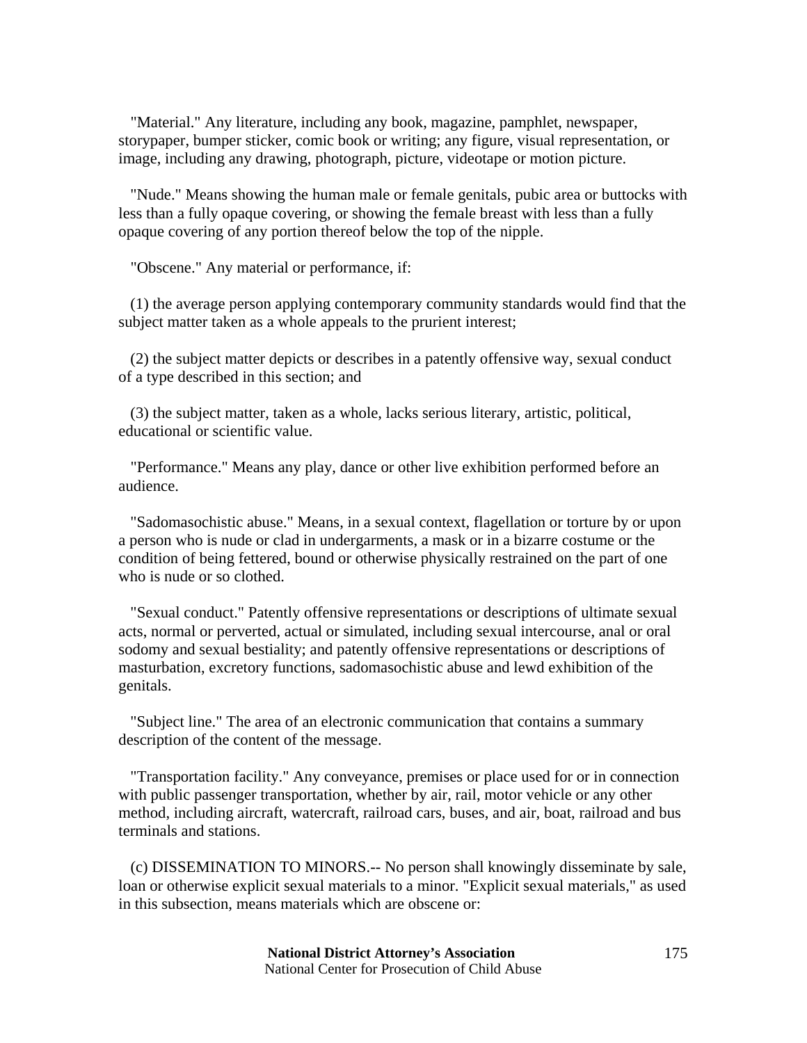"Material." Any literature, including any book, magazine, pamphlet, newspaper, storypaper, bumper sticker, comic book or writing; any figure, visual representation, or image, including any drawing, photograph, picture, videotape or motion picture.

"Nude." Means showing the human male or female genitals, pubic area or buttocks with less than a fully opaque covering, or showing the female breast with less than a fully opaque covering of any portion thereof below the top of the nipple.

"Obscene." Any material or performance, if:

(1) the average person applying contemporary community standards would find that the subject matter taken as a whole appeals to the prurient interest;

(2) the subject matter depicts or describes in a patently offensive way, sexual conduct of a type described in this section; and

(3) the subject matter, taken as a whole, lacks serious literary, artistic, political, educational or scientific value.

"Performance." Means any play, dance or other live exhibition performed before an audience.

"Sadomasochistic abuse." Means, in a sexual context, flagellation or torture by or upon a person who is nude or clad in undergarments, a mask or in a bizarre costume or the condition of being fettered, bound or otherwise physically restrained on the part of one who is nude or so clothed.

"Sexual conduct." Patently offensive representations or descriptions of ultimate sexual acts, normal or perverted, actual or simulated, including sexual intercourse, anal or oral sodomy and sexual bestiality; and patently offensive representations or descriptions of masturbation, excretory functions, sadomasochistic abuse and lewd exhibition of the genitals.

"Subject line." The area of an electronic communication that contains a summary description of the content of the message.

"Transportation facility." Any conveyance, premises or place used for or in connection with public passenger transportation, whether by air, rail, motor vehicle or any other method, including aircraft, watercraft, railroad cars, buses, and air, boat, railroad and bus terminals and stations.

(c) DISSEMINATION TO MINORS.-- No person shall knowingly disseminate by sale, loan or otherwise explicit sexual materials to a minor. "Explicit sexual materials," as used in this subsection, means materials which are obscene or: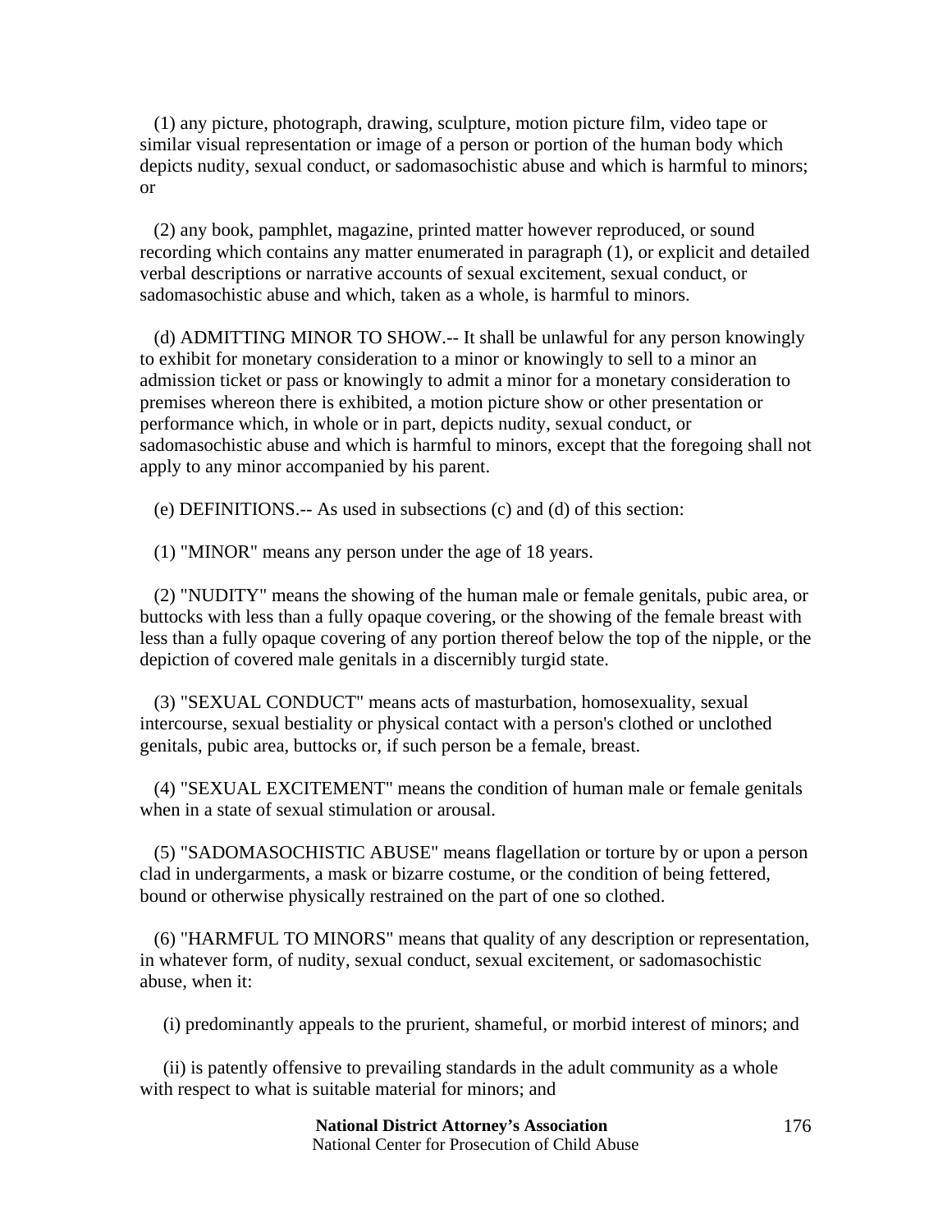(1) any picture, photograph, drawing, sculpture, motion picture film, video tape or similar visual representation or image of a person or portion of the human body which depicts nudity, sexual conduct, or sadomasochistic abuse and which is harmful to minors; or

(2) any book, pamphlet, magazine, printed matter however reproduced, or sound recording which contains any matter enumerated in paragraph (1), or explicit and detailed verbal descriptions or narrative accounts of sexual excitement, sexual conduct, or sadomasochistic abuse and which, taken as a whole, is harmful to minors.

(d) ADMITTING MINOR TO SHOW.-- It shall be unlawful for any person knowingly to exhibit for monetary consideration to a minor or knowingly to sell to a minor an admission ticket or pass or knowingly to admit a minor for a monetary consideration to premises whereon there is exhibited, a motion picture show or other presentation or performance which, in whole or in part, depicts nudity, sexual conduct, or sadomasochistic abuse and which is harmful to minors, except that the foregoing shall not apply to any minor accompanied by his parent.

(e) DEFINITIONS.-- As used in subsections (c) and (d) of this section:

(1) "MINOR" means any person under the age of 18 years.

(2) "NUDITY" means the showing of the human male or female genitals, pubic area, or buttocks with less than a fully opaque covering, or the showing of the female breast with less than a fully opaque covering of any portion thereof below the top of the nipple, or the depiction of covered male genitals in a discernibly turgid state.

(3) "SEXUAL CONDUCT" means acts of masturbation, homosexuality, sexual intercourse, sexual bestiality or physical contact with a person's clothed or unclothed genitals, pubic area, buttocks or, if such person be a female, breast.

(4) "SEXUAL EXCITEMENT" means the condition of human male or female genitals when in a state of sexual stimulation or arousal.

(5) "SADOMASOCHISTIC ABUSE" means flagellation or torture by or upon a person clad in undergarments, a mask or bizarre costume, or the condition of being fettered, bound or otherwise physically restrained on the part of one so clothed.

(6) "HARMFUL TO MINORS" means that quality of any description or representation, in whatever form, of nudity, sexual conduct, sexual excitement, or sadomasochistic abuse, when it:

(i) predominantly appeals to the prurient, shameful, or morbid interest of minors; and

(ii) is patently offensive to prevailing standards in the adult community as a whole with respect to what is suitable material for minors; and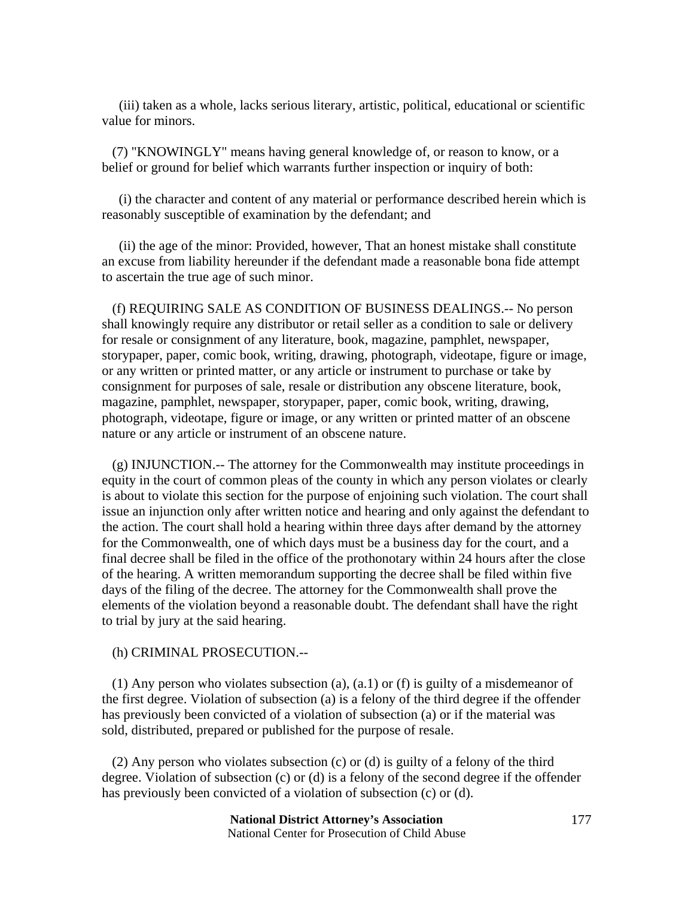(iii) taken as a whole, lacks serious literary, artistic, political, educational or scientific value for minors.

(7) "KNOWINGLY" means having general knowledge of, or reason to know, or a belief or ground for belief which warrants further inspection or inquiry of both:

(i) the character and content of any material or performance described herein which is reasonably susceptible of examination by the defendant; and

(ii) the age of the minor: Provided, however, That an honest mistake shall constitute an excuse from liability hereunder if the defendant made a reasonable bona fide attempt to ascertain the true age of such minor.

(f) REQUIRING SALE AS CONDITION OF BUSINESS DEALINGS.-- No person shall knowingly require any distributor or retail seller as a condition to sale or delivery for resale or consignment of any literature, book, magazine, pamphlet, newspaper, storypaper, paper, comic book, writing, drawing, photograph, videotape, figure or image, or any written or printed matter, or any article or instrument to purchase or take by consignment for purposes of sale, resale or distribution any obscene literature, book, magazine, pamphlet, newspaper, storypaper, paper, comic book, writing, drawing, photograph, videotape, figure or image, or any written or printed matter of an obscene nature or any article or instrument of an obscene nature.

(g) INJUNCTION.-- The attorney for the Commonwealth may institute proceedings in equity in the court of common pleas of the county in which any person violates or clearly is about to violate this section for the purpose of enjoining such violation. The court shall issue an injunction only after written notice and hearing and only against the defendant to the action. The court shall hold a hearing within three days after demand by the attorney for the Commonwealth, one of which days must be a business day for the court, and a final decree shall be filed in the office of the prothonotary within 24 hours after the close of the hearing. A written memorandum supporting the decree shall be filed within five days of the filing of the decree. The attorney for the Commonwealth shall prove the elements of the violation beyond a reasonable doubt. The defendant shall have the right to trial by jury at the said hearing.

(h) CRIMINAL PROSECUTION.--

(1) Any person who violates subsection (a), (a.1) or (f) is guilty of a misdemeanor of the first degree. Violation of subsection (a) is a felony of the third degree if the offender has previously been convicted of a violation of subsection (a) or if the material was sold, distributed, prepared or published for the purpose of resale.

(2) Any person who violates subsection (c) or (d) is guilty of a felony of the third degree. Violation of subsection (c) or (d) is a felony of the second degree if the offender has previously been convicted of a violation of subsection (c) or (d).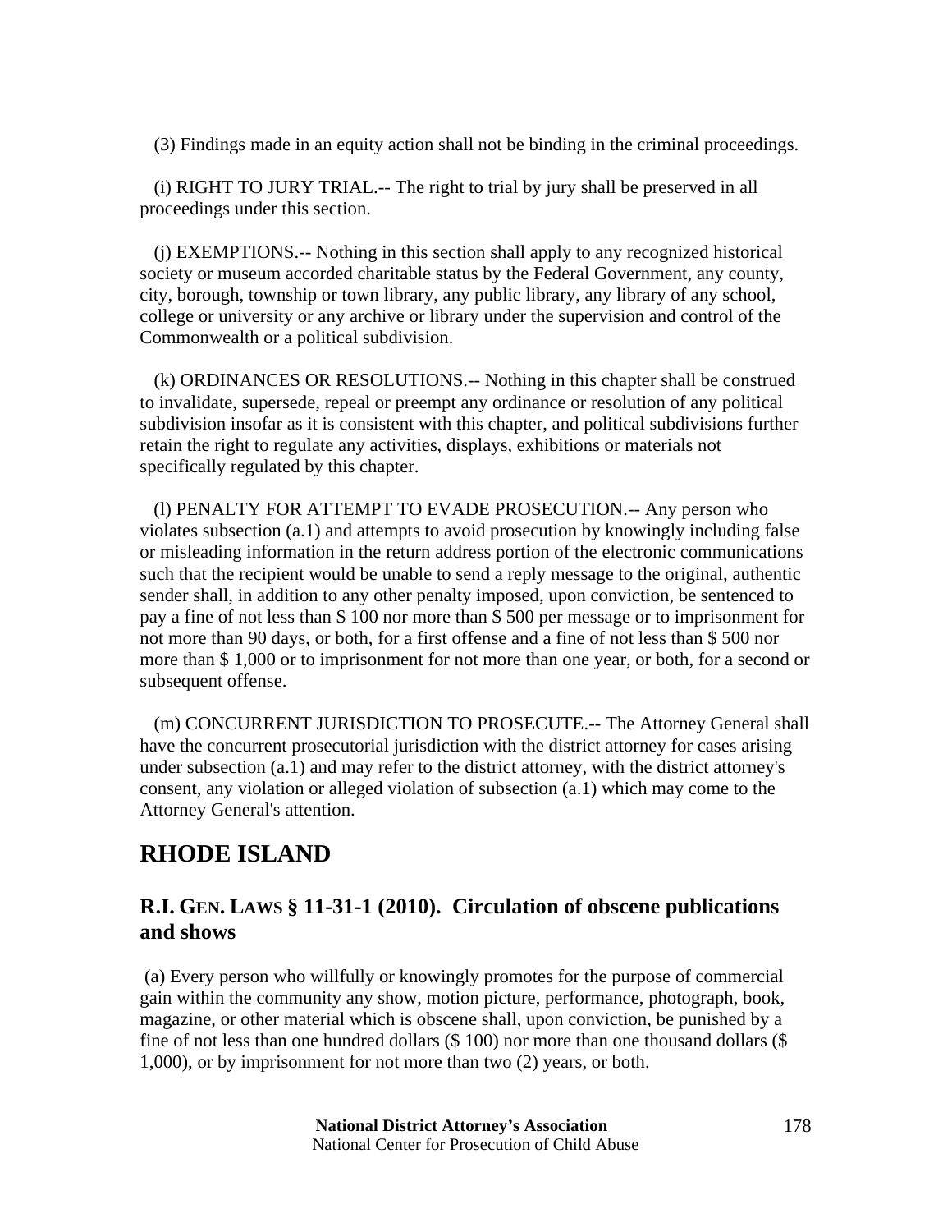(3) Findings made in an equity action shall not be binding in the criminal proceedings.

(i) RIGHT TO JURY TRIAL.-- The right to trial by jury shall be preserved in all proceedings under this section.

(j) EXEMPTIONS.-- Nothing in this section shall apply to any recognized historical society or museum accorded charitable status by the Federal Government, any county, city, borough, township or town library, any public library, any library of any school, college or university or any archive or library under the supervision and control of the Commonwealth or a political subdivision.

(k) ORDINANCES OR RESOLUTIONS.-- Nothing in this chapter shall be construed to invalidate, supersede, repeal or preempt any ordinance or resolution of any political subdivision insofar as it is consistent with this chapter, and political subdivisions further retain the right to regulate any activities, displays, exhibitions or materials not specifically regulated by this chapter.

(l) PENALTY FOR ATTEMPT TO EVADE PROSECUTION.-- Any person who violates subsection (a.1) and attempts to avoid prosecution by knowingly including false or misleading information in the return address portion of the electronic communications such that the recipient would be unable to send a reply message to the original, authentic sender shall, in addition to any other penalty imposed, upon conviction, be sentenced to pay a fine of not less than $ 100 nor more than $ 500 per message or to imprisonment for not more than 90 days, or both, for a first offense and a fine of not less than $ 500 nor more than $ 1,000 or to imprisonment for not more than one year, or both, for a second or subsequent offense.

(m) CONCURRENT JURISDICTION TO PROSECUTE.-- The Attorney General shall have the concurrent prosecutorial jurisdiction with the district attorney for cases arising under subsection (a.1) and may refer to the district attorney, with the district attorney's consent, any violation or alleged violation of subsection (a.1) which may come to the Attorney General's attention.

# RHODE ISLAND

## R.I. GEN. LAWS § 11-31-1 (2010). Circulation of obscene publications and shows

(a) Every person who willfully or knowingly promotes for the purpose of commercial gain within the community any show, motion picture, performance, photograph, book, magazine, or other material which is obscene shall, upon conviction, be punished by a fine of not less than one hundred dollars ($ 100) nor more than one thousand dollars ($ 1,000), or by imprisonment for not more than two (2) years, or both.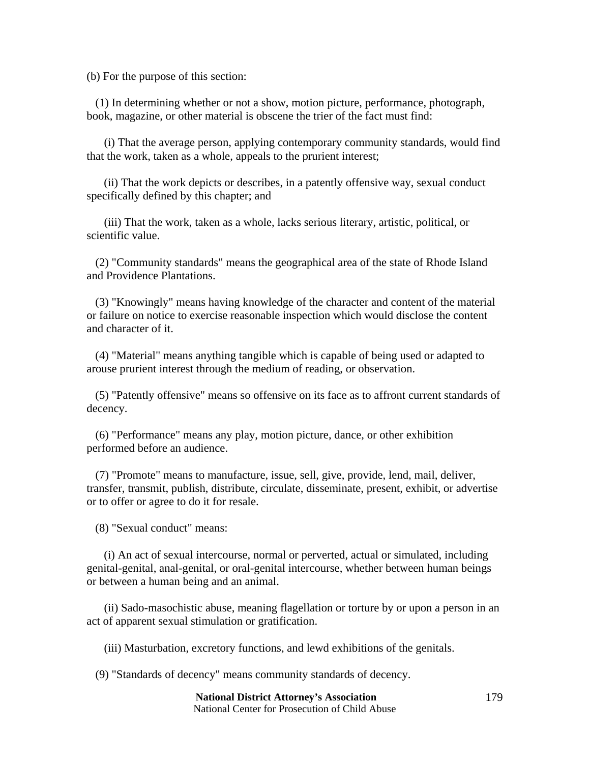(b) For the purpose of this section:

(1) In determining whether or not a show, motion picture, performance, photograph, book, magazine, or other material is obscene the trier of the fact must find:

(i) That the average person, applying contemporary community standards, would find that the work, taken as a whole, appeals to the prurient interest;

(ii) That the work depicts or describes, in a patently offensive way, sexual conduct specifically defined by this chapter; and

(iii) That the work, taken as a whole, lacks serious literary, artistic, political, or scientific value.

(2) "Community standards" means the geographical area of the state of Rhode Island and Providence Plantations.

(3) "Knowingly" means having knowledge of the character and content of the material or failure on notice to exercise reasonable inspection which would disclose the content and character of it.

(4) "Material" means anything tangible which is capable of being used or adapted to arouse prurient interest through the medium of reading, or observation.

(5) "Patently offensive" means so offensive on its face as to affront current standards of decency.

(6) "Performance" means any play, motion picture, dance, or other exhibition performed before an audience.

(7) "Promote" means to manufacture, issue, sell, give, provide, lend, mail, deliver, transfer, transmit, publish, distribute, circulate, disseminate, present, exhibit, or advertise or to offer or agree to do it for resale.

(8) "Sexual conduct" means:

(i) An act of sexual intercourse, normal or perverted, actual or simulated, including genital-genital, anal-genital, or oral-genital intercourse, whether between human beings or between a human being and an animal.

(ii) Sado-masochistic abuse, meaning flagellation or torture by or upon a person in an act of apparent sexual stimulation or gratification.

(iii) Masturbation, excretory functions, and lewd exhibitions of the genitals.

(9) "Standards of decency" means community standards of decency.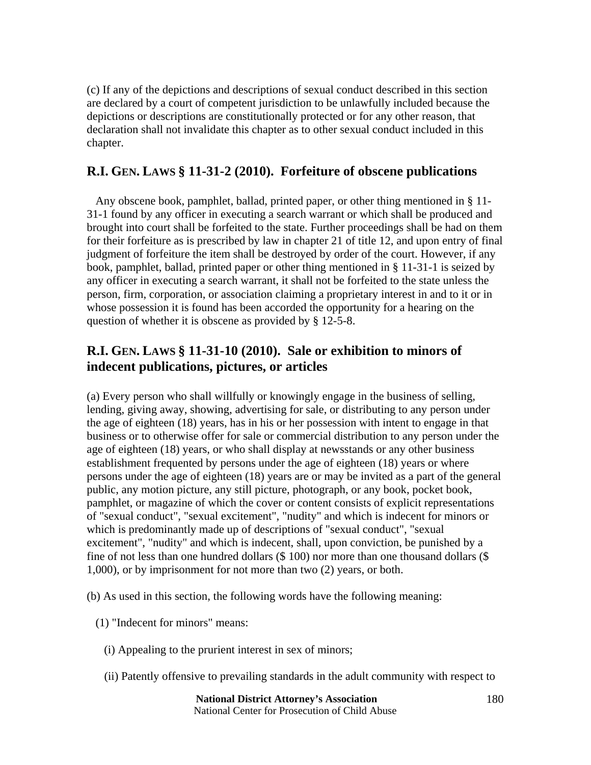(c) If any of the depictions and descriptions of sexual conduct described in this section are declared by a court of competent jurisdiction to be unlawfully included because the depictions or descriptions are constitutionally protected or for any other reason, that declaration shall not invalidate this chapter as to other sexual conduct included in this chapter.

## R.I. GEN. LAWS § 11-31-2 (2010). Forfeiture of obscene publications

Any obscene book, pamphlet, ballad, printed paper, or other thing mentioned in § 11-31-1 found by any officer in executing a search warrant or which shall be produced and brought into court shall be forfeited to the state. Further proceedings shall be had on them for their forfeiture as is prescribed by law in chapter 21 of title 12, and upon entry of final judgment of forfeiture the item shall be destroyed by order of the court. However, if any book, pamphlet, ballad, printed paper or other thing mentioned in § 11-31-1 is seized by any officer in executing a search warrant, it shall not be forfeited to the state unless the person, firm, corporation, or association claiming a proprietary interest in and to it or in whose possession it is found has been accorded the opportunity for a hearing on the question of whether it is obscene as provided by § 12-5-8.

## R.I. GEN. LAWS § 11-31-10 (2010). Sale or exhibition to minors of indecent publications, pictures, or articles

(a) Every person who shall willfully or knowingly engage in the business of selling, lending, giving away, showing, advertising for sale, or distributing to any person under the age of eighteen (18) years, has in his or her possession with intent to engage in that business or to otherwise offer for sale or commercial distribution to any person under the age of eighteen (18) years, or who shall display at newsstands or any other business establishment frequented by persons under the age of eighteen (18) years or where persons under the age of eighteen (18) years are or may be invited as a part of the general public, any motion picture, any still picture, photograph, or any book, pocket book, pamphlet, or magazine of which the cover or content consists of explicit representations of "sexual conduct", "sexual excitement", "nudity" and which is indecent for minors or which is predominantly made up of descriptions of "sexual conduct", "sexual excitement", "nudity" and which is indecent, shall, upon conviction, be punished by a fine of not less than one hundred dollars ($ 100) nor more than one thousand dollars ($ 1,000), or by imprisonment for not more than two (2) years, or both.

(b) As used in this section, the following words have the following meaning:

(1) "Indecent for minors" means:

(i) Appealing to the prurient interest in sex of minors;

(ii) Patently offensive to prevailing standards in the adult community with respect to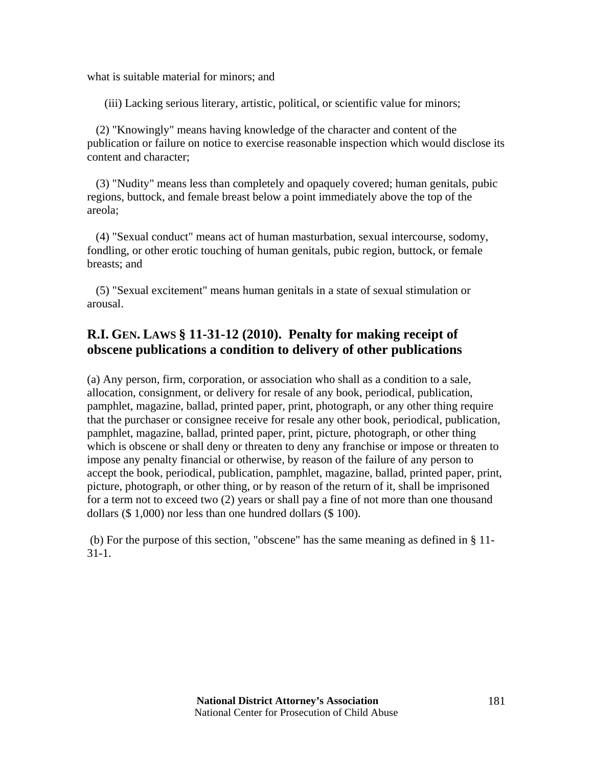what is suitable material for minors; and

(iii) Lacking serious literary, artistic, political, or scientific value for minors;

(2) "Knowingly" means having knowledge of the character and content of the publication or failure on notice to exercise reasonable inspection which would disclose its content and character;

(3) "Nudity" means less than completely and opaquely covered; human genitals, pubic regions, buttock, and female breast below a point immediately above the top of the areola;

(4) "Sexual conduct" means act of human masturbation, sexual intercourse, sodomy, fondling, or other erotic touching of human genitals, pubic region, buttock, or female breasts; and

(5) "Sexual excitement" means human genitals in a state of sexual stimulation or arousal.

## R.I. GEN. LAWS § 11-31-12 (2010). Penalty for making receipt of obscene publications a condition to delivery of other publications

(a) Any person, firm, corporation, or association who shall as a condition to a sale, allocation, consignment, or delivery for resale of any book, periodical, publication, pamphlet, magazine, ballad, printed paper, print, photograph, or any other thing require that the purchaser or consignee receive for resale any other book, periodical, publication, pamphlet, magazine, ballad, printed paper, print, picture, photograph, or other thing which is obscene or shall deny or threaten to deny any franchise or impose or threaten to impose any penalty financial or otherwise, by reason of the failure of any person to accept the book, periodical, publication, pamphlet, magazine, ballad, printed paper, print, picture, photograph, or other thing, or by reason of the return of it, shall be imprisoned for a term not to exceed two (2) years or shall pay a fine of not more than one thousand dollars ($ 1,000) nor less than one hundred dollars ($ 100).

(b) For the purpose of this section, "obscene" has the same meaning as defined in § 11-31-1.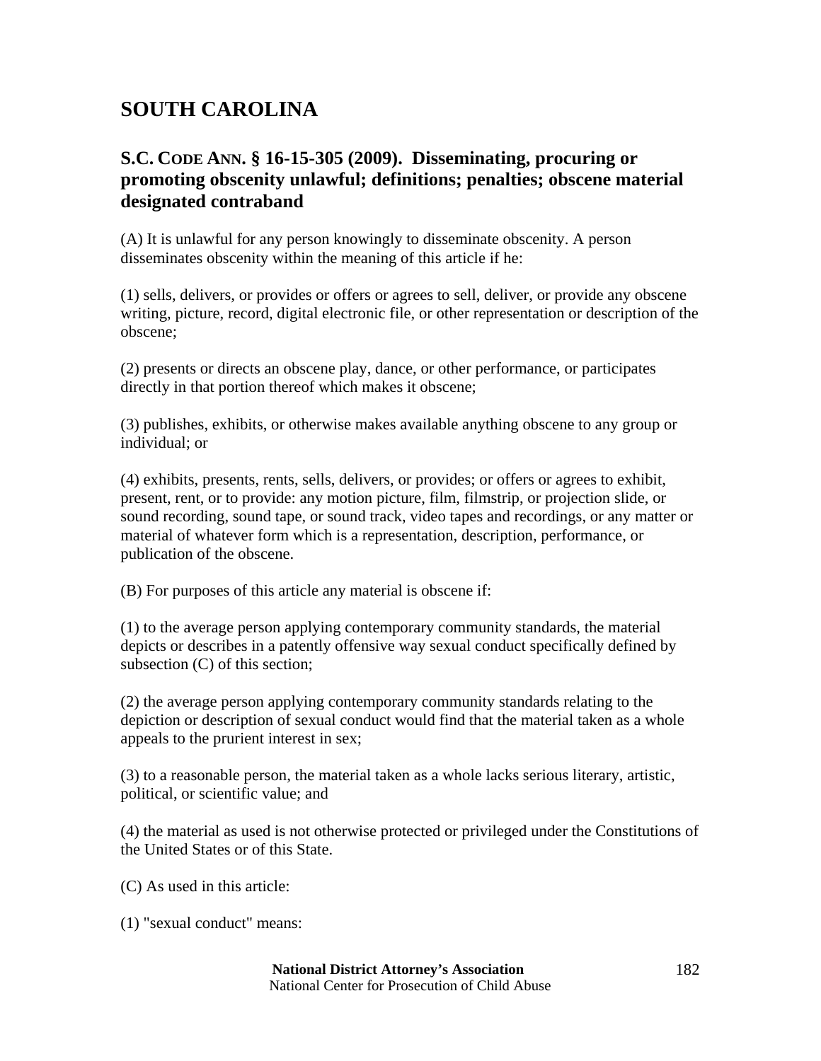# SOUTH CAROLINA

## S.C. CODE ANN. § 16-15-305 (2009). Disseminating, procuring or promoting obscenity unlawful; definitions; penalties; obscene material designated contraband

(A) It is unlawful for any person knowingly to disseminate obscenity. A person disseminates obscenity within the meaning of this article if he:

(1) sells, delivers, or provides or offers or agrees to sell, deliver, or provide any obscene writing, picture, record, digital electronic file, or other representation or description of the obscene;

(2) presents or directs an obscene play, dance, or other performance, or participates directly in that portion thereof which makes it obscene;

(3) publishes, exhibits, or otherwise makes available anything obscene to any group or individual; or

(4) exhibits, presents, rents, sells, delivers, or provides; or offers or agrees to exhibit, present, rent, or to provide: any motion picture, film, filmstrip, or projection slide, or sound recording, sound tape, or sound track, video tapes and recordings, or any matter or material of whatever form which is a representation, description, performance, or publication of the obscene.

(B) For purposes of this article any material is obscene if:

(1) to the average person applying contemporary community standards, the material depicts or describes in a patently offensive way sexual conduct specifically defined by subsection (C) of this section;

(2) the average person applying contemporary community standards relating to the depiction or description of sexual conduct would find that the material taken as a whole appeals to the prurient interest in sex;

(3) to a reasonable person, the material taken as a whole lacks serious literary, artistic, political, or scientific value; and

(4) the material as used is not otherwise protected or privileged under the Constitutions of the United States or of this State.

(C) As used in this article:

(1) "sexual conduct" means: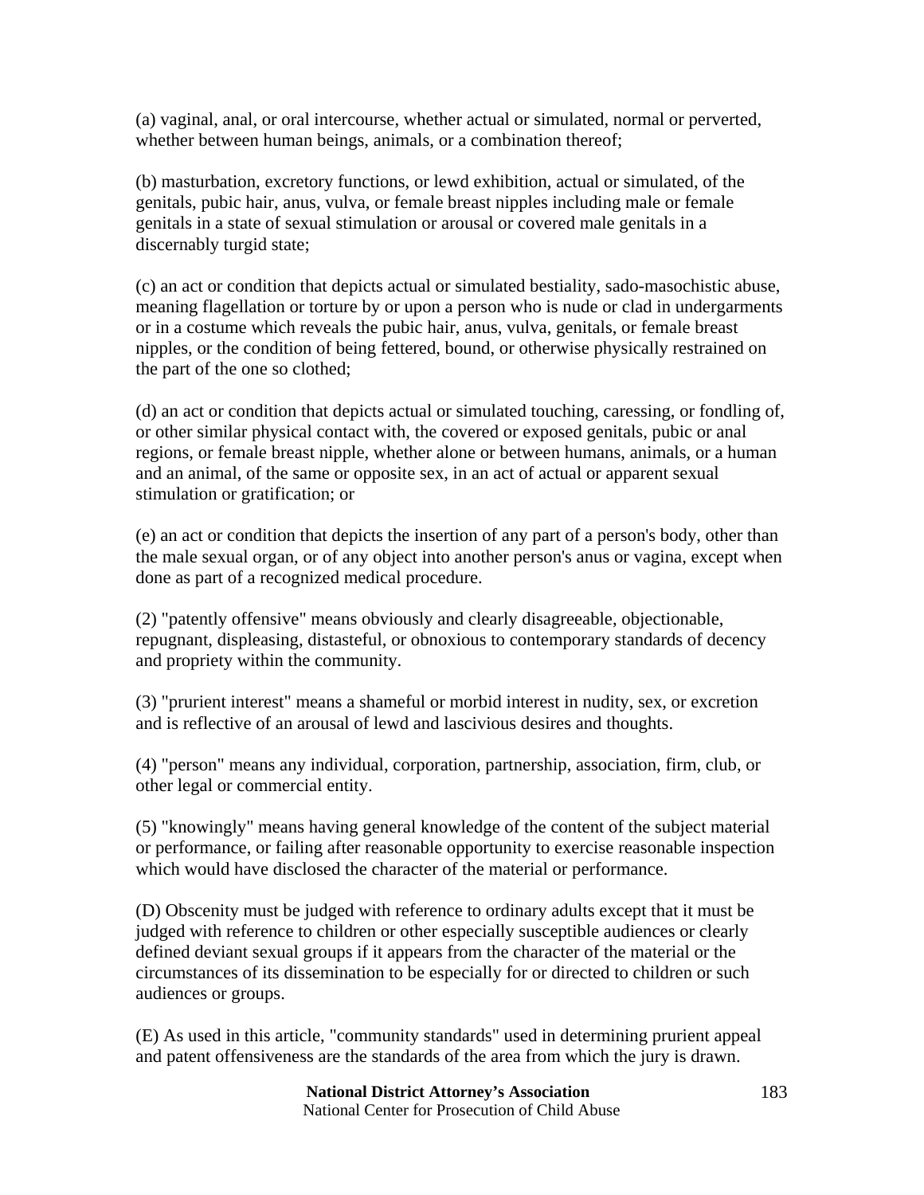(a) vaginal, anal, or oral intercourse, whether actual or simulated, normal or perverted, whether between human beings, animals, or a combination thereof;

(b) masturbation, excretory functions, or lewd exhibition, actual or simulated, of the genitals, pubic hair, anus, vulva, or female breast nipples including male or female genitals in a state of sexual stimulation or arousal or covered male genitals in a discernably turgid state;

(c) an act or condition that depicts actual or simulated bestiality, sado-masochistic abuse, meaning flagellation or torture by or upon a person who is nude or clad in undergarments or in a costume which reveals the pubic hair, anus, vulva, genitals, or female breast nipples, or the condition of being fettered, bound, or otherwise physically restrained on the part of the one so clothed;

(d) an act or condition that depicts actual or simulated touching, caressing, or fondling of, or other similar physical contact with, the covered or exposed genitals, pubic or anal regions, or female breast nipple, whether alone or between humans, animals, or a human and an animal, of the same or opposite sex, in an act of actual or apparent sexual stimulation or gratification; or

(e) an act or condition that depicts the insertion of any part of a person's body, other than the male sexual organ, or of any object into another person's anus or vagina, except when done as part of a recognized medical procedure.

(2) "patently offensive" means obviously and clearly disagreeable, objectionable, repugnant, displeasing, distasteful, or obnoxious to contemporary standards of decency and propriety within the community.

(3) "prurient interest" means a shameful or morbid interest in nudity, sex, or excretion and is reflective of an arousal of lewd and lascivious desires and thoughts.

(4) "person" means any individual, corporation, partnership, association, firm, club, or other legal or commercial entity.

(5) "knowingly" means having general knowledge of the content of the subject material or performance, or failing after reasonable opportunity to exercise reasonable inspection which would have disclosed the character of the material or performance.

(D) Obscenity must be judged with reference to ordinary adults except that it must be judged with reference to children or other especially susceptible audiences or clearly defined deviant sexual groups if it appears from the character of the material or the circumstances of its dissemination to be especially for or directed to children or such audiences or groups.

(E) As used in this article, "community standards" used in determining prurient appeal and patent offensiveness are the standards of the area from which the jury is drawn.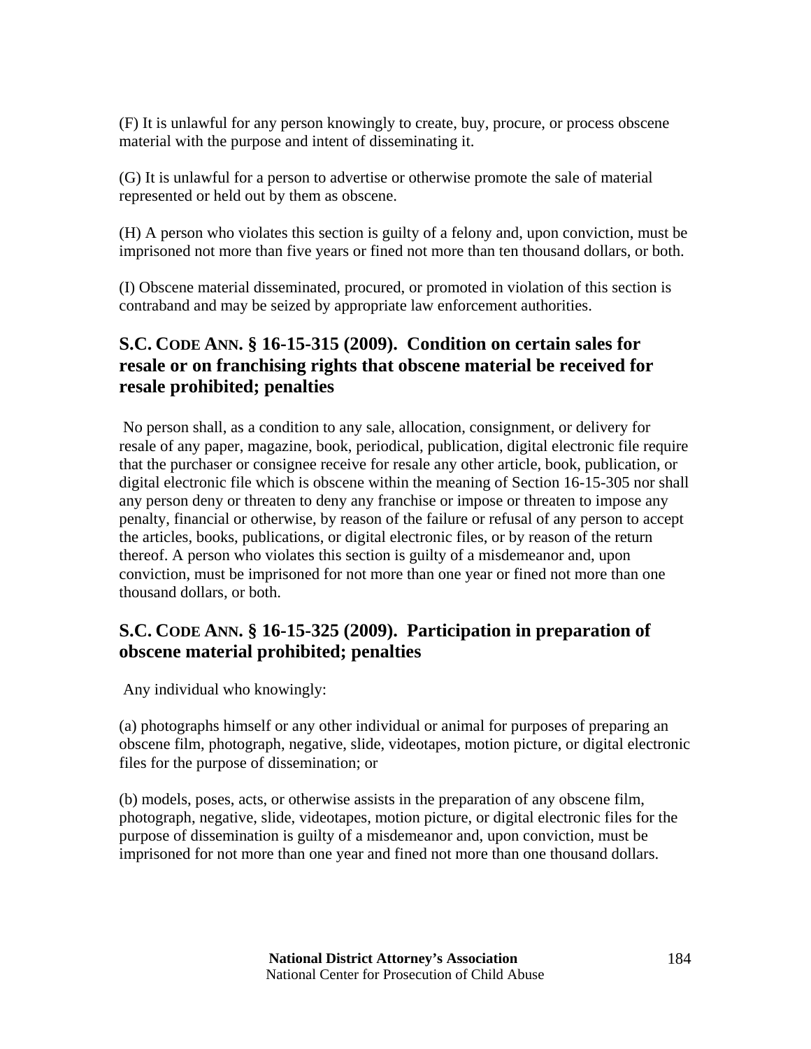(F) It is unlawful for any person knowingly to create, buy, procure, or process obscene material with the purpose and intent of disseminating it.

(G) It is unlawful for a person to advertise or otherwise promote the sale of material represented or held out by them as obscene.

(H) A person who violates this section is guilty of a felony and, upon conviction, must be imprisoned not more than five years or fined not more than ten thousand dollars, or both.

(I) Obscene material disseminated, procured, or promoted in violation of this section is contraband and may be seized by appropriate law enforcement authorities.

## S.C. CODE ANN. § 16-15-315 (2009). Condition on certain sales for resale or on franchising rights that obscene material be received for resale prohibited; penalties

No person shall, as a condition to any sale, allocation, consignment, or delivery for resale of any paper, magazine, book, periodical, publication, digital electronic file require that the purchaser or consignee receive for resale any other article, book, publication, or digital electronic file which is obscene within the meaning of Section 16-15-305 nor shall any person deny or threaten to deny any franchise or impose or threaten to impose any penalty, financial or otherwise, by reason of the failure or refusal of any person to accept the articles, books, publications, or digital electronic files, or by reason of the return thereof. A person who violates this section is guilty of a misdemeanor and, upon conviction, must be imprisoned for not more than one year or fined not more than one thousand dollars, or both.

## S.C. CODE ANN. § 16-15-325 (2009). Participation in preparation of obscene material prohibited; penalties

Any individual who knowingly:

(a) photographs himself or any other individual or animal for purposes of preparing an obscene film, photograph, negative, slide, videotapes, motion picture, or digital electronic files for the purpose of dissemination; or

(b) models, poses, acts, or otherwise assists in the preparation of any obscene film, photograph, negative, slide, videotapes, motion picture, or digital electronic files for the purpose of dissemination is guilty of a misdemeanor and, upon conviction, must be imprisoned for not more than one year and fined not more than one thousand dollars.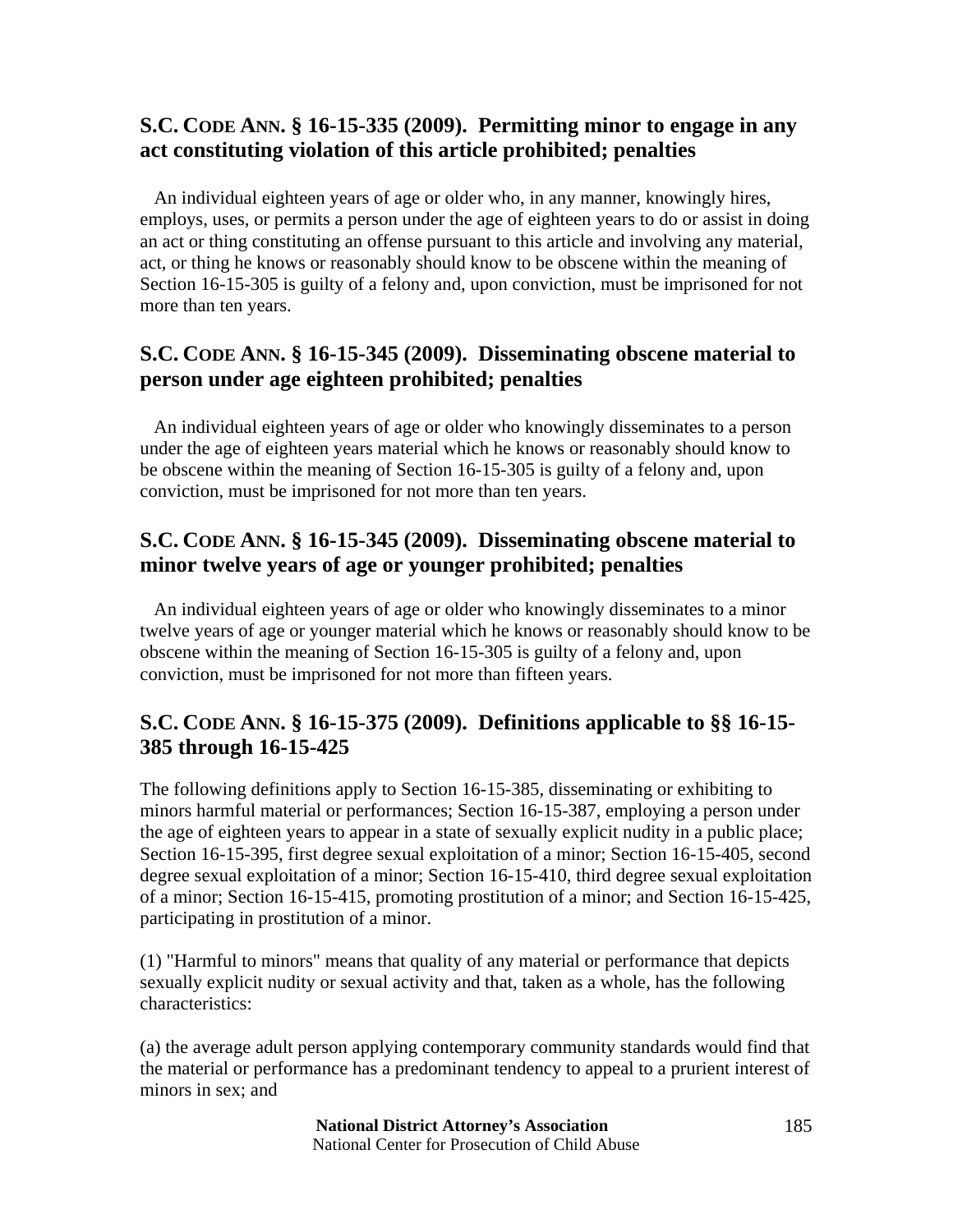## S.C. CODE ANN. § 16-15-335 (2009). Permitting minor to engage in any act constituting violation of this article prohibited; penalties

An individual eighteen years of age or older who, in any manner, knowingly hires, employs, uses, or permits a person under the age of eighteen years to do or assist in doing an act or thing constituting an offense pursuant to this article and involving any material, act, or thing he knows or reasonably should know to be obscene within the meaning of Section 16-15-305 is guilty of a felony and, upon conviction, must be imprisoned for not more than ten years.

## S.C. CODE ANN. § 16-15-345 (2009). Disseminating obscene material to person under age eighteen prohibited; penalties

An individual eighteen years of age or older who knowingly disseminates to a person under the age of eighteen years material which he knows or reasonably should know to be obscene within the meaning of Section 16-15-305 is guilty of a felony and, upon conviction, must be imprisoned for not more than ten years.

## S.C. CODE ANN. § 16-15-345 (2009). Disseminating obscene material to minor twelve years of age or younger prohibited; penalties

An individual eighteen years of age or older who knowingly disseminates to a minor twelve years of age or younger material which he knows or reasonably should know to be obscene within the meaning of Section 16-15-305 is guilty of a felony and, upon conviction, must be imprisoned for not more than fifteen years.

## S.C. CODE ANN. § 16-15-375 (2009). Definitions applicable to §§ 16-15-385 through 16-15-425

The following definitions apply to Section 16-15-385, disseminating or exhibiting to minors harmful material or performances; Section 16-15-387, employing a person under the age of eighteen years to appear in a state of sexually explicit nudity in a public place; Section 16-15-395, first degree sexual exploitation of a minor; Section 16-15-405, second degree sexual exploitation of a minor; Section 16-15-410, third degree sexual exploitation of a minor; Section 16-15-415, promoting prostitution of a minor; and Section 16-15-425, participating in prostitution of a minor.

(1) "Harmful to minors" means that quality of any material or performance that depicts sexually explicit nudity or sexual activity and that, taken as a whole, has the following characteristics:

(a) the average adult person applying contemporary community standards would find that the material or performance has a predominant tendency to appeal to a prurient interest of minors in sex; and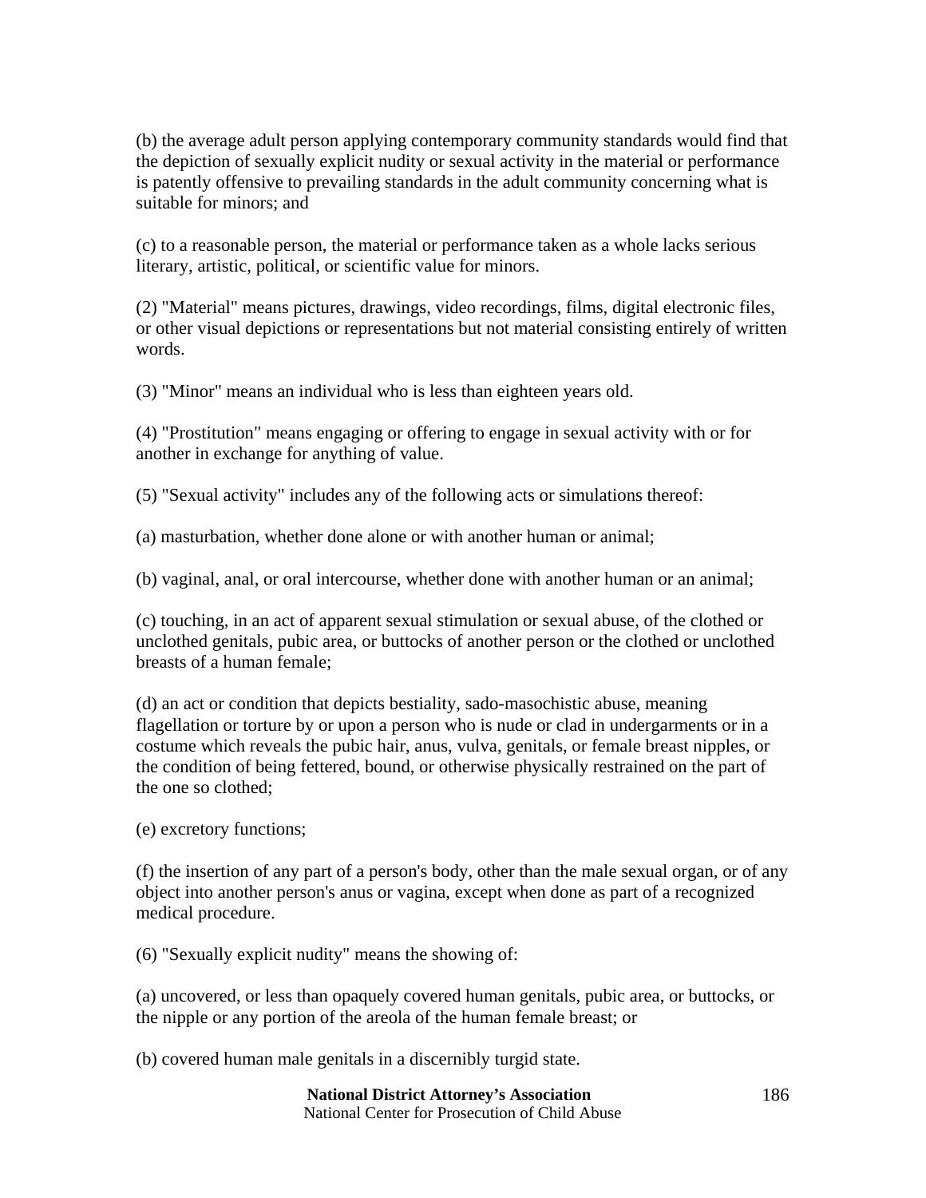(b) the average adult person applying contemporary community standards would find that the depiction of sexually explicit nudity or sexual activity in the material or performance is patently offensive to prevailing standards in the adult community concerning what is suitable for minors; and

(c) to a reasonable person, the material or performance taken as a whole lacks serious literary, artistic, political, or scientific value for minors.

(2) "Material" means pictures, drawings, video recordings, films, digital electronic files, or other visual depictions or representations but not material consisting entirely of written words.

(3) "Minor" means an individual who is less than eighteen years old.

(4) "Prostitution" means engaging or offering to engage in sexual activity with or for another in exchange for anything of value.

(5) "Sexual activity" includes any of the following acts or simulations thereof:

(a) masturbation, whether done alone or with another human or animal;

(b) vaginal, anal, or oral intercourse, whether done with another human or an animal;

(c) touching, in an act of apparent sexual stimulation or sexual abuse, of the clothed or unclothed genitals, pubic area, or buttocks of another person or the clothed or unclothed breasts of a human female;

(d) an act or condition that depicts bestiality, sado-masochistic abuse, meaning flagellation or torture by or upon a person who is nude or clad in undergarments or in a costume which reveals the pubic hair, anus, vulva, genitals, or female breast nipples, or the condition of being fettered, bound, or otherwise physically restrained on the part of the one so clothed;

(e) excretory functions;

(f) the insertion of any part of a person's body, other than the male sexual organ, or of any object into another person's anus or vagina, except when done as part of a recognized medical procedure.

(6) "Sexually explicit nudity" means the showing of:

(a) uncovered, or less than opaquely covered human genitals, pubic area, or buttocks, or the nipple or any portion of the areola of the human female breast; or

(b) covered human male genitals in a discernibly turgid state.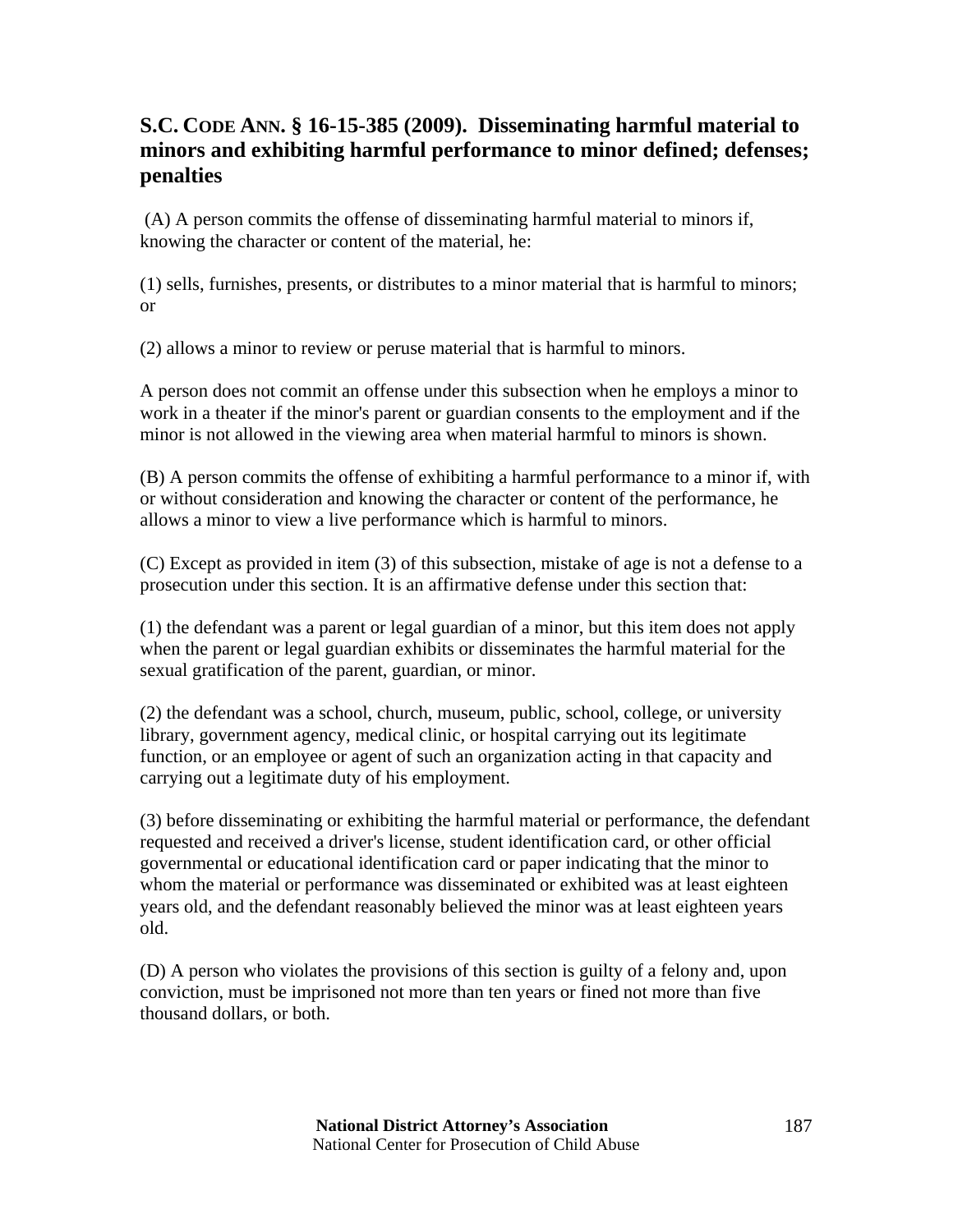### S.C. CODE ANN. § 16-15-385 (2009). Disseminating harmful material to minors and exhibiting harmful performance to minor defined; defenses; penalties

(A) A person commits the offense of disseminating harmful material to minors if, knowing the character or content of the material, he:

(1) sells, furnishes, presents, or distributes to a minor material that is harmful to minors; or

(2) allows a minor to review or peruse material that is harmful to minors.

A person does not commit an offense under this subsection when he employs a minor to work in a theater if the minor's parent or guardian consents to the employment and if the minor is not allowed in the viewing area when material harmful to minors is shown.

(B) A person commits the offense of exhibiting a harmful performance to a minor if, with or without consideration and knowing the character or content of the performance, he allows a minor to view a live performance which is harmful to minors.

(C) Except as provided in item (3) of this subsection, mistake of age is not a defense to a prosecution under this section. It is an affirmative defense under this section that:

(1) the defendant was a parent or legal guardian of a minor, but this item does not apply when the parent or legal guardian exhibits or disseminates the harmful material for the sexual gratification of the parent, guardian, or minor.

(2) the defendant was a school, church, museum, public, school, college, or university library, government agency, medical clinic, or hospital carrying out its legitimate function, or an employee or agent of such an organization acting in that capacity and carrying out a legitimate duty of his employment.

(3) before disseminating or exhibiting the harmful material or performance, the defendant requested and received a driver's license, student identification card, or other official governmental or educational identification card or paper indicating that the minor to whom the material or performance was disseminated or exhibited was at least eighteen years old, and the defendant reasonably believed the minor was at least eighteen years old.

(D) A person who violates the provisions of this section is guilty of a felony and, upon conviction, must be imprisoned not more than ten years or fined not more than five thousand dollars, or both.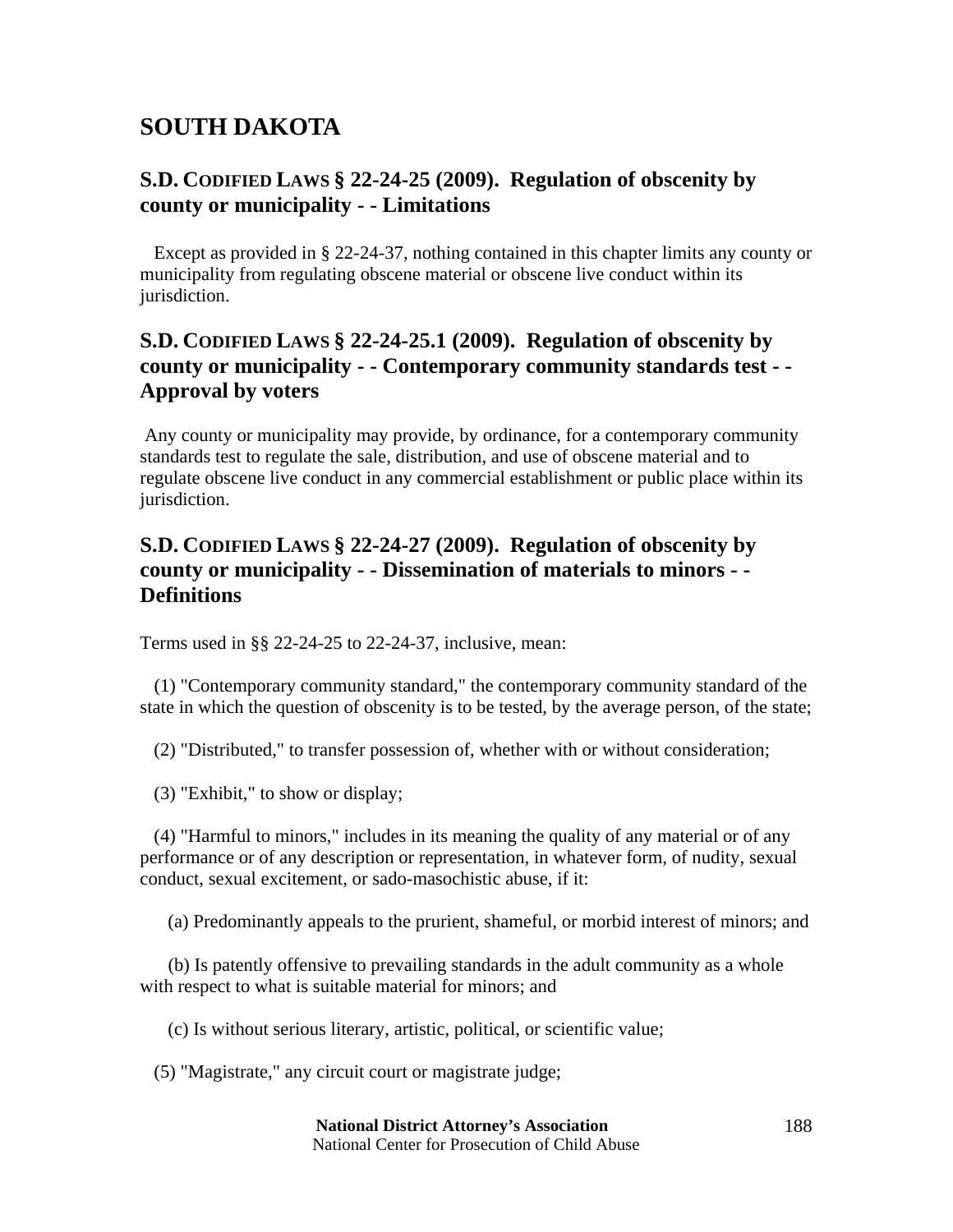# SOUTH DAKOTA

## S.D. CODIFIED LAWS § 22-24-25 (2009). Regulation of obscenity by county or municipality - - Limitations

Except as provided in § 22-24-37, nothing contained in this chapter limits any county or municipality from regulating obscene material or obscene live conduct within its jurisdiction.

## S.D. CODIFIED LAWS § 22-24-25.1 (2009). Regulation of obscenity by county or municipality - - Contemporary community standards test - - Approval by voters

Any county or municipality may provide, by ordinance, for a contemporary community standards test to regulate the sale, distribution, and use of obscene material and to regulate obscene live conduct in any commercial establishment or public place within its jurisdiction.

## S.D. CODIFIED LAWS § 22-24-27 (2009). Regulation of obscenity by county or municipality - - Dissemination of materials to minors - - Definitions

Terms used in §§ 22-24-25 to 22-24-37, inclusive, mean:

(1) "Contemporary community standard," the contemporary community standard of the state in which the question of obscenity is to be tested, by the average person, of the state;

(2) "Distributed," to transfer possession of, whether with or without consideration;

(3) "Exhibit," to show or display;

(4) "Harmful to minors," includes in its meaning the quality of any material or of any performance or of any description or representation, in whatever form, of nudity, sexual conduct, sexual excitement, or sado-masochistic abuse, if it:

(a) Predominantly appeals to the prurient, shameful, or morbid interest of minors; and

(b) Is patently offensive to prevailing standards in the adult community as a whole with respect to what is suitable material for minors; and

(c) Is without serious literary, artistic, political, or scientific value;

(5) "Magistrate," any circuit court or magistrate judge;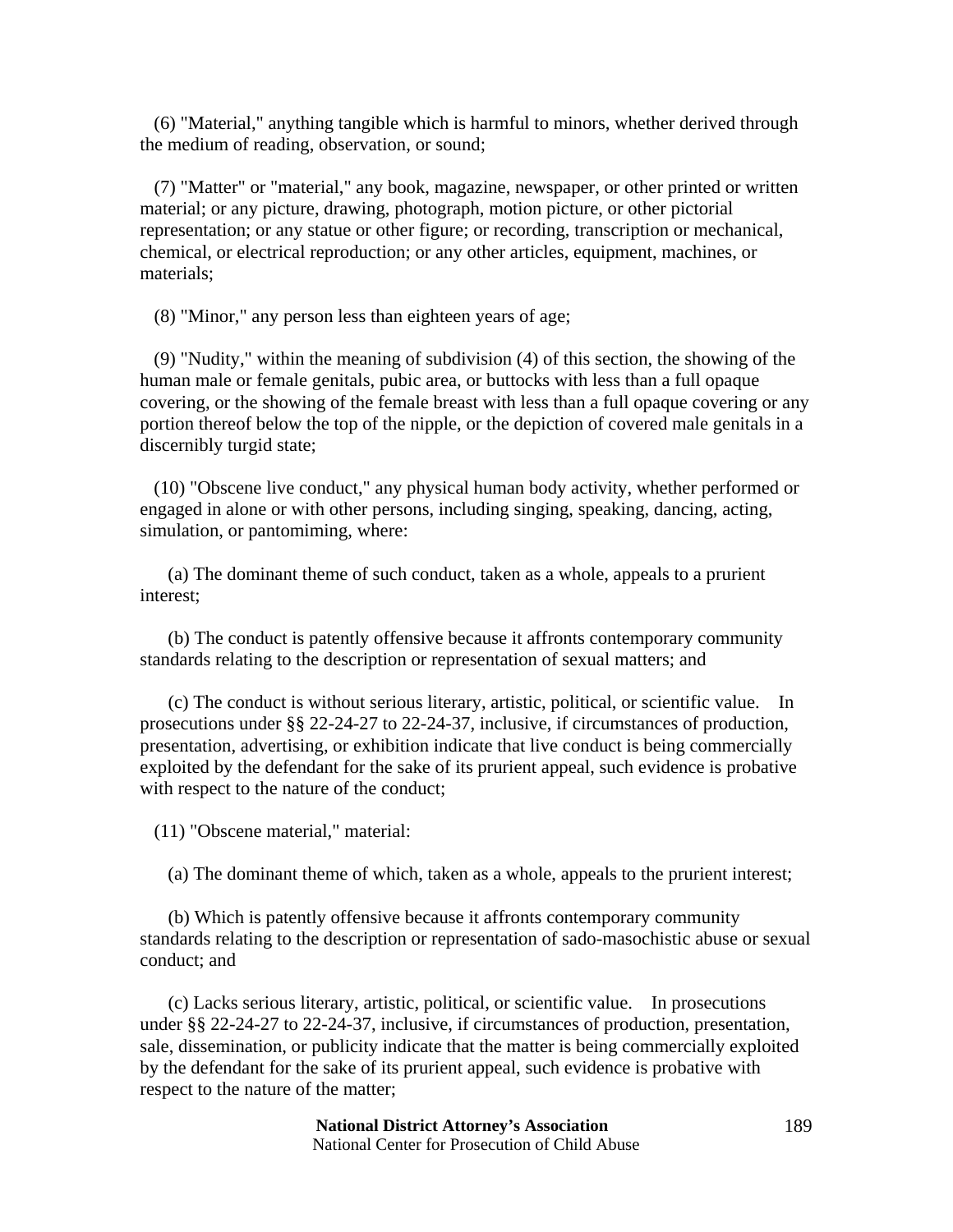(6) "Material," anything tangible which is harmful to minors, whether derived through the medium of reading, observation, or sound;

(7) "Matter" or "material," any book, magazine, newspaper, or other printed or written material; or any picture, drawing, photograph, motion picture, or other pictorial representation; or any statue or other figure; or recording, transcription or mechanical, chemical, or electrical reproduction; or any other articles, equipment, machines, or materials;

(8) "Minor," any person less than eighteen years of age;

(9) "Nudity," within the meaning of subdivision (4) of this section, the showing of the human male or female genitals, pubic area, or buttocks with less than a full opaque covering, or the showing of the female breast with less than a full opaque covering or any portion thereof below the top of the nipple, or the depiction of covered male genitals in a discernibly turgid state;

(10) "Obscene live conduct," any physical human body activity, whether performed or engaged in alone or with other persons, including singing, speaking, dancing, acting, simulation, or pantomiming, where:

(a) The dominant theme of such conduct, taken as a whole, appeals to a prurient interest;

(b) The conduct is patently offensive because it affronts contemporary community standards relating to the description or representation of sexual matters; and

(c) The conduct is without serious literary, artistic, political, or scientific value. In prosecutions under §§ 22-24-27 to 22-24-37, inclusive, if circumstances of production, presentation, advertising, or exhibition indicate that live conduct is being commercially exploited by the defendant for the sake of its prurient appeal, such evidence is probative with respect to the nature of the conduct;

(11) "Obscene material," material:

(a) The dominant theme of which, taken as a whole, appeals to the prurient interest;

(b) Which is patently offensive because it affronts contemporary community standards relating to the description or representation of sado-masochistic abuse or sexual conduct; and

(c) Lacks serious literary, artistic, political, or scientific value. In prosecutions under §§ 22-24-27 to 22-24-37, inclusive, if circumstances of production, presentation, sale, dissemination, or publicity indicate that the matter is being commercially exploited by the defendant for the sake of its prurient appeal, such evidence is probative with respect to the nature of the matter;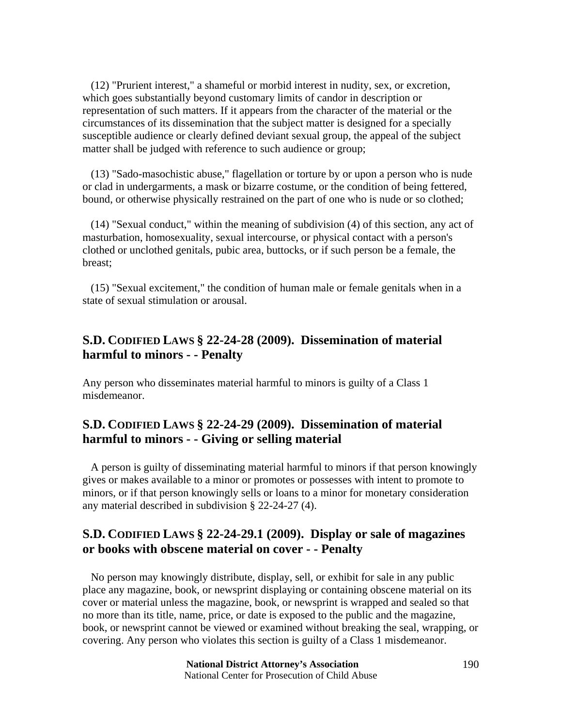(12) "Prurient interest," a shameful or morbid interest in nudity, sex, or excretion, which goes substantially beyond customary limits of candor in description or representation of such matters. If it appears from the character of the material or the circumstances of its dissemination that the subject matter is designed for a specially susceptible audience or clearly defined deviant sexual group, the appeal of the subject matter shall be judged with reference to such audience or group;

(13) "Sado-masochistic abuse," flagellation or torture by or upon a person who is nude or clad in undergarments, a mask or bizarre costume, or the condition of being fettered, bound, or otherwise physically restrained on the part of one who is nude or so clothed;

(14) "Sexual conduct," within the meaning of subdivision (4) of this section, any act of masturbation, homosexuality, sexual intercourse, or physical contact with a person's clothed or unclothed genitals, pubic area, buttocks, or if such person be a female, the breast;

(15) "Sexual excitement," the condition of human male or female genitals when in a state of sexual stimulation or arousal.

## S.D. CODIFIED LAWS § 22-24-28 (2009). Dissemination of material harmful to minors - - Penalty

Any person who disseminates material harmful to minors is guilty of a Class 1 misdemeanor.

## S.D. CODIFIED LAWS § 22-24-29 (2009). Dissemination of material harmful to minors - - Giving or selling material

A person is guilty of disseminating material harmful to minors if that person knowingly gives or makes available to a minor or promotes or possesses with intent to promote to minors, or if that person knowingly sells or loans to a minor for monetary consideration any material described in subdivision § 22-24-27 (4).

## S.D. CODIFIED LAWS § 22-24-29.1 (2009). Display or sale of magazines or books with obscene material on cover - - Penalty

No person may knowingly distribute, display, sell, or exhibit for sale in any public place any magazine, book, or newsprint displaying or containing obscene material on its cover or material unless the magazine, book, or newsprint is wrapped and sealed so that no more than its title, name, price, or date is exposed to the public and the magazine, book, or newsprint cannot be viewed or examined without breaking the seal, wrapping, or covering. Any person who violates this section is guilty of a Class 1 misdemeanor.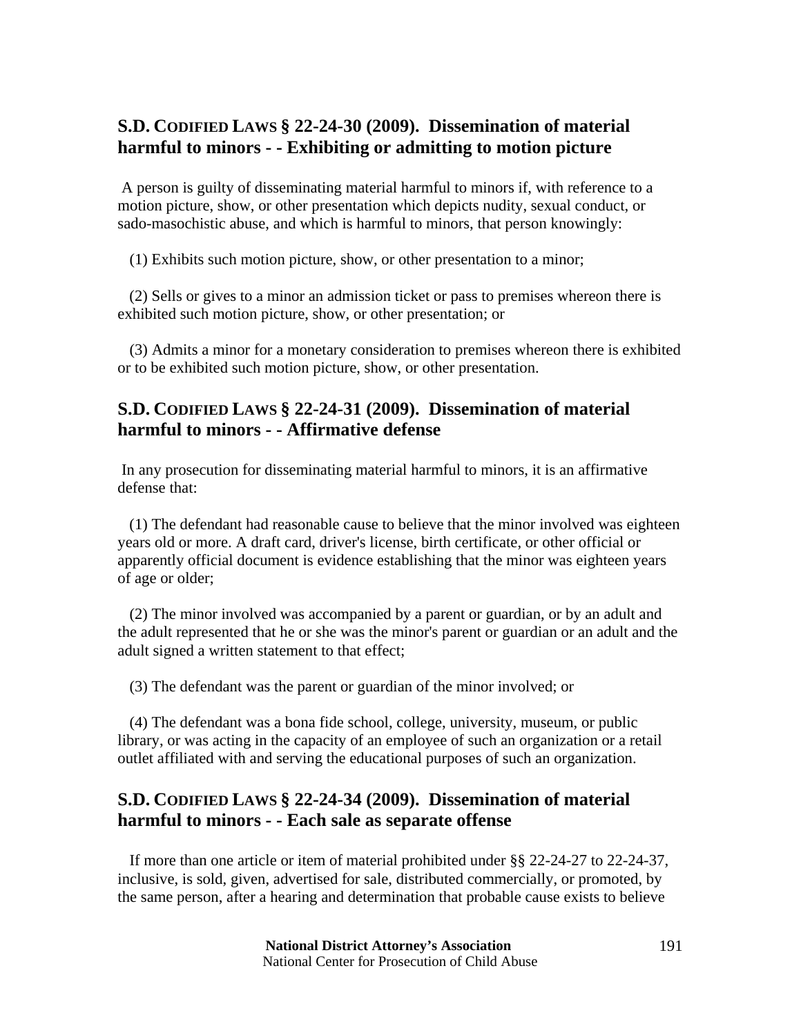## S.D. CODIFIED LAWS § 22-24-30 (2009). Dissemination of material harmful to minors - - Exhibiting or admitting to motion picture

A person is guilty of disseminating material harmful to minors if, with reference to a motion picture, show, or other presentation which depicts nudity, sexual conduct, or sado-masochistic abuse, and which is harmful to minors, that person knowingly:

(1) Exhibits such motion picture, show, or other presentation to a minor;

(2) Sells or gives to a minor an admission ticket or pass to premises whereon there is exhibited such motion picture, show, or other presentation; or

(3) Admits a minor for a monetary consideration to premises whereon there is exhibited or to be exhibited such motion picture, show, or other presentation.

## S.D. CODIFIED LAWS § 22-24-31 (2009). Dissemination of material harmful to minors - - Affirmative defense

In any prosecution for disseminating material harmful to minors, it is an affirmative defense that:

(1) The defendant had reasonable cause to believe that the minor involved was eighteen years old or more. A draft card, driver's license, birth certificate, or other official or apparently official document is evidence establishing that the minor was eighteen years of age or older;

(2) The minor involved was accompanied by a parent or guardian, or by an adult and the adult represented that he or she was the minor's parent or guardian or an adult and the adult signed a written statement to that effect;

(3) The defendant was the parent or guardian of the minor involved; or

(4) The defendant was a bona fide school, college, university, museum, or public library, or was acting in the capacity of an employee of such an organization or a retail outlet affiliated with and serving the educational purposes of such an organization.

## S.D. CODIFIED LAWS § 22-24-34 (2009). Dissemination of material harmful to minors - - Each sale as separate offense

If more than one article or item of material prohibited under §§ 22-24-27 to 22-24-37, inclusive, is sold, given, advertised for sale, distributed commercially, or promoted, by the same person, after a hearing and determination that probable cause exists to believe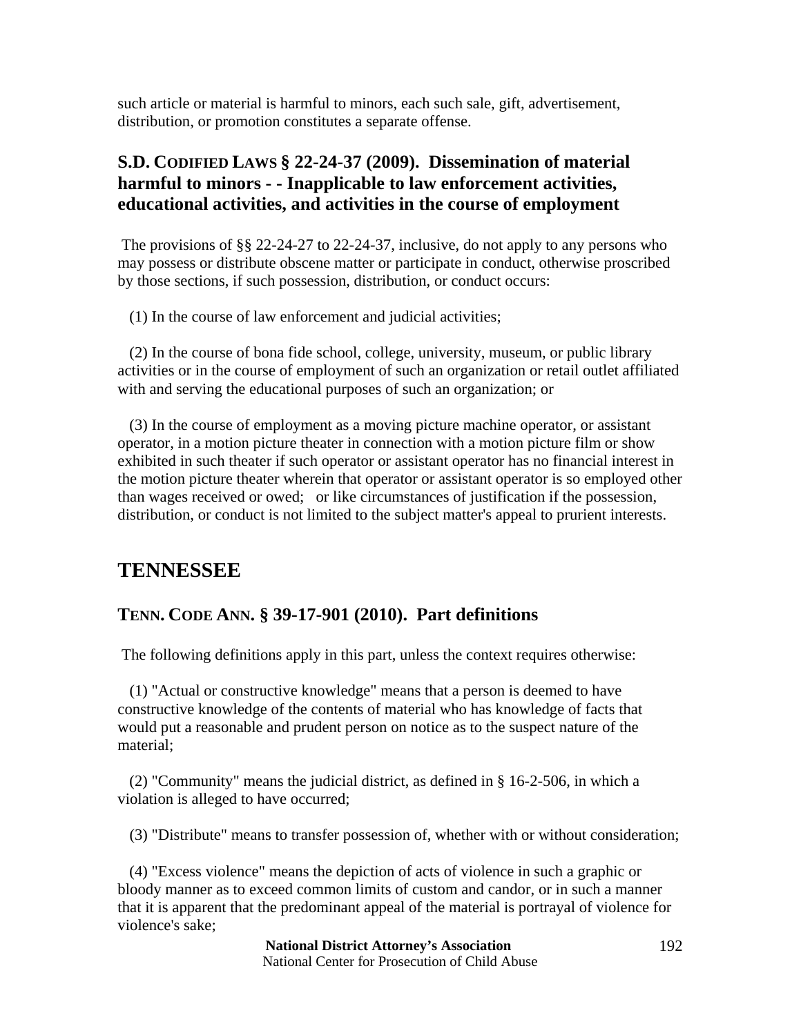such article or material is harmful to minors, each such sale, gift, advertisement, distribution, or promotion constitutes a separate offense.

### S.D. CODIFIED LAWS § 22-24-37 (2009). Dissemination of material harmful to minors - - Inapplicable to law enforcement activities, educational activities, and activities in the course of employment

The provisions of §§ 22-24-27 to 22-24-37, inclusive, do not apply to any persons who may possess or distribute obscene matter or participate in conduct, otherwise proscribed by those sections, if such possession, distribution, or conduct occurs:

(1) In the course of law enforcement and judicial activities;

(2) In the course of bona fide school, college, university, museum, or public library activities or in the course of employment of such an organization or retail outlet affiliated with and serving the educational purposes of such an organization; or

(3) In the course of employment as a moving picture machine operator, or assistant operator, in a motion picture theater in connection with a motion picture film or show exhibited in such theater if such operator or assistant operator has no financial interest in the motion picture theater wherein that operator or assistant operator is so employed other than wages received or owed; or like circumstances of justification if the possession, distribution, or conduct is not limited to the subject matter's appeal to prurient interests.

## TENNESSEE

### TENN. CODE ANN. § 39-17-901 (2010). Part definitions

The following definitions apply in this part, unless the context requires otherwise:

(1) "Actual or constructive knowledge" means that a person is deemed to have constructive knowledge of the contents of material who has knowledge of facts that would put a reasonable and prudent person on notice as to the suspect nature of the material;

(2) "Community" means the judicial district, as defined in § 16-2-506, in which a violation is alleged to have occurred;

(3) "Distribute" means to transfer possession of, whether with or without consideration;

(4) "Excess violence" means the depiction of acts of violence in such a graphic or bloody manner as to exceed common limits of custom and candor, or in such a manner that it is apparent that the predominant appeal of the material is portrayal of violence for violence's sake;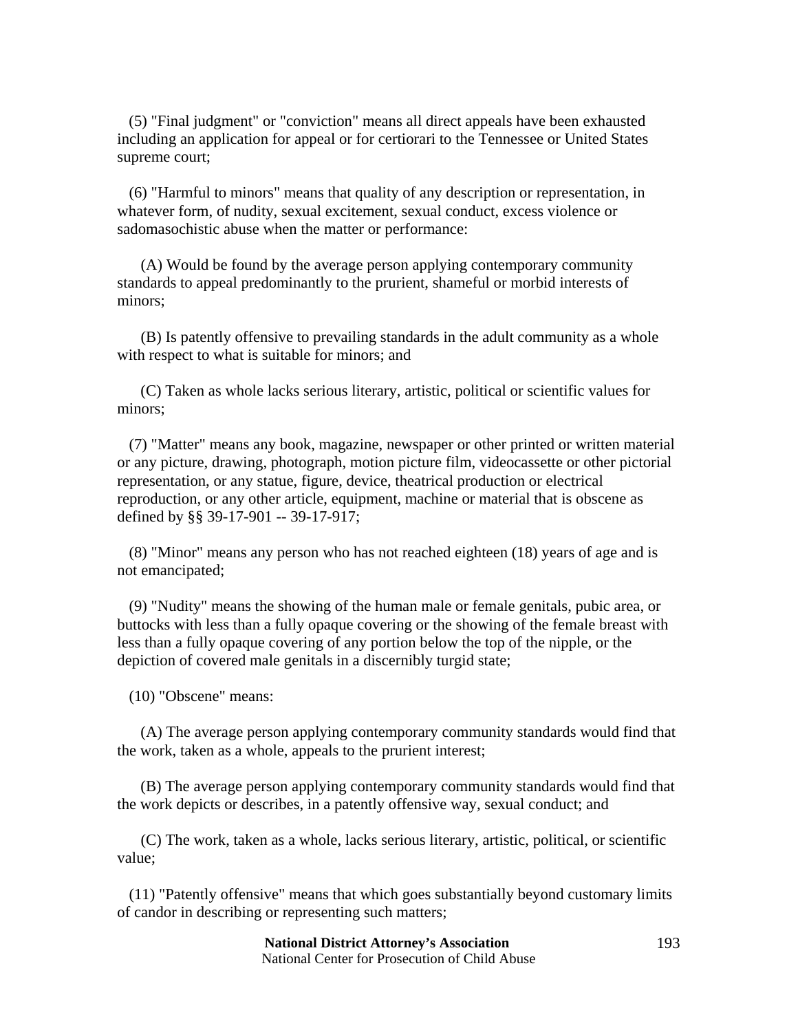(5) "Final judgment" or "conviction" means all direct appeals have been exhausted including an application for appeal or for certiorari to the Tennessee or United States supreme court;

(6) "Harmful to minors" means that quality of any description or representation, in whatever form, of nudity, sexual excitement, sexual conduct, excess violence or sadomasochistic abuse when the matter or performance:

(A) Would be found by the average person applying contemporary community standards to appeal predominantly to the prurient, shameful or morbid interests of minors;

(B) Is patently offensive to prevailing standards in the adult community as a whole with respect to what is suitable for minors; and

(C) Taken as whole lacks serious literary, artistic, political or scientific values for minors;

(7) "Matter" means any book, magazine, newspaper or other printed or written material or any picture, drawing, photograph, motion picture film, videocassette or other pictorial representation, or any statue, figure, device, theatrical production or electrical reproduction, or any other article, equipment, machine or material that is obscene as defined by §§ 39-17-901 -- 39-17-917;

(8) "Minor" means any person who has not reached eighteen (18) years of age and is not emancipated;

(9) "Nudity" means the showing of the human male or female genitals, pubic area, or buttocks with less than a fully opaque covering or the showing of the female breast with less than a fully opaque covering of any portion below the top of the nipple, or the depiction of covered male genitals in a discernibly turgid state;

(10) "Obscene" means:

(A) The average person applying contemporary community standards would find that the work, taken as a whole, appeals to the prurient interest;

(B) The average person applying contemporary community standards would find that the work depicts or describes, in a patently offensive way, sexual conduct; and

(C) The work, taken as a whole, lacks serious literary, artistic, political, or scientific value;

(11) "Patently offensive" means that which goes substantially beyond customary limits of candor in describing or representing such matters;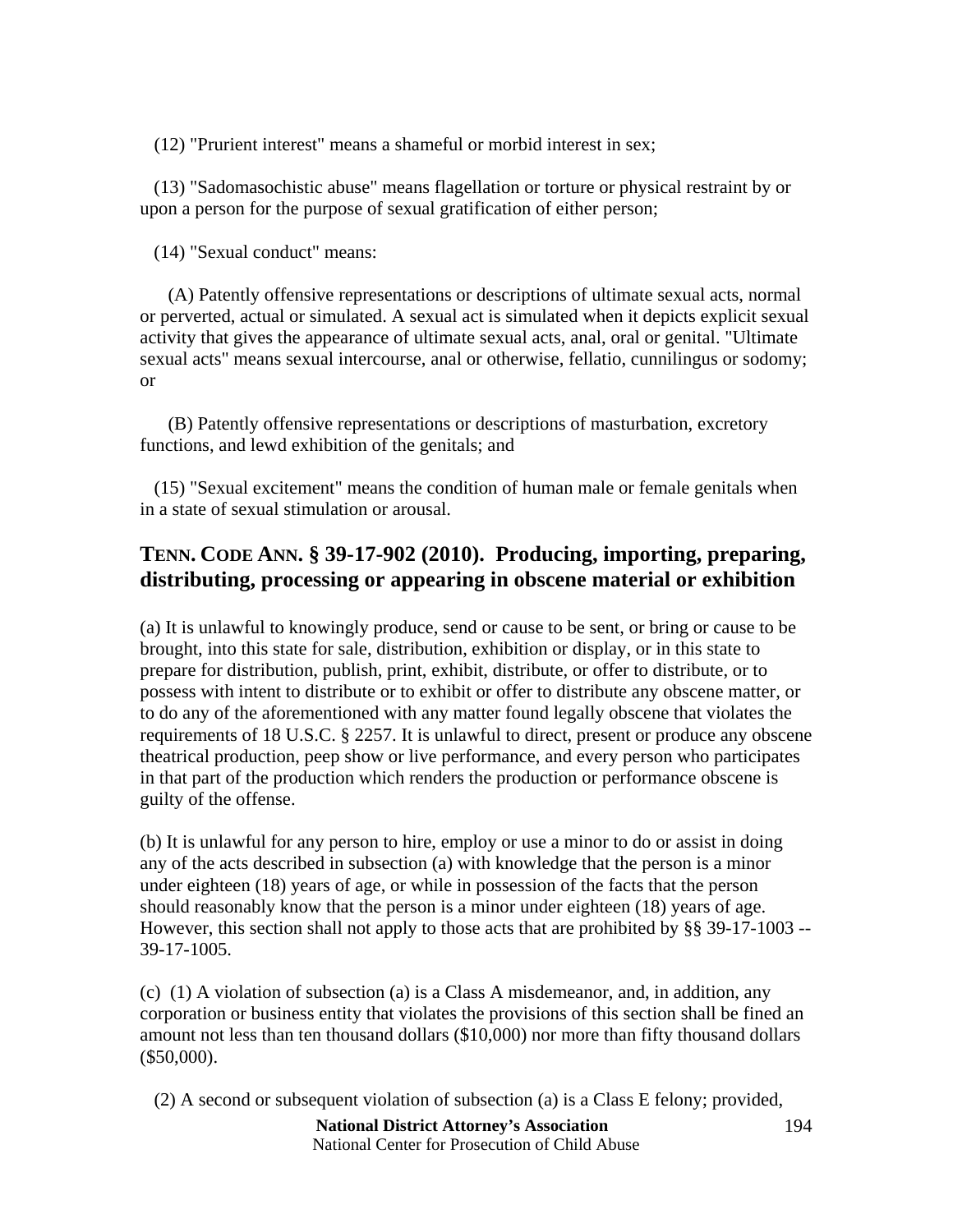(12) "Prurient interest" means a shameful or morbid interest in sex;

(13) "Sadomasochistic abuse" means flagellation or torture or physical restraint by or upon a person for the purpose of sexual gratification of either person;

(14) "Sexual conduct" means:

(A) Patently offensive representations or descriptions of ultimate sexual acts, normal or perverted, actual or simulated. A sexual act is simulated when it depicts explicit sexual activity that gives the appearance of ultimate sexual acts, anal, oral or genital. "Ultimate sexual acts" means sexual intercourse, anal or otherwise, fellatio, cunnilingus or sodomy; or

(B) Patently offensive representations or descriptions of masturbation, excretory functions, and lewd exhibition of the genitals; and

(15) "Sexual excitement" means the condition of human male or female genitals when in a state of sexual stimulation or arousal.

## TENN. CODE ANN. § 39-17-902 (2010). Producing, importing, preparing, distributing, processing or appearing in obscene material or exhibition

(a) It is unlawful to knowingly produce, send or cause to be sent, or bring or cause to be brought, into this state for sale, distribution, exhibition or display, or in this state to prepare for distribution, publish, print, exhibit, distribute, or offer to distribute, or to possess with intent to distribute or to exhibit or offer to distribute any obscene matter, or to do any of the aforementioned with any matter found legally obscene that violates the requirements of 18 U.S.C. § 2257. It is unlawful to direct, present or produce any obscene theatrical production, peep show or live performance, and every person who participates in that part of the production which renders the production or performance obscene is guilty of the offense.

(b) It is unlawful for any person to hire, employ or use a minor to do or assist in doing any of the acts described in subsection (a) with knowledge that the person is a minor under eighteen (18) years of age, or while in possession of the facts that the person should reasonably know that the person is a minor under eighteen (18) years of age. However, this section shall not apply to those acts that are prohibited by §§ 39-17-1003 -- 39-17-1005.

(c) (1) A violation of subsection (a) is a Class A misdemeanor, and, in addition, any corporation or business entity that violates the provisions of this section shall be fined an amount not less than ten thousand dollars ($10,000) nor more than fifty thousand dollars ($50,000).

(2) A second or subsequent violation of subsection (a) is a Class E felony; provided,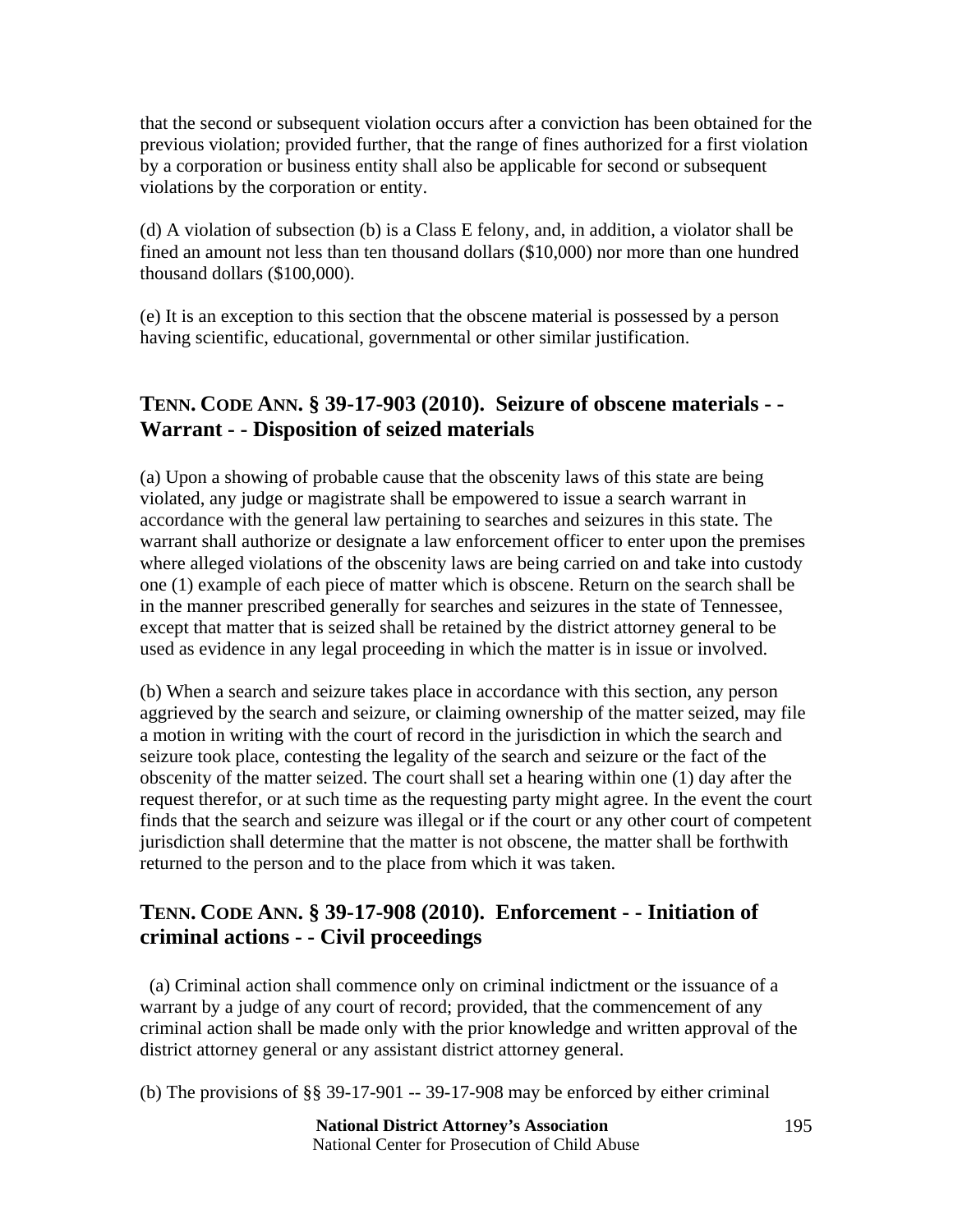that the second or subsequent violation occurs after a conviction has been obtained for the previous violation; provided further, that the range of fines authorized for a first violation by a corporation or business entity shall also be applicable for second or subsequent violations by the corporation or entity.

(d) A violation of subsection (b) is a Class E felony, and, in addition, a violator shall be fined an amount not less than ten thousand dollars ($10,000) nor more than one hundred thousand dollars ($100,000).

(e) It is an exception to this section that the obscene material is possessed by a person having scientific, educational, governmental or other similar justification.

## TENN. CODE ANN. § 39-17-903 (2010). Seizure of obscene materials - - Warrant - - Disposition of seized materials

(a) Upon a showing of probable cause that the obscenity laws of this state are being violated, any judge or magistrate shall be empowered to issue a search warrant in accordance with the general law pertaining to searches and seizures in this state. The warrant shall authorize or designate a law enforcement officer to enter upon the premises where alleged violations of the obscenity laws are being carried on and take into custody one (1) example of each piece of matter which is obscene. Return on the search shall be in the manner prescribed generally for searches and seizures in the state of Tennessee, except that matter that is seized shall be retained by the district attorney general to be used as evidence in any legal proceeding in which the matter is in issue or involved.

(b) When a search and seizure takes place in accordance with this section, any person aggrieved by the search and seizure, or claiming ownership of the matter seized, may file a motion in writing with the court of record in the jurisdiction in which the search and seizure took place, contesting the legality of the search and seizure or the fact of the obscenity of the matter seized. The court shall set a hearing within one (1) day after the request therefor, or at such time as the requesting party might agree. In the event the court finds that the search and seizure was illegal or if the court or any other court of competent jurisdiction shall determine that the matter is not obscene, the matter shall be forthwith returned to the person and to the place from which it was taken.

## TENN. CODE ANN. § 39-17-908 (2010). Enforcement - - Initiation of criminal actions - - Civil proceedings

(a) Criminal action shall commence only on criminal indictment or the issuance of a warrant by a judge of any court of record; provided, that the commencement of any criminal action shall be made only with the prior knowledge and written approval of the district attorney general or any assistant district attorney general.

(b) The provisions of §§ 39-17-901 -- 39-17-908 may be enforced by either criminal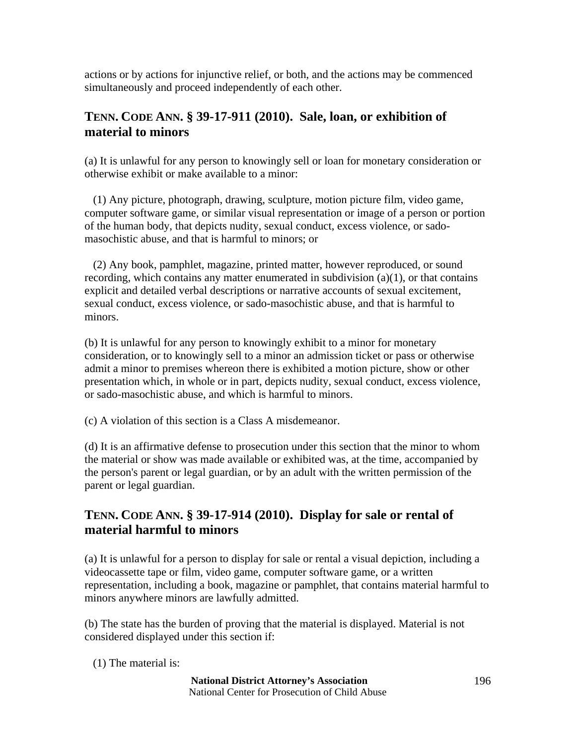actions or by actions for injunctive relief, or both, and the actions may be commenced simultaneously and proceed independently of each other.

## TENN. CODE ANN. § 39-17-911 (2010). Sale, loan, or exhibition of material to minors

(a) It is unlawful for any person to knowingly sell or loan for monetary consideration or otherwise exhibit or make available to a minor:

(1) Any picture, photograph, drawing, sculpture, motion picture film, video game, computer software game, or similar visual representation or image of a person or portion of the human body, that depicts nudity, sexual conduct, excess violence, or sado-masochistic abuse, and that is harmful to minors; or

(2) Any book, pamphlet, magazine, printed matter, however reproduced, or sound recording, which contains any matter enumerated in subdivision (a)(1), or that contains explicit and detailed verbal descriptions or narrative accounts of sexual excitement, sexual conduct, excess violence, or sado-masochistic abuse, and that is harmful to minors.

(b) It is unlawful for any person to knowingly exhibit to a minor for monetary consideration, or to knowingly sell to a minor an admission ticket or pass or otherwise admit a minor to premises whereon there is exhibited a motion picture, show or other presentation which, in whole or in part, depicts nudity, sexual conduct, excess violence, or sado-masochistic abuse, and which is harmful to minors.

(c) A violation of this section is a Class A misdemeanor.

(d) It is an affirmative defense to prosecution under this section that the minor to whom the material or show was made available or exhibited was, at the time, accompanied by the person's parent or legal guardian, or by an adult with the written permission of the parent or legal guardian.

## TENN. CODE ANN. § 39-17-914 (2010). Display for sale or rental of material harmful to minors

(a) It is unlawful for a person to display for sale or rental a visual depiction, including a videocassette tape or film, video game, computer software game, or a written representation, including a book, magazine or pamphlet, that contains material harmful to minors anywhere minors are lawfully admitted.

(b) The state has the burden of proving that the material is displayed. Material is not considered displayed under this section if:

(1) The material is: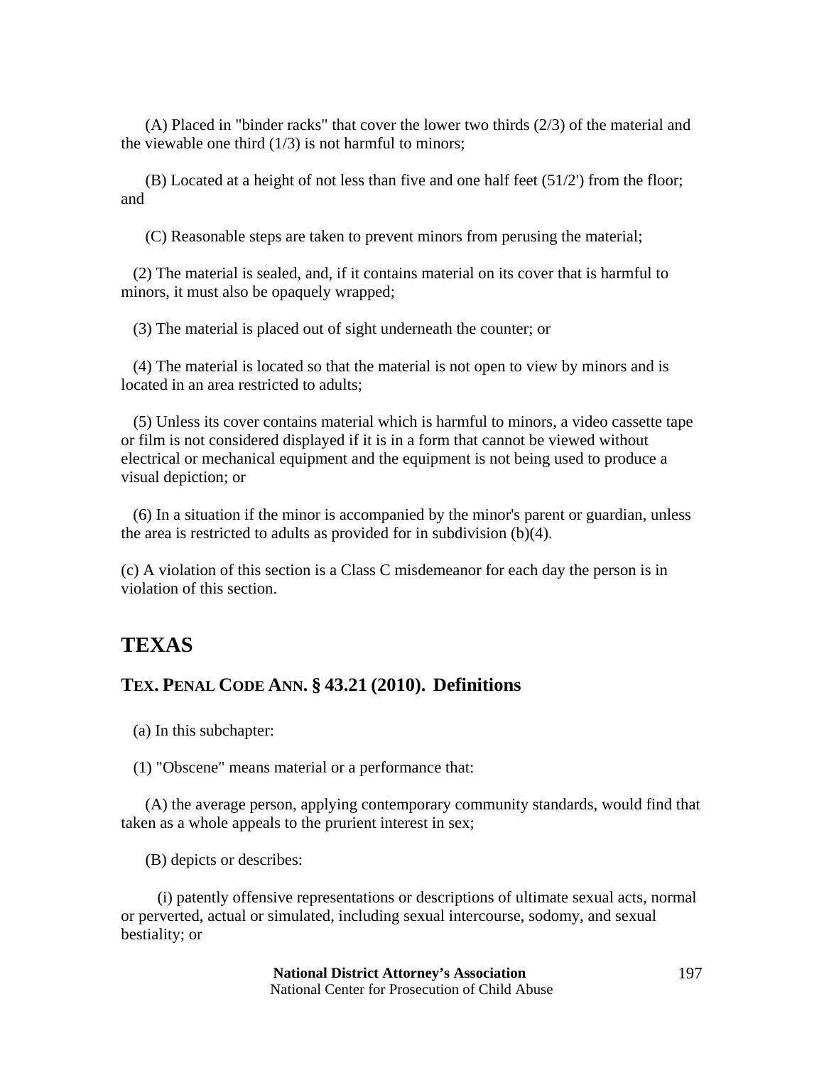(A) Placed in "binder racks" that cover the lower two thirds (2/3) of the material and the viewable one third (1/3) is not harmful to minors;

(B) Located at a height of not less than five and one half feet (51/2') from the floor; and

(C) Reasonable steps are taken to prevent minors from perusing the material;

(2) The material is sealed, and, if it contains material on its cover that is harmful to minors, it must also be opaquely wrapped;

(3) The material is placed out of sight underneath the counter; or

(4) The material is located so that the material is not open to view by minors and is located in an area restricted to adults;

(5) Unless its cover contains material which is harmful to minors, a video cassette tape or film is not considered displayed if it is in a form that cannot be viewed without electrical or mechanical equipment and the equipment is not being used to produce a visual depiction; or

(6) In a situation if the minor is accompanied by the minor's parent or guardian, unless the area is restricted to adults as provided for in subdivision (b)(4).

(c) A violation of this section is a Class C misdemeanor for each day the person is in violation of this section.

## TEXAS

### TEX. PENAL CODE ANN. § 43.21 (2010). Definitions

(a) In this subchapter:

(1) "Obscene" means material or a performance that:

(A) the average person, applying contemporary community standards, would find that taken as a whole appeals to the prurient interest in sex;

(B) depicts or describes:

(i) patently offensive representations or descriptions of ultimate sexual acts, normal or perverted, actual or simulated, including sexual intercourse, sodomy, and sexual bestiality; or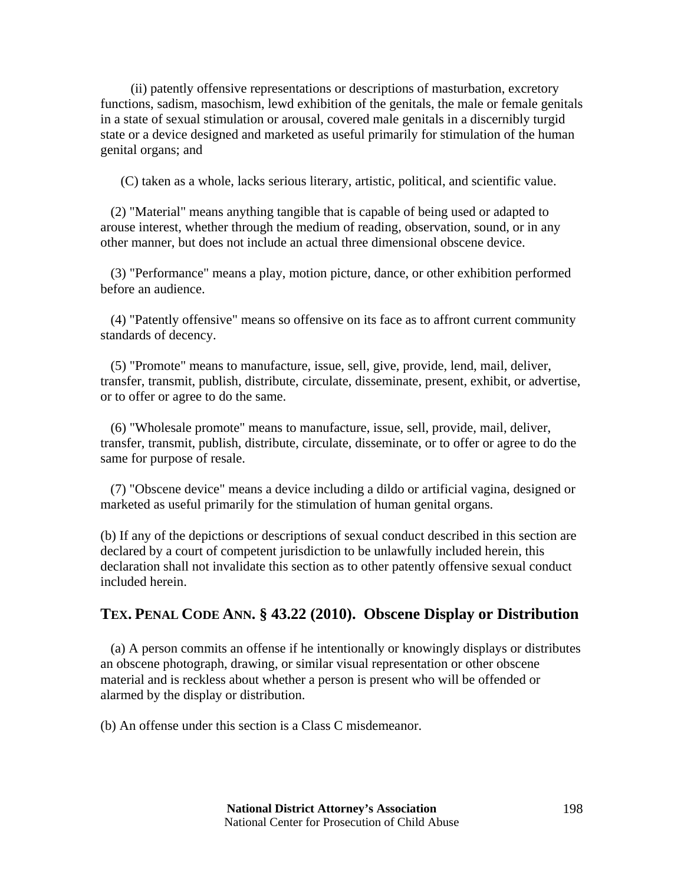(ii) patently offensive representations or descriptions of masturbation, excretory functions, sadism, masochism, lewd exhibition of the genitals, the male or female genitals in a state of sexual stimulation or arousal, covered male genitals in a discernibly turgid state or a device designed and marketed as useful primarily for stimulation of the human genital organs; and

(C) taken as a whole, lacks serious literary, artistic, political, and scientific value.

(2) "Material" means anything tangible that is capable of being used or adapted to arouse interest, whether through the medium of reading, observation, sound, or in any other manner, but does not include an actual three dimensional obscene device.

(3) "Performance" means a play, motion picture, dance, or other exhibition performed before an audience.

(4) "Patently offensive" means so offensive on its face as to affront current community standards of decency.

(5) "Promote" means to manufacture, issue, sell, give, provide, lend, mail, deliver, transfer, transmit, publish, distribute, circulate, disseminate, present, exhibit, or advertise, or to offer or agree to do the same.

(6) "Wholesale promote" means to manufacture, issue, sell, provide, mail, deliver, transfer, transmit, publish, distribute, circulate, disseminate, or to offer or agree to do the same for purpose of resale.

(7) "Obscene device" means a device including a dildo or artificial vagina, designed or marketed as useful primarily for the stimulation of human genital organs.

(b) If any of the depictions or descriptions of sexual conduct described in this section are declared by a court of competent jurisdiction to be unlawfully included herein, this declaration shall not invalidate this section as to other patently offensive sexual conduct included herein.

## TEX. PENAL CODE ANN. § 43.22 (2010). Obscene Display or Distribution

(a) A person commits an offense if he intentionally or knowingly displays or distributes an obscene photograph, drawing, or similar visual representation or other obscene material and is reckless about whether a person is present who will be offended or alarmed by the display or distribution.

(b) An offense under this section is a Class C misdemeanor.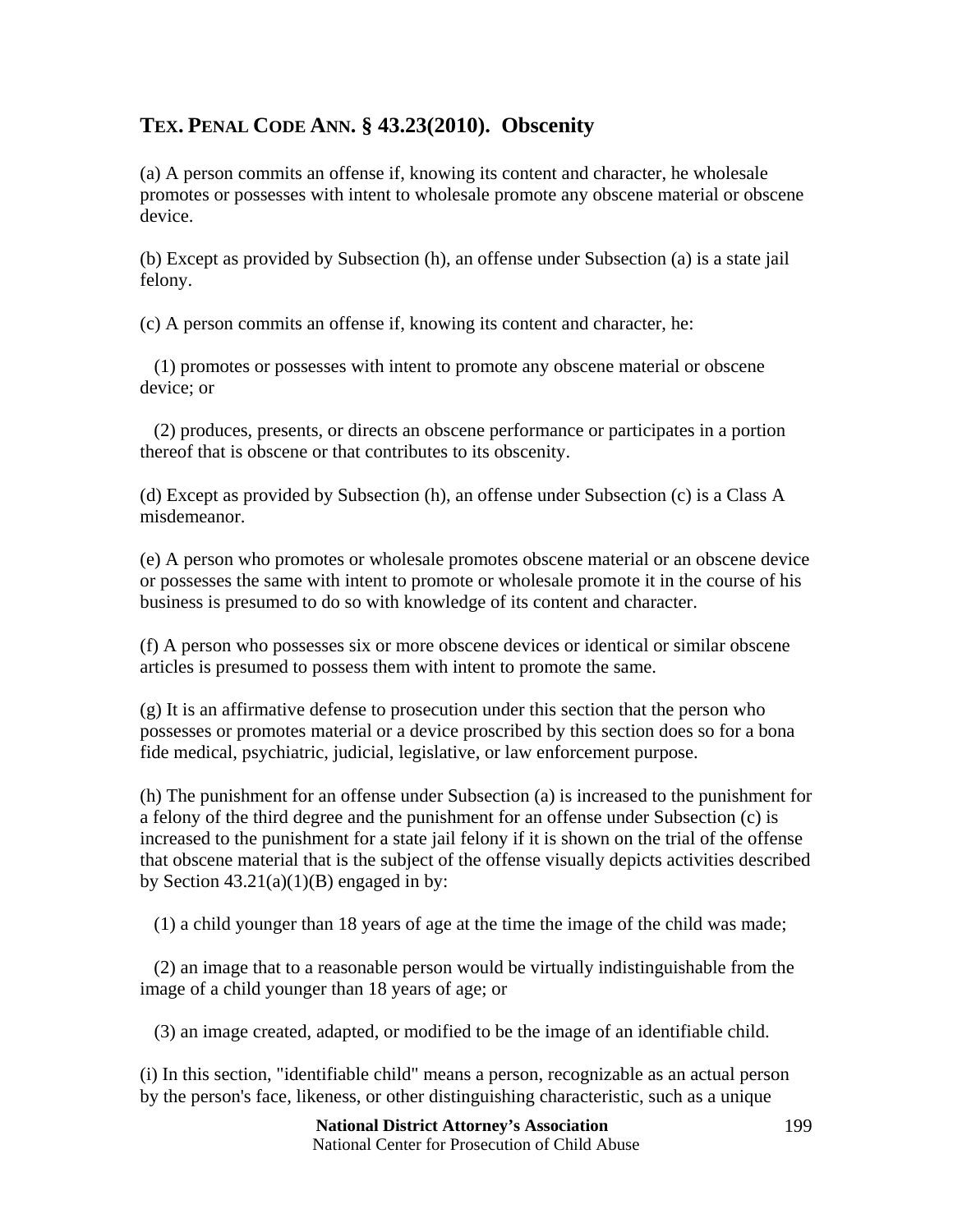## TEX. PENAL CODE ANN. § 43.23(2010). Obscenity

(a) A person commits an offense if, knowing its content and character, he wholesale promotes or possesses with intent to wholesale promote any obscene material or obscene device.

(b) Except as provided by Subsection (h), an offense under Subsection (a) is a state jail felony.

(c) A person commits an offense if, knowing its content and character, he:

(1) promotes or possesses with intent to promote any obscene material or obscene device; or

(2) produces, presents, or directs an obscene performance or participates in a portion thereof that is obscene or that contributes to its obscenity.

(d) Except as provided by Subsection (h), an offense under Subsection (c) is a Class A misdemeanor.

(e) A person who promotes or wholesale promotes obscene material or an obscene device or possesses the same with intent to promote or wholesale promote it in the course of his business is presumed to do so with knowledge of its content and character.

(f) A person who possesses six or more obscene devices or identical or similar obscene articles is presumed to possess them with intent to promote the same.

(g) It is an affirmative defense to prosecution under this section that the person who possesses or promotes material or a device proscribed by this section does so for a bona fide medical, psychiatric, judicial, legislative, or law enforcement purpose.

(h) The punishment for an offense under Subsection (a) is increased to the punishment for a felony of the third degree and the punishment for an offense under Subsection (c) is increased to the punishment for a state jail felony if it is shown on the trial of the offense that obscene material that is the subject of the offense visually depicts activities described by Section 43.21(a)(1)(B) engaged in by:

(1) a child younger than 18 years of age at the time the image of the child was made;

(2) an image that to a reasonable person would be virtually indistinguishable from the image of a child younger than 18 years of age; or

(3) an image created, adapted, or modified to be the image of an identifiable child.

(i) In this section, "identifiable child" means a person, recognizable as an actual person by the person's face, likeness, or other distinguishing characteristic, such as a unique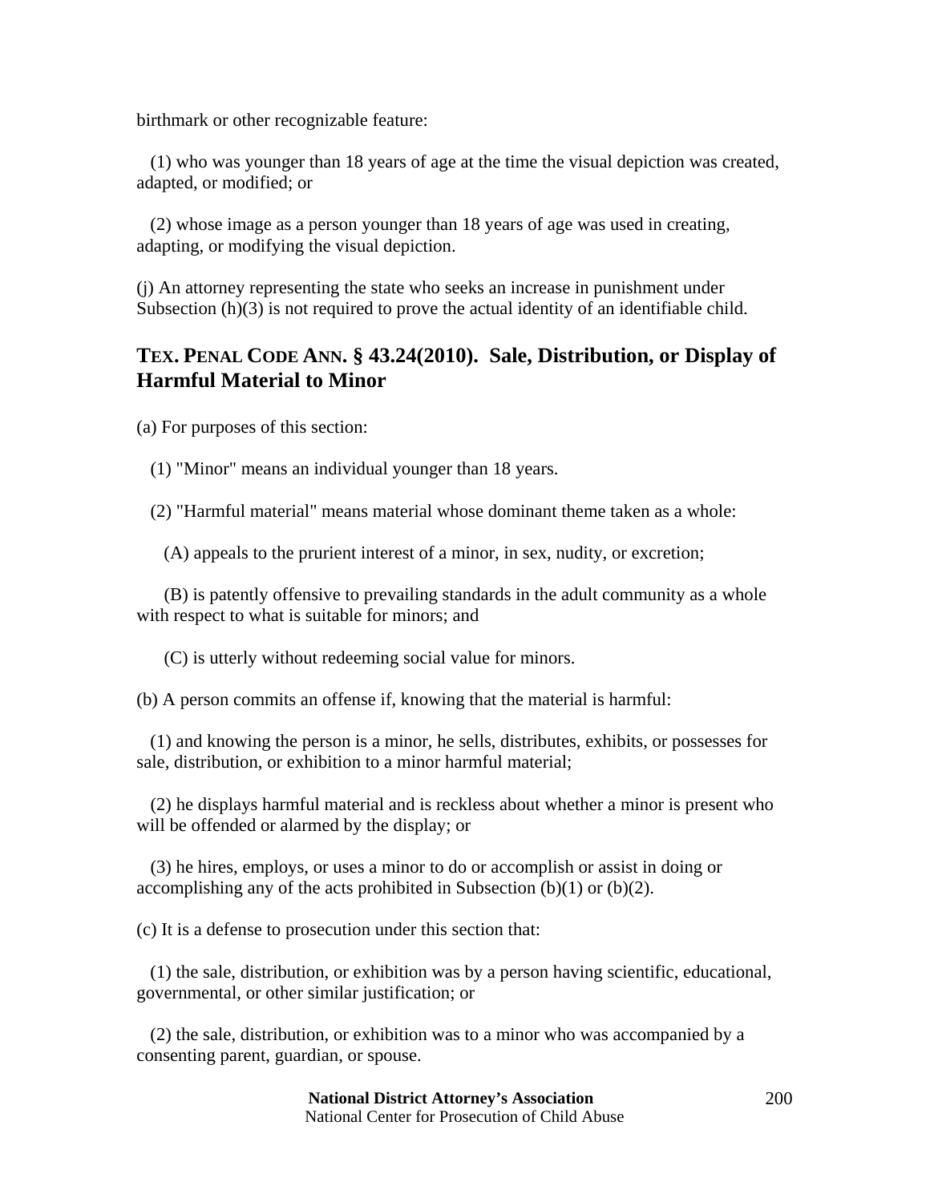birthmark or other recognizable feature:

(1) who was younger than 18 years of age at the time the visual depiction was created, adapted, or modified; or

(2) whose image as a person younger than 18 years of age was used in creating, adapting, or modifying the visual depiction.

(j) An attorney representing the state who seeks an increase in punishment under Subsection (h)(3) is not required to prove the actual identity of an identifiable child.

## TEX. PENAL CODE ANN. § 43.24(2010). Sale, Distribution, or Display of Harmful Material to Minor

(a) For purposes of this section:

(1) "Minor" means an individual younger than 18 years.

(2) "Harmful material" means material whose dominant theme taken as a whole:

(A) appeals to the prurient interest of a minor, in sex, nudity, or excretion;

(B) is patently offensive to prevailing standards in the adult community as a whole with respect to what is suitable for minors; and

(C) is utterly without redeeming social value for minors.

(b) A person commits an offense if, knowing that the material is harmful:

(1) and knowing the person is a minor, he sells, distributes, exhibits, or possesses for sale, distribution, or exhibition to a minor harmful material;

(2) he displays harmful material and is reckless about whether a minor is present who will be offended or alarmed by the display; or

(3) he hires, employs, or uses a minor to do or accomplish or assist in doing or accomplishing any of the acts prohibited in Subsection (b)(1) or (b)(2).

(c) It is a defense to prosecution under this section that:

(1) the sale, distribution, or exhibition was by a person having scientific, educational, governmental, or other similar justification; or

(2) the sale, distribution, or exhibition was to a minor who was accompanied by a consenting parent, guardian, or spouse.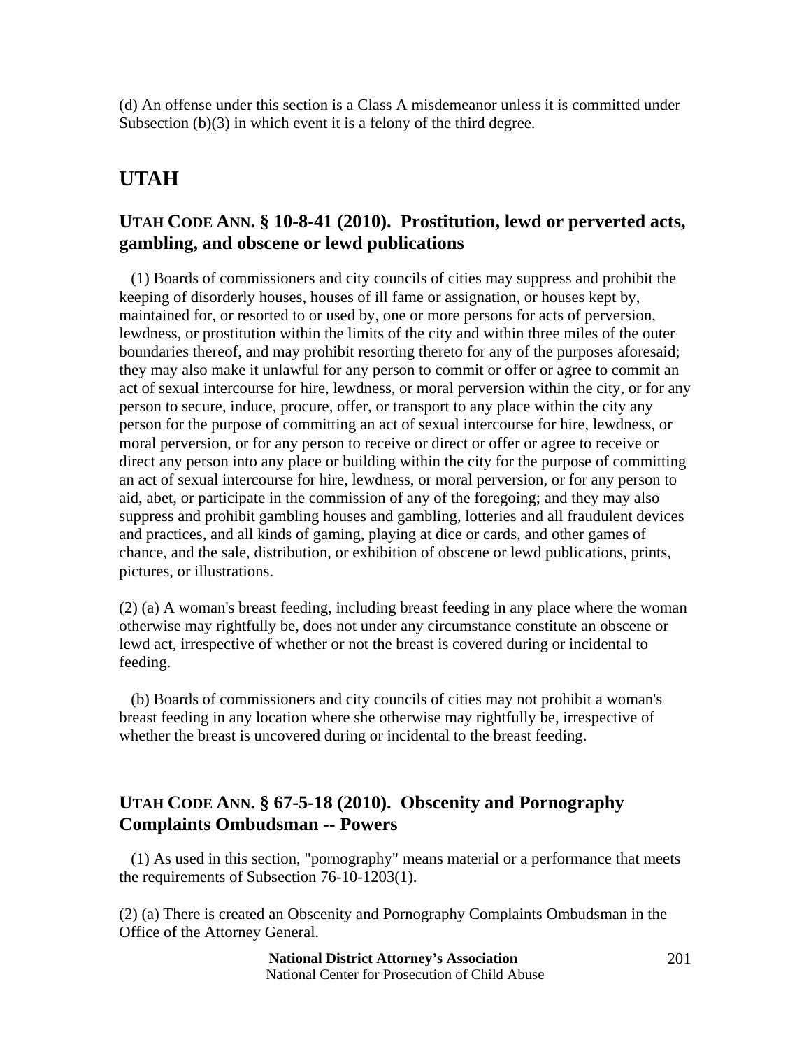(d) An offense under this section is a Class A misdemeanor unless it is committed under Subsection (b)(3) in which event it is a felony of the third degree.

## UTAH

### UTAH CODE ANN. § 10-8-41 (2010). Prostitution, lewd or perverted acts, gambling, and obscene or lewd publications

(1) Boards of commissioners and city councils of cities may suppress and prohibit the keeping of disorderly houses, houses of ill fame or assignation, or houses kept by, maintained for, or resorted to or used by, one or more persons for acts of perversion, lewdness, or prostitution within the limits of the city and within three miles of the outer boundaries thereof, and may prohibit resorting thereto for any of the purposes aforesaid; they may also make it unlawful for any person to commit or offer or agree to commit an act of sexual intercourse for hire, lewdness, or moral perversion within the city, or for any person to secure, induce, procure, offer, or transport to any place within the city any person for the purpose of committing an act of sexual intercourse for hire, lewdness, or moral perversion, or for any person to receive or direct or offer or agree to receive or direct any person into any place or building within the city for the purpose of committing an act of sexual intercourse for hire, lewdness, or moral perversion, or for any person to aid, abet, or participate in the commission of any of the foregoing; and they may also suppress and prohibit gambling houses and gambling, lotteries and all fraudulent devices and practices, and all kinds of gaming, playing at dice or cards, and other games of chance, and the sale, distribution, or exhibition of obscene or lewd publications, prints, pictures, or illustrations.

(2) (a) A woman's breast feeding, including breast feeding in any place where the woman otherwise may rightfully be, does not under any circumstance constitute an obscene or lewd act, irrespective of whether or not the breast is covered during or incidental to feeding.

(b) Boards of commissioners and city councils of cities may not prohibit a woman's breast feeding in any location where she otherwise may rightfully be, irrespective of whether the breast is uncovered during or incidental to the breast feeding.

### UTAH CODE ANN. § 67-5-18 (2010). Obscenity and Pornography Complaints Ombudsman -- Powers

(1) As used in this section, "pornography" means material or a performance that meets the requirements of Subsection 76-10-1203(1).

(2) (a) There is created an Obscenity and Pornography Complaints Ombudsman in the Office of the Attorney General.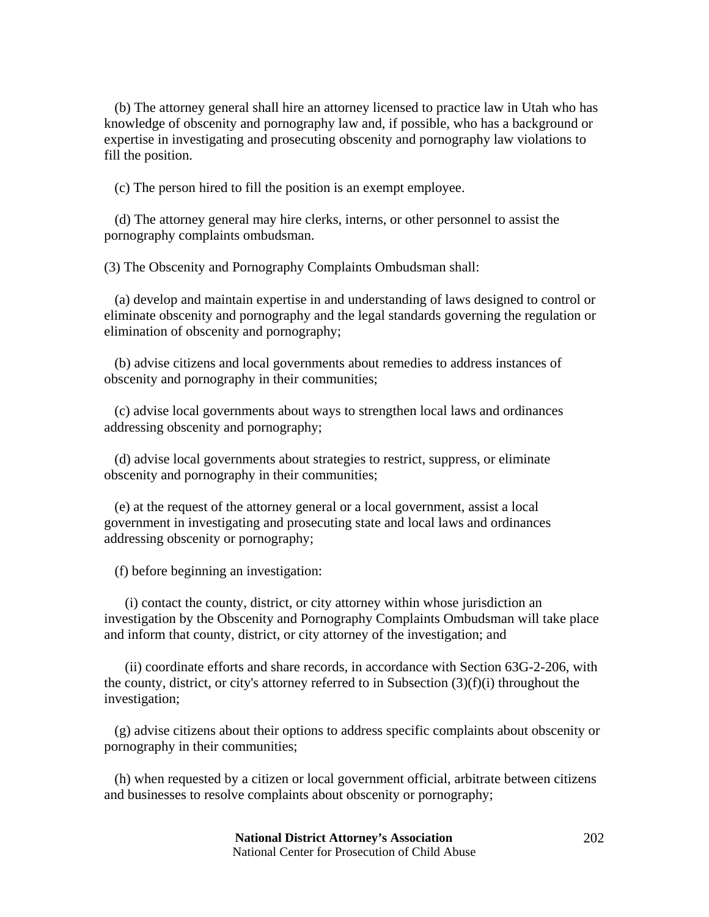(b) The attorney general shall hire an attorney licensed to practice law in Utah who has knowledge of obscenity and pornography law and, if possible, who has a background or expertise in investigating and prosecuting obscenity and pornography law violations to fill the position.

(c) The person hired to fill the position is an exempt employee.

(d) The attorney general may hire clerks, interns, or other personnel to assist the pornography complaints ombudsman.

(3) The Obscenity and Pornography Complaints Ombudsman shall:

(a) develop and maintain expertise in and understanding of laws designed to control or eliminate obscenity and pornography and the legal standards governing the regulation or elimination of obscenity and pornography;

(b) advise citizens and local governments about remedies to address instances of obscenity and pornography in their communities;

(c) advise local governments about ways to strengthen local laws and ordinances addressing obscenity and pornography;

(d) advise local governments about strategies to restrict, suppress, or eliminate obscenity and pornography in their communities;

(e) at the request of the attorney general or a local government, assist a local government in investigating and prosecuting state and local laws and ordinances addressing obscenity or pornography;

(f) before beginning an investigation:

(i) contact the county, district, or city attorney within whose jurisdiction an investigation by the Obscenity and Pornography Complaints Ombudsman will take place and inform that county, district, or city attorney of the investigation; and

(ii) coordinate efforts and share records, in accordance with Section 63G-2-206, with the county, district, or city's attorney referred to in Subsection (3)(f)(i) throughout the investigation;

(g) advise citizens about their options to address specific complaints about obscenity or pornography in their communities;

(h) when requested by a citizen or local government official, arbitrate between citizens and businesses to resolve complaints about obscenity or pornography;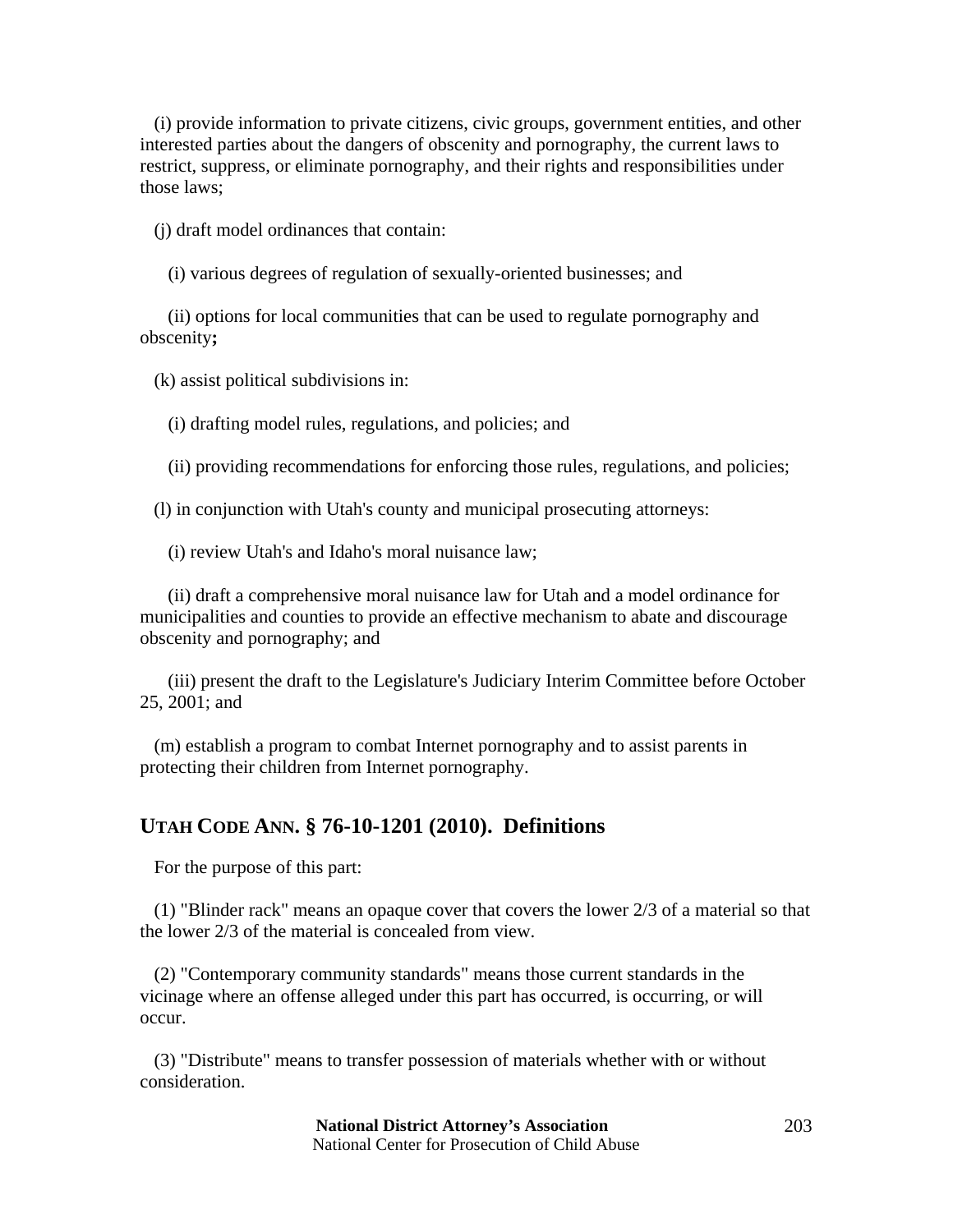(i) provide information to private citizens, civic groups, government entities, and other interested parties about the dangers of obscenity and pornography, the current laws to restrict, suppress, or eliminate pornography, and their rights and responsibilities under those laws;

(j) draft model ordinances that contain:

(i) various degrees of regulation of sexually-oriented businesses; and

(ii) options for local communities that can be used to regulate pornography and obscenity**;**

(k) assist political subdivisions in:

(i) drafting model rules, regulations, and policies; and

(ii) providing recommendations for enforcing those rules, regulations, and policies;

(l) in conjunction with Utah's county and municipal prosecuting attorneys:

(i) review Utah's and Idaho's moral nuisance law;

(ii) draft a comprehensive moral nuisance law for Utah and a model ordinance for municipalities and counties to provide an effective mechanism to abate and discourage obscenity and pornography; and

(iii) present the draft to the Legislature's Judiciary Interim Committee before October 25, 2001; and

(m) establish a program to combat Internet pornography and to assist parents in protecting their children from Internet pornography.

## UTAH CODE ANN. § 76-10-1201 (2010). Definitions

For the purpose of this part:

(1) "Blinder rack" means an opaque cover that covers the lower 2/3 of a material so that the lower 2/3 of the material is concealed from view.

(2) "Contemporary community standards" means those current standards in the vicinage where an offense alleged under this part has occurred, is occurring, or will occur.

(3) "Distribute" means to transfer possession of materials whether with or without consideration.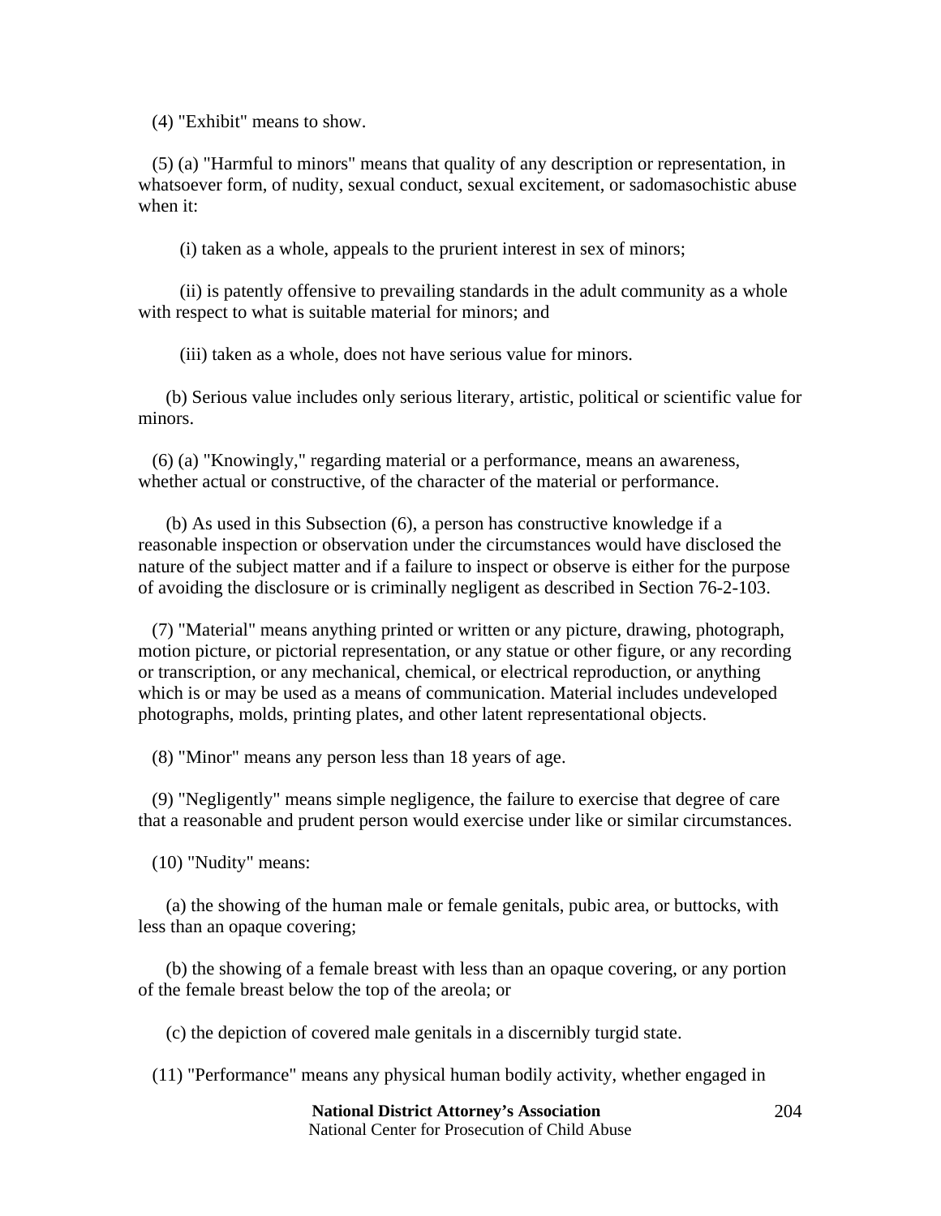(4) "Exhibit" means to show.

(5) (a) "Harmful to minors" means that quality of any description or representation, in whatsoever form, of nudity, sexual conduct, sexual excitement, or sadomasochistic abuse when it:

(i) taken as a whole, appeals to the prurient interest in sex of minors;

(ii) is patently offensive to prevailing standards in the adult community as a whole with respect to what is suitable material for minors; and

(iii) taken as a whole, does not have serious value for minors.

(b) Serious value includes only serious literary, artistic, political or scientific value for minors.

(6) (a) "Knowingly," regarding material or a performance, means an awareness, whether actual or constructive, of the character of the material or performance.

(b) As used in this Subsection (6), a person has constructive knowledge if a reasonable inspection or observation under the circumstances would have disclosed the nature of the subject matter and if a failure to inspect or observe is either for the purpose of avoiding the disclosure or is criminally negligent as described in Section 76-2-103.

(7) "Material" means anything printed or written or any picture, drawing, photograph, motion picture, or pictorial representation, or any statue or other figure, or any recording or transcription, or any mechanical, chemical, or electrical reproduction, or anything which is or may be used as a means of communication. Material includes undeveloped photographs, molds, printing plates, and other latent representational objects.

(8) "Minor" means any person less than 18 years of age.

(9) "Negligently" means simple negligence, the failure to exercise that degree of care that a reasonable and prudent person would exercise under like or similar circumstances.

(10) "Nudity" means:

(a) the showing of the human male or female genitals, pubic area, or buttocks, with less than an opaque covering;

(b) the showing of a female breast with less than an opaque covering, or any portion of the female breast below the top of the areola; or

(c) the depiction of covered male genitals in a discernibly turgid state.

(11) "Performance" means any physical human bodily activity, whether engaged in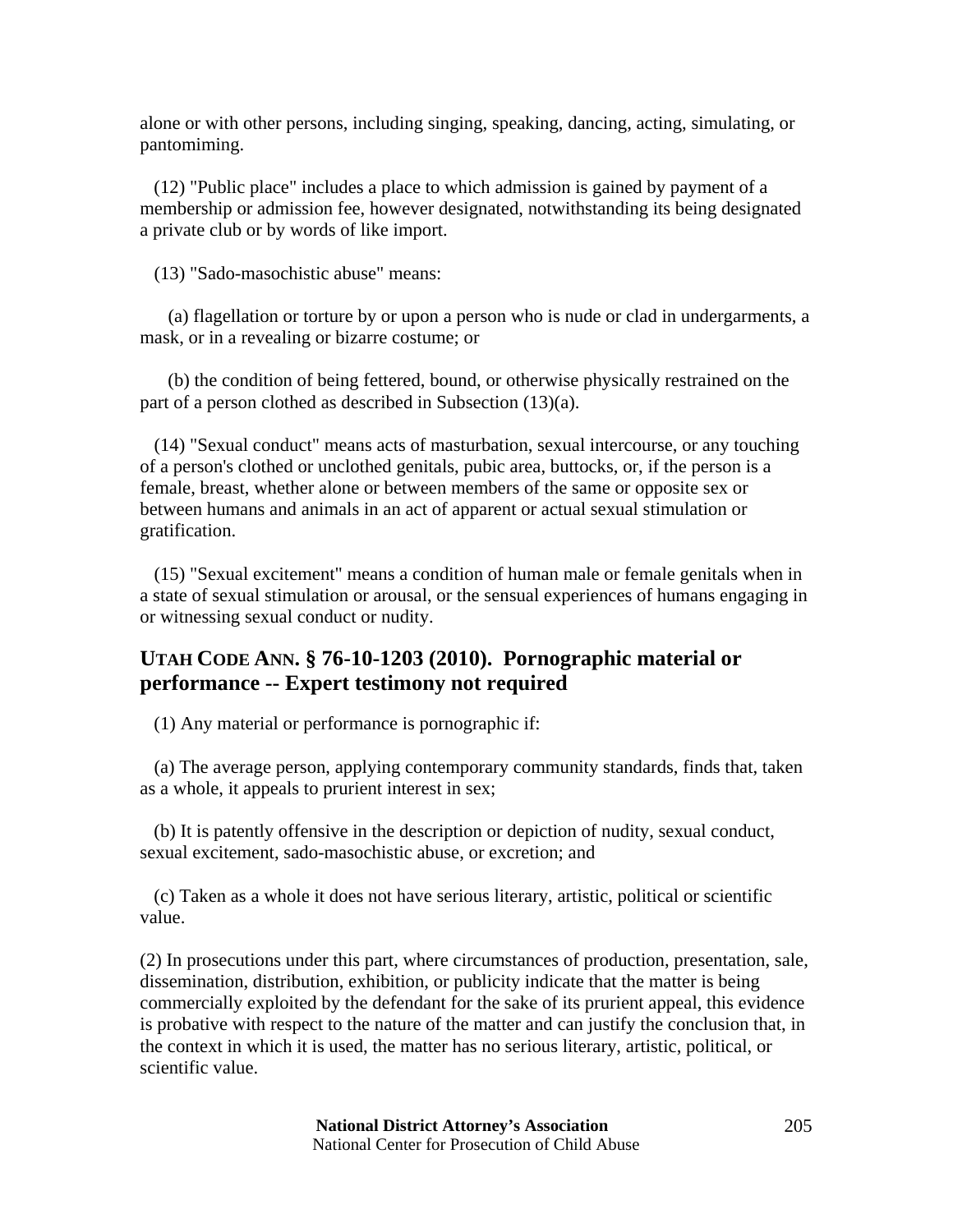alone or with other persons, including singing, speaking, dancing, acting, simulating, or pantomiming.

(12) "Public place" includes a place to which admission is gained by payment of a membership or admission fee, however designated, notwithstanding its being designated a private club or by words of like import.

(13) "Sado-masochistic abuse" means:

(a) flagellation or torture by or upon a person who is nude or clad in undergarments, a mask, or in a revealing or bizarre costume; or

(b) the condition of being fettered, bound, or otherwise physically restrained on the part of a person clothed as described in Subsection (13)(a).

(14) "Sexual conduct" means acts of masturbation, sexual intercourse, or any touching of a person's clothed or unclothed genitals, pubic area, buttocks, or, if the person is a female, breast, whether alone or between members of the same or opposite sex or between humans and animals in an act of apparent or actual sexual stimulation or gratification.

(15) "Sexual excitement" means a condition of human male or female genitals when in a state of sexual stimulation or arousal, or the sensual experiences of humans engaging in or witnessing sexual conduct or nudity.

## UTAH CODE ANN. § 76-10-1203 (2010). Pornographic material or performance -- Expert testimony not required

(1) Any material or performance is pornographic if:

(a) The average person, applying contemporary community standards, finds that, taken as a whole, it appeals to prurient interest in sex;

(b) It is patently offensive in the description or depiction of nudity, sexual conduct, sexual excitement, sado-masochistic abuse, or excretion; and

(c) Taken as a whole it does not have serious literary, artistic, political or scientific value.

(2) In prosecutions under this part, where circumstances of production, presentation, sale, dissemination, distribution, exhibition, or publicity indicate that the matter is being commercially exploited by the defendant for the sake of its prurient appeal, this evidence is probative with respect to the nature of the matter and can justify the conclusion that, in the context in which it is used, the matter has no serious literary, artistic, political, or scientific value.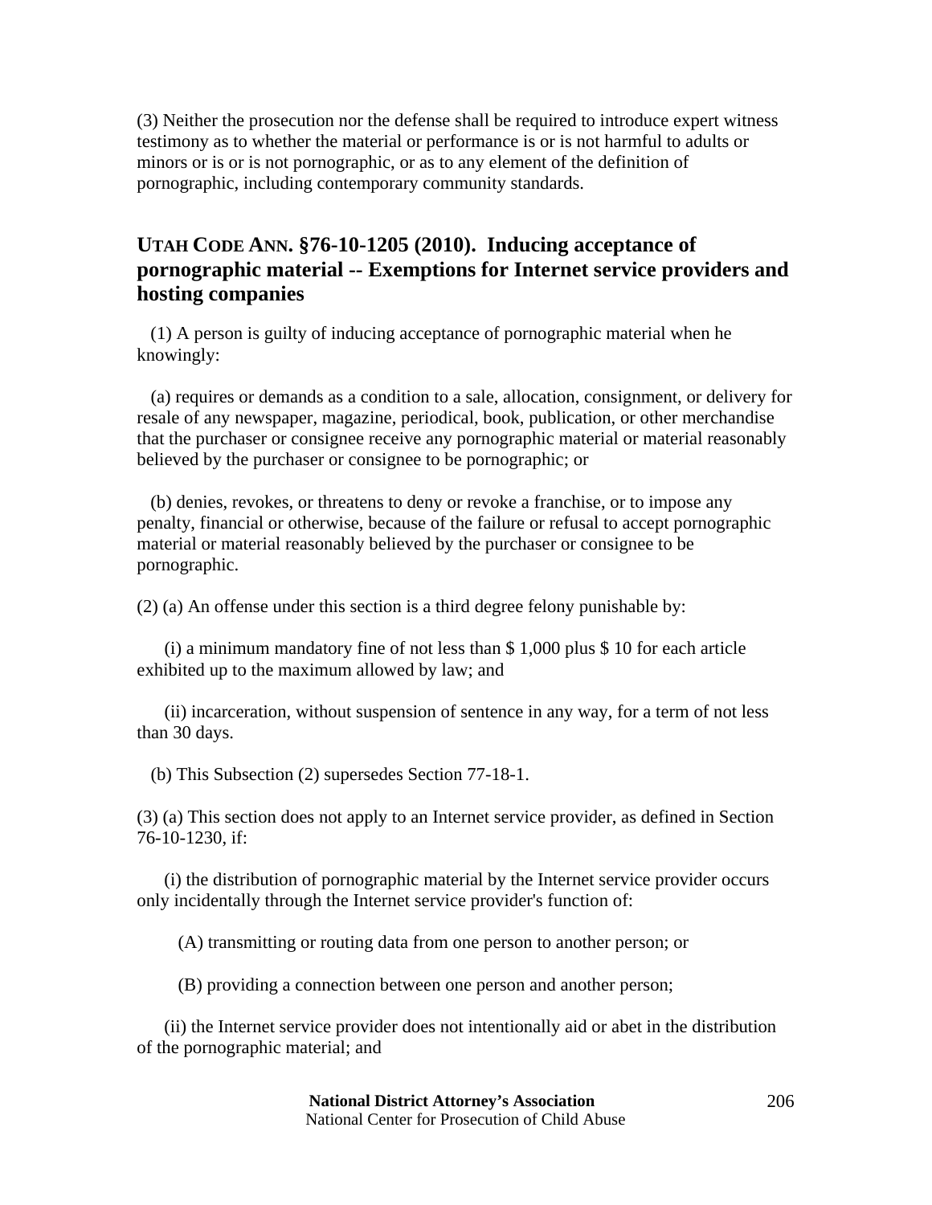(3) Neither the prosecution nor the defense shall be required to introduce expert witness testimony as to whether the material or performance is or is not harmful to adults or minors or is or is not pornographic, or as to any element of the definition of pornographic, including contemporary community standards.

## UTAH CODE ANN. §76-10-1205 (2010). Inducing acceptance of pornographic material -- Exemptions for Internet service providers and hosting companies

(1) A person is guilty of inducing acceptance of pornographic material when he knowingly:

(a) requires or demands as a condition to a sale, allocation, consignment, or delivery for resale of any newspaper, magazine, periodical, book, publication, or other merchandise that the purchaser or consignee receive any pornographic material or material reasonably believed by the purchaser or consignee to be pornographic; or

(b) denies, revokes, or threatens to deny or revoke a franchise, or to impose any penalty, financial or otherwise, because of the failure or refusal to accept pornographic material or material reasonably believed by the purchaser or consignee to be pornographic.

(2) (a) An offense under this section is a third degree felony punishable by:

(i) a minimum mandatory fine of not less than $ 1,000 plus $ 10 for each article exhibited up to the maximum allowed by law; and

(ii) incarceration, without suspension of sentence in any way, for a term of not less than 30 days.

(b) This Subsection (2) supersedes Section 77-18-1.

(3) (a) This section does not apply to an Internet service provider, as defined in Section 76-10-1230, if:

(i) the distribution of pornographic material by the Internet service provider occurs only incidentally through the Internet service provider's function of:

(A) transmitting or routing data from one person to another person; or

(B) providing a connection between one person and another person;

(ii) the Internet service provider does not intentionally aid or abet in the distribution of the pornographic material; and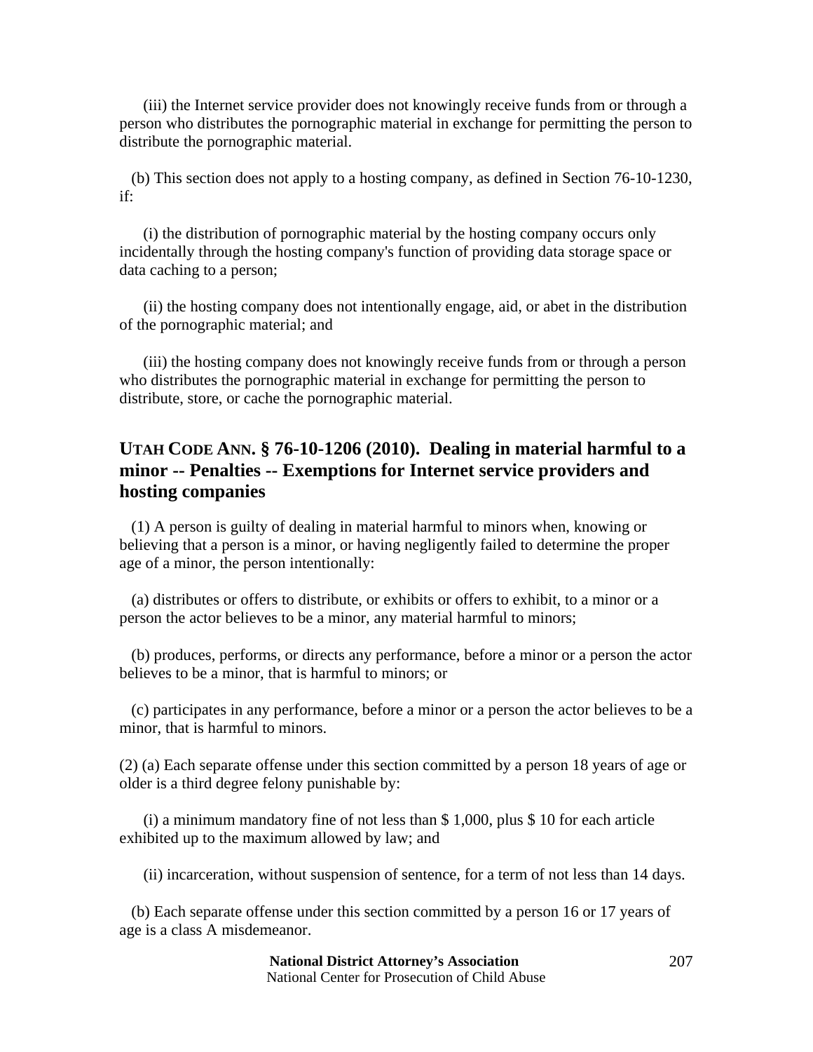(iii) the Internet service provider does not knowingly receive funds from or through a person who distributes the pornographic material in exchange for permitting the person to distribute the pornographic material.

(b) This section does not apply to a hosting company, as defined in Section 76-10-1230, if:

(i) the distribution of pornographic material by the hosting company occurs only incidentally through the hosting company's function of providing data storage space or data caching to a person;

(ii) the hosting company does not intentionally engage, aid, or abet in the distribution of the pornographic material; and

(iii) the hosting company does not knowingly receive funds from or through a person who distributes the pornographic material in exchange for permitting the person to distribute, store, or cache the pornographic material.

## UTAH CODE ANN. § 76-10-1206 (2010). Dealing in material harmful to a minor -- Penalties -- Exemptions for Internet service providers and hosting companies

(1) A person is guilty of dealing in material harmful to minors when, knowing or believing that a person is a minor, or having negligently failed to determine the proper age of a minor, the person intentionally:

(a) distributes or offers to distribute, or exhibits or offers to exhibit, to a minor or a person the actor believes to be a minor, any material harmful to minors;

(b) produces, performs, or directs any performance, before a minor or a person the actor believes to be a minor, that is harmful to minors; or

(c) participates in any performance, before a minor or a person the actor believes to be a minor, that is harmful to minors.

(2) (a) Each separate offense under this section committed by a person 18 years of age or older is a third degree felony punishable by:

(i) a minimum mandatory fine of not less than $ 1,000, plus $ 10 for each article exhibited up to the maximum allowed by law; and

(ii) incarceration, without suspension of sentence, for a term of not less than 14 days.

(b) Each separate offense under this section committed by a person 16 or 17 years of age is a class A misdemeanor.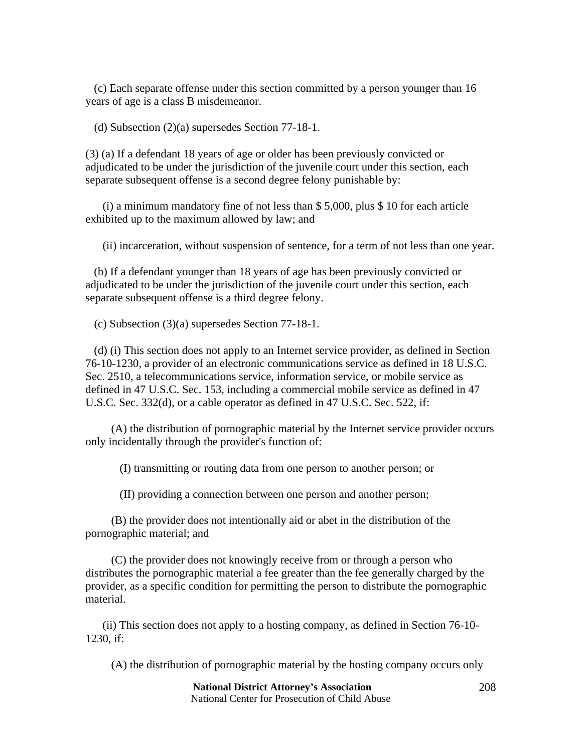(c) Each separate offense under this section committed by a person younger than 16 years of age is a class B misdemeanor.

(d) Subsection (2)(a) supersedes Section 77-18-1.

(3) (a) If a defendant 18 years of age or older has been previously convicted or adjudicated to be under the jurisdiction of the juvenile court under this section, each separate subsequent offense is a second degree felony punishable by:

(i) a minimum mandatory fine of not less than $ 5,000, plus $ 10 for each article exhibited up to the maximum allowed by law; and

(ii) incarceration, without suspension of sentence, for a term of not less than one year.

(b) If a defendant younger than 18 years of age has been previously convicted or adjudicated to be under the jurisdiction of the juvenile court under this section, each separate subsequent offense is a third degree felony.

(c) Subsection (3)(a) supersedes Section 77-18-1.

(d) (i) This section does not apply to an Internet service provider, as defined in Section 76-10-1230, a provider of an electronic communications service as defined in 18 U.S.C. Sec. 2510, a telecommunications service, information service, or mobile service as defined in 47 U.S.C. Sec. 153, including a commercial mobile service as defined in 47 U.S.C. Sec. 332(d), or a cable operator as defined in 47 U.S.C. Sec. 522, if:

(A) the distribution of pornographic material by the Internet service provider occurs only incidentally through the provider's function of:

(I) transmitting or routing data from one person to another person; or

(II) providing a connection between one person and another person;

(B) the provider does not intentionally aid or abet in the distribution of the pornographic material; and

(C) the provider does not knowingly receive from or through a person who distributes the pornographic material a fee greater than the fee generally charged by the provider, as a specific condition for permitting the person to distribute the pornographic material.

(ii) This section does not apply to a hosting company, as defined in Section 76-10-1230, if:

(A) the distribution of pornographic material by the hosting company occurs only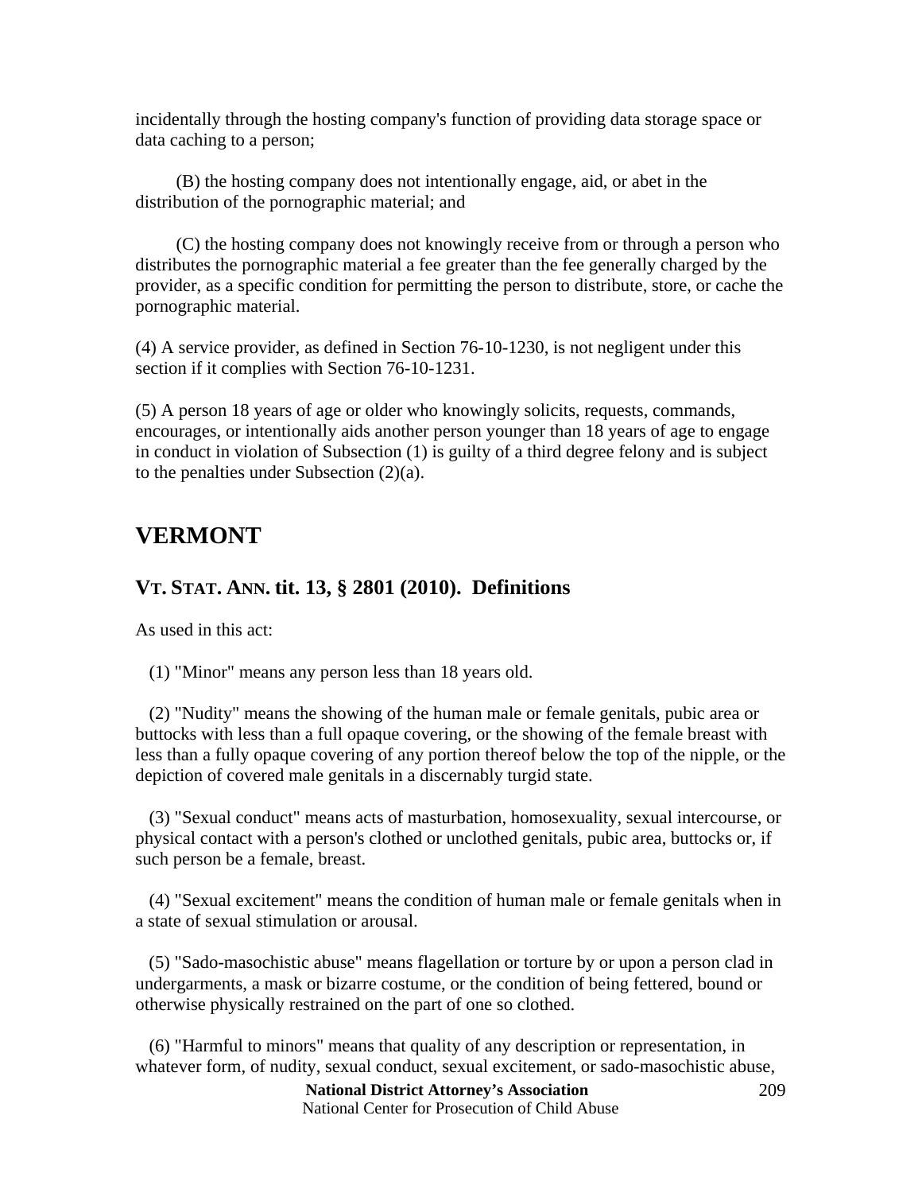incidentally through the hosting company's function of providing data storage space or data caching to a person;

(B) the hosting company does not intentionally engage, aid, or abet in the distribution of the pornographic material; and

(C) the hosting company does not knowingly receive from or through a person who distributes the pornographic material a fee greater than the fee generally charged by the provider, as a specific condition for permitting the person to distribute, store, or cache the pornographic material.

(4) A service provider, as defined in Section 76-10-1230, is not negligent under this section if it complies with Section 76-10-1231.

(5) A person 18 years of age or older who knowingly solicits, requests, commands, encourages, or intentionally aids another person younger than 18 years of age to engage in conduct in violation of Subsection (1) is guilty of a third degree felony and is subject to the penalties under Subsection (2)(a).

## VERMONT

### VT. STAT. ANN. tit. 13, § 2801 (2010). Definitions

As used in this act:

(1) "Minor" means any person less than 18 years old.

(2) "Nudity" means the showing of the human male or female genitals, pubic area or buttocks with less than a full opaque covering, or the showing of the female breast with less than a fully opaque covering of any portion thereof below the top of the nipple, or the depiction of covered male genitals in a discernably turgid state.

(3) "Sexual conduct" means acts of masturbation, homosexuality, sexual intercourse, or physical contact with a person's clothed or unclothed genitals, pubic area, buttocks or, if such person be a female, breast.

(4) "Sexual excitement" means the condition of human male or female genitals when in a state of sexual stimulation or arousal.

(5) "Sado-masochistic abuse" means flagellation or torture by or upon a person clad in undergarments, a mask or bizarre costume, or the condition of being fettered, bound or otherwise physically restrained on the part of one so clothed.

(6) "Harmful to minors" means that quality of any description or representation, in whatever form, of nudity, sexual conduct, sexual excitement, or sado-masochistic abuse,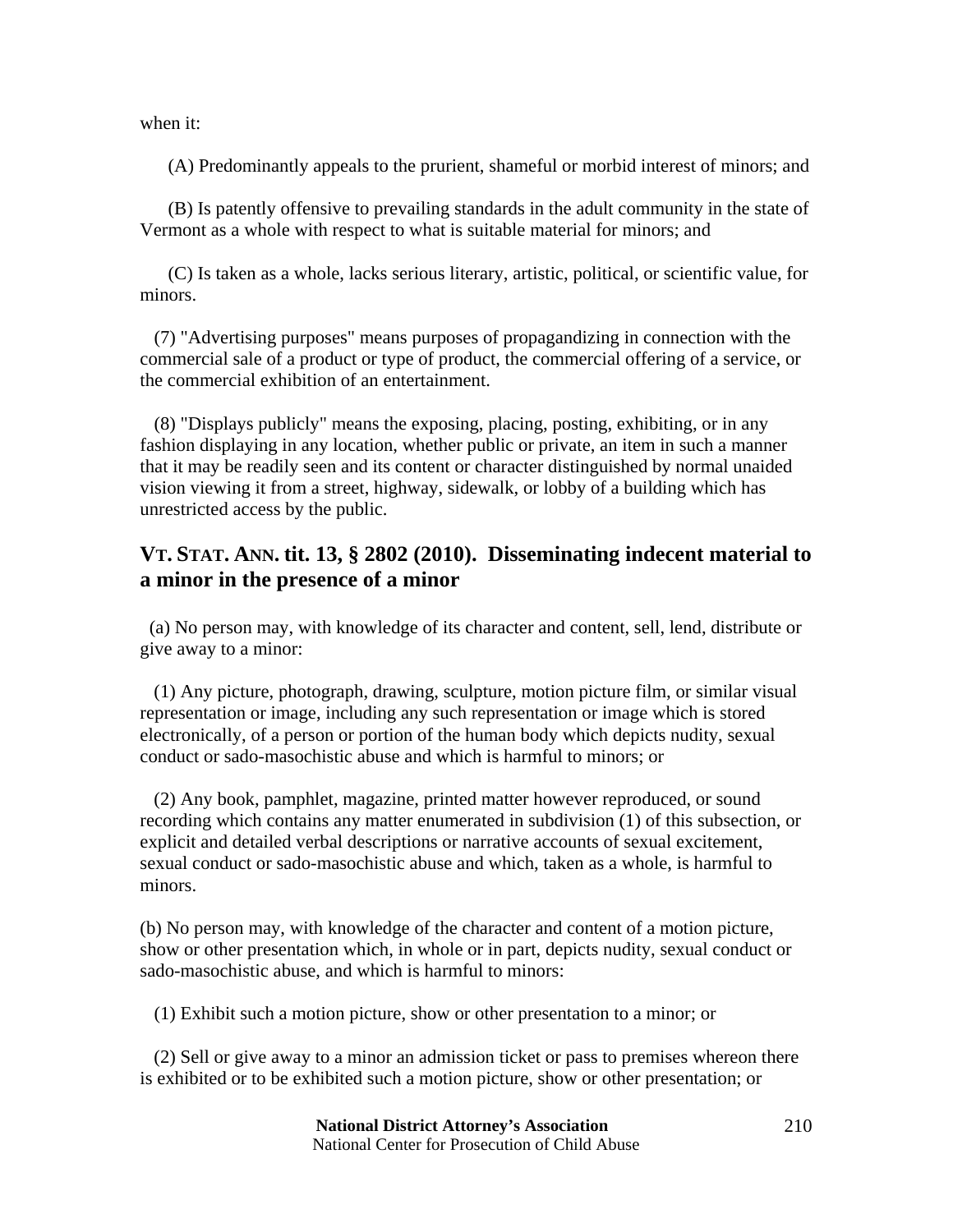when it:

(A) Predominantly appeals to the prurient, shameful or morbid interest of minors; and

(B) Is patently offensive to prevailing standards in the adult community in the state of Vermont as a whole with respect to what is suitable material for minors; and

(C) Is taken as a whole, lacks serious literary, artistic, political, or scientific value, for minors.

(7) "Advertising purposes" means purposes of propagandizing in connection with the commercial sale of a product or type of product, the commercial offering of a service, or the commercial exhibition of an entertainment.

(8) "Displays publicly" means the exposing, placing, posting, exhibiting, or in any fashion displaying in any location, whether public or private, an item in such a manner that it may be readily seen and its content or character distinguished by normal unaided vision viewing it from a street, highway, sidewalk, or lobby of a building which has unrestricted access by the public.

## VT. STAT. ANN. tit. 13, § 2802 (2010). Disseminating indecent material to a minor in the presence of a minor

(a) No person may, with knowledge of its character and content, sell, lend, distribute or give away to a minor:

(1) Any picture, photograph, drawing, sculpture, motion picture film, or similar visual representation or image, including any such representation or image which is stored electronically, of a person or portion of the human body which depicts nudity, sexual conduct or sado-masochistic abuse and which is harmful to minors; or

(2) Any book, pamphlet, magazine, printed matter however reproduced, or sound recording which contains any matter enumerated in subdivision (1) of this subsection, or explicit and detailed verbal descriptions or narrative accounts of sexual excitement, sexual conduct or sado-masochistic abuse and which, taken as a whole, is harmful to minors.

(b) No person may, with knowledge of the character and content of a motion picture, show or other presentation which, in whole or in part, depicts nudity, sexual conduct or sado-masochistic abuse, and which is harmful to minors:

(1) Exhibit such a motion picture, show or other presentation to a minor; or

(2) Sell or give away to a minor an admission ticket or pass to premises whereon there is exhibited or to be exhibited such a motion picture, show or other presentation; or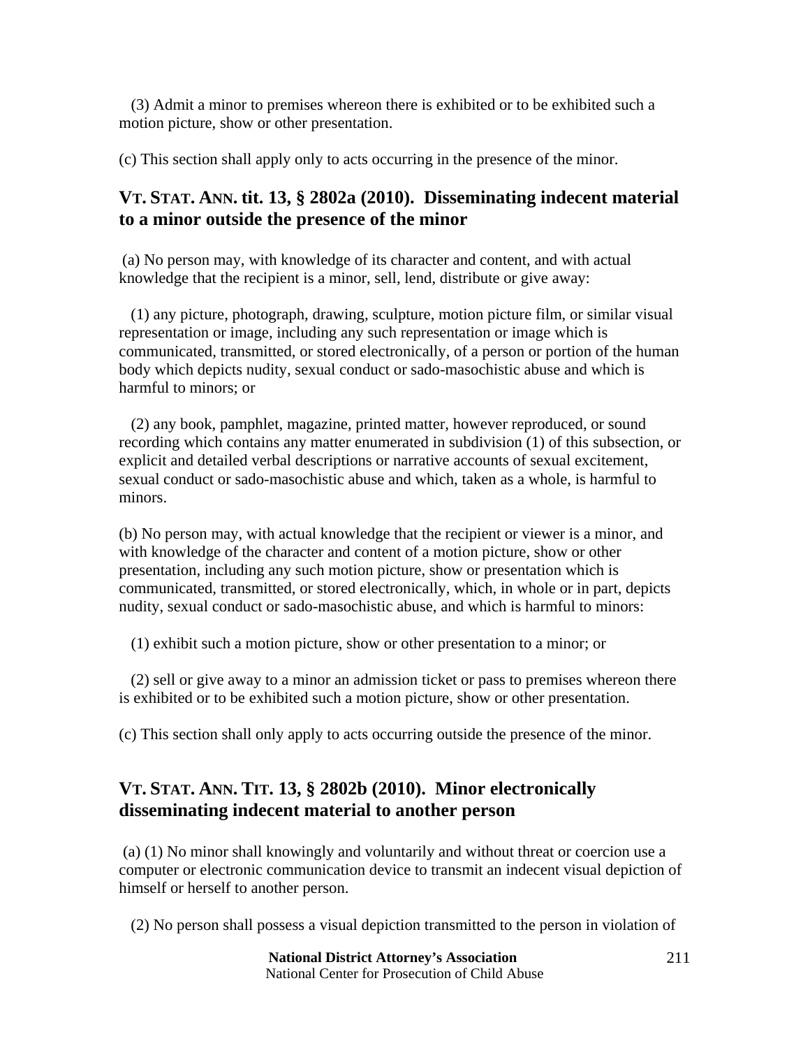(3) Admit a minor to premises whereon there is exhibited or to be exhibited such a motion picture, show or other presentation.

(c) This section shall apply only to acts occurring in the presence of the minor.

## VT. STAT. ANN. tit. 13, § 2802a (2010). Disseminating indecent material to a minor outside the presence of the minor

(a) No person may, with knowledge of its character and content, and with actual knowledge that the recipient is a minor, sell, lend, distribute or give away:

(1) any picture, photograph, drawing, sculpture, motion picture film, or similar visual representation or image, including any such representation or image which is communicated, transmitted, or stored electronically, of a person or portion of the human body which depicts nudity, sexual conduct or sado-masochistic abuse and which is harmful to minors; or

(2) any book, pamphlet, magazine, printed matter, however reproduced, or sound recording which contains any matter enumerated in subdivision (1) of this subsection, or explicit and detailed verbal descriptions or narrative accounts of sexual excitement, sexual conduct or sado-masochistic abuse and which, taken as a whole, is harmful to minors.

(b) No person may, with actual knowledge that the recipient or viewer is a minor, and with knowledge of the character and content of a motion picture, show or other presentation, including any such motion picture, show or presentation which is communicated, transmitted, or stored electronically, which, in whole or in part, depicts nudity, sexual conduct or sado-masochistic abuse, and which is harmful to minors:

(1) exhibit such a motion picture, show or other presentation to a minor; or

(2) sell or give away to a minor an admission ticket or pass to premises whereon there is exhibited or to be exhibited such a motion picture, show or other presentation.

(c) This section shall only apply to acts occurring outside the presence of the minor.

## VT. STAT. ANN. TIT. 13, § 2802b (2010). Minor electronically disseminating indecent material to another person

(a) (1) No minor shall knowingly and voluntarily and without threat or coercion use a computer or electronic communication device to transmit an indecent visual depiction of himself or herself to another person.

(2) No person shall possess a visual depiction transmitted to the person in violation of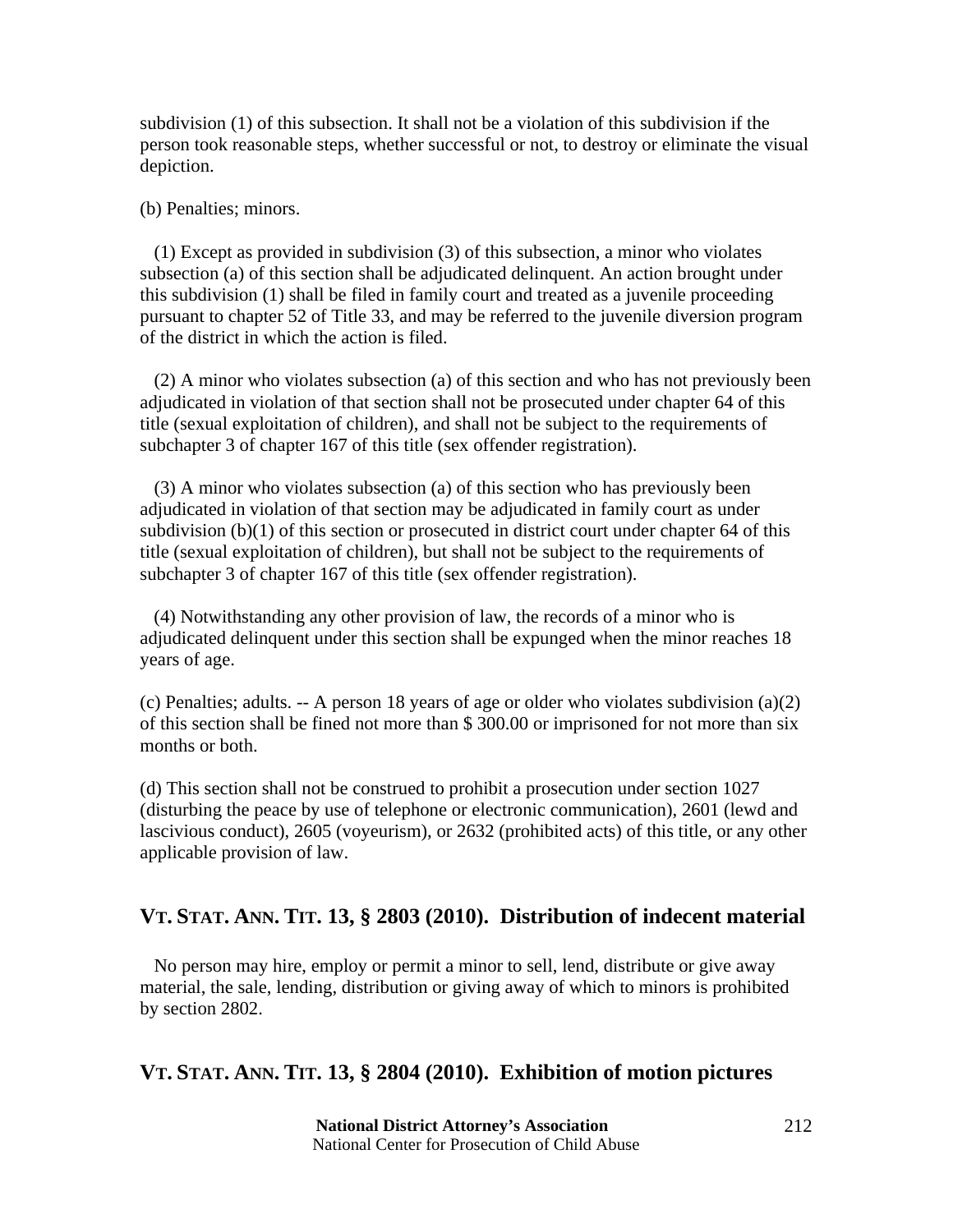subdivision (1) of this subsection. It shall not be a violation of this subdivision if the person took reasonable steps, whether successful or not, to destroy or eliminate the visual depiction.

(b) Penalties; minors.

(1) Except as provided in subdivision (3) of this subsection, a minor who violates subsection (a) of this section shall be adjudicated delinquent. An action brought under this subdivision (1) shall be filed in family court and treated as a juvenile proceeding pursuant to chapter 52 of Title 33, and may be referred to the juvenile diversion program of the district in which the action is filed.

(2) A minor who violates subsection (a) of this section and who has not previously been adjudicated in violation of that section shall not be prosecuted under chapter 64 of this title (sexual exploitation of children), and shall not be subject to the requirements of subchapter 3 of chapter 167 of this title (sex offender registration).

(3) A minor who violates subsection (a) of this section who has previously been adjudicated in violation of that section may be adjudicated in family court as under subdivision (b)(1) of this section or prosecuted in district court under chapter 64 of this title (sexual exploitation of children), but shall not be subject to the requirements of subchapter 3 of chapter 167 of this title (sex offender registration).

(4) Notwithstanding any other provision of law, the records of a minor who is adjudicated delinquent under this section shall be expunged when the minor reaches 18 years of age.

(c) Penalties; adults. -- A person 18 years of age or older who violates subdivision (a)(2) of this section shall be fined not more than $ 300.00 or imprisoned for not more than six months or both.

(d) This section shall not be construed to prohibit a prosecution under section 1027 (disturbing the peace by use of telephone or electronic communication), 2601 (lewd and lascivious conduct), 2605 (voyeurism), or 2632 (prohibited acts) of this title, or any other applicable provision of law.

## VT. STAT. ANN. TIT. 13, § 2803 (2010). Distribution of indecent material

No person may hire, employ or permit a minor to sell, lend, distribute or give away material, the sale, lending, distribution or giving away of which to minors is prohibited by section 2802.

## VT. STAT. ANN. TIT. 13, § 2804 (2010). Exhibition of motion pictures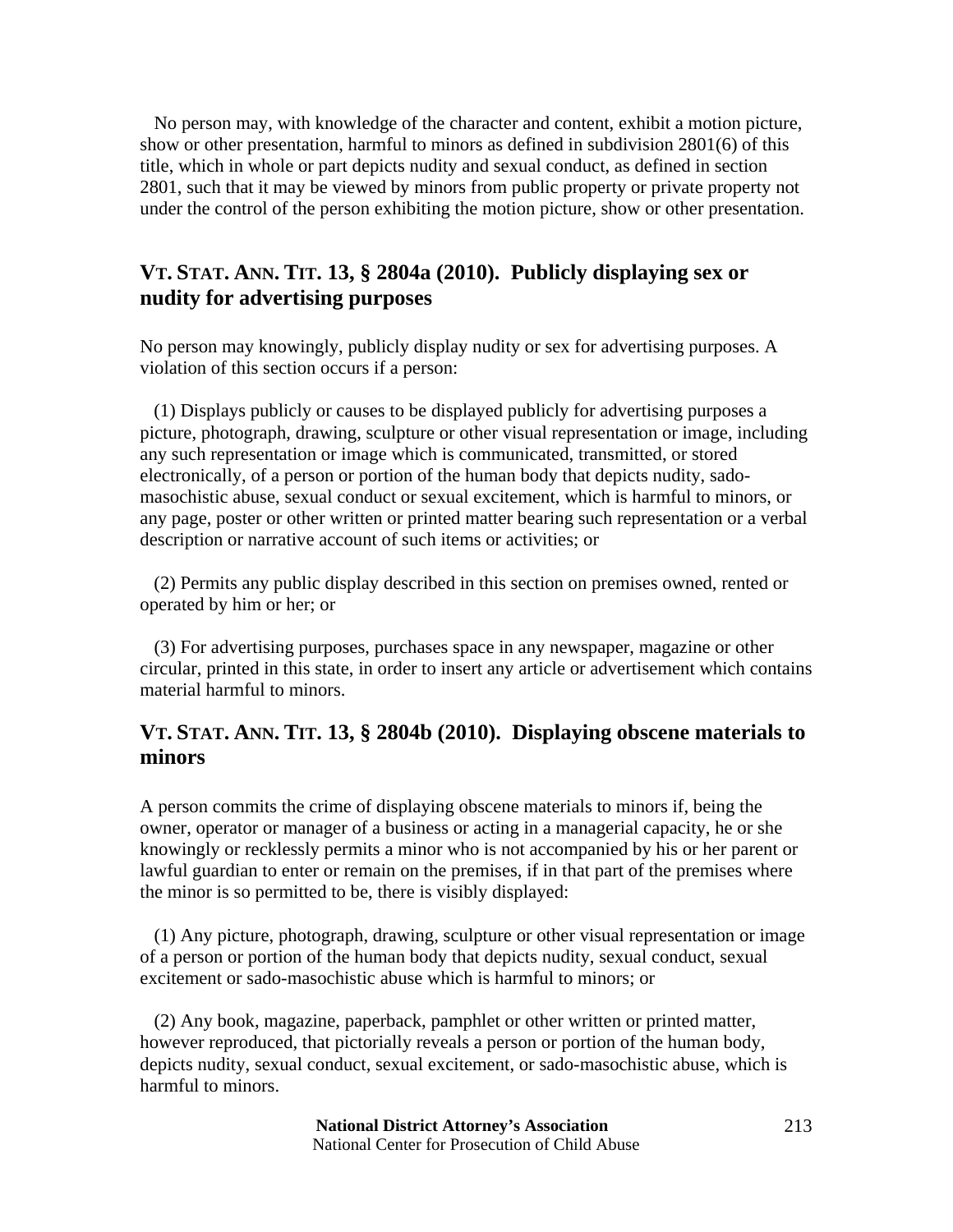No person may, with knowledge of the character and content, exhibit a motion picture, show or other presentation, harmful to minors as defined in subdivision 2801(6) of this title, which in whole or part depicts nudity and sexual conduct, as defined in section 2801, such that it may be viewed by minors from public property or private property not under the control of the person exhibiting the motion picture, show or other presentation.

## VT. STAT. ANN. TIT. 13, § 2804a (2010). Publicly displaying sex or nudity for advertising purposes

No person may knowingly, publicly display nudity or sex for advertising purposes. A violation of this section occurs if a person:

(1) Displays publicly or causes to be displayed publicly for advertising purposes a picture, photograph, drawing, sculpture or other visual representation or image, including any such representation or image which is communicated, transmitted, or stored electronically, of a person or portion of the human body that depicts nudity, sado-masochistic abuse, sexual conduct or sexual excitement, which is harmful to minors, or any page, poster or other written or printed matter bearing such representation or a verbal description or narrative account of such items or activities; or

(2) Permits any public display described in this section on premises owned, rented or operated by him or her; or

(3) For advertising purposes, purchases space in any newspaper, magazine or other circular, printed in this state, in order to insert any article or advertisement which contains material harmful to minors.

## VT. STAT. ANN. TIT. 13, § 2804b (2010). Displaying obscene materials to minors

A person commits the crime of displaying obscene materials to minors if, being the owner, operator or manager of a business or acting in a managerial capacity, he or she knowingly or recklessly permits a minor who is not accompanied by his or her parent or lawful guardian to enter or remain on the premises, if in that part of the premises where the minor is so permitted to be, there is visibly displayed:

(1) Any picture, photograph, drawing, sculpture or other visual representation or image of a person or portion of the human body that depicts nudity, sexual conduct, sexual excitement or sado-masochistic abuse which is harmful to minors; or

(2) Any book, magazine, paperback, pamphlet or other written or printed matter, however reproduced, that pictorially reveals a person or portion of the human body, depicts nudity, sexual conduct, sexual excitement, or sado-masochistic abuse, which is harmful to minors.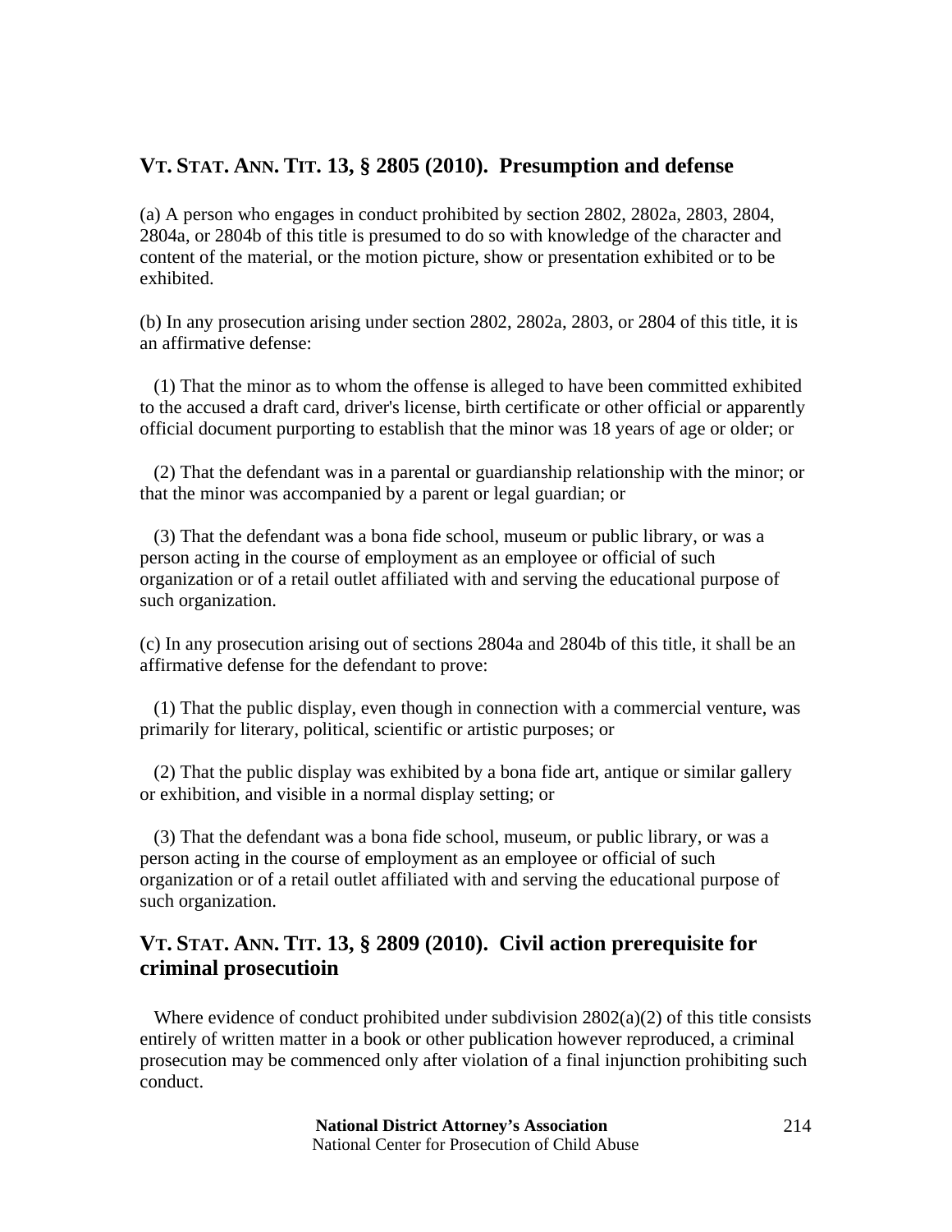## VT. STAT. ANN. TIT. 13, § 2805 (2010). Presumption and defense

(a) A person who engages in conduct prohibited by section 2802, 2802a, 2803, 2804, 2804a, or 2804b of this title is presumed to do so with knowledge of the character and content of the material, or the motion picture, show or presentation exhibited or to be exhibited.

(b) In any prosecution arising under section 2802, 2802a, 2803, or 2804 of this title, it is an affirmative defense:

(1) That the minor as to whom the offense is alleged to have been committed exhibited to the accused a draft card, driver's license, birth certificate or other official or apparently official document purporting to establish that the minor was 18 years of age or older; or

(2) That the defendant was in a parental or guardianship relationship with the minor; or that the minor was accompanied by a parent or legal guardian; or

(3) That the defendant was a bona fide school, museum or public library, or was a person acting in the course of employment as an employee or official of such organization or of a retail outlet affiliated with and serving the educational purpose of such organization.

(c) In any prosecution arising out of sections 2804a and 2804b of this title, it shall be an affirmative defense for the defendant to prove:

(1) That the public display, even though in connection with a commercial venture, was primarily for literary, political, scientific or artistic purposes; or

(2) That the public display was exhibited by a bona fide art, antique or similar gallery or exhibition, and visible in a normal display setting; or

(3) That the defendant was a bona fide school, museum, or public library, or was a person acting in the course of employment as an employee or official of such organization or of a retail outlet affiliated with and serving the educational purpose of such organization.

## VT. STAT. ANN. TIT. 13, § 2809 (2010). Civil action prerequisite for criminal prosecutioin

Where evidence of conduct prohibited under subdivision 2802(a)(2) of this title consists entirely of written matter in a book or other publication however reproduced, a criminal prosecution may be commenced only after violation of a final injunction prohibiting such conduct.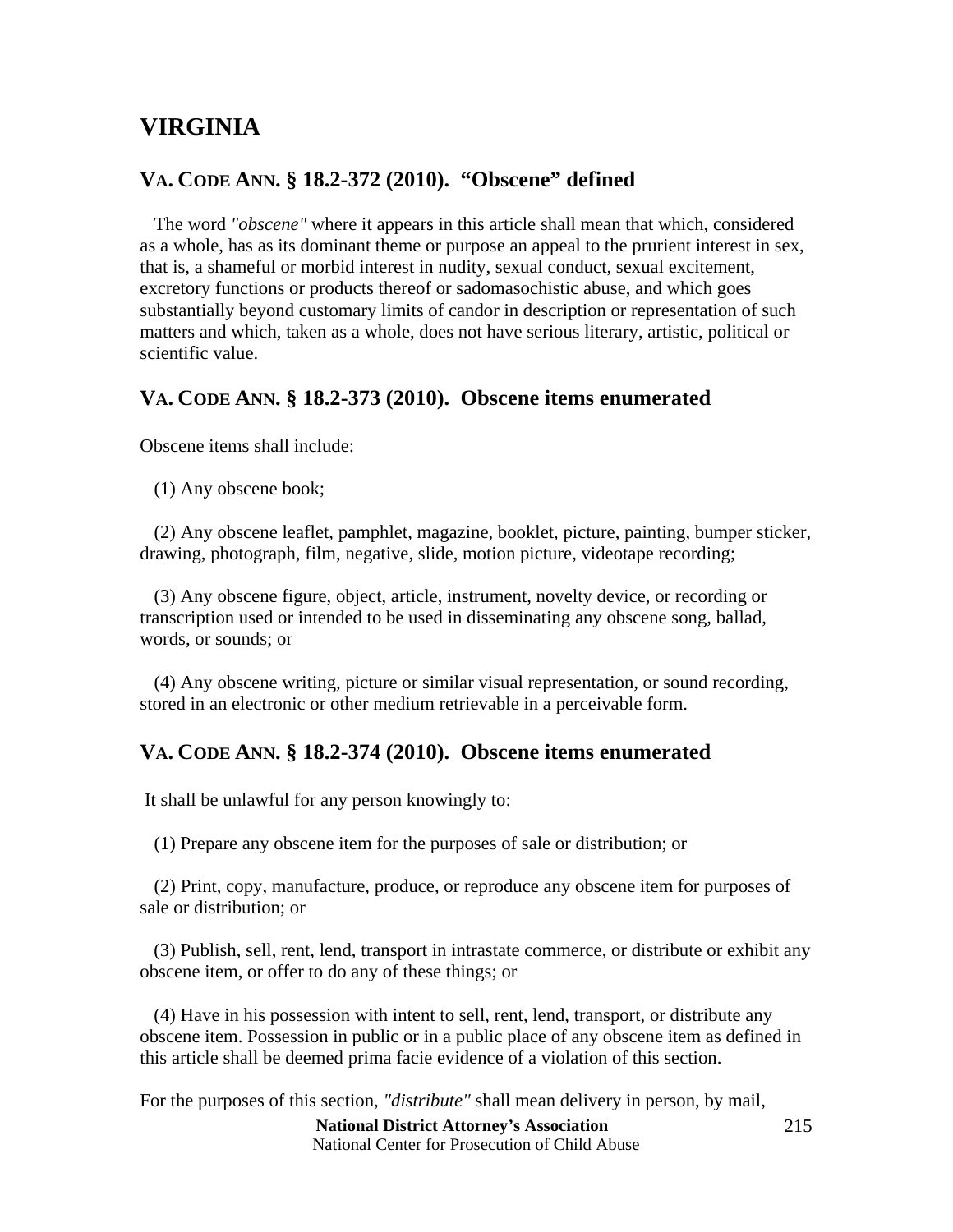# VIRGINIA

## VA. CODE ANN. § 18.2-372 (2010). "Obscene" defined

The word *"obscene"* where it appears in this article shall mean that which, considered as a whole, has as its dominant theme or purpose an appeal to the prurient interest in sex, that is, a shameful or morbid interest in nudity, sexual conduct, sexual excitement, excretory functions or products thereof or sadomasochistic abuse, and which goes substantially beyond customary limits of candor in description or representation of such matters and which, taken as a whole, does not have serious literary, artistic, political or scientific value.

## VA. CODE ANN. § 18.2-373 (2010). Obscene items enumerated

Obscene items shall include:

(1) Any obscene book;

(2) Any obscene leaflet, pamphlet, magazine, booklet, picture, painting, bumper sticker, drawing, photograph, film, negative, slide, motion picture, videotape recording;

(3) Any obscene figure, object, article, instrument, novelty device, or recording or transcription used or intended to be used in disseminating any obscene song, ballad, words, or sounds; or

(4) Any obscene writing, picture or similar visual representation, or sound recording, stored in an electronic or other medium retrievable in a perceivable form.

## VA. CODE ANN. § 18.2-374 (2010). Obscene items enumerated

It shall be unlawful for any person knowingly to:

(1) Prepare any obscene item for the purposes of sale or distribution; or

(2) Print, copy, manufacture, produce, or reproduce any obscene item for purposes of sale or distribution; or

(3) Publish, sell, rent, lend, transport in intrastate commerce, or distribute or exhibit any obscene item, or offer to do any of these things; or

(4) Have in his possession with intent to sell, rent, lend, transport, or distribute any obscene item. Possession in public or in a public place of any obscene item as defined in this article shall be deemed prima facie evidence of a violation of this section.

For the purposes of this section, *"distribute"* shall mean delivery in person, by mail,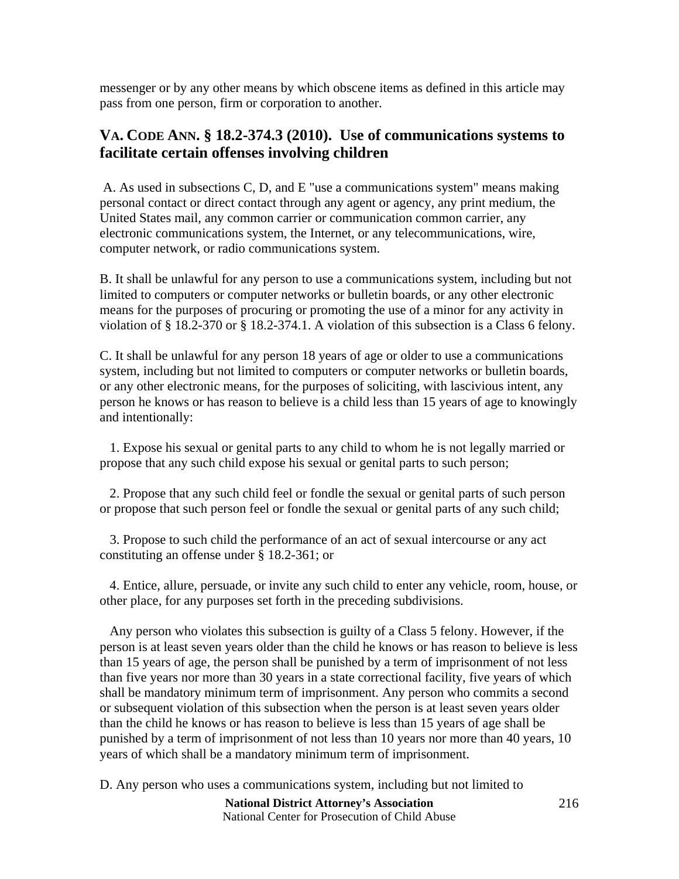messenger or by any other means by which obscene items as defined in this article may pass from one person, firm or corporation to another.

## VA. CODE ANN. § 18.2-374.3 (2010). Use of communications systems to facilitate certain offenses involving children

A. As used in subsections C, D, and E "use a communications system" means making personal contact or direct contact through any agent or agency, any print medium, the United States mail, any common carrier or communication common carrier, any electronic communications system, the Internet, or any telecommunications, wire, computer network, or radio communications system.

B. It shall be unlawful for any person to use a communications system, including but not limited to computers or computer networks or bulletin boards, or any other electronic means for the purposes of procuring or promoting the use of a minor for any activity in violation of § 18.2-370 or § 18.2-374.1. A violation of this subsection is a Class 6 felony.

C. It shall be unlawful for any person 18 years of age or older to use a communications system, including but not limited to computers or computer networks or bulletin boards, or any other electronic means, for the purposes of soliciting, with lascivious intent, any person he knows or has reason to believe is a child less than 15 years of age to knowingly and intentionally:

1. Expose his sexual or genital parts to any child to whom he is not legally married or propose that any such child expose his sexual or genital parts to such person;

2. Propose that any such child feel or fondle the sexual or genital parts of such person or propose that such person feel or fondle the sexual or genital parts of any such child;

3. Propose to such child the performance of an act of sexual intercourse or any act constituting an offense under § 18.2-361; or

4. Entice, allure, persuade, or invite any such child to enter any vehicle, room, house, or other place, for any purposes set forth in the preceding subdivisions.

Any person who violates this subsection is guilty of a Class 5 felony. However, if the person is at least seven years older than the child he knows or has reason to believe is less than 15 years of age, the person shall be punished by a term of imprisonment of not less than five years nor more than 30 years in a state correctional facility, five years of which shall be mandatory minimum term of imprisonment. Any person who commits a second or subsequent violation of this subsection when the person is at least seven years older than the child he knows or has reason to believe is less than 15 years of age shall be punished by a term of imprisonment of not less than 10 years nor more than 40 years, 10 years of which shall be a mandatory minimum term of imprisonment.

D. Any person who uses a communications system, including but not limited to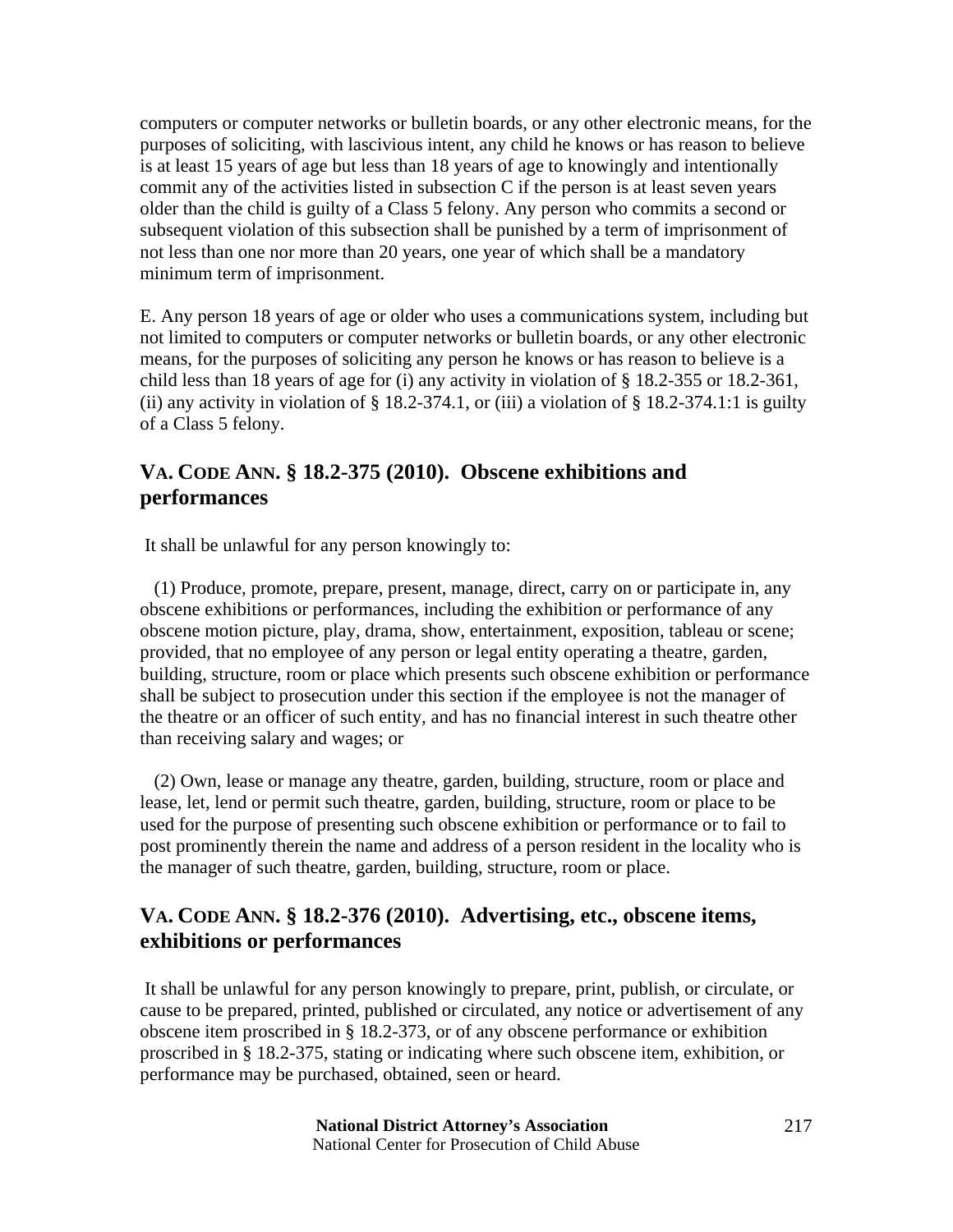computers or computer networks or bulletin boards, or any other electronic means, for the purposes of soliciting, with lascivious intent, any child he knows or has reason to believe is at least 15 years of age but less than 18 years of age to knowingly and intentionally commit any of the activities listed in subsection C if the person is at least seven years older than the child is guilty of a Class 5 felony. Any person who commits a second or subsequent violation of this subsection shall be punished by a term of imprisonment of not less than one nor more than 20 years, one year of which shall be a mandatory minimum term of imprisonment.

E. Any person 18 years of age or older who uses a communications system, including but not limited to computers or computer networks or bulletin boards, or any other electronic means, for the purposes of soliciting any person he knows or has reason to believe is a child less than 18 years of age for (i) any activity in violation of § 18.2-355 or 18.2-361, (ii) any activity in violation of § 18.2-374.1, or (iii) a violation of § 18.2-374.1:1 is guilty of a Class 5 felony.

## VA. CODE ANN. § 18.2-375 (2010). Obscene exhibitions and performances

It shall be unlawful for any person knowingly to:

(1) Produce, promote, prepare, present, manage, direct, carry on or participate in, any obscene exhibitions or performances, including the exhibition or performance of any obscene motion picture, play, drama, show, entertainment, exposition, tableau or scene; provided, that no employee of any person or legal entity operating a theatre, garden, building, structure, room or place which presents such obscene exhibition or performance shall be subject to prosecution under this section if the employee is not the manager of the theatre or an officer of such entity, and has no financial interest in such theatre other than receiving salary and wages; or

(2) Own, lease or manage any theatre, garden, building, structure, room or place and lease, let, lend or permit such theatre, garden, building, structure, room or place to be used for the purpose of presenting such obscene exhibition or performance or to fail to post prominently therein the name and address of a person resident in the locality who is the manager of such theatre, garden, building, structure, room or place.

## VA. CODE ANN. § 18.2-376 (2010). Advertising, etc., obscene items, exhibitions or performances

It shall be unlawful for any person knowingly to prepare, print, publish, or circulate, or cause to be prepared, printed, published or circulated, any notice or advertisement of any obscene item proscribed in § 18.2-373, or of any obscene performance or exhibition proscribed in § 18.2-375, stating or indicating where such obscene item, exhibition, or performance may be purchased, obtained, seen or heard.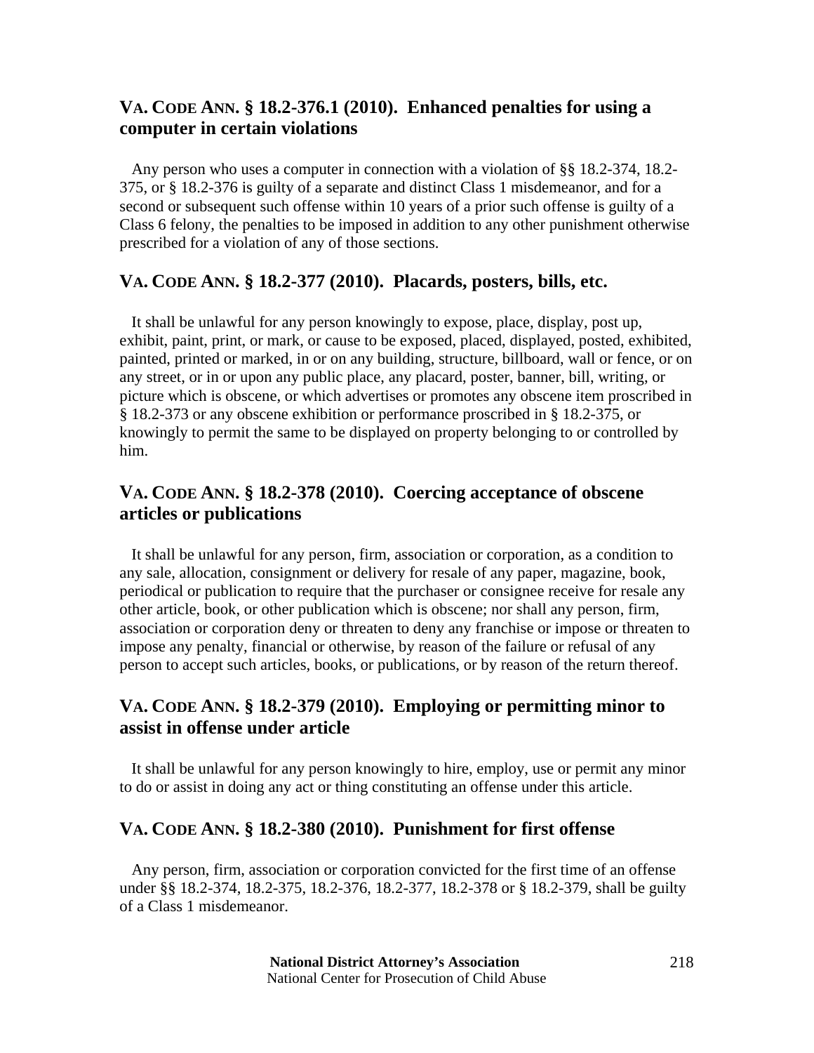### VA. CODE ANN. § 18.2-376.1 (2010). Enhanced penalties for using a computer in certain violations

Any person who uses a computer in connection with a violation of §§ 18.2-374, 18.2-375, or § 18.2-376 is guilty of a separate and distinct Class 1 misdemeanor, and for a second or subsequent such offense within 10 years of a prior such offense is guilty of a Class 6 felony, the penalties to be imposed in addition to any other punishment otherwise prescribed for a violation of any of those sections.

### VA. CODE ANN. § 18.2-377 (2010). Placards, posters, bills, etc.

It shall be unlawful for any person knowingly to expose, place, display, post up, exhibit, paint, print, or mark, or cause to be exposed, placed, displayed, posted, exhibited, painted, printed or marked, in or on any building, structure, billboard, wall or fence, or on any street, or in or upon any public place, any placard, poster, banner, bill, writing, or picture which is obscene, or which advertises or promotes any obscene item proscribed in § 18.2-373 or any obscene exhibition or performance proscribed in § 18.2-375, or knowingly to permit the same to be displayed on property belonging to or controlled by him.

### VA. CODE ANN. § 18.2-378 (2010). Coercing acceptance of obscene articles or publications

It shall be unlawful for any person, firm, association or corporation, as a condition to any sale, allocation, consignment or delivery for resale of any paper, magazine, book, periodical or publication to require that the purchaser or consignee receive for resale any other article, book, or other publication which is obscene; nor shall any person, firm, association or corporation deny or threaten to deny any franchise or impose or threaten to impose any penalty, financial or otherwise, by reason of the failure or refusal of any person to accept such articles, books, or publications, or by reason of the return thereof.

### VA. CODE ANN. § 18.2-379 (2010). Employing or permitting minor to assist in offense under article

It shall be unlawful for any person knowingly to hire, employ, use or permit any minor to do or assist in doing any act or thing constituting an offense under this article.

### VA. CODE ANN. § 18.2-380 (2010). Punishment for first offense

Any person, firm, association or corporation convicted for the first time of an offense under §§ 18.2-374, 18.2-375, 18.2-376, 18.2-377, 18.2-378 or § 18.2-379, shall be guilty of a Class 1 misdemeanor.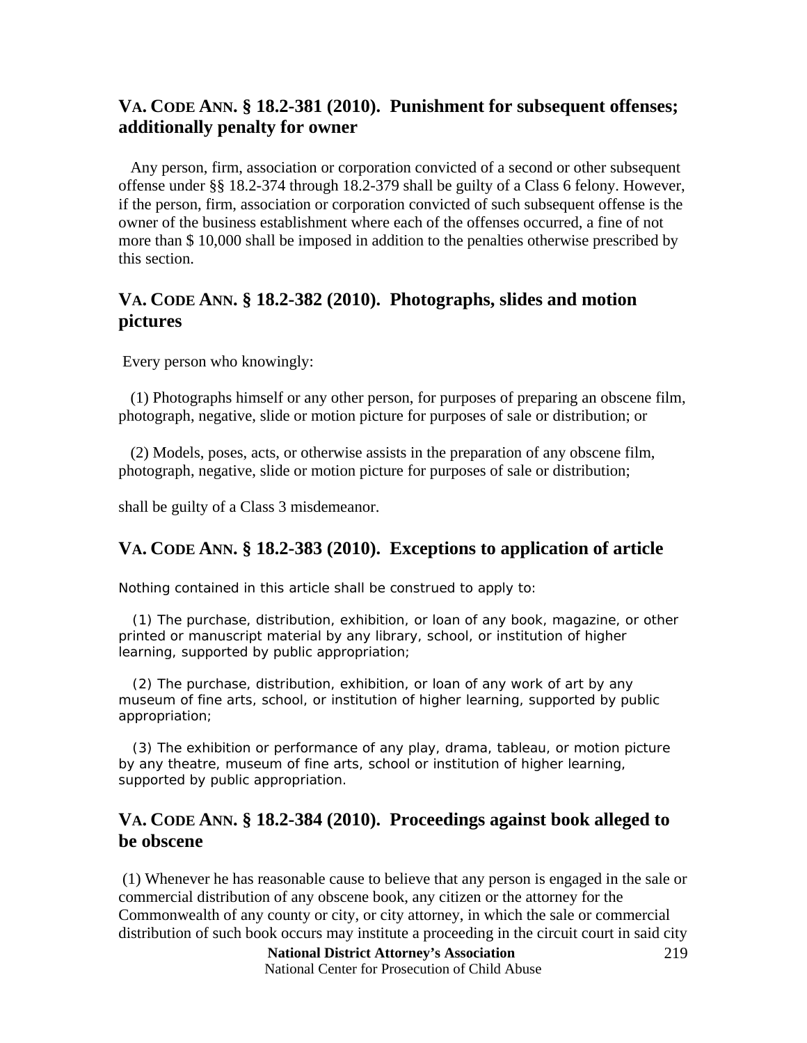## VA. CODE ANN. § 18.2-381 (2010). Punishment for subsequent offenses; additionally penalty for owner

Any person, firm, association or corporation convicted of a second or other subsequent offense under §§ 18.2-374 through 18.2-379 shall be guilty of a Class 6 felony. However, if the person, firm, association or corporation convicted of such subsequent offense is the owner of the business establishment where each of the offenses occurred, a fine of not more than $ 10,000 shall be imposed in addition to the penalties otherwise prescribed by this section.

## VA. CODE ANN. § 18.2-382 (2010). Photographs, slides and motion pictures

Every person who knowingly:

(1) Photographs himself or any other person, for purposes of preparing an obscene film, photograph, negative, slide or motion picture for purposes of sale or distribution; or

(2) Models, poses, acts, or otherwise assists in the preparation of any obscene film, photograph, negative, slide or motion picture for purposes of sale or distribution;

shall be guilty of a Class 3 misdemeanor.

## VA. CODE ANN. § 18.2-383 (2010). Exceptions to application of article

Nothing contained in this article shall be construed to apply to:

(1) The purchase, distribution, exhibition, or loan of any book, magazine, or other printed or manuscript material by any library, school, or institution of higher learning, supported by public appropriation;

(2) The purchase, distribution, exhibition, or loan of any work of art by any museum of fine arts, school, or institution of higher learning, supported by public appropriation;

(3) The exhibition or performance of any play, drama, tableau, or motion picture by any theatre, museum of fine arts, school or institution of higher learning, supported by public appropriation.

## VA. CODE ANN. § 18.2-384 (2010). Proceedings against book alleged to be obscene

(1) Whenever he has reasonable cause to believe that any person is engaged in the sale or commercial distribution of any obscene book, any citizen or the attorney for the Commonwealth of any county or city, or city attorney, in which the sale or commercial distribution of such book occurs may institute a proceeding in the circuit court in said city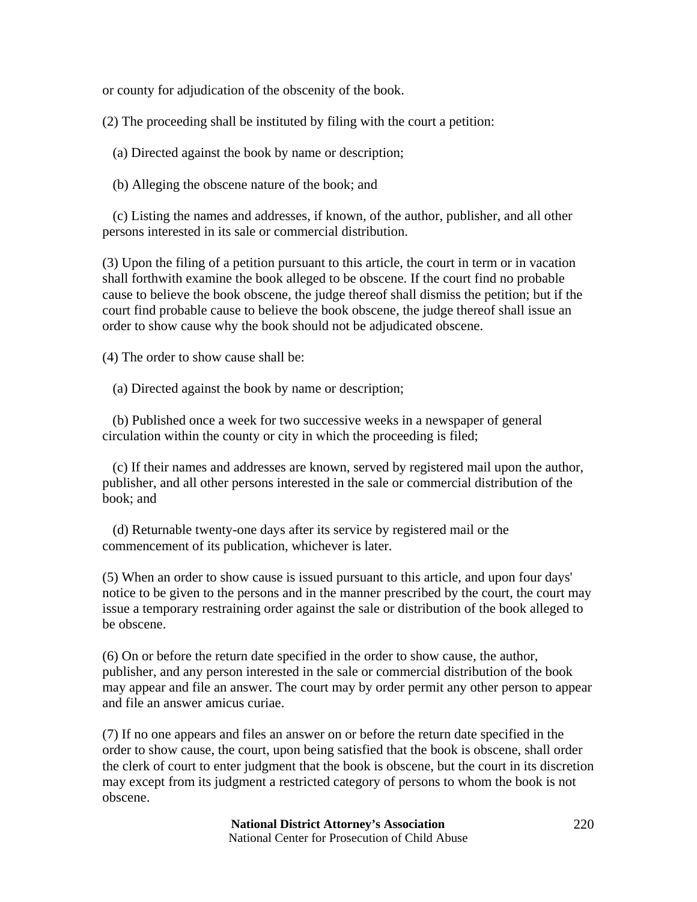or county for adjudication of the obscenity of the book.

(2) The proceeding shall be instituted by filing with the court a petition:

(a) Directed against the book by name or description;

(b) Alleging the obscene nature of the book; and

(c) Listing the names and addresses, if known, of the author, publisher, and all other persons interested in its sale or commercial distribution.

(3) Upon the filing of a petition pursuant to this article, the court in term or in vacation shall forthwith examine the book alleged to be obscene. If the court find no probable cause to believe the book obscene, the judge thereof shall dismiss the petition; but if the court find probable cause to believe the book obscene, the judge thereof shall issue an order to show cause why the book should not be adjudicated obscene.

(4) The order to show cause shall be:

(a) Directed against the book by name or description;

(b) Published once a week for two successive weeks in a newspaper of general circulation within the county or city in which the proceeding is filed;

(c) If their names and addresses are known, served by registered mail upon the author, publisher, and all other persons interested in the sale or commercial distribution of the book; and

(d) Returnable twenty-one days after its service by registered mail or the commencement of its publication, whichever is later.

(5) When an order to show cause is issued pursuant to this article, and upon four days' notice to be given to the persons and in the manner prescribed by the court, the court may issue a temporary restraining order against the sale or distribution of the book alleged to be obscene.

(6) On or before the return date specified in the order to show cause, the author, publisher, and any person interested in the sale or commercial distribution of the book may appear and file an answer. The court may by order permit any other person to appear and file an answer amicus curiae.

(7) If no one appears and files an answer on or before the return date specified in the order to show cause, the court, upon being satisfied that the book is obscene, shall order the clerk of court to enter judgment that the book is obscene, but the court in its discretion may except from its judgment a restricted category of persons to whom the book is not obscene.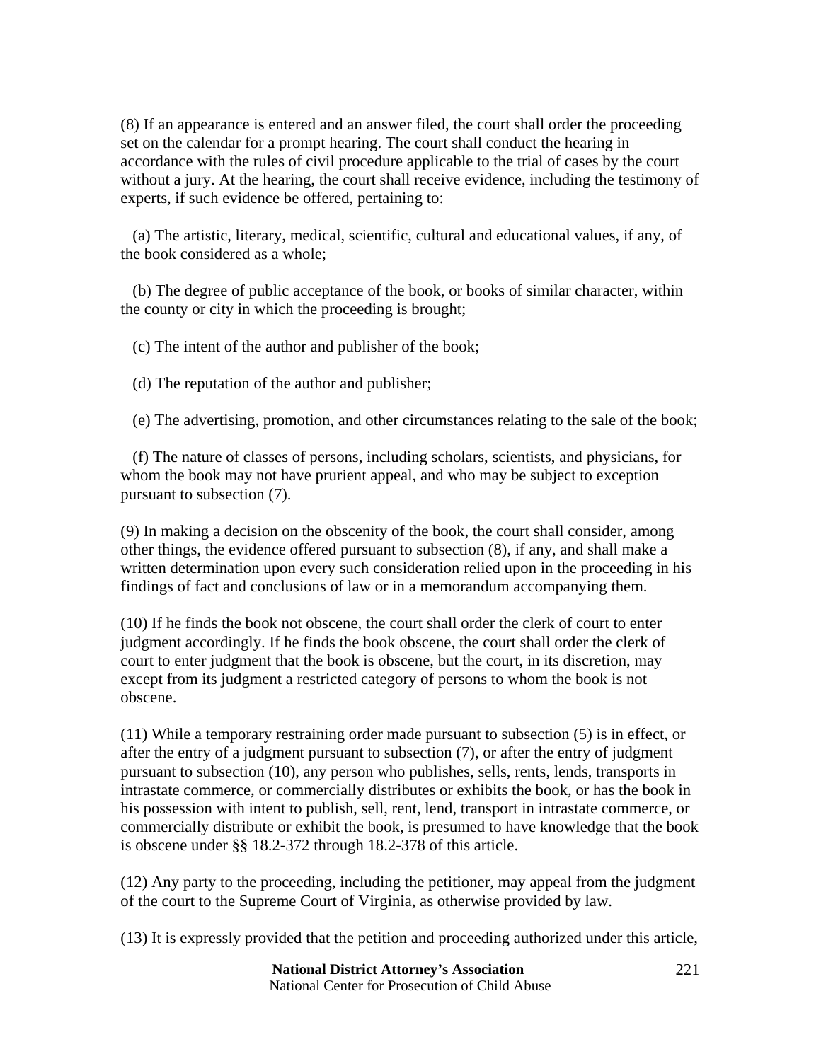(8) If an appearance is entered and an answer filed, the court shall order the proceeding set on the calendar for a prompt hearing. The court shall conduct the hearing in accordance with the rules of civil procedure applicable to the trial of cases by the court without a jury. At the hearing, the court shall receive evidence, including the testimony of experts, if such evidence be offered, pertaining to:

(a) The artistic, literary, medical, scientific, cultural and educational values, if any, of the book considered as a whole;

(b) The degree of public acceptance of the book, or books of similar character, within the county or city in which the proceeding is brought;

(c) The intent of the author and publisher of the book;

(d) The reputation of the author and publisher;

(e) The advertising, promotion, and other circumstances relating to the sale of the book;

(f) The nature of classes of persons, including scholars, scientists, and physicians, for whom the book may not have prurient appeal, and who may be subject to exception pursuant to subsection (7).

(9) In making a decision on the obscenity of the book, the court shall consider, among other things, the evidence offered pursuant to subsection (8), if any, and shall make a written determination upon every such consideration relied upon in the proceeding in his findings of fact and conclusions of law or in a memorandum accompanying them.

(10) If he finds the book not obscene, the court shall order the clerk of court to enter judgment accordingly. If he finds the book obscene, the court shall order the clerk of court to enter judgment that the book is obscene, but the court, in its discretion, may except from its judgment a restricted category of persons to whom the book is not obscene.

(11) While a temporary restraining order made pursuant to subsection (5) is in effect, or after the entry of a judgment pursuant to subsection (7), or after the entry of judgment pursuant to subsection (10), any person who publishes, sells, rents, lends, transports in intrastate commerce, or commercially distributes or exhibits the book, or has the book in his possession with intent to publish, sell, rent, lend, transport in intrastate commerce, or commercially distribute or exhibit the book, is presumed to have knowledge that the book is obscene under §§ 18.2-372 through 18.2-378 of this article.

(12) Any party to the proceeding, including the petitioner, may appeal from the judgment of the court to the Supreme Court of Virginia, as otherwise provided by law.

(13) It is expressly provided that the petition and proceeding authorized under this article,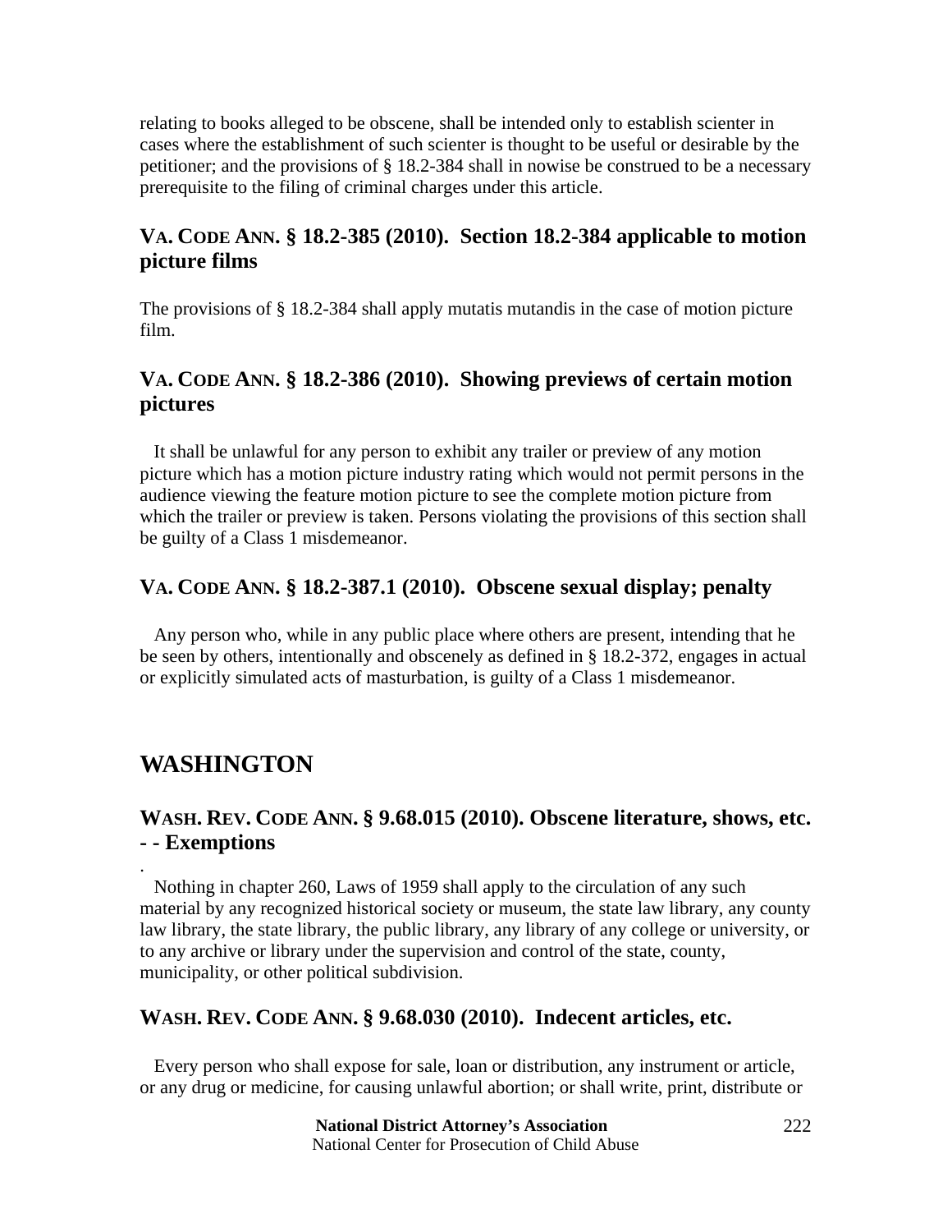relating to books alleged to be obscene, shall be intended only to establish scienter in cases where the establishment of such scienter is thought to be useful or desirable by the petitioner; and the provisions of § 18.2-384 shall in nowise be construed to be a necessary prerequisite to the filing of criminal charges under this article.

### VA. CODE ANN. § 18.2-385 (2010). Section 18.2-384 applicable to motion picture films

The provisions of § 18.2-384 shall apply mutatis mutandis in the case of motion picture film.

### VA. CODE ANN. § 18.2-386 (2010). Showing previews of certain motion pictures

It shall be unlawful for any person to exhibit any trailer or preview of any motion picture which has a motion picture industry rating which would not permit persons in the audience viewing the feature motion picture to see the complete motion picture from which the trailer or preview is taken. Persons violating the provisions of this section shall be guilty of a Class 1 misdemeanor.

### VA. CODE ANN. § 18.2-387.1 (2010). Obscene sexual display; penalty

Any person who, while in any public place where others are present, intending that he be seen by others, intentionally and obscenely as defined in § 18.2-372, engages in actual or explicitly simulated acts of masturbation, is guilty of a Class 1 misdemeanor.

## WASHINGTON

### WASH. REV. CODE ANN. § 9.68.015 (2010). Obscene literature, shows, etc. - - Exemptions

.

Nothing in chapter 260, Laws of 1959 shall apply to the circulation of any such material by any recognized historical society or museum, the state law library, any county law library, the state library, the public library, any library of any college or university, or to any archive or library under the supervision and control of the state, county, municipality, or other political subdivision.

### WASH. REV. CODE ANN. § 9.68.030 (2010). Indecent articles, etc.

Every person who shall expose for sale, loan or distribution, any instrument or article, or any drug or medicine, for causing unlawful abortion; or shall write, print, distribute or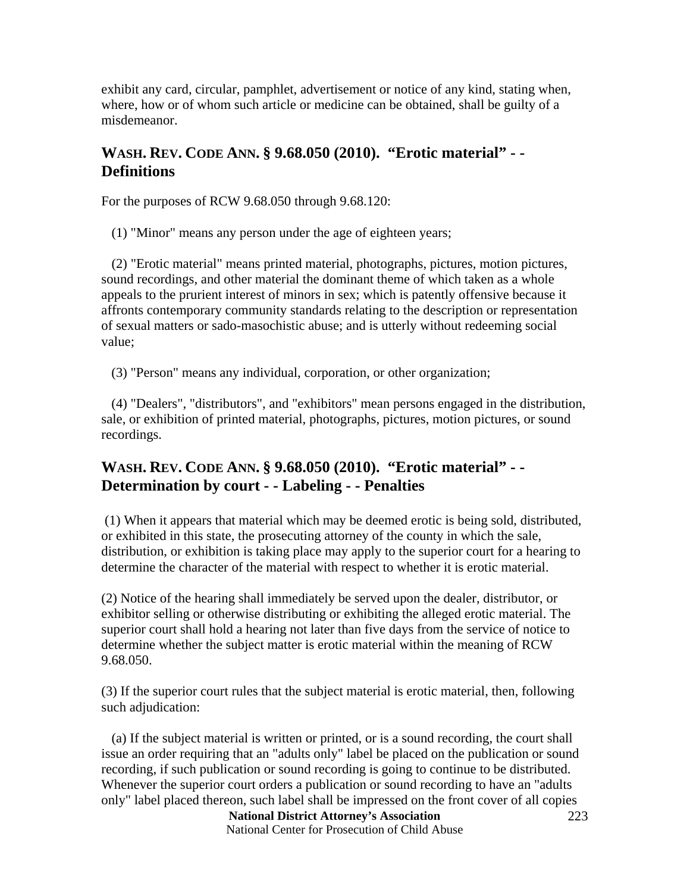exhibit any card, circular, pamphlet, advertisement or notice of any kind, stating when, where, how or of whom such article or medicine can be obtained, shall be guilty of a misdemeanor.

## WASH. REV. CODE ANN. § 9.68.050 (2010). "Erotic material" - - Definitions

For the purposes of RCW 9.68.050 through 9.68.120:

(1) "Minor" means any person under the age of eighteen years;

(2) "Erotic material" means printed material, photographs, pictures, motion pictures, sound recordings, and other material the dominant theme of which taken as a whole appeals to the prurient interest of minors in sex; which is patently offensive because it affronts contemporary community standards relating to the description or representation of sexual matters or sado-masochistic abuse; and is utterly without redeeming social value;

(3) "Person" means any individual, corporation, or other organization;

(4) "Dealers", "distributors", and "exhibitors" mean persons engaged in the distribution, sale, or exhibition of printed material, photographs, pictures, motion pictures, or sound recordings.

## WASH. REV. CODE ANN. § 9.68.050 (2010). "Erotic material" - - Determination by court - - Labeling - - Penalties

(1) When it appears that material which may be deemed erotic is being sold, distributed, or exhibited in this state, the prosecuting attorney of the county in which the sale, distribution, or exhibition is taking place may apply to the superior court for a hearing to determine the character of the material with respect to whether it is erotic material.

(2) Notice of the hearing shall immediately be served upon the dealer, distributor, or exhibitor selling or otherwise distributing or exhibiting the alleged erotic material. The superior court shall hold a hearing not later than five days from the service of notice to determine whether the subject matter is erotic material within the meaning of RCW 9.68.050.

(3) If the superior court rules that the subject material is erotic material, then, following such adjudication:

(a) If the subject material is written or printed, or is a sound recording, the court shall issue an order requiring that an "adults only" label be placed on the publication or sound recording, if such publication or sound recording is going to continue to be distributed. Whenever the superior court orders a publication or sound recording to have an "adults only" label placed thereon, such label shall be impressed on the front cover of all copies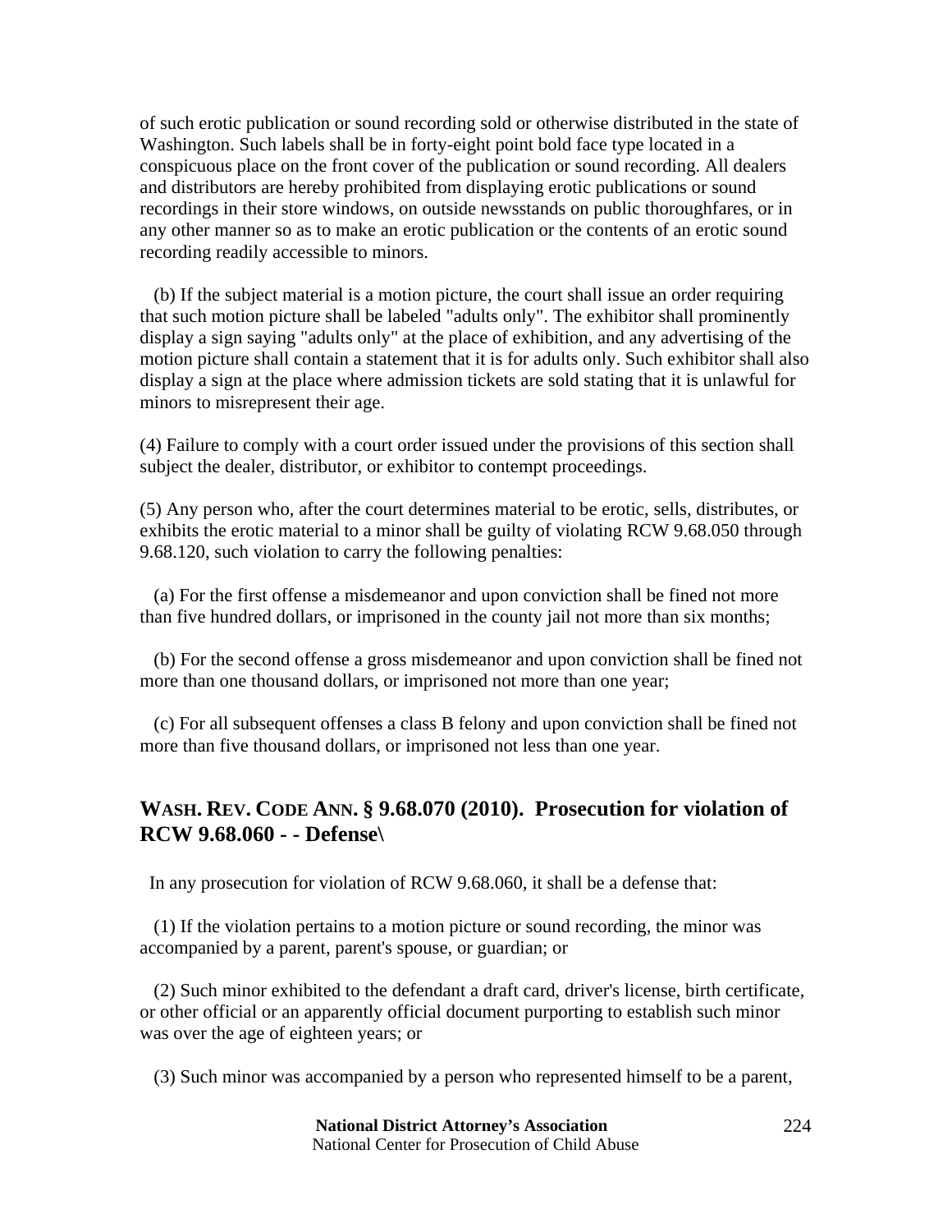of such erotic publication or sound recording sold or otherwise distributed in the state of Washington. Such labels shall be in forty-eight point bold face type located in a conspicuous place on the front cover of the publication or sound recording. All dealers and distributors are hereby prohibited from displaying erotic publications or sound recordings in their store windows, on outside newsstands on public thoroughfares, or in any other manner so as to make an erotic publication or the contents of an erotic sound recording readily accessible to minors.

(b) If the subject material is a motion picture, the court shall issue an order requiring that such motion picture shall be labeled "adults only". The exhibitor shall prominently display a sign saying "adults only" at the place of exhibition, and any advertising of the motion picture shall contain a statement that it is for adults only. Such exhibitor shall also display a sign at the place where admission tickets are sold stating that it is unlawful for minors to misrepresent their age.

(4) Failure to comply with a court order issued under the provisions of this section shall subject the dealer, distributor, or exhibitor to contempt proceedings.

(5) Any person who, after the court determines material to be erotic, sells, distributes, or exhibits the erotic material to a minor shall be guilty of violating RCW 9.68.050 through 9.68.120, such violation to carry the following penalties:

(a) For the first offense a misdemeanor and upon conviction shall be fined not more than five hundred dollars, or imprisoned in the county jail not more than six months;

(b) For the second offense a gross misdemeanor and upon conviction shall be fined not more than one thousand dollars, or imprisoned not more than one year;

(c) For all subsequent offenses a class B felony and upon conviction shall be fined not more than five thousand dollars, or imprisoned not less than one year.

## WASH. REV. CODE ANN. § 9.68.070 (2010). Prosecution for violation of RCW 9.68.060 - - Defense\

In any prosecution for violation of RCW 9.68.060, it shall be a defense that:

(1) If the violation pertains to a motion picture or sound recording, the minor was accompanied by a parent, parent's spouse, or guardian; or

(2) Such minor exhibited to the defendant a draft card, driver's license, birth certificate, or other official or an apparently official document purporting to establish such minor was over the age of eighteen years; or

(3) Such minor was accompanied by a person who represented himself to be a parent,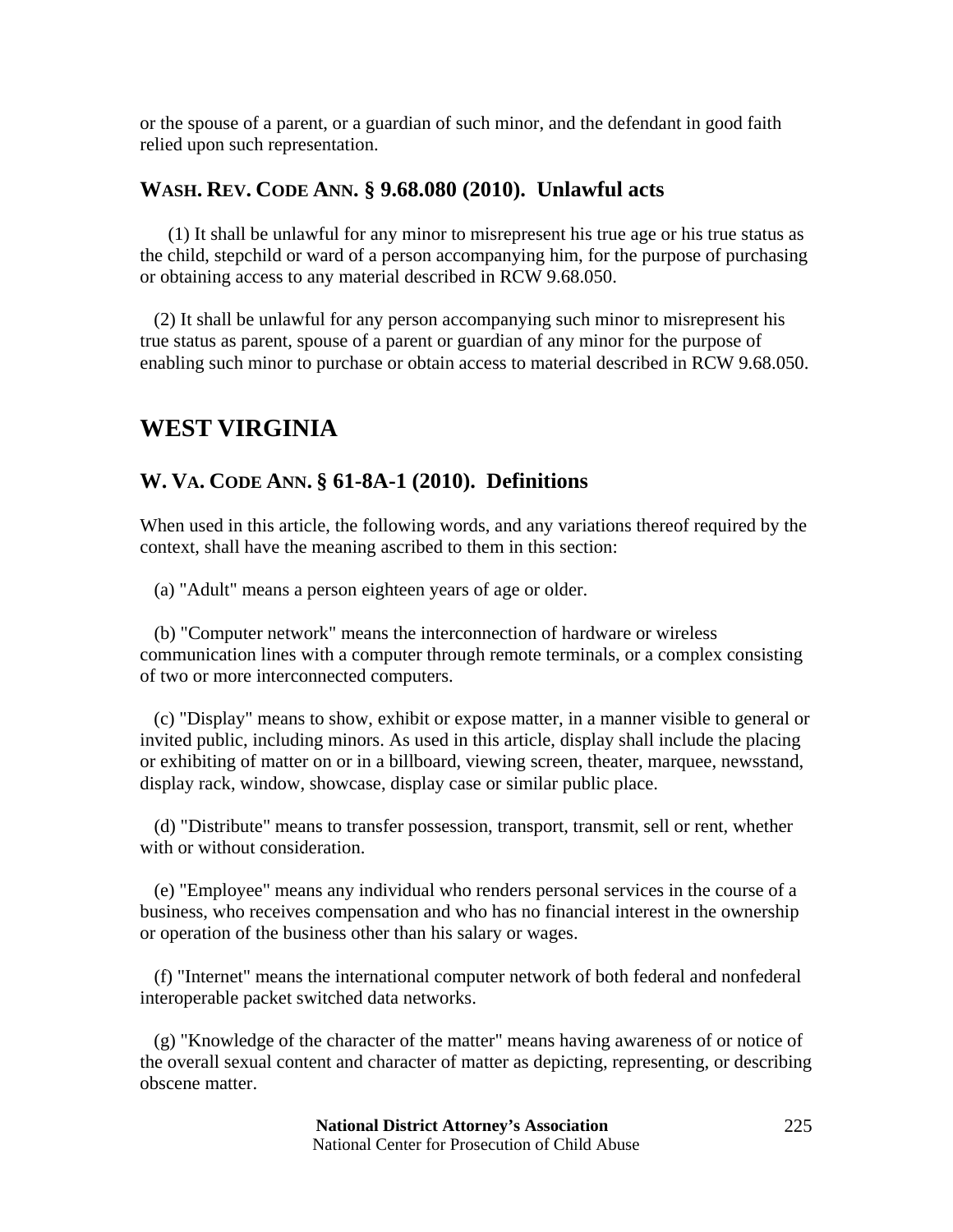or the spouse of a parent, or a guardian of such minor, and the defendant in good faith relied upon such representation.

### WASH. REV. CODE ANN. § 9.68.080 (2010). Unlawful acts

(1) It shall be unlawful for any minor to misrepresent his true age or his true status as the child, stepchild or ward of a person accompanying him, for the purpose of purchasing or obtaining access to any material described in RCW 9.68.050.

(2) It shall be unlawful for any person accompanying such minor to misrepresent his true status as parent, spouse of a parent or guardian of any minor for the purpose of enabling such minor to purchase or obtain access to material described in RCW 9.68.050.

## WEST VIRGINIA

### W. VA. CODE ANN. § 61-8A-1 (2010). Definitions

When used in this article, the following words, and any variations thereof required by the context, shall have the meaning ascribed to them in this section:

(a) "Adult" means a person eighteen years of age or older.

(b) "Computer network" means the interconnection of hardware or wireless communication lines with a computer through remote terminals, or a complex consisting of two or more interconnected computers.

(c) "Display" means to show, exhibit or expose matter, in a manner visible to general or invited public, including minors. As used in this article, display shall include the placing or exhibiting of matter on or in a billboard, viewing screen, theater, marquee, newsstand, display rack, window, showcase, display case or similar public place.

(d) "Distribute" means to transfer possession, transport, transmit, sell or rent, whether with or without consideration.

(e) "Employee" means any individual who renders personal services in the course of a business, who receives compensation and who has no financial interest in the ownership or operation of the business other than his salary or wages.

(f) "Internet" means the international computer network of both federal and nonfederal interoperable packet switched data networks.

(g) "Knowledge of the character of the matter" means having awareness of or notice of the overall sexual content and character of matter as depicting, representing, or describing obscene matter.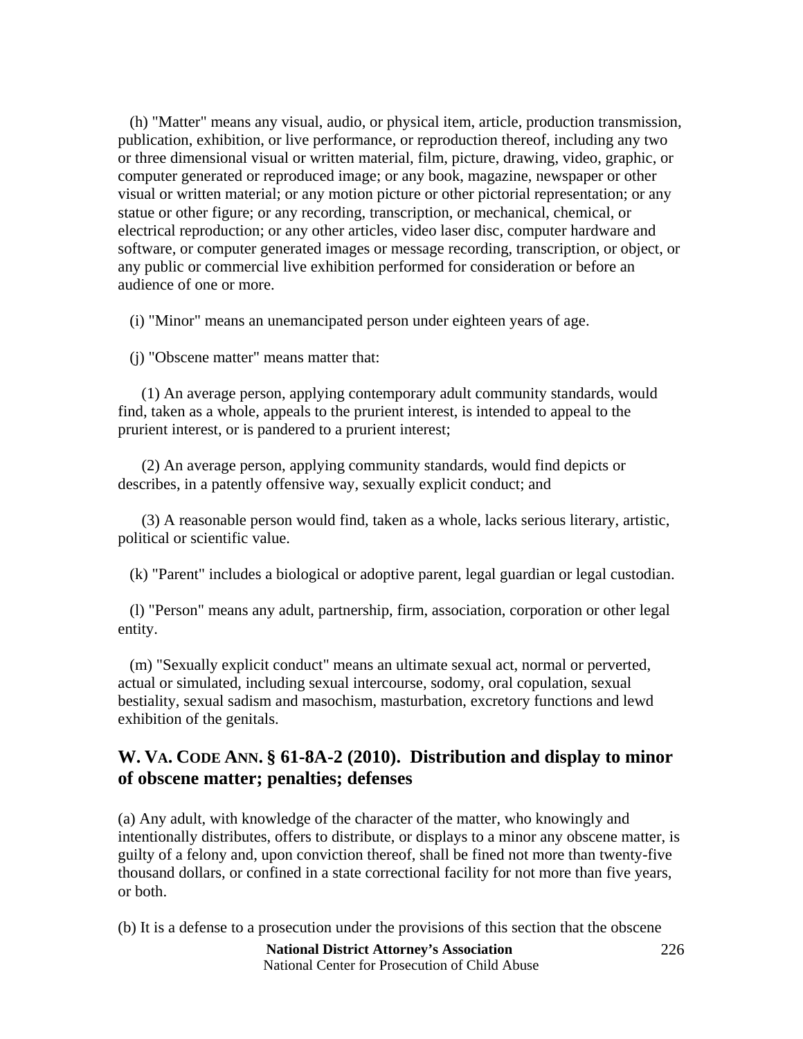(h) "Matter" means any visual, audio, or physical item, article, production transmission, publication, exhibition, or live performance, or reproduction thereof, including any two or three dimensional visual or written material, film, picture, drawing, video, graphic, or computer generated or reproduced image; or any book, magazine, newspaper or other visual or written material; or any motion picture or other pictorial representation; or any statue or other figure; or any recording, transcription, or mechanical, chemical, or electrical reproduction; or any other articles, video laser disc, computer hardware and software, or computer generated images or message recording, transcription, or object, or any public or commercial live exhibition performed for consideration or before an audience of one or more.

(i) "Minor" means an unemancipated person under eighteen years of age.

(j) "Obscene matter" means matter that:

(1) An average person, applying contemporary adult community standards, would find, taken as a whole, appeals to the prurient interest, is intended to appeal to the prurient interest, or is pandered to a prurient interest;

(2) An average person, applying community standards, would find depicts or describes, in a patently offensive way, sexually explicit conduct; and

(3) A reasonable person would find, taken as a whole, lacks serious literary, artistic, political or scientific value.

(k) "Parent" includes a biological or adoptive parent, legal guardian or legal custodian.

(l) "Person" means any adult, partnership, firm, association, corporation or other legal entity.

(m) "Sexually explicit conduct" means an ultimate sexual act, normal or perverted, actual or simulated, including sexual intercourse, sodomy, oral copulation, sexual bestiality, sexual sadism and masochism, masturbation, excretory functions and lewd exhibition of the genitals.

## W. VA. CODE ANN. § 61-8A-2 (2010). Distribution and display to minor of obscene matter; penalties; defenses

(a) Any adult, with knowledge of the character of the matter, who knowingly and intentionally distributes, offers to distribute, or displays to a minor any obscene matter, is guilty of a felony and, upon conviction thereof, shall be fined not more than twenty-five thousand dollars, or confined in a state correctional facility for not more than five years, or both.

(b) It is a defense to a prosecution under the provisions of this section that the obscene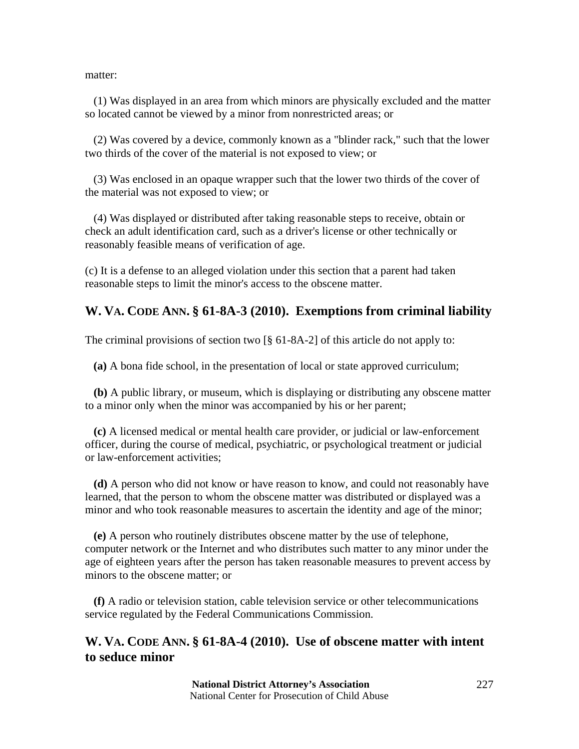matter:

(1) Was displayed in an area from which minors are physically excluded and the matter so located cannot be viewed by a minor from nonrestricted areas; or

(2) Was covered by a device, commonly known as a "blinder rack," such that the lower two thirds of the cover of the material is not exposed to view; or

(3) Was enclosed in an opaque wrapper such that the lower two thirds of the cover of the material was not exposed to view; or

(4) Was displayed or distributed after taking reasonable steps to receive, obtain or check an adult identification card, such as a driver's license or other technically or reasonably feasible means of verification of age.

(c) It is a defense to an alleged violation under this section that a parent had taken reasonable steps to limit the minor's access to the obscene matter.

## W. VA. CODE ANN. § 61-8A-3 (2010). Exemptions from criminal liability

The criminal provisions of section two [§ 61-8A-2] of this article do not apply to:

**(a)** A bona fide school, in the presentation of local or state approved curriculum;

**(b)** A public library, or museum, which is displaying or distributing any obscene matter to a minor only when the minor was accompanied by his or her parent;

**(c)** A licensed medical or mental health care provider, or judicial or law-enforcement officer, during the course of medical, psychiatric, or psychological treatment or judicial or law-enforcement activities;

**(d)** A person who did not know or have reason to know, and could not reasonably have learned, that the person to whom the obscene matter was distributed or displayed was a minor and who took reasonable measures to ascertain the identity and age of the minor;

**(e)** A person who routinely distributes obscene matter by the use of telephone, computer network or the Internet and who distributes such matter to any minor under the age of eighteen years after the person has taken reasonable measures to prevent access by minors to the obscene matter; or

**(f)** A radio or television station, cable television service or other telecommunications service regulated by the Federal Communications Commission.

## W. VA. CODE ANN. § 61-8A-4 (2010). Use of obscene matter with intent to seduce minor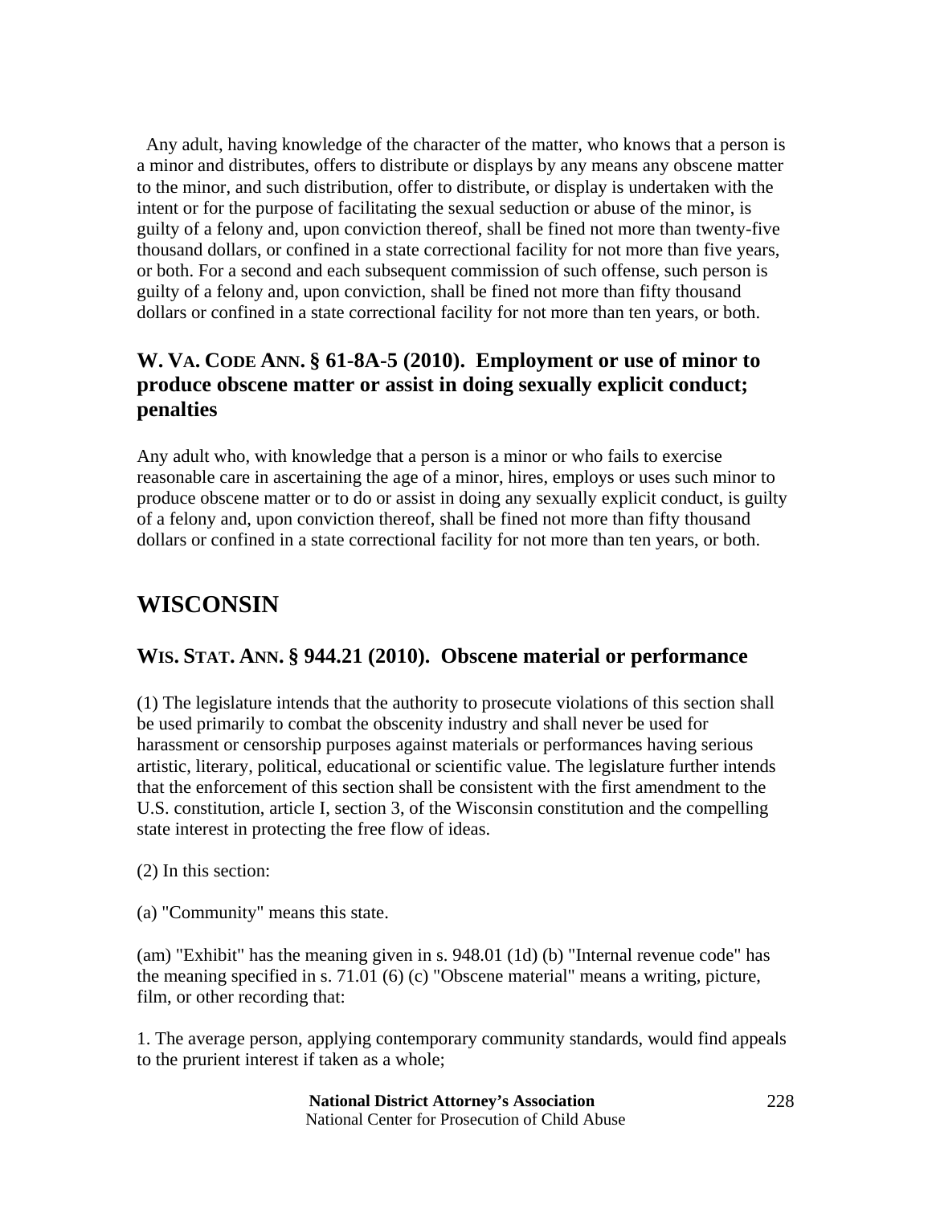Any adult, having knowledge of the character of the matter, who knows that a person is a minor and distributes, offers to distribute or displays by any means any obscene matter to the minor, and such distribution, offer to distribute, or display is undertaken with the intent or for the purpose of facilitating the sexual seduction or abuse of the minor, is guilty of a felony and, upon conviction thereof, shall be fined not more than twenty-five thousand dollars, or confined in a state correctional facility for not more than five years, or both. For a second and each subsequent commission of such offense, such person is guilty of a felony and, upon conviction, shall be fined not more than fifty thousand dollars or confined in a state correctional facility for not more than ten years, or both.

### W. VA. CODE ANN. § 61-8A-5 (2010). Employment or use of minor to produce obscene matter or assist in doing sexually explicit conduct; penalties

Any adult who, with knowledge that a person is a minor or who fails to exercise reasonable care in ascertaining the age of a minor, hires, employs or uses such minor to produce obscene matter or to do or assist in doing any sexually explicit conduct, is guilty of a felony and, upon conviction thereof, shall be fined not more than fifty thousand dollars or confined in a state correctional facility for not more than ten years, or both.

## WISCONSIN

### WIS. STAT. ANN. § 944.21 (2010). Obscene material or performance

(1) The legislature intends that the authority to prosecute violations of this section shall be used primarily to combat the obscenity industry and shall never be used for harassment or censorship purposes against materials or performances having serious artistic, literary, political, educational or scientific value. The legislature further intends that the enforcement of this section shall be consistent with the first amendment to the U.S. constitution, article I, section 3, of the Wisconsin constitution and the compelling state interest in protecting the free flow of ideas.

(2) In this section:

(a) "Community" means this state.

(am) "Exhibit" has the meaning given in s. 948.01 (1d) (b) "Internal revenue code" has the meaning specified in s. 71.01 (6) (c) "Obscene material" means a writing, picture, film, or other recording that:

1. The average person, applying contemporary community standards, would find appeals to the prurient interest if taken as a whole;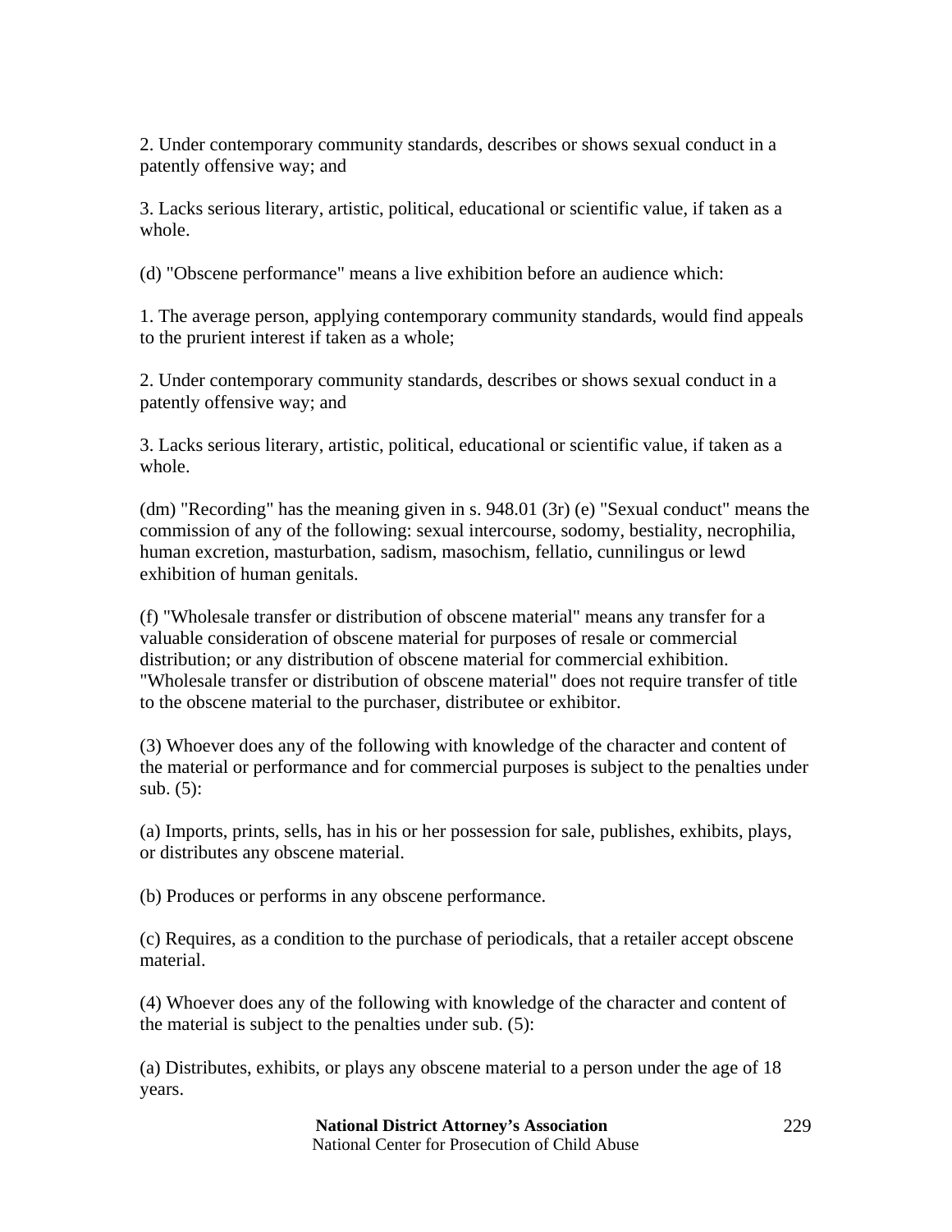2. Under contemporary community standards, describes or shows sexual conduct in a patently offensive way; and

3. Lacks serious literary, artistic, political, educational or scientific value, if taken as a whole.

(d) "Obscene performance" means a live exhibition before an audience which:

1. The average person, applying contemporary community standards, would find appeals to the prurient interest if taken as a whole;

2. Under contemporary community standards, describes or shows sexual conduct in a patently offensive way; and

3. Lacks serious literary, artistic, political, educational or scientific value, if taken as a whole.

(dm) "Recording" has the meaning given in s. 948.01 (3r) (e) "Sexual conduct" means the commission of any of the following: sexual intercourse, sodomy, bestiality, necrophilia, human excretion, masturbation, sadism, masochism, fellatio, cunnilingus or lewd exhibition of human genitals.

(f) "Wholesale transfer or distribution of obscene material" means any transfer for a valuable consideration of obscene material for purposes of resale or commercial distribution; or any distribution of obscene material for commercial exhibition. "Wholesale transfer or distribution of obscene material" does not require transfer of title to the obscene material to the purchaser, distributee or exhibitor.

(3) Whoever does any of the following with knowledge of the character and content of the material or performance and for commercial purposes is subject to the penalties under sub. (5):

(a) Imports, prints, sells, has in his or her possession for sale, publishes, exhibits, plays, or distributes any obscene material.

(b) Produces or performs in any obscene performance.

(c) Requires, as a condition to the purchase of periodicals, that a retailer accept obscene material.

(4) Whoever does any of the following with knowledge of the character and content of the material is subject to the penalties under sub. (5):

(a) Distributes, exhibits, or plays any obscene material to a person under the age of 18 years.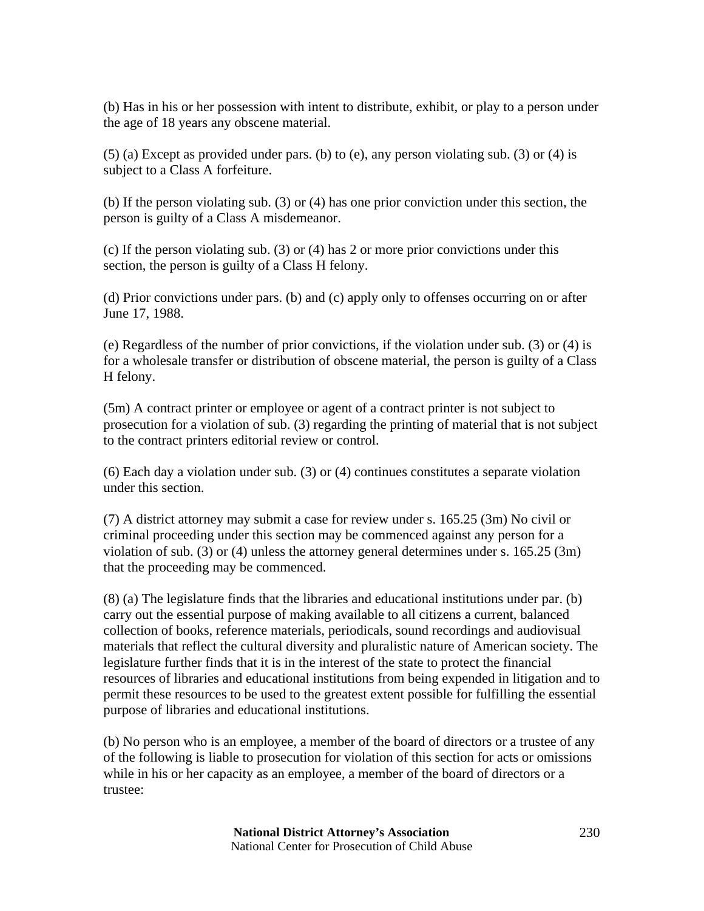(b) Has in his or her possession with intent to distribute, exhibit, or play to a person under the age of 18 years any obscene material.

(5) (a) Except as provided under pars. (b) to (e), any person violating sub. (3) or (4) is subject to a Class A forfeiture.

(b) If the person violating sub. (3) or (4) has one prior conviction under this section, the person is guilty of a Class A misdemeanor.

(c) If the person violating sub. (3) or (4) has 2 or more prior convictions under this section, the person is guilty of a Class H felony.

(d) Prior convictions under pars. (b) and (c) apply only to offenses occurring on or after June 17, 1988.

(e) Regardless of the number of prior convictions, if the violation under sub. (3) or (4) is for a wholesale transfer or distribution of obscene material, the person is guilty of a Class H felony.

(5m) A contract printer or employee or agent of a contract printer is not subject to prosecution for a violation of sub. (3) regarding the printing of material that is not subject to the contract printers editorial review or control.

(6) Each day a violation under sub. (3) or (4) continues constitutes a separate violation under this section.

(7) A district attorney may submit a case for review under s. 165.25 (3m) No civil or criminal proceeding under this section may be commenced against any person for a violation of sub. (3) or (4) unless the attorney general determines under s. 165.25 (3m) that the proceeding may be commenced.

(8) (a) The legislature finds that the libraries and educational institutions under par. (b) carry out the essential purpose of making available to all citizens a current, balanced collection of books, reference materials, periodicals, sound recordings and audiovisual materials that reflect the cultural diversity and pluralistic nature of American society. The legislature further finds that it is in the interest of the state to protect the financial resources of libraries and educational institutions from being expended in litigation and to permit these resources to be used to the greatest extent possible for fulfilling the essential purpose of libraries and educational institutions.

(b) No person who is an employee, a member of the board of directors or a trustee of any of the following is liable to prosecution for violation of this section for acts or omissions while in his or her capacity as an employee, a member of the board of directors or a trustee: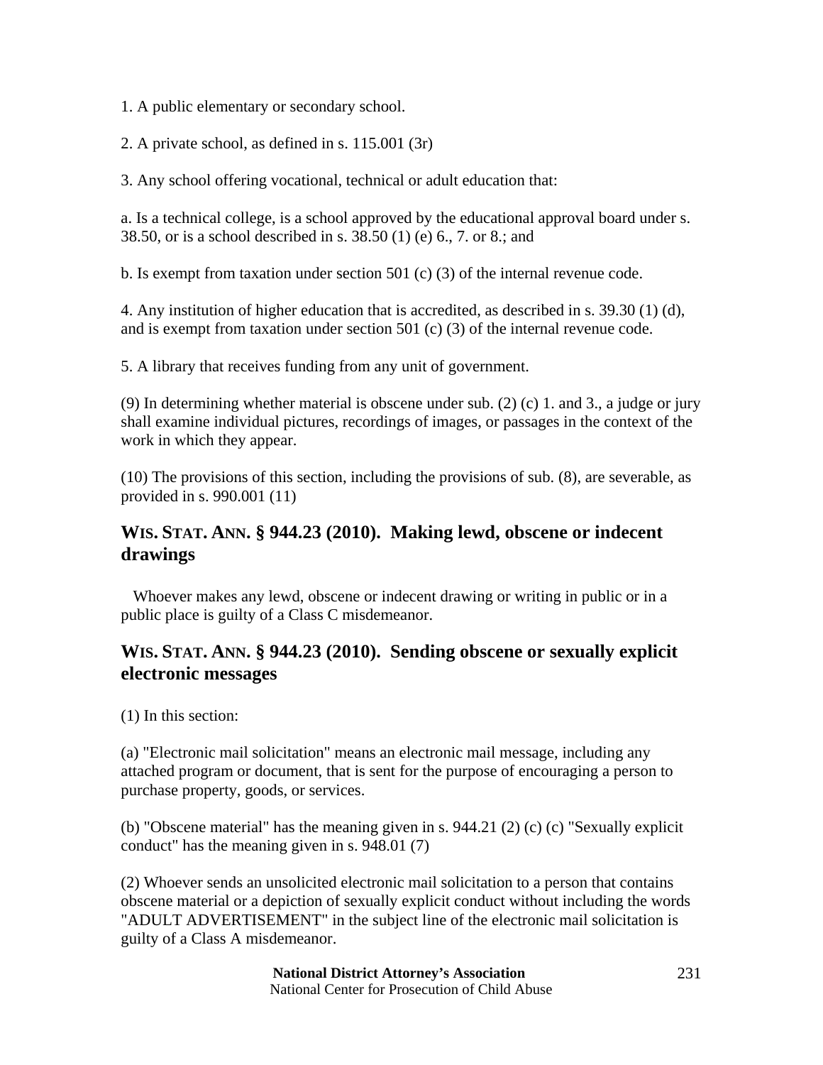1. A public elementary or secondary school.

2. A private school, as defined in s. 115.001 (3r)

3. Any school offering vocational, technical or adult education that:

a. Is a technical college, is a school approved by the educational approval board under s. 38.50, or is a school described in s. 38.50 (1) (e) 6., 7. or 8.; and

b. Is exempt from taxation under section 501 (c) (3) of the internal revenue code.

4. Any institution of higher education that is accredited, as described in s. 39.30 (1) (d), and is exempt from taxation under section 501 (c) (3) of the internal revenue code.

5. A library that receives funding from any unit of government.

(9) In determining whether material is obscene under sub. (2) (c) 1. and 3., a judge or jury shall examine individual pictures, recordings of images, or passages in the context of the work in which they appear.

(10) The provisions of this section, including the provisions of sub. (8), are severable, as provided in s. 990.001 (11)

## WIS. STAT. ANN. § 944.23 (2010). Making lewd, obscene or indecent drawings

Whoever makes any lewd, obscene or indecent drawing or writing in public or in a public place is guilty of a Class C misdemeanor.

## WIS. STAT. ANN. § 944.23 (2010). Sending obscene or sexually explicit electronic messages

(1) In this section:

(a) "Electronic mail solicitation" means an electronic mail message, including any attached program or document, that is sent for the purpose of encouraging a person to purchase property, goods, or services.

(b) "Obscene material" has the meaning given in s. 944.21 (2) (c) (c) "Sexually explicit conduct" has the meaning given in s. 948.01 (7)

(2) Whoever sends an unsolicited electronic mail solicitation to a person that contains obscene material or a depiction of sexually explicit conduct without including the words "ADULT ADVERTISEMENT" in the subject line of the electronic mail solicitation is guilty of a Class A misdemeanor.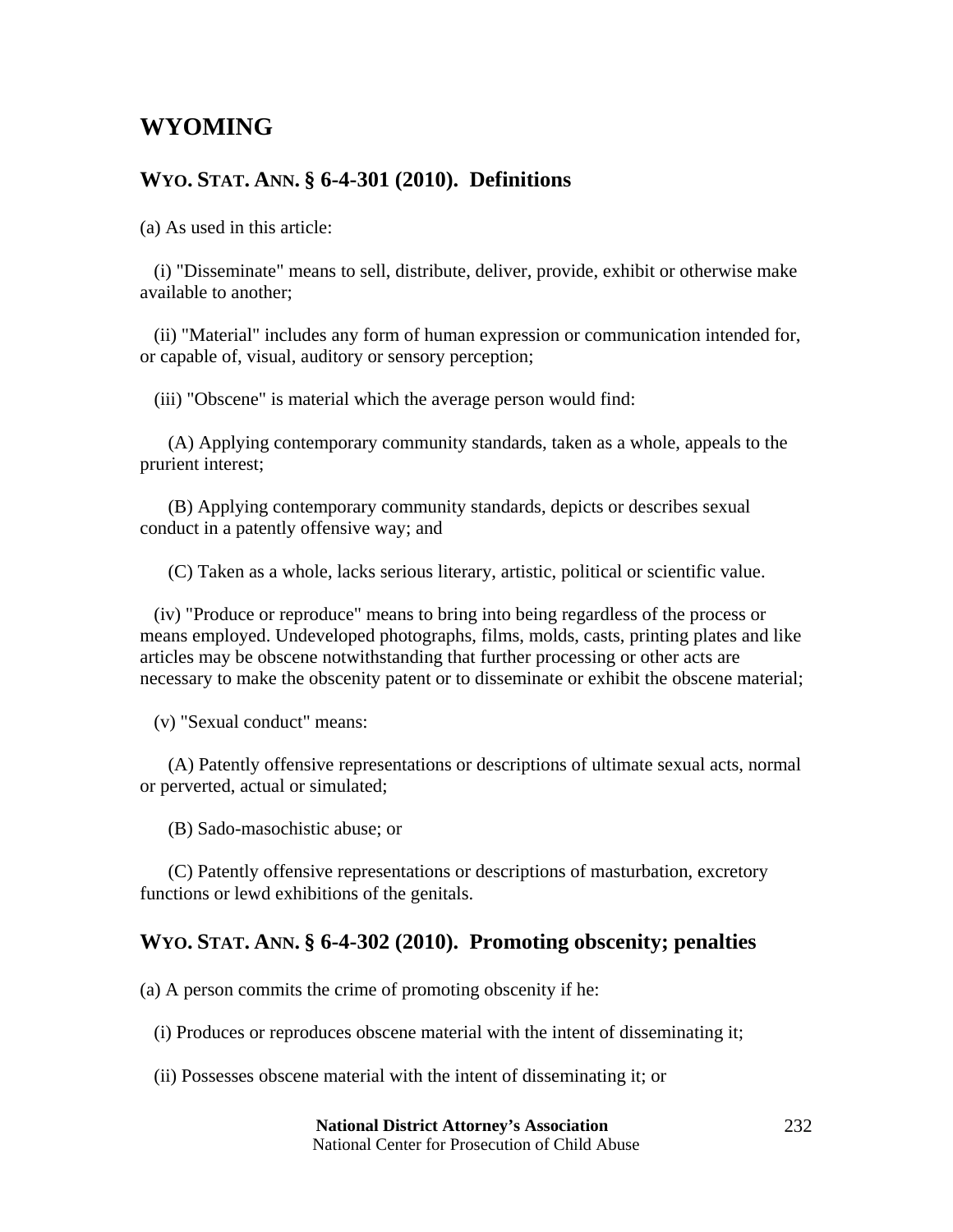# WYOMING

## WYO. STAT. ANN. § 6-4-301 (2010). Definitions

(a) As used in this article:

(i) "Disseminate" means to sell, distribute, deliver, provide, exhibit or otherwise make available to another;

(ii) "Material" includes any form of human expression or communication intended for, or capable of, visual, auditory or sensory perception;

(iii) "Obscene" is material which the average person would find:

(A) Applying contemporary community standards, taken as a whole, appeals to the prurient interest;

(B) Applying contemporary community standards, depicts or describes sexual conduct in a patently offensive way; and

(C) Taken as a whole, lacks serious literary, artistic, political or scientific value.

(iv) "Produce or reproduce" means to bring into being regardless of the process or means employed. Undeveloped photographs, films, molds, casts, printing plates and like articles may be obscene notwithstanding that further processing or other acts are necessary to make the obscenity patent or to disseminate or exhibit the obscene material;

(v) "Sexual conduct" means:

(A) Patently offensive representations or descriptions of ultimate sexual acts, normal or perverted, actual or simulated;

(B) Sado-masochistic abuse; or

(C) Patently offensive representations or descriptions of masturbation, excretory functions or lewd exhibitions of the genitals.

## WYO. STAT. ANN. § 6-4-302 (2010). Promoting obscenity; penalties

(a) A person commits the crime of promoting obscenity if he:

(i) Produces or reproduces obscene material with the intent of disseminating it;

(ii) Possesses obscene material with the intent of disseminating it; or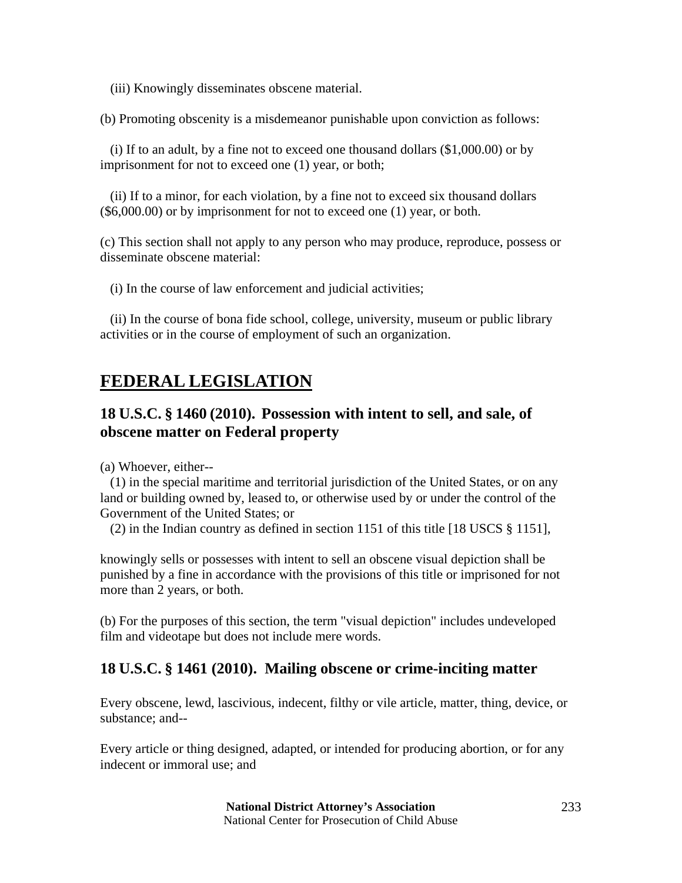(iii) Knowingly disseminates obscene material.

(b) Promoting obscenity is a misdemeanor punishable upon conviction as follows:

(i) If to an adult, by a fine not to exceed one thousand dollars ($1,000.00) or by imprisonment for not to exceed one (1) year, or both;

(ii) If to a minor, for each violation, by a fine not to exceed six thousand dollars ($6,000.00) or by imprisonment for not to exceed one (1) year, or both.

(c) This section shall not apply to any person who may produce, reproduce, possess or disseminate obscene material:

(i) In the course of law enforcement and judicial activities;

(ii) In the course of bona fide school, college, university, museum or public library activities or in the course of employment of such an organization.

# FEDERAL LEGISLATION

## 18 U.S.C. § 1460 (2010). Possession with intent to sell, and sale, of obscene matter on Federal property

(a) Whoever, either--

(1) in the special maritime and territorial jurisdiction of the United States, or on any land or building owned by, leased to, or otherwise used by or under the control of the Government of the United States; or

(2) in the Indian country as defined in section 1151 of this title [18 USCS § 1151],

knowingly sells or possesses with intent to sell an obscene visual depiction shall be punished by a fine in accordance with the provisions of this title or imprisoned for not more than 2 years, or both.

(b) For the purposes of this section, the term "visual depiction" includes undeveloped film and videotape but does not include mere words.

## 18 U.S.C. § 1461 (2010). Mailing obscene or crime-inciting matter

Every obscene, lewd, lascivious, indecent, filthy or vile article, matter, thing, device, or substance; and--

Every article or thing designed, adapted, or intended for producing abortion, or for any indecent or immoral use; and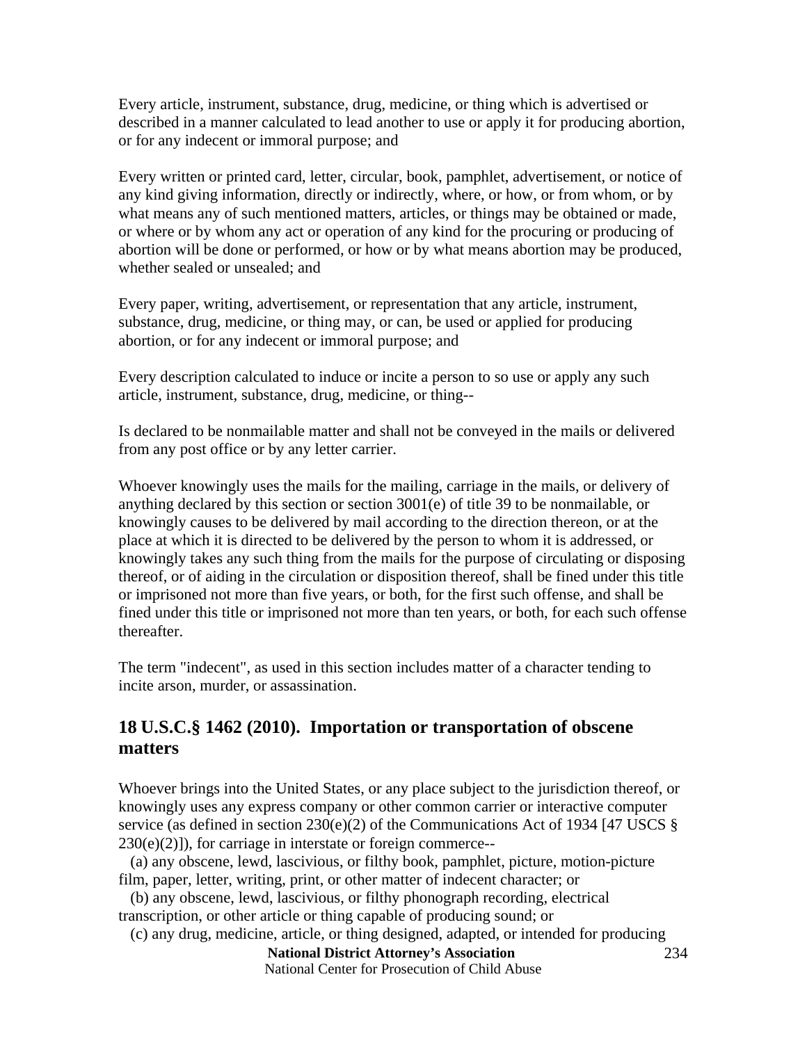Every article, instrument, substance, drug, medicine, or thing which is advertised or described in a manner calculated to lead another to use or apply it for producing abortion, or for any indecent or immoral purpose; and

Every written or printed card, letter, circular, book, pamphlet, advertisement, or notice of any kind giving information, directly or indirectly, where, or how, or from whom, or by what means any of such mentioned matters, articles, or things may be obtained or made, or where or by whom any act or operation of any kind for the procuring or producing of abortion will be done or performed, or how or by what means abortion may be produced, whether sealed or unsealed; and

Every paper, writing, advertisement, or representation that any article, instrument, substance, drug, medicine, or thing may, or can, be used or applied for producing abortion, or for any indecent or immoral purpose; and

Every description calculated to induce or incite a person to so use or apply any such article, instrument, substance, drug, medicine, or thing--

Is declared to be nonmailable matter and shall not be conveyed in the mails or delivered from any post office or by any letter carrier.

Whoever knowingly uses the mails for the mailing, carriage in the mails, or delivery of anything declared by this section or section 3001(e) of title 39 to be nonmailable, or knowingly causes to be delivered by mail according to the direction thereon, or at the place at which it is directed to be delivered by the person to whom it is addressed, or knowingly takes any such thing from the mails for the purpose of circulating or disposing thereof, or of aiding in the circulation or disposition thereof, shall be fined under this title or imprisoned not more than five years, or both, for the first such offense, and shall be fined under this title or imprisoned not more than ten years, or both, for each such offense thereafter.

The term "indecent", as used in this section includes matter of a character tending to incite arson, murder, or assassination.

## 18 U.S.C.§ 1462 (2010). Importation or transportation of obscene matters

Whoever brings into the United States, or any place subject to the jurisdiction thereof, or knowingly uses any express company or other common carrier or interactive computer service (as defined in section 230(e)(2) of the Communications Act of 1934 [47 USCS § 230(e)(2)]), for carriage in interstate or foreign commerce--

(a) any obscene, lewd, lascivious, or filthy book, pamphlet, picture, motion-picture film, paper, letter, writing, print, or other matter of indecent character; or

(b) any obscene, lewd, lascivious, or filthy phonograph recording, electrical transcription, or other article or thing capable of producing sound; or

(c) any drug, medicine, article, or thing designed, adapted, or intended for producing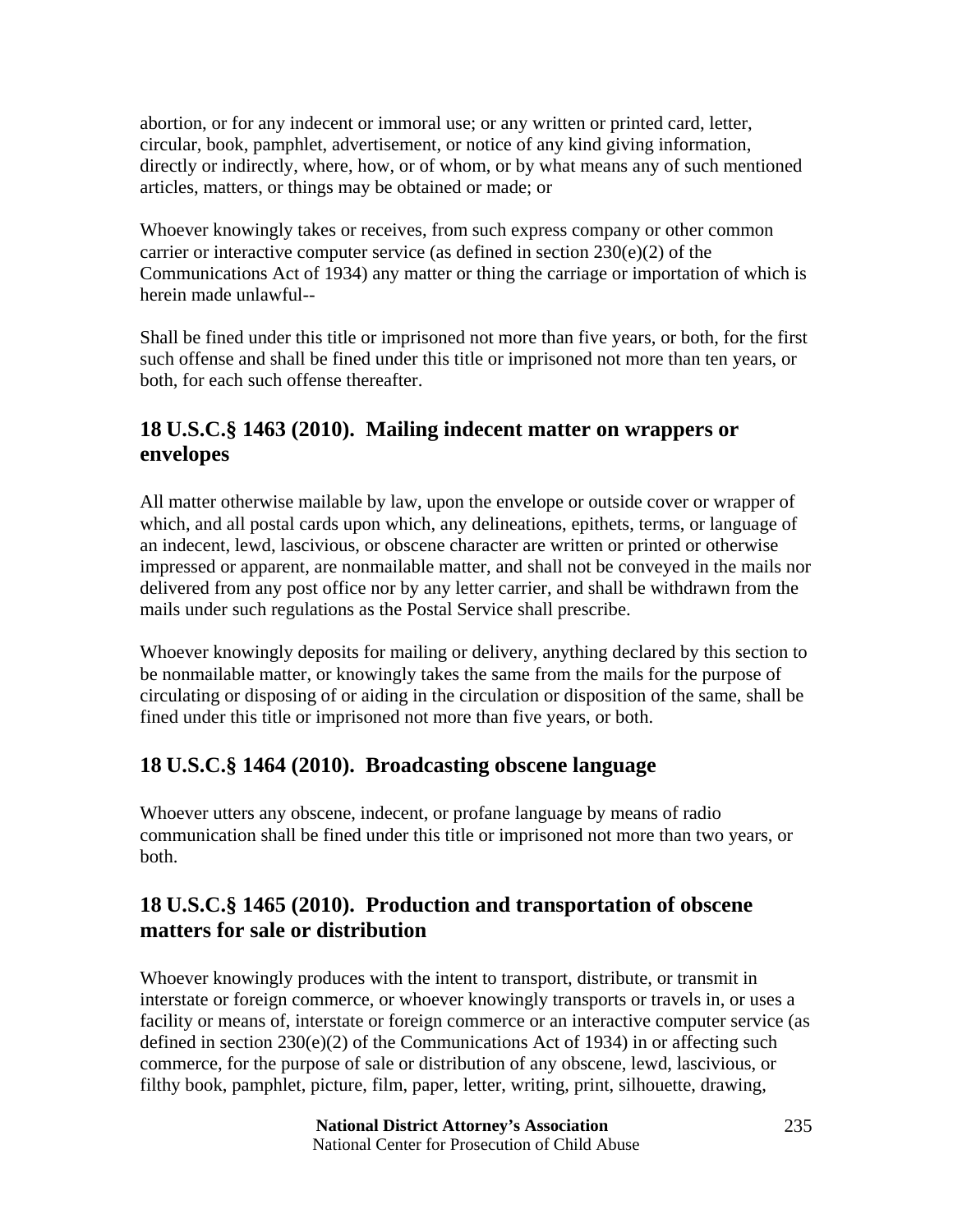abortion, or for any indecent or immoral use; or any written or printed card, letter, circular, book, pamphlet, advertisement, or notice of any kind giving information, directly or indirectly, where, how, or of whom, or by what means any of such mentioned articles, matters, or things may be obtained or made; or

Whoever knowingly takes or receives, from such express company or other common carrier or interactive computer service (as defined in section 230(e)(2) of the Communications Act of 1934) any matter or thing the carriage or importation of which is herein made unlawful--

Shall be fined under this title or imprisoned not more than five years, or both, for the first such offense and shall be fined under this title or imprisoned not more than ten years, or both, for each such offense thereafter.

## 18 U.S.C.§ 1463 (2010). Mailing indecent matter on wrappers or envelopes

All matter otherwise mailable by law, upon the envelope or outside cover or wrapper of which, and all postal cards upon which, any delineations, epithets, terms, or language of an indecent, lewd, lascivious, or obscene character are written or printed or otherwise impressed or apparent, are nonmailable matter, and shall not be conveyed in the mails nor delivered from any post office nor by any letter carrier, and shall be withdrawn from the mails under such regulations as the Postal Service shall prescribe.

Whoever knowingly deposits for mailing or delivery, anything declared by this section to be nonmailable matter, or knowingly takes the same from the mails for the purpose of circulating or disposing of or aiding in the circulation or disposition of the same, shall be fined under this title or imprisoned not more than five years, or both.

## 18 U.S.C.§ 1464 (2010). Broadcasting obscene language

Whoever utters any obscene, indecent, or profane language by means of radio communication shall be fined under this title or imprisoned not more than two years, or both.

## 18 U.S.C.§ 1465 (2010). Production and transportation of obscene matters for sale or distribution

Whoever knowingly produces with the intent to transport, distribute, or transmit in interstate or foreign commerce, or whoever knowingly transports or travels in, or uses a facility or means of, interstate or foreign commerce or an interactive computer service (as defined in section 230(e)(2) of the Communications Act of 1934) in or affecting such commerce, for the purpose of sale or distribution of any obscene, lewd, lascivious, or filthy book, pamphlet, picture, film, paper, letter, writing, print, silhouette, drawing,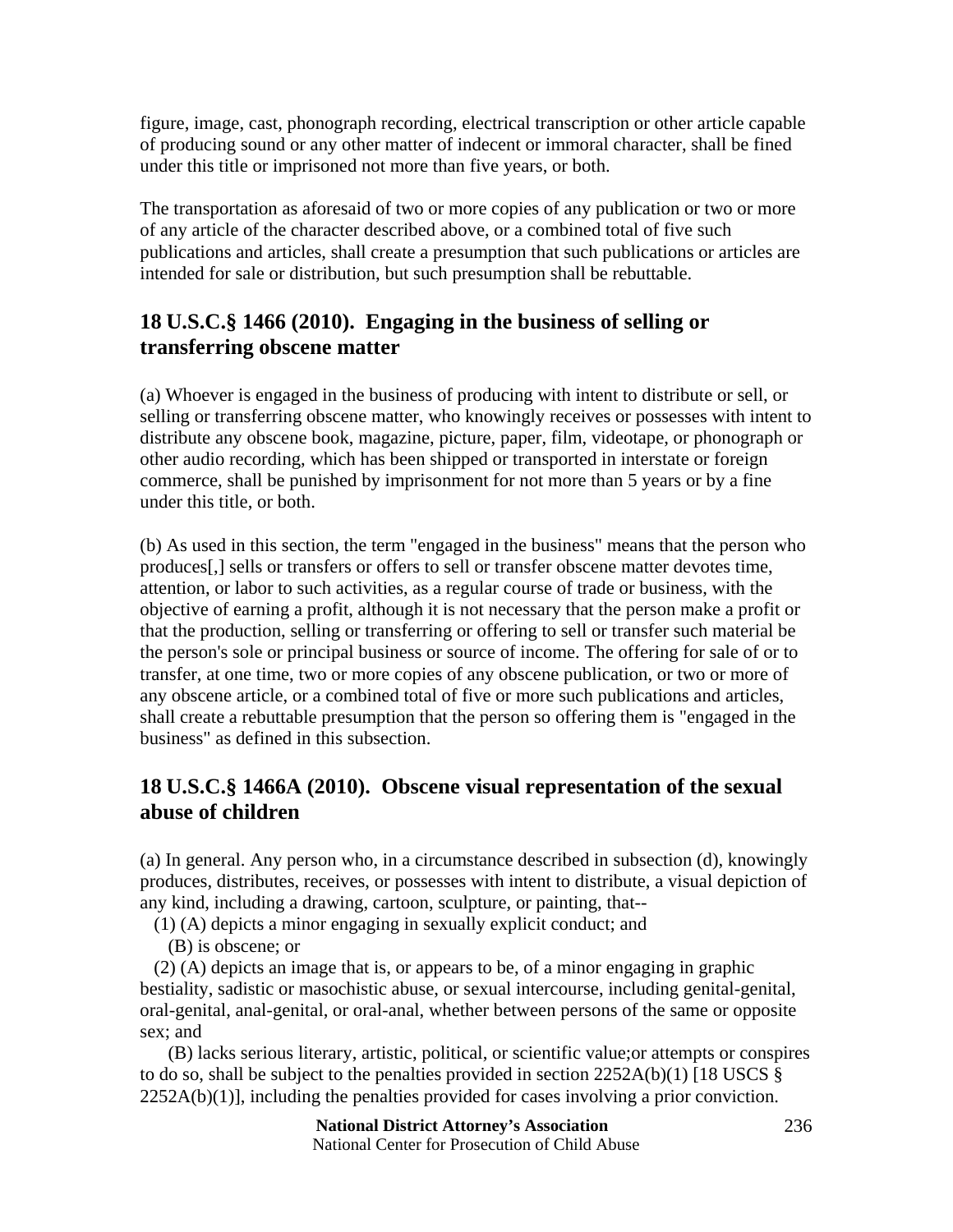figure, image, cast, phonograph recording, electrical transcription or other article capable of producing sound or any other matter of indecent or immoral character, shall be fined under this title or imprisoned not more than five years, or both.

The transportation as aforesaid of two or more copies of any publication or two or more of any article of the character described above, or a combined total of five such publications and articles, shall create a presumption that such publications or articles are intended for sale or distribution, but such presumption shall be rebuttable.

## 18 U.S.C.§ 1466 (2010). Engaging in the business of selling or transferring obscene matter

(a) Whoever is engaged in the business of producing with intent to distribute or sell, or selling or transferring obscene matter, who knowingly receives or possesses with intent to distribute any obscene book, magazine, picture, paper, film, videotape, or phonograph or other audio recording, which has been shipped or transported in interstate or foreign commerce, shall be punished by imprisonment for not more than 5 years or by a fine under this title, or both.

(b) As used in this section, the term "engaged in the business" means that the person who produces[,] sells or transfers or offers to sell or transfer obscene matter devotes time, attention, or labor to such activities, as a regular course of trade or business, with the objective of earning a profit, although it is not necessary that the person make a profit or that the production, selling or transferring or offering to sell or transfer such material be the person's sole or principal business or source of income. The offering for sale of or to transfer, at one time, two or more copies of any obscene publication, or two or more of any obscene article, or a combined total of five or more such publications and articles, shall create a rebuttable presumption that the person so offering them is "engaged in the business" as defined in this subsection.

## 18 U.S.C.§ 1466A (2010). Obscene visual representation of the sexual abuse of children

(a) In general. Any person who, in a circumstance described in subsection (d), knowingly produces, distributes, receives, or possesses with intent to distribute, a visual depiction of any kind, including a drawing, cartoon, sculpture, or painting, that--

(1) (A) depicts a minor engaging in sexually explicit conduct; and

(B) is obscene; or

(2) (A) depicts an image that is, or appears to be, of a minor engaging in graphic bestiality, sadistic or masochistic abuse, or sexual intercourse, including genital-genital, oral-genital, anal-genital, or oral-anal, whether between persons of the same or opposite sex; and

(B) lacks serious literary, artistic, political, or scientific value;or attempts or conspires to do so, shall be subject to the penalties provided in section 2252A(b)(1) [18 USCS § 2252A(b)(1)], including the penalties provided for cases involving a prior conviction.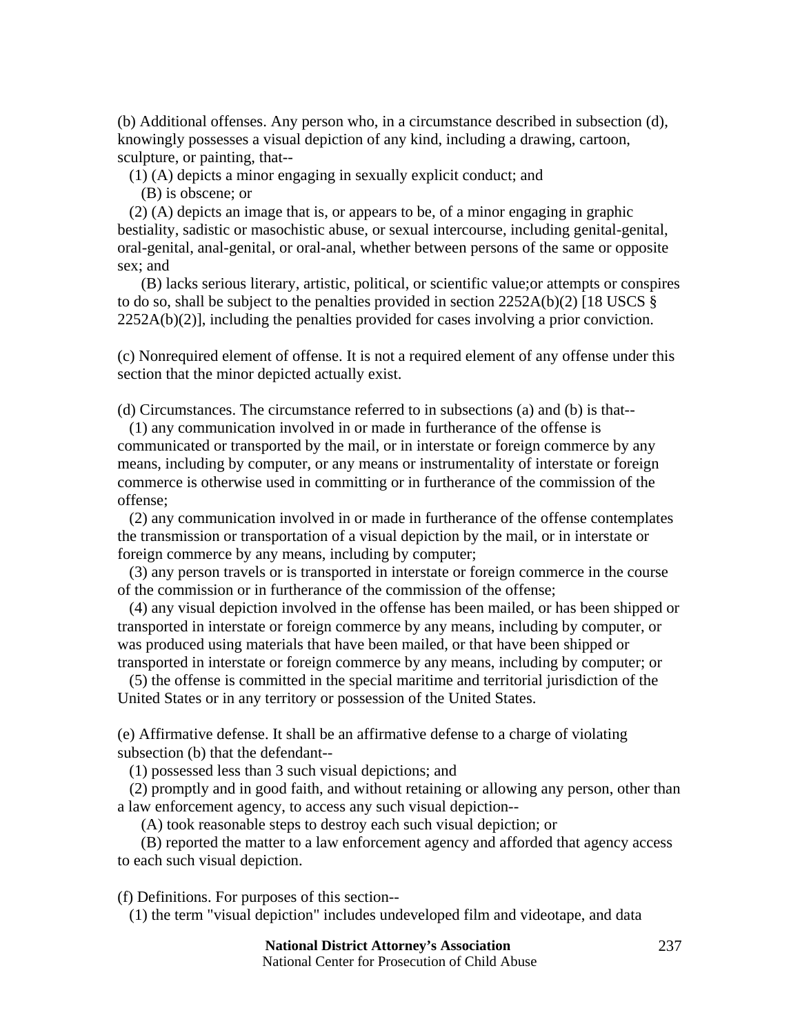(b) Additional offenses. Any person who, in a circumstance described in subsection (d), knowingly possesses a visual depiction of any kind, including a drawing, cartoon, sculpture, or painting, that--

(1) (A) depicts a minor engaging in sexually explicit conduct; and

(B) is obscene; or

(2) (A) depicts an image that is, or appears to be, of a minor engaging in graphic bestiality, sadistic or masochistic abuse, or sexual intercourse, including genital-genital, oral-genital, anal-genital, or oral-anal, whether between persons of the same or opposite sex; and

(B) lacks serious literary, artistic, political, or scientific value;or attempts or conspires to do so, shall be subject to the penalties provided in section 2252A(b)(2) [18 USCS § 2252A(b)(2)], including the penalties provided for cases involving a prior conviction.

(c) Nonrequired element of offense. It is not a required element of any offense under this section that the minor depicted actually exist.

(d) Circumstances. The circumstance referred to in subsections (a) and (b) is that--

(1) any communication involved in or made in furtherance of the offense is communicated or transported by the mail, or in interstate or foreign commerce by any means, including by computer, or any means or instrumentality of interstate or foreign commerce is otherwise used in committing or in furtherance of the commission of the offense;

(2) any communication involved in or made in furtherance of the offense contemplates the transmission or transportation of a visual depiction by the mail, or in interstate or foreign commerce by any means, including by computer;

(3) any person travels or is transported in interstate or foreign commerce in the course of the commission or in furtherance of the commission of the offense;

(4) any visual depiction involved in the offense has been mailed, or has been shipped or transported in interstate or foreign commerce by any means, including by computer, or was produced using materials that have been mailed, or that have been shipped or transported in interstate or foreign commerce by any means, including by computer; or

(5) the offense is committed in the special maritime and territorial jurisdiction of the United States or in any territory or possession of the United States.

(e) Affirmative defense. It shall be an affirmative defense to a charge of violating subsection (b) that the defendant--

(1) possessed less than 3 such visual depictions; and

(2) promptly and in good faith, and without retaining or allowing any person, other than a law enforcement agency, to access any such visual depiction--

(A) took reasonable steps to destroy each such visual depiction; or

(B) reported the matter to a law enforcement agency and afforded that agency access to each such visual depiction.

(f) Definitions. For purposes of this section--

(1) the term "visual depiction" includes undeveloped film and videotape, and data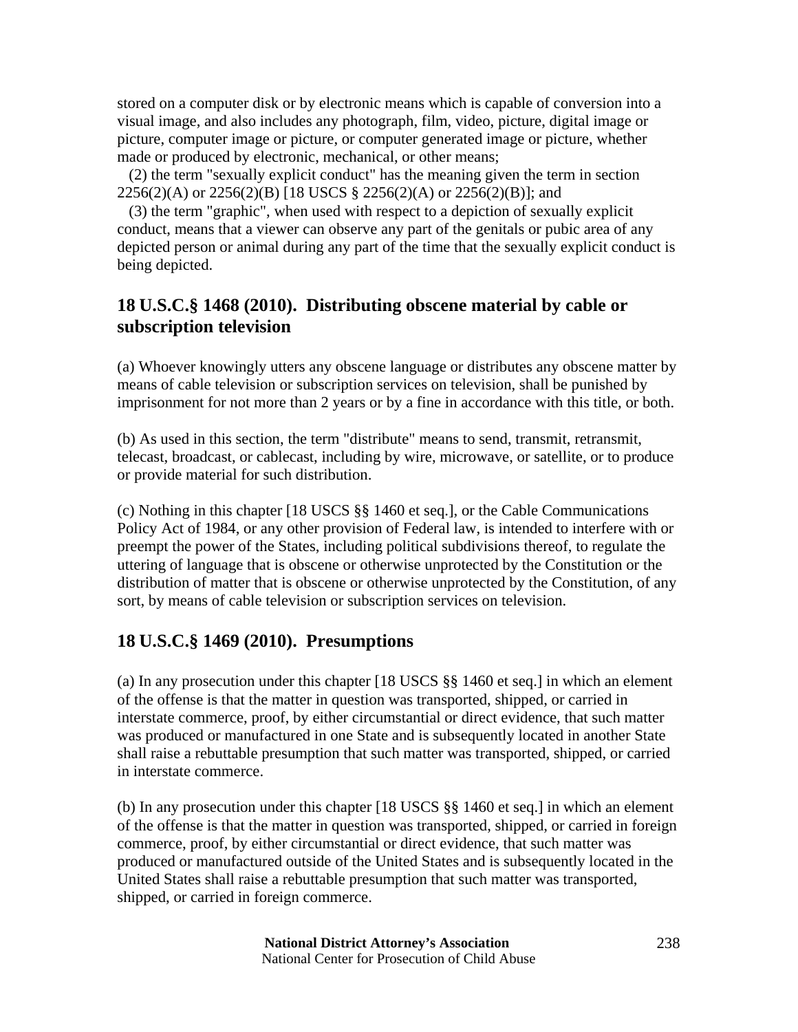stored on a computer disk or by electronic means which is capable of conversion into a visual image, and also includes any photograph, film, video, picture, digital image or picture, computer image or picture, or computer generated image or picture, whether made or produced by electronic, mechanical, or other means;

(2) the term "sexually explicit conduct" has the meaning given the term in section 2256(2)(A) or 2256(2)(B) [18 USCS § 2256(2)(A) or 2256(2)(B)]; and

(3) the term "graphic", when used with respect to a depiction of sexually explicit conduct, means that a viewer can observe any part of the genitals or pubic area of any depicted person or animal during any part of the time that the sexually explicit conduct is being depicted.

## 18 U.S.C.§ 1468 (2010). Distributing obscene material by cable or subscription television

(a) Whoever knowingly utters any obscene language or distributes any obscene matter by means of cable television or subscription services on television, shall be punished by imprisonment for not more than 2 years or by a fine in accordance with this title, or both.

(b) As used in this section, the term "distribute" means to send, transmit, retransmit, telecast, broadcast, or cablecast, including by wire, microwave, or satellite, or to produce or provide material for such distribution.

(c) Nothing in this chapter [18 USCS §§ 1460 et seq.], or the Cable Communications Policy Act of 1984, or any other provision of Federal law, is intended to interfere with or preempt the power of the States, including political subdivisions thereof, to regulate the uttering of language that is obscene or otherwise unprotected by the Constitution or the distribution of matter that is obscene or otherwise unprotected by the Constitution, of any sort, by means of cable television or subscription services on television.

## 18 U.S.C.§ 1469 (2010). Presumptions

(a) In any prosecution under this chapter [18 USCS §§ 1460 et seq.] in which an element of the offense is that the matter in question was transported, shipped, or carried in interstate commerce, proof, by either circumstantial or direct evidence, that such matter was produced or manufactured in one State and is subsequently located in another State shall raise a rebuttable presumption that such matter was transported, shipped, or carried in interstate commerce.

(b) In any prosecution under this chapter [18 USCS §§ 1460 et seq.] in which an element of the offense is that the matter in question was transported, shipped, or carried in foreign commerce, proof, by either circumstantial or direct evidence, that such matter was produced or manufactured outside of the United States and is subsequently located in the United States shall raise a rebuttable presumption that such matter was transported, shipped, or carried in foreign commerce.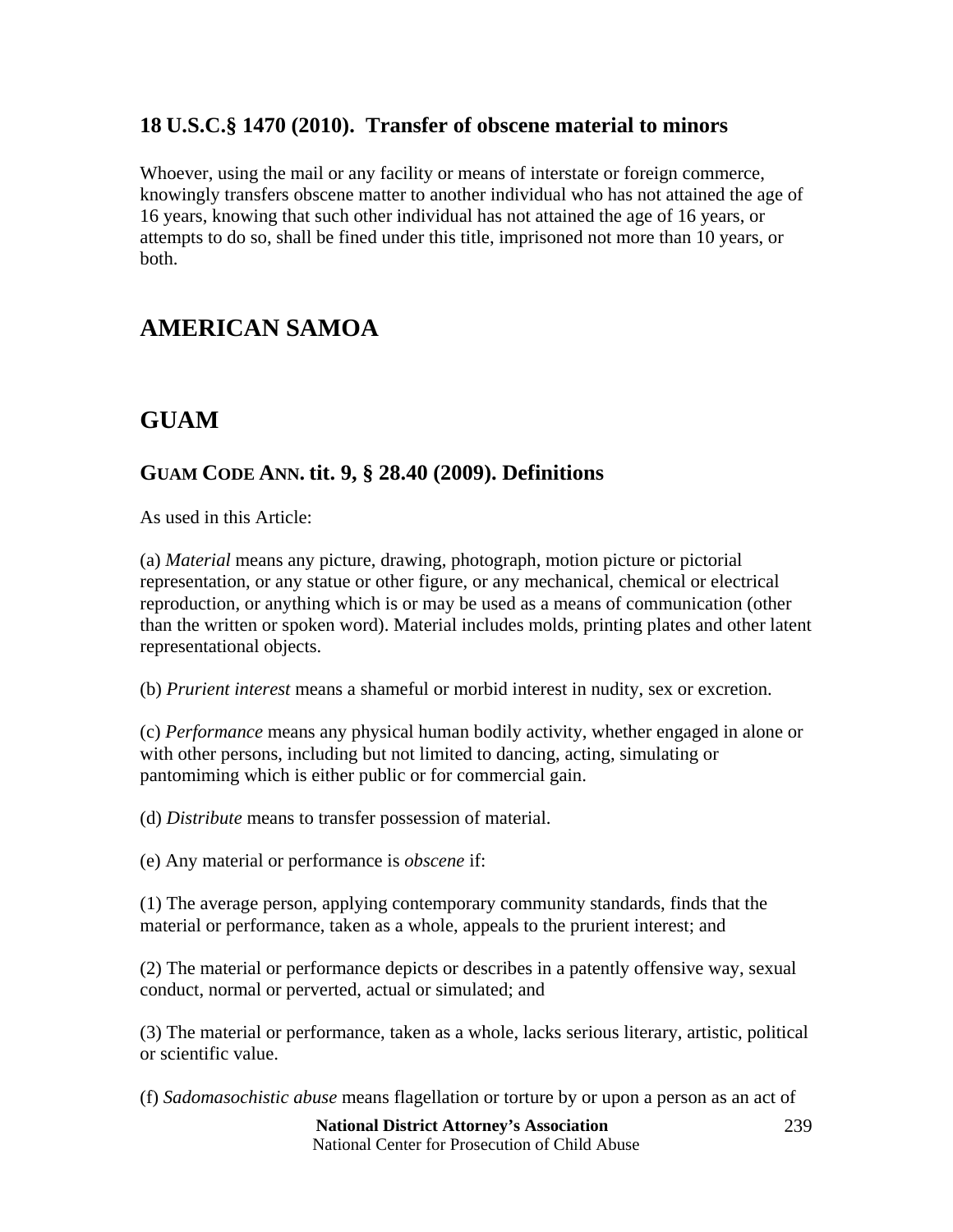### 18 U.S.C.§ 1470 (2010). Transfer of obscene material to minors

Whoever, using the mail or any facility or means of interstate or foreign commerce, knowingly transfers obscene matter to another individual who has not attained the age of 16 years, knowing that such other individual has not attained the age of 16 years, or attempts to do so, shall be fined under this title, imprisoned not more than 10 years, or both.

## AMERICAN SAMOA

## GUAM

### GUAM CODE ANN. tit. 9, § 28.40 (2009). Definitions

As used in this Article:

(a) *Material* means any picture, drawing, photograph, motion picture or pictorial representation, or any statue or other figure, or any mechanical, chemical or electrical reproduction, or anything which is or may be used as a means of communication (other than the written or spoken word). Material includes molds, printing plates and other latent representational objects.

(b) *Prurient interest* means a shameful or morbid interest in nudity, sex or excretion.

(c) *Performance* means any physical human bodily activity, whether engaged in alone or with other persons, including but not limited to dancing, acting, simulating or pantomiming which is either public or for commercial gain.

(d) *Distribute* means to transfer possession of material.

(e) Any material or performance is *obscene* if:

(1) The average person, applying contemporary community standards, finds that the material or performance, taken as a whole, appeals to the prurient interest; and

(2) The material or performance depicts or describes in a patently offensive way, sexual conduct, normal or perverted, actual or simulated; and

(3) The material or performance, taken as a whole, lacks serious literary, artistic, political or scientific value.

(f) *Sadomasochistic abuse* means flagellation or torture by or upon a person as an act of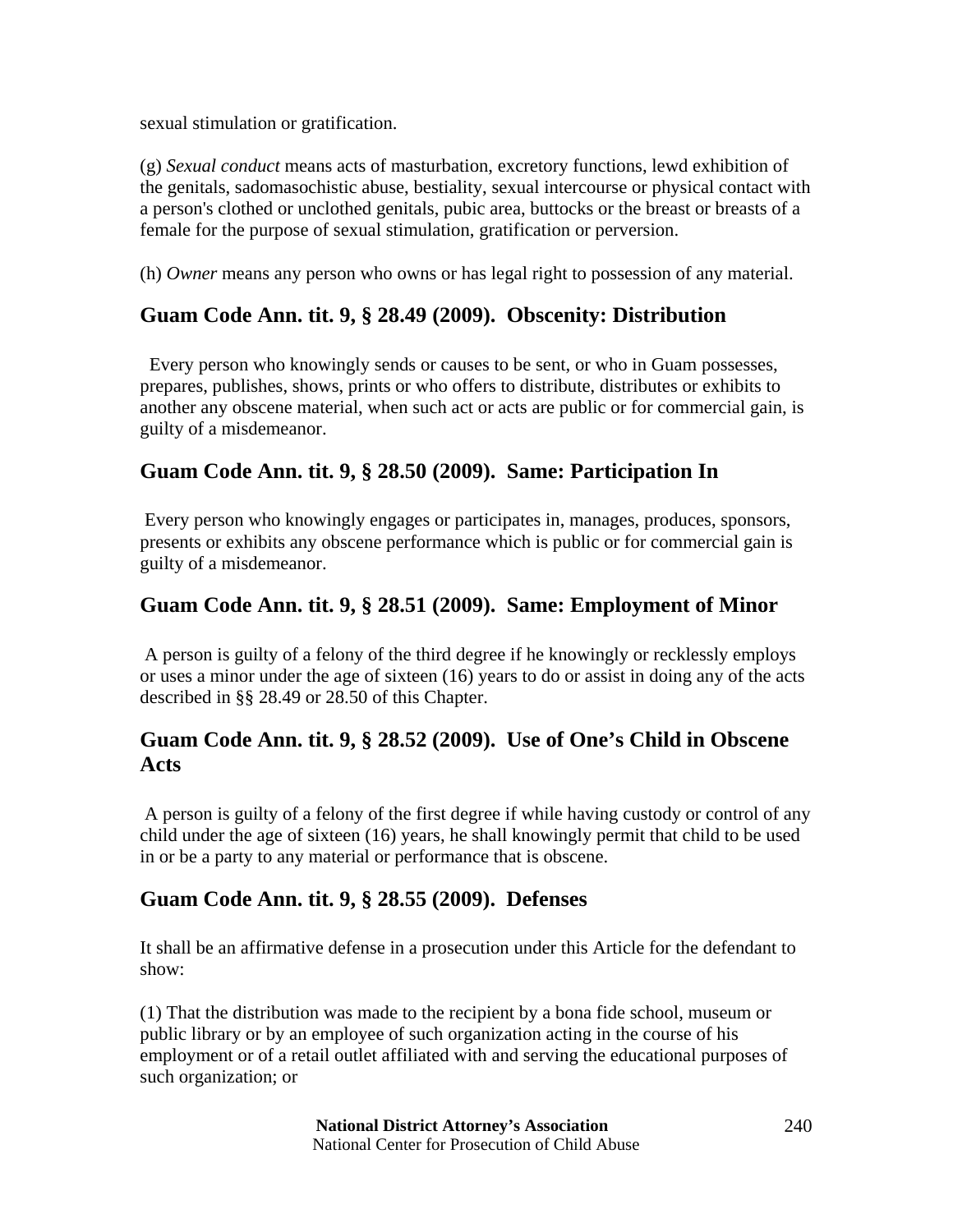sexual stimulation or gratification.

(g) *Sexual conduct* means acts of masturbation, excretory functions, lewd exhibition of the genitals, sadomasochistic abuse, bestiality, sexual intercourse or physical contact with a person's clothed or unclothed genitals, pubic area, buttocks or the breast or breasts of a female for the purpose of sexual stimulation, gratification or perversion.

(h) *Owner* means any person who owns or has legal right to possession of any material.

## Guam Code Ann. tit. 9, § 28.49 (2009). Obscenity: Distribution

Every person who knowingly sends or causes to be sent, or who in Guam possesses, prepares, publishes, shows, prints or who offers to distribute, distributes or exhibits to another any obscene material, when such act or acts are public or for commercial gain, is guilty of a misdemeanor.

## Guam Code Ann. tit. 9, § 28.50 (2009). Same: Participation In

Every person who knowingly engages or participates in, manages, produces, sponsors, presents or exhibits any obscene performance which is public or for commercial gain is guilty of a misdemeanor.

## Guam Code Ann. tit. 9, § 28.51 (2009). Same: Employment of Minor

A person is guilty of a felony of the third degree if he knowingly or recklessly employs or uses a minor under the age of sixteen (16) years to do or assist in doing any of the acts described in §§ 28.49 or 28.50 of this Chapter.

## Guam Code Ann. tit. 9, § 28.52 (2009). Use of One's Child in Obscene Acts

A person is guilty of a felony of the first degree if while having custody or control of any child under the age of sixteen (16) years, he shall knowingly permit that child to be used in or be a party to any material or performance that is obscene.

## Guam Code Ann. tit. 9, § 28.55 (2009). Defenses

It shall be an affirmative defense in a prosecution under this Article for the defendant to show:

(1) That the distribution was made to the recipient by a bona fide school, museum or public library or by an employee of such organization acting in the course of his employment or of a retail outlet affiliated with and serving the educational purposes of such organization; or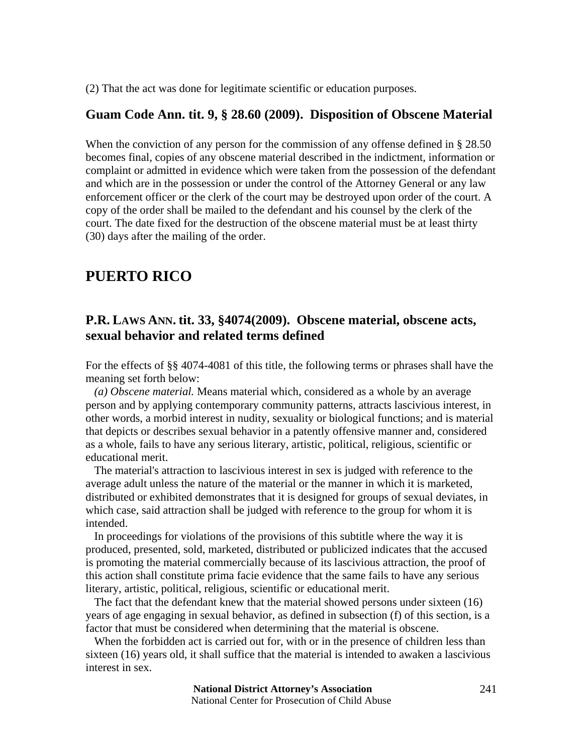(2) That the act was done for legitimate scientific or education purposes.

### Guam Code Ann. tit. 9, § 28.60 (2009). Disposition of Obscene Material

When the conviction of any person for the commission of any offense defined in § 28.50 becomes final, copies of any obscene material described in the indictment, information or complaint or admitted in evidence which were taken from the possession of the defendant and which are in the possession or under the control of the Attorney General or any law enforcement officer or the clerk of the court may be destroyed upon order of the court. A copy of the order shall be mailed to the defendant and his counsel by the clerk of the court. The date fixed for the destruction of the obscene material must be at least thirty (30) days after the mailing of the order.

## PUERTO RICO

### P.R. LAWS ANN. tit. 33, §4074(2009). Obscene material, obscene acts, sexual behavior and related terms defined

For the effects of §§ 4074-4081 of this title, the following terms or phrases shall have the meaning set forth below:

*(a) Obscene material.* Means material which, considered as a whole by an average person and by applying contemporary community patterns, attracts lascivious interest, in other words, a morbid interest in nudity, sexuality or biological functions; and is material that depicts or describes sexual behavior in a patently offensive manner and, considered as a whole, fails to have any serious literary, artistic, political, religious, scientific or educational merit.

The material's attraction to lascivious interest in sex is judged with reference to the average adult unless the nature of the material or the manner in which it is marketed, distributed or exhibited demonstrates that it is designed for groups of sexual deviates, in which case, said attraction shall be judged with reference to the group for whom it is intended.

In proceedings for violations of the provisions of this subtitle where the way it is produced, presented, sold, marketed, distributed or publicized indicates that the accused is promoting the material commercially because of its lascivious attraction, the proof of this action shall constitute prima facie evidence that the same fails to have any serious literary, artistic, political, religious, scientific or educational merit.

The fact that the defendant knew that the material showed persons under sixteen (16) years of age engaging in sexual behavior, as defined in subsection (f) of this section, is a factor that must be considered when determining that the material is obscene.

When the forbidden act is carried out for, with or in the presence of children less than sixteen (16) years old, it shall suffice that the material is intended to awaken a lascivious interest in sex.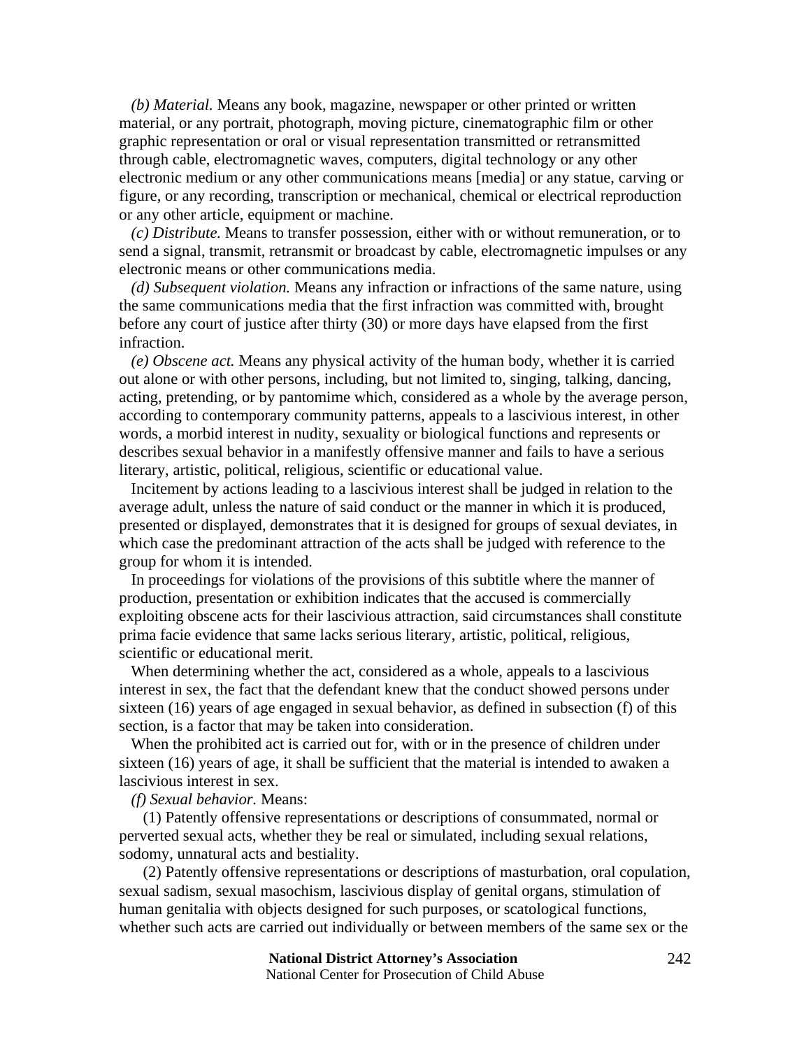*(b) Material.* Means any book, magazine, newspaper or other printed or written material, or any portrait, photograph, moving picture, cinematographic film or other graphic representation or oral or visual representation transmitted or retransmitted through cable, electromagnetic waves, computers, digital technology or any other electronic medium or any other communications means [media] or any statue, carving or figure, or any recording, transcription or mechanical, chemical or electrical reproduction or any other article, equipment or machine.

*(c) Distribute.* Means to transfer possession, either with or without remuneration, or to send a signal, transmit, retransmit or broadcast by cable, electromagnetic impulses or any electronic means or other communications media.

*(d) Subsequent violation.* Means any infraction or infractions of the same nature, using the same communications media that the first infraction was committed with, brought before any court of justice after thirty (30) or more days have elapsed from the first infraction.

*(e) Obscene act.* Means any physical activity of the human body, whether it is carried out alone or with other persons, including, but not limited to, singing, talking, dancing, acting, pretending, or by pantomime which, considered as a whole by the average person, according to contemporary community patterns, appeals to a lascivious interest, in other words, a morbid interest in nudity, sexuality or biological functions and represents or describes sexual behavior in a manifestly offensive manner and fails to have a serious literary, artistic, political, religious, scientific or educational value.

Incitement by actions leading to a lascivious interest shall be judged in relation to the average adult, unless the nature of said conduct or the manner in which it is produced, presented or displayed, demonstrates that it is designed for groups of sexual deviates, in which case the predominant attraction of the acts shall be judged with reference to the group for whom it is intended.

In proceedings for violations of the provisions of this subtitle where the manner of production, presentation or exhibition indicates that the accused is commercially exploiting obscene acts for their lascivious attraction, said circumstances shall constitute prima facie evidence that same lacks serious literary, artistic, political, religious, scientific or educational merit.

When determining whether the act, considered as a whole, appeals to a lascivious interest in sex, the fact that the defendant knew that the conduct showed persons under sixteen (16) years of age engaged in sexual behavior, as defined in subsection (f) of this section, is a factor that may be taken into consideration.

When the prohibited act is carried out for, with or in the presence of children under sixteen (16) years of age, it shall be sufficient that the material is intended to awaken a lascivious interest in sex.

*(f) Sexual behavior.* Means:

(1) Patently offensive representations or descriptions of consummated, normal or perverted sexual acts, whether they be real or simulated, including sexual relations, sodomy, unnatural acts and bestiality.

(2) Patently offensive representations or descriptions of masturbation, oral copulation, sexual sadism, sexual masochism, lascivious display of genital organs, stimulation of human genitalia with objects designed for such purposes, or scatological functions, whether such acts are carried out individually or between members of the same sex or the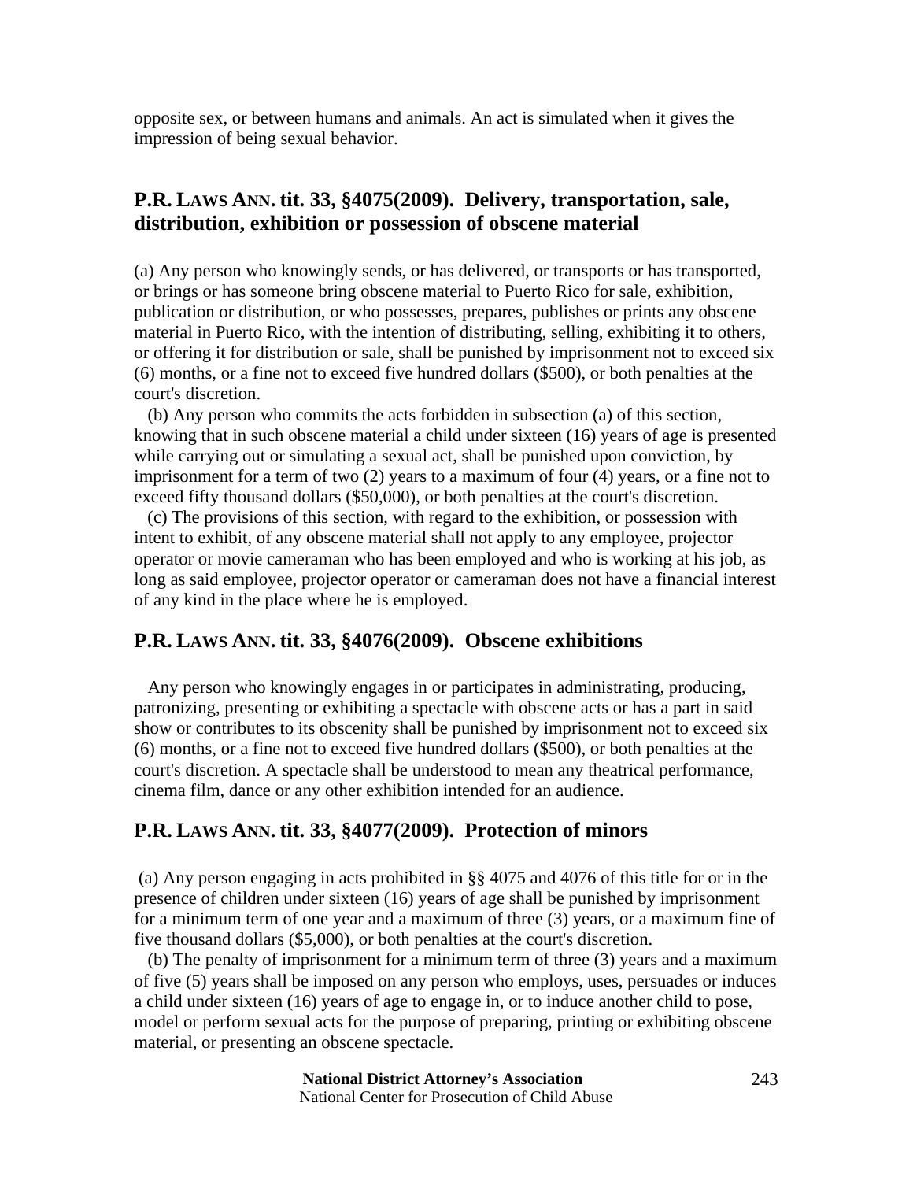opposite sex, or between humans and animals. An act is simulated when it gives the impression of being sexual behavior.

## P.R. LAWS ANN. tit. 33, §4075(2009). Delivery, transportation, sale, distribution, exhibition or possession of obscene material

(a) Any person who knowingly sends, or has delivered, or transports or has transported, or brings or has someone bring obscene material to Puerto Rico for sale, exhibition, publication or distribution, or who possesses, prepares, publishes or prints any obscene material in Puerto Rico, with the intention of distributing, selling, exhibiting it to others, or offering it for distribution or sale, shall be punished by imprisonment not to exceed six (6) months, or a fine not to exceed five hundred dollars ($500), or both penalties at the court's discretion.

(b) Any person who commits the acts forbidden in subsection (a) of this section, knowing that in such obscene material a child under sixteen (16) years of age is presented while carrying out or simulating a sexual act, shall be punished upon conviction, by imprisonment for a term of two (2) years to a maximum of four (4) years, or a fine not to exceed fifty thousand dollars ($50,000), or both penalties at the court's discretion.

(c) The provisions of this section, with regard to the exhibition, or possession with intent to exhibit, of any obscene material shall not apply to any employee, projector operator or movie cameraman who has been employed and who is working at his job, as long as said employee, projector operator or cameraman does not have a financial interest of any kind in the place where he is employed.

## P.R. LAWS ANN. tit. 33, §4076(2009). Obscene exhibitions

Any person who knowingly engages in or participates in administrating, producing, patronizing, presenting or exhibiting a spectacle with obscene acts or has a part in said show or contributes to its obscenity shall be punished by imprisonment not to exceed six (6) months, or a fine not to exceed five hundred dollars ($500), or both penalties at the court's discretion. A spectacle shall be understood to mean any theatrical performance, cinema film, dance or any other exhibition intended for an audience.

## P.R. LAWS ANN. tit. 33, §4077(2009). Protection of minors

(a) Any person engaging in acts prohibited in §§ 4075 and 4076 of this title for or in the presence of children under sixteen (16) years of age shall be punished by imprisonment for a minimum term of one year and a maximum of three (3) years, or a maximum fine of five thousand dollars ($5,000), or both penalties at the court's discretion.

(b) The penalty of imprisonment for a minimum term of three (3) years and a maximum of five (5) years shall be imposed on any person who employs, uses, persuades or induces a child under sixteen (16) years of age to engage in, or to induce another child to pose, model or perform sexual acts for the purpose of preparing, printing or exhibiting obscene material, or presenting an obscene spectacle.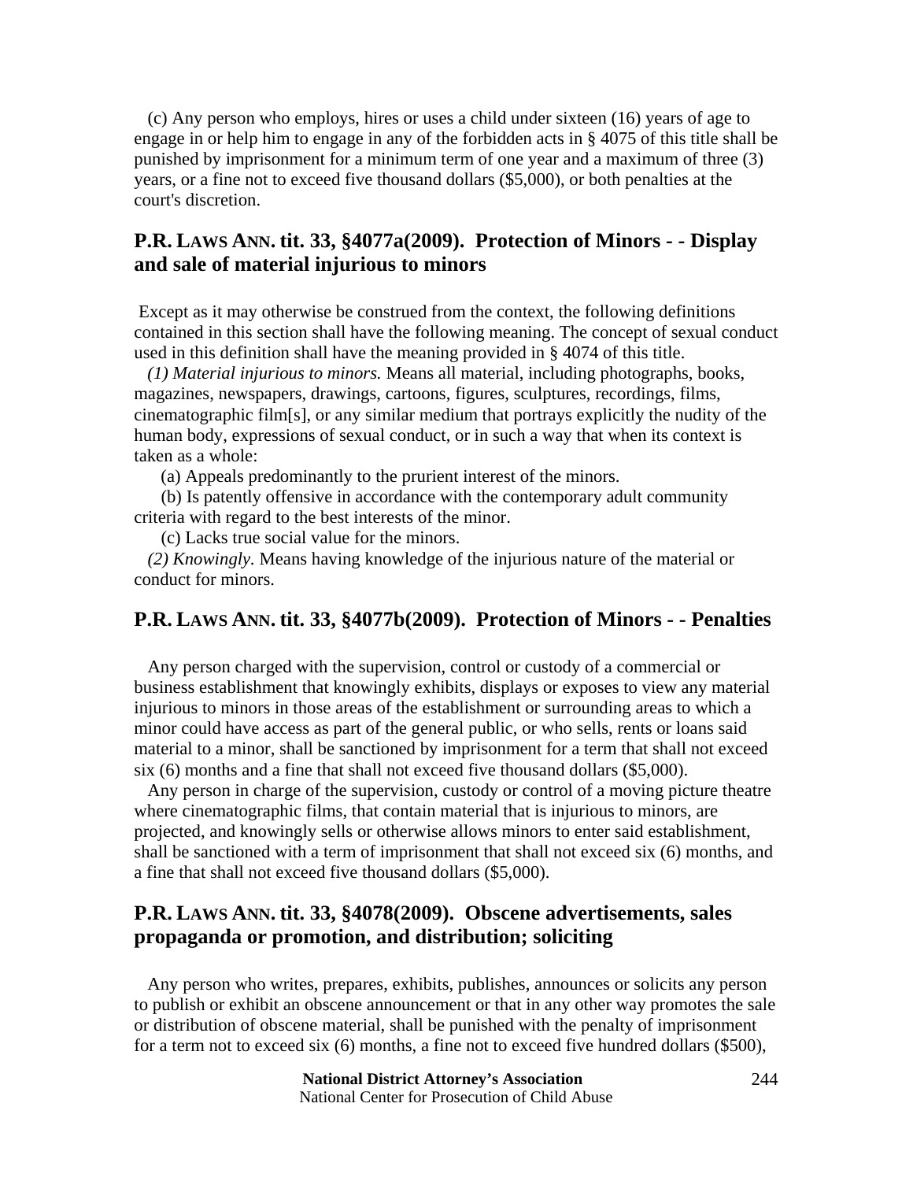(c) Any person who employs, hires or uses a child under sixteen (16) years of age to engage in or help him to engage in any of the forbidden acts in § 4075 of this title shall be punished by imprisonment for a minimum term of one year and a maximum of three (3) years, or a fine not to exceed five thousand dollars ($5,000), or both penalties at the court's discretion.

## P.R. LAWS ANN. tit. 33, §4077a(2009). Protection of Minors - - Display and sale of material injurious to minors

Except as it may otherwise be construed from the context, the following definitions contained in this section shall have the following meaning. The concept of sexual conduct used in this definition shall have the meaning provided in § 4074 of this title.

*(1) Material injurious to minors.* Means all material, including photographs, books, magazines, newspapers, drawings, cartoons, figures, sculptures, recordings, films, cinematographic film[s], or any similar medium that portrays explicitly the nudity of the human body, expressions of sexual conduct, or in such a way that when its context is taken as a whole:

(a) Appeals predominantly to the prurient interest of the minors.

(b) Is patently offensive in accordance with the contemporary adult community criteria with regard to the best interests of the minor.

(c) Lacks true social value for the minors.

*(2) Knowingly.* Means having knowledge of the injurious nature of the material or conduct for minors.

## P.R. LAWS ANN. tit. 33, §4077b(2009). Protection of Minors - - Penalties

Any person charged with the supervision, control or custody of a commercial or business establishment that knowingly exhibits, displays or exposes to view any material injurious to minors in those areas of the establishment or surrounding areas to which a minor could have access as part of the general public, or who sells, rents or loans said material to a minor, shall be sanctioned by imprisonment for a term that shall not exceed six (6) months and a fine that shall not exceed five thousand dollars ($5,000).

Any person in charge of the supervision, custody or control of a moving picture theatre where cinematographic films, that contain material that is injurious to minors, are projected, and knowingly sells or otherwise allows minors to enter said establishment, shall be sanctioned with a term of imprisonment that shall not exceed six (6) months, and a fine that shall not exceed five thousand dollars ($5,000).

## P.R. LAWS ANN. tit. 33, §4078(2009). Obscene advertisements, sales propaganda or promotion, and distribution; soliciting

Any person who writes, prepares, exhibits, publishes, announces or solicits any person to publish or exhibit an obscene announcement or that in any other way promotes the sale or distribution of obscene material, shall be punished with the penalty of imprisonment for a term not to exceed six (6) months, a fine not to exceed five hundred dollars ($500),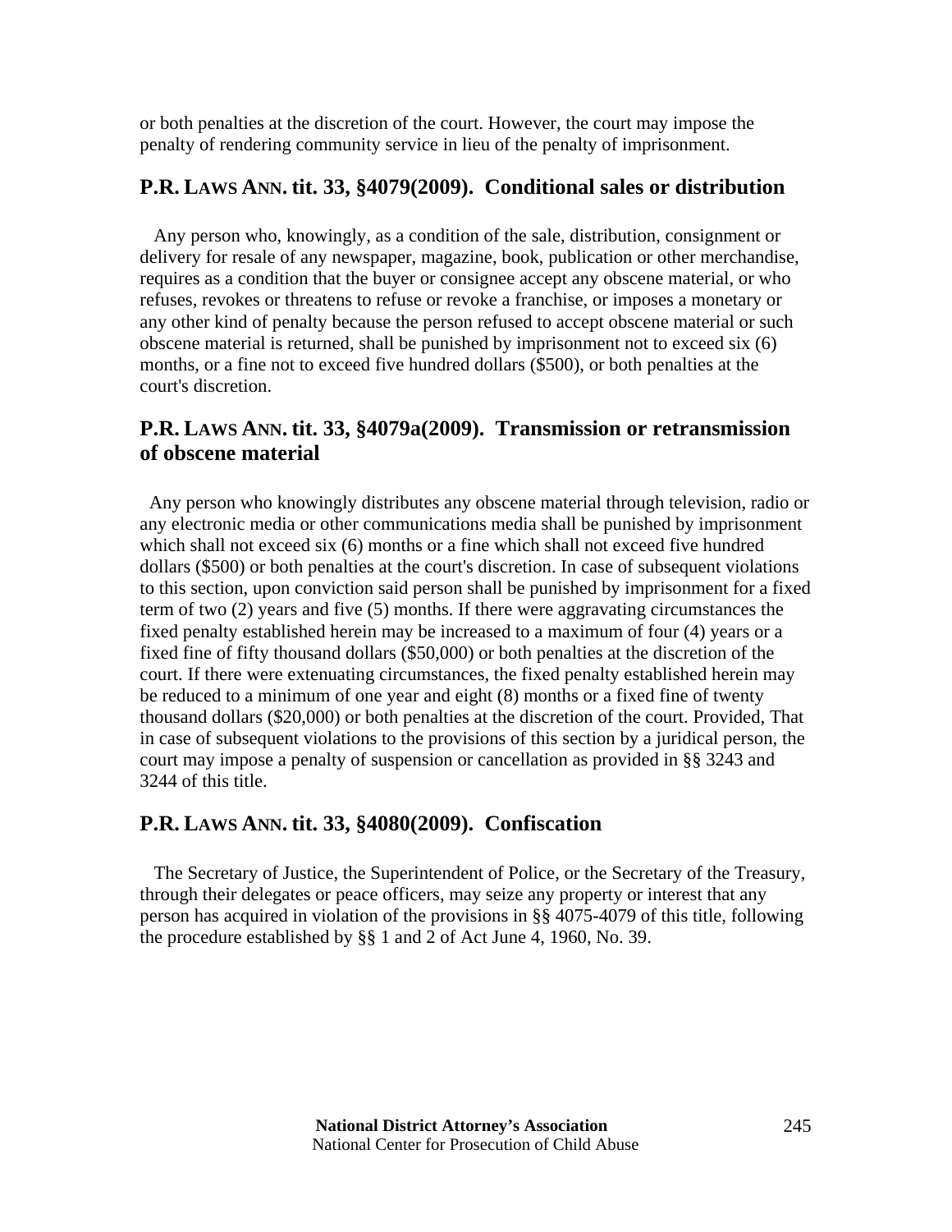or both penalties at the discretion of the court. However, the court may impose the penalty of rendering community service in lieu of the penalty of imprisonment.

## P.R. LAWS ANN. tit. 33, §4079(2009). Conditional sales or distribution

Any person who, knowingly, as a condition of the sale, distribution, consignment or delivery for resale of any newspaper, magazine, book, publication or other merchandise, requires as a condition that the buyer or consignee accept any obscene material, or who refuses, revokes or threatens to refuse or revoke a franchise, or imposes a monetary or any other kind of penalty because the person refused to accept obscene material or such obscene material is returned, shall be punished by imprisonment not to exceed six (6) months, or a fine not to exceed five hundred dollars ($500), or both penalties at the court's discretion.

## P.R. LAWS ANN. tit. 33, §4079a(2009). Transmission or retransmission of obscene material

Any person who knowingly distributes any obscene material through television, radio or any electronic media or other communications media shall be punished by imprisonment which shall not exceed six (6) months or a fine which shall not exceed five hundred dollars ($500) or both penalties at the court's discretion. In case of subsequent violations to this section, upon conviction said person shall be punished by imprisonment for a fixed term of two (2) years and five (5) months. If there were aggravating circumstances the fixed penalty established herein may be increased to a maximum of four (4) years or a fixed fine of fifty thousand dollars ($50,000) or both penalties at the discretion of the court. If there were extenuating circumstances, the fixed penalty established herein may be reduced to a minimum of one year and eight (8) months or a fixed fine of twenty thousand dollars ($20,000) or both penalties at the discretion of the court. Provided, That in case of subsequent violations to the provisions of this section by a juridical person, the court may impose a penalty of suspension or cancellation as provided in §§ 3243 and 3244 of this title.

## P.R. LAWS ANN. tit. 33, §4080(2009). Confiscation

The Secretary of Justice, the Superintendent of Police, or the Secretary of the Treasury, through their delegates or peace officers, may seize any property or interest that any person has acquired in violation of the provisions in §§ 4075-4079 of this title, following the procedure established by §§ 1 and 2 of Act June 4, 1960, No. 39.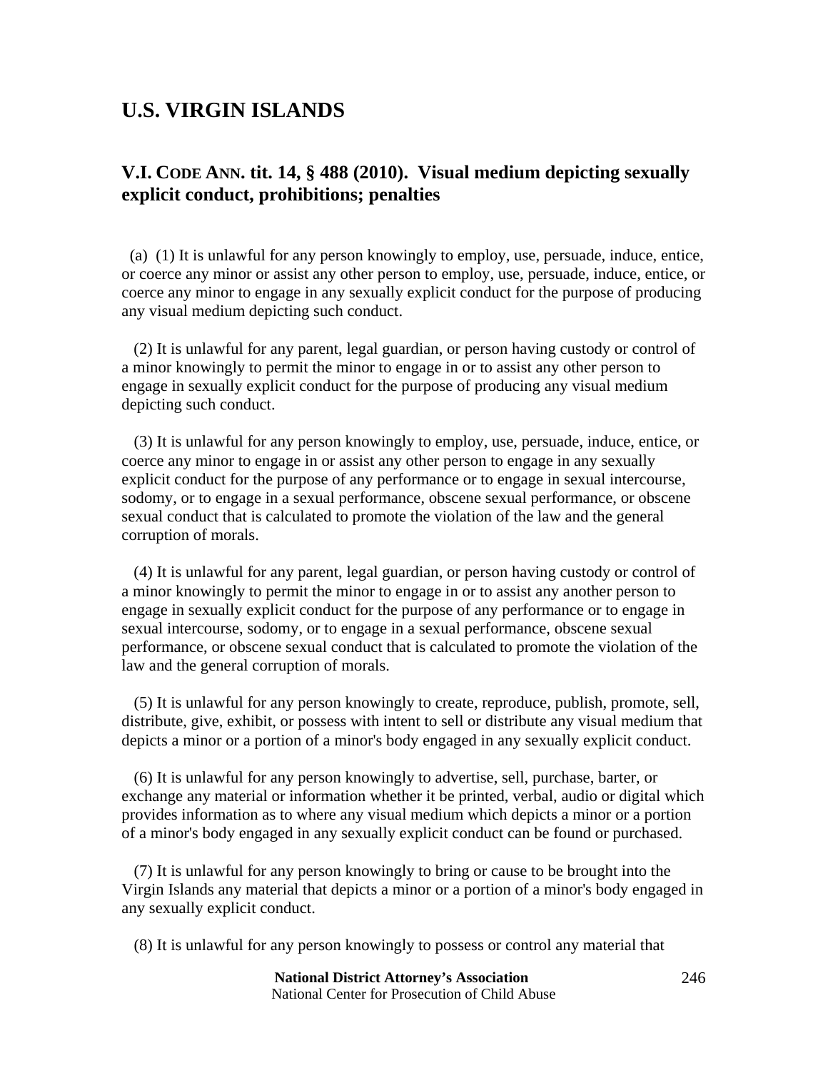# U.S. VIRGIN ISLANDS

## V.I. CODE ANN. tit. 14, § 488 (2010). Visual medium depicting sexually explicit conduct, prohibitions; penalties

(a) (1) It is unlawful for any person knowingly to employ, use, persuade, induce, entice, or coerce any minor or assist any other person to employ, use, persuade, induce, entice, or coerce any minor to engage in any sexually explicit conduct for the purpose of producing any visual medium depicting such conduct.

(2) It is unlawful for any parent, legal guardian, or person having custody or control of a minor knowingly to permit the minor to engage in or to assist any other person to engage in sexually explicit conduct for the purpose of producing any visual medium depicting such conduct.

(3) It is unlawful for any person knowingly to employ, use, persuade, induce, entice, or coerce any minor to engage in or assist any other person to engage in any sexually explicit conduct for the purpose of any performance or to engage in sexual intercourse, sodomy, or to engage in a sexual performance, obscene sexual performance, or obscene sexual conduct that is calculated to promote the violation of the law and the general corruption of morals.

(4) It is unlawful for any parent, legal guardian, or person having custody or control of a minor knowingly to permit the minor to engage in or to assist any another person to engage in sexually explicit conduct for the purpose of any performance or to engage in sexual intercourse, sodomy, or to engage in a sexual performance, obscene sexual performance, or obscene sexual conduct that is calculated to promote the violation of the law and the general corruption of morals.

(5) It is unlawful for any person knowingly to create, reproduce, publish, promote, sell, distribute, give, exhibit, or possess with intent to sell or distribute any visual medium that depicts a minor or a portion of a minor's body engaged in any sexually explicit conduct.

(6) It is unlawful for any person knowingly to advertise, sell, purchase, barter, or exchange any material or information whether it be printed, verbal, audio or digital which provides information as to where any visual medium which depicts a minor or a portion of a minor's body engaged in any sexually explicit conduct can be found or purchased.

(7) It is unlawful for any person knowingly to bring or cause to be brought into the Virgin Islands any material that depicts a minor or a portion of a minor's body engaged in any sexually explicit conduct.

(8) It is unlawful for any person knowingly to possess or control any material that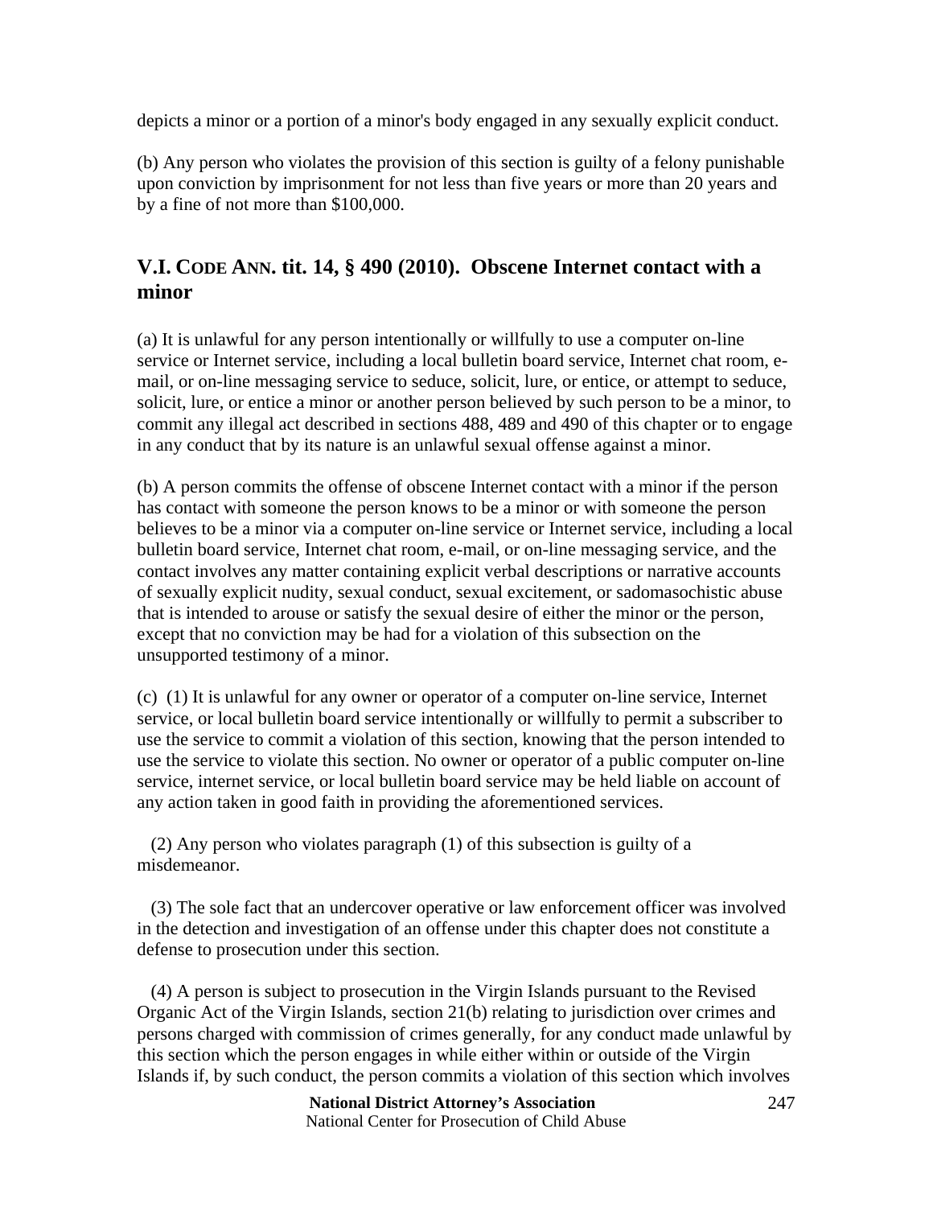depicts a minor or a portion of a minor's body engaged in any sexually explicit conduct.

(b) Any person who violates the provision of this section is guilty of a felony punishable upon conviction by imprisonment for not less than five years or more than 20 years and by a fine of not more than $100,000.

## V.I. CODE ANN. tit. 14, § 490 (2010). Obscene Internet contact with a minor

(a) It is unlawful for any person intentionally or willfully to use a computer on-line service or Internet service, including a local bulletin board service, Internet chat room, e-mail, or on-line messaging service to seduce, solicit, lure, or entice, or attempt to seduce, solicit, lure, or entice a minor or another person believed by such person to be a minor, to commit any illegal act described in sections 488, 489 and 490 of this chapter or to engage in any conduct that by its nature is an unlawful sexual offense against a minor.

(b) A person commits the offense of obscene Internet contact with a minor if the person has contact with someone the person knows to be a minor or with someone the person believes to be a minor via a computer on-line service or Internet service, including a local bulletin board service, Internet chat room, e-mail, or on-line messaging service, and the contact involves any matter containing explicit verbal descriptions or narrative accounts of sexually explicit nudity, sexual conduct, sexual excitement, or sadomasochistic abuse that is intended to arouse or satisfy the sexual desire of either the minor or the person, except that no conviction may be had for a violation of this subsection on the unsupported testimony of a minor.

(c) (1) It is unlawful for any owner or operator of a computer on-line service, Internet service, or local bulletin board service intentionally or willfully to permit a subscriber to use the service to commit a violation of this section, knowing that the person intended to use the service to violate this section. No owner or operator of a public computer on-line service, internet service, or local bulletin board service may be held liable on account of any action taken in good faith in providing the aforementioned services.

(2) Any person who violates paragraph (1) of this subsection is guilty of a misdemeanor.

(3) The sole fact that an undercover operative or law enforcement officer was involved in the detection and investigation of an offense under this chapter does not constitute a defense to prosecution under this section.

(4) A person is subject to prosecution in the Virgin Islands pursuant to the Revised Organic Act of the Virgin Islands, section 21(b) relating to jurisdiction over crimes and persons charged with commission of crimes generally, for any conduct made unlawful by this section which the person engages in while either within or outside of the Virgin Islands if, by such conduct, the person commits a violation of this section which involves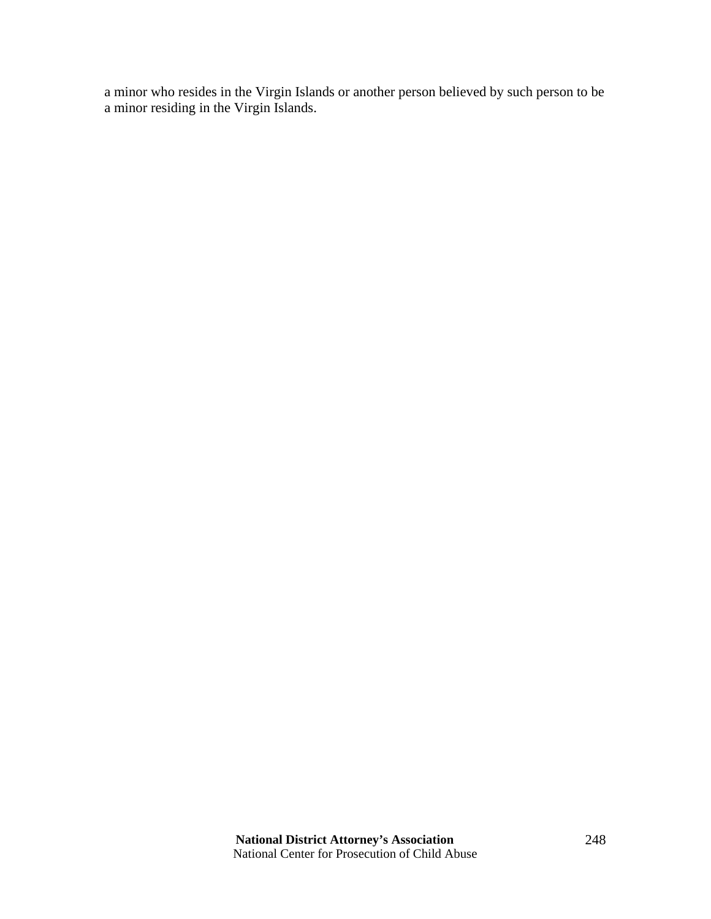a minor who resides in the Virgin Islands or another person believed by such person to be a minor residing in the Virgin Islands.